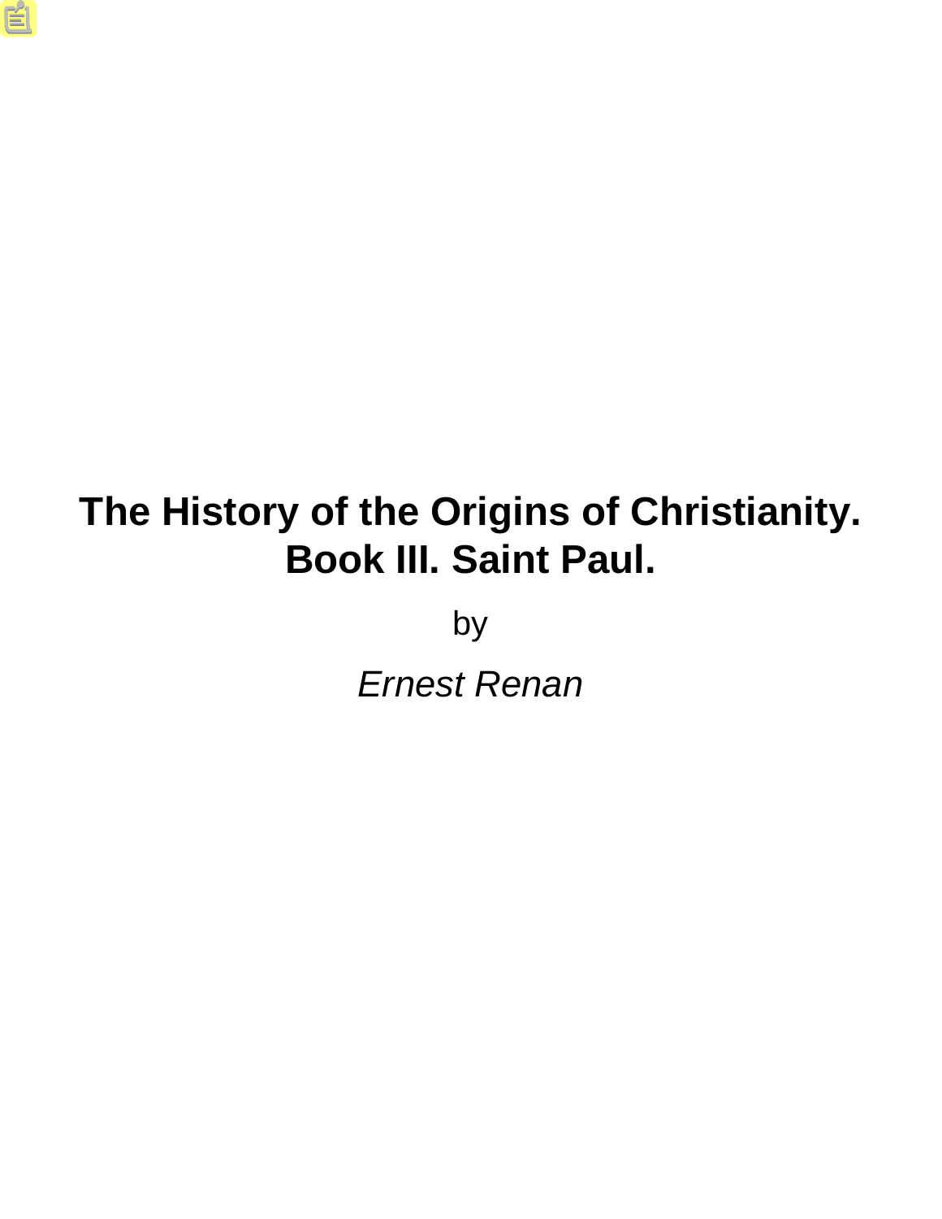# The History of the Origins of Christianity. Book III. Saint Paul.

by

*Ernest Renan*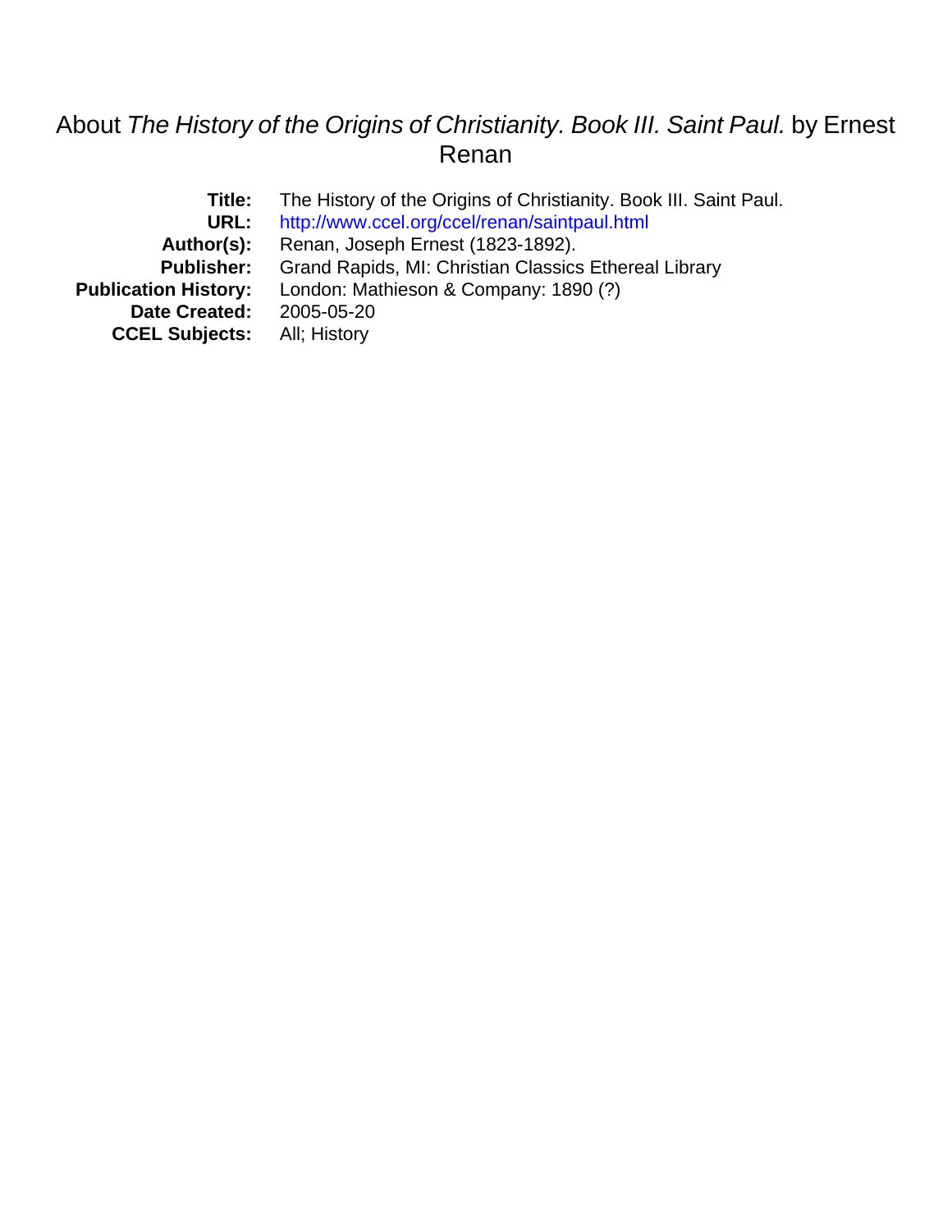# About *The History of the Origins of Christianity. Book III. Saint Paul.* by Ernest Renan

| | |
|---|---|
| **Title:** | The History of the Origins of Christianity. Book III. Saint Paul. |
| **URL:** | http://www.ccel.org/ccel/renan/saintpaul.html |
| **Author(s):** | Renan, Joseph Ernest (1823-1892). |
| **Publisher:** | Grand Rapids, MI: Christian Classics Ethereal Library |
| **Publication History:** | London: Mathieson & Company: 1890 (?) |
| **Date Created:** | 2005-05-20 |
| **CCEL Subjects:** | All; History |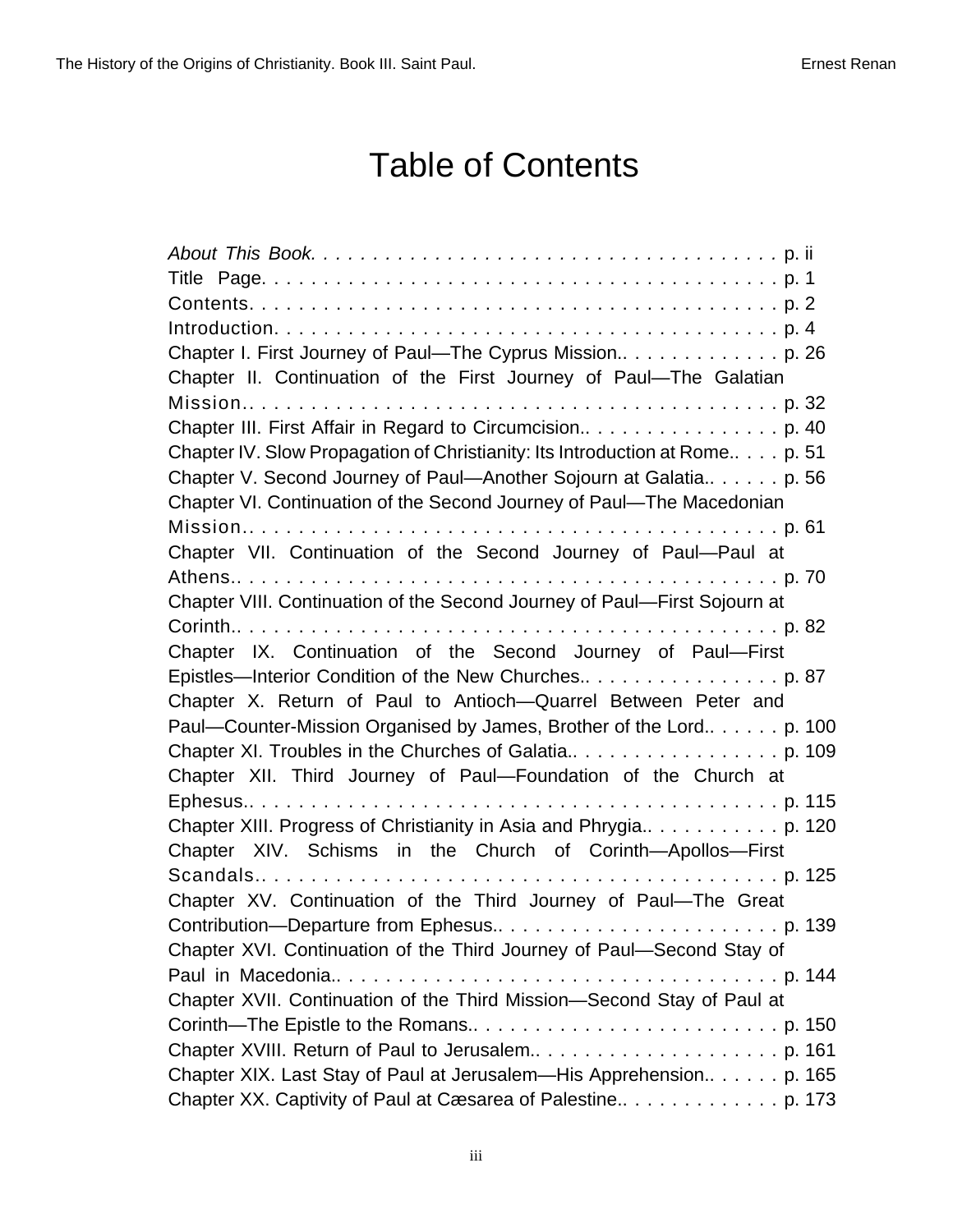# Table of Contents

*About This Book.* . . . . . . . . . . . . . . . . . . . . . . . . . . . . . . . . . . . . . p. ii
Title Page. . . . . . . . . . . . . . . . . . . . . . . . . . . . . . . . . . . . . . . . . p. 1
Contents. . . . . . . . . . . . . . . . . . . . . . . . . . . . . . . . . . . . . . . . . p. 2
Introduction. . . . . . . . . . . . . . . . . . . . . . . . . . . . . . . . . . . . . . . p. 4
Chapter I. First Journey of Paul—The Cyprus Mission.. . . . . . . . . . . . . . p. 26
Chapter II. Continuation of the First Journey of Paul—The Galatian Mission.. . . . . . . . . . . . . . . . . . . . . . . . . . . . . . . . . . . . . . . . . p. 32
Chapter III. First Affair in Regard to Circumcision.. . . . . . . . . . . . . . . . p. 40
Chapter IV. Slow Propagation of Christianity: Its Introduction at Rome.. . . . p. 51
Chapter V. Second Journey of Paul—Another Sojourn at Galatia.. . . . . . . p. 56
Chapter VI. Continuation of the Second Journey of Paul—The Macedonian Mission.. . . . . . . . . . . . . . . . . . . . . . . . . . . . . . . . . . . . . . . . p. 61
Chapter VII. Continuation of the Second Journey of Paul—Paul at Athens.. . . . . . . . . . . . . . . . . . . . . . . . . . . . . . . . . . . . . . . . . p. 70
Chapter VIII. Continuation of the Second Journey of Paul—First Sojourn at Corinth.. . . . . . . . . . . . . . . . . . . . . . . . . . . . . . . . . . . . . . . . p. 82
Chapter IX. Continuation of the Second Journey of Paul—First Epistles—Interior Condition of the New Churches.. . . . . . . . . . . . . . . . . p. 87
Chapter X. Return of Paul to Antioch—Quarrel Between Peter and Paul—Counter-Mission Organised by James, Brother of the Lord.. . . . . . p. 100
Chapter XI. Troubles in the Churches of Galatia.. . . . . . . . . . . . . . . . . . p. 109
Chapter XII. Third Journey of Paul—Foundation of the Church at Ephesus.. . . . . . . . . . . . . . . . . . . . . . . . . . . . . . . . . . . . . . . . . p. 115
Chapter XIII. Progress of Christianity in Asia and Phrygia.. . . . . . . . . . . . p. 120
Chapter XIV. Schisms in the Church of Corinth—Apollos—First Scandals.. . . . . . . . . . . . . . . . . . . . . . . . . . . . . . . . . . . . . . . . p. 125
Chapter XV. Continuation of the Third Journey of Paul—The Great Contribution—Departure from Ephesus.. . . . . . . . . . . . . . . . . . . . . . . p. 139
Chapter XVI. Continuation of the Third Journey of Paul—Second Stay of Paul in Macedonia.. . . . . . . . . . . . . . . . . . . . . . . . . . . . . . . . . . . . p. 144
Chapter XVII. Continuation of the Third Mission—Second Stay of Paul at Corinth—The Epistle to the Romans.. . . . . . . . . . . . . . . . . . . . . . . . . p. 150
Chapter XVIII. Return of Paul to Jerusalem.. . . . . . . . . . . . . . . . . . . . . p. 161
Chapter XIX. Last Stay of Paul at Jerusalem—His Apprehension.. . . . . . . p. 165
Chapter XX. Captivity of Paul at Cæsarea of Palestine.. . . . . . . . . . . . . . p. 173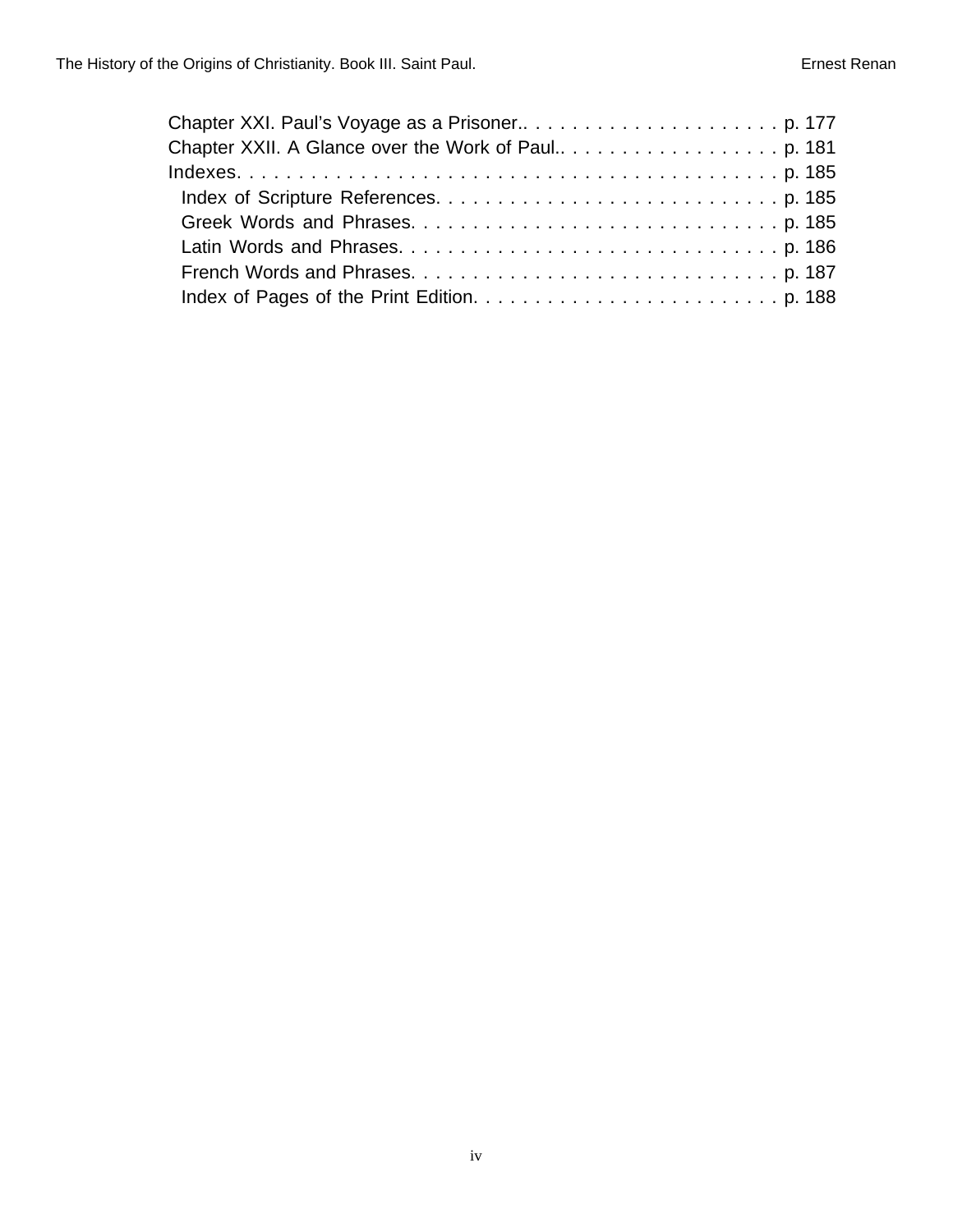Chapter XXI. Paul’s Voyage as a Prisoner.. . . . . . . . . . . . . . . . . . . . . p. 177
Chapter XXII. A Glance over the Work of Paul.. . . . . . . . . . . . . . . . . . p. 181
Indexes. . . . . . . . . . . . . . . . . . . . . . . . . . . . . . . . . . . . . . . . . . . p. 185
  Index of Scripture References. . . . . . . . . . . . . . . . . . . . . . . . . . . . p. 185
  Greek Words and Phrases. . . . . . . . . . . . . . . . . . . . . . . . . . . . . . p. 185
  Latin Words and Phrases. . . . . . . . . . . . . . . . . . . . . . . . . . . . . . . p. 186
  French Words and Phrases. . . . . . . . . . . . . . . . . . . . . . . . . . . . . . p. 187
  Index of Pages of the Print Edition. . . . . . . . . . . . . . . . . . . . . . . . . p. 188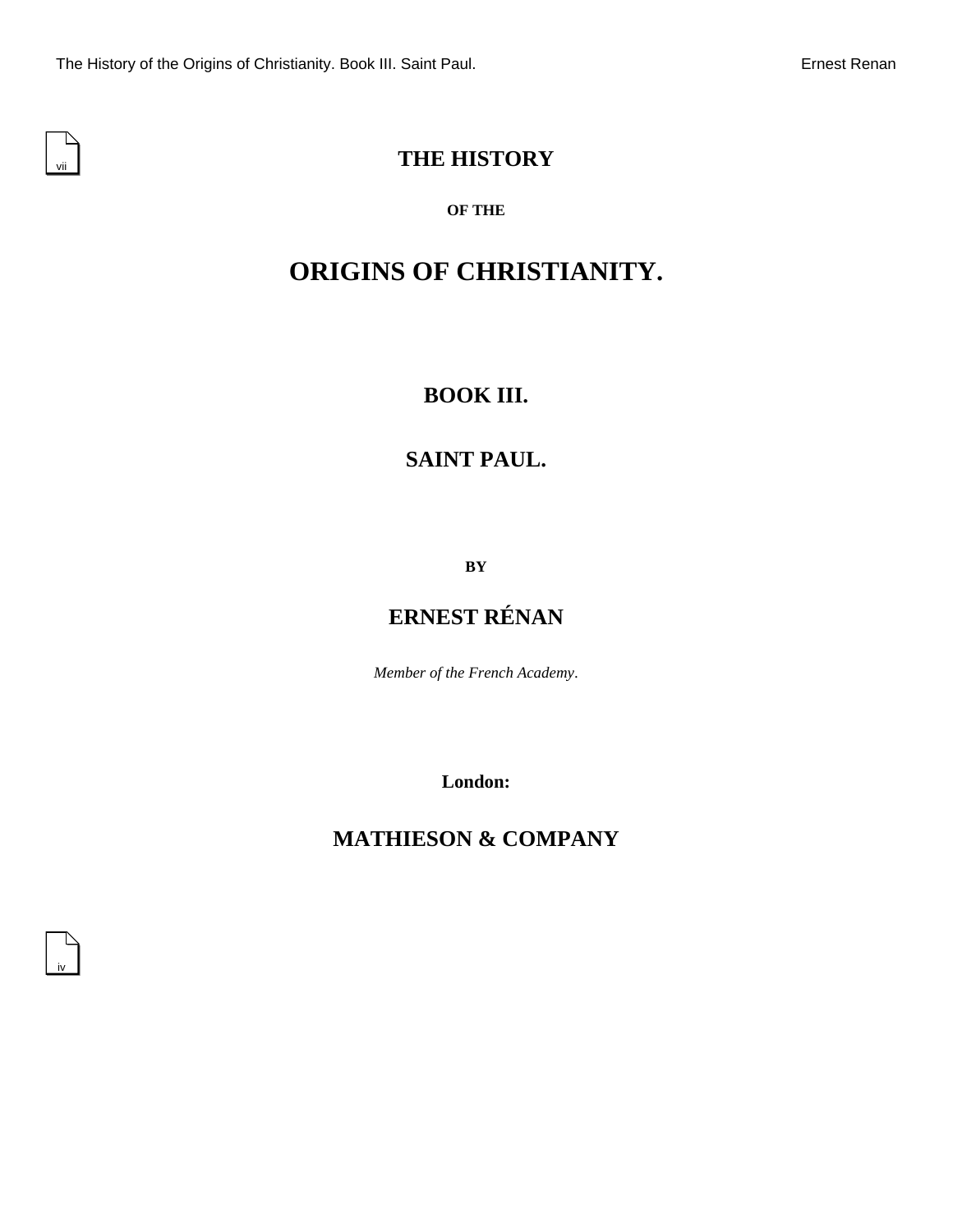# THE HISTORY

### OF THE

# ORIGINS OF CHRISTIANITY.

## BOOK III.

## SAINT PAUL.

### BY

## ERNEST RÉNAN

*Member of the French Academy*.

**London:**

## MATHIESON & COMPANY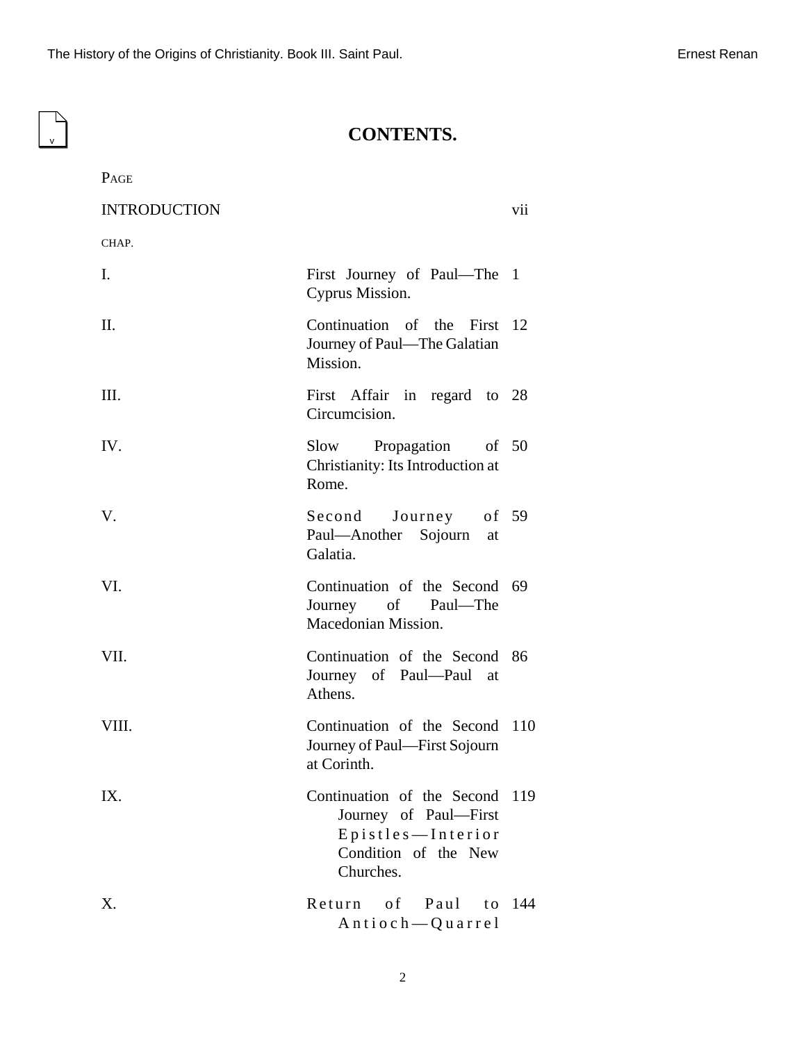# CONTENTS.

| | | PAGE |
|---|---|---|
| INTRODUCTION | | vii |
| CHAP. | | |
| I. | First Journey of Paul—The Cyprus Mission. | 1 |
| II. | Continuation of the First Journey of Paul—The Galatian Mission. | 12 |
| III. | First Affair in regard to Circumcision. | 28 |
| IV. | Slow Propagation of Christianity: Its Introduction at Rome. | 50 |
| V. | Second Journey of Paul—Another Sojourn at Galatia. | 59 |
| VI. | Continuation of the Second Journey of Paul—The Macedonian Mission. | 69 |
| VII. | Continuation of the Second Journey of Paul—Paul at Athens. | 86 |
| VIII. | Continuation of the Second Journey of Paul—First Sojourn at Corinth. | 110 |
| IX. | Continuation of the Second Journey of Paul—First Epistles—Interior Condition of the New Churches. | 119 |
| X. | Return of Paul to Antioch—Quarrel | 144 |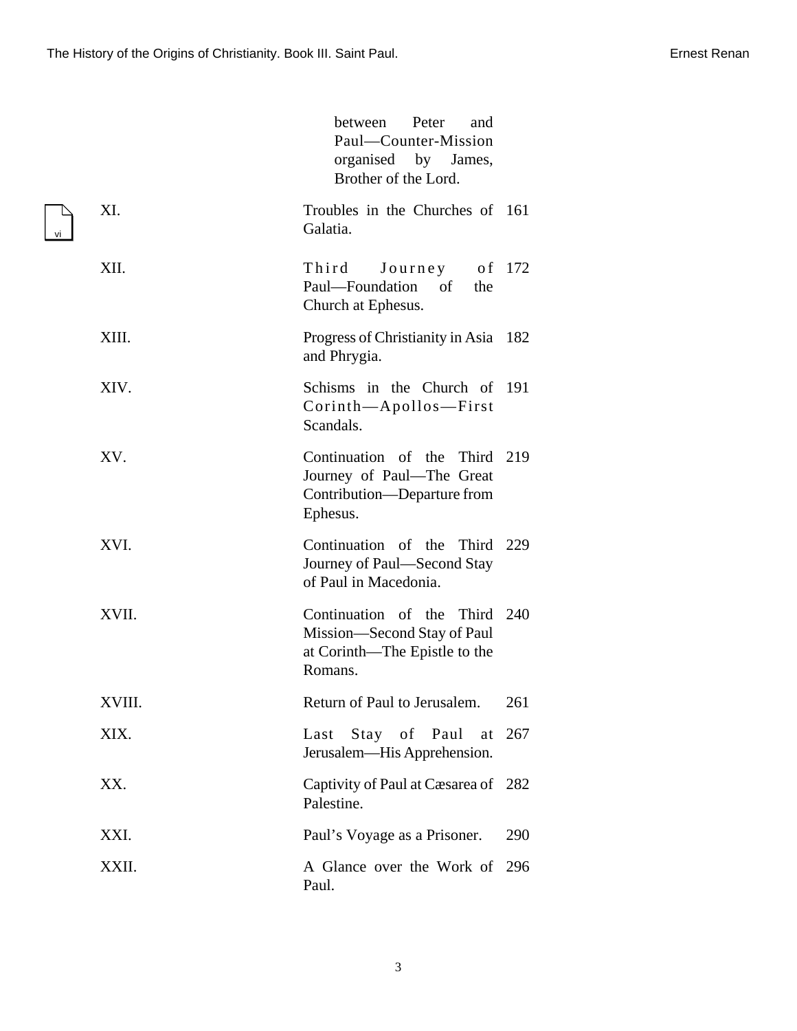| | between Peter and Paul—Counter-Mission organised by James, Brother of the Lord. | |
|---|---|---|
| XI. | Troubles in the Churches of Galatia. | 161 |
| XII. | Third Journey of Paul—Foundation of the Church at Ephesus. | 172 |
| XIII. | Progress of Christianity in Asia and Phrygia. | 182 |
| XIV. | Schisms in the Church of Corinth—Apollos—First Scandals. | 191 |
| XV. | Continuation of the Third Journey of Paul—The Great Contribution—Departure from Ephesus. | 219 |
| XVI. | Continuation of the Third Journey of Paul—Second Stay of Paul in Macedonia. | 229 |
| XVII. | Continuation of the Third Mission—Second Stay of Paul at Corinth—The Epistle to the Romans. | 240 |
| XVIII. | Return of Paul to Jerusalem. | 261 |
| XIX. | Last Stay of Paul at Jerusalem—His Apprehension. | 267 |
| XX. | Captivity of Paul at Cæsarea of Palestine. | 282 |
| XXI. | Paul's Voyage as a Prisoner. | 290 |
| XXII. | A Glance over the Work of Paul. | 296 |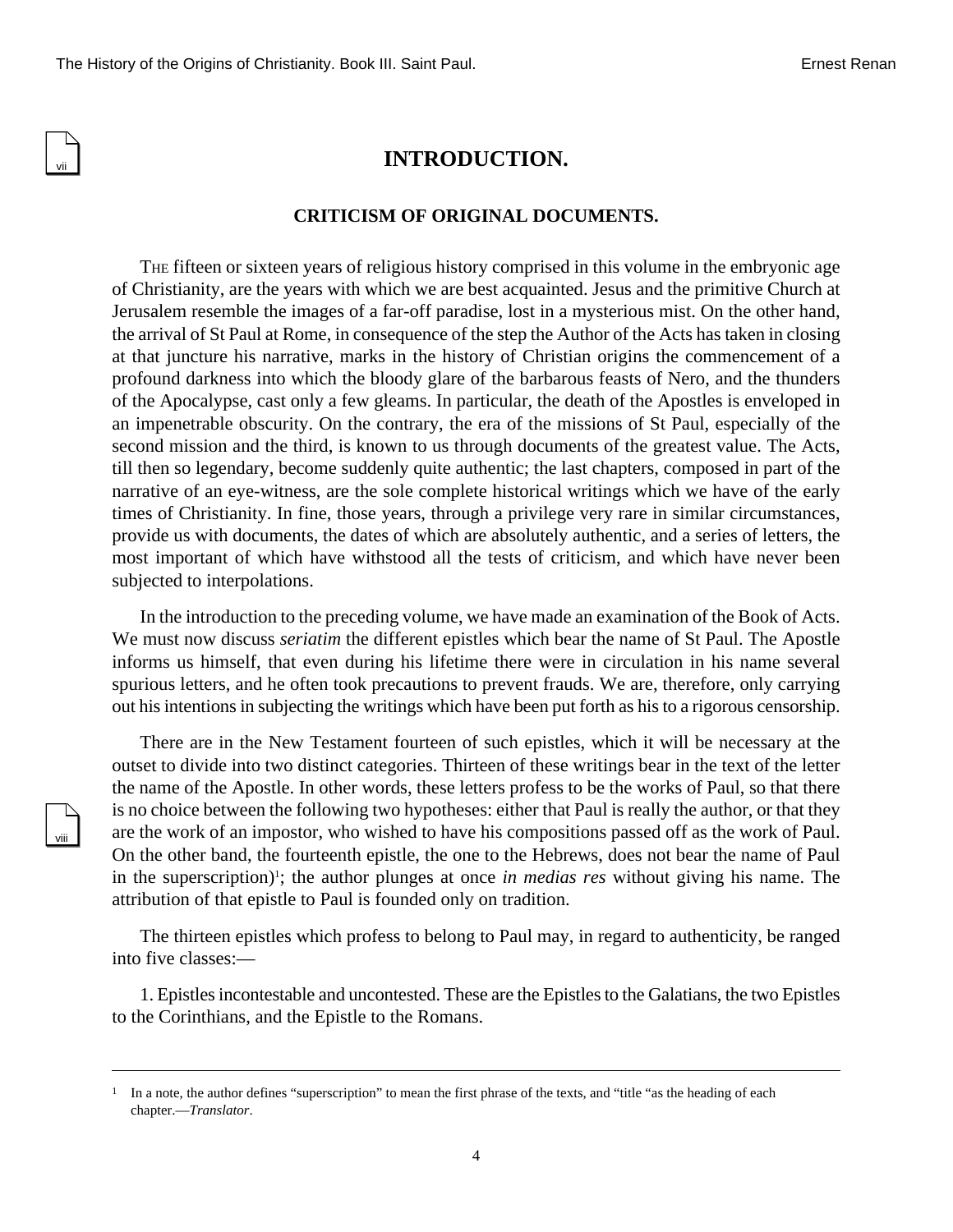# INTRODUCTION.

## CRITICISM OF ORIGINAL DOCUMENTS.

THE fifteen or sixteen years of religious history comprised in this volume in the embryonic age of Christianity, are the years with which we are best acquainted. Jesus and the primitive Church at Jerusalem resemble the images of a far-off paradise, lost in a mysterious mist. On the other hand, the arrival of St Paul at Rome, in consequence of the step the Author of the Acts has taken in closing at that juncture his narrative, marks in the history of Christian origins the commencement of a profound darkness into which the bloody glare of the barbarous feasts of Nero, and the thunders of the Apocalypse, cast only a few gleams. In particular, the death of the Apostles is enveloped in an impenetrable obscurity. On the contrary, the era of the missions of St Paul, especially of the second mission and the third, is known to us through documents of the greatest value. The Acts, till then so legendary, become suddenly quite authentic; the last chapters, composed in part of the narrative of an eye-witness, are the sole complete historical writings which we have of the early times of Christianity. In fine, those years, through a privilege very rare in similar circumstances, provide us with documents, the dates of which are absolutely authentic, and a series of letters, the most important of which have withstood all the tests of criticism, and which have never been subjected to interpolations.

In the introduction to the preceding volume, we have made an examination of the Book of Acts. We must now discuss *seriatim* the different epistles which bear the name of St Paul. The Apostle informs us himself, that even during his lifetime there were in circulation in his name several spurious letters, and he often took precautions to prevent frauds. We are, therefore, only carrying out his intentions in subjecting the writings which have been put forth as his to a rigorous censorship.

There are in the New Testament fourteen of such epistles, which it will be necessary at the outset to divide into two distinct categories. Thirteen of these writings bear in the text of the letter the name of the Apostle. In other words, these letters profess to be the works of Paul, so that there is no choice between the following two hypotheses: either that Paul is really the author, or that they are the work of an impostor, who wished to have his compositions passed off as the work of Paul. On the other band, the fourteenth epistle, the one to the Hebrews, does not bear the name of Paul in the superscription)[1]; the author plunges at once *in medias res* without giving his name. The attribution of that epistle to Paul is founded only on tradition.

The thirteen epistles which profess to belong to Paul may, in regard to authenticity, be ranged into five classes:—

1. Epistles incontestable and uncontested. These are the Epistles to the Galatians, the two Epistles to the Corinthians, and the Epistle to the Romans.

---

[1] In a note, the author defines "superscription" to mean the first phrase of the texts, and "title "as the heading of each chapter.—*Translator*.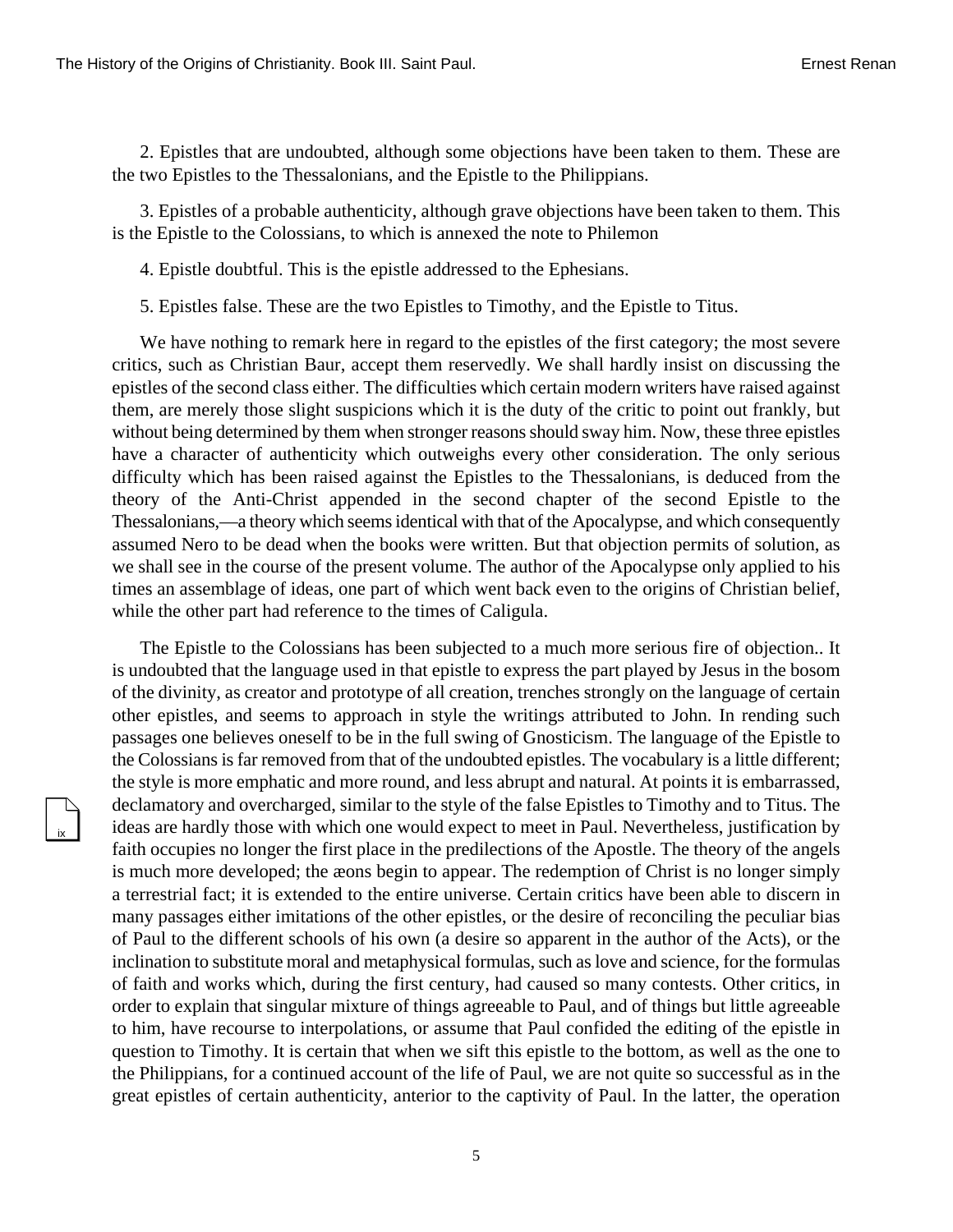2. Epistles that are undoubted, although some objections have been taken to them. These are the two Epistles to the Thessalonians, and the Epistle to the Philippians.

3. Epistles of a probable authenticity, although grave objections have been taken to them. This is the Epistle to the Colossians, to which is annexed the note to Philemon

4. Epistle doubtful. This is the epistle addressed to the Ephesians.

5. Epistles false. These are the two Epistles to Timothy, and the Epistle to Titus.

We have nothing to remark here in regard to the epistles of the first category; the most severe critics, such as Christian Baur, accept them reservedly. We shall hardly insist on discussing the epistles of the second class either. The difficulties which certain modern writers have raised against them, are merely those slight suspicions which it is the duty of the critic to point out frankly, but without being determined by them when stronger reasons should sway him. Now, these three epistles have a character of authenticity which outweighs every other consideration. The only serious difficulty which has been raised against the Epistles to the Thessalonians, is deduced from the theory of the Anti-Christ appended in the second chapter of the second Epistle to the Thessalonians,—a theory which seems identical with that of the Apocalypse, and which consequently assumed Nero to be dead when the books were written. But that objection permits of solution, as we shall see in the course of the present volume. The author of the Apocalypse only applied to his times an assemblage of ideas, one part of which went back even to the origins of Christian belief, while the other part had reference to the times of Caligula.

The Epistle to the Colossians has been subjected to a much more serious fire of objection.. It is undoubted that the language used in that epistle to express the part played by Jesus in the bosom of the divinity, as creator and prototype of all creation, trenches strongly on the language of certain other epistles, and seems to approach in style the writings attributed to John. In rending such passages one believes oneself to be in the full swing of Gnosticism. The language of the Epistle to the Colossians is far removed from that of the undoubted epistles. The vocabulary is a little different; the style is more emphatic and more round, and less abrupt and natural. At points it is embarrassed, declamatory and overcharged, similar to the style of the false Epistles to Timothy and to Titus. The ideas are hardly those with which one would expect to meet in Paul. Nevertheless, justification by faith occupies no longer the first place in the predilections of the Apostle. The theory of the angels is much more developed; the æons begin to appear. The redemption of Christ is no longer simply a terrestrial fact; it is extended to the entire universe. Certain critics have been able to discern in many passages either imitations of the other epistles, or the desire of reconciling the peculiar bias of Paul to the different schools of his own (a desire so apparent in the author of the Acts), or the inclination to substitute moral and metaphysical formulas, such as love and science, for the formulas of faith and works which, during the first century, had caused so many contests. Other critics, in order to explain that singular mixture of things agreeable to Paul, and of things but little agreeable to him, have recourse to interpolations, or assume that Paul confided the editing of the epistle in question to Timothy. It is certain that when we sift this epistle to the bottom, as well as the one to the Philippians, for a continued account of the life of Paul, we are not quite so successful as in the great epistles of certain authenticity, anterior to the captivity of Paul. In the latter, the operation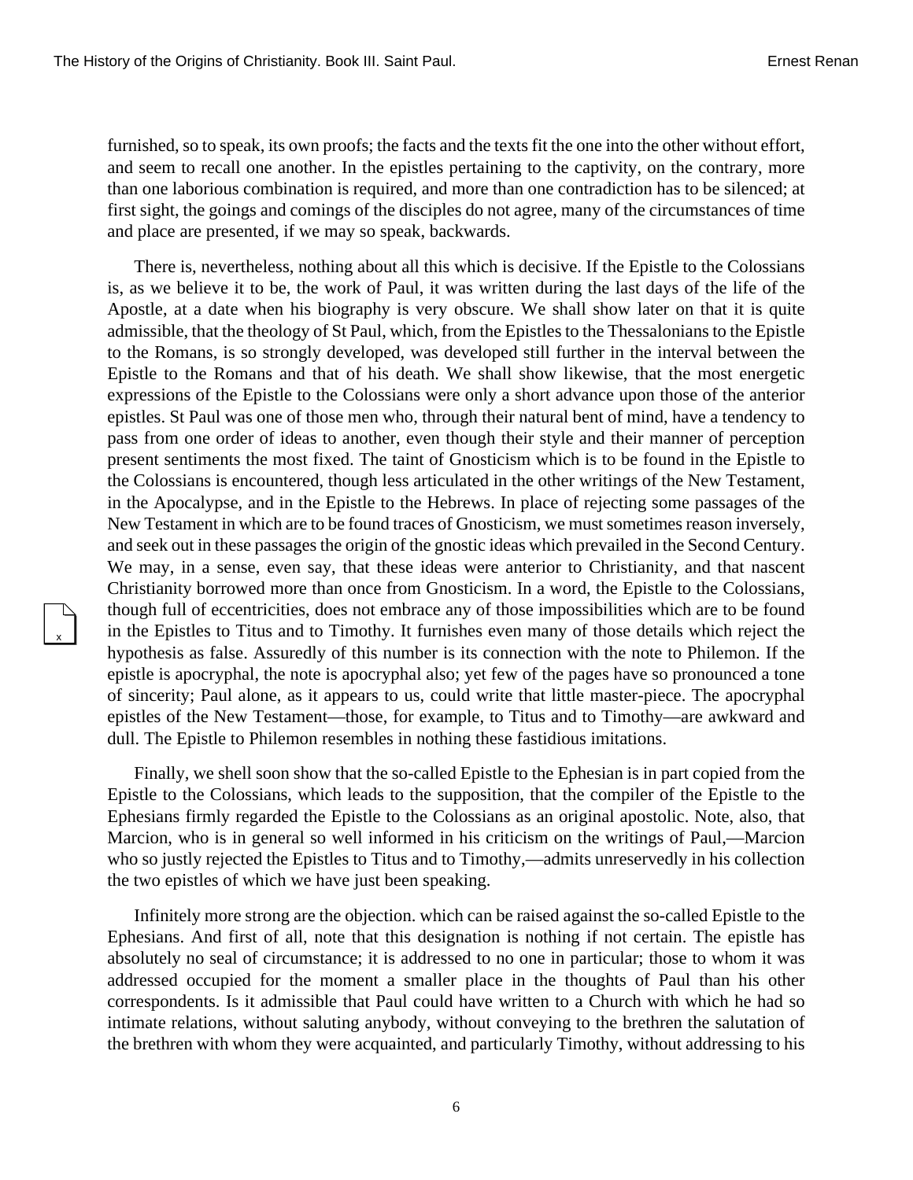furnished, so to speak, its own proofs; the facts and the texts fit the one into the other without effort, and seem to recall one another. In the epistles pertaining to the captivity, on the contrary, more than one laborious combination is required, and more than one contradiction has to be silenced; at first sight, the goings and comings of the disciples do not agree, many of the circumstances of time and place are presented, if we may so speak, backwards.

There is, nevertheless, nothing about all this which is decisive. If the Epistle to the Colossians is, as we believe it to be, the work of Paul, it was written during the last days of the life of the Apostle, at a date when his biography is very obscure. We shall show later on that it is quite admissible, that the theology of St Paul, which, from the Epistles to the Thessalonians to the Epistle to the Romans, is so strongly developed, was developed still further in the interval between the Epistle to the Romans and that of his death. We shall show likewise, that the most energetic expressions of the Epistle to the Colossians were only a short advance upon those of the anterior epistles. St Paul was one of those men who, through their natural bent of mind, have a tendency to pass from one order of ideas to another, even though their style and their manner of perception present sentiments the most fixed. The taint of Gnosticism which is to be found in the Epistle to the Colossians is encountered, though less articulated in the other writings of the New Testament, in the Apocalypse, and in the Epistle to the Hebrews. In place of rejecting some passages of the New Testament in which are to be found traces of Gnosticism, we must sometimes reason inversely, and seek out in these passages the origin of the gnostic ideas which prevailed in the Second Century. We may, in a sense, even say, that these ideas were anterior to Christianity, and that nascent Christianity borrowed more than once from Gnosticism. In a word, the Epistle to the Colossians, though full of eccentricities, does not embrace any of those impossibilities which are to be found in the Epistles to Titus and to Timothy. It furnishes even many of those details which reject the hypothesis as false. Assuredly of this number is its connection with the note to Philemon. If the epistle is apocryphal, the note is apocryphal also; yet few of the pages have so pronounced a tone of sincerity; Paul alone, as it appears to us, could write that little master-piece. The apocryphal epistles of the New Testament—those, for example, to Titus and to Timothy—are awkward and dull. The Epistle to Philemon resembles in nothing these fastidious imitations.

Finally, we shell soon show that the so-called Epistle to the Ephesian is in part copied from the Epistle to the Colossians, which leads to the supposition, that the compiler of the Epistle to the Ephesians firmly regarded the Epistle to the Colossians as an original apostolic. Note, also, that Marcion, who is in general so well informed in his criticism on the writings of Paul,—Marcion who so justly rejected the Epistles to Titus and to Timothy,—admits unreservedly in his collection the two epistles of which we have just been speaking.

Infinitely more strong are the objection. which can be raised against the so-called Epistle to the Ephesians. And first of all, note that this designation is nothing if not certain. The epistle has absolutely no seal of circumstance; it is addressed to no one in particular; those to whom it was addressed occupied for the moment a smaller place in the thoughts of Paul than his other correspondents. Is it admissible that Paul could have written to a Church with which he had so intimate relations, without saluting anybody, without conveying to the brethren the salutation of the brethren with whom they were acquainted, and particularly Timothy, without addressing to his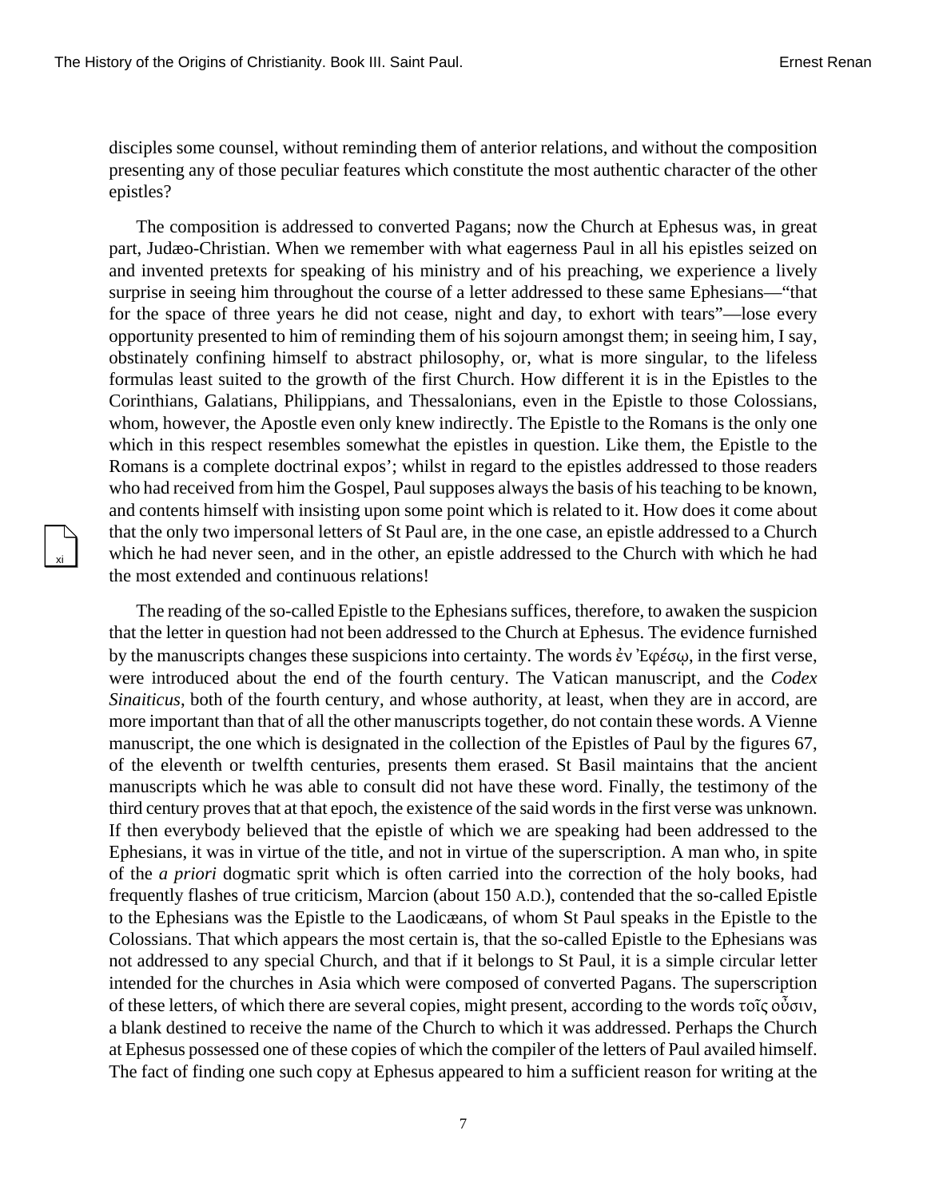disciples some counsel, without reminding them of anterior relations, and without the composition presenting any of those peculiar features which constitute the most authentic character of the other epistles?

The composition is addressed to converted Pagans; now the Church at Ephesus was, in great part, Judæo-Christian. When we remember with what eagerness Paul in all his epistles seized on and invented pretexts for speaking of his ministry and of his preaching, we experience a lively surprise in seeing him throughout the course of a letter addressed to these same Ephesians—"that for the space of three years he did not cease, night and day, to exhort with tears"—lose every opportunity presented to him of reminding them of his sojourn amongst them; in seeing him, I say, obstinately confining himself to abstract philosophy, or, what is more singular, to the lifeless formulas least suited to the growth of the first Church. How different it is in the Epistles to the Corinthians, Galatians, Philippians, and Thessalonians, even in the Epistle to those Colossians, whom, however, the Apostle even only knew indirectly. The Epistle to the Romans is the only one which in this respect resembles somewhat the epistles in question. Like them, the Epistle to the Romans is a complete doctrinal expos'; whilst in regard to the epistles addressed to those readers who had received from him the Gospel, Paul supposes always the basis of his teaching to be known, and contents himself with insisting upon some point which is related to it. How does it come about that the only two impersonal letters of St Paul are, in the one case, an epistle addressed to a Church which he had never seen, and in the other, an epistle addressed to the Church with which he had the most extended and continuous relations!

The reading of the so-called Epistle to the Ephesians suffices, therefore, to awaken the suspicion that the letter in question had not been addressed to the Church at Ephesus. The evidence furnished by the manuscripts changes these suspicions into certainty. The words ἐν Ἐφέσῳ, in the first verse, were introduced about the end of the fourth century. The Vatican manuscript, and the *Codex Sinaiticus*, both of the fourth century, and whose authority, at least, when they are in accord, are more important than that of all the other manuscripts together, do not contain these words. A Vienne manuscript, the one which is designated in the collection of the Epistles of Paul by the figures 67, of the eleventh or twelfth centuries, presents them erased. St Basil maintains that the ancient manuscripts which he was able to consult did not have these word. Finally, the testimony of the third century proves that at that epoch, the existence of the said words in the first verse was unknown. If then everybody believed that the epistle of which we are speaking had been addressed to the Ephesians, it was in virtue of the title, and not in virtue of the superscription. A man who, in spite of the *a priori* dogmatic sprit which is often carried into the correction of the holy books, had frequently flashes of true criticism, Marcion (about 150 A.D.), contended that the so-called Epistle to the Ephesians was the Epistle to the Laodicæans, of whom St Paul speaks in the Epistle to the Colossians. That which appears the most certain is, that the so-called Epistle to the Ephesians was not addressed to any special Church, and that if it belongs to St Paul, it is a simple circular letter intended for the churches in Asia which were composed of converted Pagans. The superscription of these letters, of which there are several copies, might present, according to the words τοῖς οὖσιν, a blank destined to receive the name of the Church to which it was addressed. Perhaps the Church at Ephesus possessed one of these copies of which the compiler of the letters of Paul availed himself. The fact of finding one such copy at Ephesus appeared to him a sufficient reason for writing at the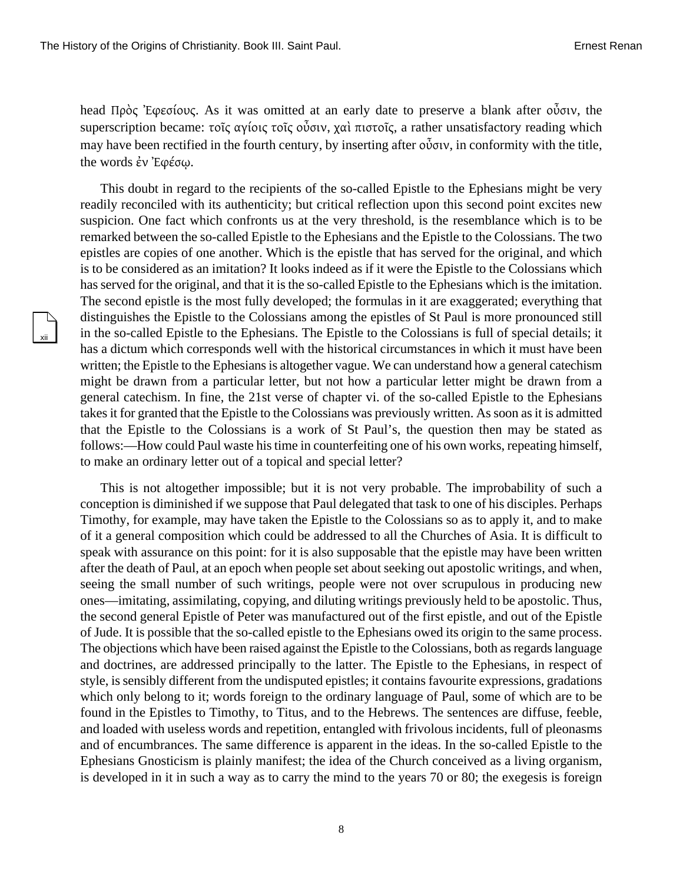head Πρὸς Ἐφεσίους. As it was omitted at an early date to preserve a blank after οὖσιν, the superscription became: τοῖς αγίοις τοῖς οὖσιν, χαὶ πιστοῖς, a rather unsatisfactory reading which may have been rectified in the fourth century, by inserting after οὖσιν, in conformity with the title, the words ἐν Ἐφέσῳ.

This doubt in regard to the recipients of the so-called Epistle to the Ephesians might be very readily reconciled with its authenticity; but critical reflection upon this second point excites new suspicion. One fact which confronts us at the very threshold, is the resemblance which is to be remarked between the so-called Epistle to the Ephesians and the Epistle to the Colossians. The two epistles are copies of one another. Which is the epistle that has served for the original, and which is to be considered as an imitation? It looks indeed as if it were the Epistle to the Colossians which has served for the original, and that it is the so-called Epistle to the Ephesians which is the imitation. The second epistle is the most fully developed; the formulas in it are exaggerated; everything that distinguishes the Epistle to the Colossians among the epistles of St Paul is more pronounced still in the so-called Epistle to the Ephesians. The Epistle to the Colossians is full of special details; it has a dictum which corresponds well with the historical circumstances in which it must have been written; the Epistle to the Ephesians is altogether vague. We can understand how a general catechism might be drawn from a particular letter, but not how a particular letter might be drawn from a general catechism. In fine, the 21st verse of chapter vi. of the so-called Epistle to the Ephesians takes it for granted that the Epistle to the Colossians was previously written. As soon as it is admitted that the Epistle to the Colossians is a work of St Paul's, the question then may be stated as follows:—How could Paul waste his time in counterfeiting one of his own works, repeating himself, to make an ordinary letter out of a topical and special letter?

This is not altogether impossible; but it is not very probable. The improbability of such a conception is diminished if we suppose that Paul delegated that task to one of his disciples. Perhaps Timothy, for example, may have taken the Epistle to the Colossians so as to apply it, and to make of it a general composition which could be addressed to all the Churches of Asia. It is difficult to speak with assurance on this point: for it is also supposable that the epistle may have been written after the death of Paul, at an epoch when people set about seeking out apostolic writings, and when, seeing the small number of such writings, people were not over scrupulous in producing new ones—imitating, assimilating, copying, and diluting writings previously held to be apostolic. Thus, the second general Epistle of Peter was manufactured out of the first epistle, and out of the Epistle of Jude. It is possible that the so-called epistle to the Ephesians owed its origin to the same process. The objections which have been raised against the Epistle to the Colossians, both as regards language and doctrines, are addressed principally to the latter. The Epistle to the Ephesians, in respect of style, is sensibly different from the undisputed epistles; it contains favourite expressions, gradations which only belong to it; words foreign to the ordinary language of Paul, some of which are to be found in the Epistles to Timothy, to Titus, and to the Hebrews. The sentences are diffuse, feeble, and loaded with useless words and repetition, entangled with frivolous incidents, full of pleonasms and of encumbrances. The same difference is apparent in the ideas. In the so-called Epistle to the Ephesians Gnosticism is plainly manifest; the idea of the Church conceived as a living organism, is developed in it in such a way as to carry the mind to the years 70 or 80; the exegesis is foreign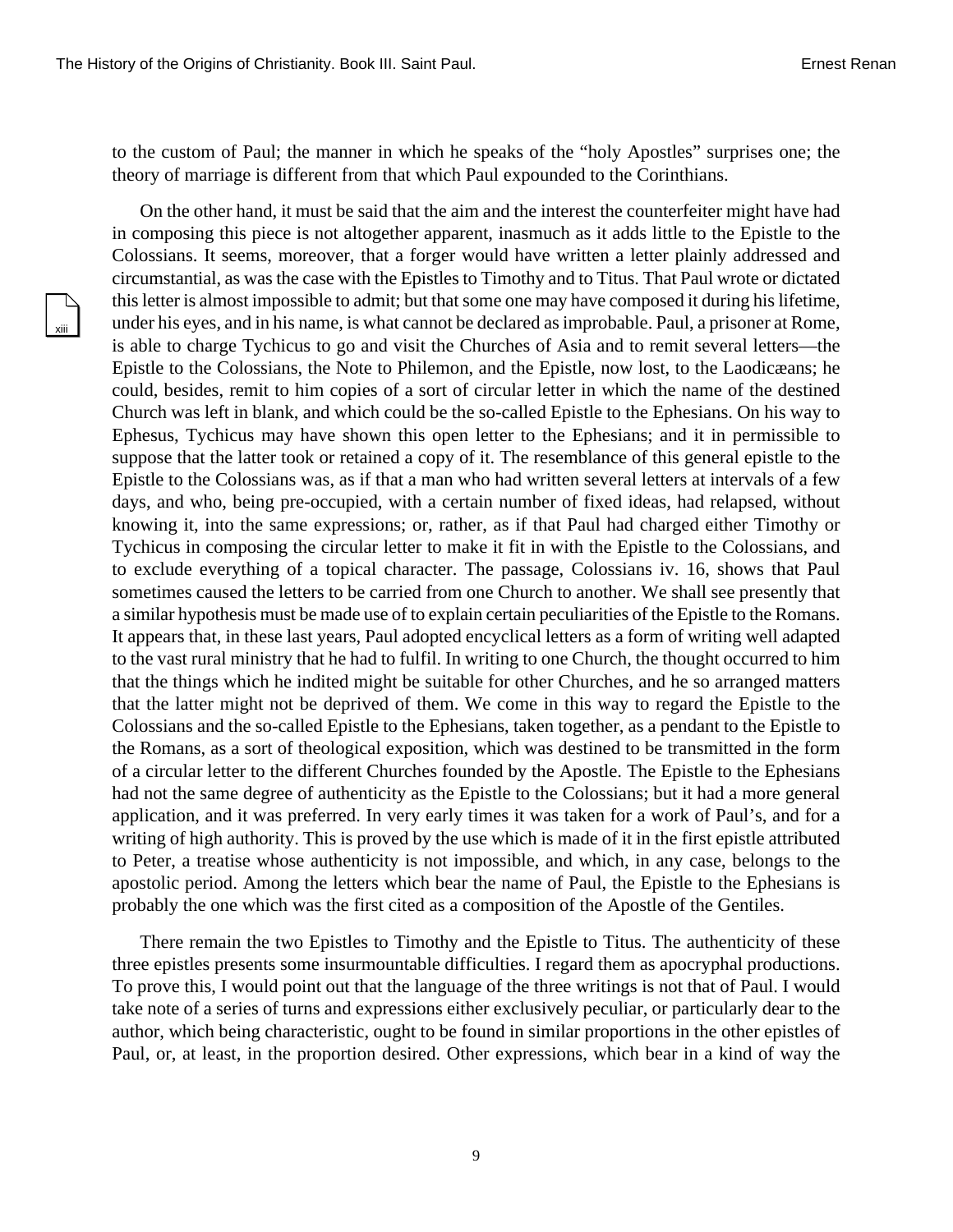to the custom of Paul; the manner in which he speaks of the "holy Apostles" surprises one; the theory of marriage is different from that which Paul expounded to the Corinthians.

On the other hand, it must be said that the aim and the interest the counterfeiter might have had in composing this piece is not altogether apparent, inasmuch as it adds little to the Epistle to the Colossians. It seems, moreover, that a forger would have written a letter plainly addressed and circumstantial, as was the case with the Epistles to Timothy and to Titus. That Paul wrote or dictated this letter is almost impossible to admit; but that some one may have composed it during his lifetime, under his eyes, and in his name, is what cannot be declared as improbable. Paul, a prisoner at Rome, is able to charge Tychicus to go and visit the Churches of Asia and to remit several letters—the Epistle to the Colossians, the Note to Philemon, and the Epistle, now lost, to the Laodicæans; he could, besides, remit to him copies of a sort of circular letter in which the name of the destined Church was left in blank, and which could be the so-called Epistle to the Ephesians. On his way to Ephesus, Tychicus may have shown this open letter to the Ephesians; and it in permissible to suppose that the latter took or retained a copy of it. The resemblance of this general epistle to the Epistle to the Colossians was, as if that a man who had written several letters at intervals of a few days, and who, being pre-occupied, with a certain number of fixed ideas, had relapsed, without knowing it, into the same expressions; or, rather, as if that Paul had charged either Timothy or Tychicus in composing the circular letter to make it fit in with the Epistle to the Colossians, and to exclude everything of a topical character. The passage, Colossians iv. 16, shows that Paul sometimes caused the letters to be carried from one Church to another. We shall see presently that a similar hypothesis must be made use of to explain certain peculiarities of the Epistle to the Romans. It appears that, in these last years, Paul adopted encyclical letters as a form of writing well adapted to the vast rural ministry that he had to fulfil. In writing to one Church, the thought occurred to him that the things which he indited might be suitable for other Churches, and he so arranged matters that the latter might not be deprived of them. We come in this way to regard the Epistle to the Colossians and the so-called Epistle to the Ephesians, taken together, as a pendant to the Epistle to the Romans, as a sort of theological exposition, which was destined to be transmitted in the form of a circular letter to the different Churches founded by the Apostle. The Epistle to the Ephesians had not the same degree of authenticity as the Epistle to the Colossians; but it had a more general application, and it was preferred. In very early times it was taken for a work of Paul's, and for a writing of high authority. This is proved by the use which is made of it in the first epistle attributed to Peter, a treatise whose authenticity is not impossible, and which, in any case, belongs to the apostolic period. Among the letters which bear the name of Paul, the Epistle to the Ephesians is probably the one which was the first cited as a composition of the Apostle of the Gentiles.

There remain the two Epistles to Timothy and the Epistle to Titus. The authenticity of these three epistles presents some insurmountable difficulties. I regard them as apocryphal productions. To prove this, I would point out that the language of the three writings is not that of Paul. I would take note of a series of turns and expressions either exclusively peculiar, or particularly dear to the author, which being characteristic, ought to be found in similar proportions in the other epistles of Paul, or, at least, in the proportion desired. Other expressions, which bear in a kind of way the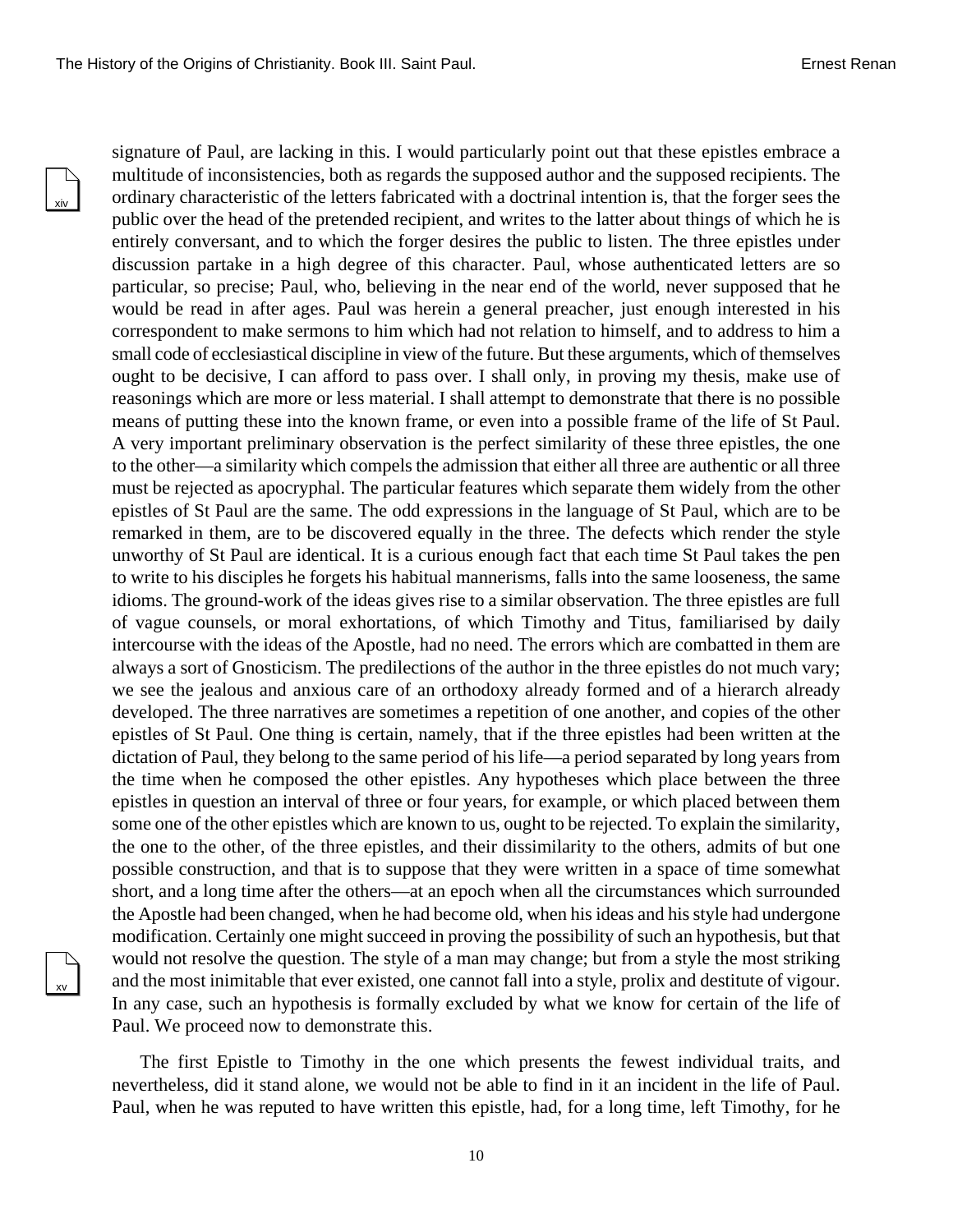signature of Paul, are lacking in this. I would particularly point out that these epistles embrace a multitude of inconsistencies, both as regards the supposed author and the supposed recipients. The ordinary characteristic of the letters fabricated with a doctrinal intention is, that the forger sees the public over the head of the pretended recipient, and writes to the latter about things of which he is entirely conversant, and to which the forger desires the public to listen. The three epistles under discussion partake in a high degree of this character. Paul, whose authenticated letters are so particular, so precise; Paul, who, believing in the near end of the world, never supposed that he would be read in after ages. Paul was herein a general preacher, just enough interested in his correspondent to make sermons to him which had not relation to himself, and to address to him a small code of ecclesiastical discipline in view of the future. But these arguments, which of themselves ought to be decisive, I can afford to pass over. I shall only, in proving my thesis, make use of reasonings which are more or less material. I shall attempt to demonstrate that there is no possible means of putting these into the known frame, or even into a possible frame of the life of St Paul. A very important preliminary observation is the perfect similarity of these three epistles, the one to the other—a similarity which compels the admission that either all three are authentic or all three must be rejected as apocryphal. The particular features which separate them widely from the other epistles of St Paul are the same. The odd expressions in the language of St Paul, which are to be remarked in them, are to be discovered equally in the three. The defects which render the style unworthy of St Paul are identical. It is a curious enough fact that each time St Paul takes the pen to write to his disciples he forgets his habitual mannerisms, falls into the same looseness, the same idioms. The ground-work of the ideas gives rise to a similar observation. The three epistles are full of vague counsels, or moral exhortations, of which Timothy and Titus, familiarised by daily intercourse with the ideas of the Apostle, had no need. The errors which are combatted in them are always a sort of Gnosticism. The predilections of the author in the three epistles do not much vary; we see the jealous and anxious care of an orthodoxy already formed and of a hierarch already developed. The three narratives are sometimes a repetition of one another, and copies of the other epistles of St Paul. One thing is certain, namely, that if the three epistles had been written at the dictation of Paul, they belong to the same period of his life—a period separated by long years from the time when he composed the other epistles. Any hypotheses which place between the three epistles in question an interval of three or four years, for example, or which placed between them some one of the other epistles which are known to us, ought to be rejected. To explain the similarity, the one to the other, of the three epistles, and their dissimilarity to the others, admits of but one possible construction, and that is to suppose that they were written in a space of time somewhat short, and a long time after the others—at an epoch when all the circumstances which surrounded the Apostle had been changed, when he had become old, when his ideas and his style had undergone modification. Certainly one might succeed in proving the possibility of such an hypothesis, but that would not resolve the question. The style of a man may change; but from a style the most striking and the most inimitable that ever existed, one cannot fall into a style, prolix and destitute of vigour. In any case, such an hypothesis is formally excluded by what we know for certain of the life of Paul. We proceed now to demonstrate this.

The first Epistle to Timothy in the one which presents the fewest individual traits, and nevertheless, did it stand alone, we would not be able to find in it an incident in the life of Paul. Paul, when he was reputed to have written this epistle, had, for a long time, left Timothy, for he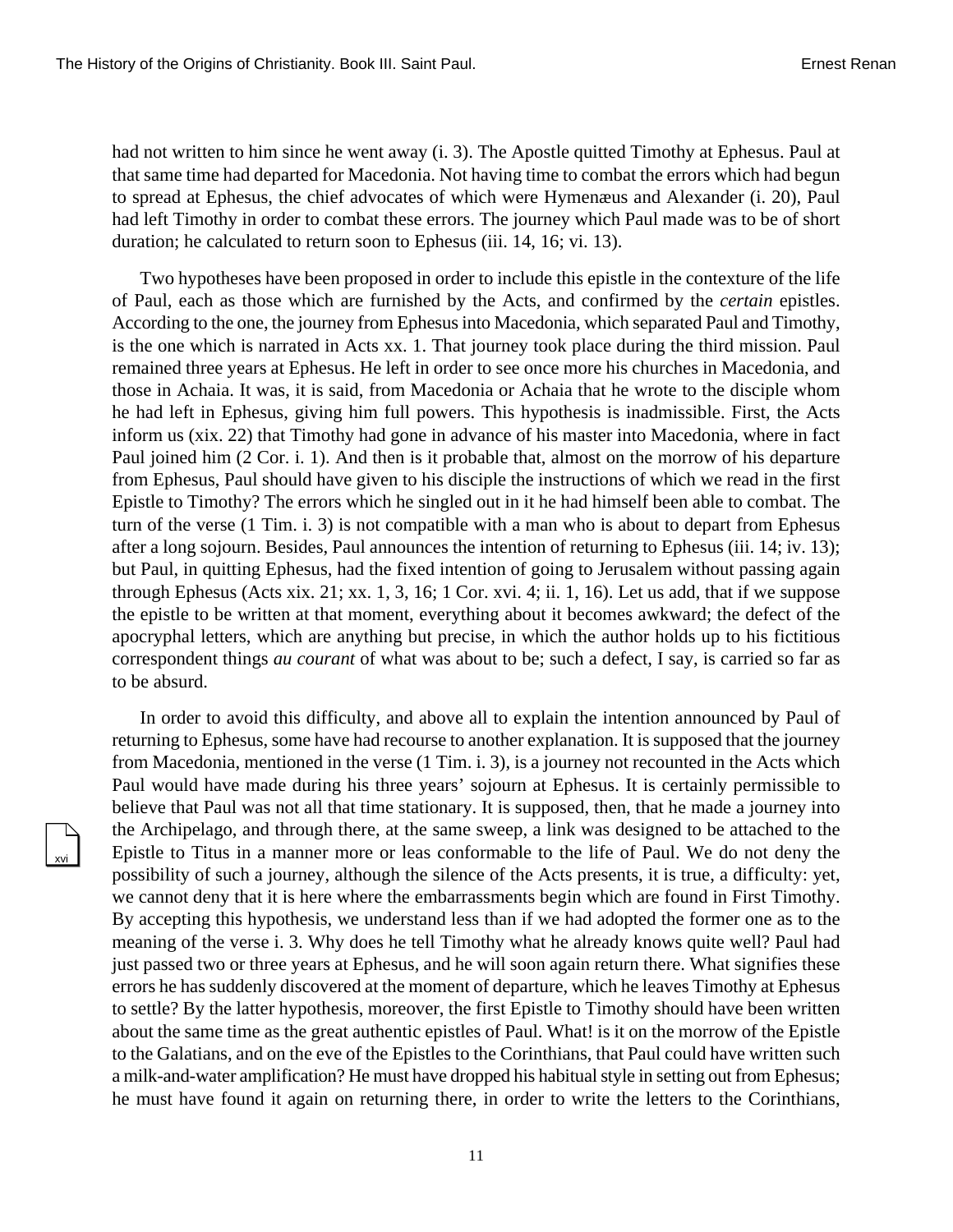had not written to him since he went away (i. 3). The Apostle quitted Timothy at Ephesus. Paul at that same time had departed for Macedonia. Not having time to combat the errors which had begun to spread at Ephesus, the chief advocates of which were Hymenæus and Alexander (i. 20), Paul had left Timothy in order to combat these errors. The journey which Paul made was to be of short duration; he calculated to return soon to Ephesus (iii. 14, 16; vi. 13).

Two hypotheses have been proposed in order to include this epistle in the contexture of the life of Paul, each as those which are furnished by the Acts, and confirmed by the *certain* epistles. According to the one, the journey from Ephesus into Macedonia, which separated Paul and Timothy, is the one which is narrated in Acts xx. 1. That journey took place during the third mission. Paul remained three years at Ephesus. He left in order to see once more his churches in Macedonia, and those in Achaia. It was, it is said, from Macedonia or Achaia that he wrote to the disciple whom he had left in Ephesus, giving him full powers. This hypothesis is inadmissible. First, the Acts inform us (xix. 22) that Timothy had gone in advance of his master into Macedonia, where in fact Paul joined him (2 Cor. i. 1). And then is it probable that, almost on the morrow of his departure from Ephesus, Paul should have given to his disciple the instructions of which we read in the first Epistle to Timothy? The errors which he singled out in it he had himself been able to combat. The turn of the verse (1 Tim. i. 3) is not compatible with a man who is about to depart from Ephesus after a long sojourn. Besides, Paul announces the intention of returning to Ephesus (iii. 14; iv. 13); but Paul, in quitting Ephesus, had the fixed intention of going to Jerusalem without passing again through Ephesus (Acts xix. 21; xx. 1, 3, 16; 1 Cor. xvi. 4; ii. 1, 16). Let us add, that if we suppose the epistle to be written at that moment, everything about it becomes awkward; the defect of the apocryphal letters, which are anything but precise, in which the author holds up to his fictitious correspondent things *au courant* of what was about to be; such a defect, I say, is carried so far as to be absurd.

In order to avoid this difficulty, and above all to explain the intention announced by Paul of returning to Ephesus, some have had recourse to another explanation. It is supposed that the journey from Macedonia, mentioned in the verse (1 Tim. i. 3), is a journey not recounted in the Acts which Paul would have made during his three years' sojourn at Ephesus. It is certainly permissible to believe that Paul was not all that time stationary. It is supposed, then, that he made a journey into the Archipelago, and through there, at the same sweep, a link was designed to be attached to the Epistle to Titus in a manner more or leas conformable to the life of Paul. We do not deny the possibility of such a journey, although the silence of the Acts presents, it is true, a difficulty: yet, we cannot deny that it is here where the embarrassments begin which are found in First Timothy. By accepting this hypothesis, we understand less than if we had adopted the former one as to the meaning of the verse i. 3. Why does he tell Timothy what he already knows quite well? Paul had just passed two or three years at Ephesus, and he will soon again return there. What signifies these errors he has suddenly discovered at the moment of departure, which he leaves Timothy at Ephesus to settle? By the latter hypothesis, moreover, the first Epistle to Timothy should have been written about the same time as the great authentic epistles of Paul. What! is it on the morrow of the Epistle to the Galatians, and on the eve of the Epistles to the Corinthians, that Paul could have written such a milk-and-water amplification? He must have dropped his habitual style in setting out from Ephesus; he must have found it again on returning there, in order to write the letters to the Corinthians,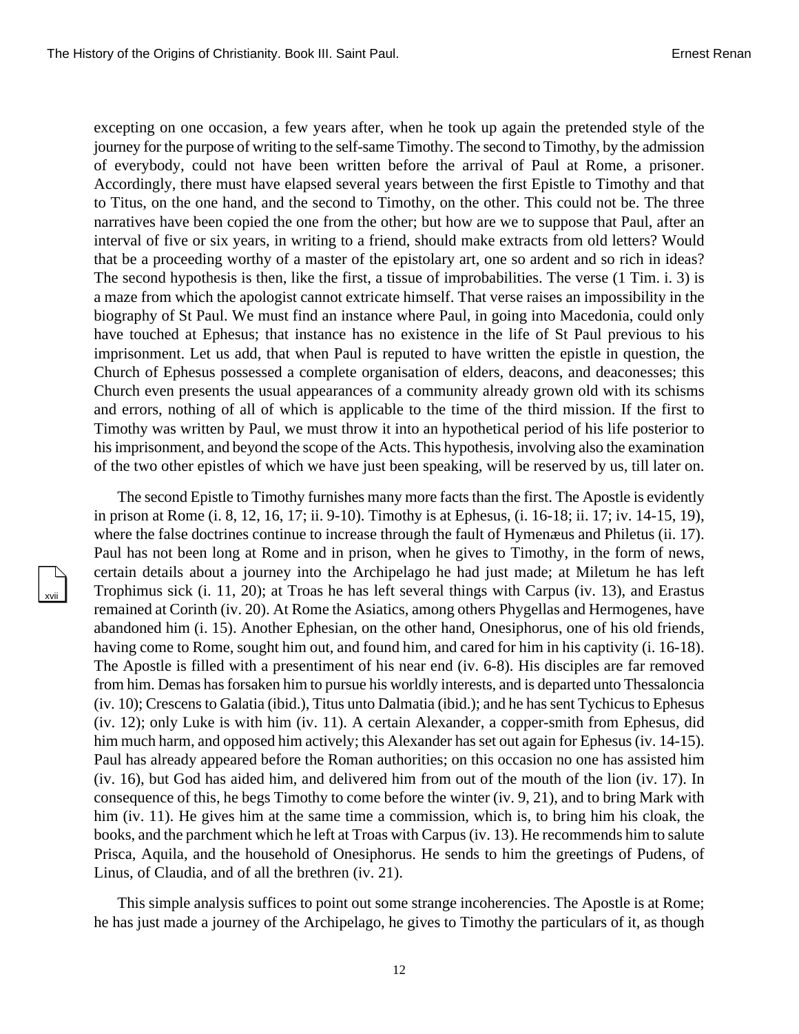excepting on one occasion, a few years after, when he took up again the pretended style of the journey for the purpose of writing to the self-same Timothy. The second to Timothy, by the admission of everybody, could not have been written before the arrival of Paul at Rome, a prisoner. Accordingly, there must have elapsed several years between the first Epistle to Timothy and that to Titus, on the one hand, and the second to Timothy, on the other. This could not be. The three narratives have been copied the one from the other; but how are we to suppose that Paul, after an interval of five or six years, in writing to a friend, should make extracts from old letters? Would that be a proceeding worthy of a master of the epistolary art, one so ardent and so rich in ideas? The second hypothesis is then, like the first, a tissue of improbabilities. The verse (1 Tim. i. 3) is a maze from which the apologist cannot extricate himself. That verse raises an impossibility in the biography of St Paul. We must find an instance where Paul, in going into Macedonia, could only have touched at Ephesus; that instance has no existence in the life of St Paul previous to his imprisonment. Let us add, that when Paul is reputed to have written the epistle in question, the Church of Ephesus possessed a complete organisation of elders, deacons, and deaconesses; this Church even presents the usual appearances of a community already grown old with its schisms and errors, nothing of all of which is applicable to the time of the third mission. If the first to Timothy was written by Paul, we must throw it into an hypothetical period of his life posterior to his imprisonment, and beyond the scope of the Acts. This hypothesis, involving also the examination of the two other epistles of which we have just been speaking, will be reserved by us, till later on.

The second Epistle to Timothy furnishes many more facts than the first. The Apostle is evidently in prison at Rome (i. 8, 12, 16, 17; ii. 9-10). Timothy is at Ephesus, (i. 16-18; ii. 17; iv. 14-15, 19), where the false doctrines continue to increase through the fault of Hymenæus and Philetus (ii. 17). Paul has not been long at Rome and in prison, when he gives to Timothy, in the form of news, certain details about a journey into the Archipelago he had just made; at Miletum he has left Trophimus sick (i. 11, 20); at Troas he has left several things with Carpus (iv. 13), and Erastus remained at Corinth (iv. 20). At Rome the Asiatics, among others Phygellas and Hermogenes, have abandoned him (i. 15). Another Ephesian, on the other hand, Onesiphorus, one of his old friends, having come to Rome, sought him out, and found him, and cared for him in his captivity (i. 16-18). The Apostle is filled with a presentiment of his near end (iv. 6-8). His disciples are far removed from him. Demas has forsaken him to pursue his worldly interests, and is departed unto Thessaloncia (iv. 10); Crescens to Galatia (ibid.), Titus unto Dalmatia (ibid.); and he has sent Tychicus to Ephesus (iv. 12); only Luke is with him (iv. 11). A certain Alexander, a copper-smith from Ephesus, did him much harm, and opposed him actively; this Alexander has set out again for Ephesus (iv. 14-15). Paul has already appeared before the Roman authorities; on this occasion no one has assisted him (iv. 16), but God has aided him, and delivered him from out of the mouth of the lion (iv. 17). In consequence of this, he begs Timothy to come before the winter (iv. 9, 21), and to bring Mark with him (iv. 11). He gives him at the same time a commission, which is, to bring him his cloak, the books, and the parchment which he left at Troas with Carpus (iv. 13). He recommends him to salute Prisca, Aquila, and the household of Onesiphorus. He sends to him the greetings of Pudens, of Linus, of Claudia, and of all the brethren (iv. 21).

This simple analysis suffices to point out some strange incoherencies. The Apostle is at Rome; he has just made a journey of the Archipelago, he gives to Timothy the particulars of it, as though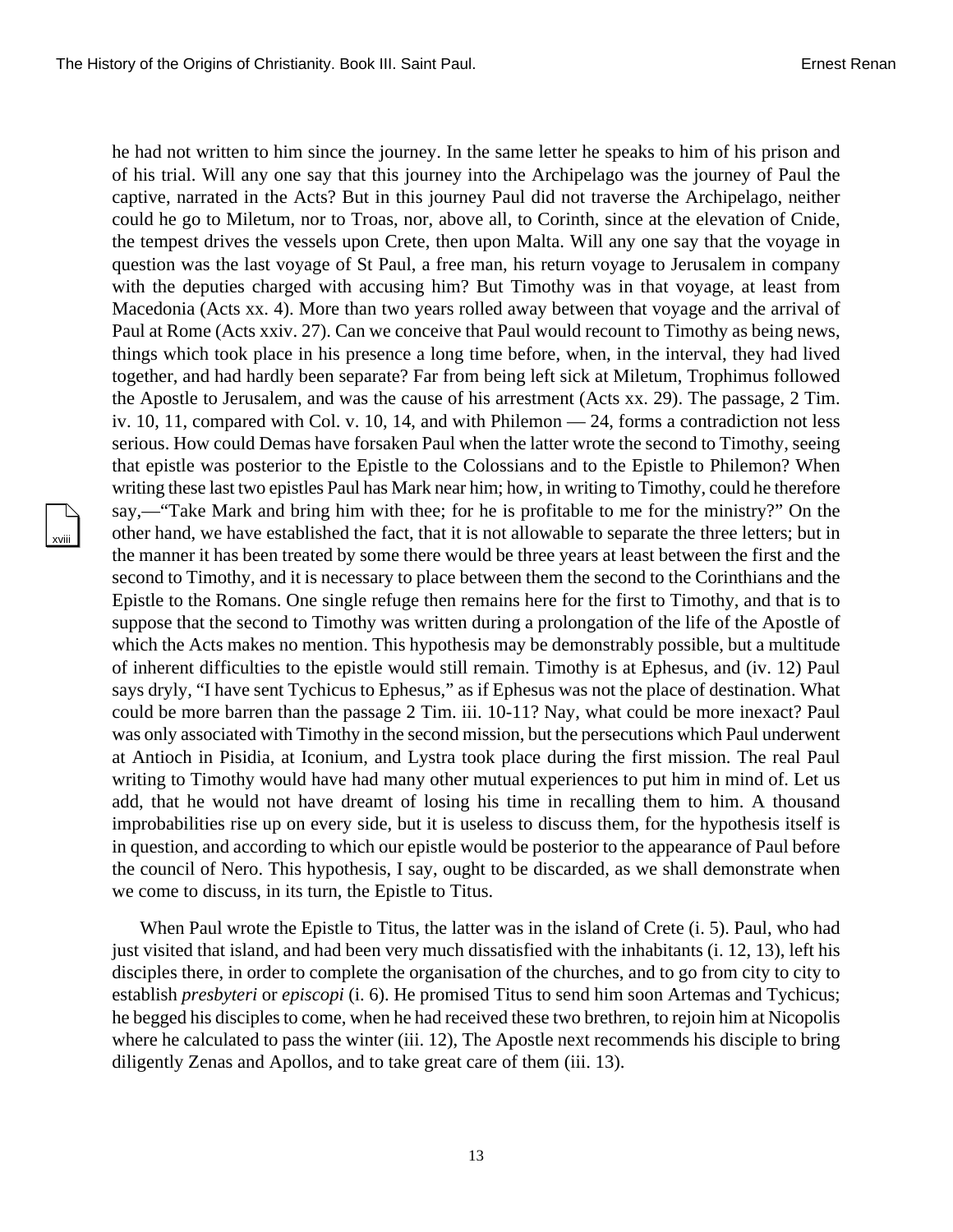he had not written to him since the journey. In the same letter he speaks to him of his prison and of his trial. Will any one say that this journey into the Archipelago was the journey of Paul the captive, narrated in the Acts? But in this journey Paul did not traverse the Archipelago, neither could he go to Miletum, nor to Troas, nor, above all, to Corinth, since at the elevation of Cnide, the tempest drives the vessels upon Crete, then upon Malta. Will any one say that the voyage in question was the last voyage of St Paul, a free man, his return voyage to Jerusalem in company with the deputies charged with accusing him? But Timothy was in that voyage, at least from Macedonia (Acts xx. 4). More than two years rolled away between that voyage and the arrival of Paul at Rome (Acts xxiv. 27). Can we conceive that Paul would recount to Timothy as being news, things which took place in his presence a long time before, when, in the interval, they had lived together, and had hardly been separate? Far from being left sick at Miletum, Trophimus followed the Apostle to Jerusalem, and was the cause of his arrestment (Acts xx. 29). The passage, 2 Tim. iv. 10, 11, compared with Col. v. 10, 14, and with Philemon — 24, forms a contradiction not less serious. How could Demas have forsaken Paul when the latter wrote the second to Timothy, seeing that epistle was posterior to the Epistle to the Colossians and to the Epistle to Philemon? When writing these last two epistles Paul has Mark near him; how, in writing to Timothy, could he therefore say,—"Take Mark and bring him with thee; for he is profitable to me for the ministry?" On the other hand, we have established the fact, that it is not allowable to separate the three letters; but in the manner it has been treated by some there would be three years at least between the first and the second to Timothy, and it is necessary to place between them the second to the Corinthians and the Epistle to the Romans. One single refuge then remains here for the first to Timothy, and that is to suppose that the second to Timothy was written during a prolongation of the life of the Apostle of which the Acts makes no mention. This hypothesis may be demonstrably possible, but a multitude of inherent difficulties to the epistle would still remain. Timothy is at Ephesus, and (iv. 12) Paul says dryly, "I have sent Tychicus to Ephesus," as if Ephesus was not the place of destination. What could be more barren than the passage 2 Tim. iii. 10-11? Nay, what could be more inexact? Paul was only associated with Timothy in the second mission, but the persecutions which Paul underwent at Antioch in Pisidia, at Iconium, and Lystra took place during the first mission. The real Paul writing to Timothy would have had many other mutual experiences to put him in mind of. Let us add, that he would not have dreamt of losing his time in recalling them to him. A thousand improbabilities rise up on every side, but it is useless to discuss them, for the hypothesis itself is in question, and according to which our epistle would be posterior to the appearance of Paul before the council of Nero. This hypothesis, I say, ought to be discarded, as we shall demonstrate when we come to discuss, in its turn, the Epistle to Titus.

When Paul wrote the Epistle to Titus, the latter was in the island of Crete (i. 5). Paul, who had just visited that island, and had been very much dissatisfied with the inhabitants (i. 12, 13), left his disciples there, in order to complete the organisation of the churches, and to go from city to city to establish *presbyteri* or *episcopi* (i. 6). He promised Titus to send him soon Artemas and Tychicus; he begged his disciples to come, when he had received these two brethren, to rejoin him at Nicopolis where he calculated to pass the winter (iii. 12), The Apostle next recommends his disciple to bring diligently Zenas and Apollos, and to take great care of them (iii. 13).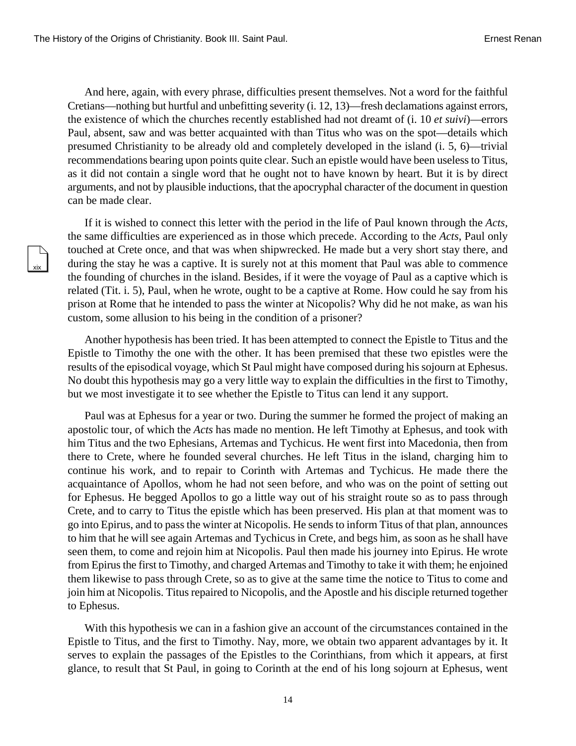And here, again, with every phrase, difficulties present themselves. Not a word for the faithful Cretians—nothing but hurtful and unbefitting severity (i. 12, 13)—fresh declamations against errors, the existence of which the churches recently established had not dreamt of (i. 10 *et suivi*)—errors Paul, absent, saw and was better acquainted with than Titus who was on the spot—details which presumed Christianity to be already old and completely developed in the island (i. 5, 6)—trivial recommendations bearing upon points quite clear. Such an epistle would have been useless to Titus, as it did not contain a single word that he ought not to have known by heart. But it is by direct arguments, and not by plausible inductions, that the apocryphal character of the document in question can be made clear.

If it is wished to connect this letter with the period in the life of Paul known through the *Acts*, the same difficulties are experienced as in those which precede. According to the *Acts*, Paul only touched at Crete once, and that was when shipwrecked. He made but a very short stay there, and during the stay he was a captive. It is surely not at this moment that Paul was able to commence the founding of churches in the island. Besides, if it were the voyage of Paul as a captive which is related (Tit. i. 5), Paul, when he wrote, ought to be a captive at Rome. How could he say from his prison at Rome that he intended to pass the winter at Nicopolis? Why did he not make, as wan his custom, some allusion to his being in the condition of a prisoner?

Another hypothesis has been tried. It has been attempted to connect the Epistle to Titus and the Epistle to Timothy the one with the other. It has been premised that these two epistles were the results of the episodical voyage, which St Paul might have composed during his sojourn at Ephesus. No doubt this hypothesis may go a very little way to explain the difficulties in the first to Timothy, but we most investigate it to see whether the Epistle to Titus can lend it any support.

Paul was at Ephesus for a year or two. During the summer he formed the project of making an apostolic tour, of which the *Acts* has made no mention. He left Timothy at Ephesus, and took with him Titus and the two Ephesians, Artemas and Tychicus. He went first into Macedonia, then from there to Crete, where he founded several churches. He left Titus in the island, charging him to continue his work, and to repair to Corinth with Artemas and Tychicus. He made there the acquaintance of Apollos, whom he had not seen before, and who was on the point of setting out for Ephesus. He begged Apollos to go a little way out of his straight route so as to pass through Crete, and to carry to Titus the epistle which has been preserved. His plan at that moment was to go into Epirus, and to pass the winter at Nicopolis. He sends to inform Titus of that plan, announces to him that he will see again Artemas and Tychicus in Crete, and begs him, as soon as he shall have seen them, to come and rejoin him at Nicopolis. Paul then made his journey into Epirus. He wrote from Epirus the first to Timothy, and charged Artemas and Timothy to take it with them; he enjoined them likewise to pass through Crete, so as to give at the same time the notice to Titus to come and join him at Nicopolis. Titus repaired to Nicopolis, and the Apostle and his disciple returned together to Ephesus.

With this hypothesis we can in a fashion give an account of the circumstances contained in the Epistle to Titus, and the first to Timothy. Nay, more, we obtain two apparent advantages by it. It serves to explain the passages of the Epistles to the Corinthians, from which it appears, at first glance, to result that St Paul, in going to Corinth at the end of his long sojourn at Ephesus, went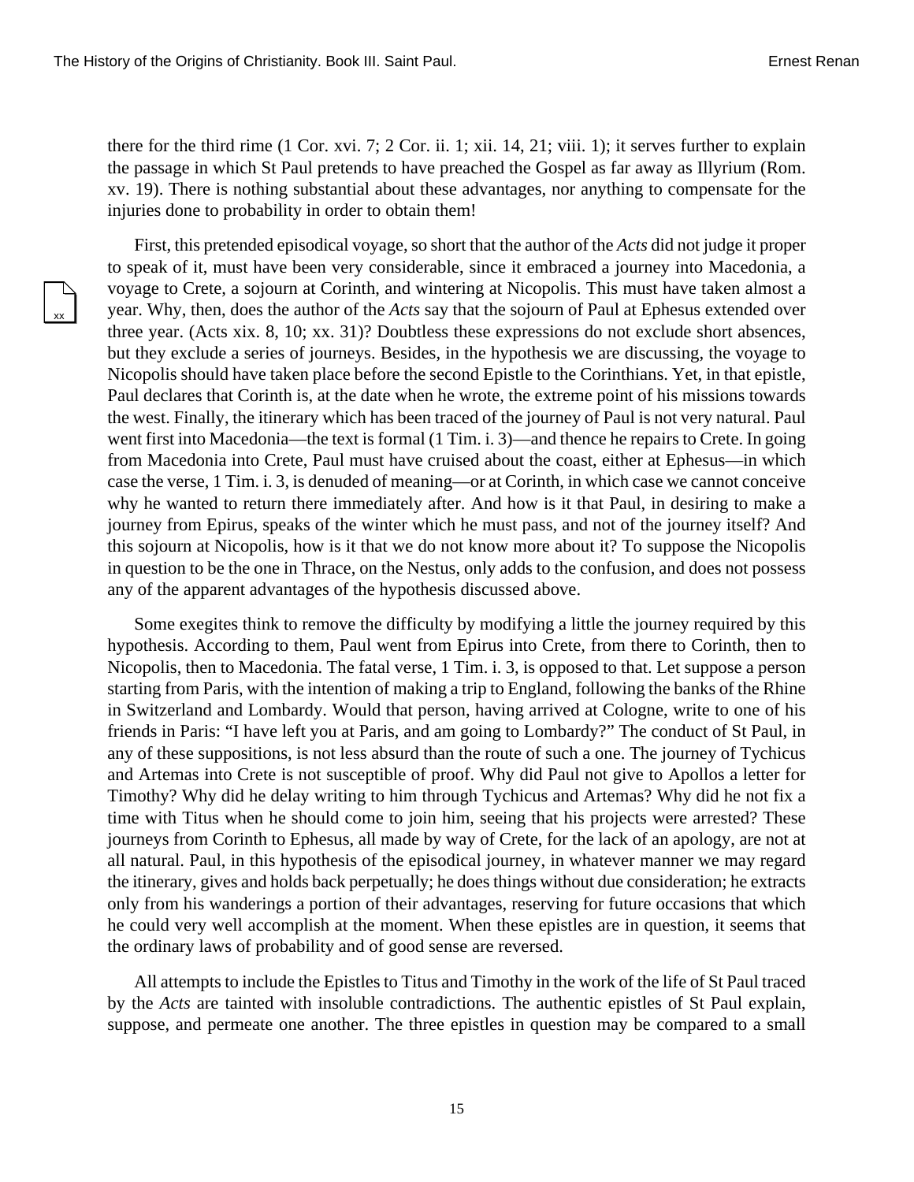there for the third rime (1 Cor. xvi. 7; 2 Cor. ii. 1; xii. 14, 21; viii. 1); it serves further to explain the passage in which St Paul pretends to have preached the Gospel as far away as Illyrium (Rom. xv. 19). There is nothing substantial about these advantages, nor anything to compensate for the injuries done to probability in order to obtain them!

First, this pretended episodical voyage, so short that the author of the *Acts* did not judge it proper to speak of it, must have been very considerable, since it embraced a journey into Macedonia, a voyage to Crete, a sojourn at Corinth, and wintering at Nicopolis. This must have taken almost a year. Why, then, does the author of the *Acts* say that the sojourn of Paul at Ephesus extended over three year. (Acts xix. 8, 10; xx. 31)? Doubtless these expressions do not exclude short absences, but they exclude a series of journeys. Besides, in the hypothesis we are discussing, the voyage to Nicopolis should have taken place before the second Epistle to the Corinthians. Yet, in that epistle, Paul declares that Corinth is, at the date when he wrote, the extreme point of his missions towards the west. Finally, the itinerary which has been traced of the journey of Paul is not very natural. Paul went first into Macedonia—the text is formal (1 Tim. i. 3)—and thence he repairs to Crete. In going from Macedonia into Crete, Paul must have cruised about the coast, either at Ephesus—in which case the verse, 1 Tim. i. 3, is denuded of meaning—or at Corinth, in which case we cannot conceive why he wanted to return there immediately after. And how is it that Paul, in desiring to make a journey from Epirus, speaks of the winter which he must pass, and not of the journey itself? And this sojourn at Nicopolis, how is it that we do not know more about it? To suppose the Nicopolis in question to be the one in Thrace, on the Nestus, only adds to the confusion, and does not possess any of the apparent advantages of the hypothesis discussed above.

Some exegites think to remove the difficulty by modifying a little the journey required by this hypothesis. According to them, Paul went from Epirus into Crete, from there to Corinth, then to Nicopolis, then to Macedonia. The fatal verse, 1 Tim. i. 3, is opposed to that. Let suppose a person starting from Paris, with the intention of making a trip to England, following the banks of the Rhine in Switzerland and Lombardy. Would that person, having arrived at Cologne, write to one of his friends in Paris: "I have left you at Paris, and am going to Lombardy?" The conduct of St Paul, in any of these suppositions, is not less absurd than the route of such a one. The journey of Tychicus and Artemas into Crete is not susceptible of proof. Why did Paul not give to Apollos a letter for Timothy? Why did he delay writing to him through Tychicus and Artemas? Why did he not fix a time with Titus when he should come to join him, seeing that his projects were arrested? These journeys from Corinth to Ephesus, all made by way of Crete, for the lack of an apology, are not at all natural. Paul, in this hypothesis of the episodical journey, in whatever manner we may regard the itinerary, gives and holds back perpetually; he does things without due consideration; he extracts only from his wanderings a portion of their advantages, reserving for future occasions that which he could very well accomplish at the moment. When these epistles are in question, it seems that the ordinary laws of probability and of good sense are reversed.

All attempts to include the Epistles to Titus and Timothy in the work of the life of St Paul traced by the *Acts* are tainted with insoluble contradictions. The authentic epistles of St Paul explain, suppose, and permeate one another. The three epistles in question may be compared to a small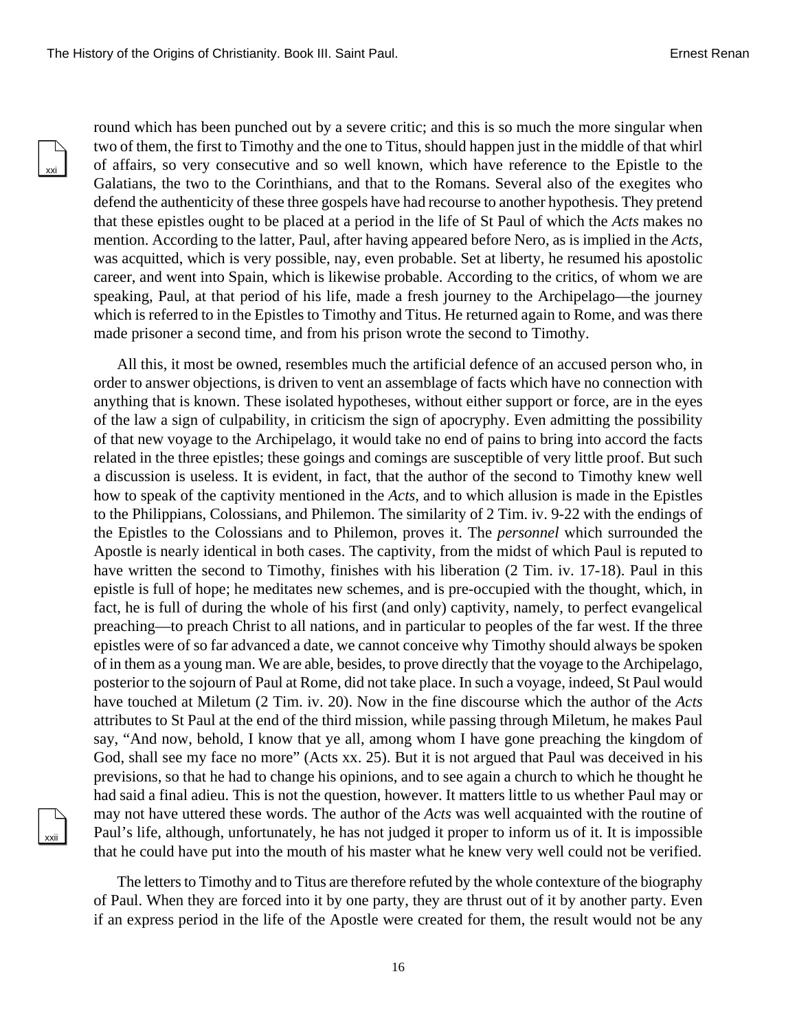round which has been punched out by a severe critic; and this is so much the more singular when two of them, the first to Timothy and the one to Titus, should happen just in the middle of that whirl of affairs, so very consecutive and so well known, which have reference to the Epistle to the Galatians, the two to the Corinthians, and that to the Romans. Several also of the exegites who defend the authenticity of these three gospels have had recourse to another hypothesis. They pretend that these epistles ought to be placed at a period in the life of St Paul of which the *Acts* makes no mention. According to the latter, Paul, after having appeared before Nero, as is implied in the *Acts*, was acquitted, which is very possible, nay, even probable. Set at liberty, he resumed his apostolic career, and went into Spain, which is likewise probable. According to the critics, of whom we are speaking, Paul, at that period of his life, made a fresh journey to the Archipelago—the journey which is referred to in the Epistles to Timothy and Titus. He returned again to Rome, and was there made prisoner a second time, and from his prison wrote the second to Timothy.

All this, it most be owned, resembles much the artificial defence of an accused person who, in order to answer objections, is driven to vent an assemblage of facts which have no connection with anything that is known. These isolated hypotheses, without either support or force, are in the eyes of the law a sign of culpability, in criticism the sign of apocryphy. Even admitting the possibility of that new voyage to the Archipelago, it would take no end of pains to bring into accord the facts related in the three epistles; these goings and comings are susceptible of very little proof. But such a discussion is useless. It is evident, in fact, that the author of the second to Timothy knew well how to speak of the captivity mentioned in the *Acts*, and to which allusion is made in the Epistles to the Philippians, Colossians, and Philemon. The similarity of 2 Tim. iv. 9-22 with the endings of the Epistles to the Colossians and to Philemon, proves it. The *personnel* which surrounded the Apostle is nearly identical in both cases. The captivity, from the midst of which Paul is reputed to have written the second to Timothy, finishes with his liberation (2 Tim. iv. 17-18). Paul in this epistle is full of hope; he meditates new schemes, and is pre-occupied with the thought, which, in fact, he is full of during the whole of his first (and only) captivity, namely, to perfect evangelical preaching—to preach Christ to all nations, and in particular to peoples of the far west. If the three epistles were of so far advanced a date, we cannot conceive why Timothy should always be spoken of in them as a young man. We are able, besides, to prove directly that the voyage to the Archipelago, posterior to the sojourn of Paul at Rome, did not take place. In such a voyage, indeed, St Paul would have touched at Miletum (2 Tim. iv. 20). Now in the fine discourse which the author of the *Acts* attributes to St Paul at the end of the third mission, while passing through Miletum, he makes Paul say, "And now, behold, I know that ye all, among whom I have gone preaching the kingdom of God, shall see my face no more" (Acts xx. 25). But it is not argued that Paul was deceived in his previsions, so that he had to change his opinions, and to see again a church to which he thought he had said a final adieu. This is not the question, however. It matters little to us whether Paul may or may not have uttered these words. The author of the *Acts* was well acquainted with the routine of Paul's life, although, unfortunately, he has not judged it proper to inform us of it. It is impossible that he could have put into the mouth of his master what he knew very well could not be verified.

The letters to Timothy and to Titus are therefore refuted by the whole contexture of the biography of Paul. When they are forced into it by one party, they are thrust out of it by another party. Even if an express period in the life of the Apostle were created for them, the result would not be any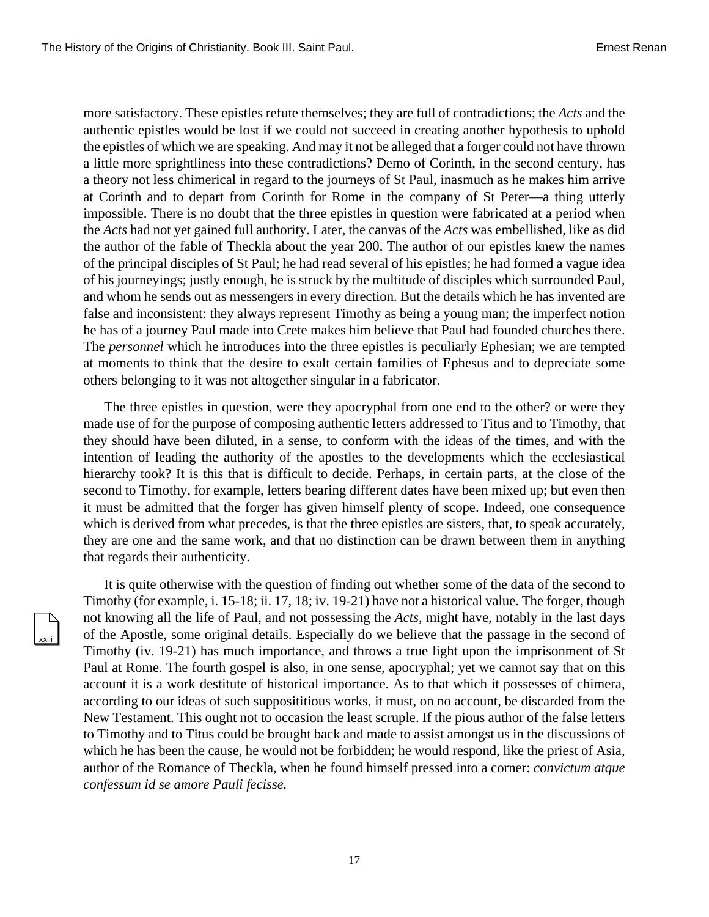more satisfactory. These epistles refute themselves; they are full of contradictions; the *Acts* and the authentic epistles would be lost if we could not succeed in creating another hypothesis to uphold the epistles of which we are speaking. And may it not be alleged that a forger could not have thrown a little more sprightliness into these contradictions? Demo of Corinth, in the second century, has a theory not less chimerical in regard to the journeys of St Paul, inasmuch as he makes him arrive at Corinth and to depart from Corinth for Rome in the company of St Peter—a thing utterly impossible. There is no doubt that the three epistles in question were fabricated at a period when the *Acts* had not yet gained full authority. Later, the canvas of the *Acts* was embellished, like as did the author of the fable of Theckla about the year 200. The author of our epistles knew the names of the principal disciples of St Paul; he had read several of his epistles; he had formed a vague idea of his journeyings; justly enough, he is struck by the multitude of disciples which surrounded Paul, and whom he sends out as messengers in every direction. But the details which he has invented are false and inconsistent: they always represent Timothy as being a young man; the imperfect notion he has of a journey Paul made into Crete makes him believe that Paul had founded churches there. The *personnel* which he introduces into the three epistles is peculiarly Ephesian; we are tempted at moments to think that the desire to exalt certain families of Ephesus and to depreciate some others belonging to it was not altogether singular in a fabricator.

The three epistles in question, were they apocryphal from one end to the other? or were they made use of for the purpose of composing authentic letters addressed to Titus and to Timothy, that they should have been diluted, in a sense, to conform with the ideas of the times, and with the intention of leading the authority of the apostles to the developments which the ecclesiastical hierarchy took? It is this that is difficult to decide. Perhaps, in certain parts, at the close of the second to Timothy, for example, letters bearing different dates have been mixed up; but even then it must be admitted that the forger has given himself plenty of scope. Indeed, one consequence which is derived from what precedes, is that the three epistles are sisters, that, to speak accurately, they are one and the same work, and that no distinction can be drawn between them in anything that regards their authenticity.

It is quite otherwise with the question of finding out whether some of the data of the second to Timothy (for example, i. 15-18; ii. 17, 18; iv. 19-21) have not a historical value. The forger, though not knowing all the life of Paul, and not possessing the *Acts*, might have, notably in the last days of the Apostle, some original details. Especially do we believe that the passage in the second of Timothy (iv. 19-21) has much importance, and throws a true light upon the imprisonment of St Paul at Rome. The fourth gospel is also, in one sense, apocryphal; yet we cannot say that on this account it is a work destitute of historical importance. As to that which it possesses of chimera, according to our ideas of such supposititious works, it must, on no account, be discarded from the New Testament. This ought not to occasion the least scruple. If the pious author of the false letters to Timothy and to Titus could be brought back and made to assist amongst us in the discussions of which he has been the cause, he would not be forbidden; he would respond, like the priest of Asia, author of the Romance of Theckla, when he found himself pressed into a corner: *convictum atque confessum id se amore Pauli fecisse.*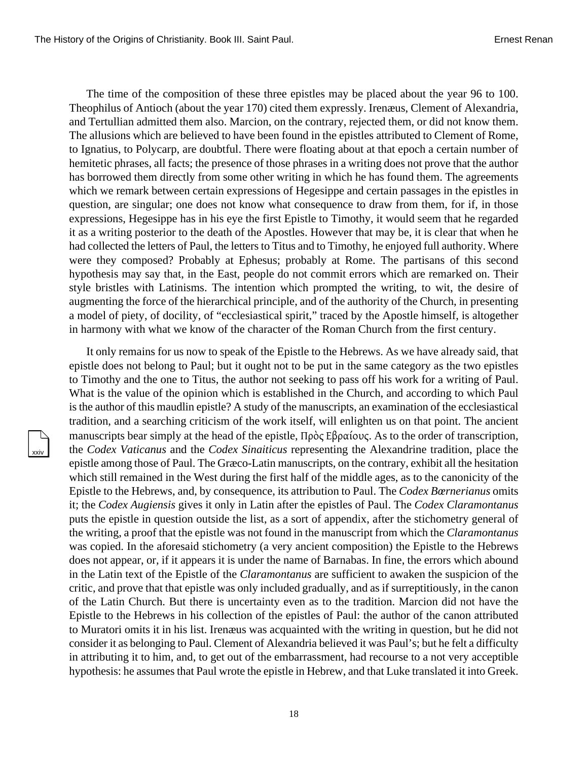The time of the composition of these three epistles may be placed about the year 96 to 100. Theophilus of Antioch (about the year 170) cited them expressly. Irenæus, Clement of Alexandria, and Tertullian admitted them also. Marcion, on the contrary, rejected them, or did not know them. The allusions which are believed to have been found in the epistles attributed to Clement of Rome, to Ignatius, to Polycarp, are doubtful. There were floating about at that epoch a certain number of hemitetic phrases, all facts; the presence of those phrases in a writing does not prove that the author has borrowed them directly from some other writing in which he has found them. The agreements which we remark between certain expressions of Hegesippe and certain passages in the epistles in question, are singular; one does not know what consequence to draw from them, for if, in those expressions, Hegesippe has in his eye the first Epistle to Timothy, it would seem that he regarded it as a writing posterior to the death of the Apostles. However that may be, it is clear that when he had collected the letters of Paul, the letters to Titus and to Timothy, he enjoyed full authority. Where were they composed? Probably at Ephesus; probably at Rome. The partisans of this second hypothesis may say that, in the East, people do not commit errors which are remarked on. Their style bristles with Latinisms. The intention which prompted the writing, to wit, the desire of augmenting the force of the hierarchical principle, and of the authority of the Church, in presenting a model of piety, of docility, of "ecclesiastical spirit," traced by the Apostle himself, is altogether in harmony with what we know of the character of the Roman Church from the first century.

It only remains for us now to speak of the Epistle to the Hebrews. As we have already said, that epistle does not belong to Paul; but it ought not to be put in the same category as the two epistles to Timothy and the one to Titus, the author not seeking to pass off his work for a writing of Paul. What is the value of the opinion which is established in the Church, and according to which Paul is the author of this maudlin epistle? A study of the manuscripts, an examination of the ecclesiastical tradition, and a searching criticism of the work itself, will enlighten us on that point. The ancient manuscripts bear simply at the head of the epistle, Πρὸς Εβραίους. As to the order of transcription, the *Codex Vaticanus* and the *Codex Sinaiticus* representing the Alexandrine tradition, place the epistle among those of Paul. The Græco-Latin manuscripts, on the contrary, exhibit all the hesitation which still remained in the West during the first half of the middle ages, as to the canonicity of the Epistle to the Hebrews, and, by consequence, its attribution to Paul. The *Codex Bœrnerianus* omits it; the *Codex Augiensis* gives it only in Latin after the epistles of Paul. The *Codex Claramontanus* puts the epistle in question outside the list, as a sort of appendix, after the stichometry general of the writing, a proof that the epistle was not found in the manuscript from which the *Claramontanus* was copied. In the aforesaid stichometry (a very ancient composition) the Epistle to the Hebrews does not appear, or, if it appears it is under the name of Barnabas. In fine, the errors which abound in the Latin text of the Epistle of the *Claramontanus* are sufficient to awaken the suspicion of the critic, and prove that that epistle was only included gradually, and as if surreptitiously, in the canon of the Latin Church. But there is uncertainty even as to the tradition. Marcion did not have the Epistle to the Hebrews in his collection of the epistles of Paul: the author of the canon attributed to Muratori omits it in his list. Irenæus was acquainted with the writing in question, but he did not consider it as belonging to Paul. Clement of Alexandria believed it was Paul's; but he felt a difficulty in attributing it to him, and, to get out of the embarrassment, had recourse to a not very acceptible hypothesis: he assumes that Paul wrote the epistle in Hebrew, and that Luke translated it into Greek.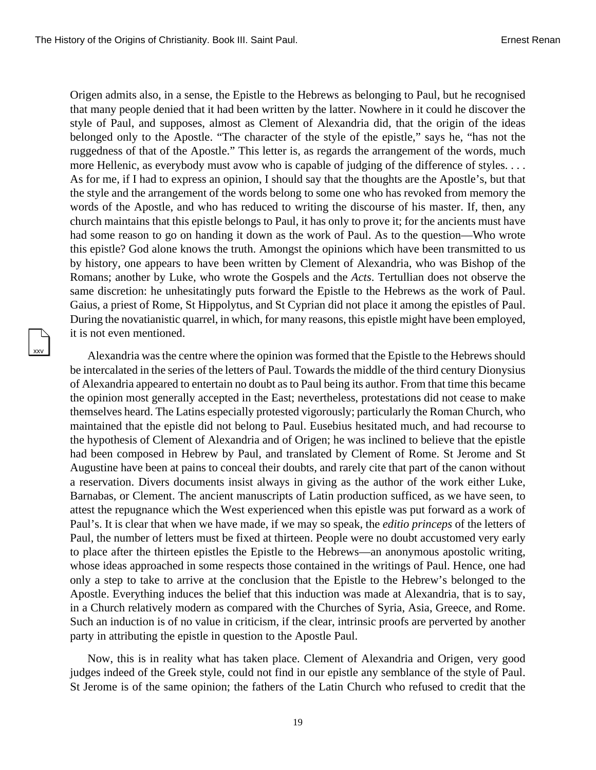Origen admits also, in a sense, the Epistle to the Hebrews as belonging to Paul, but he recognised that many people denied that it had been written by the latter. Nowhere in it could he discover the style of Paul, and supposes, almost as Clement of Alexandria did, that the origin of the ideas belonged only to the Apostle. "The character of the style of the epistle," says he, "has not the ruggedness of that of the Apostle." This letter is, as regards the arrangement of the words, much more Hellenic, as everybody must avow who is capable of judging of the difference of styles. . . . As for me, if I had to express an opinion, I should say that the thoughts are the Apostle's, but that the style and the arrangement of the words belong to some one who has revoked from memory the words of the Apostle, and who has reduced to writing the discourse of his master. If, then, any church maintains that this epistle belongs to Paul, it has only to prove it; for the ancients must have had some reason to go on handing it down as the work of Paul. As to the question—Who wrote this epistle? God alone knows the truth. Amongst the opinions which have been transmitted to us by history, one appears to have been written by Clement of Alexandria, who was Bishop of the Romans; another by Luke, who wrote the Gospels and the *Acts*. Tertullian does not observe the same discretion: he unhesitatingly puts forward the Epistle to the Hebrews as the work of Paul. Gaius, a priest of Rome, St Hippolytus, and St Cyprian did not place it among the epistles of Paul. During the novatianistic quarrel, in which, for many reasons, this epistle might have been employed, it is not even mentioned.

Alexandria was the centre where the opinion was formed that the Epistle to the Hebrews should be intercalated in the series of the letters of Paul. Towards the middle of the third century Dionysius of Alexandria appeared to entertain no doubt as to Paul being its author. From that time this became the opinion most generally accepted in the East; nevertheless, protestations did not cease to make themselves heard. The Latins especially protested vigorously; particularly the Roman Church, who maintained that the epistle did not belong to Paul. Eusebius hesitated much, and had recourse to the hypothesis of Clement of Alexandria and of Origen; he was inclined to believe that the epistle had been composed in Hebrew by Paul, and translated by Clement of Rome. St Jerome and St Augustine have been at pains to conceal their doubts, and rarely cite that part of the canon without a reservation. Divers documents insist always in giving as the author of the work either Luke, Barnabas, or Clement. The ancient manuscripts of Latin production sufficed, as we have seen, to attest the repugnance which the West experienced when this epistle was put forward as a work of Paul's. It is clear that when we have made, if we may so speak, the *editio princeps* of the letters of Paul, the number of letters must be fixed at thirteen. People were no doubt accustomed very early to place after the thirteen epistles the Epistle to the Hebrews—an anonymous apostolic writing, whose ideas approached in some respects those contained in the writings of Paul. Hence, one had only a step to take to arrive at the conclusion that the Epistle to the Hebrew's belonged to the Apostle. Everything induces the belief that this induction was made at Alexandria, that is to say, in a Church relatively modern as compared with the Churches of Syria, Asia, Greece, and Rome. Such an induction is of no value in criticism, if the clear, intrinsic proofs are perverted by another party in attributing the epistle in question to the Apostle Paul.

Now, this is in reality what has taken place. Clement of Alexandria and Origen, very good judges indeed of the Greek style, could not find in our epistle any semblance of the style of Paul. St Jerome is of the same opinion; the fathers of the Latin Church who refused to credit that the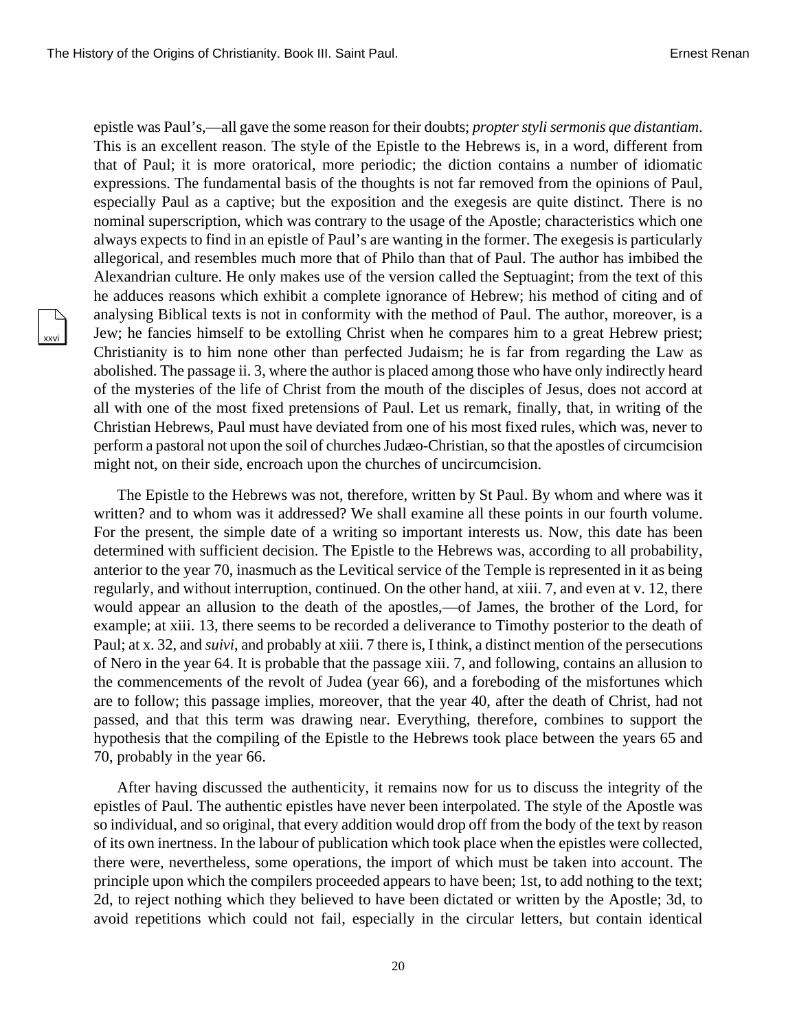epistle was Paul's,—all gave the some reason for their doubts; *propter styli sermonis que distantiam*. This is an excellent reason. The style of the Epistle to the Hebrews is, in a word, different from that of Paul; it is more oratorical, more periodic; the diction contains a number of idiomatic expressions. The fundamental basis of the thoughts is not far removed from the opinions of Paul, especially Paul as a captive; but the exposition and the exegesis are quite distinct. There is no nominal superscription, which was contrary to the usage of the Apostle; characteristics which one always expects to find in an epistle of Paul's are wanting in the former. The exegesis is particularly allegorical, and resembles much more that of Philo than that of Paul. The author has imbibed the Alexandrian culture. He only makes use of the version called the Septuagint; from the text of this he adduces reasons which exhibit a complete ignorance of Hebrew; his method of citing and of analysing Biblical texts is not in conformity with the method of Paul. The author, moreover, is a Jew; he fancies himself to be extolling Christ when he compares him to a great Hebrew priest; Christianity is to him none other than perfected Judaism; he is far from regarding the Law as abolished. The passage ii. 3, where the author is placed among those who have only indirectly heard of the mysteries of the life of Christ from the mouth of the disciples of Jesus, does not accord at all with one of the most fixed pretensions of Paul. Let us remark, finally, that, in writing of the Christian Hebrews, Paul must have deviated from one of his most fixed rules, which was, never to perform a pastoral not upon the soil of churches Judæo-Christian, so that the apostles of circumcision might not, on their side, encroach upon the churches of uncircumcision.

The Epistle to the Hebrews was not, therefore, written by St Paul. By whom and where was it written? and to whom was it addressed? We shall examine all these points in our fourth volume. For the present, the simple date of a writing so important interests us. Now, this date has been determined with sufficient decision. The Epistle to the Hebrews was, according to all probability, anterior to the year 70, inasmuch as the Levitical service of the Temple is represented in it as being regularly, and without interruption, continued. On the other hand, at xiii. 7, and even at v. 12, there would appear an allusion to the death of the apostles,—of James, the brother of the Lord, for example; at xiii. 13, there seems to be recorded a deliverance to Timothy posterior to the death of Paul; at x. 32, and *suivi*, and probably at xiii. 7 there is, I think, a distinct mention of the persecutions of Nero in the year 64. It is probable that the passage xiii. 7, and following, contains an allusion to the commencements of the revolt of Judea (year 66), and a foreboding of the misfortunes which are to follow; this passage implies, moreover, that the year 40, after the death of Christ, had not passed, and that this term was drawing near. Everything, therefore, combines to support the hypothesis that the compiling of the Epistle to the Hebrews took place between the years 65 and 70, probably in the year 66.

After having discussed the authenticity, it remains now for us to discuss the integrity of the epistles of Paul. The authentic epistles have never been interpolated. The style of the Apostle was so individual, and so original, that every addition would drop off from the body of the text by reason of its own inertness. In the labour of publication which took place when the epistles were collected, there were, nevertheless, some operations, the import of which must be taken into account. The principle upon which the compilers proceeded appears to have been; 1st, to add nothing to the text; 2d, to reject nothing which they believed to have been dictated or written by the Apostle; 3d, to avoid repetitions which could not fail, especially in the circular letters, but contain identical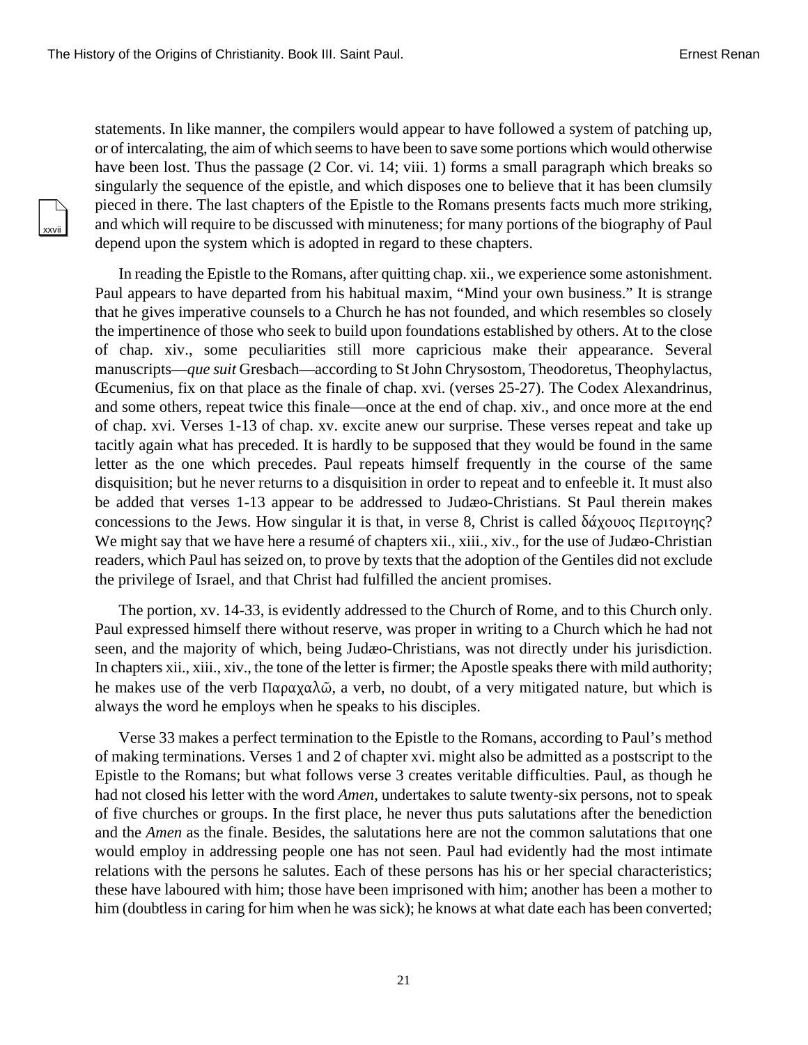statements. In like manner, the compilers would appear to have followed a system of patching up, or of intercalating, the aim of which seems to have been to save some portions which would otherwise have been lost. Thus the passage (2 Cor. vi. 14; viii. 1) forms a small paragraph which breaks so singularly the sequence of the epistle, and which disposes one to believe that it has been clumsily pieced in there. The last chapters of the Epistle to the Romans presents facts much more striking, and which will require to be discussed with minuteness; for many portions of the biography of Paul depend upon the system which is adopted in regard to these chapters.

In reading the Epistle to the Romans, after quitting chap. xii., we experience some astonishment. Paul appears to have departed from his habitual maxim, “Mind your own business.” It is strange that he gives imperative counsels to a Church he has not founded, and which resembles so closely the impertinence of those who seek to build upon foundations established by others. At to the close of chap. xiv., some peculiarities still more capricious make their appearance. Several manuscripts—*que suit* Gresbach—according to St John Chrysostom, Theodoretus, Theophylactus, Œcumenius, fix on that place as the finale of chap. xvi. (verses 25-27). The Codex Alexandrinus, and some others, repeat twice this finale—once at the end of chap. xiv., and once more at the end of chap. xvi. Verses 1-13 of chap. xv. excite anew our surprise. These verses repeat and take up tacitly again what has preceded. It is hardly to be supposed that they would be found in the same letter as the one which precedes. Paul repeats himself frequently in the course of the same disquisition; but he never returns to a disquisition in order to repeat and to enfeeble it. It must also be added that verses 1-13 appear to be addressed to Judæo-Christians. St Paul therein makes concessions to the Jews. How singular it is that, in verse 8, Christ is called δάχουος Περιτογης? We might say that we have here a resumé of chapters xii., xiii., xiv., for the use of Judæo-Christian readers, which Paul has seized on, to prove by texts that the adoption of the Gentiles did not exclude the privilege of Israel, and that Christ had fulfilled the ancient promises.

The portion, xv. 14-33, is evidently addressed to the Church of Rome, and to this Church only. Paul expressed himself there without reserve, was proper in writing to a Church which he had not seen, and the majority of which, being Judæo-Christians, was not directly under his jurisdiction. In chapters xii., xiii., xiv., the tone of the letter is firmer; the Apostle speaks there with mild authority; he makes use of the verb Παραχαλῶ, a verb, no doubt, of a very mitigated nature, but which is always the word he employs when he speaks to his disciples.

Verse 33 makes a perfect termination to the Epistle to the Romans, according to Paul’s method of making terminations. Verses 1 and 2 of chapter xvi. might also be admitted as a postscript to the Epistle to the Romans; but what follows verse 3 creates veritable difficulties. Paul, as though he had not closed his letter with the word *Amen*, undertakes to salute twenty-six persons, not to speak of five churches or groups. In the first place, he never thus puts salutations after the benediction and the *Amen* as the finale. Besides, the salutations here are not the common salutations that one would employ in addressing people one has not seen. Paul had evidently had the most intimate relations with the persons he salutes. Each of these persons has his or her special characteristics; these have laboured with him; those have been imprisoned with him; another has been a mother to him (doubtless in caring for him when he was sick); he knows at what date each has been converted;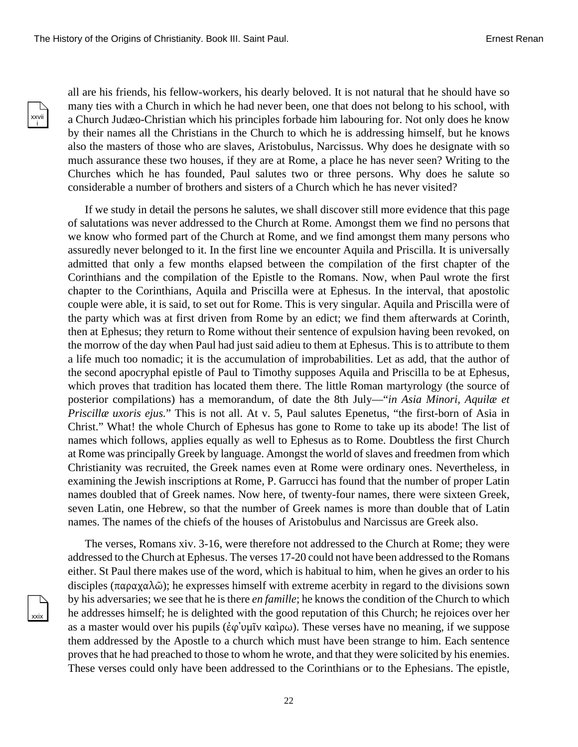all are his friends, his fellow-workers, his dearly beloved. It is not natural that he should have so many ties with a Church in which he had never been, one that does not belong to his school, with a Church Judæo-Christian which his principles forbade him labouring for. Not only does he know by their names all the Christians in the Church to which he is addressing himself, but he knows also the masters of those who are slaves, Aristobulus, Narcissus. Why does he designate with so much assurance these two houses, if they are at Rome, a place he has never seen? Writing to the Churches which he has founded, Paul salutes two or three persons. Why does he salute so considerable a number of brothers and sisters of a Church which he has never visited?

If we study in detail the persons he salutes, we shall discover still more evidence that this page of salutations was never addressed to the Church at Rome. Amongst them we find no persons that we know who formed part of the Church at Rome, and we find amongst them many persons who assuredly never belonged to it. In the first line we encounter Aquila and Priscilla. It is universally admitted that only a few months elapsed between the compilation of the first chapter of the Corinthians and the compilation of the Epistle to the Romans. Now, when Paul wrote the first chapter to the Corinthians, Aquila and Priscilla were at Ephesus. In the interval, that apostolic couple were able, it is said, to set out for Rome. This is very singular. Aquila and Priscilla were of the party which was at first driven from Rome by an edict; we find them afterwards at Corinth, then at Ephesus; they return to Rome without their sentence of expulsion having been revoked, on the morrow of the day when Paul had just said adieu to them at Ephesus. This is to attribute to them a life much too nomadic; it is the accumulation of improbabilities. Let as add, that the author of the second apocryphal epistle of Paul to Timothy supposes Aquila and Priscilla to be at Ephesus, which proves that tradition has located them there. The little Roman martyrology (the source of posterior compilations) has a memorandum, of date the 8th July—"*in Asia Minori, Aquilæ et Priscillæ uxoris ejus.*" This is not all. At v. 5, Paul salutes Epenetus, "the first-born of Asia in Christ." What! the whole Church of Ephesus has gone to Rome to take up its abode! The list of names which follows, applies equally as well to Ephesus as to Rome. Doubtless the first Church at Rome was principally Greek by language. Amongst the world of slaves and freedmen from which Christianity was recruited, the Greek names even at Rome were ordinary ones. Nevertheless, in examining the Jewish inscriptions at Rome, P. Garrucci has found that the number of proper Latin names doubled that of Greek names. Now here, of twenty-four names, there were sixteen Greek, seven Latin, one Hebrew, so that the number of Greek names is more than double that of Latin names. The names of the chiefs of the houses of Aristobulus and Narcissus are Greek also.

The verses, Romans xiv. 3-16, were therefore not addressed to the Church at Rome; they were addressed to the Church at Ephesus. The verses 17-20 could not have been addressed to the Romans either. St Paul there makes use of the word, which is habitual to him, when he gives an order to his disciples (παραχαλῶ); he expresses himself with extreme acerbity in regard to the divisions sown by his adversaries; we see that he is there *en famille*; he knows the condition of the Church to which he addresses himself; he is delighted with the good reputation of this Church; he rejoices over her as a master would over his pupils (ἐφ᾽υμῖν καὶρω). These verses have no meaning, if we suppose them addressed by the Apostle to a church which must have been strange to him. Each sentence proves that he had preached to those to whom he wrote, and that they were solicited by his enemies. These verses could only have been addressed to the Corinthians or to the Ephesians. The epistle,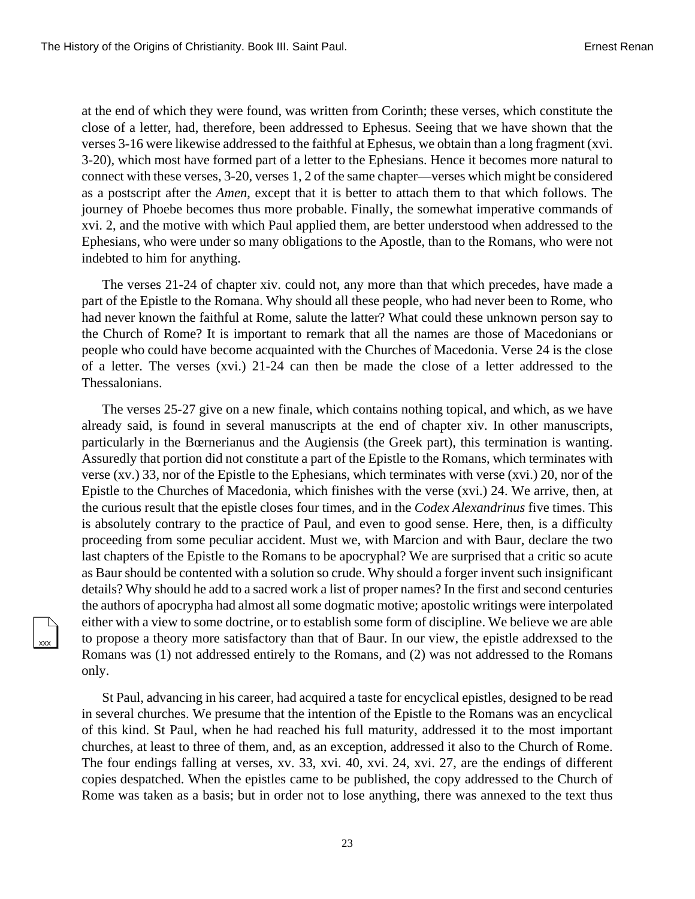at the end of which they were found, was written from Corinth; these verses, which constitute the close of a letter, had, therefore, been addressed to Ephesus. Seeing that we have shown that the verses 3-16 were likewise addressed to the faithful at Ephesus, we obtain than a long fragment (xvi. 3-20), which most have formed part of a letter to the Ephesians. Hence it becomes more natural to connect with these verses, 3-20, verses 1, 2 of the same chapter—verses which might be considered as a postscript after the *Amen*, except that it is better to attach them to that which follows. The journey of Phoebe becomes thus more probable. Finally, the somewhat imperative commands of xvi. 2, and the motive with which Paul applied them, are better understood when addressed to the Ephesians, who were under so many obligations to the Apostle, than to the Romans, who were not indebted to him for anything.

The verses 21-24 of chapter xiv. could not, any more than that which precedes, have made a part of the Epistle to the Romana. Why should all these people, who had never been to Rome, who had never known the faithful at Rome, salute the latter? What could these unknown person say to the Church of Rome? It is important to remark that all the names are those of Macedonians or people who could have become acquainted with the Churches of Macedonia. Verse 24 is the close of a letter. The verses (xvi.) 21-24 can then be made the close of a letter addressed to the Thessalonians.

The verses 25-27 give on a new finale, which contains nothing topical, and which, as we have already said, is found in several manuscripts at the end of chapter xiv. In other manuscripts, particularly in the Bœrnerianus and the Augiensis (the Greek part), this termination is wanting. Assuredly that portion did not constitute a part of the Epistle to the Romans, which terminates with verse (xv.) 33, nor of the Epistle to the Ephesians, which terminates with verse (xvi.) 20, nor of the Epistle to the Churches of Macedonia, which finishes with the verse (xvi.) 24. We arrive, then, at the curious result that the epistle closes four times, and in the *Codex Alexandrinus* five times. This is absolutely contrary to the practice of Paul, and even to good sense. Here, then, is a difficulty proceeding from some peculiar accident. Must we, with Marcion and with Baur, declare the two last chapters of the Epistle to the Romans to be apocryphal? We are surprised that a critic so acute as Baur should be contented with a solution so crude. Why should a forger invent such insignificant details? Why should he add to a sacred work a list of proper names? In the first and second centuries the authors of apocrypha had almost all some dogmatic motive; apostolic writings were interpolated either with a view to some doctrine, or to establish some form of discipline. We believe we are able to propose a theory more satisfactory than that of Baur. In our view, the epistle addrexsed to the Romans was (1) not addressed entirely to the Romans, and (2) was not addressed to the Romans only.

St Paul, advancing in his career, had acquired a taste for encyclical epistles, designed to be read in several churches. We presume that the intention of the Epistle to the Romans was an encyclical of this kind. St Paul, when he had reached his full maturity, addressed it to the most important churches, at least to three of them, and, as an exception, addressed it also to the Church of Rome. The four endings falling at verses, xv. 33, xvi. 40, xvi. 24, xvi. 27, are the endings of different copies despatched. When the epistles came to be published, the copy addressed to the Church of Rome was taken as a basis; but in order not to lose anything, there was annexed to the text thus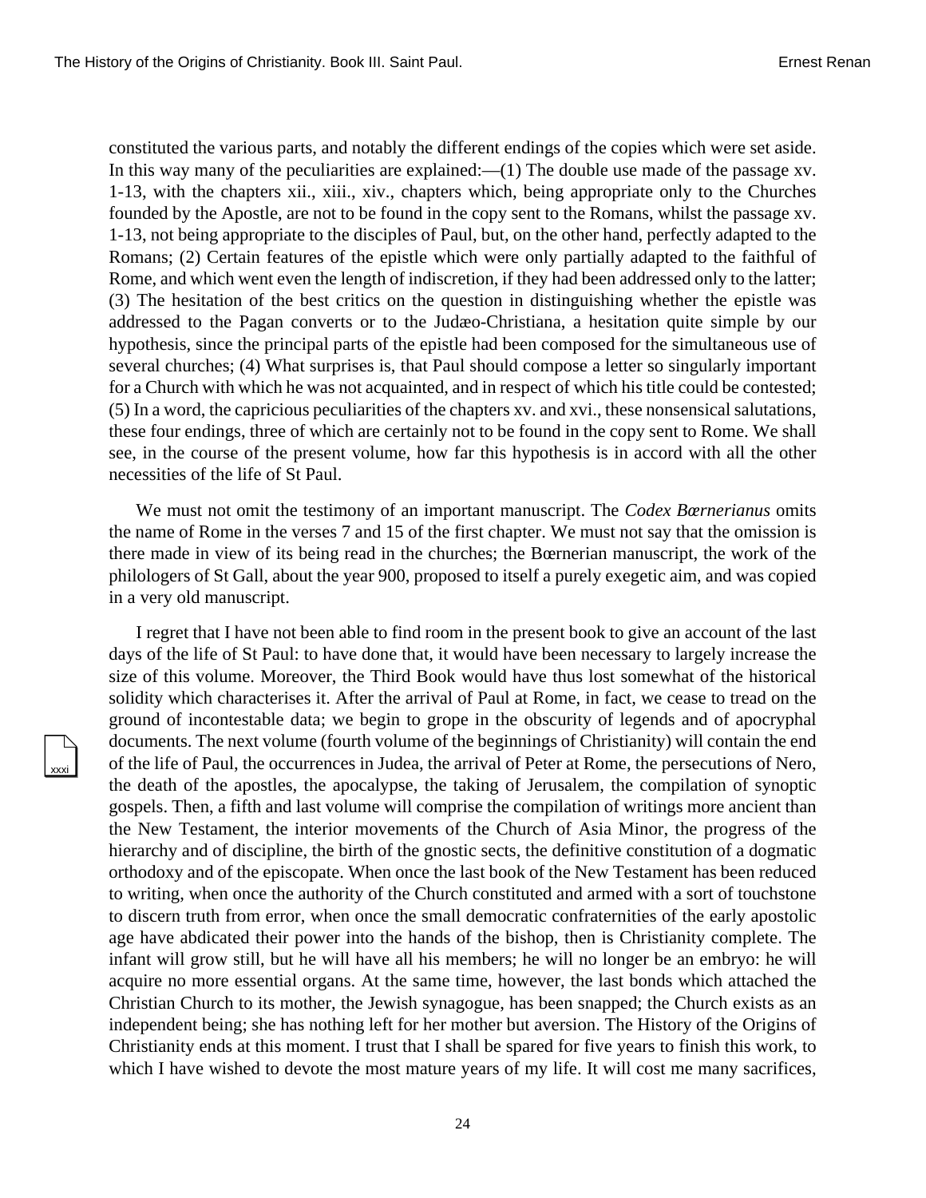constituted the various parts, and notably the different endings of the copies which were set aside. In this way many of the peculiarities are explained:—(1) The double use made of the passage xv. 1-13, with the chapters xii., xiii., xiv., chapters which, being appropriate only to the Churches founded by the Apostle, are not to be found in the copy sent to the Romans, whilst the passage xv. 1-13, not being appropriate to the disciples of Paul, but, on the other hand, perfectly adapted to the Romans; (2) Certain features of the epistle which were only partially adapted to the faithful of Rome, and which went even the length of indiscretion, if they had been addressed only to the latter; (3) The hesitation of the best critics on the question in distinguishing whether the epistle was addressed to the Pagan converts or to the Judæo-Christiana, a hesitation quite simple by our hypothesis, since the principal parts of the epistle had been composed for the simultaneous use of several churches; (4) What surprises is, that Paul should compose a letter so singularly important for a Church with which he was not acquainted, and in respect of which his title could be contested; (5) In a word, the capricious peculiarities of the chapters xv. and xvi., these nonsensical salutations, these four endings, three of which are certainly not to be found in the copy sent to Rome. We shall see, in the course of the present volume, how far this hypothesis is in accord with all the other necessities of the life of St Paul.

We must not omit the testimony of an important manuscript. The *Codex Bœrnerianus* omits the name of Rome in the verses 7 and 15 of the first chapter. We must not say that the omission is there made in view of its being read in the churches; the Bœrnerian manuscript, the work of the philologers of St Gall, about the year 900, proposed to itself a purely exegetic aim, and was copied in a very old manuscript.

I regret that I have not been able to find room in the present book to give an account of the last days of the life of St Paul: to have done that, it would have been necessary to largely increase the size of this volume. Moreover, the Third Book would have thus lost somewhat of the historical solidity which characterises it. After the arrival of Paul at Rome, in fact, we cease to tread on the ground of incontestable data; we begin to grope in the obscurity of legends and of apocryphal documents. The next volume (fourth volume of the beginnings of Christianity) will contain the end of the life of Paul, the occurrences in Judea, the arrival of Peter at Rome, the persecutions of Nero, the death of the apostles, the apocalypse, the taking of Jerusalem, the compilation of synoptic gospels. Then, a fifth and last volume will comprise the compilation of writings more ancient than the New Testament, the interior movements of the Church of Asia Minor, the progress of the hierarchy and of discipline, the birth of the gnostic sects, the definitive constitution of a dogmatic orthodoxy and of the episcopate. When once the last book of the New Testament has been reduced to writing, when once the authority of the Church constituted and armed with a sort of touchstone to discern truth from error, when once the small democratic confraternities of the early apostolic age have abdicated their power into the hands of the bishop, then is Christianity complete. The infant will grow still, but he will have all his members; he will no longer be an embryo: he will acquire no more essential organs. At the same time, however, the last bonds which attached the Christian Church to its mother, the Jewish synagogue, has been snapped; the Church exists as an independent being; she has nothing left for her mother but aversion. The History of the Origins of Christianity ends at this moment. I trust that I shall be spared for five years to finish this work, to which I have wished to devote the most mature years of my life. It will cost me many sacrifices,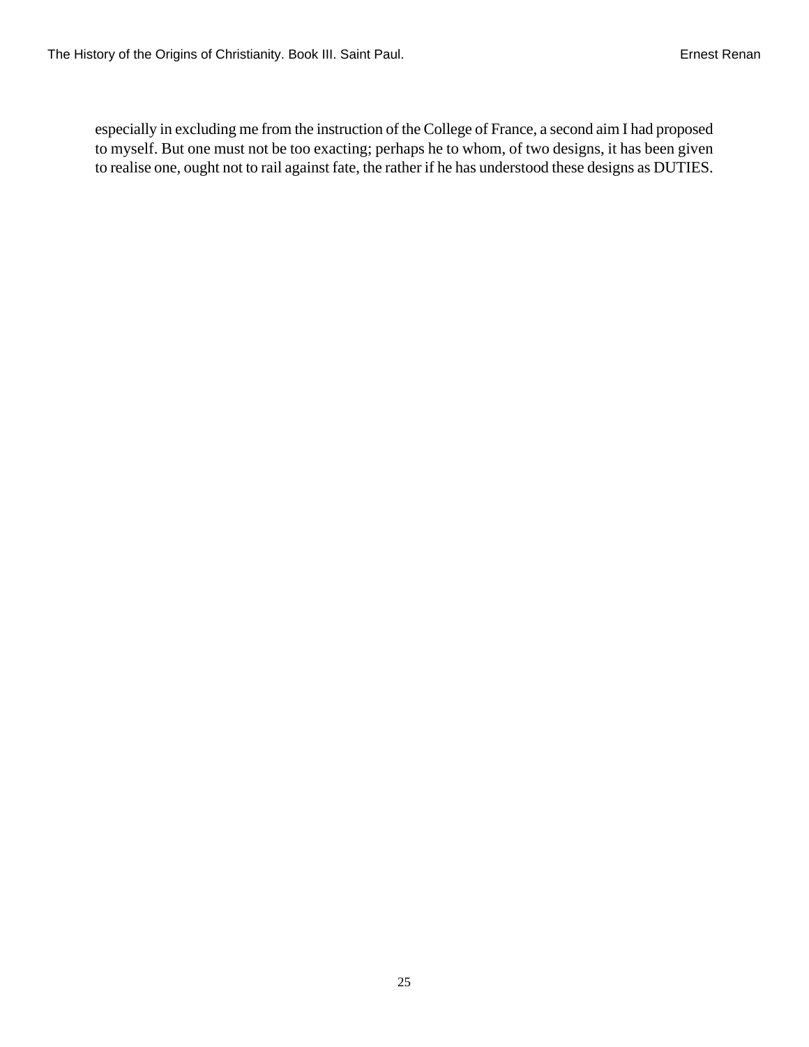especially in excluding me from the instruction of the College of France, a second aim I had proposed to myself. But one must not be too exacting; perhaps he to whom, of two designs, it has been given to realise one, ought not to rail against fate, the rather if he has understood these designs as DUTIES.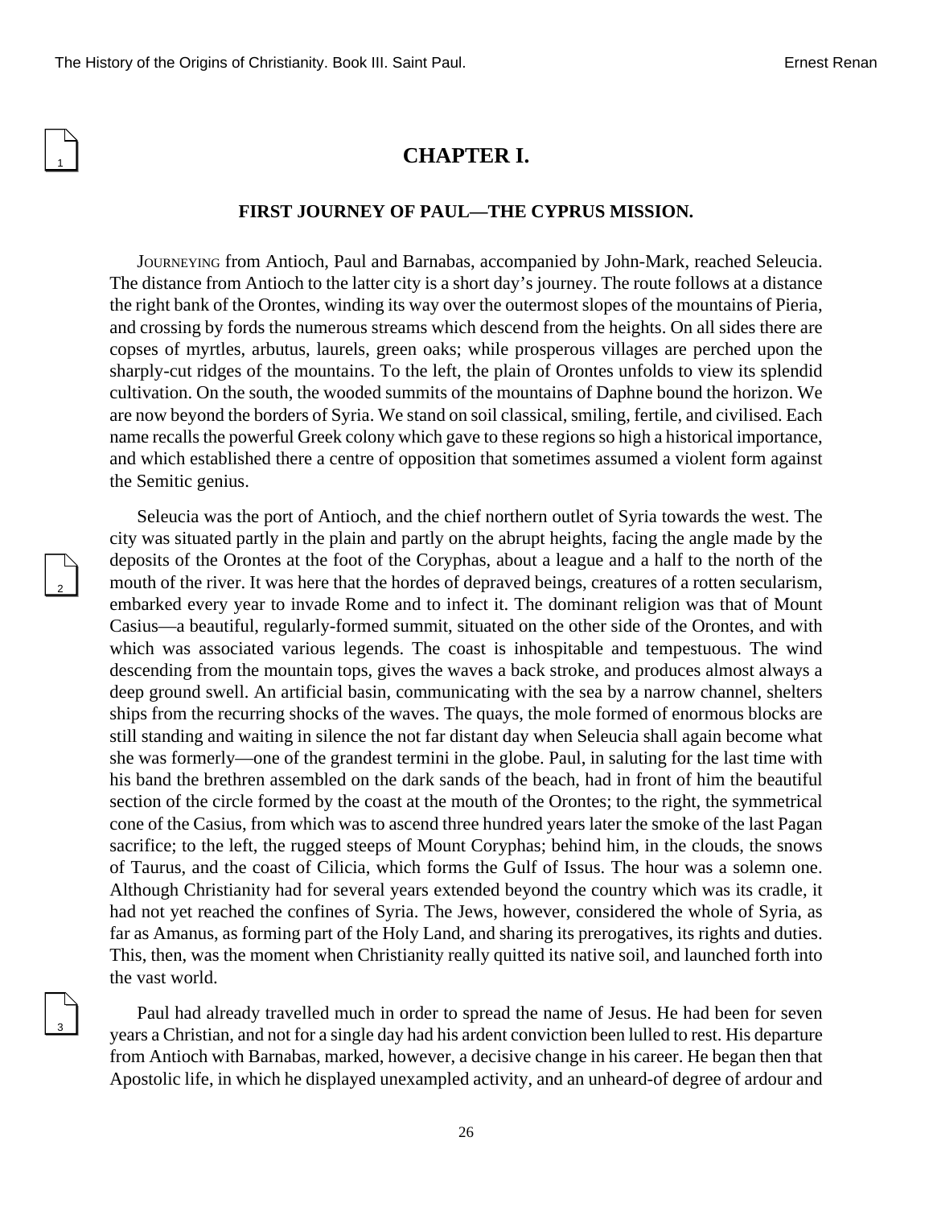# CHAPTER I.

## FIRST JOURNEY OF PAUL—THE CYPRUS MISSION.

JOURNEYING from Antioch, Paul and Barnabas, accompanied by John-Mark, reached Seleucia. The distance from Antioch to the latter city is a short day's journey. The route follows at a distance the right bank of the Orontes, winding its way over the outermost slopes of the mountains of Pieria, and crossing by fords the numerous streams which descend from the heights. On all sides there are copses of myrtles, arbutus, laurels, green oaks; while prosperous villages are perched upon the sharply-cut ridges of the mountains. To the left, the plain of Orontes unfolds to view its splendid cultivation. On the south, the wooded summits of the mountains of Daphne bound the horizon. We are now beyond the borders of Syria. We stand on soil classical, smiling, fertile, and civilised. Each name recalls the powerful Greek colony which gave to these regions so high a historical importance, and which established there a centre of opposition that sometimes assumed a violent form against the Semitic genius.

Seleucia was the port of Antioch, and the chief northern outlet of Syria towards the west. The city was situated partly in the plain and partly on the abrupt heights, facing the angle made by the deposits of the Orontes at the foot of the Coryphas, about a league and a half to the north of the mouth of the river. It was here that the hordes of depraved beings, creatures of a rotten secularism, embarked every year to invade Rome and to infect it. The dominant religion was that of Mount Casius—a beautiful, regularly-formed summit, situated on the other side of the Orontes, and with which was associated various legends. The coast is inhospitable and tempestuous. The wind descending from the mountain tops, gives the waves a back stroke, and produces almost always a deep ground swell. An artificial basin, communicating with the sea by a narrow channel, shelters ships from the recurring shocks of the waves. The quays, the mole formed of enormous blocks are still standing and waiting in silence the not far distant day when Seleucia shall again become what she was formerly—one of the grandest termini in the globe. Paul, in saluting for the last time with his band the brethren assembled on the dark sands of the beach, had in front of him the beautiful section of the circle formed by the coast at the mouth of the Orontes; to the right, the symmetrical cone of the Casius, from which was to ascend three hundred years later the smoke of the last Pagan sacrifice; to the left, the rugged steeps of Mount Coryphas; behind him, in the clouds, the snows of Taurus, and the coast of Cilicia, which forms the Gulf of Issus. The hour was a solemn one. Although Christianity had for several years extended beyond the country which was its cradle, it had not yet reached the confines of Syria. The Jews, however, considered the whole of Syria, as far as Amanus, as forming part of the Holy Land, and sharing its prerogatives, its rights and duties. This, then, was the moment when Christianity really quitted its native soil, and launched forth into the vast world.

Paul had already travelled much in order to spread the name of Jesus. He had been for seven years a Christian, and not for a single day had his ardent conviction been lulled to rest. His departure from Antioch with Barnabas, marked, however, a decisive change in his career. He began then that Apostolic life, in which he displayed unexampled activity, and an unheard-of degree of ardour and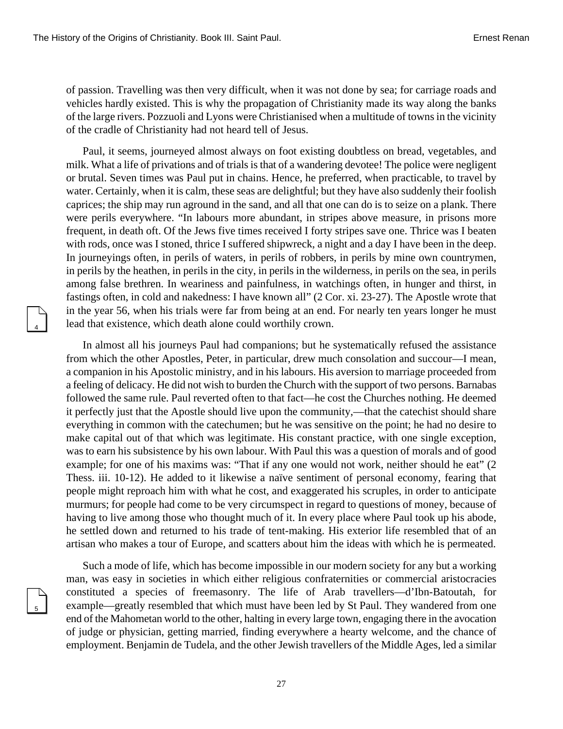of passion. Travelling was then very difficult, when it was not done by sea; for carriage roads and vehicles hardly existed. This is why the propagation of Christianity made its way along the banks of the large rivers. Pozzuoli and Lyons were Christianised when a multitude of towns in the vicinity of the cradle of Christianity had not heard tell of Jesus.

Paul, it seems, journeyed almost always on foot existing doubtless on bread, vegetables, and milk. What a life of privations and of trials is that of a wandering devotee! The police were negligent or brutal. Seven times was Paul put in chains. Hence, he preferred, when practicable, to travel by water. Certainly, when it is calm, these seas are delightful; but they have also suddenly their foolish caprices; the ship may run aground in the sand, and all that one can do is to seize on a plank. There were perils everywhere. “In labours more abundant, in stripes above measure, in prisons more frequent, in death oft. Of the Jews five times received I forty stripes save one. Thrice was I beaten with rods, once was I stoned, thrice I suffered shipwreck, a night and a day I have been in the deep. In journeyings often, in perils of waters, in perils of robbers, in perils by mine own countrymen, in perils by the heathen, in perils in the city, in perils in the wilderness, in perils on the sea, in perils among false brethren. In weariness and painfulness, in watchings often, in hunger and thirst, in fastings often, in cold and nakedness: I have known all” (2 Cor. xi. 23-27). The Apostle wrote that in the year 56, when his trials were far from being at an end. For nearly ten years longer he must lead that existence, which death alone could worthily crown.

In almost all his journeys Paul had companions; but he systematically refused the assistance from which the other Apostles, Peter, in particular, drew much consolation and succour—I mean, a companion in his Apostolic ministry, and in his labours. His aversion to marriage proceeded from a feeling of delicacy. He did not wish to burden the Church with the support of two persons. Barnabas followed the same rule. Paul reverted often to that fact—he cost the Churches nothing. He deemed it perfectly just that the Apostle should live upon the community,—that the catechist should share everything in common with the catechumen; but he was sensitive on the point; he had no desire to make capital out of that which was legitimate. His constant practice, with one single exception, was to earn his subsistence by his own labour. With Paul this was a question of morals and of good example; for one of his maxims was: “That if any one would not work, neither should he eat” (2 Thess. iii. 10-12). He added to it likewise a naïve sentiment of personal economy, fearing that people might reproach him with what he cost, and exaggerated his scruples, in order to anticipate murmurs; for people had come to be very circumspect in regard to questions of money, because of having to live among those who thought much of it. In every place where Paul took up his abode, he settled down and returned to his trade of tent-making. His exterior life resembled that of an artisan who makes a tour of Europe, and scatters about him the ideas with which he is permeated.

Such a mode of life, which has become impossible in our modern society for any but a working man, was easy in societies in which either religious confraternities or commercial aristocracies constituted a species of freemasonry. The life of Arab travellers—d’Ibn-Batoutah, for example—greatly resembled that which must have been led by St Paul. They wandered from one end of the Mahometan world to the other, halting in every large town, engaging there in the avocation of judge or physician, getting married, finding everywhere a hearty welcome, and the chance of employment. Benjamin de Tudela, and the other Jewish travellers of the Middle Ages, led a similar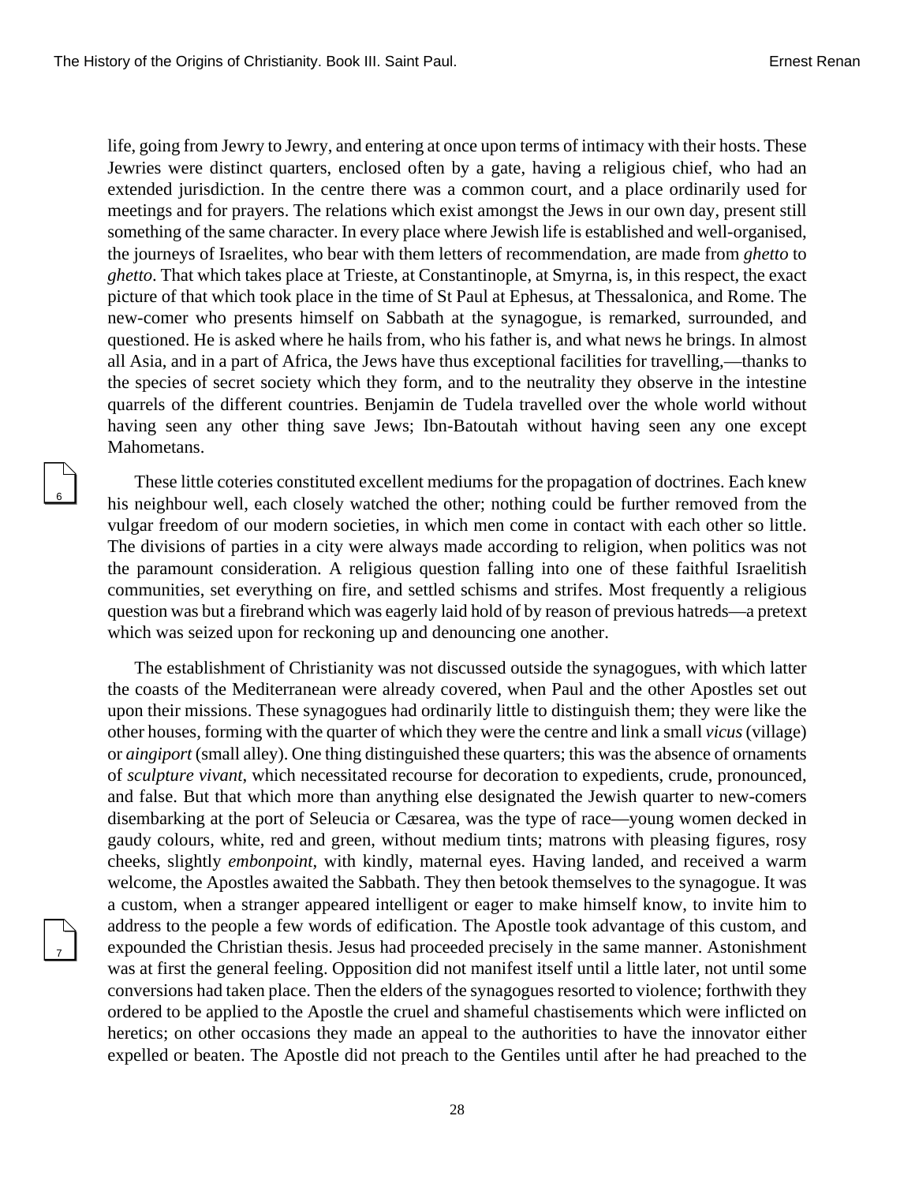life, going from Jewry to Jewry, and entering at once upon terms of intimacy with their hosts. These Jewries were distinct quarters, enclosed often by a gate, having a religious chief, who had an extended jurisdiction. In the centre there was a common court, and a place ordinarily used for meetings and for prayers. The relations which exist amongst the Jews in our own day, present still something of the same character. In every place where Jewish life is established and well-organised, the journeys of Israelites, who bear with them letters of recommendation, are made from *ghetto* to *ghetto*. That which takes place at Trieste, at Constantinople, at Smyrna, is, in this respect, the exact picture of that which took place in the time of St Paul at Ephesus, at Thessalonica, and Rome. The new-comer who presents himself on Sabbath at the synagogue, is remarked, surrounded, and questioned. He is asked where he hails from, who his father is, and what news he brings. In almost all Asia, and in a part of Africa, the Jews have thus exceptional facilities for travelling,—thanks to the species of secret society which they form, and to the neutrality they observe in the intestine quarrels of the different countries. Benjamin de Tudela travelled over the whole world without having seen any other thing save Jews; Ibn-Batoutah without having seen any one except Mahometans.

These little coteries constituted excellent mediums for the propagation of doctrines. Each knew his neighbour well, each closely watched the other; nothing could be further removed from the vulgar freedom of our modern societies, in which men come in contact with each other so little. The divisions of parties in a city were always made according to religion, when politics was not the paramount consideration. A religious question falling into one of these faithful Israelitish communities, set everything on fire, and settled schisms and strifes. Most frequently a religious question was but a firebrand which was eagerly laid hold of by reason of previous hatreds—a pretext which was seized upon for reckoning up and denouncing one another.

The establishment of Christianity was not discussed outside the synagogues, with which latter the coasts of the Mediterranean were already covered, when Paul and the other Apostles set out upon their missions. These synagogues had ordinarily little to distinguish them; they were like the other houses, forming with the quarter of which they were the centre and link a small *vicus* (village) or *aingiport* (small alley). One thing distinguished these quarters; this was the absence of ornaments of *sculpture vivant*, which necessitated recourse for decoration to expedients, crude, pronounced, and false. But that which more than anything else designated the Jewish quarter to new-comers disembarking at the port of Seleucia or Cæsarea, was the type of race—young women decked in gaudy colours, white, red and green, without medium tints; matrons with pleasing figures, rosy cheeks, slightly *embonpoint*, with kindly, maternal eyes. Having landed, and received a warm welcome, the Apostles awaited the Sabbath. They then betook themselves to the synagogue. It was a custom, when a stranger appeared intelligent or eager to make himself know, to invite him to address to the people a few words of edification. The Apostle took advantage of this custom, and expounded the Christian thesis. Jesus had proceeded precisely in the same manner. Astonishment was at first the general feeling. Opposition did not manifest itself until a little later, not until some conversions had taken place. Then the elders of the synagogues resorted to violence; forthwith they ordered to be applied to the Apostle the cruel and shameful chastisements which were inflicted on heretics; on other occasions they made an appeal to the authorities to have the innovator either expelled or beaten. The Apostle did not preach to the Gentiles until after he had preached to the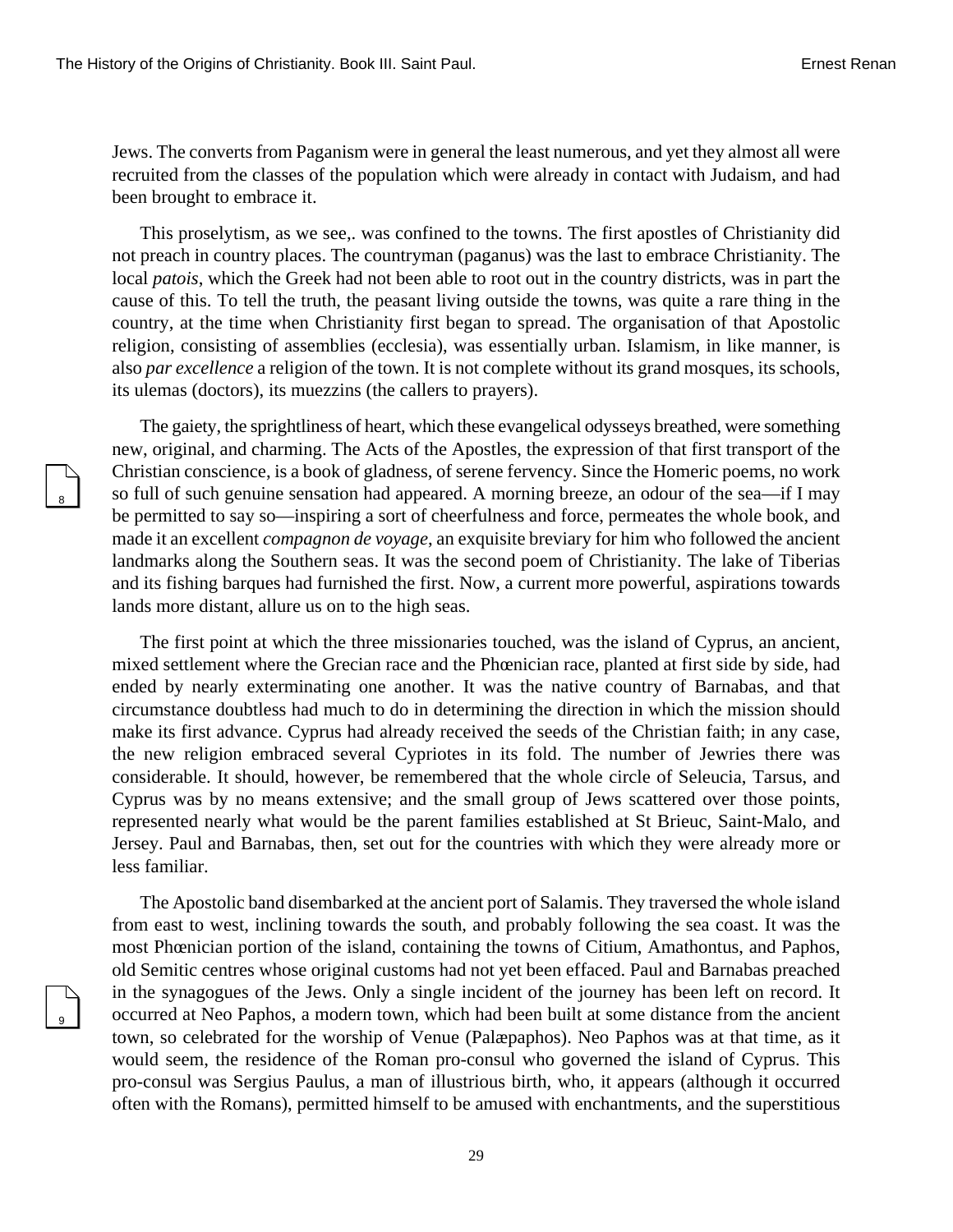Jews. The converts from Paganism were in general the least numerous, and yet they almost all were recruited from the classes of the population which were already in contact with Judaism, and had been brought to embrace it.

This proselytism, as we see,. was confined to the towns. The first apostles of Christianity did not preach in country places. The countryman (paganus) was the last to embrace Christianity. The local *patois*, which the Greek had not been able to root out in the country districts, was in part the cause of this. To tell the truth, the peasant living outside the towns, was quite a rare thing in the country, at the time when Christianity first began to spread. The organisation of that Apostolic religion, consisting of assemblies (ecclesia), was essentially urban. Islamism, in like manner, is also *par excellence* a religion of the town. It is not complete without its grand mosques, its schools, its ulemas (doctors), its muezzins (the callers to prayers).

The gaiety, the sprightliness of heart, which these evangelical odysseys breathed, were something new, original, and charming. The Acts of the Apostles, the expression of that first transport of the Christian conscience, is a book of gladness, of serene fervency. Since the Homeric poems, no work so full of such genuine sensation had appeared. A morning breeze, an odour of the sea—if I may be permitted to say so—inspiring a sort of cheerfulness and force, permeates the whole book, and made it an excellent *compagnon de voyage*, an exquisite breviary for him who followed the ancient landmarks along the Southern seas. It was the second poem of Christianity. The lake of Tiberias and its fishing barques had furnished the first. Now, a current more powerful, aspirations towards lands more distant, allure us on to the high seas.

The first point at which the three missionaries touched, was the island of Cyprus, an ancient, mixed settlement where the Grecian race and the Phœnician race, planted at first side by side, had ended by nearly exterminating one another. It was the native country of Barnabas, and that circumstance doubtless had much to do in determining the direction in which the mission should make its first advance. Cyprus had already received the seeds of the Christian faith; in any case, the new religion embraced several Cypriotes in its fold. The number of Jewries there was considerable. It should, however, be remembered that the whole circle of Seleucia, Tarsus, and Cyprus was by no means extensive; and the small group of Jews scattered over those points, represented nearly what would be the parent families established at St Brieuc, Saint-Malo, and Jersey. Paul and Barnabas, then, set out for the countries with which they were already more or less familiar.

The Apostolic band disembarked at the ancient port of Salamis. They traversed the whole island from east to west, inclining towards the south, and probably following the sea coast. It was the most Phœnician portion of the island, containing the towns of Citium, Amathontus, and Paphos, old Semitic centres whose original customs had not yet been effaced. Paul and Barnabas preached in the synagogues of the Jews. Only a single incident of the journey has been left on record. It occurred at Neo Paphos, a modern town, which had been built at some distance from the ancient town, so celebrated for the worship of Venue (Palæpaphos). Neo Paphos was at that time, as it would seem, the residence of the Roman pro-consul who governed the island of Cyprus. This pro-consul was Sergius Paulus, a man of illustrious birth, who, it appears (although it occurred often with the Romans), permitted himself to be amused with enchantments, and the superstitious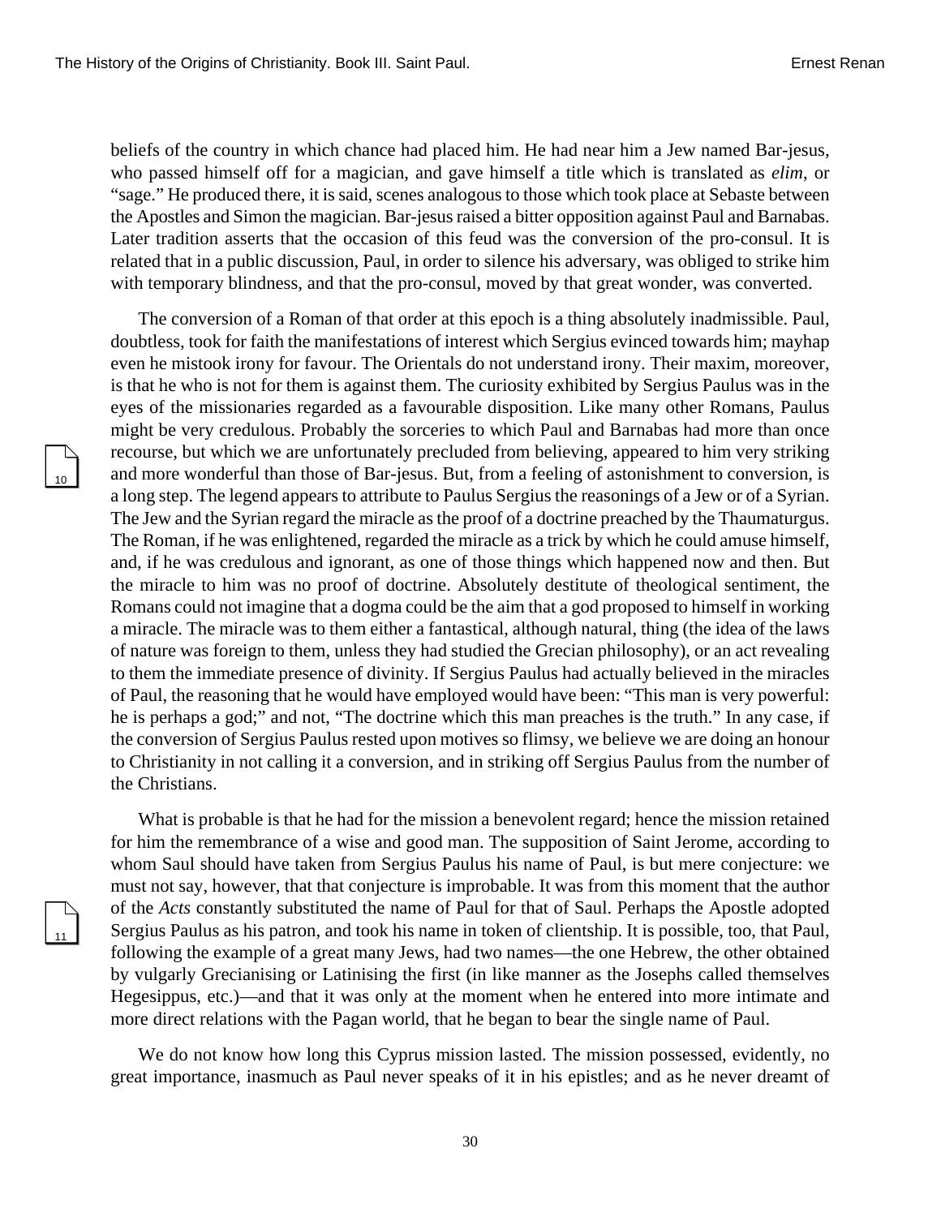beliefs of the country in which chance had placed him. He had near him a Jew named Bar-jesus, who passed himself off for a magician, and gave himself a title which is translated as *elim*, or "sage." He produced there, it is said, scenes analogous to those which took place at Sebaste between the Apostles and Simon the magician. Bar-jesus raised a bitter opposition against Paul and Barnabas. Later tradition asserts that the occasion of this feud was the conversion of the pro-consul. It is related that in a public discussion, Paul, in order to silence his adversary, was obliged to strike him with temporary blindness, and that the pro-consul, moved by that great wonder, was converted.

The conversion of a Roman of that order at this epoch is a thing absolutely inadmissible. Paul, doubtless, took for faith the manifestations of interest which Sergius evinced towards him; mayhap even he mistook irony for favour. The Orientals do not understand irony. Their maxim, moreover, is that he who is not for them is against them. The curiosity exhibited by Sergius Paulus was in the eyes of the missionaries regarded as a favourable disposition. Like many other Romans, Paulus might be very credulous. Probably the sorceries to which Paul and Barnabas had more than once recourse, but which we are unfortunately precluded from believing, appeared to him very striking and more wonderful than those of Bar-jesus. But, from a feeling of astonishment to conversion, is a long step. The legend appears to attribute to Paulus Sergius the reasonings of a Jew or of a Syrian. The Jew and the Syrian regard the miracle as the proof of a doctrine preached by the Thaumaturgus. The Roman, if he was enlightened, regarded the miracle as a trick by which he could amuse himself, and, if he was credulous and ignorant, as one of those things which happened now and then. But the miracle to him was no proof of doctrine. Absolutely destitute of theological sentiment, the Romans could not imagine that a dogma could be the aim that a god proposed to himself in working a miracle. The miracle was to them either a fantastical, although natural, thing (the idea of the laws of nature was foreign to them, unless they had studied the Grecian philosophy), or an act revealing to them the immediate presence of divinity. If Sergius Paulus had actually believed in the miracles of Paul, the reasoning that he would have employed would have been: "This man is very powerful: he is perhaps a god;" and not, "The doctrine which this man preaches is the truth." In any case, if the conversion of Sergius Paulus rested upon motives so flimsy, we believe we are doing an honour to Christianity in not calling it a conversion, and in striking off Sergius Paulus from the number of the Christians.

What is probable is that he had for the mission a benevolent regard; hence the mission retained for him the remembrance of a wise and good man. The supposition of Saint Jerome, according to whom Saul should have taken from Sergius Paulus his name of Paul, is but mere conjecture: we must not say, however, that that conjecture is improbable. It was from this moment that the author of the *Acts* constantly substituted the name of Paul for that of Saul. Perhaps the Apostle adopted Sergius Paulus as his patron, and took his name in token of clientship. It is possible, too, that Paul, following the example of a great many Jews, had two names—the one Hebrew, the other obtained by vulgarly Grecianising or Latinising the first (in like manner as the Josephs called themselves Hegesippus, etc.)—and that it was only at the moment when he entered into more intimate and more direct relations with the Pagan world, that he began to bear the single name of Paul.

We do not know how long this Cyprus mission lasted. The mission possessed, evidently, no great importance, inasmuch as Paul never speaks of it in his epistles; and as he never dreamt of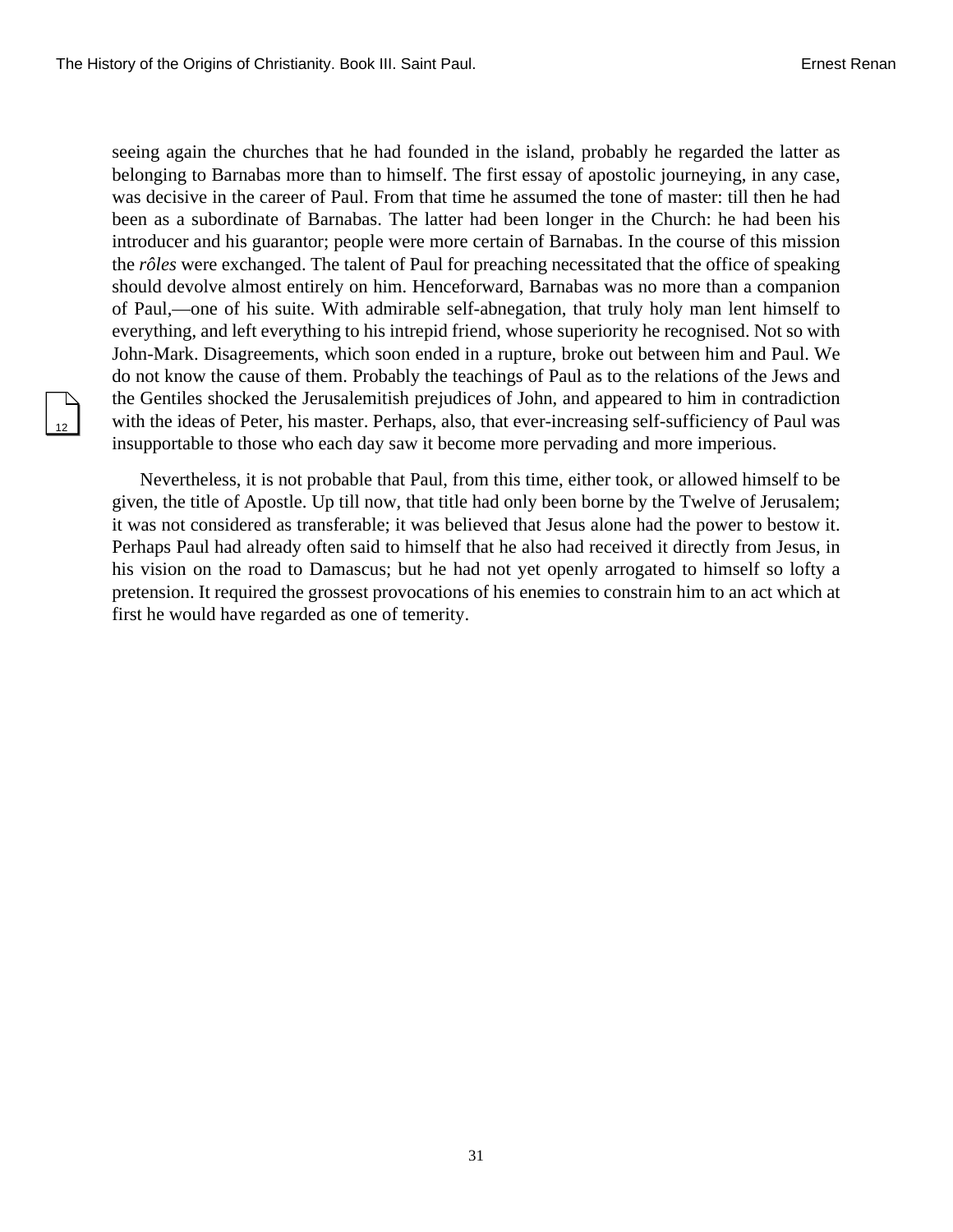seeing again the churches that he had founded in the island, probably he regarded the latter as belonging to Barnabas more than to himself. The first essay of apostolic journeying, in any case, was decisive in the career of Paul. From that time he assumed the tone of master: till then he had been as a subordinate of Barnabas. The latter had been longer in the Church: he had been his introducer and his guarantor; people were more certain of Barnabas. In the course of this mission the *rôles* were exchanged. The talent of Paul for preaching necessitated that the office of speaking should devolve almost entirely on him. Henceforward, Barnabas was no more than a companion of Paul,—one of his suite. With admirable self-abnegation, that truly holy man lent himself to everything, and left everything to his intrepid friend, whose superiority he recognised. Not so with John-Mark. Disagreements, which soon ended in a rupture, broke out between him and Paul. We do not know the cause of them. Probably the teachings of Paul as to the relations of the Jews and the Gentiles shocked the Jerusalemitish prejudices of John, and appeared to him in contradiction with the ideas of Peter, his master. Perhaps, also, that ever-increasing self-sufficiency of Paul was insupportable to those who each day saw it become more pervading and more imperious.

Nevertheless, it is not probable that Paul, from this time, either took, or allowed himself to be given, the title of Apostle. Up till now, that title had only been borne by the Twelve of Jerusalem; it was not considered as transferable; it was believed that Jesus alone had the power to bestow it. Perhaps Paul had already often said to himself that he also had received it directly from Jesus, in his vision on the road to Damascus; but he had not yet openly arrogated to himself so lofty a pretension. It required the grossest provocations of his enemies to constrain him to an act which at first he would have regarded as one of temerity.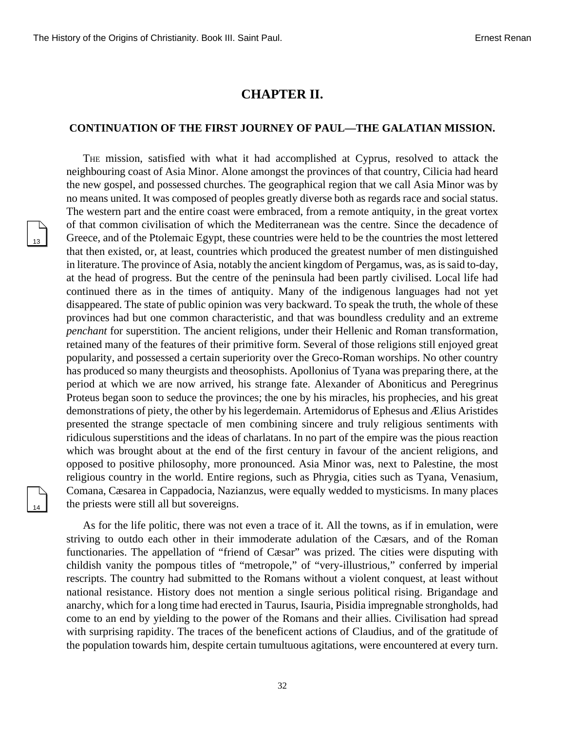## CHAPTER II.

### CONTINUATION OF THE FIRST JOURNEY OF PAUL—THE GALATIAN MISSION.

THE mission, satisfied with what it had accomplished at Cyprus, resolved to attack the neighbouring coast of Asia Minor. Alone amongst the provinces of that country, Cilicia had heard the new gospel, and possessed churches. The geographical region that we call Asia Minor was by no means united. It was composed of peoples greatly diverse both as regards race and social status. The western part and the entire coast were embraced, from a remote antiquity, in the great vortex of that common civilisation of which the Mediterranean was the centre. Since the decadence of Greece, and of the Ptolemaic Egypt, these countries were held to be the countries the most lettered that then existed, or, at least, countries which produced the greatest number of men distinguished in literature. The province of Asia, notably the ancient kingdom of Pergamus, was, as is said to-day, at the head of progress. But the centre of the peninsula had been partly civilised. Local life had continued there as in the times of antiquity. Many of the indigenous languages had not yet disappeared. The state of public opinion was very backward. To speak the truth, the whole of these provinces had but one common characteristic, and that was boundless credulity and an extreme *penchant* for superstition. The ancient religions, under their Hellenic and Roman transformation, retained many of the features of their primitive form. Several of those religions still enjoyed great popularity, and possessed a certain superiority over the Greco-Roman worships. No other country has produced so many theurgists and theosophists. Apollonius of Tyana was preparing there, at the period at which we are now arrived, his strange fate. Alexander of Aboniticus and Peregrinus Proteus began soon to seduce the provinces; the one by his miracles, his prophecies, and his great demonstrations of piety, the other by his legerdemain. Artemidorus of Ephesus and Ælius Aristides presented the strange spectacle of men combining sincere and truly religious sentiments with ridiculous superstitions and the ideas of charlatans. In no part of the empire was the pious reaction which was brought about at the end of the first century in favour of the ancient religions, and opposed to positive philosophy, more pronounced. Asia Minor was, next to Palestine, the most religious country in the world. Entire regions, such as Phrygia, cities such as Tyana, Venasium, Comana, Cæsarea in Cappadocia, Nazianzus, were equally wedded to mysticisms. In many places the priests were still all but sovereigns.

As for the life politic, there was not even a trace of it. All the towns, as if in emulation, were striving to outdo each other in their immoderate adulation of the Cæsars, and of the Roman functionaries. The appellation of "friend of Cæsar" was prized. The cities were disputing with childish vanity the pompous titles of "metropole," of "very-illustrious," conferred by imperial rescripts. The country had submitted to the Romans without a violent conquest, at least without national resistance. History does not mention a single serious political rising. Brigandage and anarchy, which for a long time had erected in Taurus, Isauria, Pisidia impregnable strongholds, had come to an end by yielding to the power of the Romans and their allies. Civilisation had spread with surprising rapidity. The traces of the beneficent actions of Claudius, and of the gratitude of the population towards him, despite certain tumultuous agitations, were encountered at every turn.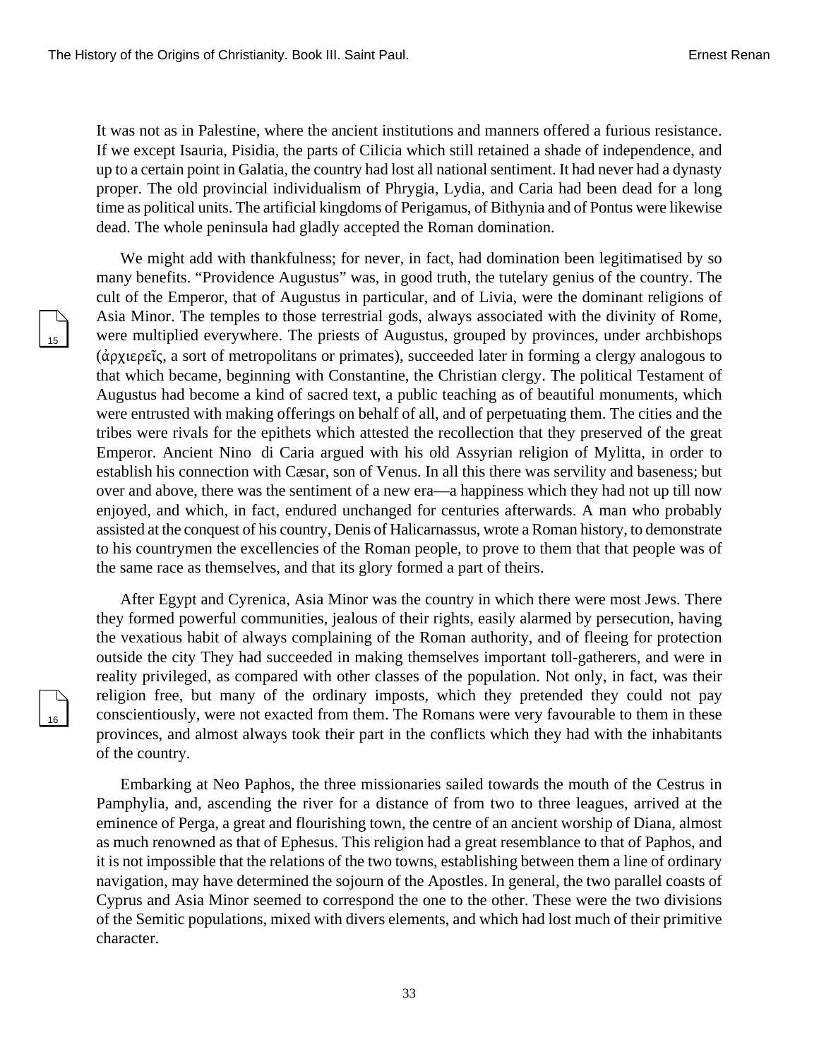It was not as in Palestine, where the ancient institutions and manners offered a furious resistance. If we except Isauria, Pisidia, the parts of Cilicia which still retained a shade of independence, and up to a certain point in Galatia, the country had lost all national sentiment. It had never had a dynasty proper. The old provincial individualism of Phrygia, Lydia, and Caria had been dead for a long time as political units. The artificial kingdoms of Perigamus, of Bithynia and of Pontus were likewise dead. The whole peninsula had gladly accepted the Roman domination.

We might add with thankfulness; for never, in fact, had domination been legitimatised by so many benefits. "Providence Augustus" was, in good truth, the tutelary genius of the country. The cult of the Emperor, that of Augustus in particular, and of Livia, were the dominant religions of Asia Minor. The temples to those terrestrial gods, always associated with the divinity of Rome, were multiplied everywhere. The priests of Augustus, grouped by provinces, under archbishops (ἀρχιερεῖς, a sort of metropolitans or primates), succeeded later in forming a clergy analogous to that which became, beginning with Constantine, the Christian clergy. The political Testament of Augustus had become a kind of sacred text, a public teaching as of beautiful monuments, which were entrusted with making offerings on behalf of all, and of perpetuating them. The cities and the tribes were rivals for the epithets which attested the recollection that they preserved of the great Emperor. Ancient Nino di Caria argued with his old Assyrian religion of Mylitta, in order to establish his connection with Cæsar, son of Venus. In all this there was servility and baseness; but over and above, there was the sentiment of a new era—a happiness which they had not up till now enjoyed, and which, in fact, endured unchanged for centuries afterwards. A man who probably assisted at the conquest of his country, Denis of Halicarnassus, wrote a Roman history, to demonstrate to his countrymen the excellencies of the Roman people, to prove to them that that people was of the same race as themselves, and that its glory formed a part of theirs.

After Egypt and Cyrenica, Asia Minor was the country in which there were most Jews. There they formed powerful communities, jealous of their rights, easily alarmed by persecution, having the vexatious habit of always complaining of the Roman authority, and of fleeing for protection outside the city They had succeeded in making themselves important toll-gatherers, and were in reality privileged, as compared with other classes of the population. Not only, in fact, was their religion free, but many of the ordinary imposts, which they pretended they could not pay conscientiously, were not exacted from them. The Romans were very favourable to them in these provinces, and almost always took their part in the conflicts which they had with the inhabitants of the country.

Embarking at Neo Paphos, the three missionaries sailed towards the mouth of the Cestrus in Pamphylia, and, ascending the river for a distance of from two to three leagues, arrived at the eminence of Perga, a great and flourishing town, the centre of an ancient worship of Diana, almost as much renowned as that of Ephesus. This religion had a great resemblance to that of Paphos, and it is not impossible that the relations of the two towns, establishing between them a line of ordinary navigation, may have determined the sojourn of the Apostles. In general, the two parallel coasts of Cyprus and Asia Minor seemed to correspond the one to the other. These were the two divisions of the Semitic populations, mixed with divers elements, and which had lost much of their primitive character.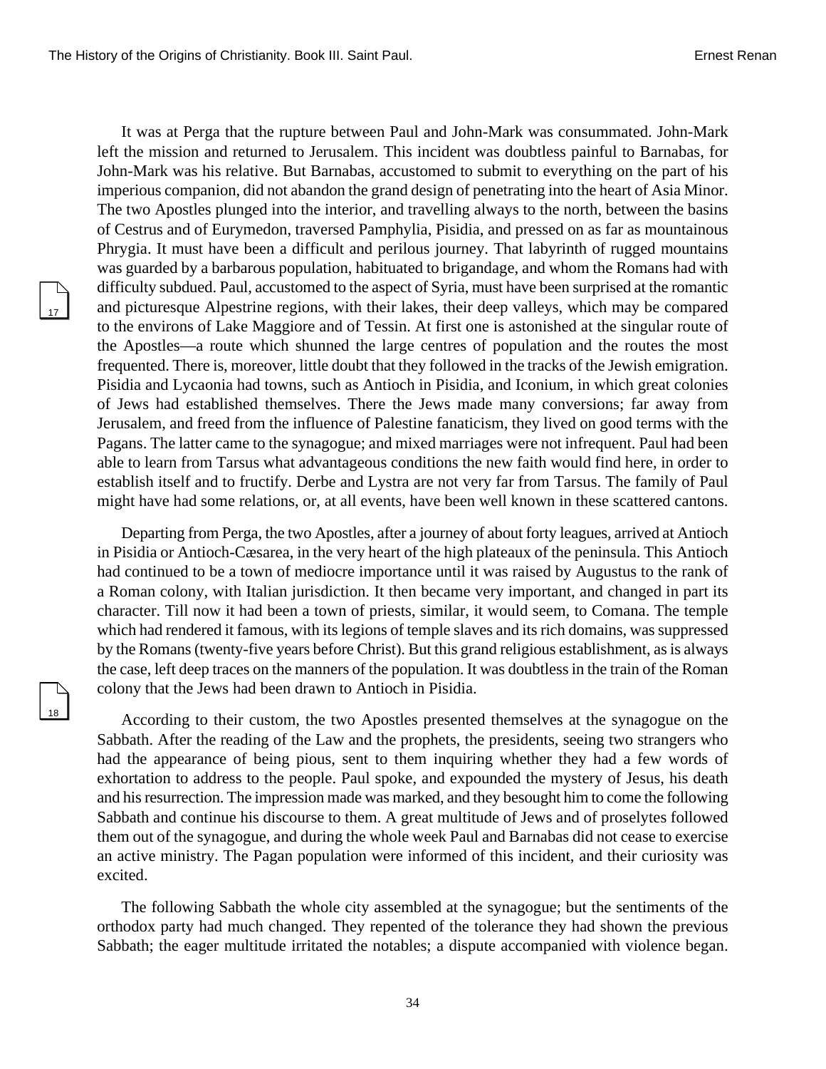It was at Perga that the rupture between Paul and John-Mark was consummated. John-Mark left the mission and returned to Jerusalem. This incident was doubtless painful to Barnabas, for John-Mark was his relative. But Barnabas, accustomed to submit to everything on the part of his imperious companion, did not abandon the grand design of penetrating into the heart of Asia Minor. The two Apostles plunged into the interior, and travelling always to the north, between the basins of Cestrus and of Eurymedon, traversed Pamphylia, Pisidia, and pressed on as far as mountainous Phrygia. It must have been a difficult and perilous journey. That labyrinth of rugged mountains was guarded by a barbarous population, habituated to brigandage, and whom the Romans had with difficulty subdued. Paul, accustomed to the aspect of Syria, must have been surprised at the romantic and picturesque Alpestrine regions, with their lakes, their deep valleys, which may be compared to the environs of Lake Maggiore and of Tessin. At first one is astonished at the singular route of the Apostles—a route which shunned the large centres of population and the routes the most frequented. There is, moreover, little doubt that they followed in the tracks of the Jewish emigration. Pisidia and Lycaonia had towns, such as Antioch in Pisidia, and Iconium, in which great colonies of Jews had established themselves. There the Jews made many conversions; far away from Jerusalem, and freed from the influence of Palestine fanaticism, they lived on good terms with the Pagans. The latter came to the synagogue; and mixed marriages were not infrequent. Paul had been able to learn from Tarsus what advantageous conditions the new faith would find here, in order to establish itself and to fructify. Derbe and Lystra are not very far from Tarsus. The family of Paul might have had some relations, or, at all events, have been well known in these scattered cantons.

Departing from Perga, the two Apostles, after a journey of about forty leagues, arrived at Antioch in Pisidia or Antioch-Cæsarea, in the very heart of the high plateaux of the peninsula. This Antioch had continued to be a town of mediocre importance until it was raised by Augustus to the rank of a Roman colony, with Italian jurisdiction. It then became very important, and changed in part its character. Till now it had been a town of priests, similar, it would seem, to Comana. The temple which had rendered it famous, with its legions of temple slaves and its rich domains, was suppressed by the Romans (twenty-five years before Christ). But this grand religious establishment, as is always the case, left deep traces on the manners of the population. It was doubtless in the train of the Roman colony that the Jews had been drawn to Antioch in Pisidia.

According to their custom, the two Apostles presented themselves at the synagogue on the Sabbath. After the reading of the Law and the prophets, the presidents, seeing two strangers who had the appearance of being pious, sent to them inquiring whether they had a few words of exhortation to address to the people. Paul spoke, and expounded the mystery of Jesus, his death and his resurrection. The impression made was marked, and they besought him to come the following Sabbath and continue his discourse to them. A great multitude of Jews and of proselytes followed them out of the synagogue, and during the whole week Paul and Barnabas did not cease to exercise an active ministry. The Pagan population were informed of this incident, and their curiosity was excited.

The following Sabbath the whole city assembled at the synagogue; but the sentiments of the orthodox party had much changed. They repented of the tolerance they had shown the previous Sabbath; the eager multitude irritated the notables; a dispute accompanied with violence began.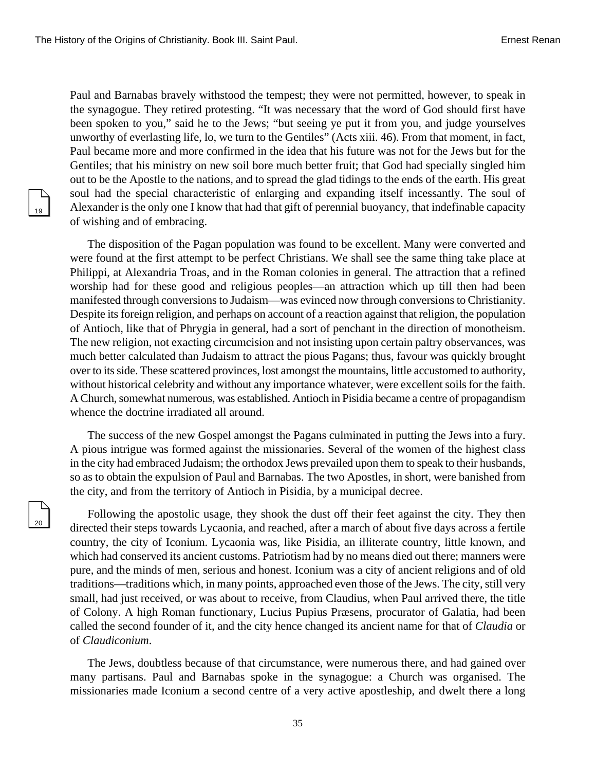Paul and Barnabas bravely withstood the tempest; they were not permitted, however, to speak in the synagogue. They retired protesting. “It was necessary that the word of God should first have been spoken to you,” said he to the Jews; “but seeing ye put it from you, and judge yourselves unworthy of everlasting life, lo, we turn to the Gentiles” (Acts xiii. 46). From that moment, in fact, Paul became more and more confirmed in the idea that his future was not for the Jews but for the Gentiles; that his ministry on new soil bore much better fruit; that God had specially singled him out to be the Apostle to the nations, and to spread the glad tidings to the ends of the earth. His great soul had the special characteristic of enlarging and expanding itself incessantly. The soul of Alexander is the only one I know that had that gift of perennial buoyancy, that indefinable capacity of wishing and of embracing.

The disposition of the Pagan population was found to be excellent. Many were converted and were found at the first attempt to be perfect Christians. We shall see the same thing take place at Philippi, at Alexandria Troas, and in the Roman colonies in general. The attraction that a refined worship had for these good and religious peoples—an attraction which up till then had been manifested through conversions to Judaism—was evinced now through conversions to Christianity. Despite its foreign religion, and perhaps on account of a reaction against that religion, the population of Antioch, like that of Phrygia in general, had a sort of penchant in the direction of monotheism. The new religion, not exacting circumcision and not insisting upon certain paltry observances, was much better calculated than Judaism to attract the pious Pagans; thus, favour was quickly brought over to its side. These scattered provinces, lost amongst the mountains, little accustomed to authority, without historical celebrity and without any importance whatever, were excellent soils for the faith. A Church, somewhat numerous, was established. Antioch in Pisidia became a centre of propagandism whence the doctrine irradiated all around.

The success of the new Gospel amongst the Pagans culminated in putting the Jews into a fury. A pious intrigue was formed against the missionaries. Several of the women of the highest class in the city had embraced Judaism; the orthodox Jews prevailed upon them to speak to their husbands, so as to obtain the expulsion of Paul and Barnabas. The two Apostles, in short, were banished from the city, and from the territory of Antioch in Pisidia, by a municipal decree.

Following the apostolic usage, they shook the dust off their feet against the city. They then directed their steps towards Lycaonia, and reached, after a march of about five days across a fertile country, the city of Iconium. Lycaonia was, like Pisidia, an illiterate country, little known, and which had conserved its ancient customs. Patriotism had by no means died out there; manners were pure, and the minds of men, serious and honest. Iconium was a city of ancient religions and of old traditions—traditions which, in many points, approached even those of the Jews. The city, still very small, had just received, or was about to receive, from Claudius, when Paul arrived there, the title of Colony. A high Roman functionary, Lucius Pupius Præsens, procurator of Galatia, had been called the second founder of it, and the city hence changed its ancient name for that of *Claudia* or of *Claudiconium*.

The Jews, doubtless because of that circumstance, were numerous there, and had gained over many partisans. Paul and Barnabas spoke in the synagogue: a Church was organised. The missionaries made Iconium a second centre of a very active apostleship, and dwelt there a long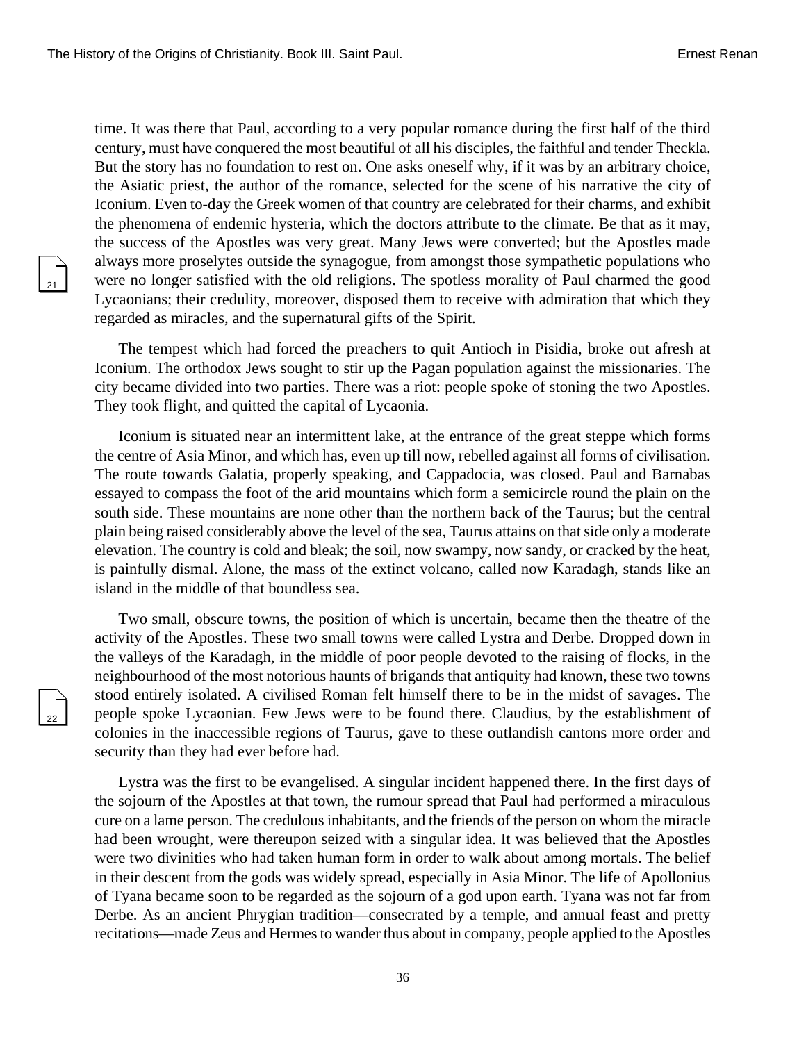time. It was there that Paul, according to a very popular romance during the first half of the third century, must have conquered the most beautiful of all his disciples, the faithful and tender Theckla. But the story has no foundation to rest on. One asks oneself why, if it was by an arbitrary choice, the Asiatic priest, the author of the romance, selected for the scene of his narrative the city of Iconium. Even to-day the Greek women of that country are celebrated for their charms, and exhibit the phenomena of endemic hysteria, which the doctors attribute to the climate. Be that as it may, the success of the Apostles was very great. Many Jews were converted; but the Apostles made always more proselytes outside the synagogue, from amongst those sympathetic populations who were no longer satisfied with the old religions. The spotless morality of Paul charmed the good Lycaonians; their credulity, moreover, disposed them to receive with admiration that which they regarded as miracles, and the supernatural gifts of the Spirit.

The tempest which had forced the preachers to quit Antioch in Pisidia, broke out afresh at Iconium. The orthodox Jews sought to stir up the Pagan population against the missionaries. The city became divided into two parties. There was a riot: people spoke of stoning the two Apostles. They took flight, and quitted the capital of Lycaonia.

Iconium is situated near an intermittent lake, at the entrance of the great steppe which forms the centre of Asia Minor, and which has, even up till now, rebelled against all forms of civilisation. The route towards Galatia, properly speaking, and Cappadocia, was closed. Paul and Barnabas essayed to compass the foot of the arid mountains which form a semicircle round the plain on the south side. These mountains are none other than the northern back of the Taurus; but the central plain being raised considerably above the level of the sea, Taurus attains on that side only a moderate elevation. The country is cold and bleak; the soil, now swampy, now sandy, or cracked by the heat, is painfully dismal. Alone, the mass of the extinct volcano, called now Karadagh, stands like an island in the middle of that boundless sea.

Two small, obscure towns, the position of which is uncertain, became then the theatre of the activity of the Apostles. These two small towns were called Lystra and Derbe. Dropped down in the valleys of the Karadagh, in the middle of poor people devoted to the raising of flocks, in the neighbourhood of the most notorious haunts of brigands that antiquity had known, these two towns stood entirely isolated. A civilised Roman felt himself there to be in the midst of savages. The people spoke Lycaonian. Few Jews were to be found there. Claudius, by the establishment of colonies in the inaccessible regions of Taurus, gave to these outlandish cantons more order and security than they had ever before had.

Lystra was the first to be evangelised. A singular incident happened there. In the first days of the sojourn of the Apostles at that town, the rumour spread that Paul had performed a miraculous cure on a lame person. The credulous inhabitants, and the friends of the person on whom the miracle had been wrought, were thereupon seized with a singular idea. It was believed that the Apostles were two divinities who had taken human form in order to walk about among mortals. The belief in their descent from the gods was widely spread, especially in Asia Minor. The life of Apollonius of Tyana became soon to be regarded as the sojourn of a god upon earth. Tyana was not far from Derbe. As an ancient Phrygian tradition—consecrated by a temple, and annual feast and pretty recitations—made Zeus and Hermes to wander thus about in company, people applied to the Apostles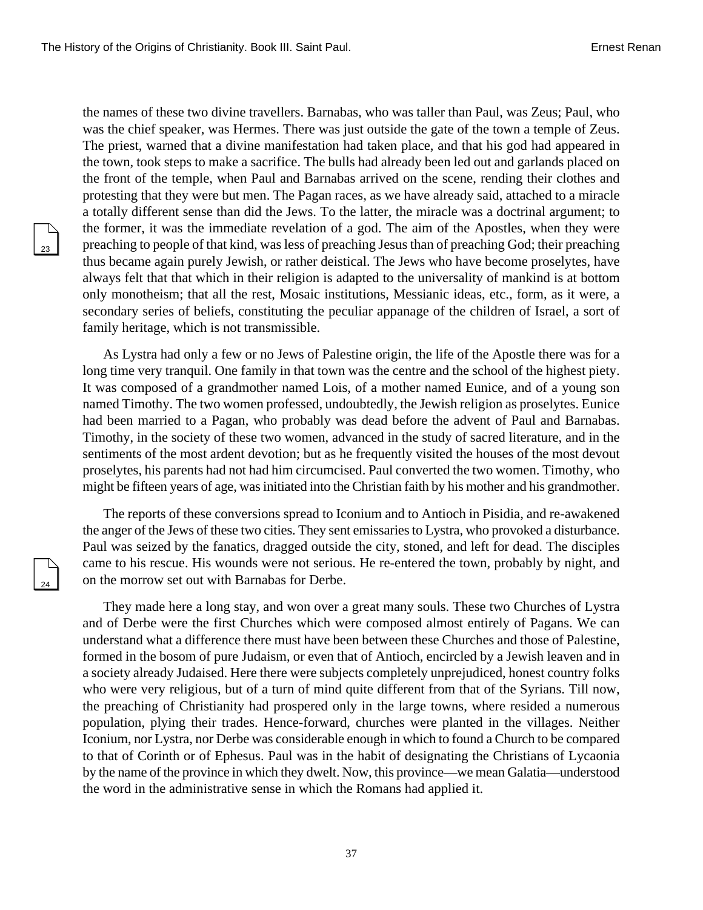the names of these two divine travellers. Barnabas, who was taller than Paul, was Zeus; Paul, who was the chief speaker, was Hermes. There was just outside the gate of the town a temple of Zeus. The priest, warned that a divine manifestation had taken place, and that his god had appeared in the town, took steps to make a sacrifice. The bulls had already been led out and garlands placed on the front of the temple, when Paul and Barnabas arrived on the scene, rending their clothes and protesting that they were but men. The Pagan races, as we have already said, attached to a miracle a totally different sense than did the Jews. To the latter, the miracle was a doctrinal argument; to the former, it was the immediate revelation of a god. The aim of the Apostles, when they were preaching to people of that kind, was less of preaching Jesus than of preaching God; their preaching thus became again purely Jewish, or rather deistical. The Jews who have become proselytes, have always felt that that which in their religion is adapted to the universality of mankind is at bottom only monotheism; that all the rest, Mosaic institutions, Messianic ideas, etc., form, as it were, a secondary series of beliefs, constituting the peculiar appanage of the children of Israel, a sort of family heritage, which is not transmissible.

As Lystra had only a few or no Jews of Palestine origin, the life of the Apostle there was for a long time very tranquil. One family in that town was the centre and the school of the highest piety. It was composed of a grandmother named Lois, of a mother named Eunice, and of a young son named Timothy. The two women professed, undoubtedly, the Jewish religion as proselytes. Eunice had been married to a Pagan, who probably was dead before the advent of Paul and Barnabas. Timothy, in the society of these two women, advanced in the study of sacred literature, and in the sentiments of the most ardent devotion; but as he frequently visited the houses of the most devout proselytes, his parents had not had him circumcised. Paul converted the two women. Timothy, who might be fifteen years of age, was initiated into the Christian faith by his mother and his grandmother.

The reports of these conversions spread to Iconium and to Antioch in Pisidia, and re-awakened the anger of the Jews of these two cities. They sent emissaries to Lystra, who provoked a disturbance. Paul was seized by the fanatics, dragged outside the city, stoned, and left for dead. The disciples came to his rescue. His wounds were not serious. He re-entered the town, probably by night, and on the morrow set out with Barnabas for Derbe.

They made here a long stay, and won over a great many souls. These two Churches of Lystra and of Derbe were the first Churches which were composed almost entirely of Pagans. We can understand what a difference there must have been between these Churches and those of Palestine, formed in the bosom of pure Judaism, or even that of Antioch, encircled by a Jewish leaven and in a society already Judaised. Here there were subjects completely unprejudiced, honest country folks who were very religious, but of a turn of mind quite different from that of the Syrians. Till now, the preaching of Christianity had prospered only in the large towns, where resided a numerous population, plying their trades. Hence-forward, churches were planted in the villages. Neither Iconium, nor Lystra, nor Derbe was considerable enough in which to found a Church to be compared to that of Corinth or of Ephesus. Paul was in the habit of designating the Christians of Lycaonia by the name of the province in which they dwelt. Now, this province—we mean Galatia—understood the word in the administrative sense in which the Romans had applied it.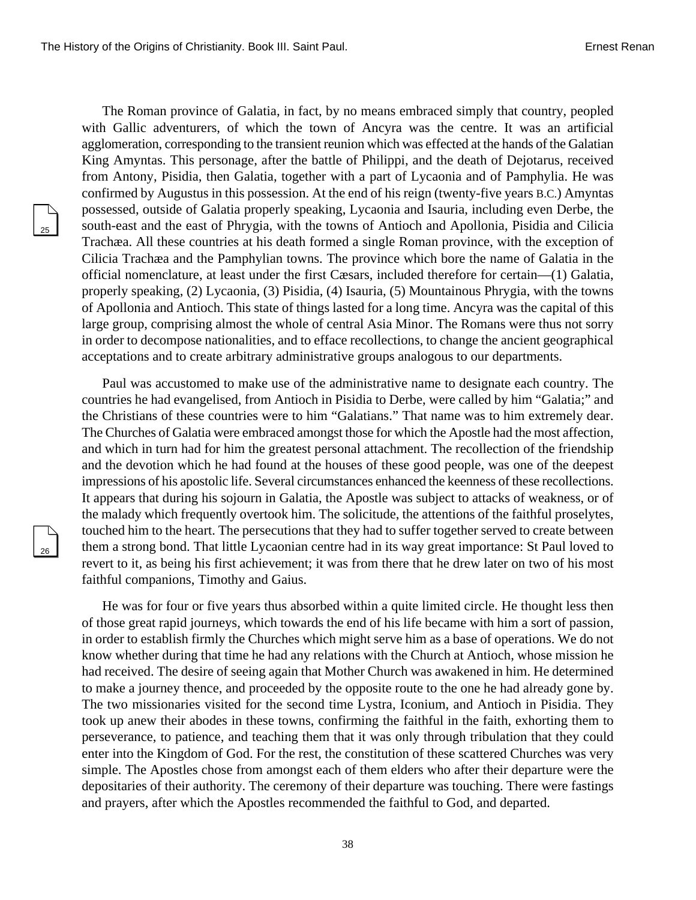The Roman province of Galatia, in fact, by no means embraced simply that country, peopled with Gallic adventurers, of which the town of Ancyra was the centre. It was an artificial agglomeration, corresponding to the transient reunion which was effected at the hands of the Galatian King Amyntas. This personage, after the battle of Philippi, and the death of Dejotarus, received from Antony, Pisidia, then Galatia, together with a part of Lycaonia and of Pamphylia. He was confirmed by Augustus in this possession. At the end of his reign (twenty-five years B.C.) Amyntas possessed, outside of Galatia properly speaking, Lycaonia and Isauria, including even Derbe, the south-east and the east of Phrygia, with the towns of Antioch and Apollonia, Pisidia and Cilicia Trachæa. All these countries at his death formed a single Roman province, with the exception of Cilicia Trachæa and the Pamphylian towns. The province which bore the name of Galatia in the official nomenclature, at least under the first Cæsars, included therefore for certain—(1) Galatia, properly speaking, (2) Lycaonia, (3) Pisidia, (4) Isauria, (5) Mountainous Phrygia, with the towns of Apollonia and Antioch. This state of things lasted for a long time. Ancyra was the capital of this large group, comprising almost the whole of central Asia Minor. The Romans were thus not sorry in order to decompose nationalities, and to efface recollections, to change the ancient geographical acceptations and to create arbitrary administrative groups analogous to our departments.

Paul was accustomed to make use of the administrative name to designate each country. The countries he had evangelised, from Antioch in Pisidia to Derbe, were called by him "Galatia;" and the Christians of these countries were to him "Galatians." That name was to him extremely dear. The Churches of Galatia were embraced amongst those for which the Apostle had the most affection, and which in turn had for him the greatest personal attachment. The recollection of the friendship and the devotion which he had found at the houses of these good people, was one of the deepest impressions of his apostolic life. Several circumstances enhanced the keenness of these recollections. It appears that during his sojourn in Galatia, the Apostle was subject to attacks of weakness, or of the malady which frequently overtook him. The solicitude, the attentions of the faithful proselytes, touched him to the heart. The persecutions that they had to suffer together served to create between them a strong bond. That little Lycaonian centre had in its way great importance: St Paul loved to revert to it, as being his first achievement; it was from there that he drew later on two of his most faithful companions, Timothy and Gaius.

He was for four or five years thus absorbed within a quite limited circle. He thought less then of those great rapid journeys, which towards the end of his life became with him a sort of passion, in order to establish firmly the Churches which might serve him as a base of operations. We do not know whether during that time he had any relations with the Church at Antioch, whose mission he had received. The desire of seeing again that Mother Church was awakened in him. He determined to make a journey thence, and proceeded by the opposite route to the one he had already gone by. The two missionaries visited for the second time Lystra, Iconium, and Antioch in Pisidia. They took up anew their abodes in these towns, confirming the faithful in the faith, exhorting them to perseverance, to patience, and teaching them that it was only through tribulation that they could enter into the Kingdom of God. For the rest, the constitution of these scattered Churches was very simple. The Apostles chose from amongst each of them elders who after their departure were the depositaries of their authority. The ceremony of their departure was touching. There were fastings and prayers, after which the Apostles recommended the faithful to God, and departed.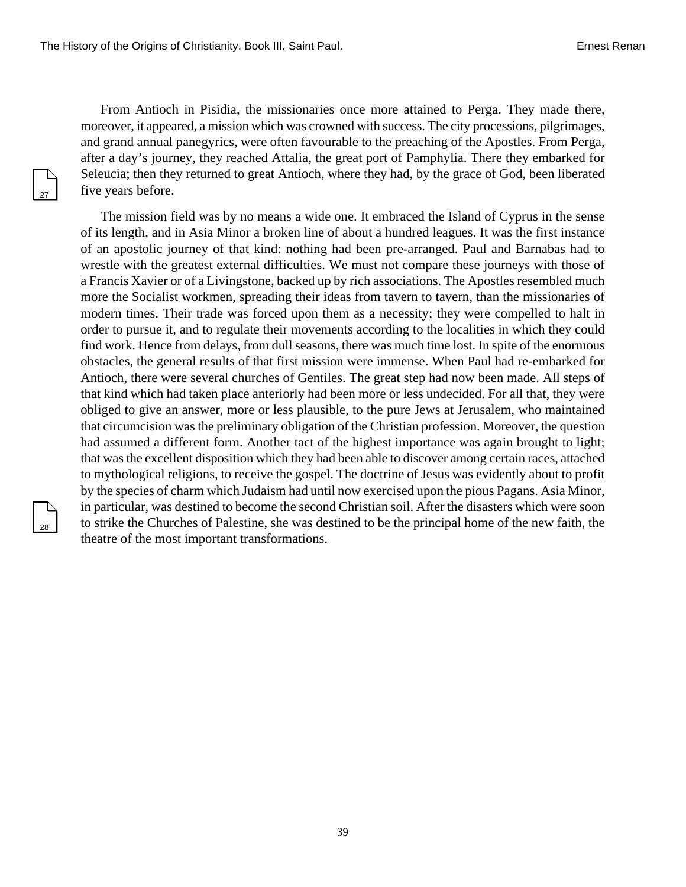From Antioch in Pisidia, the missionaries once more attained to Perga. They made there, moreover, it appeared, a mission which was crowned with success. The city processions, pilgrimages, and grand annual panegyrics, were often favourable to the preaching of the Apostles. From Perga, after a day's journey, they reached Attalia, the great port of Pamphylia. There they embarked for Seleucia; then they returned to great Antioch, where they had, by the grace of God, been liberated five years before.

The mission field was by no means a wide one. It embraced the Island of Cyprus in the sense of its length, and in Asia Minor a broken line of about a hundred leagues. It was the first instance of an apostolic journey of that kind: nothing had been pre-arranged. Paul and Barnabas had to wrestle with the greatest external difficulties. We must not compare these journeys with those of a Francis Xavier or of a Livingstone, backed up by rich associations. The Apostles resembled much more the Socialist workmen, spreading their ideas from tavern to tavern, than the missionaries of modern times. Their trade was forced upon them as a necessity; they were compelled to halt in order to pursue it, and to regulate their movements according to the localities in which they could find work. Hence from delays, from dull seasons, there was much time lost. In spite of the enormous obstacles, the general results of that first mission were immense. When Paul had re-embarked for Antioch, there were several churches of Gentiles. The great step had now been made. All steps of that kind which had taken place anteriorly had been more or less undecided. For all that, they were obliged to give an answer, more or less plausible, to the pure Jews at Jerusalem, who maintained that circumcision was the preliminary obligation of the Christian profession. Moreover, the question had assumed a different form. Another tact of the highest importance was again brought to light; that was the excellent disposition which they had been able to discover among certain races, attached to mythological religions, to receive the gospel. The doctrine of Jesus was evidently about to profit by the species of charm which Judaism had until now exercised upon the pious Pagans. Asia Minor, in particular, was destined to become the second Christian soil. After the disasters which were soon to strike the Churches of Palestine, she was destined to be the principal home of the new faith, the theatre of the most important transformations.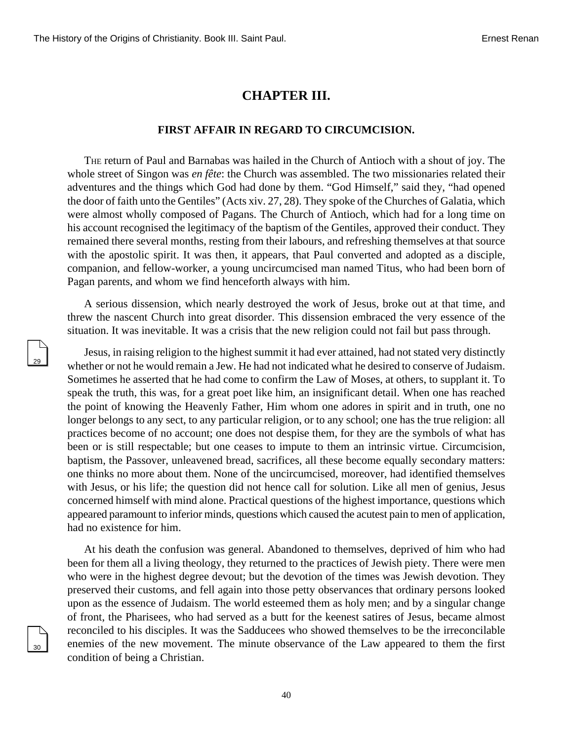## CHAPTER III.

### FIRST AFFAIR IN REGARD TO CIRCUMCISION.

THE return of Paul and Barnabas was hailed in the Church of Antioch with a shout of joy. The whole street of Singon was *en fête*: the Church was assembled. The two missionaries related their adventures and the things which God had done by them. "God Himself," said they, "had opened the door of faith unto the Gentiles" (Acts xiv. 27, 28). They spoke of the Churches of Galatia, which were almost wholly composed of Pagans. The Church of Antioch, which had for a long time on his account recognised the legitimacy of the baptism of the Gentiles, approved their conduct. They remained there several months, resting from their labours, and refreshing themselves at that source with the apostolic spirit. It was then, it appears, that Paul converted and adopted as a disciple, companion, and fellow-worker, a young uncircumcised man named Titus, who had been born of Pagan parents, and whom we find henceforth always with him.

A serious dissension, which nearly destroyed the work of Jesus, broke out at that time, and threw the nascent Church into great disorder. This dissension embraced the very essence of the situation. It was inevitable. It was a crisis that the new religion could not fail but pass through.

Jesus, in raising religion to the highest summit it had ever attained, had not stated very distinctly whether or not he would remain a Jew. He had not indicated what he desired to conserve of Judaism. Sometimes he asserted that he had come to confirm the Law of Moses, at others, to supplant it. To speak the truth, this was, for a great poet like him, an insignificant detail. When one has reached the point of knowing the Heavenly Father, Him whom one adores in spirit and in truth, one no longer belongs to any sect, to any particular religion, or to any school; one has the true religion: all practices become of no account; one does not despise them, for they are the symbols of what has been or is still respectable; but one ceases to impute to them an intrinsic virtue. Circumcision, baptism, the Passover, unleavened bread, sacrifices, all these become equally secondary matters: one thinks no more about them. None of the uncircumcised, moreover, had identified themselves with Jesus, or his life; the question did not hence call for solution. Like all men of genius, Jesus concerned himself with mind alone. Practical questions of the highest importance, questions which appeared paramount to inferior minds, questions which caused the acutest pain to men of application, had no existence for him.

At his death the confusion was general. Abandoned to themselves, deprived of him who had been for them all a living theology, they returned to the practices of Jewish piety. There were men who were in the highest degree devout; but the devotion of the times was Jewish devotion. They preserved their customs, and fell again into those petty observances that ordinary persons looked upon as the essence of Judaism. The world esteemed them as holy men; and by a singular change of front, the Pharisees, who had served as a butt for the keenest satires of Jesus, became almost reconciled to his disciples. It was the Sadducees who showed themselves to be the irreconcilable enemies of the new movement. The minute observance of the Law appeared to them the first condition of being a Christian.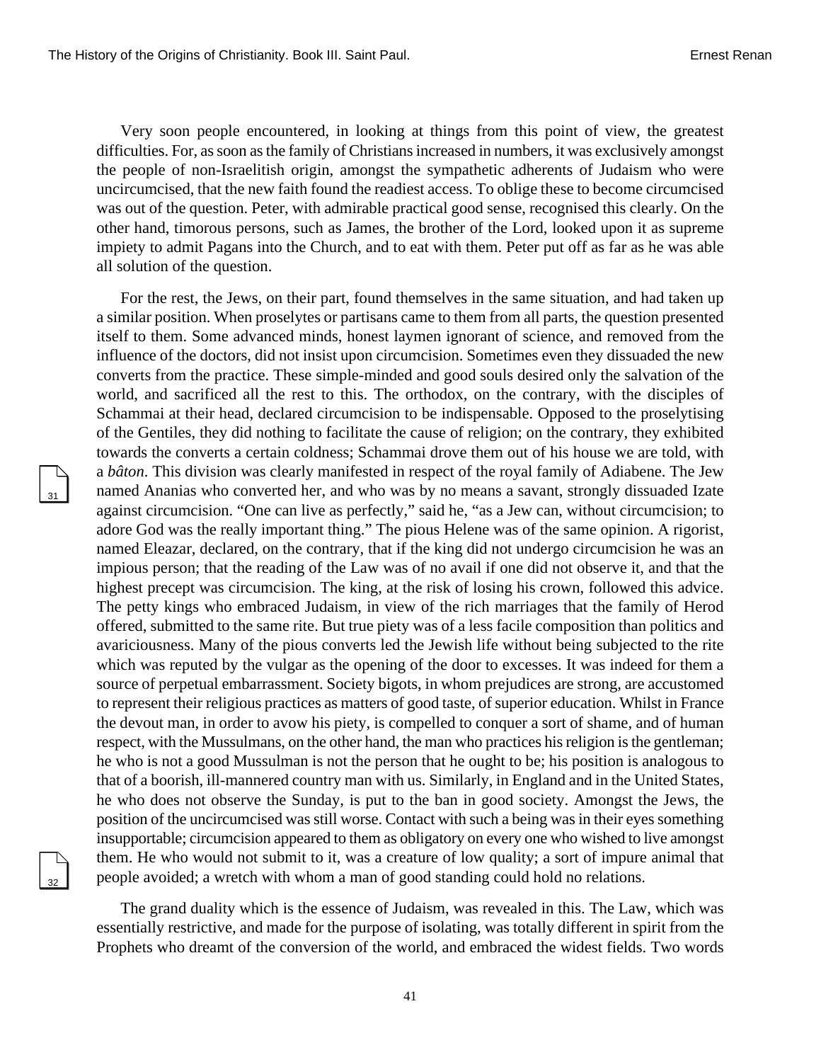Very soon people encountered, in looking at things from this point of view, the greatest difficulties. For, as soon as the family of Christians increased in numbers, it was exclusively amongst the people of non-Israelitish origin, amongst the sympathetic adherents of Judaism who were uncircumcised, that the new faith found the readiest access. To oblige these to become circumcised was out of the question. Peter, with admirable practical good sense, recognised this clearly. On the other hand, timorous persons, such as James, the brother of the Lord, looked upon it as supreme impiety to admit Pagans into the Church, and to eat with them. Peter put off as far as he was able all solution of the question.

For the rest, the Jews, on their part, found themselves in the same situation, and had taken up a similar position. When proselytes or partisans came to them from all parts, the question presented itself to them. Some advanced minds, honest laymen ignorant of science, and removed from the influence of the doctors, did not insist upon circumcision. Sometimes even they dissuaded the new converts from the practice. These simple-minded and good souls desired only the salvation of the world, and sacrificed all the rest to this. The orthodox, on the contrary, with the disciples of Schammai at their head, declared circumcision to be indispensable. Opposed to the proselytising of the Gentiles, they did nothing to facilitate the cause of religion; on the contrary, they exhibited towards the converts a certain coldness; Schammai drove them out of his house we are told, with a *bâton*. This division was clearly manifested in respect of the royal family of Adiabene. The Jew named Ananias who converted her, and who was by no means a savant, strongly dissuaded Izate against circumcision. "One can live as perfectly," said he, "as a Jew can, without circumcision; to adore God was the really important thing." The pious Helene was of the same opinion. A rigorist, named Eleazar, declared, on the contrary, that if the king did not undergo circumcision he was an impious person; that the reading of the Law was of no avail if one did not observe it, and that the highest precept was circumcision. The king, at the risk of losing his crown, followed this advice. The petty kings who embraced Judaism, in view of the rich marriages that the family of Herod offered, submitted to the same rite. But true piety was of a less facile composition than politics and avariciousness. Many of the pious converts led the Jewish life without being subjected to the rite which was reputed by the vulgar as the opening of the door to excesses. It was indeed for them a source of perpetual embarrassment. Society bigots, in whom prejudices are strong, are accustomed to represent their religious practices as matters of good taste, of superior education. Whilst in France the devout man, in order to avow his piety, is compelled to conquer a sort of shame, and of human respect, with the Mussulmans, on the other hand, the man who practices his religion is the gentleman; he who is not a good Mussulman is not the person that he ought to be; his position is analogous to that of a boorish, ill-mannered country man with us. Similarly, in England and in the United States, he who does not observe the Sunday, is put to the ban in good society. Amongst the Jews, the position of the uncircumcised was still worse. Contact with such a being was in their eyes something insupportable; circumcision appeared to them as obligatory on every one who wished to live amongst them. He who would not submit to it, was a creature of low quality; a sort of impure animal that people avoided; a wretch with whom a man of good standing could hold no relations.

The grand duality which is the essence of Judaism, was revealed in this. The Law, which was essentially restrictive, and made for the purpose of isolating, was totally different in spirit from the Prophets who dreamt of the conversion of the world, and embraced the widest fields. Two words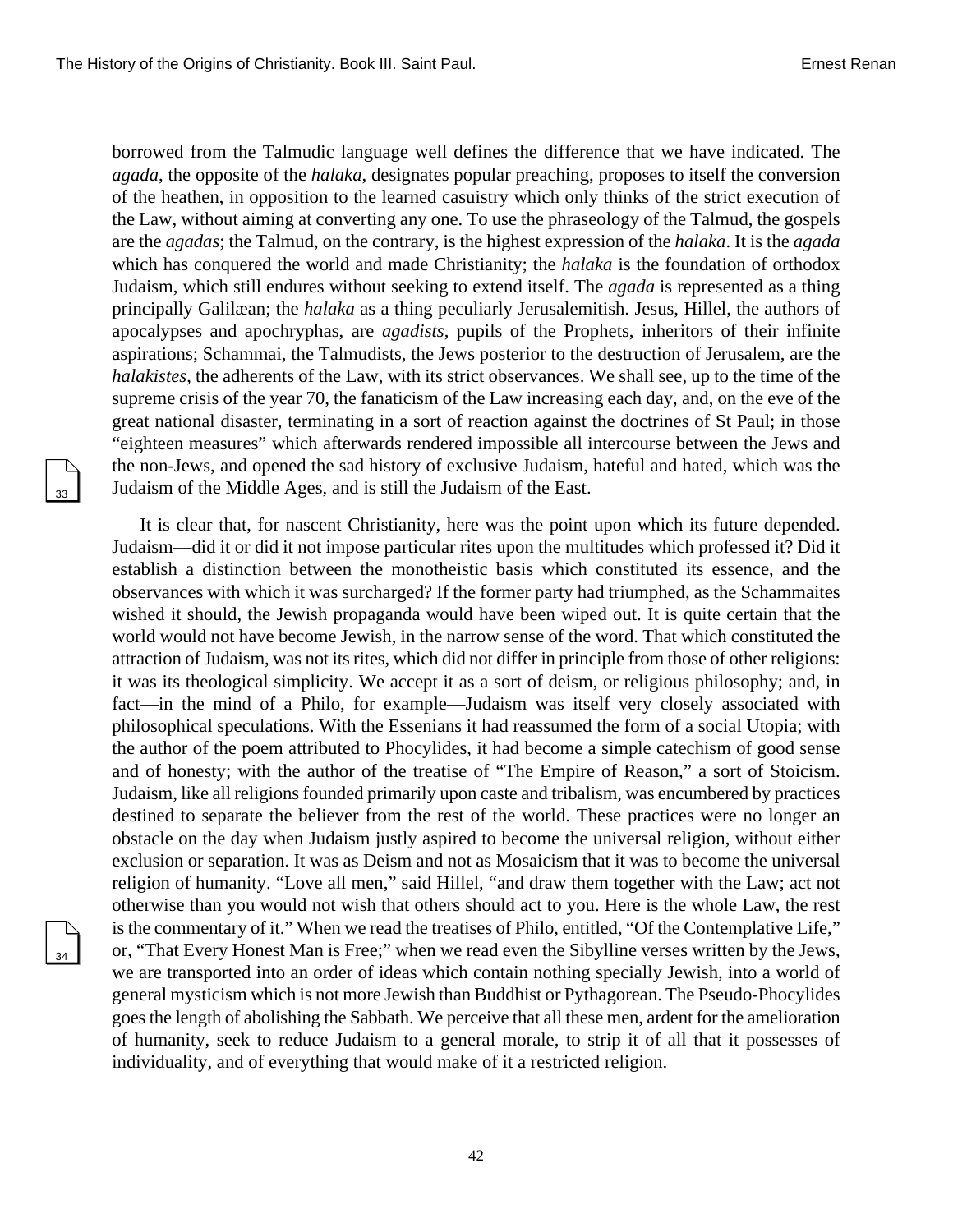borrowed from the Talmudic language well defines the difference that we have indicated. The *agada*, the opposite of the *halaka*, designates popular preaching, proposes to itself the conversion of the heathen, in opposition to the learned casuistry which only thinks of the strict execution of the Law, without aiming at converting any one. To use the phraseology of the Talmud, the gospels are the *agadas*; the Talmud, on the contrary, is the highest expression of the *halaka*. It is the *agada* which has conquered the world and made Christianity; the *halaka* is the foundation of orthodox Judaism, which still endures without seeking to extend itself. The *agada* is represented as a thing principally Galilæan; the *halaka* as a thing peculiarly Jerusalemitish. Jesus, Hillel, the authors of apocalypses and apochryphas, are *agadists*, pupils of the Prophets, inheritors of their infinite aspirations; Schammai, the Talmudists, the Jews posterior to the destruction of Jerusalem, are the *halakistes*, the adherents of the Law, with its strict observances. We shall see, up to the time of the supreme crisis of the year 70, the fanaticism of the Law increasing each day, and, on the eve of the great national disaster, terminating in a sort of reaction against the doctrines of St Paul; in those "eighteen measures" which afterwards rendered impossible all intercourse between the Jews and the non-Jews, and opened the sad history of exclusive Judaism, hateful and hated, which was the Judaism of the Middle Ages, and is still the Judaism of the East.

It is clear that, for nascent Christianity, here was the point upon which its future depended. Judaism—did it or did it not impose particular rites upon the multitudes which professed it? Did it establish a distinction between the monotheistic basis which constituted its essence, and the observances with which it was surcharged? If the former party had triumphed, as the Schammaites wished it should, the Jewish propaganda would have been wiped out. It is quite certain that the world would not have become Jewish, in the narrow sense of the word. That which constituted the attraction of Judaism, was not its rites, which did not differ in principle from those of other religions: it was its theological simplicity. We accept it as a sort of deism, or religious philosophy; and, in fact—in the mind of a Philo, for example—Judaism was itself very closely associated with philosophical speculations. With the Essenians it had reassumed the form of a social Utopia; with the author of the poem attributed to Phocylides, it had become a simple catechism of good sense and of honesty; with the author of the treatise of "The Empire of Reason," a sort of Stoicism. Judaism, like all religions founded primarily upon caste and tribalism, was encumbered by practices destined to separate the believer from the rest of the world. These practices were no longer an obstacle on the day when Judaism justly aspired to become the universal religion, without either exclusion or separation. It was as Deism and not as Mosaicism that it was to become the universal religion of humanity. "Love all men," said Hillel, "and draw them together with the Law; act not otherwise than you would not wish that others should act to you. Here is the whole Law, the rest is the commentary of it." When we read the treatises of Philo, entitled, "Of the Contemplative Life," or, "That Every Honest Man is Free;" when we read even the Sibylline verses written by the Jews, we are transported into an order of ideas which contain nothing specially Jewish, into a world of general mysticism which is not more Jewish than Buddhist or Pythagorean. The Pseudo-Phocylides goes the length of abolishing the Sabbath. We perceive that all these men, ardent for the amelioration of humanity, seek to reduce Judaism to a general morale, to strip it of all that it possesses of individuality, and of everything that would make of it a restricted religion.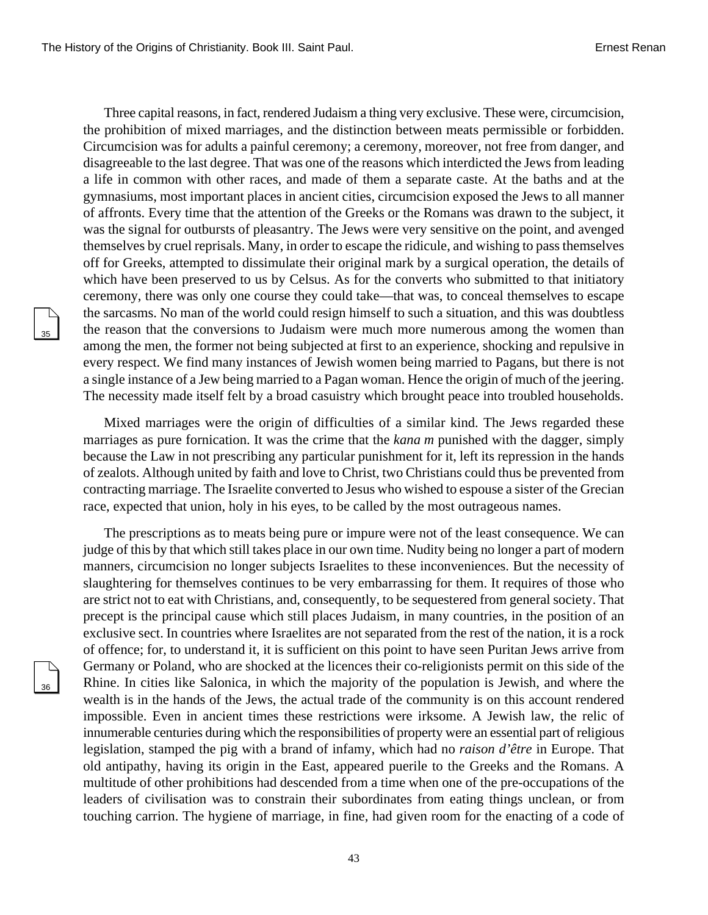Three capital reasons, in fact, rendered Judaism a thing very exclusive. These were, circumcision, the prohibition of mixed marriages, and the distinction between meats permissible or forbidden. Circumcision was for adults a painful ceremony; a ceremony, moreover, not free from danger, and disagreeable to the last degree. That was one of the reasons which interdicted the Jews from leading a life in common with other races, and made of them a separate caste. At the baths and at the gymnasiums, most important places in ancient cities, circumcision exposed the Jews to all manner of affronts. Every time that the attention of the Greeks or the Romans was drawn to the subject, it was the signal for outbursts of pleasantry. The Jews were very sensitive on the point, and avenged themselves by cruel reprisals. Many, in order to escape the ridicule, and wishing to pass themselves off for Greeks, attempted to dissimulate their original mark by a surgical operation, the details of which have been preserved to us by Celsus. As for the converts who submitted to that initiatory ceremony, there was only one course they could take—that was, to conceal themselves to escape the sarcasms. No man of the world could resign himself to such a situation, and this was doubtless the reason that the conversions to Judaism were much more numerous among the women than among the men, the former not being subjected at first to an experience, shocking and repulsive in every respect. We find many instances of Jewish women being married to Pagans, but there is not a single instance of a Jew being married to a Pagan woman. Hence the origin of much of the jeering. The necessity made itself felt by a broad casuistry which brought peace into troubled households.

Mixed marriages were the origin of difficulties of a similar kind. The Jews regarded these marriages as pure fornication. It was the crime that the *kana m* punished with the dagger, simply because the Law in not prescribing any particular punishment for it, left its repression in the hands of zealots. Although united by faith and love to Christ, two Christians could thus be prevented from contracting marriage. The Israelite converted to Jesus who wished to espouse a sister of the Grecian race, expected that union, holy in his eyes, to be called by the most outrageous names.

The prescriptions as to meats being pure or impure were not of the least consequence. We can judge of this by that which still takes place in our own time. Nudity being no longer a part of modern manners, circumcision no longer subjects Israelites to these inconveniences. But the necessity of slaughtering for themselves continues to be very embarrassing for them. It requires of those who are strict not to eat with Christians, and, consequently, to be sequestered from general society. That precept is the principal cause which still places Judaism, in many countries, in the position of an exclusive sect. In countries where Israelites are not separated from the rest of the nation, it is a rock of offence; for, to understand it, it is sufficient on this point to have seen Puritan Jews arrive from Germany or Poland, who are shocked at the licences their co-religionists permit on this side of the Rhine. In cities like Salonica, in which the majority of the population is Jewish, and where the wealth is in the hands of the Jews, the actual trade of the community is on this account rendered impossible. Even in ancient times these restrictions were irksome. A Jewish law, the relic of innumerable centuries during which the responsibilities of property were an essential part of religious legislation, stamped the pig with a brand of infamy, which had no *raison d'être* in Europe. That old antipathy, having its origin in the East, appeared puerile to the Greeks and the Romans. A multitude of other prohibitions had descended from a time when one of the pre-occupations of the leaders of civilisation was to constrain their subordinates from eating things unclean, or from touching carrion. The hygiene of marriage, in fine, had given room for the enacting of a code of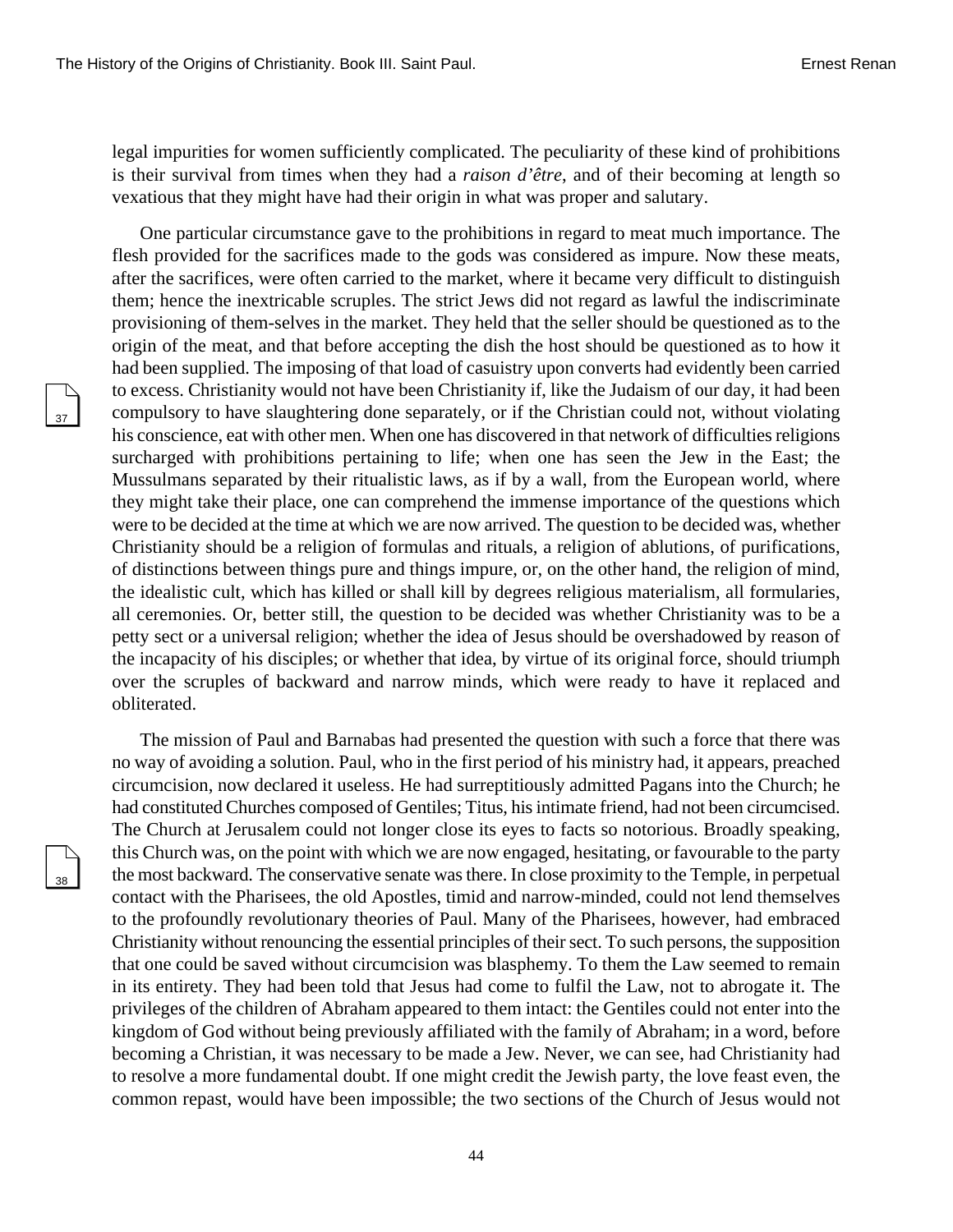legal impurities for women sufficiently complicated. The peculiarity of these kind of prohibitions is their survival from times when they had a *raison d'être*, and of their becoming at length so vexatious that they might have had their origin in what was proper and salutary.

One particular circumstance gave to the prohibitions in regard to meat much importance. The flesh provided for the sacrifices made to the gods was considered as impure. Now these meats, after the sacrifices, were often carried to the market, where it became very difficult to distinguish them; hence the inextricable scruples. The strict Jews did not regard as lawful the indiscriminate provisioning of them-selves in the market. They held that the seller should be questioned as to the origin of the meat, and that before accepting the dish the host should be questioned as to how it had been supplied. The imposing of that load of casuistry upon converts had evidently been carried to excess. Christianity would not have been Christianity if, like the Judaism of our day, it had been compulsory to have slaughtering done separately, or if the Christian could not, without violating his conscience, eat with other men. When one has discovered in that network of difficulties religions surcharged with prohibitions pertaining to life; when one has seen the Jew in the East; the Mussulmans separated by their ritualistic laws, as if by a wall, from the European world, where they might take their place, one can comprehend the immense importance of the questions which were to be decided at the time at which we are now arrived. The question to be decided was, whether Christianity should be a religion of formulas and rituals, a religion of ablutions, of purifications, of distinctions between things pure and things impure, or, on the other hand, the religion of mind, the idealistic cult, which has killed or shall kill by degrees religious materialism, all formularies, all ceremonies. Or, better still, the question to be decided was whether Christianity was to be a petty sect or a universal religion; whether the idea of Jesus should be overshadowed by reason of the incapacity of his disciples; or whether that idea, by virtue of its original force, should triumph over the scruples of backward and narrow minds, which were ready to have it replaced and obliterated.

The mission of Paul and Barnabas had presented the question with such a force that there was no way of avoiding a solution. Paul, who in the first period of his ministry had, it appears, preached circumcision, now declared it useless. He had surreptitiously admitted Pagans into the Church; he had constituted Churches composed of Gentiles; Titus, his intimate friend, had not been circumcised. The Church at Jerusalem could not longer close its eyes to facts so notorious. Broadly speaking, this Church was, on the point with which we are now engaged, hesitating, or favourable to the party the most backward. The conservative senate was there. In close proximity to the Temple, in perpetual contact with the Pharisees, the old Apostles, timid and narrow-minded, could not lend themselves to the profoundly revolutionary theories of Paul. Many of the Pharisees, however, had embraced Christianity without renouncing the essential principles of their sect. To such persons, the supposition that one could be saved without circumcision was blasphemy. To them the Law seemed to remain in its entirety. They had been told that Jesus had come to fulfil the Law, not to abrogate it. The privileges of the children of Abraham appeared to them intact: the Gentiles could not enter into the kingdom of God without being previously affiliated with the family of Abraham; in a word, before becoming a Christian, it was necessary to be made a Jew. Never, we can see, had Christianity had to resolve a more fundamental doubt. If one might credit the Jewish party, the love feast even, the common repast, would have been impossible; the two sections of the Church of Jesus would not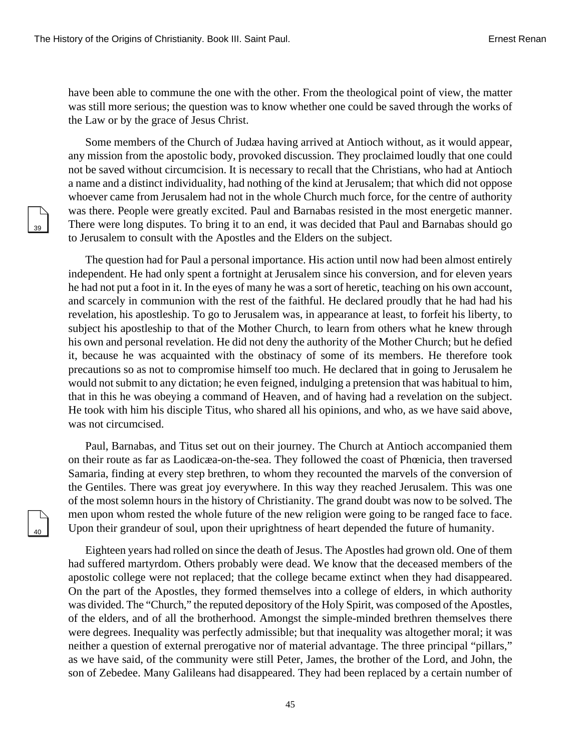have been able to commune the one with the other. From the theological point of view, the matter was still more serious; the question was to know whether one could be saved through the works of the Law or by the grace of Jesus Christ.

Some members of the Church of Judæa having arrived at Antioch without, as it would appear, any mission from the apostolic body, provoked discussion. They proclaimed loudly that one could not be saved without circumcision. It is necessary to recall that the Christians, who had at Antioch a name and a distinct individuality, had nothing of the kind at Jerusalem; that which did not oppose whoever came from Jerusalem had not in the whole Church much force, for the centre of authority was there. People were greatly excited. Paul and Barnabas resisted in the most energetic manner. There were long disputes. To bring it to an end, it was decided that Paul and Barnabas should go to Jerusalem to consult with the Apostles and the Elders on the subject.

The question had for Paul a personal importance. His action until now had been almost entirely independent. He had only spent a fortnight at Jerusalem since his conversion, and for eleven years he had not put a foot in it. In the eyes of many he was a sort of heretic, teaching on his own account, and scarcely in communion with the rest of the faithful. He declared proudly that he had had his revelation, his apostleship. To go to Jerusalem was, in appearance at least, to forfeit his liberty, to subject his apostleship to that of the Mother Church, to learn from others what he knew through his own and personal revelation. He did not deny the authority of the Mother Church; but he defied it, because he was acquainted with the obstinacy of some of its members. He therefore took precautions so as not to compromise himself too much. He declared that in going to Jerusalem he would not submit to any dictation; he even feigned, indulging a pretension that was habitual to him, that in this he was obeying a command of Heaven, and of having had a revelation on the subject. He took with him his disciple Titus, who shared all his opinions, and who, as we have said above, was not circumcised.

Paul, Barnabas, and Titus set out on their journey. The Church at Antioch accompanied them on their route as far as Laodicæa-on-the-sea. They followed the coast of Phœnicia, then traversed Samaria, finding at every step brethren, to whom they recounted the marvels of the conversion of the Gentiles. There was great joy everywhere. In this way they reached Jerusalem. This was one of the most solemn hours in the history of Christianity. The grand doubt was now to be solved. The men upon whom rested the whole future of the new religion were going to be ranged face to face. Upon their grandeur of soul, upon their uprightness of heart depended the future of humanity.

Eighteen years had rolled on since the death of Jesus. The Apostles had grown old. One of them had suffered martyrdom. Others probably were dead. We know that the deceased members of the apostolic college were not replaced; that the college became extinct when they had disappeared. On the part of the Apostles, they formed themselves into a college of elders, in which authority was divided. The "Church," the reputed depository of the Holy Spirit, was composed of the Apostles, of the elders, and of all the brotherhood. Amongst the simple-minded brethren themselves there were degrees. Inequality was perfectly admissible; but that inequality was altogether moral; it was neither a question of external prerogative nor of material advantage. The three principal "pillars," as we have said, of the community were still Peter, James, the brother of the Lord, and John, the son of Zebedee. Many Galileans had disappeared. They had been replaced by a certain number of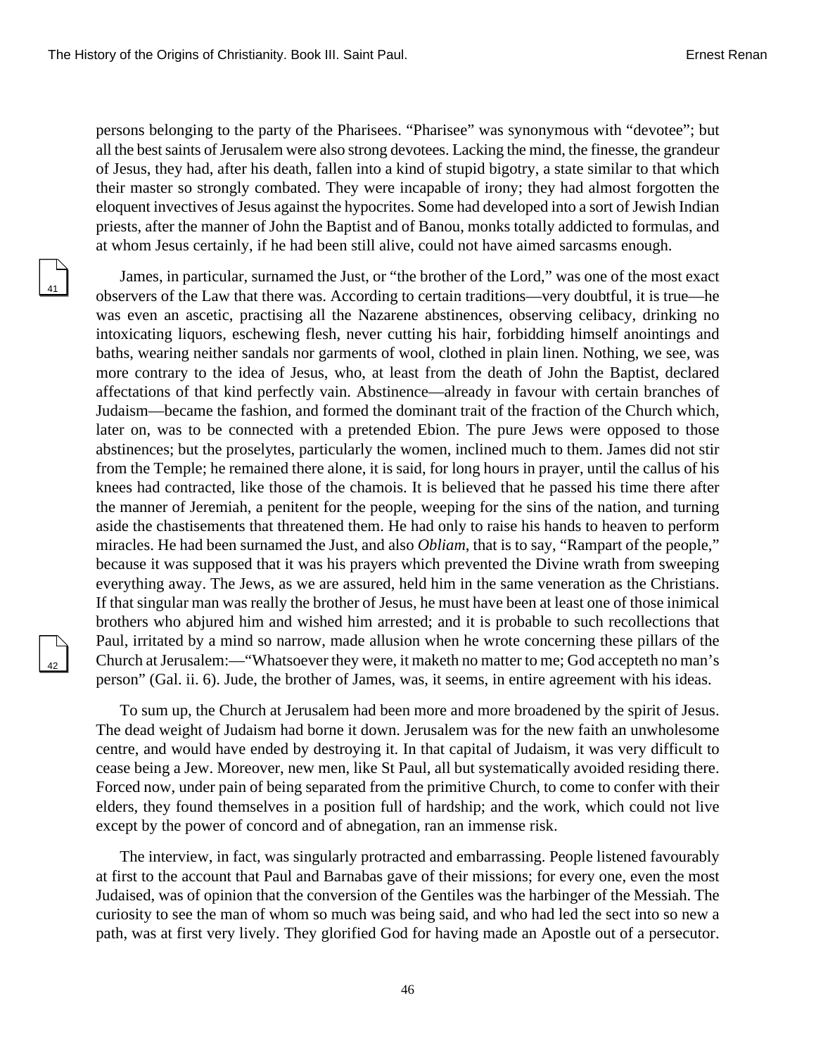persons belonging to the party of the Pharisees. “Pharisee” was synonymous with “devotee”; but all the best saints of Jerusalem were also strong devotees. Lacking the mind, the finesse, the grandeur of Jesus, they had, after his death, fallen into a kind of stupid bigotry, a state similar to that which their master so strongly combated. They were incapable of irony; they had almost forgotten the eloquent invectives of Jesus against the hypocrites. Some had developed into a sort of Jewish Indian priests, after the manner of John the Baptist and of Banou, monks totally addicted to formulas, and at whom Jesus certainly, if he had been still alive, could not have aimed sarcasms enough.

James, in particular, surnamed the Just, or “the brother of the Lord,” was one of the most exact observers of the Law that there was. According to certain traditions—very doubtful, it is true—he was even an ascetic, practising all the Nazarene abstinences, observing celibacy, drinking no intoxicating liquors, eschewing flesh, never cutting his hair, forbidding himself anointings and baths, wearing neither sandals nor garments of wool, clothed in plain linen. Nothing, we see, was more contrary to the idea of Jesus, who, at least from the death of John the Baptist, declared affectations of that kind perfectly vain. Abstinence—already in favour with certain branches of Judaism—became the fashion, and formed the dominant trait of the fraction of the Church which, later on, was to be connected with a pretended Ebion. The pure Jews were opposed to those abstinences; but the proselytes, particularly the women, inclined much to them. James did not stir from the Temple; he remained there alone, it is said, for long hours in prayer, until the callus of his knees had contracted, like those of the chamois. It is believed that he passed his time there after the manner of Jeremiah, a penitent for the people, weeping for the sins of the nation, and turning aside the chastisements that threatened them. He had only to raise his hands to heaven to perform miracles. He had been surnamed the Just, and also *Obliam*, that is to say, “Rampart of the people,” because it was supposed that it was his prayers which prevented the Divine wrath from sweeping everything away. The Jews, as we are assured, held him in the same veneration as the Christians. If that singular man was really the brother of Jesus, he must have been at least one of those inimical brothers who abjured him and wished him arrested; and it is probable to such recollections that Paul, irritated by a mind so narrow, made allusion when he wrote concerning these pillars of the Church at Jerusalem:—“Whatsoever they were, it maketh no matter to me; God accepteth no man’s person” (Gal. ii. 6). Jude, the brother of James, was, it seems, in entire agreement with his ideas.

To sum up, the Church at Jerusalem had been more and more broadened by the spirit of Jesus. The dead weight of Judaism had borne it down. Jerusalem was for the new faith an unwholesome centre, and would have ended by destroying it. In that capital of Judaism, it was very difficult to cease being a Jew. Moreover, new men, like St Paul, all but systematically avoided residing there. Forced now, under pain of being separated from the primitive Church, to come to confer with their elders, they found themselves in a position full of hardship; and the work, which could not live except by the power of concord and of abnegation, ran an immense risk.

The interview, in fact, was singularly protracted and embarrassing. People listened favourably at first to the account that Paul and Barnabas gave of their missions; for every one, even the most Judaised, was of opinion that the conversion of the Gentiles was the harbinger of the Messiah. The curiosity to see the man of whom so much was being said, and who had led the sect into so new a path, was at first very lively. They glorified God for having made an Apostle out of a persecutor.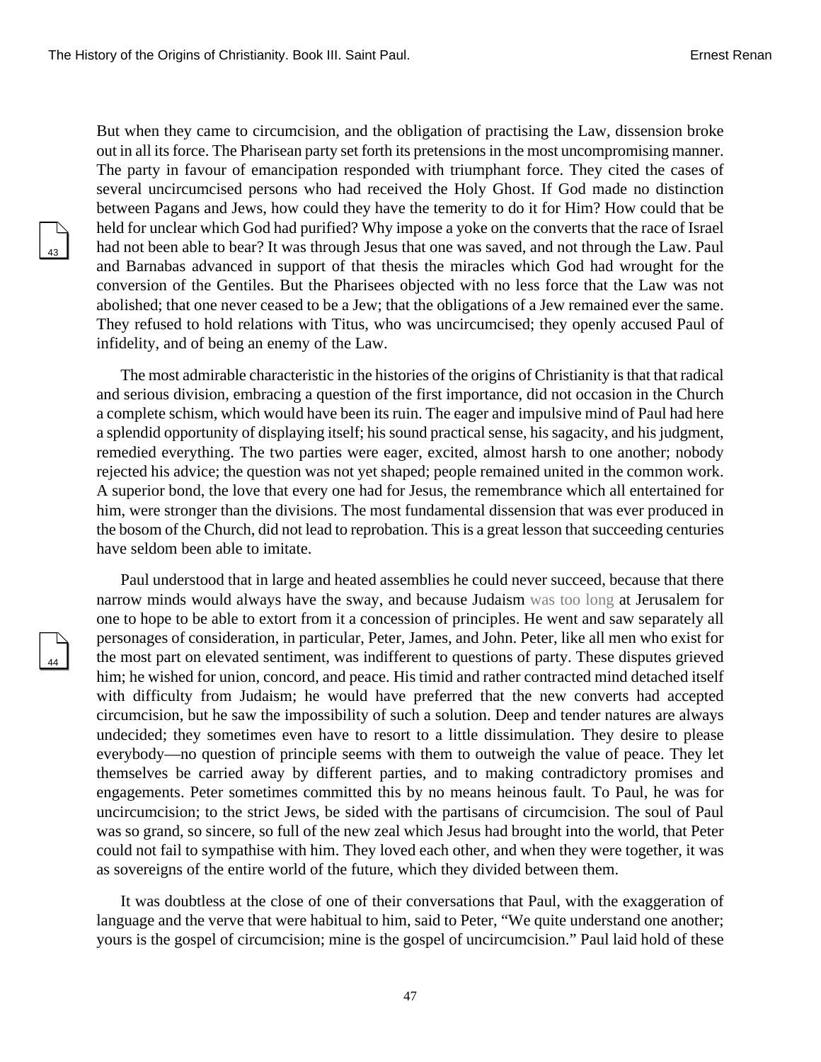But when they came to circumcision, and the obligation of practising the Law, dissension broke out in all its force. The Pharisean party set forth its pretensions in the most uncompromising manner. The party in favour of emancipation responded with triumphant force. They cited the cases of several uncircumcised persons who had received the Holy Ghost. If God made no distinction between Pagans and Jews, how could they have the temerity to do it for Him? How could that be held for unclear which God had purified? Why impose a yoke on the converts that the race of Israel had not been able to bear? It was through Jesus that one was saved, and not through the Law. Paul and Barnabas advanced in support of that thesis the miracles which God had wrought for the conversion of the Gentiles. But the Pharisees objected with no less force that the Law was not abolished; that one never ceased to be a Jew; that the obligations of a Jew remained ever the same. They refused to hold relations with Titus, who was uncircumcised; they openly accused Paul of infidelity, and of being an enemy of the Law.

The most admirable characteristic in the histories of the origins of Christianity is that that radical and serious division, embracing a question of the first importance, did not occasion in the Church a complete schism, which would have been its ruin. The eager and impulsive mind of Paul had here a splendid opportunity of displaying itself; his sound practical sense, his sagacity, and his judgment, remedied everything. The two parties were eager, excited, almost harsh to one another; nobody rejected his advice; the question was not yet shaped; people remained united in the common work. A superior bond, the love that every one had for Jesus, the remembrance which all entertained for him, were stronger than the divisions. The most fundamental dissension that was ever produced in the bosom of the Church, did not lead to reprobation. This is a great lesson that succeeding centuries have seldom been able to imitate.

Paul understood that in large and heated assemblies he could never succeed, because that there narrow minds would always have the sway, and because Judaism was too long at Jerusalem for one to hope to be able to extort from it a concession of principles. He went and saw separately all personages of consideration, in particular, Peter, James, and John. Peter, like all men who exist for the most part on elevated sentiment, was indifferent to questions of party. These disputes grieved him; he wished for union, concord, and peace. His timid and rather contracted mind detached itself with difficulty from Judaism; he would have preferred that the new converts had accepted circumcision, but he saw the impossibility of such a solution. Deep and tender natures are always undecided; they sometimes even have to resort to a little dissimulation. They desire to please everybody—no question of principle seems with them to outweigh the value of peace. They let themselves be carried away by different parties, and to making contradictory promises and engagements. Peter sometimes committed this by no means heinous fault. To Paul, he was for uncircumcision; to the strict Jews, be sided with the partisans of circumcision. The soul of Paul was so grand, so sincere, so full of the new zeal which Jesus had brought into the world, that Peter could not fail to sympathise with him. They loved each other, and when they were together, it was as sovereigns of the entire world of the future, which they divided between them.

It was doubtless at the close of one of their conversations that Paul, with the exaggeration of language and the verve that were habitual to him, said to Peter, “We quite understand one another; yours is the gospel of circumcision; mine is the gospel of uncircumcision.” Paul laid hold of these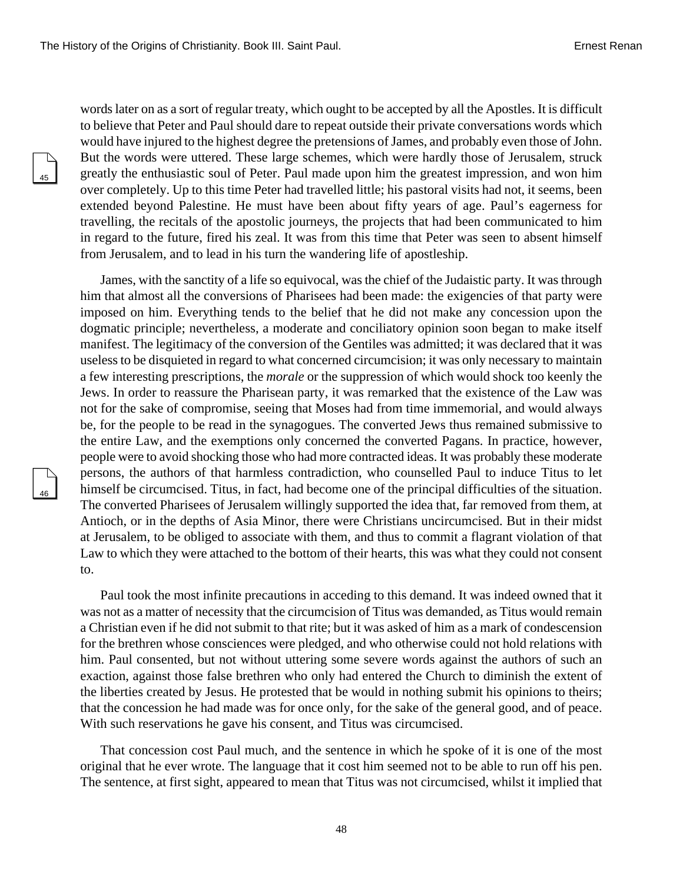words later on as a sort of regular treaty, which ought to be accepted by all the Apostles. It is difficult to believe that Peter and Paul should dare to repeat outside their private conversations words which would have injured to the highest degree the pretensions of James, and probably even those of John. But the words were uttered. These large schemes, which were hardly those of Jerusalem, struck greatly the enthusiastic soul of Peter. Paul made upon him the greatest impression, and won him over completely. Up to this time Peter had travelled little; his pastoral visits had not, it seems, been extended beyond Palestine. He must have been about fifty years of age. Paul's eagerness for travelling, the recitals of the apostolic journeys, the projects that had been communicated to him in regard to the future, fired his zeal. It was from this time that Peter was seen to absent himself from Jerusalem, and to lead in his turn the wandering life of apostleship.

James, with the sanctity of a life so equivocal, was the chief of the Judaistic party. It was through him that almost all the conversions of Pharisees had been made: the exigencies of that party were imposed on him. Everything tends to the belief that he did not make any concession upon the dogmatic principle; nevertheless, a moderate and conciliatory opinion soon began to make itself manifest. The legitimacy of the conversion of the Gentiles was admitted; it was declared that it was useless to be disquieted in regard to what concerned circumcision; it was only necessary to maintain a few interesting prescriptions, the *morale* or the suppression of which would shock too keenly the Jews. In order to reassure the Pharisean party, it was remarked that the existence of the Law was not for the sake of compromise, seeing that Moses had from time immemorial, and would always be, for the people to be read in the synagogues. The converted Jews thus remained submissive to the entire Law, and the exemptions only concerned the converted Pagans. In practice, however, people were to avoid shocking those who had more contracted ideas. It was probably these moderate persons, the authors of that harmless contradiction, who counselled Paul to induce Titus to let himself be circumcised. Titus, in fact, had become one of the principal difficulties of the situation. The converted Pharisees of Jerusalem willingly supported the idea that, far removed from them, at Antioch, or in the depths of Asia Minor, there were Christians uncircumcised. But in their midst at Jerusalem, to be obliged to associate with them, and thus to commit a flagrant violation of that Law to which they were attached to the bottom of their hearts, this was what they could not consent to.

Paul took the most infinite precautions in acceding to this demand. It was indeed owned that it was not as a matter of necessity that the circumcision of Titus was demanded, as Titus would remain a Christian even if he did not submit to that rite; but it was asked of him as a mark of condescension for the brethren whose consciences were pledged, and who otherwise could not hold relations with him. Paul consented, but not without uttering some severe words against the authors of such an exaction, against those false brethren who only had entered the Church to diminish the extent of the liberties created by Jesus. He protested that be would in nothing submit his opinions to theirs; that the concession he had made was for once only, for the sake of the general good, and of peace. With such reservations he gave his consent, and Titus was circumcised.

That concession cost Paul much, and the sentence in which he spoke of it is one of the most original that he ever wrote. The language that it cost him seemed not to be able to run off his pen. The sentence, at first sight, appeared to mean that Titus was not circumcised, whilst it implied that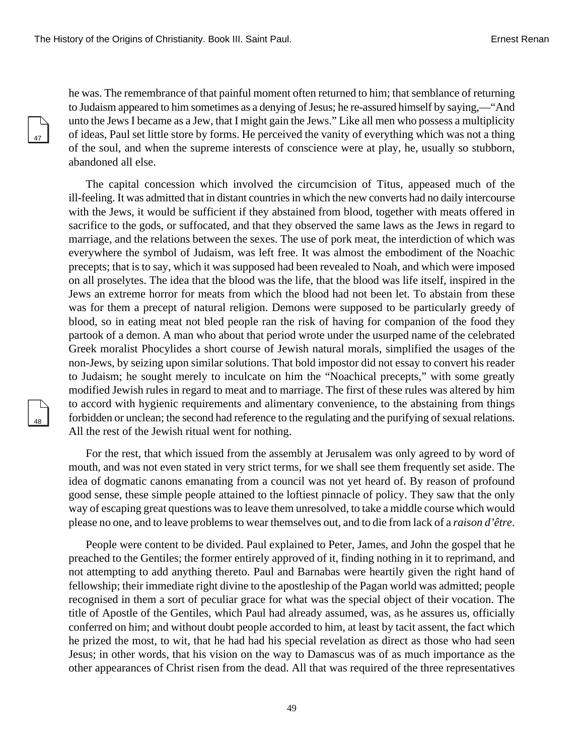he was. The remembrance of that painful moment often returned to him; that semblance of returning to Judaism appeared to him sometimes as a denying of Jesus; he re-assured himself by saying,—“And unto the Jews I became as a Jew, that I might gain the Jews.” Like all men who possess a multiplicity of ideas, Paul set little store by forms. He perceived the vanity of everything which was not a thing of the soul, and when the supreme interests of conscience were at play, he, usually so stubborn, abandoned all else.

The capital concession which involved the circumcision of Titus, appeased much of the ill-feeling. It was admitted that in distant countries in which the new converts had no daily intercourse with the Jews, it would be sufficient if they abstained from blood, together with meats offered in sacrifice to the gods, or suffocated, and that they observed the same laws as the Jews in regard to marriage, and the relations between the sexes. The use of pork meat, the interdiction of which was everywhere the symbol of Judaism, was left free. It was almost the embodiment of the Noachic precepts; that is to say, which it was supposed had been revealed to Noah, and which were imposed on all proselytes. The idea that the blood was the life, that the blood was life itself, inspired in the Jews an extreme horror for meats from which the blood had not been let. To abstain from these was for them a precept of natural religion. Demons were supposed to be particularly greedy of blood, so in eating meat not bled people ran the risk of having for companion of the food they partook of a demon. A man who about that period wrote under the usurped name of the celebrated Greek moralist Phocylides a short course of Jewish natural morals, simplified the usages of the non-Jews, by seizing upon similar solutions. That bold impostor did not essay to convert his reader to Judaism; he sought merely to inculcate on him the “Noachical precepts,” with some greatly modified Jewish rules in regard to meat and to marriage. The first of these rules was altered by him to accord with hygienic requirements and alimentary convenience, to the abstaining from things forbidden or unclean; the second had reference to the regulating and the purifying of sexual relations. All the rest of the Jewish ritual went for nothing.

For the rest, that which issued from the assembly at Jerusalem was only agreed to by word of mouth, and was not even stated in very strict terms, for we shall see them frequently set aside. The idea of dogmatic canons emanating from a council was not yet heard of. By reason of profound good sense, these simple people attained to the loftiest pinnacle of policy. They saw that the only way of escaping great questions was to leave them unresolved, to take a middle course which would please no one, and to leave problems to wear themselves out, and to die from lack of a *raison d’être*.

People were content to be divided. Paul explained to Peter, James, and John the gospel that he preached to the Gentiles; the former entirely approved of it, finding nothing in it to reprimand, and not attempting to add anything thereto. Paul and Barnabas were heartily given the right hand of fellowship; their immediate right divine to the apostleship of the Pagan world was admitted; people recognised in them a sort of peculiar grace for what was the special object of their vocation. The title of Apostle of the Gentiles, which Paul had already assumed, was, as he assures us, officially conferred on him; and without doubt people accorded to him, at least by tacit assent, the fact which he prized the most, to wit, that he had had his special revelation as direct as those who had seen Jesus; in other words, that his vision on the way to Damascus was of as much importance as the other appearances of Christ risen from the dead. All that was required of the three representatives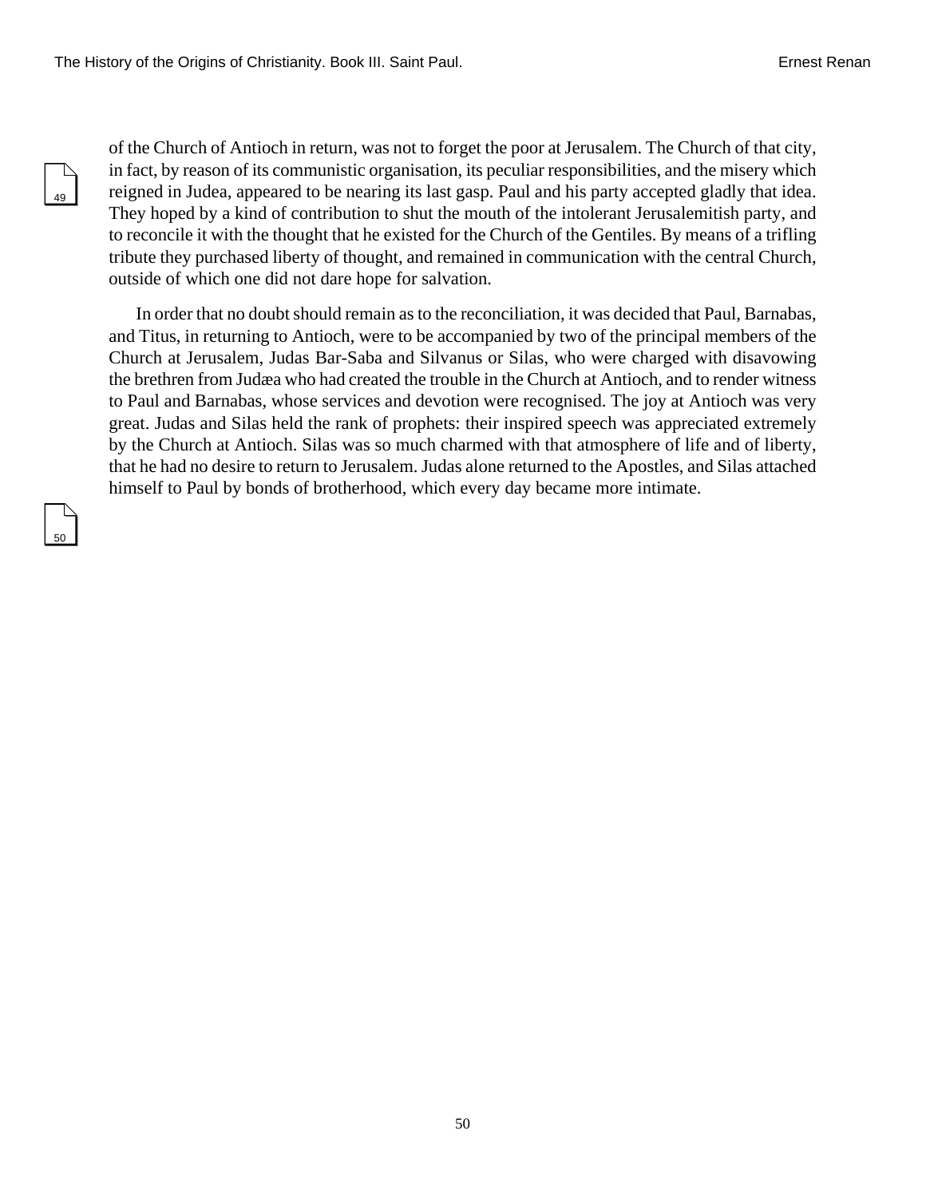of the Church of Antioch in return, was not to forget the poor at Jerusalem. The Church of that city, in fact, by reason of its communistic organisation, its peculiar responsibilities, and the misery which reigned in Judea, appeared to be nearing its last gasp. Paul and his party accepted gladly that idea. They hoped by a kind of contribution to shut the mouth of the intolerant Jerusalemitish party, and to reconcile it with the thought that he existed for the Church of the Gentiles. By means of a trifling tribute they purchased liberty of thought, and remained in communication with the central Church, outside of which one did not dare hope for salvation.

In order that no doubt should remain as to the reconciliation, it was decided that Paul, Barnabas, and Titus, in returning to Antioch, were to be accompanied by two of the principal members of the Church at Jerusalem, Judas Bar-Saba and Silvanus or Silas, who were charged with disavowing the brethren from Judæa who had created the trouble in the Church at Antioch, and to render witness to Paul and Barnabas, whose services and devotion were recognised. The joy at Antioch was very great. Judas and Silas held the rank of prophets: their inspired speech was appreciated extremely by the Church at Antioch. Silas was so much charmed with that atmosphere of life and of liberty, that he had no desire to return to Jerusalem. Judas alone returned to the Apostles, and Silas attached himself to Paul by bonds of brotherhood, which every day became more intimate.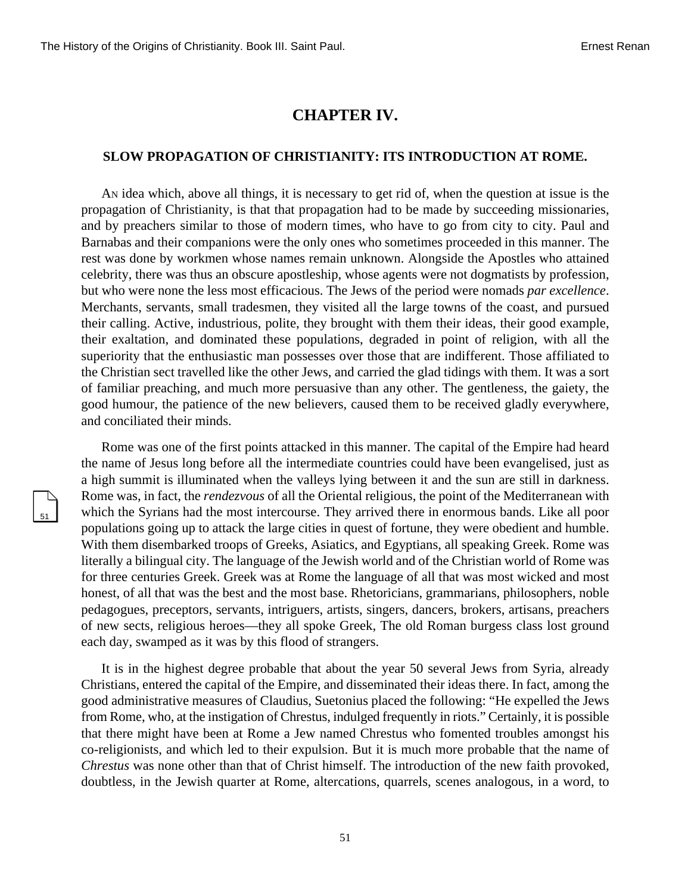## CHAPTER IV.

### SLOW PROPAGATION OF CHRISTIANITY: ITS INTRODUCTION AT ROME.

An idea which, above all things, it is necessary to get rid of, when the question at issue is the propagation of Christianity, is that that propagation had to be made by succeeding missionaries, and by preachers similar to those of modern times, who have to go from city to city. Paul and Barnabas and their companions were the only ones who sometimes proceeded in this manner. The rest was done by workmen whose names remain unknown. Alongside the Apostles who attained celebrity, there was thus an obscure apostleship, whose agents were not dogmatists by profession, but who were none the less most efficacious. The Jews of the period were nomads *par excellence*. Merchants, servants, small tradesmen, they visited all the large towns of the coast, and pursued their calling. Active, industrious, polite, they brought with them their ideas, their good example, their exaltation, and dominated these populations, degraded in point of religion, with all the superiority that the enthusiastic man possesses over those that are indifferent. Those affiliated to the Christian sect travelled like the other Jews, and carried the glad tidings with them. It was a sort of familiar preaching, and much more persuasive than any other. The gentleness, the gaiety, the good humour, the patience of the new believers, caused them to be received gladly everywhere, and conciliated their minds.

Rome was one of the first points attacked in this manner. The capital of the Empire had heard the name of Jesus long before all the intermediate countries could have been evangelised, just as a high summit is illuminated when the valleys lying between it and the sun are still in darkness. Rome was, in fact, the *rendezvous* of all the Oriental religious, the point of the Mediterranean with which the Syrians had the most intercourse. They arrived there in enormous bands. Like all poor populations going up to attack the large cities in quest of fortune, they were obedient and humble. With them disembarked troops of Greeks, Asiatics, and Egyptians, all speaking Greek. Rome was literally a bilingual city. The language of the Jewish world and of the Christian world of Rome was for three centuries Greek. Greek was at Rome the language of all that was most wicked and most honest, of all that was the best and the most base. Rhetoricians, grammarians, philosophers, noble pedagogues, preceptors, servants, intriguers, artists, singers, dancers, brokers, artisans, preachers of new sects, religious heroes—they all spoke Greek, The old Roman burgess class lost ground each day, swamped as it was by this flood of strangers.

It is in the highest degree probable that about the year 50 several Jews from Syria, already Christians, entered the capital of the Empire, and disseminated their ideas there. In fact, among the good administrative measures of Claudius, Suetonius placed the following: "He expelled the Jews from Rome, who, at the instigation of Chrestus, indulged frequently in riots." Certainly, it is possible that there might have been at Rome a Jew named Chrestus who fomented troubles amongst his co-religionists, and which led to their expulsion. But it is much more probable that the name of *Chrestus* was none other than that of Christ himself. The introduction of the new faith provoked, doubtless, in the Jewish quarter at Rome, altercations, quarrels, scenes analogous, in a word, to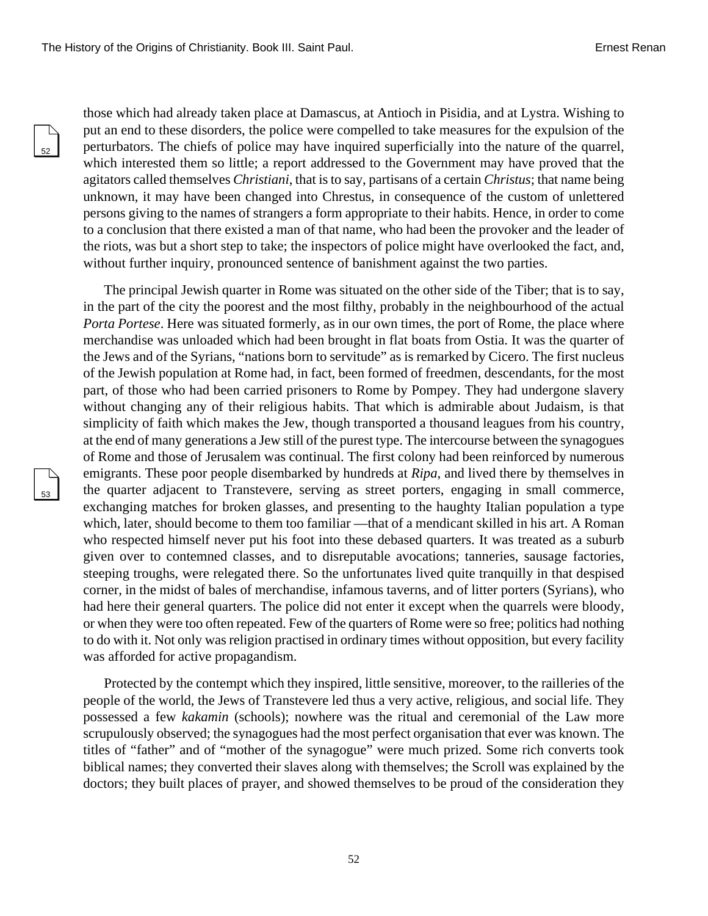those which had already taken place at Damascus, at Antioch in Pisidia, and at Lystra. Wishing to put an end to these disorders, the police were compelled to take measures for the expulsion of the perturbators. The chiefs of police may have inquired superficially into the nature of the quarrel, which interested them so little; a report addressed to the Government may have proved that the agitators called themselves *Christiani*, that is to say, partisans of a certain *Christus*; that name being unknown, it may have been changed into Chrestus, in consequence of the custom of unlettered persons giving to the names of strangers a form appropriate to their habits. Hence, in order to come to a conclusion that there existed a man of that name, who had been the provoker and the leader of the riots, was but a short step to take; the inspectors of police might have overlooked the fact, and, without further inquiry, pronounced sentence of banishment against the two parties.

The principal Jewish quarter in Rome was situated on the other side of the Tiber; that is to say, in the part of the city the poorest and the most filthy, probably in the neighbourhood of the actual *Porta Portese*. Here was situated formerly, as in our own times, the port of Rome, the place where merchandise was unloaded which had been brought in flat boats from Ostia. It was the quarter of the Jews and of the Syrians, "nations born to servitude" as is remarked by Cicero. The first nucleus of the Jewish population at Rome had, in fact, been formed of freedmen, descendants, for the most part, of those who had been carried prisoners to Rome by Pompey. They had undergone slavery without changing any of their religious habits. That which is admirable about Judaism, is that simplicity of faith which makes the Jew, though transported a thousand leagues from his country, at the end of many generations a Jew still of the purest type. The intercourse between the synagogues of Rome and those of Jerusalem was continual. The first colony had been reinforced by numerous emigrants. These poor people disembarked by hundreds at *Ripa*, and lived there by themselves in the quarter adjacent to Transtevere, serving as street porters, engaging in small commerce, exchanging matches for broken glasses, and presenting to the haughty Italian population a type which, later, should become to them too familiar —that of a mendicant skilled in his art. A Roman who respected himself never put his foot into these debased quarters. It was treated as a suburb given over to contemned classes, and to disreputable avocations; tanneries, sausage factories, steeping troughs, were relegated there. So the unfortunates lived quite tranquilly in that despised corner, in the midst of bales of merchandise, infamous taverns, and of litter porters (Syrians), who had here their general quarters. The police did not enter it except when the quarrels were bloody, or when they were too often repeated. Few of the quarters of Rome were so free; politics had nothing to do with it. Not only was religion practised in ordinary times without opposition, but every facility was afforded for active propagandism.

Protected by the contempt which they inspired, little sensitive, moreover, to the railleries of the people of the world, the Jews of Transtevere led thus a very active, religious, and social life. They possessed a few *kakamin* (schools); nowhere was the ritual and ceremonial of the Law more scrupulously observed; the synagogues had the most perfect organisation that ever was known. The titles of "father" and of "mother of the synagogue" were much prized. Some rich converts took biblical names; they converted their slaves along with themselves; the Scroll was explained by the doctors; they built places of prayer, and showed themselves to be proud of the consideration they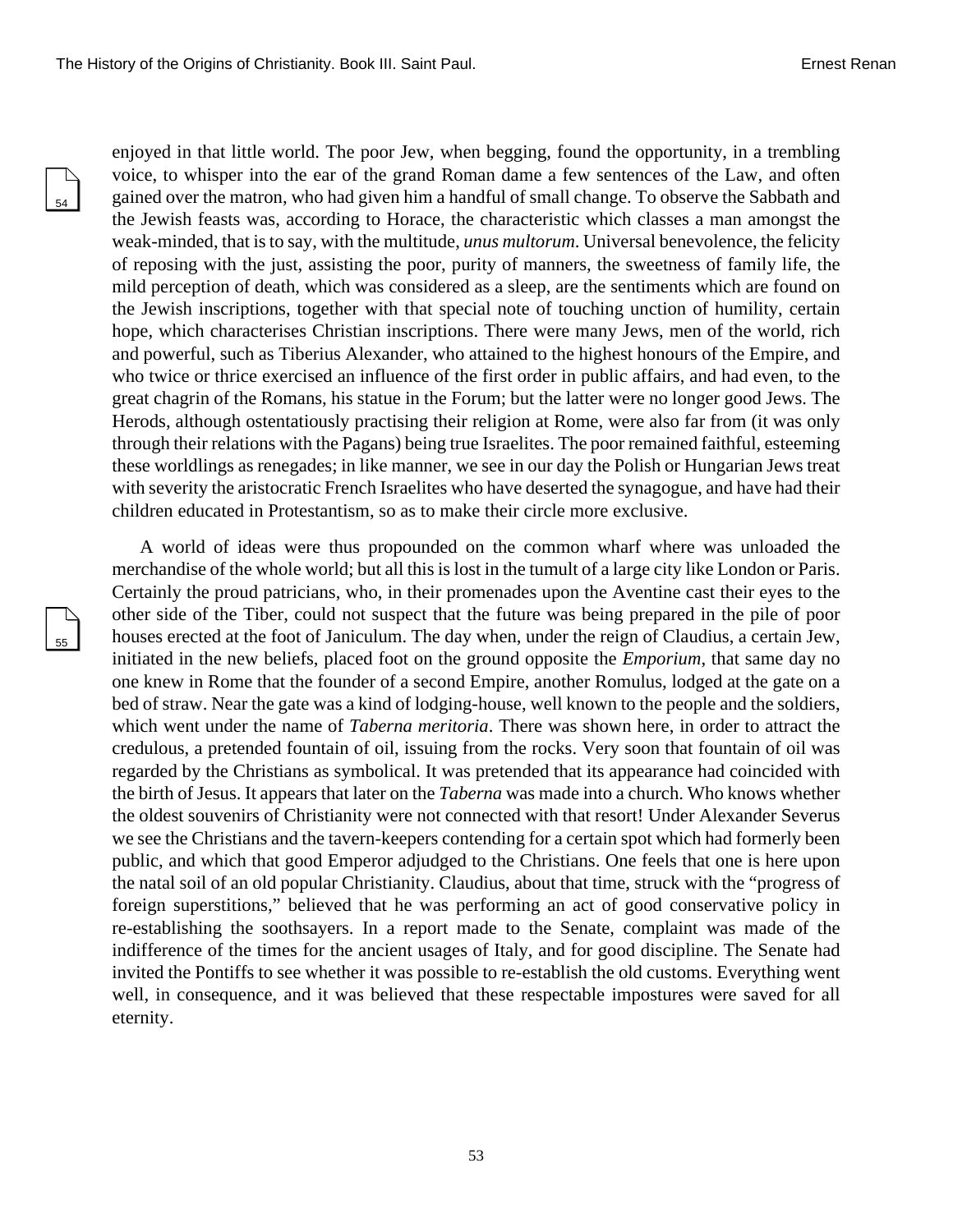enjoyed in that little world. The poor Jew, when begging, found the opportunity, in a trembling voice, to whisper into the ear of the grand Roman dame a few sentences of the Law, and often gained over the matron, who had given him a handful of small change. To observe the Sabbath and the Jewish feasts was, according to Horace, the characteristic which classes a man amongst the weak-minded, that is to say, with the multitude, *unus multorum*. Universal benevolence, the felicity of reposing with the just, assisting the poor, purity of manners, the sweetness of family life, the mild perception of death, which was considered as a sleep, are the sentiments which are found on the Jewish inscriptions, together with that special note of touching unction of humility, certain hope, which characterises Christian inscriptions. There were many Jews, men of the world, rich and powerful, such as Tiberius Alexander, who attained to the highest honours of the Empire, and who twice or thrice exercised an influence of the first order in public affairs, and had even, to the great chagrin of the Romans, his statue in the Forum; but the latter were no longer good Jews. The Herods, although ostentatiously practising their religion at Rome, were also far from (it was only through their relations with the Pagans) being true Israelites. The poor remained faithful, esteeming these worldlings as renegades; in like manner, we see in our day the Polish or Hungarian Jews treat with severity the aristocratic French Israelites who have deserted the synagogue, and have had their children educated in Protestantism, so as to make their circle more exclusive.

A world of ideas were thus propounded on the common wharf where was unloaded the merchandise of the whole world; but all this is lost in the tumult of a large city like London or Paris. Certainly the proud patricians, who, in their promenades upon the Aventine cast their eyes to the other side of the Tiber, could not suspect that the future was being prepared in the pile of poor houses erected at the foot of Janiculum. The day when, under the reign of Claudius, a certain Jew, initiated in the new beliefs, placed foot on the ground opposite the *Emporium*, that same day no one knew in Rome that the founder of a second Empire, another Romulus, lodged at the gate on a bed of straw. Near the gate was a kind of lodging-house, well known to the people and the soldiers, which went under the name of *Taberna meritoria*. There was shown here, in order to attract the credulous, a pretended fountain of oil, issuing from the rocks. Very soon that fountain of oil was regarded by the Christians as symbolical. It was pretended that its appearance had coincided with the birth of Jesus. It appears that later on the *Taberna* was made into a church. Who knows whether the oldest souvenirs of Christianity were not connected with that resort! Under Alexander Severus we see the Christians and the tavern-keepers contending for a certain spot which had formerly been public, and which that good Emperor adjudged to the Christians. One feels that one is here upon the natal soil of an old popular Christianity. Claudius, about that time, struck with the "progress of foreign superstitions," believed that he was performing an act of good conservative policy in re-establishing the soothsayers. In a report made to the Senate, complaint was made of the indifference of the times for the ancient usages of Italy, and for good discipline. The Senate had invited the Pontiffs to see whether it was possible to re-establish the old customs. Everything went well, in consequence, and it was believed that these respectable impostures were saved for all eternity.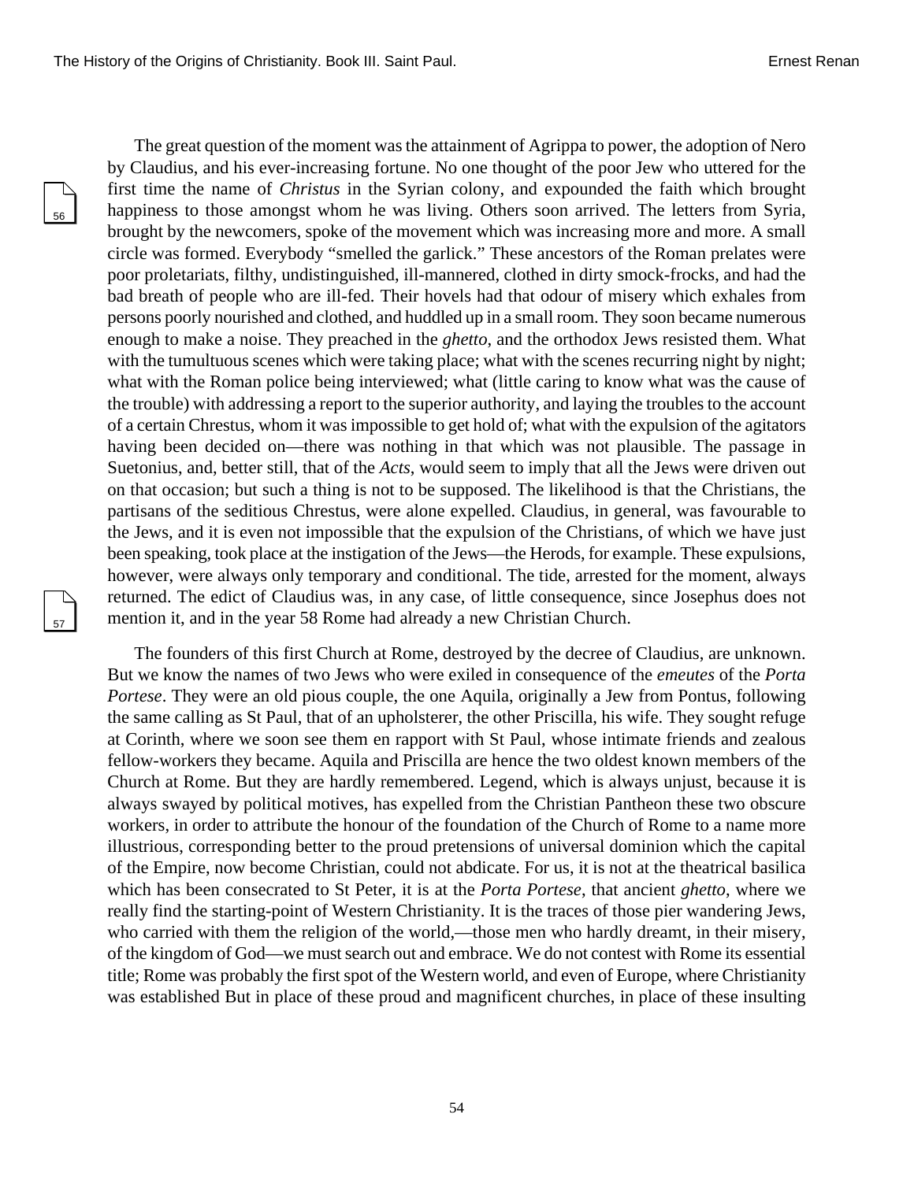The great question of the moment was the attainment of Agrippa to power, the adoption of Nero by Claudius, and his ever-increasing fortune. No one thought of the poor Jew who uttered for the first time the name of *Christus* in the Syrian colony, and expounded the faith which brought happiness to those amongst whom he was living. Others soon arrived. The letters from Syria, brought by the newcomers, spoke of the movement which was increasing more and more. A small circle was formed. Everybody "smelled the garlick." These ancestors of the Roman prelates were poor proletariats, filthy, undistinguished, ill-mannered, clothed in dirty smock-frocks, and had the bad breath of people who are ill-fed. Their hovels had that odour of misery which exhales from persons poorly nourished and clothed, and huddled up in a small room. They soon became numerous enough to make a noise. They preached in the *ghetto*, and the orthodox Jews resisted them. What with the tumultuous scenes which were taking place; what with the scenes recurring night by night; what with the Roman police being interviewed; what (little caring to know what was the cause of the trouble) with addressing a report to the superior authority, and laying the troubles to the account of a certain Chrestus, whom it was impossible to get hold of; what with the expulsion of the agitators having been decided on—there was nothing in that which was not plausible. The passage in Suetonius, and, better still, that of the *Acts*, would seem to imply that all the Jews were driven out on that occasion; but such a thing is not to be supposed. The likelihood is that the Christians, the partisans of the seditious Chrestus, were alone expelled. Claudius, in general, was favourable to the Jews, and it is even not impossible that the expulsion of the Christians, of which we have just been speaking, took place at the instigation of the Jews—the Herods, for example. These expulsions, however, were always only temporary and conditional. The tide, arrested for the moment, always returned. The edict of Claudius was, in any case, of little consequence, since Josephus does not mention it, and in the year 58 Rome had already a new Christian Church.

The founders of this first Church at Rome, destroyed by the decree of Claudius, are unknown. But we know the names of two Jews who were exiled in consequence of the *emeutes* of the *Porta Portese*. They were an old pious couple, the one Aquila, originally a Jew from Pontus, following the same calling as St Paul, that of an upholsterer, the other Priscilla, his wife. They sought refuge at Corinth, where we soon see them en rapport with St Paul, whose intimate friends and zealous fellow-workers they became. Aquila and Priscilla are hence the two oldest known members of the Church at Rome. But they are hardly remembered. Legend, which is always unjust, because it is always swayed by political motives, has expelled from the Christian Pantheon these two obscure workers, in order to attribute the honour of the foundation of the Church of Rome to a name more illustrious, corresponding better to the proud pretensions of universal dominion which the capital of the Empire, now become Christian, could not abdicate. For us, it is not at the theatrical basilica which has been consecrated to St Peter, it is at the *Porta Portese*, that ancient *ghetto*, where we really find the starting-point of Western Christianity. It is the traces of those pier wandering Jews, who carried with them the religion of the world,—those men who hardly dreamt, in their misery, of the kingdom of God—we must search out and embrace. We do not contest with Rome its essential title; Rome was probably the first spot of the Western world, and even of Europe, where Christianity was established But in place of these proud and magnificent churches, in place of these insulting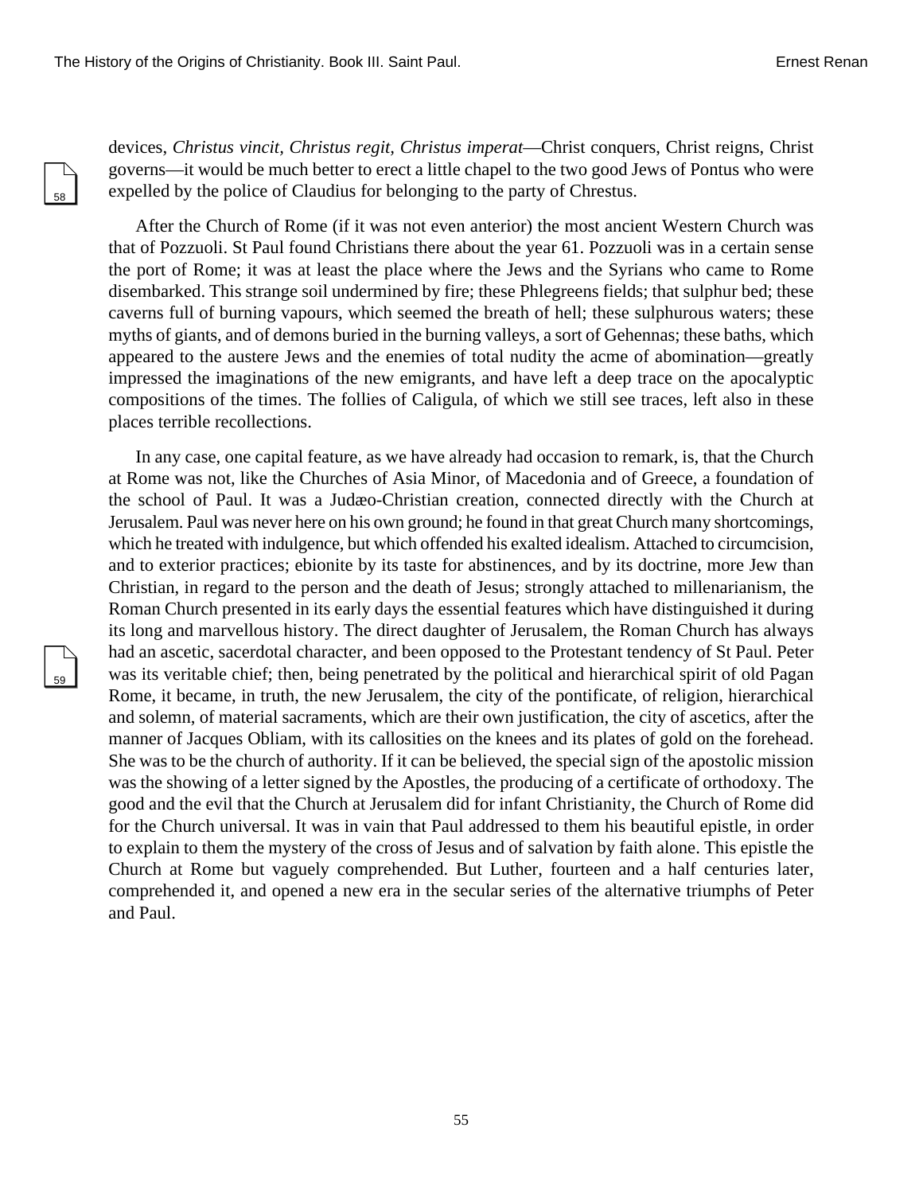devices, *Christus vincit, Christus regit, Christus imperat*—Christ conquers, Christ reigns, Christ governs—it would be much better to erect a little chapel to the two good Jews of Pontus who were expelled by the police of Claudius for belonging to the party of Chrestus.

After the Church of Rome (if it was not even anterior) the most ancient Western Church was that of Pozzuoli. St Paul found Christians there about the year 61. Pozzuoli was in a certain sense the port of Rome; it was at least the place where the Jews and the Syrians who came to Rome disembarked. This strange soil undermined by fire; these Phlegreens fields; that sulphur bed; these caverns full of burning vapours, which seemed the breath of hell; these sulphurous waters; these myths of giants, and of demons buried in the burning valleys, a sort of Gehennas; these baths, which appeared to the austere Jews and the enemies of total nudity the acme of abomination—greatly impressed the imaginations of the new emigrants, and have left a deep trace on the apocalyptic compositions of the times. The follies of Caligula, of which we still see traces, left also in these places terrible recollections.

In any case, one capital feature, as we have already had occasion to remark, is, that the Church at Rome was not, like the Churches of Asia Minor, of Macedonia and of Greece, a foundation of the school of Paul. It was a Judæo-Christian creation, connected directly with the Church at Jerusalem. Paul was never here on his own ground; he found in that great Church many shortcomings, which he treated with indulgence, but which offended his exalted idealism. Attached to circumcision, and to exterior practices; ebionite by its taste for abstinences, and by its doctrine, more Jew than Christian, in regard to the person and the death of Jesus; strongly attached to millenarianism, the Roman Church presented in its early days the essential features which have distinguished it during its long and marvellous history. The direct daughter of Jerusalem, the Roman Church has always had an ascetic, sacerdotal character, and been opposed to the Protestant tendency of St Paul. Peter was its veritable chief; then, being penetrated by the political and hierarchical spirit of old Pagan Rome, it became, in truth, the new Jerusalem, the city of the pontificate, of religion, hierarchical and solemn, of material sacraments, which are their own justification, the city of ascetics, after the manner of Jacques Obliam, with its callosities on the knees and its plates of gold on the forehead. She was to be the church of authority. If it can be believed, the special sign of the apostolic mission was the showing of a letter signed by the Apostles, the producing of a certificate of orthodoxy. The good and the evil that the Church at Jerusalem did for infant Christianity, the Church of Rome did for the Church universal. It was in vain that Paul addressed to them his beautiful epistle, in order to explain to them the mystery of the cross of Jesus and of salvation by faith alone. This epistle the Church at Rome but vaguely comprehended. But Luther, fourteen and a half centuries later, comprehended it, and opened a new era in the secular series of the alternative triumphs of Peter and Paul.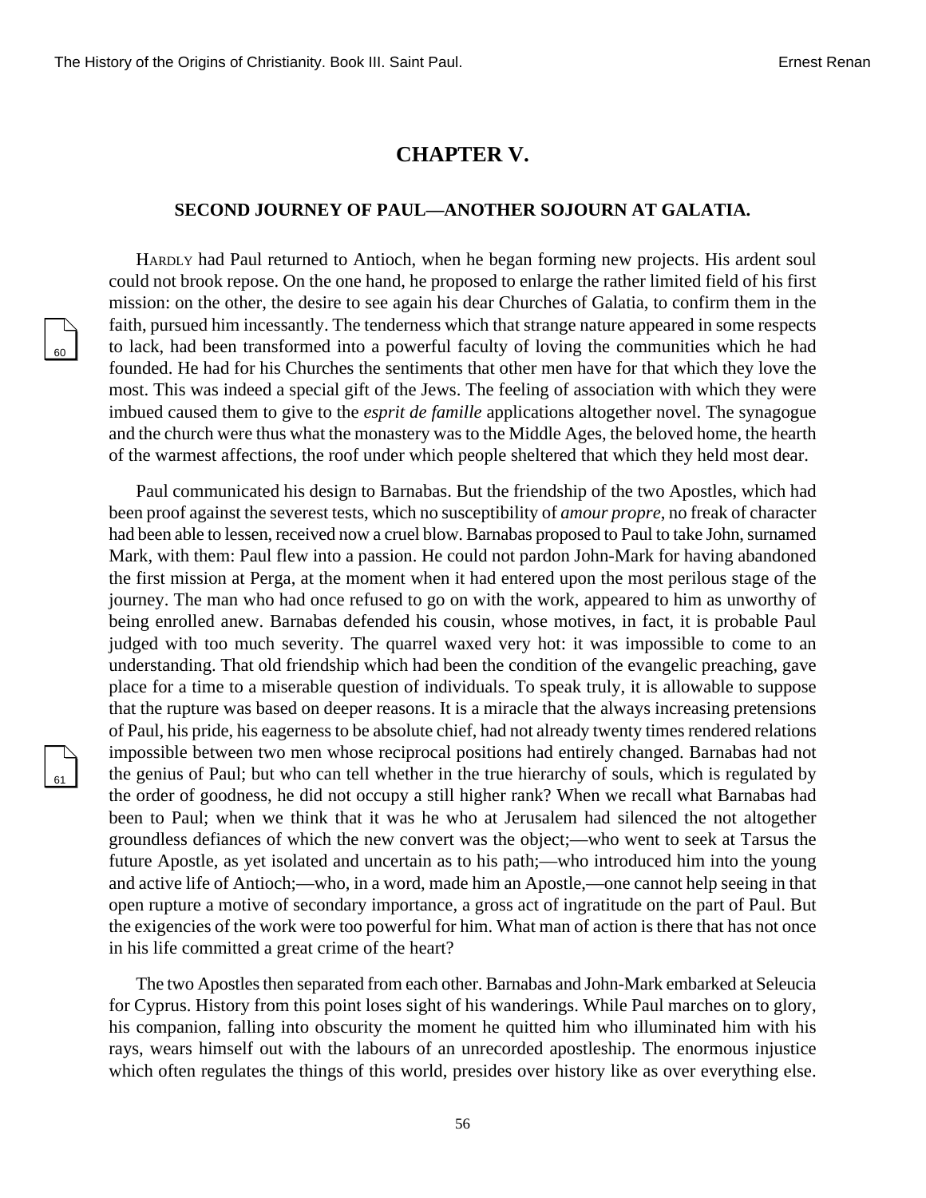# CHAPTER V.

### SECOND JOURNEY OF PAUL—ANOTHER SOJOURN AT GALATIA.

HARDLY had Paul returned to Antioch, when he began forming new projects. His ardent soul could not brook repose. On the one hand, he proposed to enlarge the rather limited field of his first mission: on the other, the desire to see again his dear Churches of Galatia, to confirm them in the faith, pursued him incessantly. The tenderness which that strange nature appeared in some respects to lack, had been transformed into a powerful faculty of loving the communities which he had founded. He had for his Churches the sentiments that other men have for that which they love the most. This was indeed a special gift of the Jews. The feeling of association with which they were imbued caused them to give to the *esprit de famille* applications altogether novel. The synagogue and the church were thus what the monastery was to the Middle Ages, the beloved home, the hearth of the warmest affections, the roof under which people sheltered that which they held most dear.

Paul communicated his design to Barnabas. But the friendship of the two Apostles, which had been proof against the severest tests, which no susceptibility of *amour propre*, no freak of character had been able to lessen, received now a cruel blow. Barnabas proposed to Paul to take John, surnamed Mark, with them: Paul flew into a passion. He could not pardon John-Mark for having abandoned the first mission at Perga, at the moment when it had entered upon the most perilous stage of the journey. The man who had once refused to go on with the work, appeared to him as unworthy of being enrolled anew. Barnabas defended his cousin, whose motives, in fact, it is probable Paul judged with too much severity. The quarrel waxed very hot: it was impossible to come to an understanding. That old friendship which had been the condition of the evangelic preaching, gave place for a time to a miserable question of individuals. To speak truly, it is allowable to suppose that the rupture was based on deeper reasons. It is a miracle that the always increasing pretensions of Paul, his pride, his eagerness to be absolute chief, had not already twenty times rendered relations impossible between two men whose reciprocal positions had entirely changed. Barnabas had not the genius of Paul; but who can tell whether in the true hierarchy of souls, which is regulated by the order of goodness, he did not occupy a still higher rank? When we recall what Barnabas had been to Paul; when we think that it was he who at Jerusalem had silenced the not altogether groundless defiances of which the new convert was the object;—who went to seek at Tarsus the future Apostle, as yet isolated and uncertain as to his path;—who introduced him into the young and active life of Antioch;—who, in a word, made him an Apostle,—one cannot help seeing in that open rupture a motive of secondary importance, a gross act of ingratitude on the part of Paul. But the exigencies of the work were too powerful for him. What man of action is there that has not once in his life committed a great crime of the heart?

The two Apostles then separated from each other. Barnabas and John-Mark embarked at Seleucia for Cyprus. History from this point loses sight of his wanderings. While Paul marches on to glory, his companion, falling into obscurity the moment he quitted him who illuminated him with his rays, wears himself out with the labours of an unrecorded apostleship. The enormous injustice which often regulates the things of this world, presides over history like as over everything else.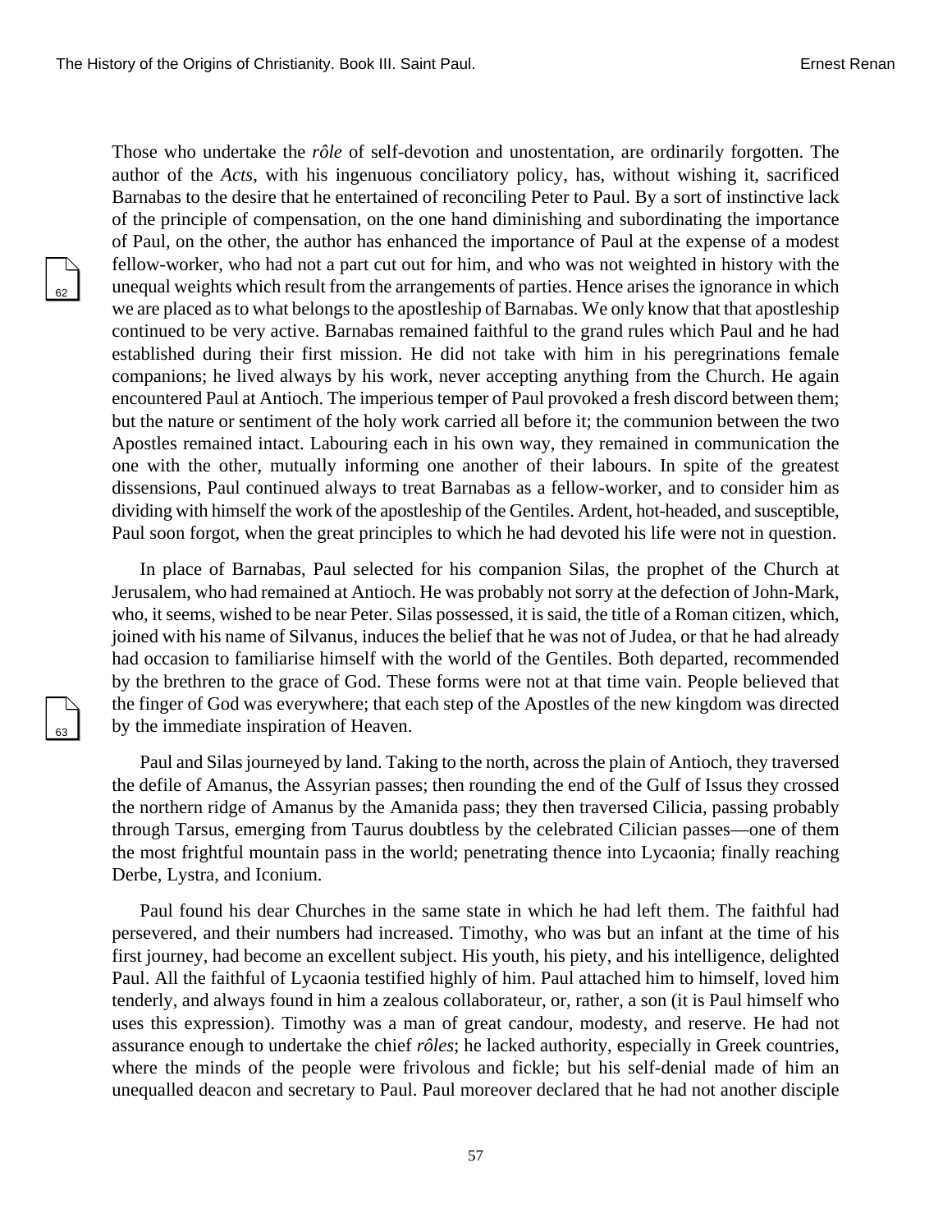Those who undertake the *rôle* of self-devotion and unostentation, are ordinarily forgotten. The author of the *Acts*, with his ingenuous conciliatory policy, has, without wishing it, sacrificed Barnabas to the desire that he entertained of reconciling Peter to Paul. By a sort of instinctive lack of the principle of compensation, on the one hand diminishing and subordinating the importance of Paul, on the other, the author has enhanced the importance of Paul at the expense of a modest fellow-worker, who had not a part cut out for him, and who was not weighted in history with the unequal weights which result from the arrangements of parties. Hence arises the ignorance in which we are placed as to what belongs to the apostleship of Barnabas. We only know that that apostleship continued to be very active. Barnabas remained faithful to the grand rules which Paul and he had established during their first mission. He did not take with him in his peregrinations female companions; he lived always by his work, never accepting anything from the Church. He again encountered Paul at Antioch. The imperious temper of Paul provoked a fresh discord between them; but the nature or sentiment of the holy work carried all before it; the communion between the two Apostles remained intact. Labouring each in his own way, they remained in communication the one with the other, mutually informing one another of their labours. In spite of the greatest dissensions, Paul continued always to treat Barnabas as a fellow-worker, and to consider him as dividing with himself the work of the apostleship of the Gentiles. Ardent, hot-headed, and susceptible, Paul soon forgot, when the great principles to which he had devoted his life were not in question.

In place of Barnabas, Paul selected for his companion Silas, the prophet of the Church at Jerusalem, who had remained at Antioch. He was probably not sorry at the defection of John-Mark, who, it seems, wished to be near Peter. Silas possessed, it is said, the title of a Roman citizen, which, joined with his name of Silvanus, induces the belief that he was not of Judea, or that he had already had occasion to familiarise himself with the world of the Gentiles. Both departed, recommended by the brethren to the grace of God. These forms were not at that time vain. People believed that the finger of God was everywhere; that each step of the Apostles of the new kingdom was directed by the immediate inspiration of Heaven.

Paul and Silas journeyed by land. Taking to the north, across the plain of Antioch, they traversed the defile of Amanus, the Assyrian passes; then rounding the end of the Gulf of Issus they crossed the northern ridge of Amanus by the Amanida pass; they then traversed Cilicia, passing probably through Tarsus, emerging from Taurus doubtless by the celebrated Cilician passes—one of them the most frightful mountain pass in the world; penetrating thence into Lycaonia; finally reaching Derbe, Lystra, and Iconium.

Paul found his dear Churches in the same state in which he had left them. The faithful had persevered, and their numbers had increased. Timothy, who was but an infant at the time of his first journey, had become an excellent subject. His youth, his piety, and his intelligence, delighted Paul. All the faithful of Lycaonia testified highly of him. Paul attached him to himself, loved him tenderly, and always found in him a zealous collaborateur, or, rather, a son (it is Paul himself who uses this expression). Timothy was a man of great candour, modesty, and reserve. He had not assurance enough to undertake the chief *rôles*; he lacked authority, especially in Greek countries, where the minds of the people were frivolous and fickle; but his self-denial made of him an unequalled deacon and secretary to Paul. Paul moreover declared that he had not another disciple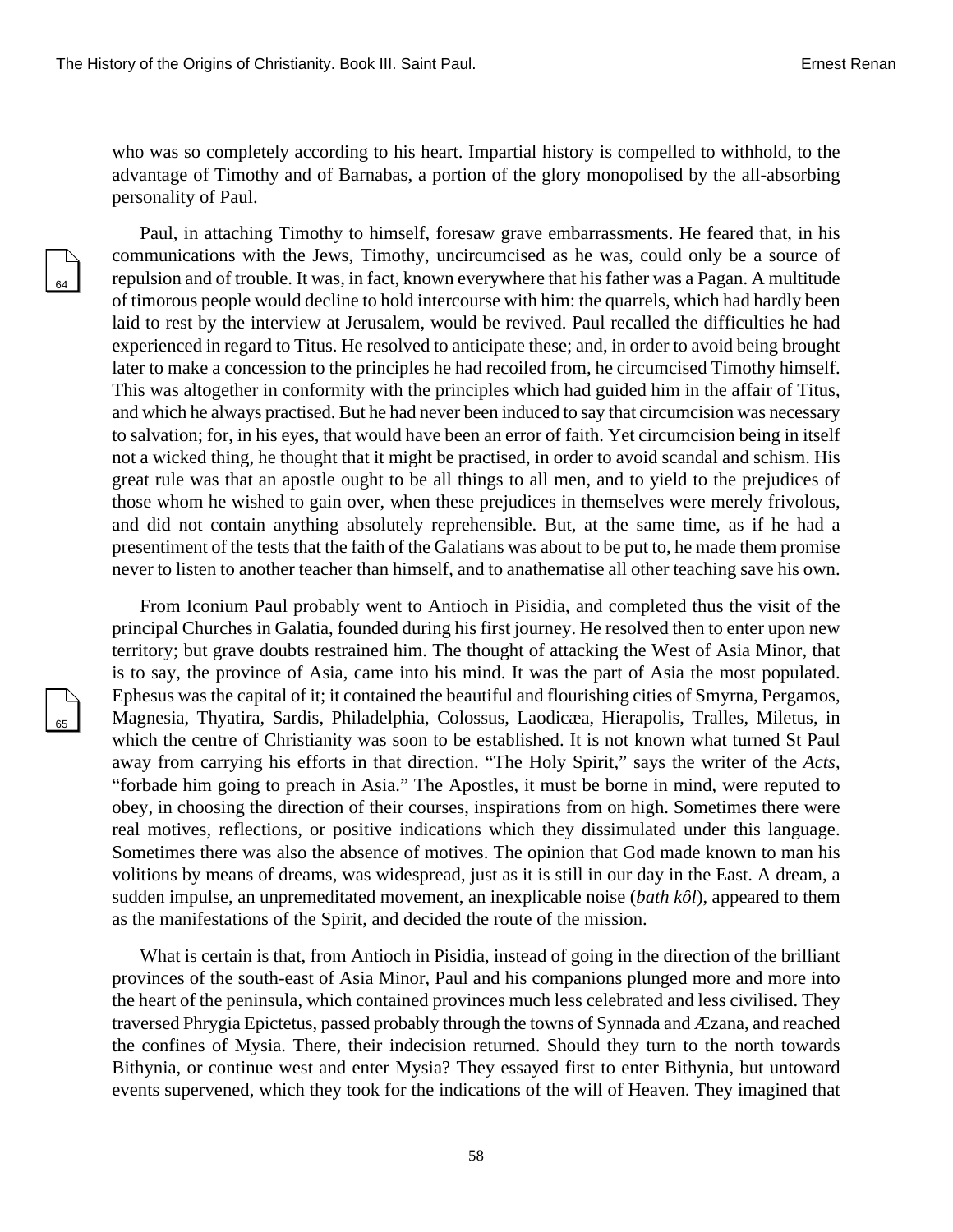who was so completely according to his heart. Impartial history is compelled to withhold, to the advantage of Timothy and of Barnabas, a portion of the glory monopolised by the all-absorbing personality of Paul.

Paul, in attaching Timothy to himself, foresaw grave embarrassments. He feared that, in his communications with the Jews, Timothy, uncircumcised as he was, could only be a source of repulsion and of trouble. It was, in fact, known everywhere that his father was a Pagan. A multitude of timorous people would decline to hold intercourse with him: the quarrels, which had hardly been laid to rest by the interview at Jerusalem, would be revived. Paul recalled the difficulties he had experienced in regard to Titus. He resolved to anticipate these; and, in order to avoid being brought later to make a concession to the principles he had recoiled from, he circumcised Timothy himself. This was altogether in conformity with the principles which had guided him in the affair of Titus, and which he always practised. But he had never been induced to say that circumcision was necessary to salvation; for, in his eyes, that would have been an error of faith. Yet circumcision being in itself not a wicked thing, he thought that it might be practised, in order to avoid scandal and schism. His great rule was that an apostle ought to be all things to all men, and to yield to the prejudices of those whom he wished to gain over, when these prejudices in themselves were merely frivolous, and did not contain anything absolutely reprehensible. But, at the same time, as if he had a presentiment of the tests that the faith of the Galatians was about to be put to, he made them promise never to listen to another teacher than himself, and to anathematise all other teaching save his own.

From Iconium Paul probably went to Antioch in Pisidia, and completed thus the visit of the principal Churches in Galatia, founded during his first journey. He resolved then to enter upon new territory; but grave doubts restrained him. The thought of attacking the West of Asia Minor, that is to say, the province of Asia, came into his mind. It was the part of Asia the most populated. Ephesus was the capital of it; it contained the beautiful and flourishing cities of Smyrna, Pergamos, Magnesia, Thyatira, Sardis, Philadelphia, Colossus, Laodicæa, Hierapolis, Tralles, Miletus, in which the centre of Christianity was soon to be established. It is not known what turned St Paul away from carrying his efforts in that direction. "The Holy Spirit," says the writer of the *Acts*, "forbade him going to preach in Asia." The Apostles, it must be borne in mind, were reputed to obey, in choosing the direction of their courses, inspirations from on high. Sometimes there were real motives, reflections, or positive indications which they dissimulated under this language. Sometimes there was also the absence of motives. The opinion that God made known to man his volitions by means of dreams, was widespread, just as it is still in our day in the East. A dream, a sudden impulse, an unpremeditated movement, an inexplicable noise (*bath kôl*), appeared to them as the manifestations of the Spirit, and decided the route of the mission.

What is certain is that, from Antioch in Pisidia, instead of going in the direction of the brilliant provinces of the south-east of Asia Minor, Paul and his companions plunged more and more into the heart of the peninsula, which contained provinces much less celebrated and less civilised. They traversed Phrygia Epictetus, passed probably through the towns of Synnada and Æzana, and reached the confines of Mysia. There, their indecision returned. Should they turn to the north towards Bithynia, or continue west and enter Mysia? They essayed first to enter Bithynia, but untoward events supervened, which they took for the indications of the will of Heaven. They imagined that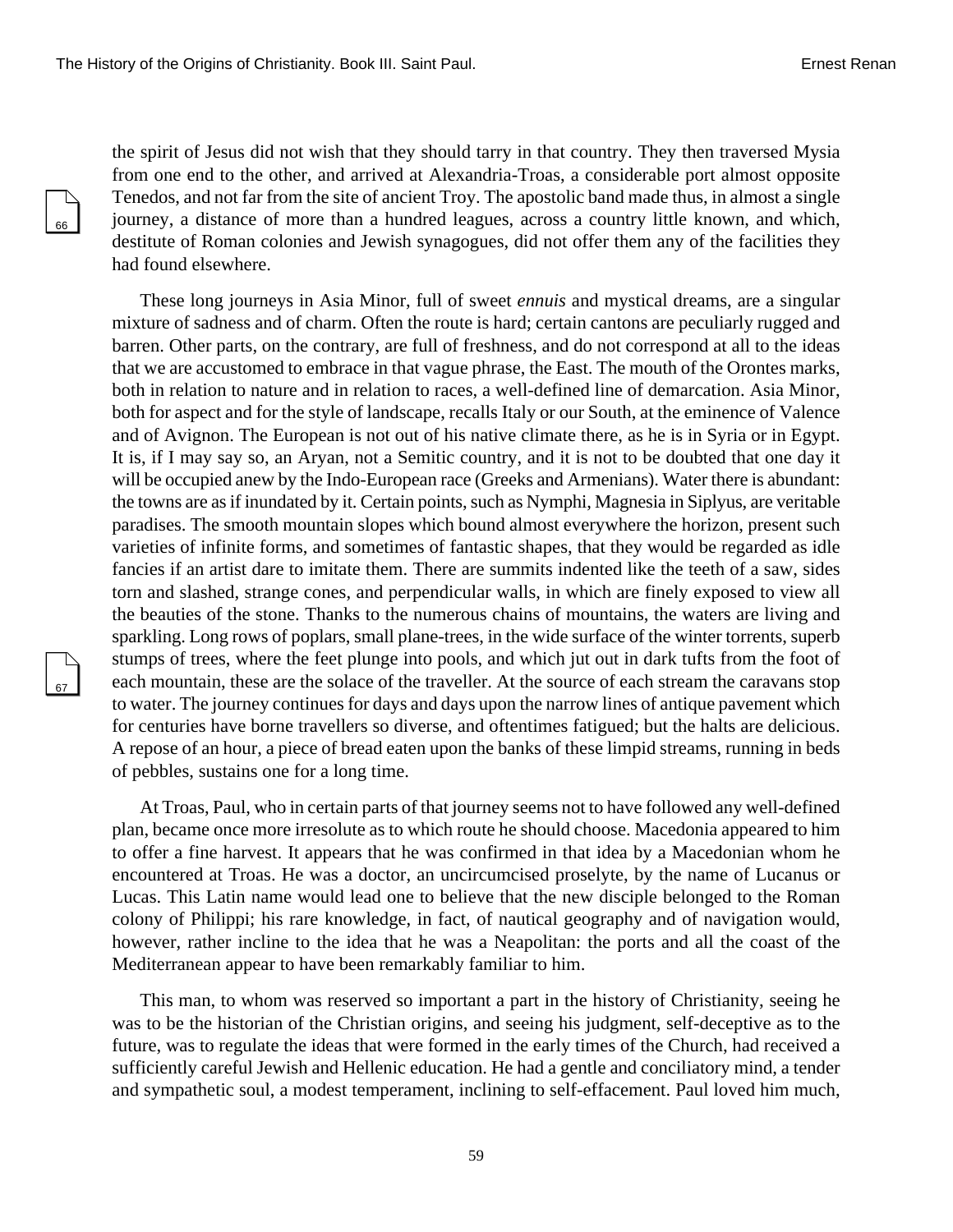the spirit of Jesus did not wish that they should tarry in that country. They then traversed Mysia from one end to the other, and arrived at Alexandria-Troas, a considerable port almost opposite Tenedos, and not far from the site of ancient Troy. The apostolic band made thus, in almost a single journey, a distance of more than a hundred leagues, across a country little known, and which, destitute of Roman colonies and Jewish synagogues, did not offer them any of the facilities they had found elsewhere.

These long journeys in Asia Minor, full of sweet *ennuis* and mystical dreams, are a singular mixture of sadness and of charm. Often the route is hard; certain cantons are peculiarly rugged and barren. Other parts, on the contrary, are full of freshness, and do not correspond at all to the ideas that we are accustomed to embrace in that vague phrase, the East. The mouth of the Orontes marks, both in relation to nature and in relation to races, a well-defined line of demarcation. Asia Minor, both for aspect and for the style of landscape, recalls Italy or our South, at the eminence of Valence and of Avignon. The European is not out of his native climate there, as he is in Syria or in Egypt. It is, if I may say so, an Aryan, not a Semitic country, and it is not to be doubted that one day it will be occupied anew by the Indo-European race (Greeks and Armenians). Water there is abundant: the towns are as if inundated by it. Certain points, such as Nymphi, Magnesia in Siplyus, are veritable paradises. The smooth mountain slopes which bound almost everywhere the horizon, present such varieties of infinite forms, and sometimes of fantastic shapes, that they would be regarded as idle fancies if an artist dare to imitate them. There are summits indented like the teeth of a saw, sides torn and slashed, strange cones, and perpendicular walls, in which are finely exposed to view all the beauties of the stone. Thanks to the numerous chains of mountains, the waters are living and sparkling. Long rows of poplars, small plane-trees, in the wide surface of the winter torrents, superb stumps of trees, where the feet plunge into pools, and which jut out in dark tufts from the foot of each mountain, these are the solace of the traveller. At the source of each stream the caravans stop to water. The journey continues for days and days upon the narrow lines of antique pavement which for centuries have borne travellers so diverse, and oftentimes fatigued; but the halts are delicious. A repose of an hour, a piece of bread eaten upon the banks of these limpid streams, running in beds of pebbles, sustains one for a long time.

At Troas, Paul, who in certain parts of that journey seems not to have followed any well-defined plan, became once more irresolute as to which route he should choose. Macedonia appeared to him to offer a fine harvest. It appears that he was confirmed in that idea by a Macedonian whom he encountered at Troas. He was a doctor, an uncircumcised proselyte, by the name of Lucanus or Lucas. This Latin name would lead one to believe that the new disciple belonged to the Roman colony of Philippi; his rare knowledge, in fact, of nautical geography and of navigation would, however, rather incline to the idea that he was a Neapolitan: the ports and all the coast of the Mediterranean appear to have been remarkably familiar to him.

This man, to whom was reserved so important a part in the history of Christianity, seeing he was to be the historian of the Christian origins, and seeing his judgment, self-deceptive as to the future, was to regulate the ideas that were formed in the early times of the Church, had received a sufficiently careful Jewish and Hellenic education. He had a gentle and conciliatory mind, a tender and sympathetic soul, a modest temperament, inclining to self-effacement. Paul loved him much,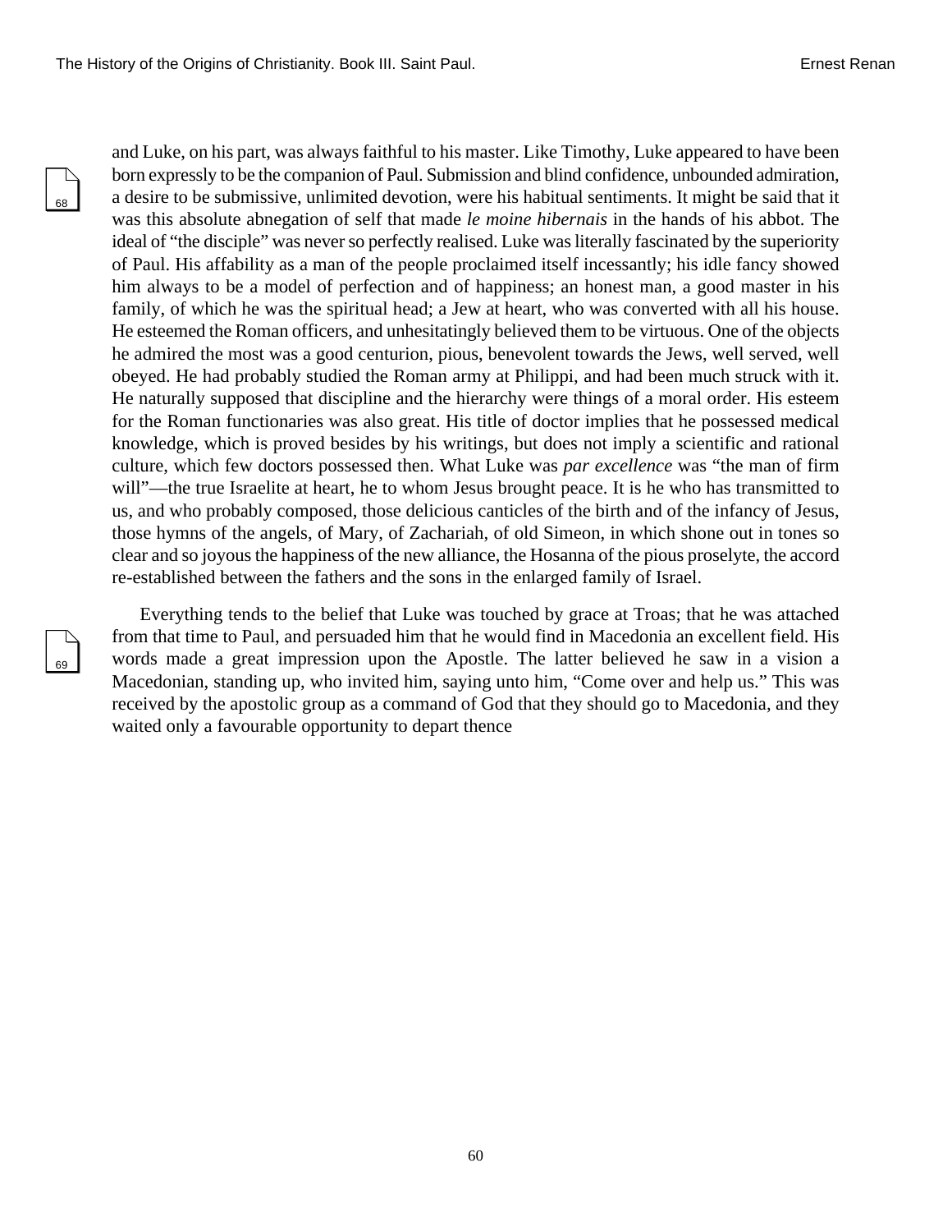and Luke, on his part, was always faithful to his master. Like Timothy, Luke appeared to have been born expressly to be the companion of Paul. Submission and blind confidence, unbounded admiration, a desire to be submissive, unlimited devotion, were his habitual sentiments. It might be said that it was this absolute abnegation of self that made *le moine hibernais* in the hands of his abbot. The ideal of “the disciple” was never so perfectly realised. Luke was literally fascinated by the superiority of Paul. His affability as a man of the people proclaimed itself incessantly; his idle fancy showed him always to be a model of perfection and of happiness; an honest man, a good master in his family, of which he was the spiritual head; a Jew at heart, who was converted with all his house. He esteemed the Roman officers, and unhesitatingly believed them to be virtuous. One of the objects he admired the most was a good centurion, pious, benevolent towards the Jews, well served, well obeyed. He had probably studied the Roman army at Philippi, and had been much struck with it. He naturally supposed that discipline and the hierarchy were things of a moral order. His esteem for the Roman functionaries was also great. His title of doctor implies that he possessed medical knowledge, which is proved besides by his writings, but does not imply a scientific and rational culture, which few doctors possessed then. What Luke was *par excellence* was “the man of firm will”—the true Israelite at heart, he to whom Jesus brought peace. It is he who has transmitted to us, and who probably composed, those delicious canticles of the birth and of the infancy of Jesus, those hymns of the angels, of Mary, of Zachariah, of old Simeon, in which shone out in tones so clear and so joyous the happiness of the new alliance, the Hosanna of the pious proselyte, the accord re-established between the fathers and the sons in the enlarged family of Israel.

Everything tends to the belief that Luke was touched by grace at Troas; that he was attached from that time to Paul, and persuaded him that he would find in Macedonia an excellent field. His words made a great impression upon the Apostle. The latter believed he saw in a vision a Macedonian, standing up, who invited him, saying unto him, “Come over and help us.” This was received by the apostolic group as a command of God that they should go to Macedonia, and they waited only a favourable opportunity to depart thence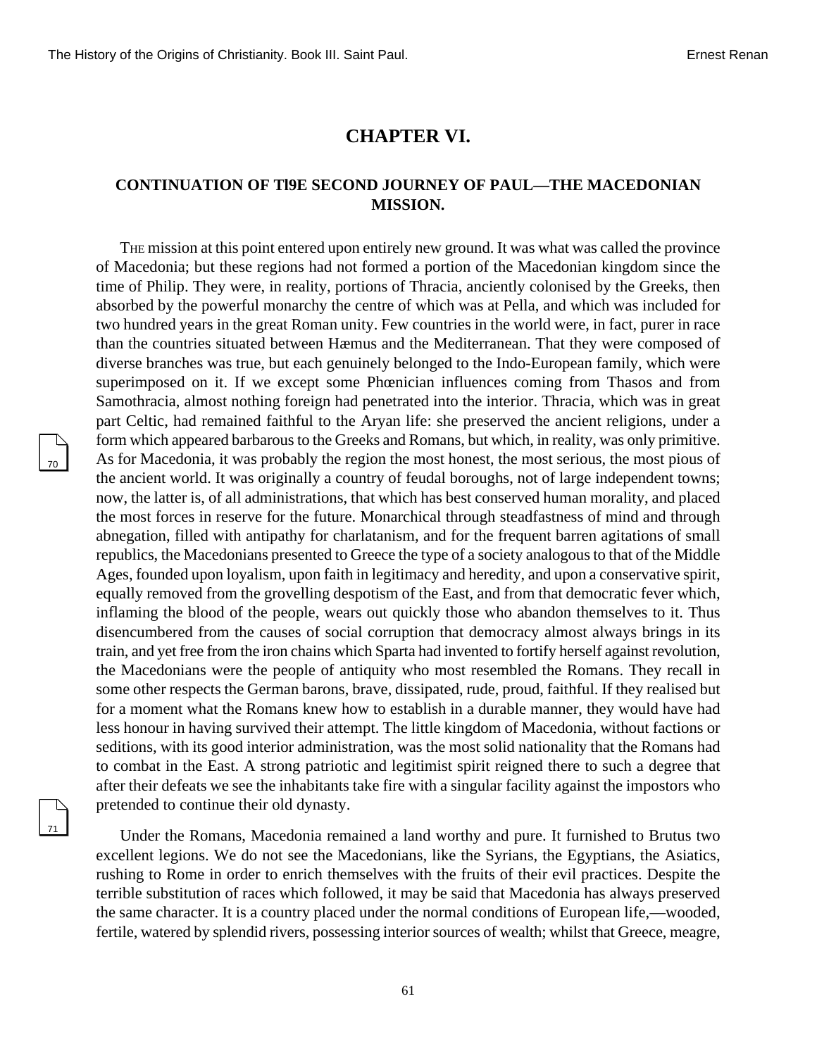# CHAPTER VI.

### CONTINUATION OF Tl9E SECOND JOURNEY OF PAUL—THE MACEDONIAN MISSION.

THE mission at this point entered upon entirely new ground. It was what was called the province of Macedonia; but these regions had not formed a portion of the Macedonian kingdom since the time of Philip. They were, in reality, portions of Thracia, anciently colonised by the Greeks, then absorbed by the powerful monarchy the centre of which was at Pella, and which was included for two hundred years in the great Roman unity. Few countries in the world were, in fact, purer in race than the countries situated between Hæmus and the Mediterranean. That they were composed of diverse branches was true, but each genuinely belonged to the Indo-European family, which were superimposed on it. If we except some Phœnician influences coming from Thasos and from Samothracia, almost nothing foreign had penetrated into the interior. Thracia, which was in great part Celtic, had remained faithful to the Aryan life: she preserved the ancient religions, under a form which appeared barbarous to the Greeks and Romans, but which, in reality, was only primitive. As for Macedonia, it was probably the region the most honest, the most serious, the most pious of the ancient world. It was originally a country of feudal boroughs, not of large independent towns; now, the latter is, of all administrations, that which has best conserved human morality, and placed the most forces in reserve for the future. Monarchical through steadfastness of mind and through abnegation, filled with antipathy for charlatanism, and for the frequent barren agitations of small republics, the Macedonians presented to Greece the type of a society analogous to that of the Middle Ages, founded upon loyalism, upon faith in legitimacy and heredity, and upon a conservative spirit, equally removed from the grovelling despotism of the East, and from that democratic fever which, inflaming the blood of the people, wears out quickly those who abandon themselves to it. Thus disencumbered from the causes of social corruption that democracy almost always brings in its train, and yet free from the iron chains which Sparta had invented to fortify herself against revolution, the Macedonians were the people of antiquity who most resembled the Romans. They recall in some other respects the German barons, brave, dissipated, rude, proud, faithful. If they realised but for a moment what the Romans knew how to establish in a durable manner, they would have had less honour in having survived their attempt. The little kingdom of Macedonia, without factions or seditions, with its good interior administration, was the most solid nationality that the Romans had to combat in the East. A strong patriotic and legitimist spirit reigned there to such a degree that after their defeats we see the inhabitants take fire with a singular facility against the impostors who pretended to continue their old dynasty.

Under the Romans, Macedonia remained a land worthy and pure. It furnished to Brutus two excellent legions. We do not see the Macedonians, like the Syrians, the Egyptians, the Asiatics, rushing to Rome in order to enrich themselves with the fruits of their evil practices. Despite the terrible substitution of races which followed, it may be said that Macedonia has always preserved the same character. It is a country placed under the normal conditions of European life,—wooded, fertile, watered by splendid rivers, possessing interior sources of wealth; whilst that Greece, meagre,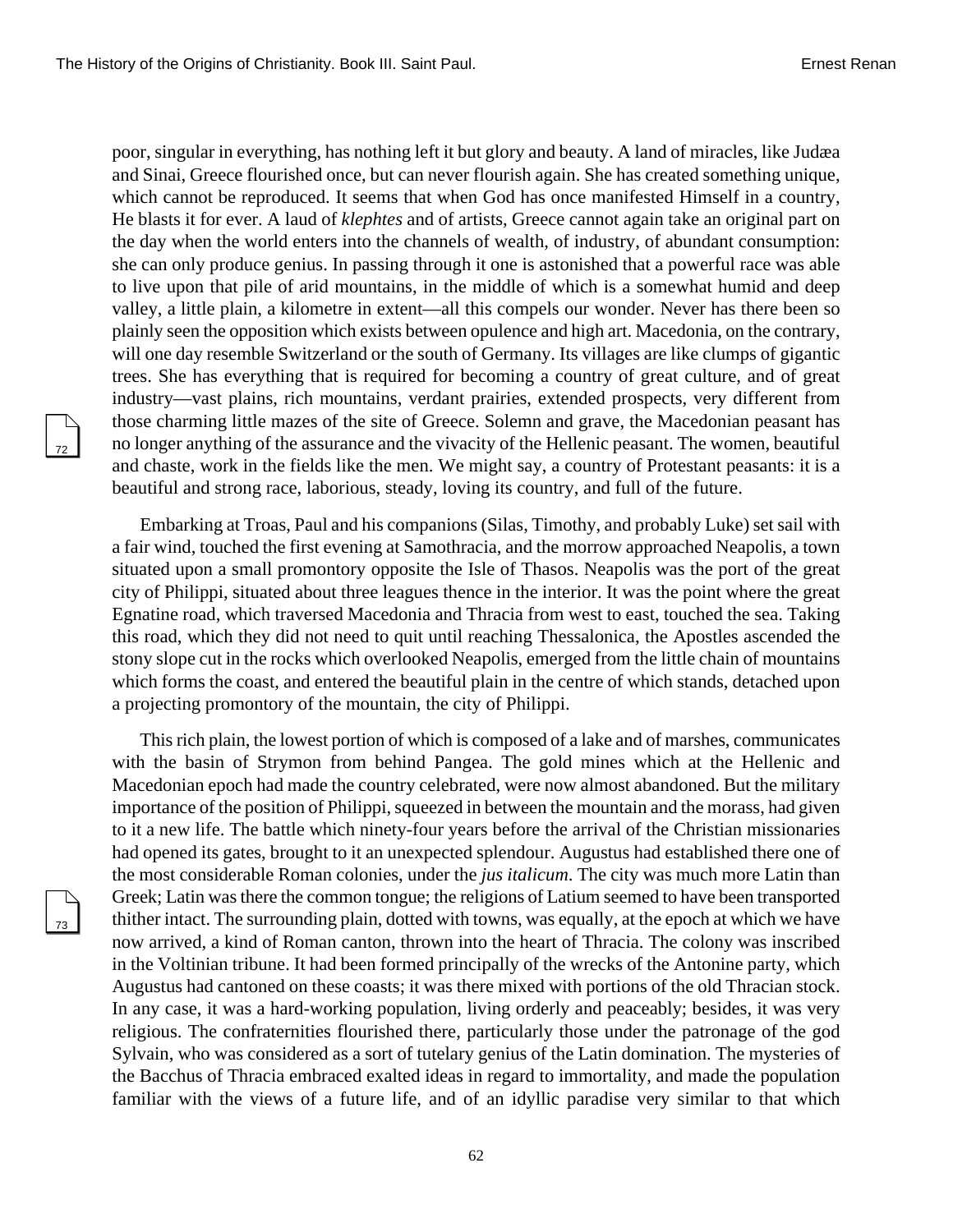poor, singular in everything, has nothing left it but glory and beauty. A land of miracles, like Judæa and Sinai, Greece flourished once, but can never flourish again. She has created something unique, which cannot be reproduced. It seems that when God has once manifested Himself in a country, He blasts it for ever. A laud of *klephtes* and of artists, Greece cannot again take an original part on the day when the world enters into the channels of wealth, of industry, of abundant consumption: she can only produce genius. In passing through it one is astonished that a powerful race was able to live upon that pile of arid mountains, in the middle of which is a somewhat humid and deep valley, a little plain, a kilometre in extent—all this compels our wonder. Never has there been so plainly seen the opposition which exists between opulence and high art. Macedonia, on the contrary, will one day resemble Switzerland or the south of Germany. Its villages are like clumps of gigantic trees. She has everything that is required for becoming a country of great culture, and of great industry—vast plains, rich mountains, verdant prairies, extended prospects, very different from those charming little mazes of the site of Greece. Solemn and grave, the Macedonian peasant has no longer anything of the assurance and the vivacity of the Hellenic peasant. The women, beautiful and chaste, work in the fields like the men. We might say, a country of Protestant peasants: it is a beautiful and strong race, laborious, steady, loving its country, and full of the future.

Embarking at Troas, Paul and his companions (Silas, Timothy, and probably Luke) set sail with a fair wind, touched the first evening at Samothracia, and the morrow approached Neapolis, a town situated upon a small promontory opposite the Isle of Thasos. Neapolis was the port of the great city of Philippi, situated about three leagues thence in the interior. It was the point where the great Egnatine road, which traversed Macedonia and Thracia from west to east, touched the sea. Taking this road, which they did not need to quit until reaching Thessalonica, the Apostles ascended the stony slope cut in the rocks which overlooked Neapolis, emerged from the little chain of mountains which forms the coast, and entered the beautiful plain in the centre of which stands, detached upon a projecting promontory of the mountain, the city of Philippi.

This rich plain, the lowest portion of which is composed of a lake and of marshes, communicates with the basin of Strymon from behind Pangea. The gold mines which at the Hellenic and Macedonian epoch had made the country celebrated, were now almost abandoned. But the military importance of the position of Philippi, squeezed in between the mountain and the morass, had given to it a new life. The battle which ninety-four years before the arrival of the Christian missionaries had opened its gates, brought to it an unexpected splendour. Augustus had established there one of the most considerable Roman colonies, under the *jus italicum*. The city was much more Latin than Greek; Latin was there the common tongue; the religions of Latium seemed to have been transported thither intact. The surrounding plain, dotted with towns, was equally, at the epoch at which we have now arrived, a kind of Roman canton, thrown into the heart of Thracia. The colony was inscribed in the Voltinian tribune. It had been formed principally of the wrecks of the Antonine party, which Augustus had cantoned on these coasts; it was there mixed with portions of the old Thracian stock. In any case, it was a hard-working population, living orderly and peaceably; besides, it was very religious. The confraternities flourished there, particularly those under the patronage of the god Sylvain, who was considered as a sort of tutelary genius of the Latin domination. The mysteries of the Bacchus of Thracia embraced exalted ideas in regard to immortality, and made the population familiar with the views of a future life, and of an idyllic paradise very similar to that which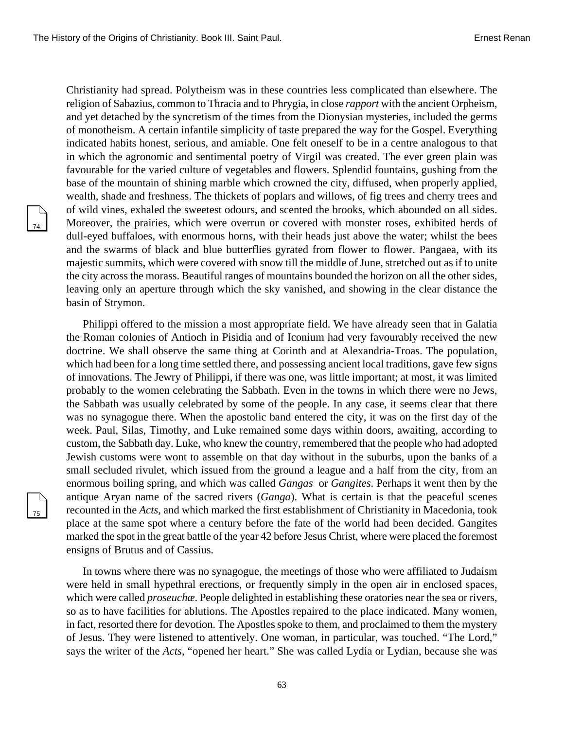Christianity had spread. Polytheism was in these countries less complicated than elsewhere. The religion of Sabazius, common to Thracia and to Phrygia, in close *rapport* with the ancient Orpheism, and yet detached by the syncretism of the times from the Dionysian mysteries, included the germs of monotheism. A certain infantile simplicity of taste prepared the way for the Gospel. Everything indicated habits honest, serious, and amiable. One felt oneself to be in a centre analogous to that in which the agronomic and sentimental poetry of Virgil was created. The ever green plain was favourable for the varied culture of vegetables and flowers. Splendid fountains, gushing from the base of the mountain of shining marble which crowned the city, diffused, when properly applied, wealth, shade and freshness. The thickets of poplars and willows, of fig trees and cherry trees and of wild vines, exhaled the sweetest odours, and scented the brooks, which abounded on all sides. Moreover, the prairies, which were overrun or covered with monster roses, exhibited herds of dull-eyed buffaloes, with enormous horns, with their heads just above the water; whilst the bees and the swarms of black and blue butterflies gyrated from flower to flower. Pangaea, with its majestic summits, which were covered with snow till the middle of June, stretched out as if to unite the city across the morass. Beautiful ranges of mountains bounded the horizon on all the other sides, leaving only an aperture through which the sky vanished, and showing in the clear distance the basin of Strymon.

Philippi offered to the mission a most appropriate field. We have already seen that in Galatia the Roman colonies of Antioch in Pisidia and of Iconium had very favourably received the new doctrine. We shall observe the same thing at Corinth and at Alexandria-Troas. The population, which had been for a long time settled there, and possessing ancient local traditions, gave few signs of innovations. The Jewry of Philippi, if there was one, was little important; at most, it was limited probably to the women celebrating the Sabbath. Even in the towns in which there were no Jews, the Sabbath was usually celebrated by some of the people. In any case, it seems clear that there was no synagogue there. When the apostolic band entered the city, it was on the first day of the week. Paul, Silas, Timothy, and Luke remained some days within doors, awaiting, according to custom, the Sabbath day. Luke, who knew the country, remembered that the people who had adopted Jewish customs were wont to assemble on that day without in the suburbs, upon the banks of a small secluded rivulet, which issued from the ground a league and a half from the city, from an enormous boiling spring, and which was called *Gangas* or *Gangites*. Perhaps it went then by the antique Aryan name of the sacred rivers (*Ganga*). What is certain is that the peaceful scenes recounted in the *Acts*, and which marked the first establishment of Christianity in Macedonia, took place at the same spot where a century before the fate of the world had been decided. Gangites marked the spot in the great battle of the year 42 before Jesus Christ, where were placed the foremost ensigns of Brutus and of Cassius.

In towns where there was no synagogue, the meetings of those who were affiliated to Judaism were held in small hypethral erections, or frequently simply in the open air in enclosed spaces, which were called *proseuchæ*. People delighted in establishing these oratories near the sea or rivers, so as to have facilities for ablutions. The Apostles repaired to the place indicated. Many women, in fact, resorted there for devotion. The Apostles spoke to them, and proclaimed to them the mystery of Jesus. They were listened to attentively. One woman, in particular, was touched. "The Lord," says the writer of the *Acts*, "opened her heart." She was called Lydia or Lydian, because she was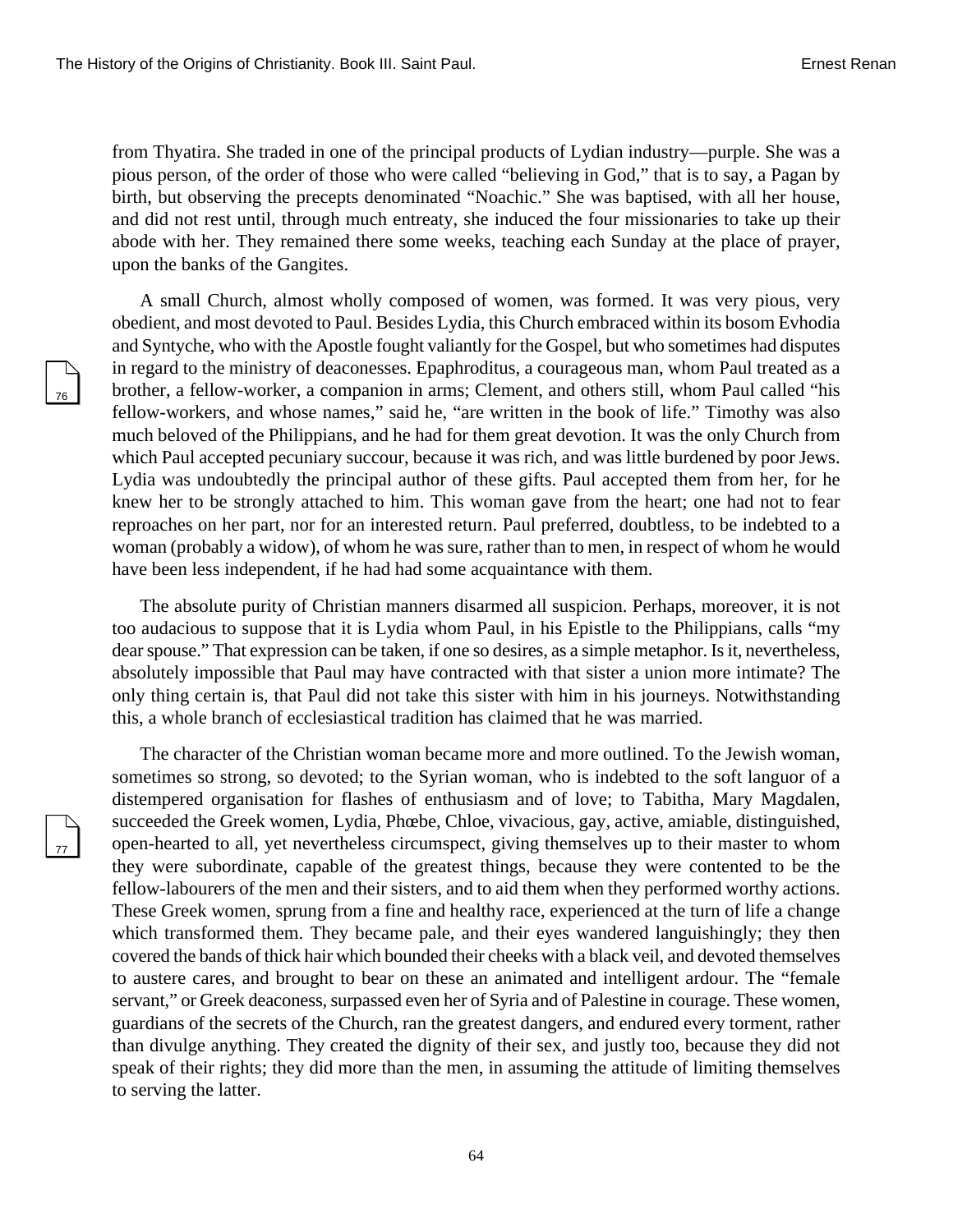from Thyatira. She traded in one of the principal products of Lydian industry—purple. She was a pious person, of the order of those who were called "believing in God," that is to say, a Pagan by birth, but observing the precepts denominated "Noachic." She was baptised, with all her house, and did not rest until, through much entreaty, she induced the four missionaries to take up their abode with her. They remained there some weeks, teaching each Sunday at the place of prayer, upon the banks of the Gangites.

A small Church, almost wholly composed of women, was formed. It was very pious, very obedient, and most devoted to Paul. Besides Lydia, this Church embraced within its bosom Evhodia and Syntyche, who with the Apostle fought valiantly for the Gospel, but who sometimes had disputes in regard to the ministry of deaconesses. Epaphroditus, a courageous man, whom Paul treated as a brother, a fellow-worker, a companion in arms; Clement, and others still, whom Paul called "his fellow-workers, and whose names," said he, "are written in the book of life." Timothy was also much beloved of the Philippians, and he had for them great devotion. It was the only Church from which Paul accepted pecuniary succour, because it was rich, and was little burdened by poor Jews. Lydia was undoubtedly the principal author of these gifts. Paul accepted them from her, for he knew her to be strongly attached to him. This woman gave from the heart; one had not to fear reproaches on her part, nor for an interested return. Paul preferred, doubtless, to be indebted to a woman (probably a widow), of whom he was sure, rather than to men, in respect of whom he would have been less independent, if he had had some acquaintance with them.

The absolute purity of Christian manners disarmed all suspicion. Perhaps, moreover, it is not too audacious to suppose that it is Lydia whom Paul, in his Epistle to the Philippians, calls "my dear spouse." That expression can be taken, if one so desires, as a simple metaphor. Is it, nevertheless, absolutely impossible that Paul may have contracted with that sister a union more intimate? The only thing certain is, that Paul did not take this sister with him in his journeys. Notwithstanding this, a whole branch of ecclesiastical tradition has claimed that he was married.

The character of the Christian woman became more and more outlined. To the Jewish woman, sometimes so strong, so devoted; to the Syrian woman, who is indebted to the soft languor of a distempered organisation for flashes of enthusiasm and of love; to Tabitha, Mary Magdalen, succeeded the Greek women, Lydia, Phœbe, Chloe, vivacious, gay, active, amiable, distinguished, open-hearted to all, yet nevertheless circumspect, giving themselves up to their master to whom they were subordinate, capable of the greatest things, because they were contented to be the fellow-labourers of the men and their sisters, and to aid them when they performed worthy actions. These Greek women, sprung from a fine and healthy race, experienced at the turn of life a change which transformed them. They became pale, and their eyes wandered languishingly; they then covered the bands of thick hair which bounded their cheeks with a black veil, and devoted themselves to austere cares, and brought to bear on these an animated and intelligent ardour. The "female servant," or Greek deaconess, surpassed even her of Syria and of Palestine in courage. These women, guardians of the secrets of the Church, ran the greatest dangers, and endured every torment, rather than divulge anything. They created the dignity of their sex, and justly too, because they did not speak of their rights; they did more than the men, in assuming the attitude of limiting themselves to serving the latter.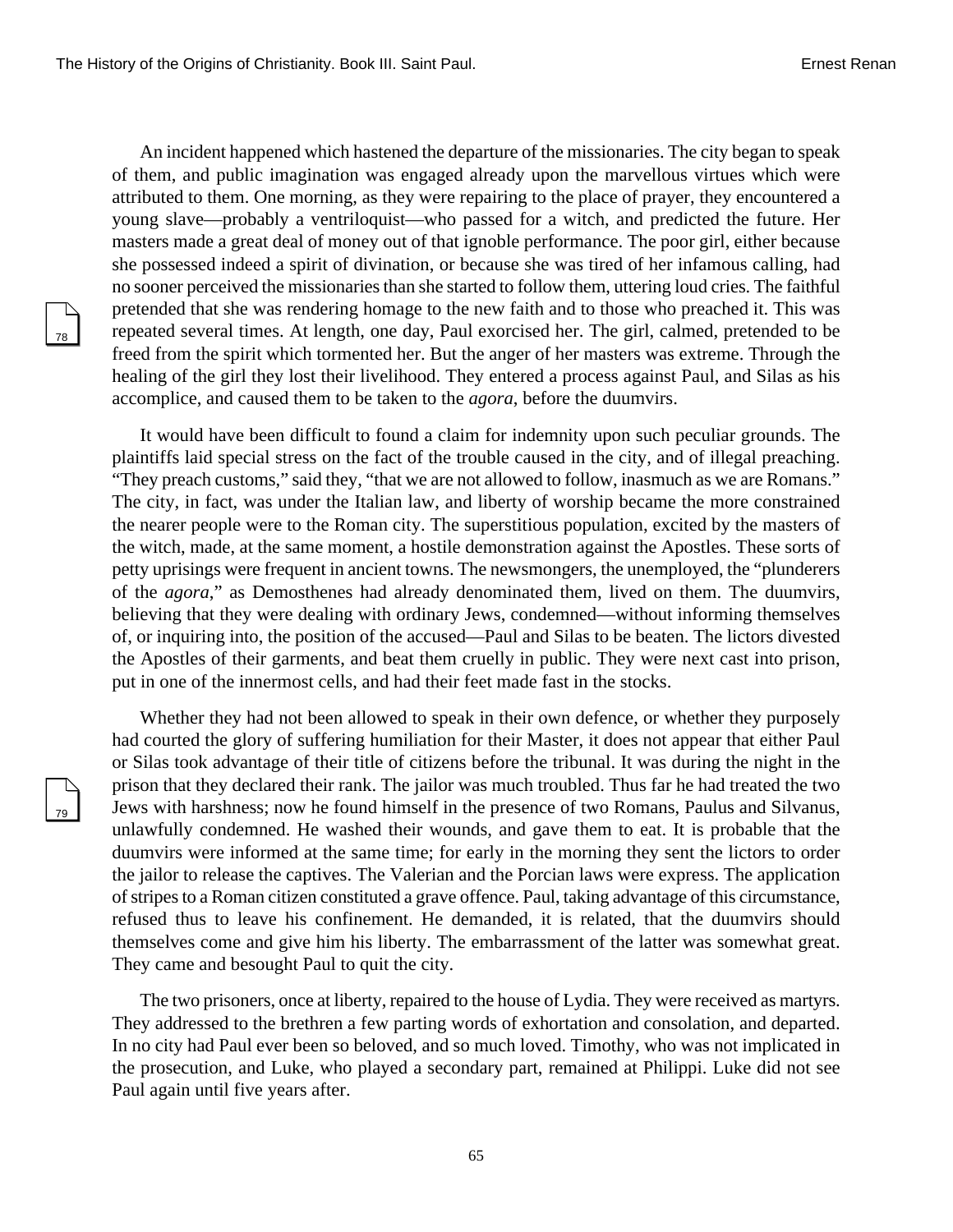An incident happened which hastened the departure of the missionaries. The city began to speak of them, and public imagination was engaged already upon the marvellous virtues which were attributed to them. One morning, as they were repairing to the place of prayer, they encountered a young slave—probably a ventriloquist—who passed for a witch, and predicted the future. Her masters made a great deal of money out of that ignoble performance. The poor girl, either because she possessed indeed a spirit of divination, or because she was tired of her infamous calling, had no sooner perceived the missionaries than she started to follow them, uttering loud cries. The faithful pretended that she was rendering homage to the new faith and to those who preached it. This was repeated several times. At length, one day, Paul exorcised her. The girl, calmed, pretended to be freed from the spirit which tormented her. But the anger of her masters was extreme. Through the healing of the girl they lost their livelihood. They entered a process against Paul, and Silas as his accomplice, and caused them to be taken to the *agora*, before the duumvirs.

It would have been difficult to found a claim for indemnity upon such peculiar grounds. The plaintiffs laid special stress on the fact of the trouble caused in the city, and of illegal preaching. "They preach customs," said they, "that we are not allowed to follow, inasmuch as we are Romans." The city, in fact, was under the Italian law, and liberty of worship became the more constrained the nearer people were to the Roman city. The superstitious population, excited by the masters of the witch, made, at the same moment, a hostile demonstration against the Apostles. These sorts of petty uprisings were frequent in ancient towns. The newsmongers, the unemployed, the "plunderers of the *agora*," as Demosthenes had already denominated them, lived on them. The duumvirs, believing that they were dealing with ordinary Jews, condemned—without informing themselves of, or inquiring into, the position of the accused—Paul and Silas to be beaten. The lictors divested the Apostles of their garments, and beat them cruelly in public. They were next cast into prison, put in one of the innermost cells, and had their feet made fast in the stocks.

Whether they had not been allowed to speak in their own defence, or whether they purposely had courted the glory of suffering humiliation for their Master, it does not appear that either Paul or Silas took advantage of their title of citizens before the tribunal. It was during the night in the prison that they declared their rank. The jailor was much troubled. Thus far he had treated the two Jews with harshness; now he found himself in the presence of two Romans, Paulus and Silvanus, unlawfully condemned. He washed their wounds, and gave them to eat. It is probable that the duumvirs were informed at the same time; for early in the morning they sent the lictors to order the jailor to release the captives. The Valerian and the Porcian laws were express. The application of stripes to a Roman citizen constituted a grave offence. Paul, taking advantage of this circumstance, refused thus to leave his confinement. He demanded, it is related, that the duumvirs should themselves come and give him his liberty. The embarrassment of the latter was somewhat great. They came and besought Paul to quit the city.

The two prisoners, once at liberty, repaired to the house of Lydia. They were received as martyrs. They addressed to the brethren a few parting words of exhortation and consolation, and departed. In no city had Paul ever been so beloved, and so much loved. Timothy, who was not implicated in the prosecution, and Luke, who played a secondary part, remained at Philippi. Luke did not see Paul again until five years after.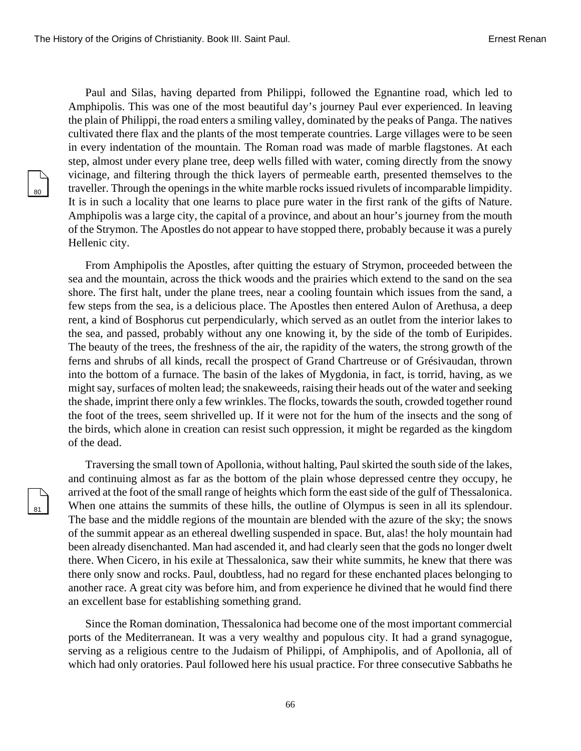Paul and Silas, having departed from Philippi, followed the Egnantine road, which led to Amphipolis. This was one of the most beautiful day's journey Paul ever experienced. In leaving the plain of Philippi, the road enters a smiling valley, dominated by the peaks of Panga. The natives cultivated there flax and the plants of the most temperate countries. Large villages were to be seen in every indentation of the mountain. The Roman road was made of marble flagstones. At each step, almost under every plane tree, deep wells filled with water, coming directly from the snowy vicinage, and filtering through the thick layers of permeable earth, presented themselves to the traveller. Through the openings in the white marble rocks issued rivulets of incomparable limpidity. It is in such a locality that one learns to place pure water in the first rank of the gifts of Nature. Amphipolis was a large city, the capital of a province, and about an hour's journey from the mouth of the Strymon. The Apostles do not appear to have stopped there, probably because it was a purely Hellenic city.

From Amphipolis the Apostles, after quitting the estuary of Strymon, proceeded between the sea and the mountain, across the thick woods and the prairies which extend to the sand on the sea shore. The first halt, under the plane trees, near a cooling fountain which issues from the sand, a few steps from the sea, is a delicious place. The Apostles then entered Aulon of Arethusa, a deep rent, a kind of Bosphorus cut perpendicularly, which served as an outlet from the interior lakes to the sea, and passed, probably without any one knowing it, by the side of the tomb of Euripides. The beauty of the trees, the freshness of the air, the rapidity of the waters, the strong growth of the ferns and shrubs of all kinds, recall the prospect of Grand Chartreuse or of Grésivaudan, thrown into the bottom of a furnace. The basin of the lakes of Mygdonia, in fact, is torrid, having, as we might say, surfaces of molten lead; the snakeweeds, raising their heads out of the water and seeking the shade, imprint there only a few wrinkles. The flocks, towards the south, crowded together round the foot of the trees, seem shrivelled up. If it were not for the hum of the insects and the song of the birds, which alone in creation can resist such oppression, it might be regarded as the kingdom of the dead.

Traversing the small town of Apollonia, without halting, Paul skirted the south side of the lakes, and continuing almost as far as the bottom of the plain whose depressed centre they occupy, he arrived at the foot of the small range of heights which form the east side of the gulf of Thessalonica. When one attains the summits of these hills, the outline of Olympus is seen in all its splendour. The base and the middle regions of the mountain are blended with the azure of the sky; the snows of the summit appear as an ethereal dwelling suspended in space. But, alas! the holy mountain had been already disenchanted. Man had ascended it, and had clearly seen that the gods no longer dwelt there. When Cicero, in his exile at Thessalonica, saw their white summits, he knew that there was there only snow and rocks. Paul, doubtless, had no regard for these enchanted places belonging to another race. A great city was before him, and from experience he divined that he would find there an excellent base for establishing something grand.

Since the Roman domination, Thessalonica had become one of the most important commercial ports of the Mediterranean. It was a very wealthy and populous city. It had a grand synagogue, serving as a religious centre to the Judaism of Philippi, of Amphipolis, and of Apollonia, all of which had only oratories. Paul followed here his usual practice. For three consecutive Sabbaths he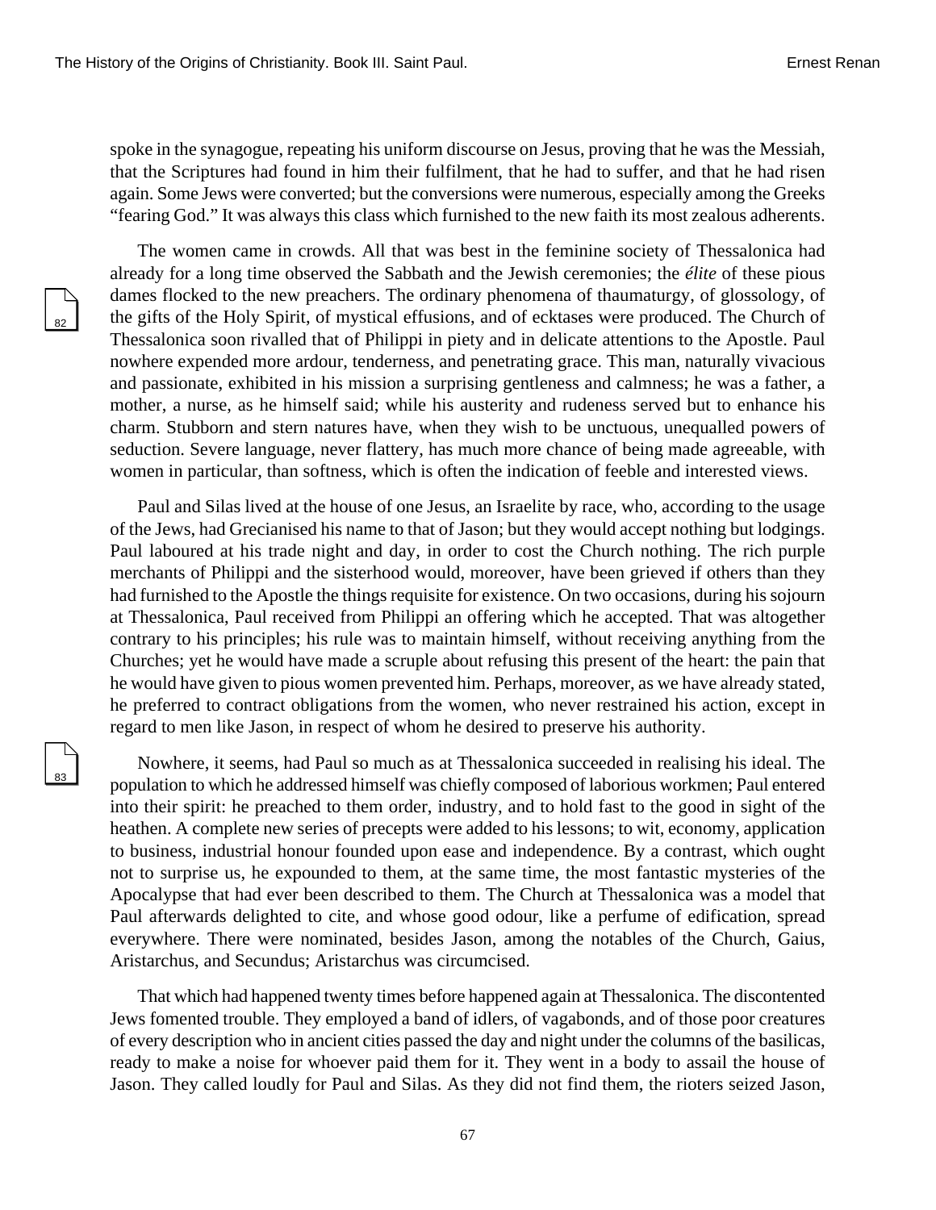spoke in the synagogue, repeating his uniform discourse on Jesus, proving that he was the Messiah, that the Scriptures had found in him their fulfilment, that he had to suffer, and that he had risen again. Some Jews were converted; but the conversions were numerous, especially among the Greeks "fearing God." It was always this class which furnished to the new faith its most zealous adherents.

The women came in crowds. All that was best in the feminine society of Thessalonica had already for a long time observed the Sabbath and the Jewish ceremonies; the *élite* of these pious dames flocked to the new preachers. The ordinary phenomena of thaumaturgy, of glossology, of the gifts of the Holy Spirit, of mystical effusions, and of ecktases were produced. The Church of Thessalonica soon rivalled that of Philippi in piety and in delicate attentions to the Apostle. Paul nowhere expended more ardour, tenderness, and penetrating grace. This man, naturally vivacious and passionate, exhibited in his mission a surprising gentleness and calmness; he was a father, a mother, a nurse, as he himself said; while his austerity and rudeness served but to enhance his charm. Stubborn and stern natures have, when they wish to be unctuous, unequalled powers of seduction. Severe language, never flattery, has much more chance of being made agreeable, with women in particular, than softness, which is often the indication of feeble and interested views.

Paul and Silas lived at the house of one Jesus, an Israelite by race, who, according to the usage of the Jews, had Grecianised his name to that of Jason; but they would accept nothing but lodgings. Paul laboured at his trade night and day, in order to cost the Church nothing. The rich purple merchants of Philippi and the sisterhood would, moreover, have been grieved if others than they had furnished to the Apostle the things requisite for existence. On two occasions, during his sojourn at Thessalonica, Paul received from Philippi an offering which he accepted. That was altogether contrary to his principles; his rule was to maintain himself, without receiving anything from the Churches; yet he would have made a scruple about refusing this present of the heart: the pain that he would have given to pious women prevented him. Perhaps, moreover, as we have already stated, he preferred to contract obligations from the women, who never restrained his action, except in regard to men like Jason, in respect of whom he desired to preserve his authority.

Nowhere, it seems, had Paul so much as at Thessalonica succeeded in realising his ideal. The population to which he addressed himself was chiefly composed of laborious workmen; Paul entered into their spirit: he preached to them order, industry, and to hold fast to the good in sight of the heathen. A complete new series of precepts were added to his lessons; to wit, economy, application to business, industrial honour founded upon ease and independence. By a contrast, which ought not to surprise us, he expounded to them, at the same time, the most fantastic mysteries of the Apocalypse that had ever been described to them. The Church at Thessalonica was a model that Paul afterwards delighted to cite, and whose good odour, like a perfume of edification, spread everywhere. There were nominated, besides Jason, among the notables of the Church, Gaius, Aristarchus, and Secundus; Aristarchus was circumcised.

That which had happened twenty times before happened again at Thessalonica. The discontented Jews fomented trouble. They employed a band of idlers, of vagabonds, and of those poor creatures of every description who in ancient cities passed the day and night under the columns of the basilicas, ready to make a noise for whoever paid them for it. They went in a body to assail the house of Jason. They called loudly for Paul and Silas. As they did not find them, the rioters seized Jason,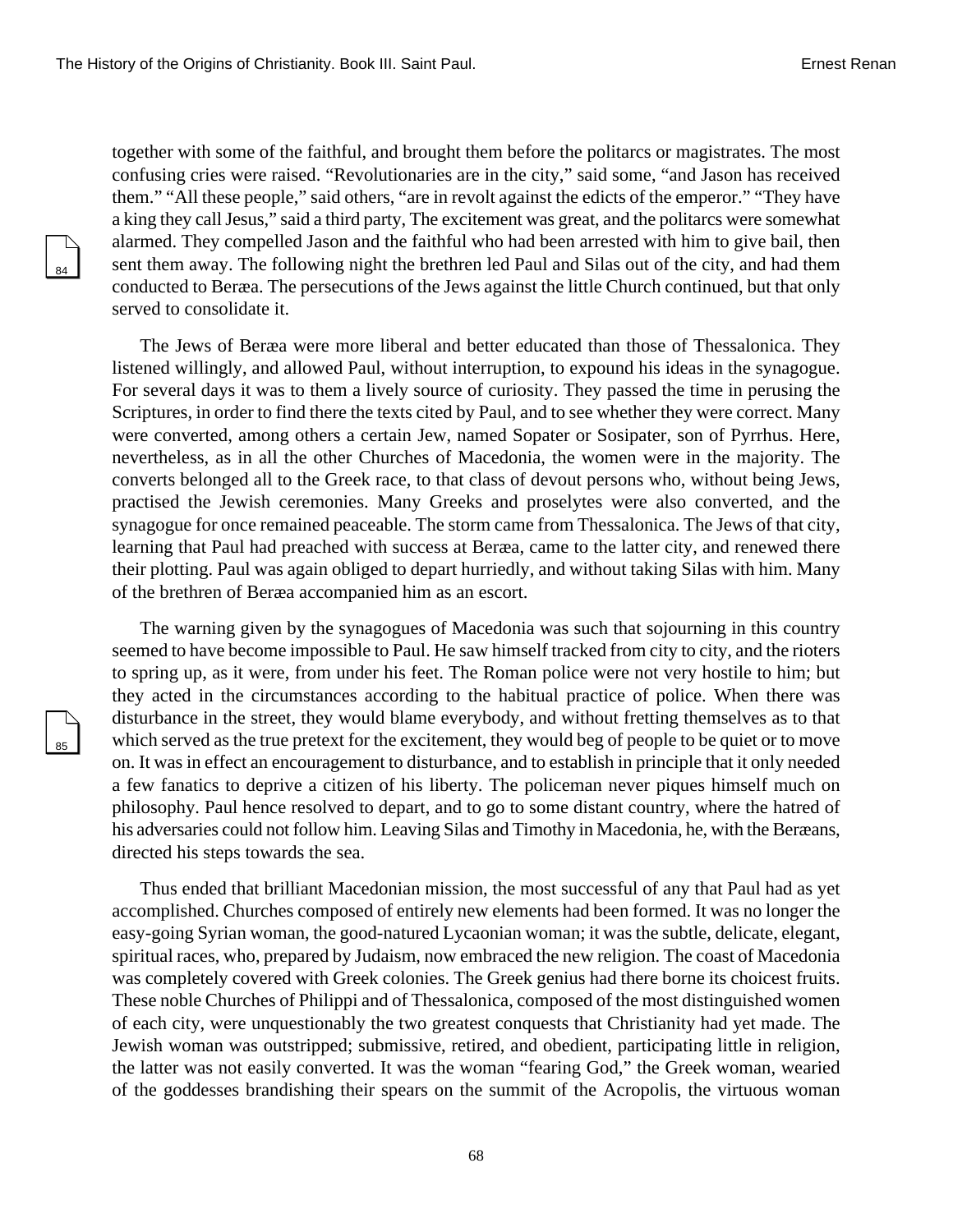together with some of the faithful, and brought them before the politarcs or magistrates. The most confusing cries were raised. "Revolutionaries are in the city," said some, "and Jason has received them." "All these people," said others, "are in revolt against the edicts of the emperor." "They have a king they call Jesus," said a third party, The excitement was great, and the politarcs were somewhat alarmed. They compelled Jason and the faithful who had been arrested with him to give bail, then sent them away. The following night the brethren led Paul and Silas out of the city, and had them conducted to Beræa. The persecutions of the Jews against the little Church continued, but that only served to consolidate it.

The Jews of Beræa were more liberal and better educated than those of Thessalonica. They listened willingly, and allowed Paul, without interruption, to expound his ideas in the synagogue. For several days it was to them a lively source of curiosity. They passed the time in perusing the Scriptures, in order to find there the texts cited by Paul, and to see whether they were correct. Many were converted, among others a certain Jew, named Sopater or Sosipater, son of Pyrrhus. Here, nevertheless, as in all the other Churches of Macedonia, the women were in the majority. The converts belonged all to the Greek race, to that class of devout persons who, without being Jews, practised the Jewish ceremonies. Many Greeks and proselytes were also converted, and the synagogue for once remained peaceable. The storm came from Thessalonica. The Jews of that city, learning that Paul had preached with success at Beræa, came to the latter city, and renewed there their plotting. Paul was again obliged to depart hurriedly, and without taking Silas with him. Many of the brethren of Beræa accompanied him as an escort.

The warning given by the synagogues of Macedonia was such that sojourning in this country seemed to have become impossible to Paul. He saw himself tracked from city to city, and the rioters to spring up, as it were, from under his feet. The Roman police were not very hostile to him; but they acted in the circumstances according to the habitual practice of police. When there was disturbance in the street, they would blame everybody, and without fretting themselves as to that which served as the true pretext for the excitement, they would beg of people to be quiet or to move on. It was in effect an encouragement to disturbance, and to establish in principle that it only needed a few fanatics to deprive a citizen of his liberty. The policeman never piques himself much on philosophy. Paul hence resolved to depart, and to go to some distant country, where the hatred of his adversaries could not follow him. Leaving Silas and Timothy in Macedonia, he, with the Beræans, directed his steps towards the sea.

Thus ended that brilliant Macedonian mission, the most successful of any that Paul had as yet accomplished. Churches composed of entirely new elements had been formed. It was no longer the easy-going Syrian woman, the good-natured Lycaonian woman; it was the subtle, delicate, elegant, spiritual races, who, prepared by Judaism, now embraced the new religion. The coast of Macedonia was completely covered with Greek colonies. The Greek genius had there borne its choicest fruits. These noble Churches of Philippi and of Thessalonica, composed of the most distinguished women of each city, were unquestionably the two greatest conquests that Christianity had yet made. The Jewish woman was outstripped; submissive, retired, and obedient, participating little in religion, the latter was not easily converted. It was the woman "fearing God," the Greek woman, wearied of the goddesses brandishing their spears on the summit of the Acropolis, the virtuous woman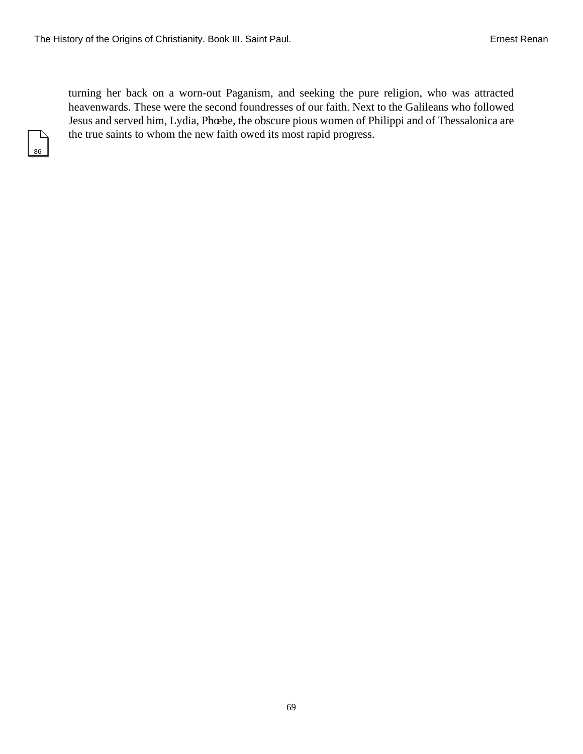turning her back on a worn-out Paganism, and seeking the pure religion, who was attracted heavenwards. These were the second foundresses of our faith. Next to the Galileans who followed Jesus and served him, Lydia, Phœbe, the obscure pious women of Philippi and of Thessalonica are the true saints to whom the new faith owed its most rapid progress.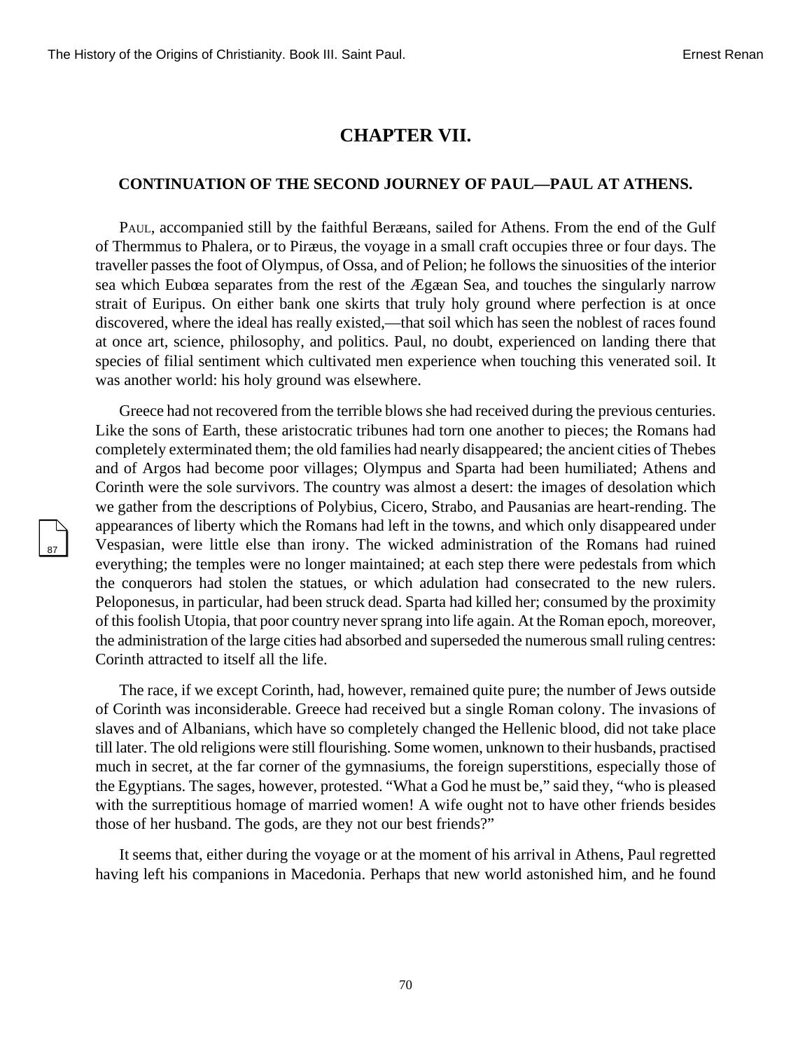# CHAPTER VII.

### CONTINUATION OF THE SECOND JOURNEY OF PAUL—PAUL AT ATHENS.

PAUL, accompanied still by the faithful Beræans, sailed for Athens. From the end of the Gulf of Thermmus to Phalera, or to Piræus, the voyage in a small craft occupies three or four days. The traveller passes the foot of Olympus, of Ossa, and of Pelion; he follows the sinuosities of the interior sea which Eubœa separates from the rest of the Ægæan Sea, and touches the singularly narrow strait of Euripus. On either bank one skirts that truly holy ground where perfection is at once discovered, where the ideal has really existed,—that soil which has seen the noblest of races found at once art, science, philosophy, and politics. Paul, no doubt, experienced on landing there that species of filial sentiment which cultivated men experience when touching this venerated soil. It was another world: his holy ground was elsewhere.

Greece had not recovered from the terrible blows she had received during the previous centuries. Like the sons of Earth, these aristocratic tribunes had torn one another to pieces; the Romans had completely exterminated them; the old families had nearly disappeared; the ancient cities of Thebes and of Argos had become poor villages; Olympus and Sparta had been humiliated; Athens and Corinth were the sole survivors. The country was almost a desert: the images of desolation which we gather from the descriptions of Polybius, Cicero, Strabo, and Pausanias are heart-rending. The appearances of liberty which the Romans had left in the towns, and which only disappeared under Vespasian, were little else than irony. The wicked administration of the Romans had ruined everything; the temples were no longer maintained; at each step there were pedestals from which the conquerors had stolen the statues, or which adulation had consecrated to the new rulers. Peloponesus, in particular, had been struck dead. Sparta had killed her; consumed by the proximity of this foolish Utopia, that poor country never sprang into life again. At the Roman epoch, moreover, the administration of the large cities had absorbed and superseded the numerous small ruling centres: Corinth attracted to itself all the life.

The race, if we except Corinth, had, however, remained quite pure; the number of Jews outside of Corinth was inconsiderable. Greece had received but a single Roman colony. The invasions of slaves and of Albanians, which have so completely changed the Hellenic blood, did not take place till later. The old religions were still flourishing. Some women, unknown to their husbands, practised much in secret, at the far corner of the gymnasiums, the foreign superstitions, especially those of the Egyptians. The sages, however, protested. "What a God he must be," said they, "who is pleased with the surreptitious homage of married women! A wife ought not to have other friends besides those of her husband. The gods, are they not our best friends?"

It seems that, either during the voyage or at the moment of his arrival in Athens, Paul regretted having left his companions in Macedonia. Perhaps that new world astonished him, and he found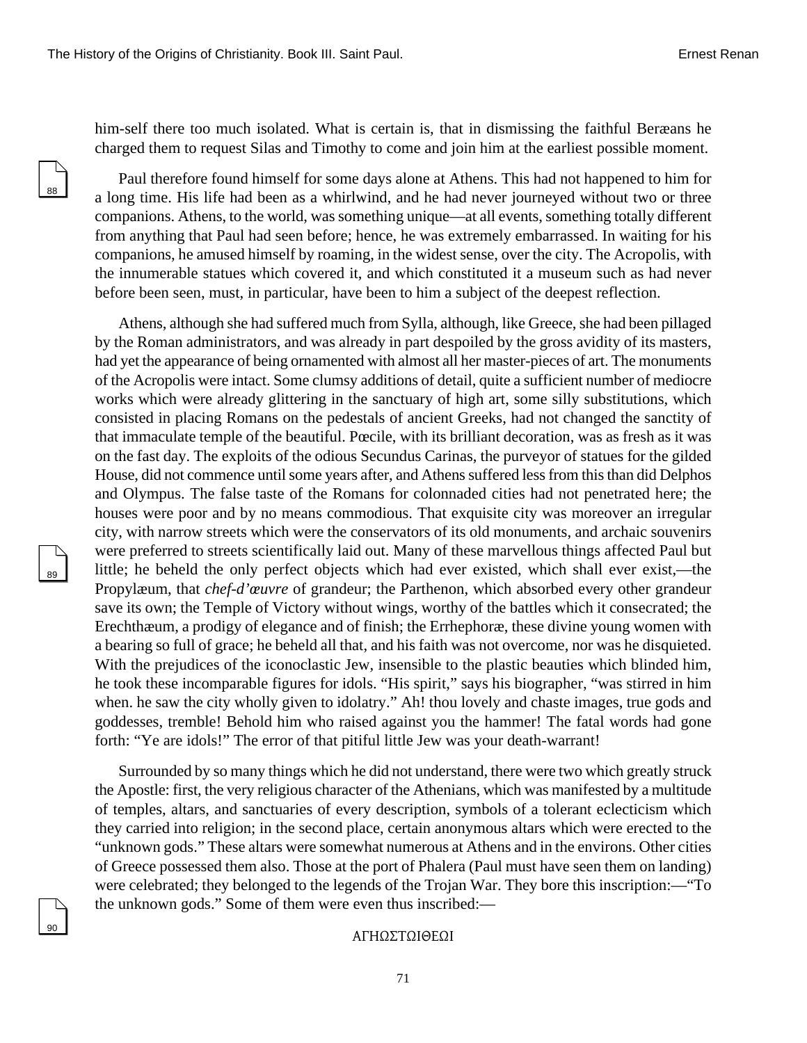him-self there too much isolated. What is certain is, that in dismissing the faithful Beræans he charged them to request Silas and Timothy to come and join him at the earliest possible moment.

Paul therefore found himself for some days alone at Athens. This had not happened to him for a long time. His life had been as a whirlwind, and he had never journeyed without two or three companions. Athens, to the world, was something unique—at all events, something totally different from anything that Paul had seen before; hence, he was extremely embarrassed. In waiting for his companions, he amused himself by roaming, in the widest sense, over the city. The Acropolis, with the innumerable statues which covered it, and which constituted it a museum such as had never before been seen, must, in particular, have been to him a subject of the deepest reflection.

Athens, although she had suffered much from Sylla, although, like Greece, she had been pillaged by the Roman administrators, and was already in part despoiled by the gross avidity of its masters, had yet the appearance of being ornamented with almost all her master-pieces of art. The monuments of the Acropolis were intact. Some clumsy additions of detail, quite a sufficient number of mediocre works which were already glittering in the sanctuary of high art, some silly substitutions, which consisted in placing Romans on the pedestals of ancient Greeks, had not changed the sanctity of that immaculate temple of the beautiful. Pœcile, with its brilliant decoration, was as fresh as it was on the fast day. The exploits of the odious Secundus Carinas, the purveyor of statues for the gilded House, did not commence until some years after, and Athens suffered less from this than did Delphos and Olympus. The false taste of the Romans for colonnaded cities had not penetrated here; the houses were poor and by no means commodious. That exquisite city was moreover an irregular city, with narrow streets which were the conservators of its old monuments, and archaic souvenirs were preferred to streets scientifically laid out. Many of these marvellous things affected Paul but little; he beheld the only perfect objects which had ever existed, which shall ever exist,—the Propylæum, that *chef-d'œuvre* of grandeur; the Parthenon, which absorbed every other grandeur save its own; the Temple of Victory without wings, worthy of the battles which it consecrated; the Erechthæum, a prodigy of elegance and of finish; the Errhephoræ, these divine young women with a bearing so full of grace; he beheld all that, and his faith was not overcome, nor was he disquieted. With the prejudices of the iconoclastic Jew, insensible to the plastic beauties which blinded him, he took these incomparable figures for idols. "His spirit," says his biographer, "was stirred in him when. he saw the city wholly given to idolatry." Ah! thou lovely and chaste images, true gods and goddesses, tremble! Behold him who raised against you the hammer! The fatal words had gone forth: "Ye are idols!" The error of that pitiful little Jew was your death-warrant!

Surrounded by so many things which he did not understand, there were two which greatly struck the Apostle: first, the very religious character of the Athenians, which was manifested by a multitude of temples, altars, and sanctuaries of every description, symbols of a tolerant eclecticism which they carried into religion; in the second place, certain anonymous altars which were erected to the "unknown gods." These altars were somewhat numerous at Athens and in the environs. Other cities of Greece possessed them also. Those at the port of Phalera (Paul must have seen them on landing) were celebrated; they belonged to the legends of the Trojan War. They bore this inscription:—"To the unknown gods." Some of them were even thus inscribed:—

ΑΓΗΩΣΤΩΙΘΕΩΙ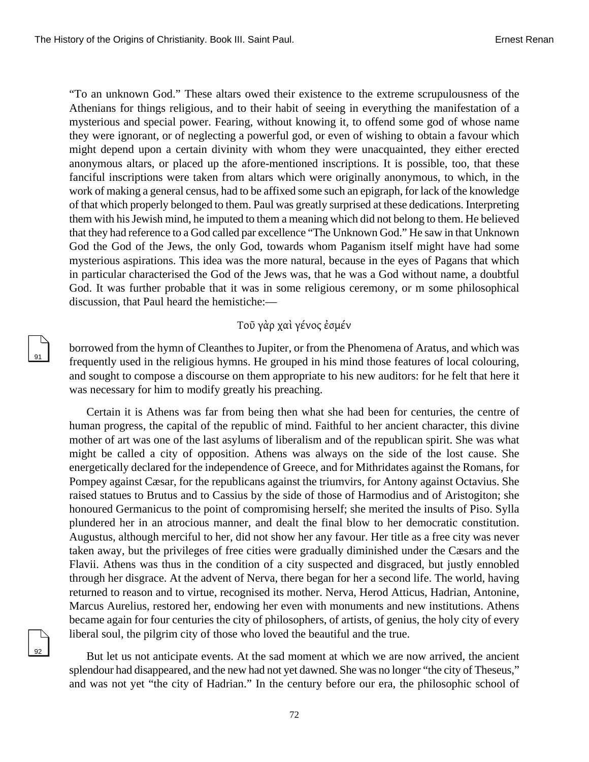“To an unknown God.” These altars owed their existence to the extreme scrupulousness of the Athenians for things religious, and to their habit of seeing in everything the manifestation of a mysterious and special power. Fearing, without knowing it, to offend some god of whose name they were ignorant, or of neglecting a powerful god, or even of wishing to obtain a favour which might depend upon a certain divinity with whom they were unacquainted, they either erected anonymous altars, or placed up the afore-mentioned inscriptions. It is possible, too, that these fanciful inscriptions were taken from altars which were originally anonymous, to which, in the work of making a general census, had to be affixed some such an epigraph, for lack of the knowledge of that which properly belonged to them. Paul was greatly surprised at these dedications. Interpreting them with his Jewish mind, he imputed to them a meaning which did not belong to them. He believed that they had reference to a God called par excellence “The Unknown God.” He saw in that Unknown God the God of the Jews, the only God, towards whom Paganism itself might have had some mysterious aspirations. This idea was the more natural, because in the eyes of Pagans that which in particular characterised the God of the Jews was, that he was a God without name, a doubtful God. It was further probable that it was in some religious ceremony, or m some philosophical discussion, that Paul heard the hemistiche:—

Τοῦ γὰρ χαὶ γένος ἐσμέν

borrowed from the hymn of Cleanthes to Jupiter, or from the Phenomena of Aratus, and which was frequently used in the religious hymns. He grouped in his mind those features of local colouring, and sought to compose a discourse on them appropriate to his new auditors: for he felt that here it was necessary for him to modify greatly his preaching.

Certain it is Athens was far from being then what she had been for centuries, the centre of human progress, the capital of the republic of mind. Faithful to her ancient character, this divine mother of art was one of the last asylums of liberalism and of the republican spirit. She was what might be called a city of opposition. Athens was always on the side of the lost cause. She energetically declared for the independence of Greece, and for Mithridates against the Romans, for Pompey against Cæsar, for the republicans against the triumvirs, for Antony against Octavius. She raised statues to Brutus and to Cassius by the side of those of Harmodius and of Aristogiton; she honoured Germanicus to the point of compromising herself; she merited the insults of Piso. Sylla plundered her in an atrocious manner, and dealt the final blow to her democratic constitution. Augustus, although merciful to her, did not show her any favour. Her title as a free city was never taken away, but the privileges of free cities were gradually diminished under the Cæsars and the Flavii. Athens was thus in the condition of a city suspected and disgraced, but justly ennobled through her disgrace. At the advent of Nerva, there began for her a second life. The world, having returned to reason and to virtue, recognised its mother. Nerva, Herod Atticus, Hadrian, Antonine, Marcus Aurelius, restored her, endowing her even with monuments and new institutions. Athens became again for four centuries the city of philosophers, of artists, of genius, the holy city of every liberal soul, the pilgrim city of those who loved the beautiful and the true.

But let us not anticipate events. At the sad moment at which we are now arrived, the ancient splendour had disappeared, and the new had not yet dawned. She was no longer “the city of Theseus,” and was not yet “the city of Hadrian.” In the century before our era, the philosophic school of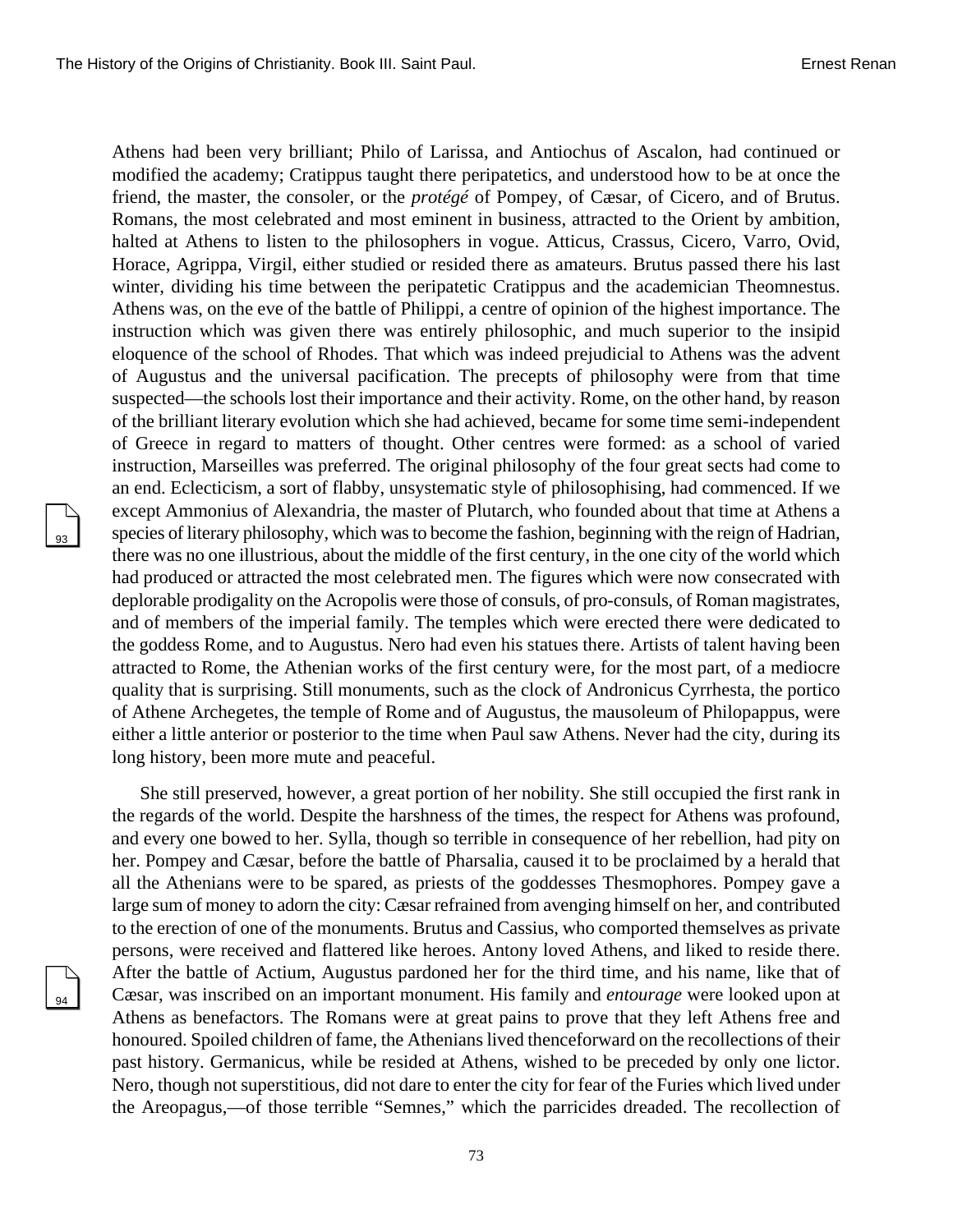Athens had been very brilliant; Philo of Larissa, and Antiochus of Ascalon, had continued or modified the academy; Cratippus taught there peripatetics, and understood how to be at once the friend, the master, the consoler, or the *protégé* of Pompey, of Cæsar, of Cicero, and of Brutus. Romans, the most celebrated and most eminent in business, attracted to the Orient by ambition, halted at Athens to listen to the philosophers in vogue. Atticus, Crassus, Cicero, Varro, Ovid, Horace, Agrippa, Virgil, either studied or resided there as amateurs. Brutus passed there his last winter, dividing his time between the peripatetic Cratippus and the academician Theomnestus. Athens was, on the eve of the battle of Philippi, a centre of opinion of the highest importance. The instruction which was given there was entirely philosophic, and much superior to the insipid eloquence of the school of Rhodes. That which was indeed prejudicial to Athens was the advent of Augustus and the universal pacification. The precepts of philosophy were from that time suspected—the schools lost their importance and their activity. Rome, on the other hand, by reason of the brilliant literary evolution which she had achieved, became for some time semi-independent of Greece in regard to matters of thought. Other centres were formed: as a school of varied instruction, Marseilles was preferred. The original philosophy of the four great sects had come to an end. Eclecticism, a sort of flabby, unsystematic style of philosophising, had commenced. If we except Ammonius of Alexandria, the master of Plutarch, who founded about that time at Athens a species of literary philosophy, which was to become the fashion, beginning with the reign of Hadrian, there was no one illustrious, about the middle of the first century, in the one city of the world which had produced or attracted the most celebrated men. The figures which were now consecrated with deplorable prodigality on the Acropolis were those of consuls, of pro-consuls, of Roman magistrates, and of members of the imperial family. The temples which were erected there were dedicated to the goddess Rome, and to Augustus. Nero had even his statues there. Artists of talent having been attracted to Rome, the Athenian works of the first century were, for the most part, of a mediocre quality that is surprising. Still monuments, such as the clock of Andronicus Cyrrhesta, the portico of Athene Archegetes, the temple of Rome and of Augustus, the mausoleum of Philopappus, were either a little anterior or posterior to the time when Paul saw Athens. Never had the city, during its long history, been more mute and peaceful.

She still preserved, however, a great portion of her nobility. She still occupied the first rank in the regards of the world. Despite the harshness of the times, the respect for Athens was profound, and every one bowed to her. Sylla, though so terrible in consequence of her rebellion, had pity on her. Pompey and Cæsar, before the battle of Pharsalia, caused it to be proclaimed by a herald that all the Athenians were to be spared, as priests of the goddesses Thesmophores. Pompey gave a large sum of money to adorn the city: Cæsar refrained from avenging himself on her, and contributed to the erection of one of the monuments. Brutus and Cassius, who comported themselves as private persons, were received and flattered like heroes. Antony loved Athens, and liked to reside there. After the battle of Actium, Augustus pardoned her for the third time, and his name, like that of Cæsar, was inscribed on an important monument. His family and *entourage* were looked upon at Athens as benefactors. The Romans were at great pains to prove that they left Athens free and honoured. Spoiled children of fame, the Athenians lived thenceforward on the recollections of their past history. Germanicus, while be resided at Athens, wished to be preceded by only one lictor. Nero, though not superstitious, did not dare to enter the city for fear of the Furies which lived under the Areopagus,—of those terrible "Semnes," which the parricides dreaded. The recollection of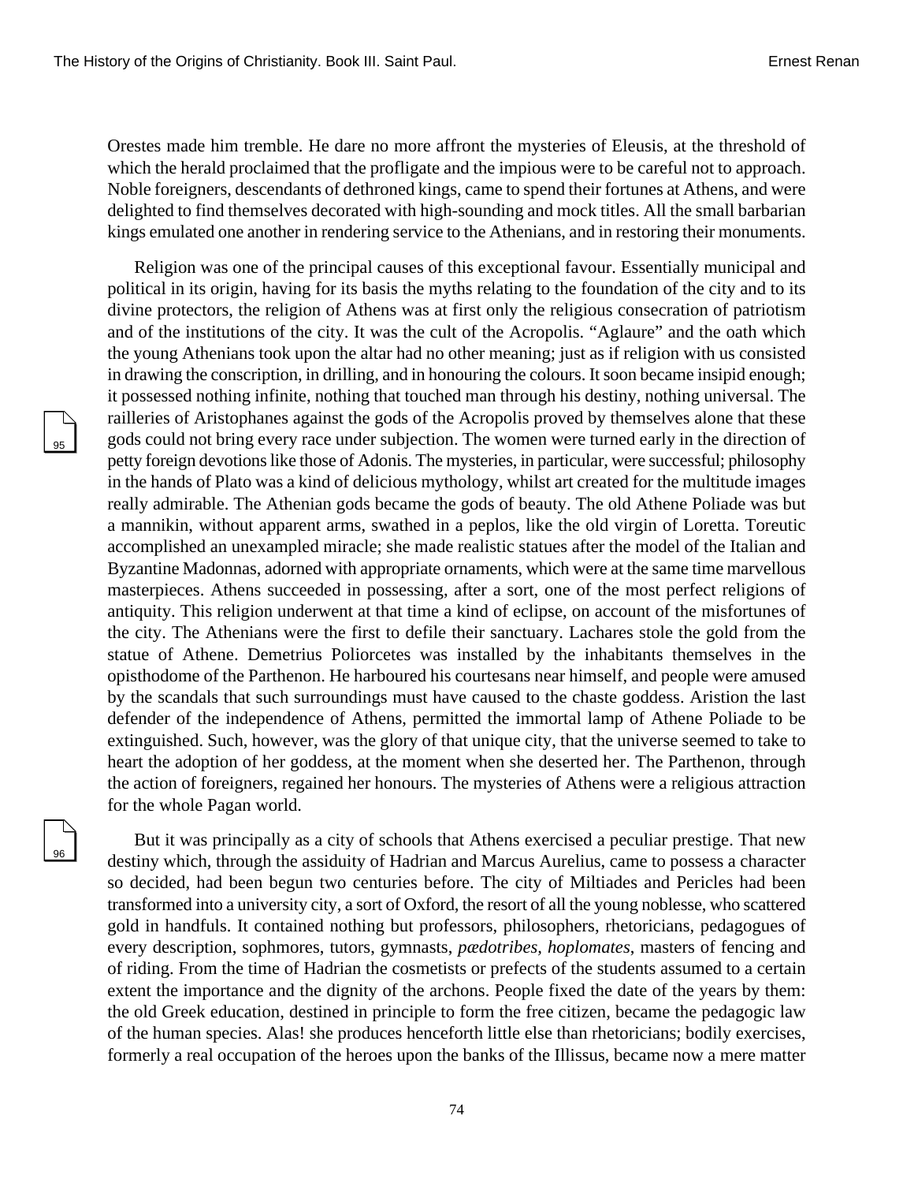Orestes made him tremble. He dare no more affront the mysteries of Eleusis, at the threshold of which the herald proclaimed that the profligate and the impious were to be careful not to approach. Noble foreigners, descendants of dethroned kings, came to spend their fortunes at Athens, and were delighted to find themselves decorated with high-sounding and mock titles. All the small barbarian kings emulated one another in rendering service to the Athenians, and in restoring their monuments.

Religion was one of the principal causes of this exceptional favour. Essentially municipal and political in its origin, having for its basis the myths relating to the foundation of the city and to its divine protectors, the religion of Athens was at first only the religious consecration of patriotism and of the institutions of the city. It was the cult of the Acropolis. "Aglaure" and the oath which the young Athenians took upon the altar had no other meaning; just as if religion with us consisted in drawing the conscription, in drilling, and in honouring the colours. It soon became insipid enough; it possessed nothing infinite, nothing that touched man through his destiny, nothing universal. The railleries of Aristophanes against the gods of the Acropolis proved by themselves alone that these gods could not bring every race under subjection. The women were turned early in the direction of petty foreign devotions like those of Adonis. The mysteries, in particular, were successful; philosophy in the hands of Plato was a kind of delicious mythology, whilst art created for the multitude images really admirable. The Athenian gods became the gods of beauty. The old Athene Poliade was but a mannikin, without apparent arms, swathed in a peplos, like the old virgin of Loretta. Toreutic accomplished an unexampled miracle; she made realistic statues after the model of the Italian and Byzantine Madonnas, adorned with appropriate ornaments, which were at the same time marvellous masterpieces. Athens succeeded in possessing, after a sort, one of the most perfect religions of antiquity. This religion underwent at that time a kind of eclipse, on account of the misfortunes of the city. The Athenians were the first to defile their sanctuary. Lachares stole the gold from the statue of Athene. Demetrius Poliorcetes was installed by the inhabitants themselves in the opisthodome of the Parthenon. He harboured his courtesans near himself, and people were amused by the scandals that such surroundings must have caused to the chaste goddess. Aristion the last defender of the independence of Athens, permitted the immortal lamp of Athene Poliade to be extinguished. Such, however, was the glory of that unique city, that the universe seemed to take to heart the adoption of her goddess, at the moment when she deserted her. The Parthenon, through the action of foreigners, regained her honours. The mysteries of Athens were a religious attraction for the whole Pagan world.

But it was principally as a city of schools that Athens exercised a peculiar prestige. That new destiny which, through the assiduity of Hadrian and Marcus Aurelius, came to possess a character so decided, had been begun two centuries before. The city of Miltiades and Pericles had been transformed into a university city, a sort of Oxford, the resort of all the young noblesse, who scattered gold in handfuls. It contained nothing but professors, philosophers, rhetoricians, pedagogues of every description, sophmores, tutors, gymnasts, *pædotribes*, *hoplomates*, masters of fencing and of riding. From the time of Hadrian the cosmetists or prefects of the students assumed to a certain extent the importance and the dignity of the archons. People fixed the date of the years by them: the old Greek education, destined in principle to form the free citizen, became the pedagogic law of the human species. Alas! she produces henceforth little else than rhetoricians; bodily exercises, formerly a real occupation of the heroes upon the banks of the Illissus, became now a mere matter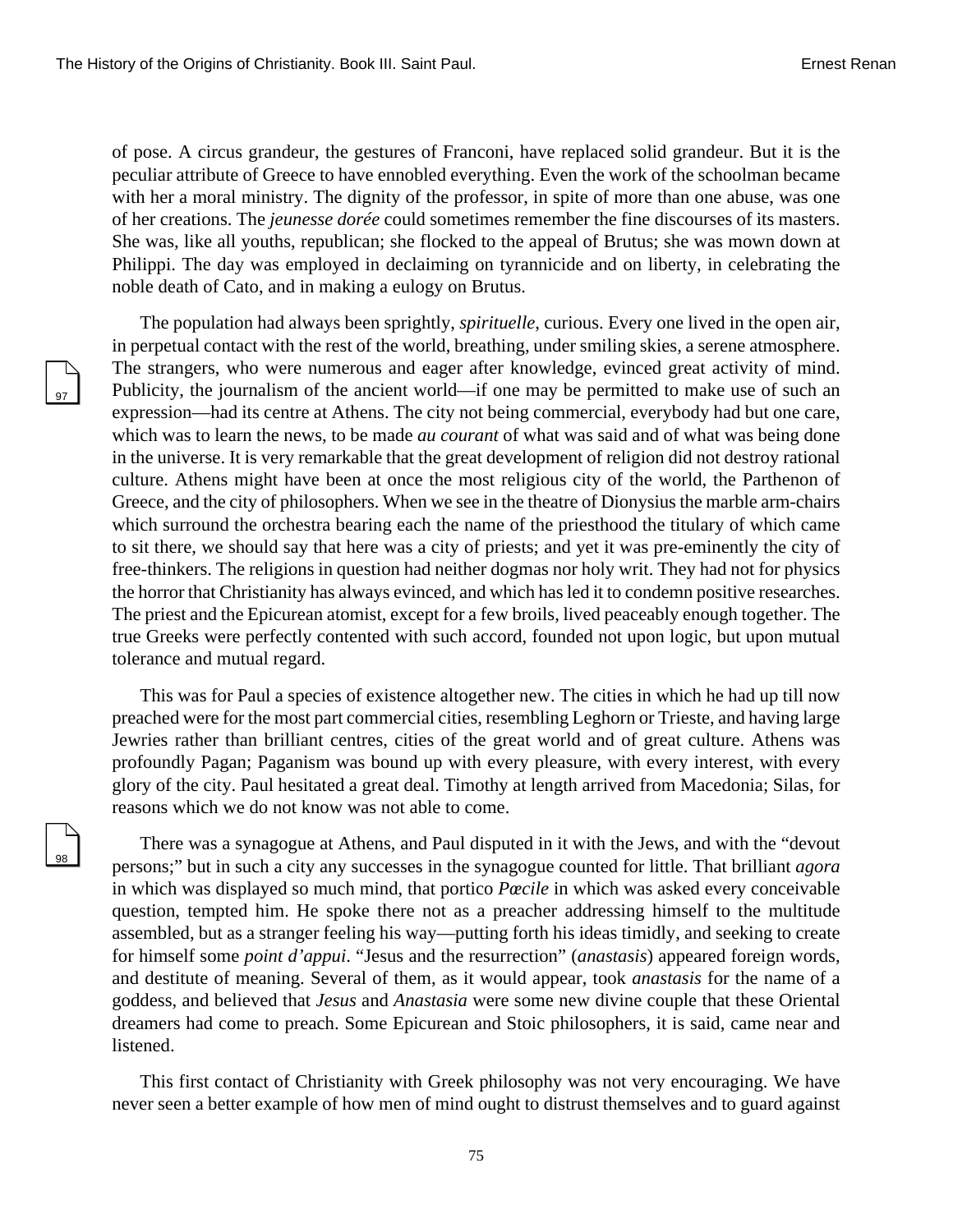of pose. A circus grandeur, the gestures of Franconi, have replaced solid grandeur. But it is the peculiar attribute of Greece to have ennobled everything. Even the work of the schoolman became with her a moral ministry. The dignity of the professor, in spite of more than one abuse, was one of her creations. The *jeunesse dorée* could sometimes remember the fine discourses of its masters. She was, like all youths, republican; she flocked to the appeal of Brutus; she was mown down at Philippi. The day was employed in declaiming on tyrannicide and on liberty, in celebrating the noble death of Cato, and in making a eulogy on Brutus.

The population had always been sprightly, *spirituelle*, curious. Every one lived in the open air, in perpetual contact with the rest of the world, breathing, under smiling skies, a serene atmosphere. The strangers, who were numerous and eager after knowledge, evinced great activity of mind. Publicity, the journalism of the ancient world—if one may be permitted to make use of such an expression—had its centre at Athens. The city not being commercial, everybody had but one care, which was to learn the news, to be made *au courant* of what was said and of what was being done in the universe. It is very remarkable that the great development of religion did not destroy rational culture. Athens might have been at once the most religious city of the world, the Parthenon of Greece, and the city of philosophers. When we see in the theatre of Dionysius the marble arm-chairs which surround the orchestra bearing each the name of the priesthood the titulary of which came to sit there, we should say that here was a city of priests; and yet it was pre-eminently the city of free-thinkers. The religions in question had neither dogmas nor holy writ. They had not for physics the horror that Christianity has always evinced, and which has led it to condemn positive researches. The priest and the Epicurean atomist, except for a few broils, lived peaceably enough together. The true Greeks were perfectly contented with such accord, founded not upon logic, but upon mutual tolerance and mutual regard.

This was for Paul a species of existence altogether new. The cities in which he had up till now preached were for the most part commercial cities, resembling Leghorn or Trieste, and having large Jewries rather than brilliant centres, cities of the great world and of great culture. Athens was profoundly Pagan; Paganism was bound up with every pleasure, with every interest, with every glory of the city. Paul hesitated a great deal. Timothy at length arrived from Macedonia; Silas, for reasons which we do not know was not able to come.

There was a synagogue at Athens, and Paul disputed in it with the Jews, and with the "devout persons;" but in such a city any successes in the synagogue counted for little. That brilliant *agora* in which was displayed so much mind, that portico *Pœcile* in which was asked every conceivable question, tempted him. He spoke there not as a preacher addressing himself to the multitude assembled, but as a stranger feeling his way—putting forth his ideas timidly, and seeking to create for himself some *point d'appui*. "Jesus and the resurrection" (*anastasis*) appeared foreign words, and destitute of meaning. Several of them, as it would appear, took *anastasis* for the name of a goddess, and believed that *Jesus* and *Anastasia* were some new divine couple that these Oriental dreamers had come to preach. Some Epicurean and Stoic philosophers, it is said, came near and listened.

This first contact of Christianity with Greek philosophy was not very encouraging. We have never seen a better example of how men of mind ought to distrust themselves and to guard against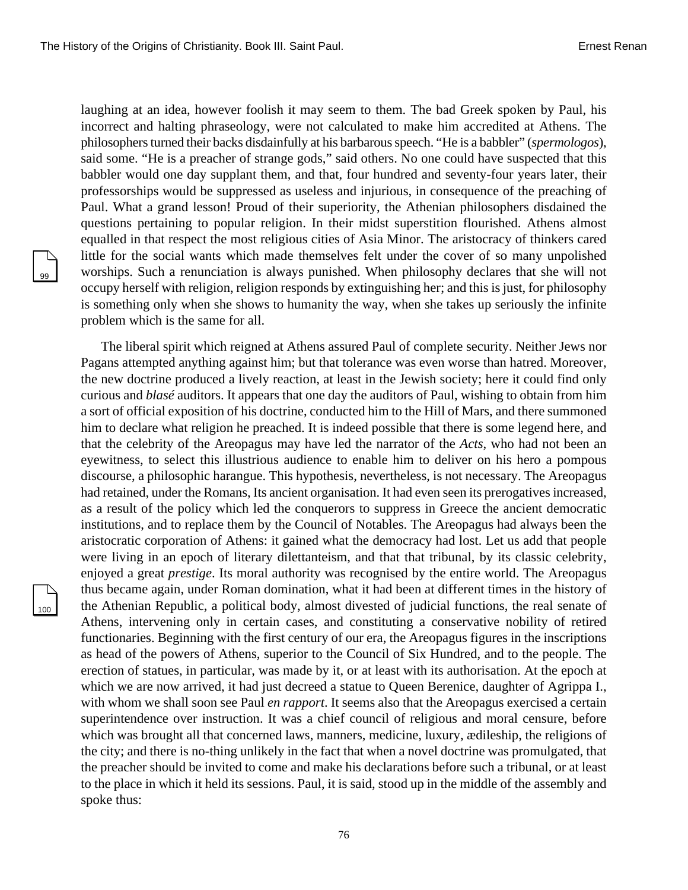laughing at an idea, however foolish it may seem to them. The bad Greek spoken by Paul, his incorrect and halting phraseology, were not calculated to make him accredited at Athens. The philosophers turned their backs disdainfully at his barbarous speech. “He is a babbler” (*spermologos*), said some. “He is a preacher of strange gods,” said others. No one could have suspected that this babbler would one day supplant them, and that, four hundred and seventy-four years later, their professorships would be suppressed as useless and injurious, in consequence of the preaching of Paul. What a grand lesson! Proud of their superiority, the Athenian philosophers disdained the questions pertaining to popular religion. In their midst superstition flourished. Athens almost equalled in that respect the most religious cities of Asia Minor. The aristocracy of thinkers cared little for the social wants which made themselves felt under the cover of so many unpolished worships. Such a renunciation is always punished. When philosophy declares that she will not occupy herself with religion, religion responds by extinguishing her; and this is just, for philosophy is something only when she shows to humanity the way, when she takes up seriously the infinite problem which is the same for all.

The liberal spirit which reigned at Athens assured Paul of complete security. Neither Jews nor Pagans attempted anything against him; but that tolerance was even worse than hatred. Moreover, the new doctrine produced a lively reaction, at least in the Jewish society; here it could find only curious and *blasé* auditors. It appears that one day the auditors of Paul, wishing to obtain from him a sort of official exposition of his doctrine, conducted him to the Hill of Mars, and there summoned him to declare what religion he preached. It is indeed possible that there is some legend here, and that the celebrity of the Areopagus may have led the narrator of the *Acts*, who had not been an eyewitness, to select this illustrious audience to enable him to deliver on his hero a pompous discourse, a philosophic harangue. This hypothesis, nevertheless, is not necessary. The Areopagus had retained, under the Romans, Its ancient organisation. It had even seen its prerogatives increased, as a result of the policy which led the conquerors to suppress in Greece the ancient democratic institutions, and to replace them by the Council of Notables. The Areopagus had always been the aristocratic corporation of Athens: it gained what the democracy had lost. Let us add that people were living in an epoch of literary dilettanteism, and that that tribunal, by its classic celebrity, enjoyed a great *prestige*. Its moral authority was recognised by the entire world. The Areopagus thus became again, under Roman domination, what it had been at different times in the history of the Athenian Republic, a political body, almost divested of judicial functions, the real senate of Athens, intervening only in certain cases, and constituting a conservative nobility of retired functionaries. Beginning with the first century of our era, the Areopagus figures in the inscriptions as head of the powers of Athens, superior to the Council of Six Hundred, and to the people. The erection of statues, in particular, was made by it, or at least with its authorisation. At the epoch at which we are now arrived, it had just decreed a statue to Queen Berenice, daughter of Agrippa I., with whom we shall soon see Paul *en rapport*. It seems also that the Areopagus exercised a certain superintendence over instruction. It was a chief council of religious and moral censure, before which was brought all that concerned laws, manners, medicine, luxury, ædileship, the religions of the city; and there is no-thing unlikely in the fact that when a novel doctrine was promulgated, that the preacher should be invited to come and make his declarations before such a tribunal, or at least to the place in which it held its sessions. Paul, it is said, stood up in the middle of the assembly and spoke thus: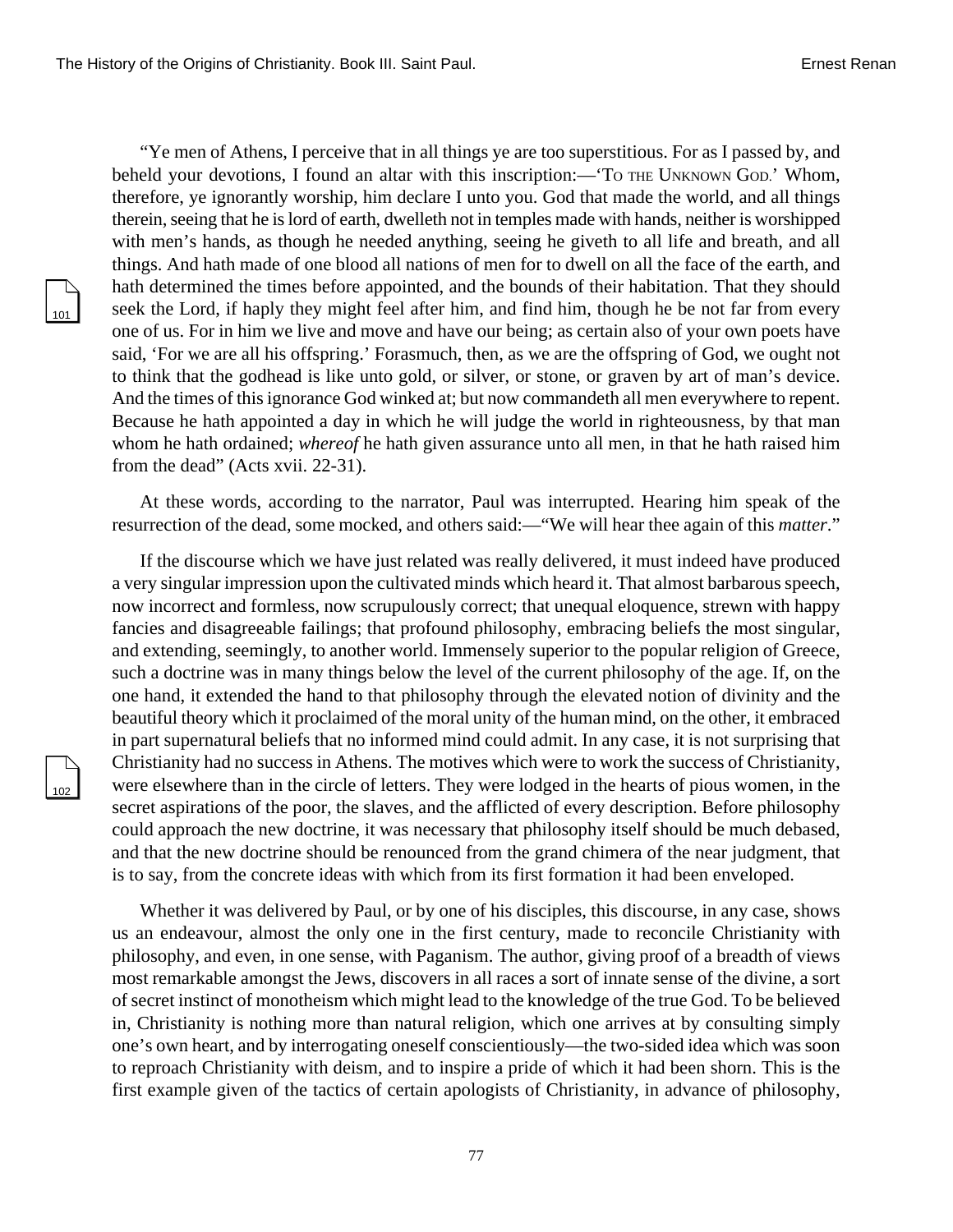"Ye men of Athens, I perceive that in all things ye are too superstitious. For as I passed by, and beheld your devotions, I found an altar with this inscription:—'To the Unknown God.' Whom, therefore, ye ignorantly worship, him declare I unto you. God that made the world, and all things therein, seeing that he is lord of earth, dwelleth not in temples made with hands, neither is worshipped with men's hands, as though he needed anything, seeing he giveth to all life and breath, and all things. And hath made of one blood all nations of men for to dwell on all the face of the earth, and hath determined the times before appointed, and the bounds of their habitation. That they should seek the Lord, if haply they might feel after him, and find him, though he be not far from every one of us. For in him we live and move and have our being; as certain also of your own poets have said, 'For we are all his offspring.' Forasmuch, then, as we are the offspring of God, we ought not to think that the godhead is like unto gold, or silver, or stone, or graven by art of man's device. And the times of this ignorance God winked at; but now commandeth all men everywhere to repent. Because he hath appointed a day in which he will judge the world in righteousness, by that man whom he hath ordained; *whereof* he hath given assurance unto all men, in that he hath raised him from the dead" (Acts xvii. 22-31).

At these words, according to the narrator, Paul was interrupted. Hearing him speak of the resurrection of the dead, some mocked, and others said:—"We will hear thee again of this *matter*."

If the discourse which we have just related was really delivered, it must indeed have produced a very singular impression upon the cultivated minds which heard it. That almost barbarous speech, now incorrect and formless, now scrupulously correct; that unequal eloquence, strewn with happy fancies and disagreeable failings; that profound philosophy, embracing beliefs the most singular, and extending, seemingly, to another world. Immensely superior to the popular religion of Greece, such a doctrine was in many things below the level of the current philosophy of the age. If, on the one hand, it extended the hand to that philosophy through the elevated notion of divinity and the beautiful theory which it proclaimed of the moral unity of the human mind, on the other, it embraced in part supernatural beliefs that no informed mind could admit. In any case, it is not surprising that Christianity had no success in Athens. The motives which were to work the success of Christianity, were elsewhere than in the circle of letters. They were lodged in the hearts of pious women, in the secret aspirations of the poor, the slaves, and the afflicted of every description. Before philosophy could approach the new doctrine, it was necessary that philosophy itself should be much debased, and that the new doctrine should be renounced from the grand chimera of the near judgment, that is to say, from the concrete ideas with which from its first formation it had been enveloped.

Whether it was delivered by Paul, or by one of his disciples, this discourse, in any case, shows us an endeavour, almost the only one in the first century, made to reconcile Christianity with philosophy, and even, in one sense, with Paganism. The author, giving proof of a breadth of views most remarkable amongst the Jews, discovers in all races a sort of innate sense of the divine, a sort of secret instinct of monotheism which might lead to the knowledge of the true God. To be believed in, Christianity is nothing more than natural religion, which one arrives at by consulting simply one's own heart, and by interrogating oneself conscientiously—the two-sided idea which was soon to reproach Christianity with deism, and to inspire a pride of which it had been shorn. This is the first example given of the tactics of certain apologists of Christianity, in advance of philosophy,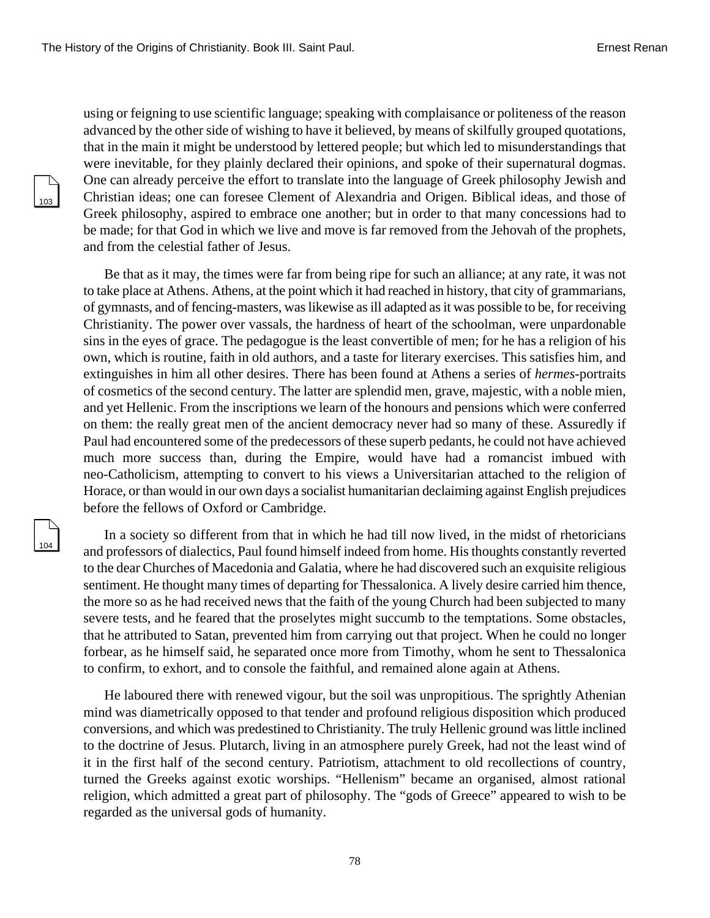using or feigning to use scientific language; speaking with complaisance or politeness of the reason advanced by the other side of wishing to have it believed, by means of skilfully grouped quotations, that in the main it might be understood by lettered people; but which led to misunderstandings that were inevitable, for they plainly declared their opinions, and spoke of their supernatural dogmas. One can already perceive the effort to translate into the language of Greek philosophy Jewish and Christian ideas; one can foresee Clement of Alexandria and Origen. Biblical ideas, and those of Greek philosophy, aspired to embrace one another; but in order to that many concessions had to be made; for that God in which we live and move is far removed from the Jehovah of the prophets, and from the celestial father of Jesus.

Be that as it may, the times were far from being ripe for such an alliance; at any rate, it was not to take place at Athens. Athens, at the point which it had reached in history, that city of grammarians, of gymnasts, and of fencing-masters, was likewise as ill adapted as it was possible to be, for receiving Christianity. The power over vassals, the hardness of heart of the schoolman, were unpardonable sins in the eyes of grace. The pedagogue is the least convertible of men; for he has a religion of his own, which is routine, faith in old authors, and a taste for literary exercises. This satisfies him, and extinguishes in him all other desires. There has been found at Athens a series of *hermes*-portraits of cosmetics of the second century. The latter are splendid men, grave, majestic, with a noble mien, and yet Hellenic. From the inscriptions we learn of the honours and pensions which were conferred on them: the really great men of the ancient democracy never had so many of these. Assuredly if Paul had encountered some of the predecessors of these superb pedants, he could not have achieved much more success than, during the Empire, would have had a romancist imbued with neo-Catholicism, attempting to convert to his views a Universitarian attached to the religion of Horace, or than would in our own days a socialist humanitarian declaiming against English prejudices before the fellows of Oxford or Cambridge.

In a society so different from that in which he had till now lived, in the midst of rhetoricians and professors of dialectics, Paul found himself indeed from home. His thoughts constantly reverted to the dear Churches of Macedonia and Galatia, where he had discovered such an exquisite religious sentiment. He thought many times of departing for Thessalonica. A lively desire carried him thence, the more so as he had received news that the faith of the young Church had been subjected to many severe tests, and he feared that the proselytes might succumb to the temptations. Some obstacles, that he attributed to Satan, prevented him from carrying out that project. When he could no longer forbear, as he himself said, he separated once more from Timothy, whom he sent to Thessalonica to confirm, to exhort, and to console the faithful, and remained alone again at Athens.

He laboured there with renewed vigour, but the soil was unpropitious. The sprightly Athenian mind was diametrically opposed to that tender and profound religious disposition which produced conversions, and which was predestined to Christianity. The truly Hellenic ground was little inclined to the doctrine of Jesus. Plutarch, living in an atmosphere purely Greek, had not the least wind of it in the first half of the second century. Patriotism, attachment to old recollections of country, turned the Greeks against exotic worships. "Hellenism" became an organised, almost rational religion, which admitted a great part of philosophy. The "gods of Greece" appeared to wish to be regarded as the universal gods of humanity.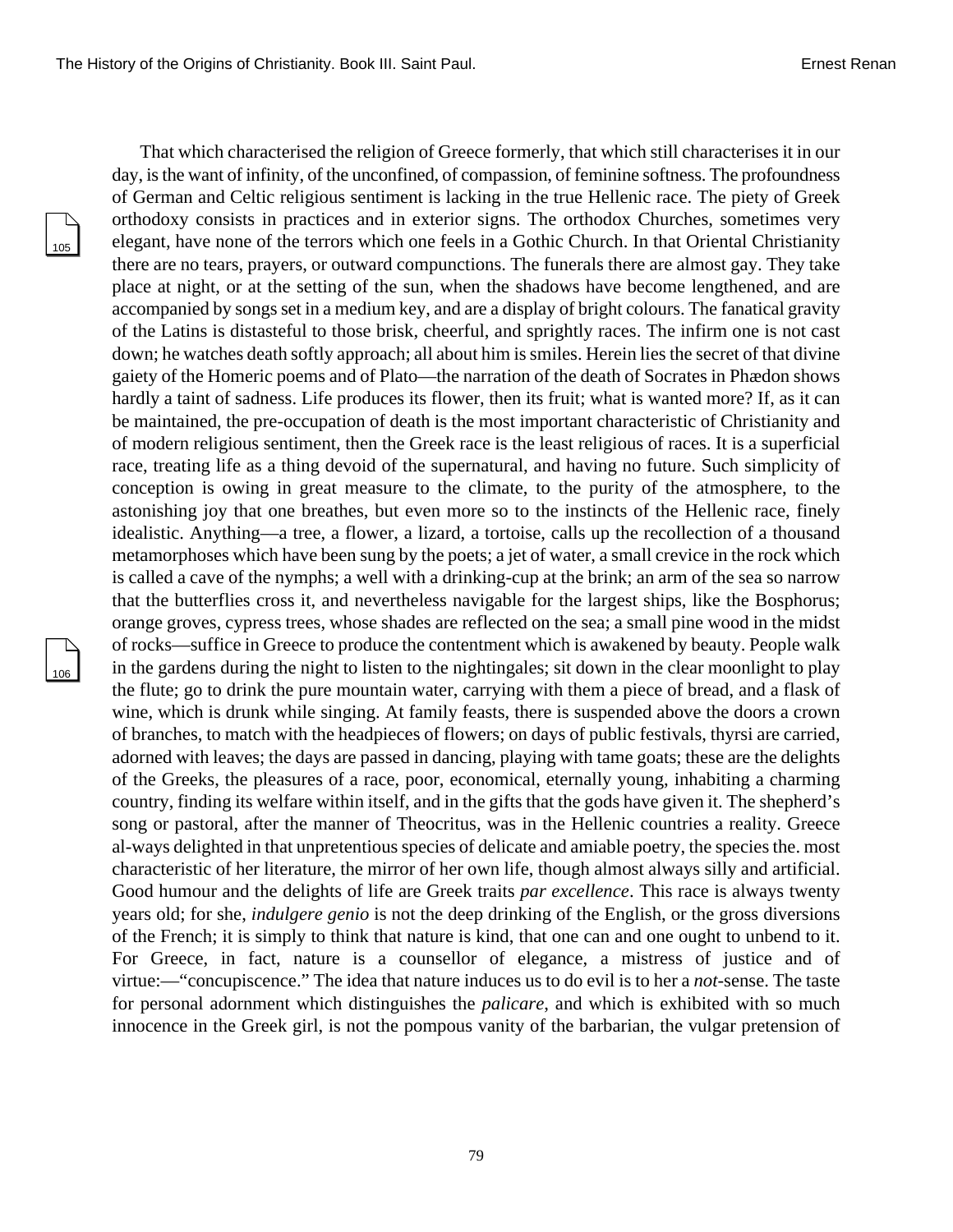That which characterised the religion of Greece formerly, that which still characterises it in our day, is the want of infinity, of the unconfined, of compassion, of feminine softness. The profoundness of German and Celtic religious sentiment is lacking in the true Hellenic race. The piety of Greek orthodoxy consists in practices and in exterior signs. The orthodox Churches, sometimes very elegant, have none of the terrors which one feels in a Gothic Church. In that Oriental Christianity there are no tears, prayers, or outward compunctions. The funerals there are almost gay. They take place at night, or at the setting of the sun, when the shadows have become lengthened, and are accompanied by songs set in a medium key, and are a display of bright colours. The fanatical gravity of the Latins is distasteful to those brisk, cheerful, and sprightly races. The infirm one is not cast down; he watches death softly approach; all about him is smiles. Herein lies the secret of that divine gaiety of the Homeric poems and of Plato—the narration of the death of Socrates in Phædon shows hardly a taint of sadness. Life produces its flower, then its fruit; what is wanted more? If, as it can be maintained, the pre-occupation of death is the most important characteristic of Christianity and of modern religious sentiment, then the Greek race is the least religious of races. It is a superficial race, treating life as a thing devoid of the supernatural, and having no future. Such simplicity of conception is owing in great measure to the climate, to the purity of the atmosphere, to the astonishing joy that one breathes, but even more so to the instincts of the Hellenic race, finely idealistic. Anything—a tree, a flower, a lizard, a tortoise, calls up the recollection of a thousand metamorphoses which have been sung by the poets; a jet of water, a small crevice in the rock which is called a cave of the nymphs; a well with a drinking-cup at the brink; an arm of the sea so narrow that the butterflies cross it, and nevertheless navigable for the largest ships, like the Bosphorus; orange groves, cypress trees, whose shades are reflected on the sea; a small pine wood in the midst of rocks—suffice in Greece to produce the contentment which is awakened by beauty. People walk in the gardens during the night to listen to the nightingales; sit down in the clear moonlight to play the flute; go to drink the pure mountain water, carrying with them a piece of bread, and a flask of wine, which is drunk while singing. At family feasts, there is suspended above the doors a crown of branches, to match with the headpieces of flowers; on days of public festivals, thyrsi are carried, adorned with leaves; the days are passed in dancing, playing with tame goats; these are the delights of the Greeks, the pleasures of a race, poor, economical, eternally young, inhabiting a charming country, finding its welfare within itself, and in the gifts that the gods have given it. The shepherd's song or pastoral, after the manner of Theocritus, was in the Hellenic countries a reality. Greece al-ways delighted in that unpretentious species of delicate and amiable poetry, the species the. most characteristic of her literature, the mirror of her own life, though almost always silly and artificial. Good humour and the delights of life are Greek traits *par excellence*. This race is always twenty years old; for she, *indulgere genio* is not the deep drinking of the English, or the gross diversions of the French; it is simply to think that nature is kind, that one can and one ought to unbend to it. For Greece, in fact, nature is a counsellor of elegance, a mistress of justice and of virtue:—"concupiscence." The idea that nature induces us to do evil is to her a *not*-sense. The taste for personal adornment which distinguishes the *palicare*, and which is exhibited with so much innocence in the Greek girl, is not the pompous vanity of the barbarian, the vulgar pretension of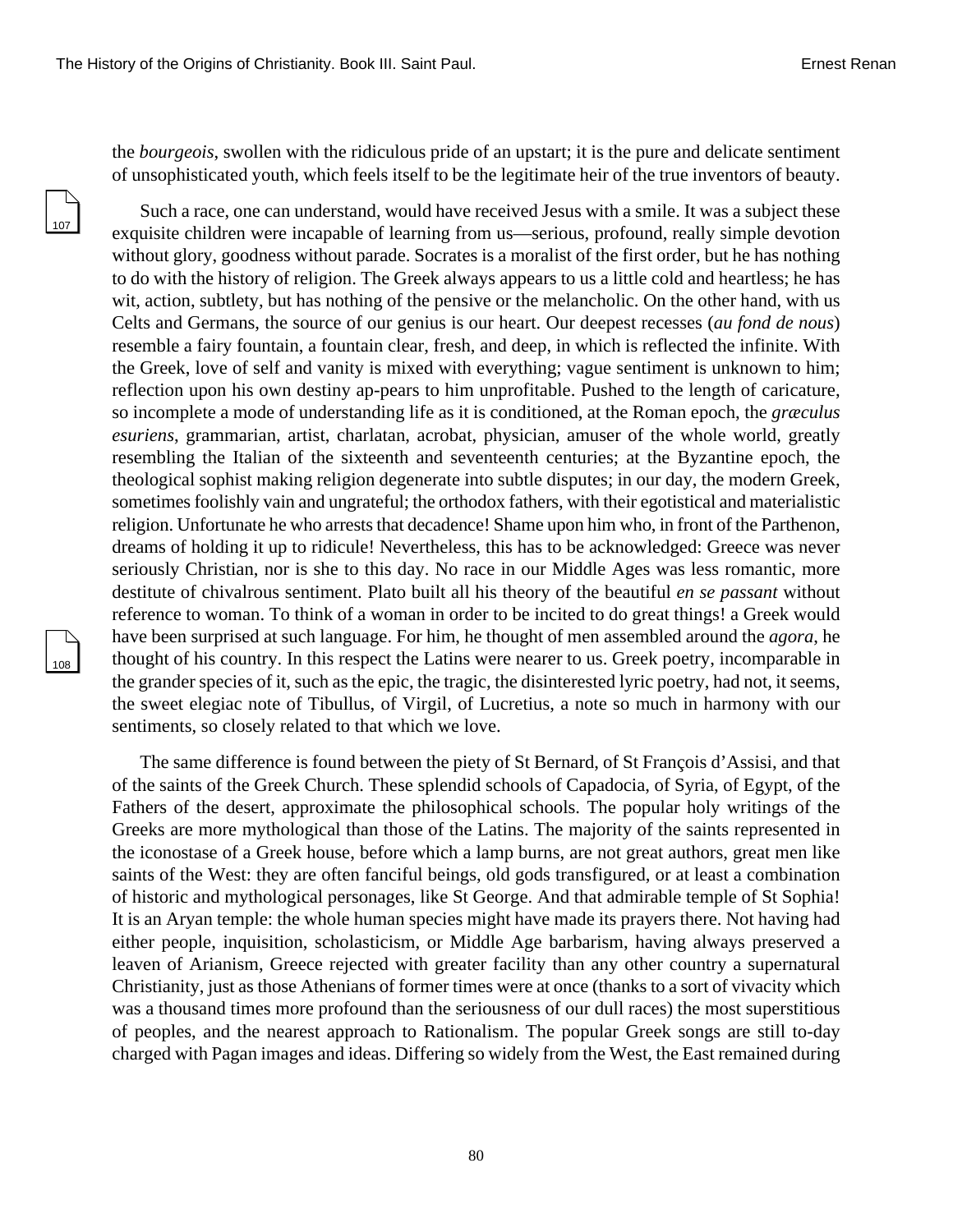the *bourgeois*, swollen with the ridiculous pride of an upstart; it is the pure and delicate sentiment of unsophisticated youth, which feels itself to be the legitimate heir of the true inventors of beauty.

Such a race, one can understand, would have received Jesus with a smile. It was a subject these exquisite children were incapable of learning from us—serious, profound, really simple devotion without glory, goodness without parade. Socrates is a moralist of the first order, but he has nothing to do with the history of religion. The Greek always appears to us a little cold and heartless; he has wit, action, subtlety, but has nothing of the pensive or the melancholic. On the other hand, with us Celts and Germans, the source of our genius is our heart. Our deepest recesses (*au fond de nous*) resemble a fairy fountain, a fountain clear, fresh, and deep, in which is reflected the infinite. With the Greek, love of self and vanity is mixed with everything; vague sentiment is unknown to him; reflection upon his own destiny ap-pears to him unprofitable. Pushed to the length of caricature, so incomplete a mode of understanding life as it is conditioned, at the Roman epoch, the *græculus esuriens*, grammarian, artist, charlatan, acrobat, physician, amuser of the whole world, greatly resembling the Italian of the sixteenth and seventeenth centuries; at the Byzantine epoch, the theological sophist making religion degenerate into subtle disputes; in our day, the modern Greek, sometimes foolishly vain and ungrateful; the orthodox fathers, with their egotistical and materialistic religion. Unfortunate he who arrests that decadence! Shame upon him who, in front of the Parthenon, dreams of holding it up to ridicule! Nevertheless, this has to be acknowledged: Greece was never seriously Christian, nor is she to this day. No race in our Middle Ages was less romantic, more destitute of chivalrous sentiment. Plato built all his theory of the beautiful *en se passant* without reference to woman. To think of a woman in order to be incited to do great things! a Greek would have been surprised at such language. For him, he thought of men assembled around the *agora*, he thought of his country. In this respect the Latins were nearer to us. Greek poetry, incomparable in the grander species of it, such as the epic, the tragic, the disinterested lyric poetry, had not, it seems, the sweet elegiac note of Tibullus, of Virgil, of Lucretius, a note so much in harmony with our sentiments, so closely related to that which we love.

The same difference is found between the piety of St Bernard, of St François d'Assisi, and that of the saints of the Greek Church. These splendid schools of Capadocia, of Syria, of Egypt, of the Fathers of the desert, approximate the philosophical schools. The popular holy writings of the Greeks are more mythological than those of the Latins. The majority of the saints represented in the iconostase of a Greek house, before which a lamp burns, are not great authors, great men like saints of the West: they are often fanciful beings, old gods transfigured, or at least a combination of historic and mythological personages, like St George. And that admirable temple of St Sophia! It is an Aryan temple: the whole human species might have made its prayers there. Not having had either people, inquisition, scholasticism, or Middle Age barbarism, having always preserved a leaven of Arianism, Greece rejected with greater facility than any other country a supernatural Christianity, just as those Athenians of former times were at once (thanks to a sort of vivacity which was a thousand times more profound than the seriousness of our dull races) the most superstitious of peoples, and the nearest approach to Rationalism. The popular Greek songs are still to-day charged with Pagan images and ideas. Differing so widely from the West, the East remained during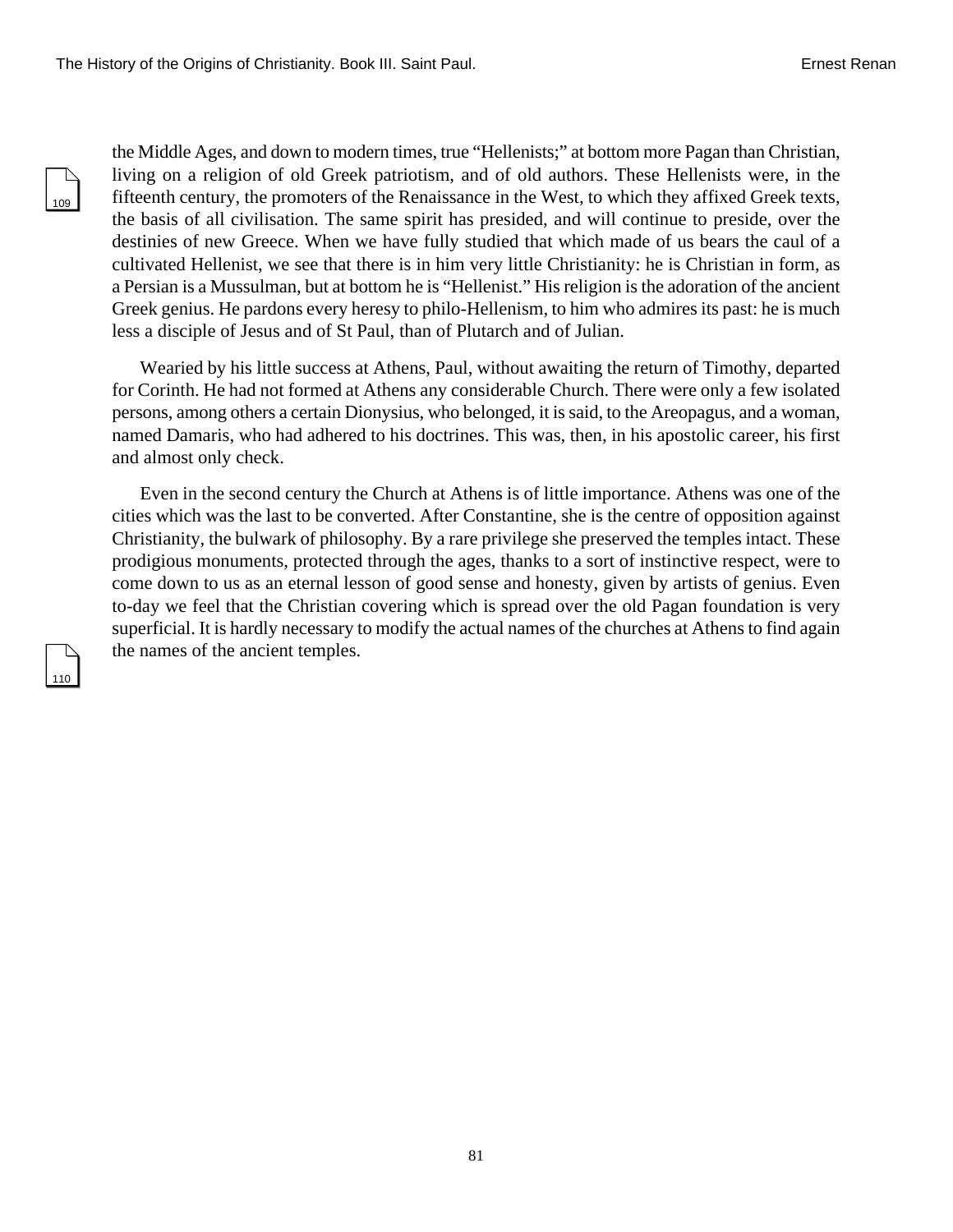the Middle Ages, and down to modern times, true “Hellenists;” at bottom more Pagan than Christian, living on a religion of old Greek patriotism, and of old authors. These Hellenists were, in the fifteenth century, the promoters of the Renaissance in the West, to which they affixed Greek texts, the basis of all civilisation. The same spirit has presided, and will continue to preside, over the destinies of new Greece. When we have fully studied that which made of us bears the caul of a cultivated Hellenist, we see that there is in him very little Christianity: he is Christian in form, as a Persian is a Mussulman, but at bottom he is “Hellenist.” His religion is the adoration of the ancient Greek genius. He pardons every heresy to philo-Hellenism, to him who admires its past: he is much less a disciple of Jesus and of St Paul, than of Plutarch and of Julian.

Wearied by his little success at Athens, Paul, without awaiting the return of Timothy, departed for Corinth. He had not formed at Athens any considerable Church. There were only a few isolated persons, among others a certain Dionysius, who belonged, it is said, to the Areopagus, and a woman, named Damaris, who had adhered to his doctrines. This was, then, in his apostolic career, his first and almost only check.

Even in the second century the Church at Athens is of little importance. Athens was one of the cities which was the last to be converted. After Constantine, she is the centre of opposition against Christianity, the bulwark of philosophy. By a rare privilege she preserved the temples intact. These prodigious monuments, protected through the ages, thanks to a sort of instinctive respect, were to come down to us as an eternal lesson of good sense and honesty, given by artists of genius. Even to-day we feel that the Christian covering which is spread over the old Pagan foundation is very superficial. It is hardly necessary to modify the actual names of the churches at Athens to find again the names of the ancient temples.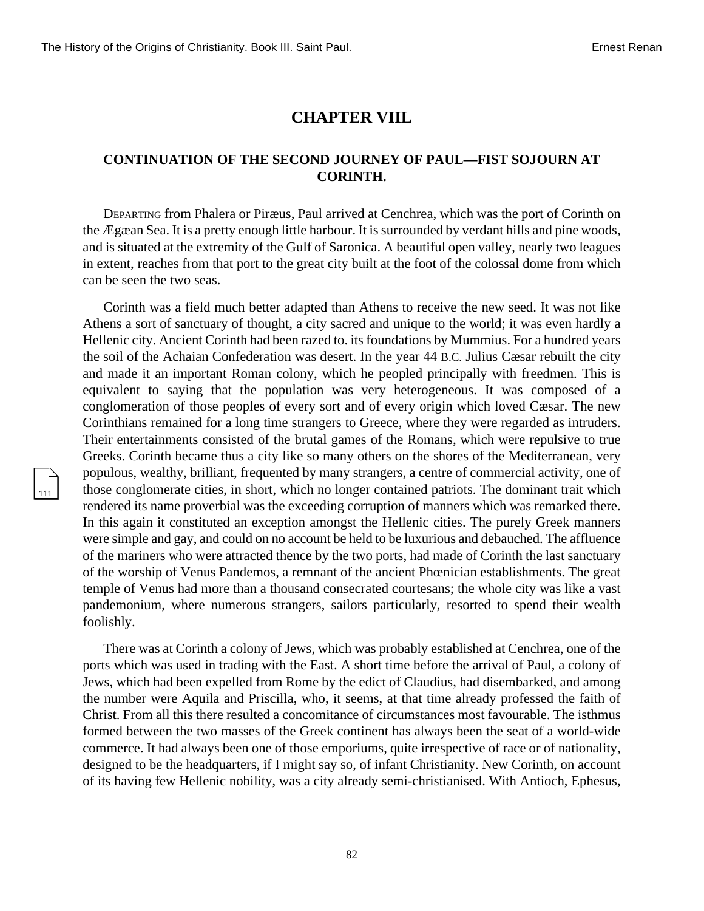## CHAPTER VIII.

### CONTINUATION OF THE SECOND JOURNEY OF PAUL—FIST SOJOURN AT CORINTH.

DEPARTING from Phalera or Piræus, Paul arrived at Cenchrea, which was the port of Corinth on the Ægæan Sea. It is a pretty enough little harbour. It is surrounded by verdant hills and pine woods, and is situated at the extremity of the Gulf of Saronica. A beautiful open valley, nearly two leagues in extent, reaches from that port to the great city built at the foot of the colossal dome from which can be seen the two seas.

Corinth was a field much better adapted than Athens to receive the new seed. It was not like Athens a sort of sanctuary of thought, a city sacred and unique to the world; it was even hardly a Hellenic city. Ancient Corinth had been razed to. its foundations by Mummius. For a hundred years the soil of the Achaian Confederation was desert. In the year 44 B.C. Julius Cæsar rebuilt the city and made it an important Roman colony, which he peopled principally with freedmen. This is equivalent to saying that the population was very heterogeneous. It was composed of a conglomeration of those peoples of every sort and of every origin which loved Cæsar. The new Corinthians remained for a long time strangers to Greece, where they were regarded as intruders. Their entertainments consisted of the brutal games of the Romans, which were repulsive to true Greeks. Corinth became thus a city like so many others on the shores of the Mediterranean, very populous, wealthy, brilliant, frequented by many strangers, a centre of commercial activity, one of those conglomerate cities, in short, which no longer contained patriots. The dominant trait which rendered its name proverbial was the exceeding corruption of manners which was remarked there. In this again it constituted an exception amongst the Hellenic cities. The purely Greek manners were simple and gay, and could on no account be held to be luxurious and debauched. The affluence of the mariners who were attracted thence by the two ports, had made of Corinth the last sanctuary of the worship of Venus Pandemos, a remnant of the ancient Phœnician establishments. The great temple of Venus had more than a thousand consecrated courtesans; the whole city was like a vast pandemonium, where numerous strangers, sailors particularly, resorted to spend their wealth foolishly.

There was at Corinth a colony of Jews, which was probably established at Cenchrea, one of the ports which was used in trading with the East. A short time before the arrival of Paul, a colony of Jews, which had been expelled from Rome by the edict of Claudius, had disembarked, and among the number were Aquila and Priscilla, who, it seems, at that time already professed the faith of Christ. From all this there resulted a concomitance of circumstances most favourable. The isthmus formed between the two masses of the Greek continent has always been the seat of a world-wide commerce. It had always been one of those emporiums, quite irrespective of race or of nationality, designed to be the headquarters, if I might say so, of infant Christianity. New Corinth, on account of its having few Hellenic nobility, was a city already semi-christianised. With Antioch, Ephesus,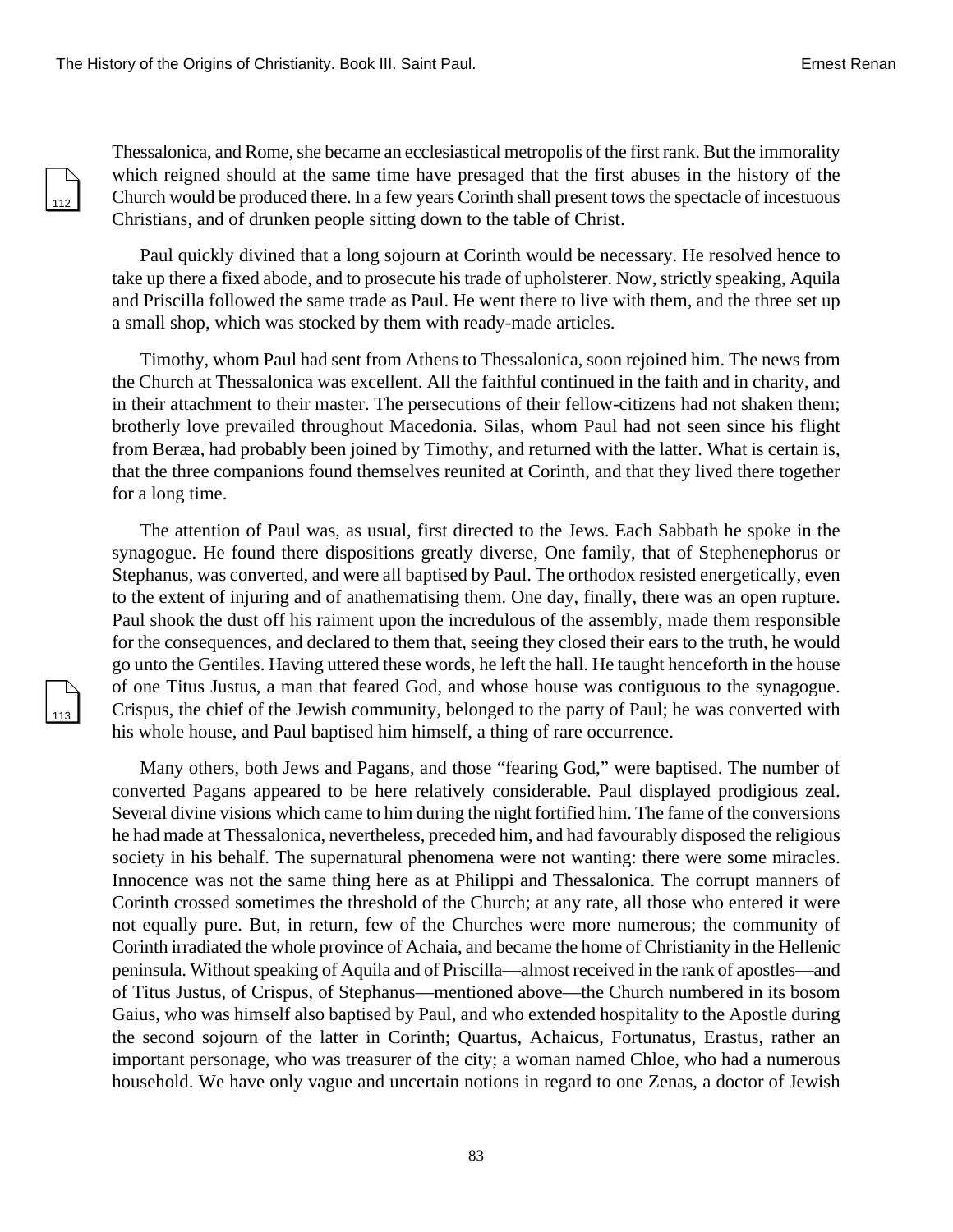Thessalonica, and Rome, she became an ecclesiastical metropolis of the first rank. But the immorality which reigned should at the same time have presaged that the first abuses in the history of the Church would be produced there. In a few years Corinth shall present tows the spectacle of incestuous Christians, and of drunken people sitting down to the table of Christ.

Paul quickly divined that a long sojourn at Corinth would be necessary. He resolved hence to take up there a fixed abode, and to prosecute his trade of upholsterer. Now, strictly speaking, Aquila and Priscilla followed the same trade as Paul. He went there to live with them, and the three set up a small shop, which was stocked by them with ready-made articles.

Timothy, whom Paul had sent from Athens to Thessalonica, soon rejoined him. The news from the Church at Thessalonica was excellent. All the faithful continued in the faith and in charity, and in their attachment to their master. The persecutions of their fellow-citizens had not shaken them; brotherly love prevailed throughout Macedonia. Silas, whom Paul had not seen since his flight from Beræa, had probably been joined by Timothy, and returned with the latter. What is certain is, that the three companions found themselves reunited at Corinth, and that they lived there together for a long time.

The attention of Paul was, as usual, first directed to the Jews. Each Sabbath he spoke in the synagogue. He found there dispositions greatly diverse, One family, that of Stephenephorus or Stephanus, was converted, and were all baptised by Paul. The orthodox resisted energetically, even to the extent of injuring and of anathematising them. One day, finally, there was an open rupture. Paul shook the dust off his raiment upon the incredulous of the assembly, made them responsible for the consequences, and declared to them that, seeing they closed their ears to the truth, he would go unto the Gentiles. Having uttered these words, he left the hall. He taught henceforth in the house of one Titus Justus, a man that feared God, and whose house was contiguous to the synagogue. Crispus, the chief of the Jewish community, belonged to the party of Paul; he was converted with his whole house, and Paul baptised him himself, a thing of rare occurrence.

Many others, both Jews and Pagans, and those "fearing God," were baptised. The number of converted Pagans appeared to be here relatively considerable. Paul displayed prodigious zeal. Several divine visions which came to him during the night fortified him. The fame of the conversions he had made at Thessalonica, nevertheless, preceded him, and had favourably disposed the religious society in his behalf. The supernatural phenomena were not wanting: there were some miracles. Innocence was not the same thing here as at Philippi and Thessalonica. The corrupt manners of Corinth crossed sometimes the threshold of the Church; at any rate, all those who entered it were not equally pure. But, in return, few of the Churches were more numerous; the community of Corinth irradiated the whole province of Achaia, and became the home of Christianity in the Hellenic peninsula. Without speaking of Aquila and of Priscilla—almost received in the rank of apostles—and of Titus Justus, of Crispus, of Stephanus—mentioned above—the Church numbered in its bosom Gaius, who was himself also baptised by Paul, and who extended hospitality to the Apostle during the second sojourn of the latter in Corinth; Quartus, Achaicus, Fortunatus, Erastus, rather an important personage, who was treasurer of the city; a woman named Chloe, who had a numerous household. We have only vague and uncertain notions in regard to one Zenas, a doctor of Jewish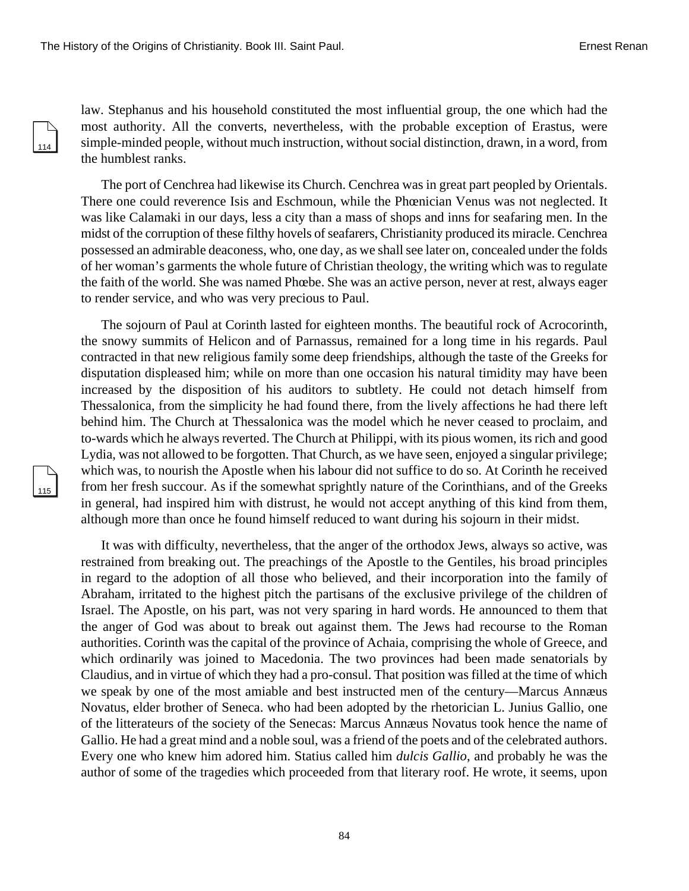law. Stephanus and his household constituted the most influential group, the one which had the most authority. All the converts, nevertheless, with the probable exception of Erastus, were simple-minded people, without much instruction, without social distinction, drawn, in a word, from the humblest ranks.

The port of Cenchrea had likewise its Church. Cenchrea was in great part peopled by Orientals. There one could reverence Isis and Eschmoun, while the Phœnician Venus was not neglected. It was like Calamaki in our days, less a city than a mass of shops and inns for seafaring men. In the midst of the corruption of these filthy hovels of seafarers, Christianity produced its miracle. Cenchrea possessed an admirable deaconess, who, one day, as we shall see later on, concealed under the folds of her woman's garments the whole future of Christian theology, the writing which was to regulate the faith of the world. She was named Phœbe. She was an active person, never at rest, always eager to render service, and who was very precious to Paul.

The sojourn of Paul at Corinth lasted for eighteen months. The beautiful rock of Acrocorinth, the snowy summits of Helicon and of Parnassus, remained for a long time in his regards. Paul contracted in that new religious family some deep friendships, although the taste of the Greeks for disputation displeased him; while on more than one occasion his natural timidity may have been increased by the disposition of his auditors to subtlety. He could not detach himself from Thessalonica, from the simplicity he had found there, from the lively affections he had there left behind him. The Church at Thessalonica was the model which he never ceased to proclaim, and to-wards which he always reverted. The Church at Philippi, with its pious women, its rich and good Lydia, was not allowed to be forgotten. That Church, as we have seen, enjoyed a singular privilege; which was, to nourish the Apostle when his labour did not suffice to do so. At Corinth he received from her fresh succour. As if the somewhat sprightly nature of the Corinthians, and of the Greeks in general, had inspired him with distrust, he would not accept anything of this kind from them, although more than once he found himself reduced to want during his sojourn in their midst.

It was with difficulty, nevertheless, that the anger of the orthodox Jews, always so active, was restrained from breaking out. The preachings of the Apostle to the Gentiles, his broad principles in regard to the adoption of all those who believed, and their incorporation into the family of Abraham, irritated to the highest pitch the partisans of the exclusive privilege of the children of Israel. The Apostle, on his part, was not very sparing in hard words. He announced to them that the anger of God was about to break out against them. The Jews had recourse to the Roman authorities. Corinth was the capital of the province of Achaia, comprising the whole of Greece, and which ordinarily was joined to Macedonia. The two provinces had been made senatorials by Claudius, and in virtue of which they had a pro-consul. That position was filled at the time of which we speak by one of the most amiable and best instructed men of the century—Marcus Annæus Novatus, elder brother of Seneca. who had been adopted by the rhetorician L. Junius Gallio, one of the litterateurs of the society of the Senecas: Marcus Annæus Novatus took hence the name of Gallio. He had a great mind and a noble soul, was a friend of the poets and of the celebrated authors. Every one who knew him adored him. Statius called him *dulcis Gallio*, and probably he was the author of some of the tragedies which proceeded from that literary roof. He wrote, it seems, upon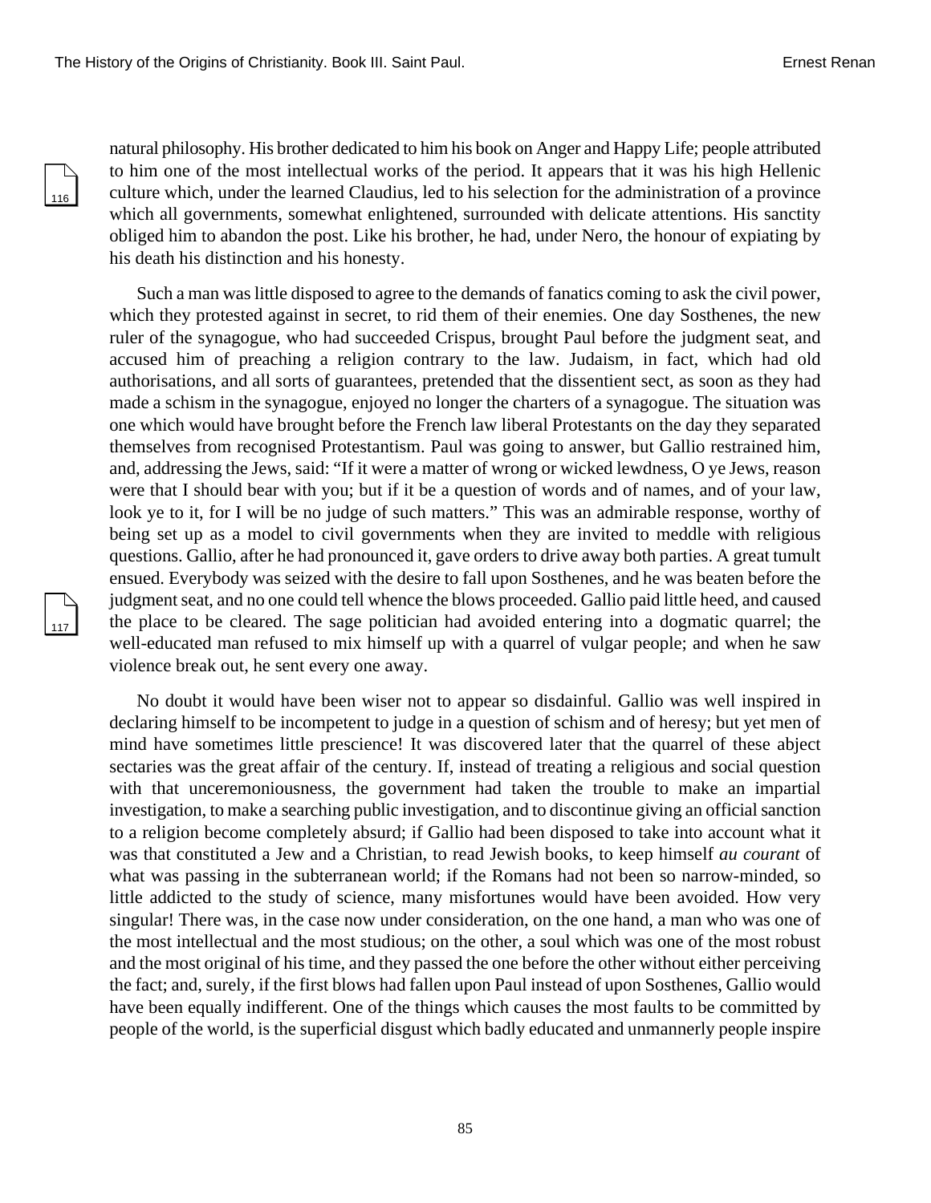natural philosophy. His brother dedicated to him his book on Anger and Happy Life; people attributed to him one of the most intellectual works of the period. It appears that it was his high Hellenic culture which, under the learned Claudius, led to his selection for the administration of a province which all governments, somewhat enlightened, surrounded with delicate attentions. His sanctity obliged him to abandon the post. Like his brother, he had, under Nero, the honour of expiating by his death his distinction and his honesty.

Such a man was little disposed to agree to the demands of fanatics coming to ask the civil power, which they protested against in secret, to rid them of their enemies. One day Sosthenes, the new ruler of the synagogue, who had succeeded Crispus, brought Paul before the judgment seat, and accused him of preaching a religion contrary to the law. Judaism, in fact, which had old authorisations, and all sorts of guarantees, pretended that the dissentient sect, as soon as they had made a schism in the synagogue, enjoyed no longer the charters of a synagogue. The situation was one which would have brought before the French law liberal Protestants on the day they separated themselves from recognised Protestantism. Paul was going to answer, but Gallio restrained him, and, addressing the Jews, said: "If it were a matter of wrong or wicked lewdness, O ye Jews, reason were that I should bear with you; but if it be a question of words and of names, and of your law, look ye to it, for I will be no judge of such matters." This was an admirable response, worthy of being set up as a model to civil governments when they are invited to meddle with religious questions. Gallio, after he had pronounced it, gave orders to drive away both parties. A great tumult ensued. Everybody was seized with the desire to fall upon Sosthenes, and he was beaten before the judgment seat, and no one could tell whence the blows proceeded. Gallio paid little heed, and caused the place to be cleared. The sage politician had avoided entering into a dogmatic quarrel; the well-educated man refused to mix himself up with a quarrel of vulgar people; and when he saw violence break out, he sent every one away.

No doubt it would have been wiser not to appear so disdainful. Gallio was well inspired in declaring himself to be incompetent to judge in a question of schism and of heresy; but yet men of mind have sometimes little prescience! It was discovered later that the quarrel of these abject sectaries was the great affair of the century. If, instead of treating a religious and social question with that unceremoniousness, the government had taken the trouble to make an impartial investigation, to make a searching public investigation, and to discontinue giving an official sanction to a religion become completely absurd; if Gallio had been disposed to take into account what it was that constituted a Jew and a Christian, to read Jewish books, to keep himself *au courant* of what was passing in the subterranean world; if the Romans had not been so narrow-minded, so little addicted to the study of science, many misfortunes would have been avoided. How very singular! There was, in the case now under consideration, on the one hand, a man who was one of the most intellectual and the most studious; on the other, a soul which was one of the most robust and the most original of his time, and they passed the one before the other without either perceiving the fact; and, surely, if the first blows had fallen upon Paul instead of upon Sosthenes, Gallio would have been equally indifferent. One of the things which causes the most faults to be committed by people of the world, is the superficial disgust which badly educated and unmannerly people inspire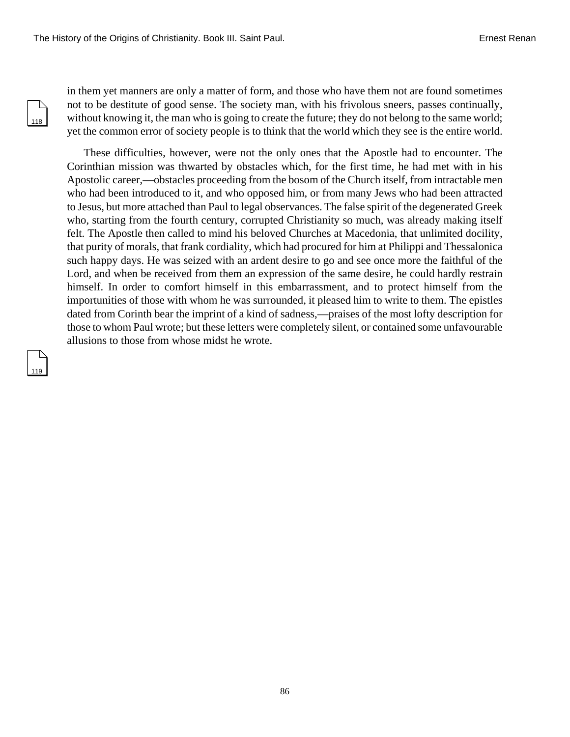in them yet manners are only a matter of form, and those who have them not are found sometimes not to be destitute of good sense. The society man, with his frivolous sneers, passes continually, without knowing it, the man who is going to create the future; they do not belong to the same world; yet the common error of society people is to think that the world which they see is the entire world.

These difficulties, however, were not the only ones that the Apostle had to encounter. The Corinthian mission was thwarted by obstacles which, for the first time, he had met with in his Apostolic career,—obstacles proceeding from the bosom of the Church itself, from intractable men who had been introduced to it, and who opposed him, or from many Jews who had been attracted to Jesus, but more attached than Paul to legal observances. The false spirit of the degenerated Greek who, starting from the fourth century, corrupted Christianity so much, was already making itself felt. The Apostle then called to mind his beloved Churches at Macedonia, that unlimited docility, that purity of morals, that frank cordiality, which had procured for him at Philippi and Thessalonica such happy days. He was seized with an ardent desire to go and see once more the faithful of the Lord, and when be received from them an expression of the same desire, he could hardly restrain himself. In order to comfort himself in this embarrassment, and to protect himself from the importunities of those with whom he was surrounded, it pleased him to write to them. The epistles dated from Corinth bear the imprint of a kind of sadness,—praises of the most lofty description for those to whom Paul wrote; but these letters were completely silent, or contained some unfavourable allusions to those from whose midst he wrote.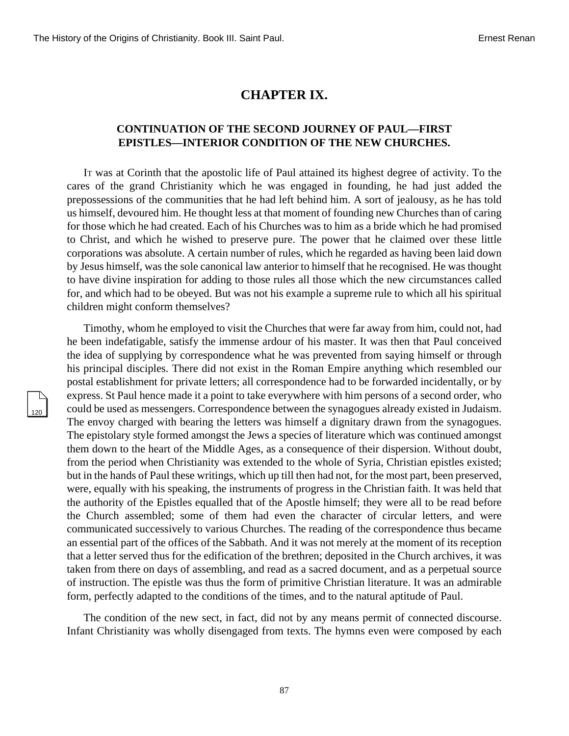## CHAPTER IX.

### CONTINUATION OF THE SECOND JOURNEY OF PAUL—FIRST EPISTLES—INTERIOR CONDITION OF THE NEW CHURCHES.

It was at Corinth that the apostolic life of Paul attained its highest degree of activity. To the cares of the grand Christianity which he was engaged in founding, he had just added the prepossessions of the communities that he had left behind him. A sort of jealousy, as he has told us himself, devoured him. He thought less at that moment of founding new Churches than of caring for those which he had created. Each of his Churches was to him as a bride which he had promised to Christ, and which he wished to preserve pure. The power that he claimed over these little corporations was absolute. A certain number of rules, which he regarded as having been laid down by Jesus himself, was the sole canonical law anterior to himself that he recognised. He was thought to have divine inspiration for adding to those rules all those which the new circumstances called for, and which had to be obeyed. But was not his example a supreme rule to which all his spiritual children might conform themselves?

Timothy, whom he employed to visit the Churches that were far away from him, could not, had he been indefatigable, satisfy the immense ardour of his master. It was then that Paul conceived the idea of supplying by correspondence what he was prevented from saying himself or through his principal disciples. There did not exist in the Roman Empire anything which resembled our postal establishment for private letters; all correspondence had to be forwarded incidentally, or by express. St Paul hence made it a point to take everywhere with him persons of a second order, who could be used as messengers. Correspondence between the synagogues already existed in Judaism. The envoy charged with bearing the letters was himself a dignitary drawn from the synagogues. The epistolary style formed amongst the Jews a species of literature which was continued amongst them down to the heart of the Middle Ages, as a consequence of their dispersion. Without doubt, from the period when Christianity was extended to the whole of Syria, Christian epistles existed; but in the hands of Paul these writings, which up till then had not, for the most part, been preserved, were, equally with his speaking, the instruments of progress in the Christian faith. It was held that the authority of the Epistles equalled that of the Apostle himself; they were all to be read before the Church assembled; some of them had even the character of circular letters, and were communicated successively to various Churches. The reading of the correspondence thus became an essential part of the offices of the Sabbath. And it was not merely at the moment of its reception that a letter served thus for the edification of the brethren; deposited in the Church archives, it was taken from there on days of assembling, and read as a sacred document, and as a perpetual source of instruction. The epistle was thus the form of primitive Christian literature. It was an admirable form, perfectly adapted to the conditions of the times, and to the natural aptitude of Paul.

The condition of the new sect, in fact, did not by any means permit of connected discourse. Infant Christianity was wholly disengaged from texts. The hymns even were composed by each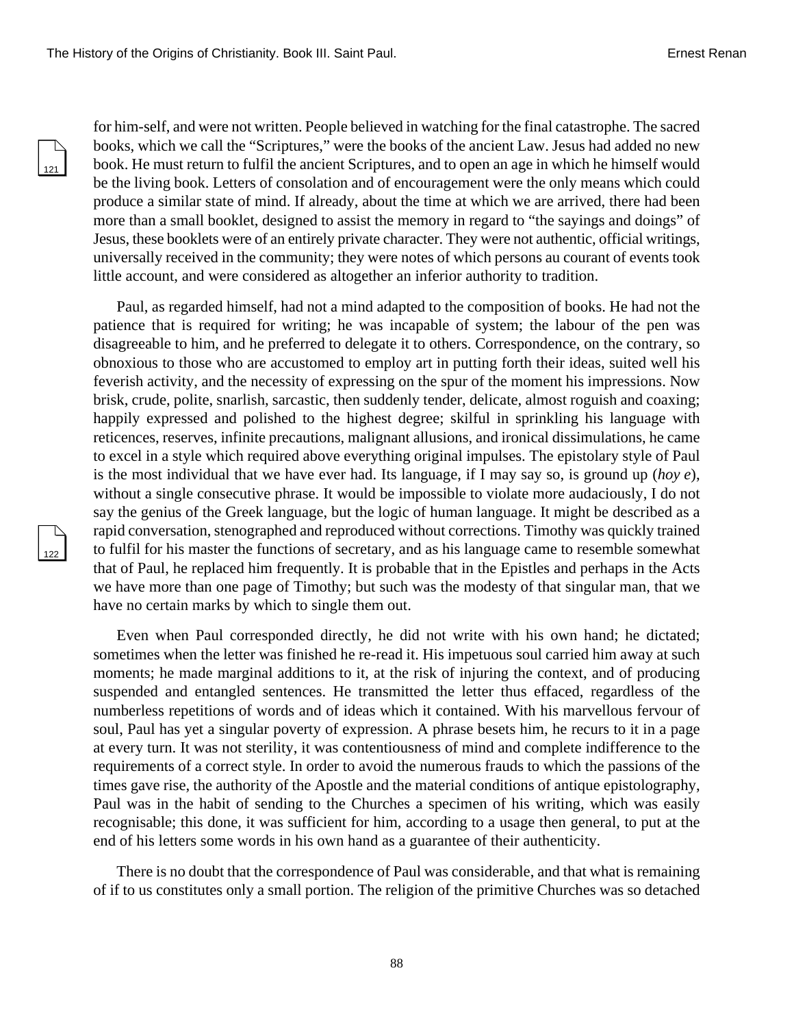for him-self, and were not written. People believed in watching for the final catastrophe. The sacred books, which we call the “Scriptures,” were the books of the ancient Law. Jesus had added no new book. He must return to fulfil the ancient Scriptures, and to open an age in which he himself would be the living book. Letters of consolation and of encouragement were the only means which could produce a similar state of mind. If already, about the time at which we are arrived, there had been more than a small booklet, designed to assist the memory in regard to “the sayings and doings” of Jesus, these booklets were of an entirely private character. They were not authentic, official writings, universally received in the community; they were notes of which persons au courant of events took little account, and were considered as altogether an inferior authority to tradition.

Paul, as regarded himself, had not a mind adapted to the composition of books. He had not the patience that is required for writing; he was incapable of system; the labour of the pen was disagreeable to him, and he preferred to delegate it to others. Correspondence, on the contrary, so obnoxious to those who are accustomed to employ art in putting forth their ideas, suited well his feverish activity, and the necessity of expressing on the spur of the moment his impressions. Now brisk, crude, polite, snarlish, sarcastic, then suddenly tender, delicate, almost roguish and coaxing; happily expressed and polished to the highest degree; skilful in sprinkling his language with reticences, reserves, infinite precautions, malignant allusions, and ironical dissimulations, he came to excel in a style which required above everything original impulses. The epistolary style of Paul is the most individual that we have ever had. Its language, if I may say so, is ground up (*hoy e*), without a single consecutive phrase. It would be impossible to violate more audaciously, I do not say the genius of the Greek language, but the logic of human language. It might be described as a rapid conversation, stenographed and reproduced without corrections. Timothy was quickly trained to fulfil for his master the functions of secretary, and as his language came to resemble somewhat that of Paul, he replaced him frequently. It is probable that in the Epistles and perhaps in the Acts we have more than one page of Timothy; but such was the modesty of that singular man, that we have no certain marks by which to single them out.

Even when Paul corresponded directly, he did not write with his own hand; he dictated; sometimes when the letter was finished he re-read it. His impetuous soul carried him away at such moments; he made marginal additions to it, at the risk of injuring the context, and of producing suspended and entangled sentences. He transmitted the letter thus effaced, regardless of the numberless repetitions of words and of ideas which it contained. With his marvellous fervour of soul, Paul has yet a singular poverty of expression. A phrase besets him, he recurs to it in a page at every turn. It was not sterility, it was contentiousness of mind and complete indifference to the requirements of a correct style. In order to avoid the numerous frauds to which the passions of the times gave rise, the authority of the Apostle and the material conditions of antique epistolography, Paul was in the habit of sending to the Churches a specimen of his writing, which was easily recognisable; this done, it was sufficient for him, according to a usage then general, to put at the end of his letters some words in his own hand as a guarantee of their authenticity.

There is no doubt that the correspondence of Paul was considerable, and that what is remaining of if to us constitutes only a small portion. The religion of the primitive Churches was so detached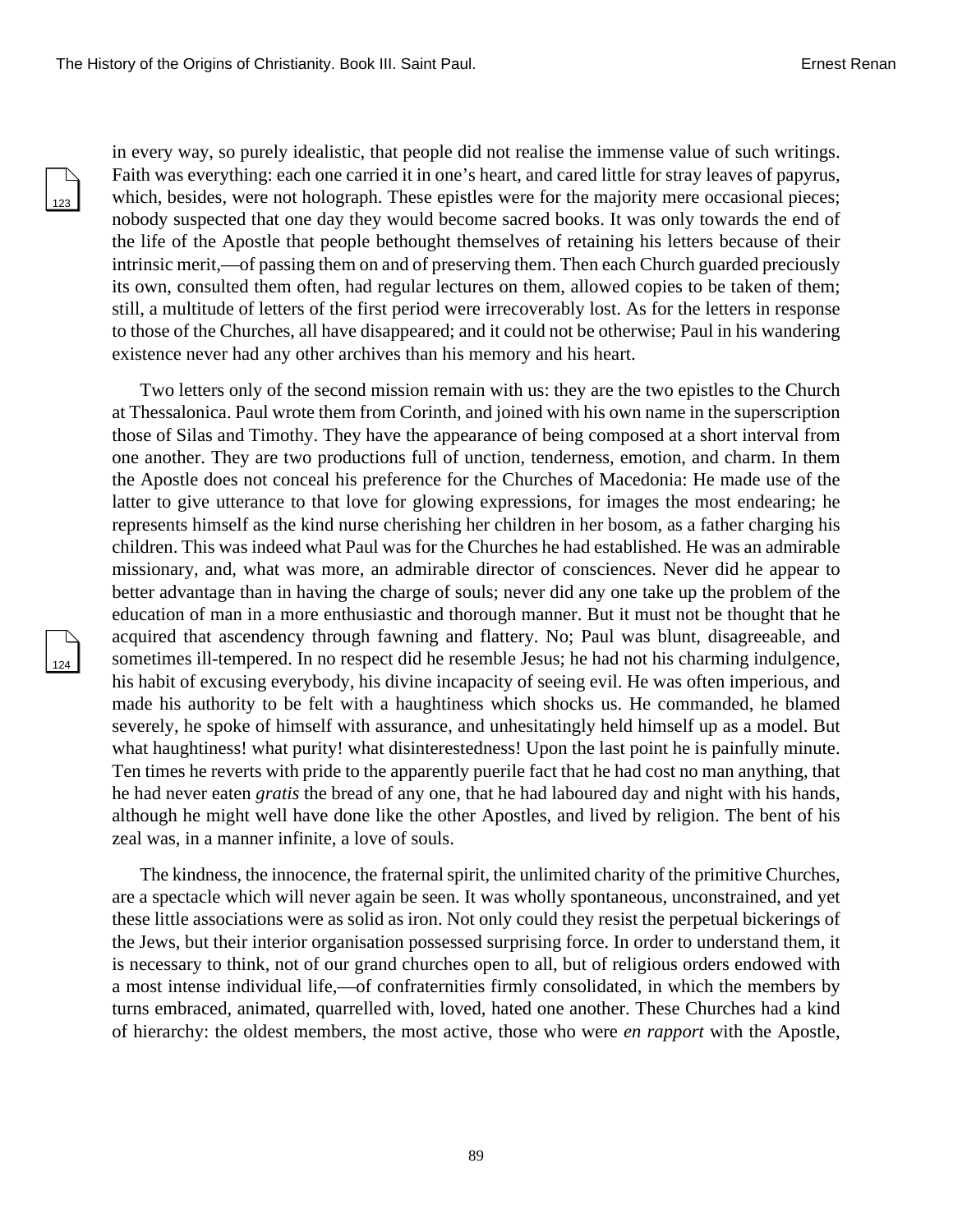in every way, so purely idealistic, that people did not realise the immense value of such writings. Faith was everything: each one carried it in one's heart, and cared little for stray leaves of papyrus, which, besides, were not holograph. These epistles were for the majority mere occasional pieces; nobody suspected that one day they would become sacred books. It was only towards the end of the life of the Apostle that people bethought themselves of retaining his letters because of their intrinsic merit,—of passing them on and of preserving them. Then each Church guarded preciously its own, consulted them often, had regular lectures on them, allowed copies to be taken of them; still, a multitude of letters of the first period were irrecoverably lost. As for the letters in response to those of the Churches, all have disappeared; and it could not be otherwise; Paul in his wandering existence never had any other archives than his memory and his heart.

Two letters only of the second mission remain with us: they are the two epistles to the Church at Thessalonica. Paul wrote them from Corinth, and joined with his own name in the superscription those of Silas and Timothy. They have the appearance of being composed at a short interval from one another. They are two productions full of unction, tenderness, emotion, and charm. In them the Apostle does not conceal his preference for the Churches of Macedonia: He made use of the latter to give utterance to that love for glowing expressions, for images the most endearing; he represents himself as the kind nurse cherishing her children in her bosom, as a father charging his children. This was indeed what Paul was for the Churches he had established. He was an admirable missionary, and, what was more, an admirable director of consciences. Never did he appear to better advantage than in having the charge of souls; never did any one take up the problem of the education of man in a more enthusiastic and thorough manner. But it must not be thought that he acquired that ascendency through fawning and flattery. No; Paul was blunt, disagreeable, and sometimes ill-tempered. In no respect did he resemble Jesus; he had not his charming indulgence, his habit of excusing everybody, his divine incapacity of seeing evil. He was often imperious, and made his authority to be felt with a haughtiness which shocks us. He commanded, he blamed severely, he spoke of himself with assurance, and unhesitatingly held himself up as a model. But what haughtiness! what purity! what disinterestedness! Upon the last point he is painfully minute. Ten times he reverts with pride to the apparently puerile fact that he had cost no man anything, that he had never eaten *gratis* the bread of any one, that he had laboured day and night with his hands, although he might well have done like the other Apostles, and lived by religion. The bent of his zeal was, in a manner infinite, a love of souls.

The kindness, the innocence, the fraternal spirit, the unlimited charity of the primitive Churches, are a spectacle which will never again be seen. It was wholly spontaneous, unconstrained, and yet these little associations were as solid as iron. Not only could they resist the perpetual bickerings of the Jews, but their interior organisation possessed surprising force. In order to understand them, it is necessary to think, not of our grand churches open to all, but of religious orders endowed with a most intense individual life,—of confraternities firmly consolidated, in which the members by turns embraced, animated, quarrelled with, loved, hated one another. These Churches had a kind of hierarchy: the oldest members, the most active, those who were *en rapport* with the Apostle,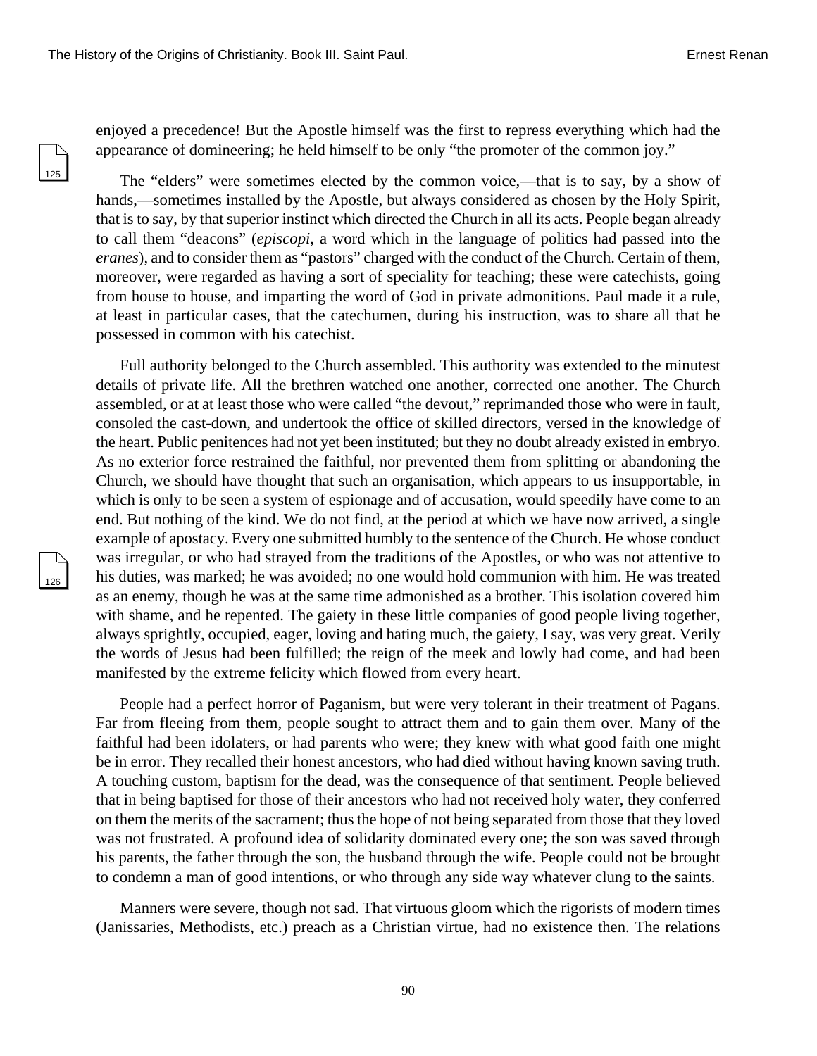enjoyed a precedence! But the Apostle himself was the first to repress everything which had the appearance of domineering; he held himself to be only “the promoter of the common joy.”

The “elders” were sometimes elected by the common voice,—that is to say, by a show of hands,—sometimes installed by the Apostle, but always considered as chosen by the Holy Spirit, that is to say, by that superior instinct which directed the Church in all its acts. People began already to call them “deacons” (*episcopi*, a word which in the language of politics had passed into the *eranes*), and to consider them as “pastors” charged with the conduct of the Church. Certain of them, moreover, were regarded as having a sort of speciality for teaching; these were catechists, going from house to house, and imparting the word of God in private admonitions. Paul made it a rule, at least in particular cases, that the catechumen, during his instruction, was to share all that he possessed in common with his catechist.

Full authority belonged to the Church assembled. This authority was extended to the minutest details of private life. All the brethren watched one another, corrected one another. The Church assembled, or at at least those who were called “the devout,” reprimanded those who were in fault, consoled the cast-down, and undertook the office of skilled directors, versed in the knowledge of the heart. Public penitences had not yet been instituted; but they no doubt already existed in embryo. As no exterior force restrained the faithful, nor prevented them from splitting or abandoning the Church, we should have thought that such an organisation, which appears to us insupportable, in which is only to be seen a system of espionage and of accusation, would speedily have come to an end. But nothing of the kind. We do not find, at the period at which we have now arrived, a single example of apostacy. Every one submitted humbly to the sentence of the Church. He whose conduct was irregular, or who had strayed from the traditions of the Apostles, or who was not attentive to his duties, was marked; he was avoided; no one would hold communion with him. He was treated as an enemy, though he was at the same time admonished as a brother. This isolation covered him with shame, and he repented. The gaiety in these little companies of good people living together, always sprightly, occupied, eager, loving and hating much, the gaiety, I say, was very great. Verily the words of Jesus had been fulfilled; the reign of the meek and lowly had come, and had been manifested by the extreme felicity which flowed from every heart.

People had a perfect horror of Paganism, but were very tolerant in their treatment of Pagans. Far from fleeing from them, people sought to attract them and to gain them over. Many of the faithful had been idolaters, or had parents who were; they knew with what good faith one might be in error. They recalled their honest ancestors, who had died without having known saving truth. A touching custom, baptism for the dead, was the consequence of that sentiment. People believed that in being baptised for those of their ancestors who had not received holy water, they conferred on them the merits of the sacrament; thus the hope of not being separated from those that they loved was not frustrated. A profound idea of solidarity dominated every one; the son was saved through his parents, the father through the son, the husband through the wife. People could not be brought to condemn a man of good intentions, or who through any side way whatever clung to the saints.

Manners were severe, though not sad. That virtuous gloom which the rigorists of modern times (Janissaries, Methodists, etc.) preach as a Christian virtue, had no existence then. The relations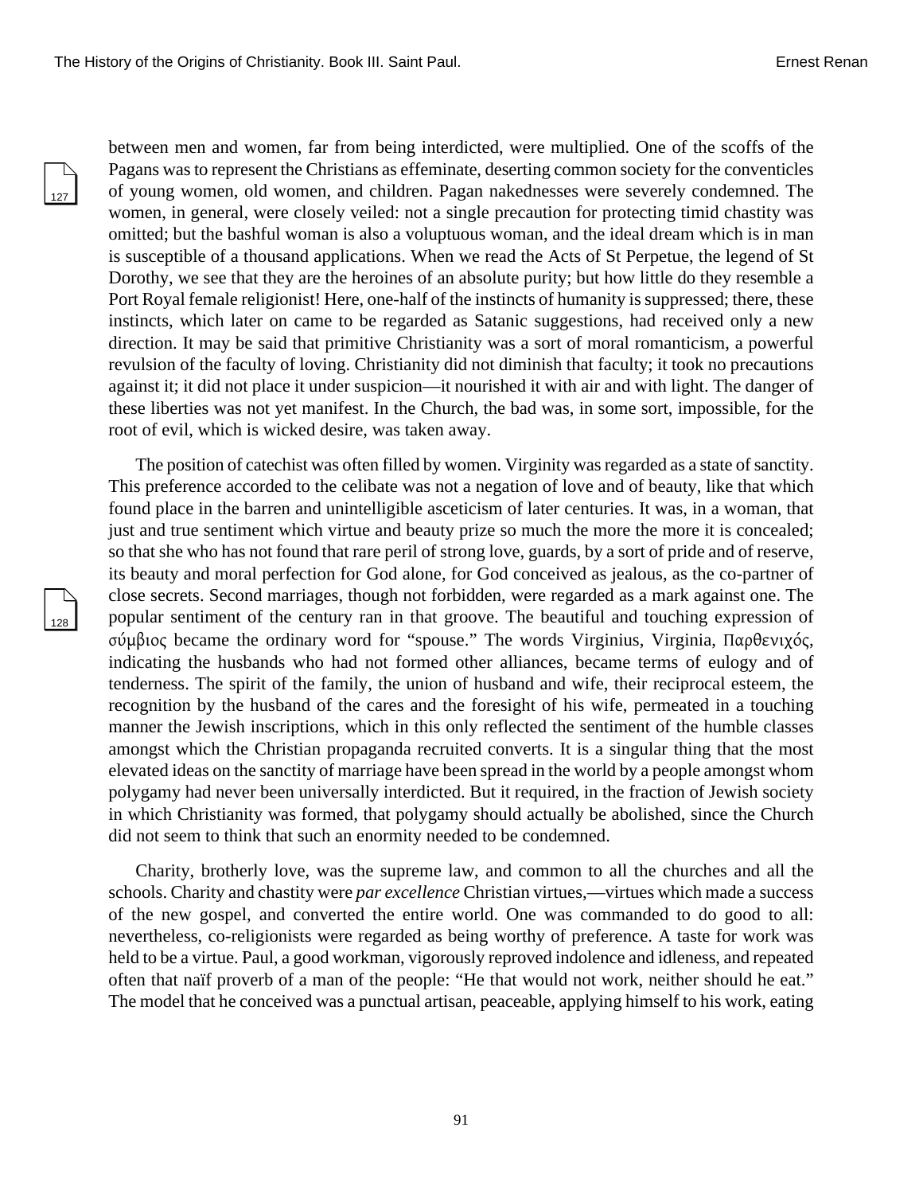between men and women, far from being interdicted, were multiplied. One of the scoffs of the Pagans was to represent the Christians as effeminate, deserting common society for the conventicles of young women, old women, and children. Pagan nakednesses were severely condemned. The women, in general, were closely veiled: not a single precaution for protecting timid chastity was omitted; but the bashful woman is also a voluptuous woman, and the ideal dream which is in man is susceptible of a thousand applications. When we read the Acts of St Perpetue, the legend of St Dorothy, we see that they are the heroines of an absolute purity; but how little do they resemble a Port Royal female religionist! Here, one-half of the instincts of humanity is suppressed; there, these instincts, which later on came to be regarded as Satanic suggestions, had received only a new direction. It may be said that primitive Christianity was a sort of moral romanticism, a powerful revulsion of the faculty of loving. Christianity did not diminish that faculty; it took no precautions against it; it did not place it under suspicion—it nourished it with air and with light. The danger of these liberties was not yet manifest. In the Church, the bad was, in some sort, impossible, for the root of evil, which is wicked desire, was taken away.

The position of catechist was often filled by women. Virginity was regarded as a state of sanctity. This preference accorded to the celibate was not a negation of love and of beauty, like that which found place in the barren and unintelligible asceticism of later centuries. It was, in a woman, that just and true sentiment which virtue and beauty prize so much the more the more it is concealed; so that she who has not found that rare peril of strong love, guards, by a sort of pride and of reserve, its beauty and moral perfection for God alone, for God conceived as jealous, as the co-partner of close secrets. Second marriages, though not forbidden, were regarded as a mark against one. The popular sentiment of the century ran in that groove. The beautiful and touching expression of σύμβιος became the ordinary word for "spouse." The words Virginius, Virginia, Παρθενιχός, indicating the husbands who had not formed other alliances, became terms of eulogy and of tenderness. The spirit of the family, the union of husband and wife, their reciprocal esteem, the recognition by the husband of the cares and the foresight of his wife, permeated in a touching manner the Jewish inscriptions, which in this only reflected the sentiment of the humble classes amongst which the Christian propaganda recruited converts. It is a singular thing that the most elevated ideas on the sanctity of marriage have been spread in the world by a people amongst whom polygamy had never been universally interdicted. But it required, in the fraction of Jewish society in which Christianity was formed, that polygamy should actually be abolished, since the Church did not seem to think that such an enormity needed to be condemned.

Charity, brotherly love, was the supreme law, and common to all the churches and all the schools. Charity and chastity were *par excellence* Christian virtues,—virtues which made a success of the new gospel, and converted the entire world. One was commanded to do good to all: nevertheless, co-religionists were regarded as being worthy of preference. A taste for work was held to be a virtue. Paul, a good workman, vigorously reproved indolence and idleness, and repeated often that naïf proverb of a man of the people: "He that would not work, neither should he eat." The model that he conceived was a punctual artisan, peaceable, applying himself to his work, eating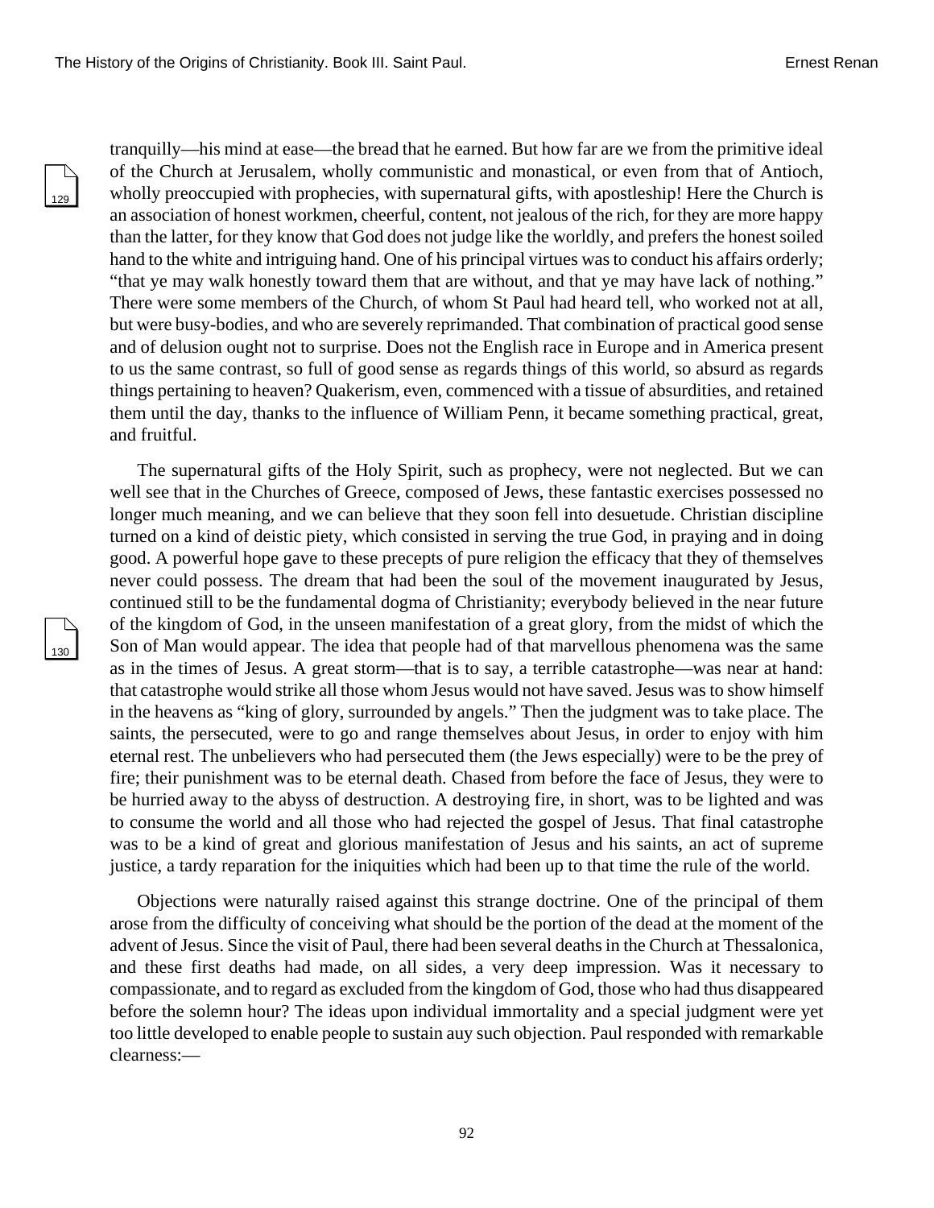tranquilly—his mind at ease—the bread that he earned. But how far are we from the primitive ideal of the Church at Jerusalem, wholly communistic and monastical, or even from that of Antioch, wholly preoccupied with prophecies, with supernatural gifts, with apostleship! Here the Church is an association of honest workmen, cheerful, content, not jealous of the rich, for they are more happy than the latter, for they know that God does not judge like the worldly, and prefers the honest soiled hand to the white and intriguing hand. One of his principal virtues was to conduct his affairs orderly; "that ye may walk honestly toward them that are without, and that ye may have lack of nothing." There were some members of the Church, of whom St Paul had heard tell, who worked not at all, but were busy-bodies, and who are severely reprimanded. That combination of practical good sense and of delusion ought not to surprise. Does not the English race in Europe and in America present to us the same contrast, so full of good sense as regards things of this world, so absurd as regards things pertaining to heaven? Quakerism, even, commenced with a tissue of absurdities, and retained them until the day, thanks to the influence of William Penn, it became something practical, great, and fruitful.

The supernatural gifts of the Holy Spirit, such as prophecy, were not neglected. But we can well see that in the Churches of Greece, composed of Jews, these fantastic exercises possessed no longer much meaning, and we can believe that they soon fell into desuetude. Christian discipline turned on a kind of deistic piety, which consisted in serving the true God, in praying and in doing good. A powerful hope gave to these precepts of pure religion the efficacy that they of themselves never could possess. The dream that had been the soul of the movement inaugurated by Jesus, continued still to be the fundamental dogma of Christianity; everybody believed in the near future of the kingdom of God, in the unseen manifestation of a great glory, from the midst of which the Son of Man would appear. The idea that people had of that marvellous phenomena was the same as in the times of Jesus. A great storm—that is to say, a terrible catastrophe—was near at hand: that catastrophe would strike all those whom Jesus would not have saved. Jesus was to show himself in the heavens as "king of glory, surrounded by angels." Then the judgment was to take place. The saints, the persecuted, were to go and range themselves about Jesus, in order to enjoy with him eternal rest. The unbelievers who had persecuted them (the Jews especially) were to be the prey of fire; their punishment was to be eternal death. Chased from before the face of Jesus, they were to be hurried away to the abyss of destruction. A destroying fire, in short, was to be lighted and was to consume the world and all those who had rejected the gospel of Jesus. That final catastrophe was to be a kind of great and glorious manifestation of Jesus and his saints, an act of supreme justice, a tardy reparation for the iniquities which had been up to that time the rule of the world.

Objections were naturally raised against this strange doctrine. One of the principal of them arose from the difficulty of conceiving what should be the portion of the dead at the moment of the advent of Jesus. Since the visit of Paul, there had been several deaths in the Church at Thessalonica, and these first deaths had made, on all sides, a very deep impression. Was it necessary to compassionate, and to regard as excluded from the kingdom of God, those who had thus disappeared before the solemn hour? The ideas upon individual immortality and a special judgment were yet too little developed to enable people to sustain auy such objection. Paul responded with remarkable clearness:—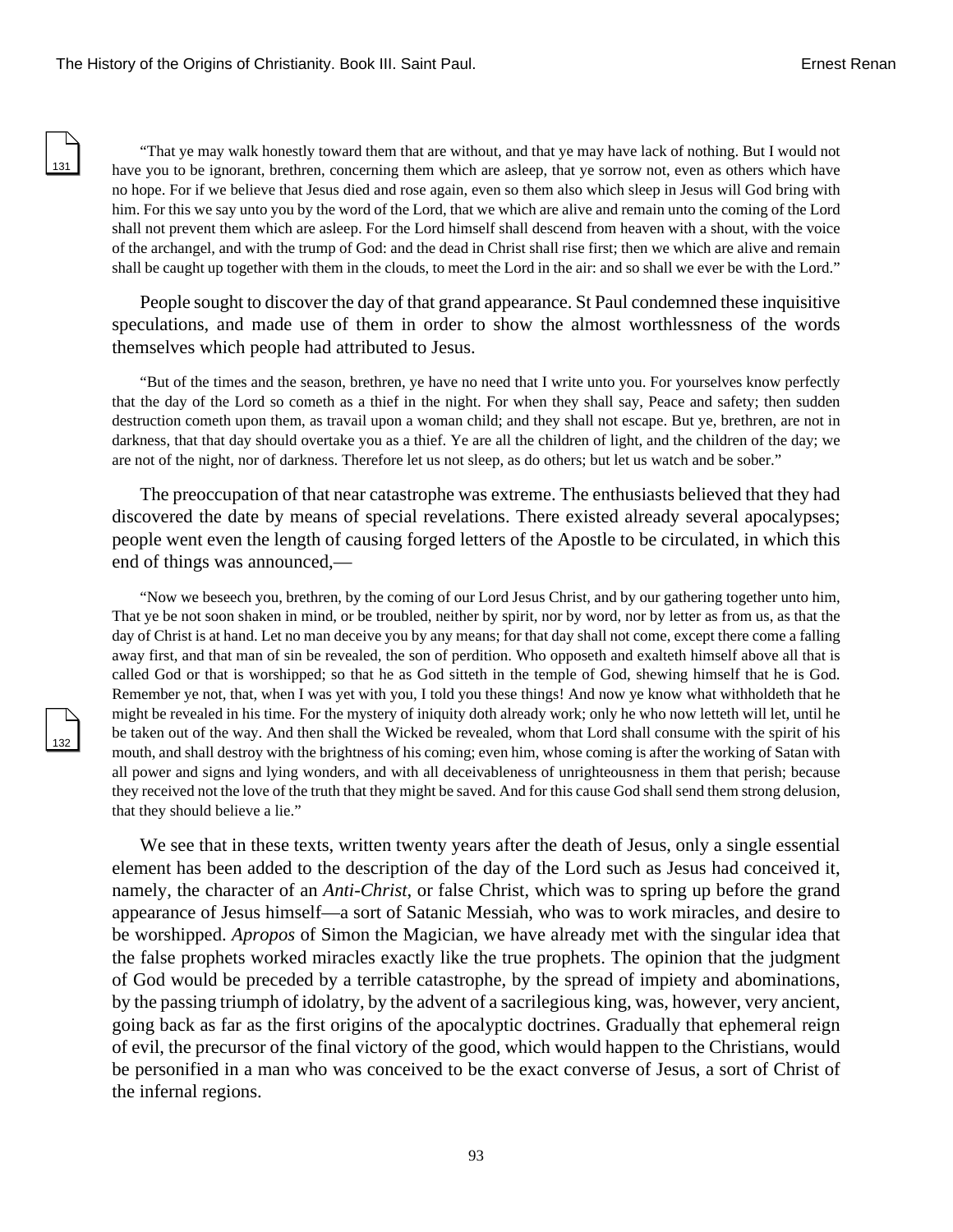"That ye may walk honestly toward them that are without, and that ye may have lack of nothing. But I would not have you to be ignorant, brethren, concerning them which are asleep, that ye sorrow not, even as others which have no hope. For if we believe that Jesus died and rose again, even so them also which sleep in Jesus will God bring with him. For this we say unto you by the word of the Lord, that we which are alive and remain unto the coming of the Lord shall not prevent them which are asleep. For the Lord himself shall descend from heaven with a shout, with the voice of the archangel, and with the trump of God: and the dead in Christ shall rise first; then we which are alive and remain shall be caught up together with them in the clouds, to meet the Lord in the air: and so shall we ever be with the Lord."

People sought to discover the day of that grand appearance. St Paul condemned these inquisitive speculations, and made use of them in order to show the almost worthlessness of the words themselves which people had attributed to Jesus.

"But of the times and the season, brethren, ye have no need that I write unto you. For yourselves know perfectly that the day of the Lord so cometh as a thief in the night. For when they shall say, Peace and safety; then sudden destruction cometh upon them, as travail upon a woman child; and they shall not escape. But ye, brethren, are not in darkness, that that day should overtake you as a thief. Ye are all the children of light, and the children of the day; we are not of the night, nor of darkness. Therefore let us not sleep, as do others; but let us watch and be sober."

The preoccupation of that near catastrophe was extreme. The enthusiasts believed that they had discovered the date by means of special revelations. There existed already several apocalypses; people went even the length of causing forged letters of the Apostle to be circulated, in which this end of things was announced,—

"Now we beseech you, brethren, by the coming of our Lord Jesus Christ, and by our gathering together unto him, That ye be not soon shaken in mind, or be troubled, neither by spirit, nor by word, nor by letter as from us, as that the day of Christ is at hand. Let no man deceive you by any means; for that day shall not come, except there come a falling away first, and that man of sin be revealed, the son of perdition. Who opposeth and exalteth himself above all that is called God or that is worshipped; so that he as God sitteth in the temple of God, shewing himself that he is God. Remember ye not, that, when I was yet with you, I told you these things! And now ye know what withholdeth that he might be revealed in his time. For the mystery of iniquity doth already work; only he who now letteth will let, until he be taken out of the way. And then shall the Wicked be revealed, whom that Lord shall consume with the spirit of his mouth, and shall destroy with the brightness of his coming; even him, whose coming is after the working of Satan with all power and signs and lying wonders, and with all deceivableness of unrighteousness in them that perish; because they received not the love of the truth that they might be saved. And for this cause God shall send them strong delusion, that they should believe a lie."

We see that in these texts, written twenty years after the death of Jesus, only a single essential element has been added to the description of the day of the Lord such as Jesus had conceived it, namely, the character of an *Anti-Christ*, or false Christ, which was to spring up before the grand appearance of Jesus himself—a sort of Satanic Messiah, who was to work miracles, and desire to be worshipped. *Apropos* of Simon the Magician, we have already met with the singular idea that the false prophets worked miracles exactly like the true prophets. The opinion that the judgment of God would be preceded by a terrible catastrophe, by the spread of impiety and abominations, by the passing triumph of idolatry, by the advent of a sacrilegious king, was, however, very ancient, going back as far as the first origins of the apocalyptic doctrines. Gradually that ephemeral reign of evil, the precursor of the final victory of the good, which would happen to the Christians, would be personified in a man who was conceived to be the exact converse of Jesus, a sort of Christ of the infernal regions.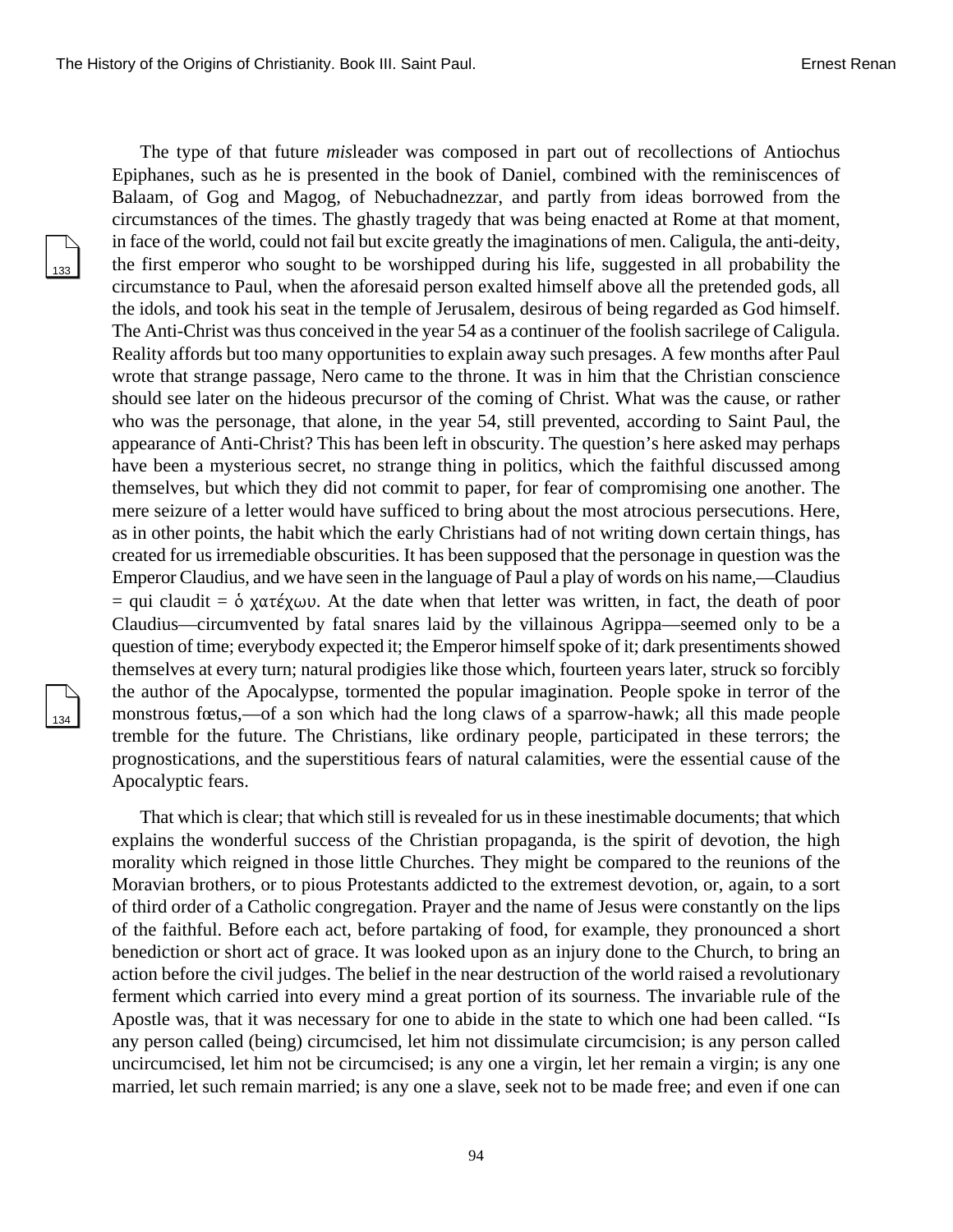The type of that future *mis*leader was composed in part out of recollections of Antiochus Epiphanes, such as he is presented in the book of Daniel, combined with the reminiscences of Balaam, of Gog and Magog, of Nebuchadnezzar, and partly from ideas borrowed from the circumstances of the times. The ghastly tragedy that was being enacted at Rome at that moment, in face of the world, could not fail but excite greatly the imaginations of men. Caligula, the anti-deity, the first emperor who sought to be worshipped during his life, suggested in all probability the circumstance to Paul, when the aforesaid person exalted himself above all the pretended gods, all the idols, and took his seat in the temple of Jerusalem, desirous of being regarded as God himself. The Anti-Christ was thus conceived in the year 54 as a continuer of the foolish sacrilege of Caligula. Reality affords but too many opportunities to explain away such presages. A few months after Paul wrote that strange passage, Nero came to the throne. It was in him that the Christian conscience should see later on the hideous precursor of the coming of Christ. What was the cause, or rather who was the personage, that alone, in the year 54, still prevented, according to Saint Paul, the appearance of Anti-Christ? This has been left in obscurity. The question's here asked may perhaps have been a mysterious secret, no strange thing in politics, which the faithful discussed among themselves, but which they did not commit to paper, for fear of compromising one another. The mere seizure of a letter would have sufficed to bring about the most atrocious persecutions. Here, as in other points, the habit which the early Christians had of not writing down certain things, has created for us irremediable obscurities. It has been supposed that the personage in question was the Emperor Claudius, and we have seen in the language of Paul a play of words on his name,—Claudius = qui claudit = ὁ χατέχωυ. At the date when that letter was written, in fact, the death of poor Claudius—circumvented by fatal snares laid by the villainous Agrippa—seemed only to be a question of time; everybody expected it; the Emperor himself spoke of it; dark presentiments showed themselves at every turn; natural prodigies like those which, fourteen years later, struck so forcibly the author of the Apocalypse, tormented the popular imagination. People spoke in terror of the monstrous fœtus,—of a son which had the long claws of a sparrow-hawk; all this made people tremble for the future. The Christians, like ordinary people, participated in these terrors; the prognostications, and the superstitious fears of natural calamities, were the essential cause of the Apocalyptic fears.

That which is clear; that which still is revealed for us in these inestimable documents; that which explains the wonderful success of the Christian propaganda, is the spirit of devotion, the high morality which reigned in those little Churches. They might be compared to the reunions of the Moravian brothers, or to pious Protestants addicted to the extremest devotion, or, again, to a sort of third order of a Catholic congregation. Prayer and the name of Jesus were constantly on the lips of the faithful. Before each act, before partaking of food, for example, they pronounced a short benediction or short act of grace. It was looked upon as an injury done to the Church, to bring an action before the civil judges. The belief in the near destruction of the world raised a revolutionary ferment which carried into every mind a great portion of its sourness. The invariable rule of the Apostle was, that it was necessary for one to abide in the state to which one had been called. "Is any person called (being) circumcised, let him not dissimulate circumcision; is any person called uncircumcised, let him not be circumcised; is any one a virgin, let her remain a virgin; is any one married, let such remain married; is any one a slave, seek not to be made free; and even if one can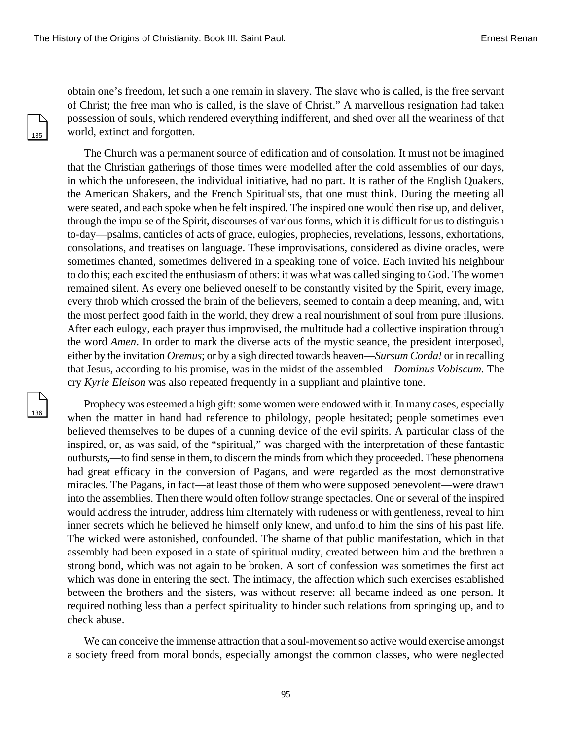obtain one’s freedom, let such a one remain in slavery. The slave who is called, is the free servant of Christ; the free man who is called, is the slave of Christ.” A marvellous resignation had taken possession of souls, which rendered everything indifferent, and shed over all the weariness of that world, extinct and forgotten.

The Church was a permanent source of edification and of consolation. It must not be imagined that the Christian gatherings of those times were modelled after the cold assemblies of our days, in which the unforeseen, the individual initiative, had no part. It is rather of the English Quakers, the American Shakers, and the French Spiritualists, that one must think. During the meeting all were seated, and each spoke when he felt inspired. The inspired one would then rise up, and deliver, through the impulse of the Spirit, discourses of various forms, which it is difficult for us to distinguish to-day—psalms, canticles of acts of grace, eulogies, prophecies, revelations, lessons, exhortations, consolations, and treatises on language. These improvisations, considered as divine oracles, were sometimes chanted, sometimes delivered in a speaking tone of voice. Each invited his neighbour to do this; each excited the enthusiasm of others: it was what was called singing to God. The women remained silent. As every one believed oneself to be constantly visited by the Spirit, every image, every throb which crossed the brain of the believers, seemed to contain a deep meaning, and, with the most perfect good faith in the world, they drew a real nourishment of soul from pure illusions. After each eulogy, each prayer thus improvised, the multitude had a collective inspiration through the word *Amen*. In order to mark the diverse acts of the mystic seance, the president interposed, either by the invitation *Oremus*; or by a sigh directed towards heaven—*Sursum Corda!* or in recalling that Jesus, according to his promise, was in the midst of the assembled—*Dominus Vobiscum.* The cry *Kyrie Eleison* was also repeated frequently in a suppliant and plaintive tone.

Prophecy was esteemed a high gift: some women were endowed with it. In many cases, especially when the matter in hand had reference to philology, people hesitated; people sometimes even believed themselves to be dupes of a cunning device of the evil spirits. A particular class of the inspired, or, as was said, of the “spiritual,” was charged with the interpretation of these fantastic outbursts,—to find sense in them, to discern the minds from which they proceeded. These phenomena had great efficacy in the conversion of Pagans, and were regarded as the most demonstrative miracles. The Pagans, in fact—at least those of them who were supposed benevolent—were drawn into the assemblies. Then there would often follow strange spectacles. One or several of the inspired would address the intruder, address him alternately with rudeness or with gentleness, reveal to him inner secrets which he believed he himself only knew, and unfold to him the sins of his past life. The wicked were astonished, confounded. The shame of that public manifestation, which in that assembly had been exposed in a state of spiritual nudity, created between him and the brethren a strong bond, which was not again to be broken. A sort of confession was sometimes the first act which was done in entering the sect. The intimacy, the affection which such exercises established between the brothers and the sisters, was without reserve: all became indeed as one person. It required nothing less than a perfect spirituality to hinder such relations from springing up, and to check abuse.

We can conceive the immense attraction that a soul-movement so active would exercise amongst a society freed from moral bonds, especially amongst the common classes, who were neglected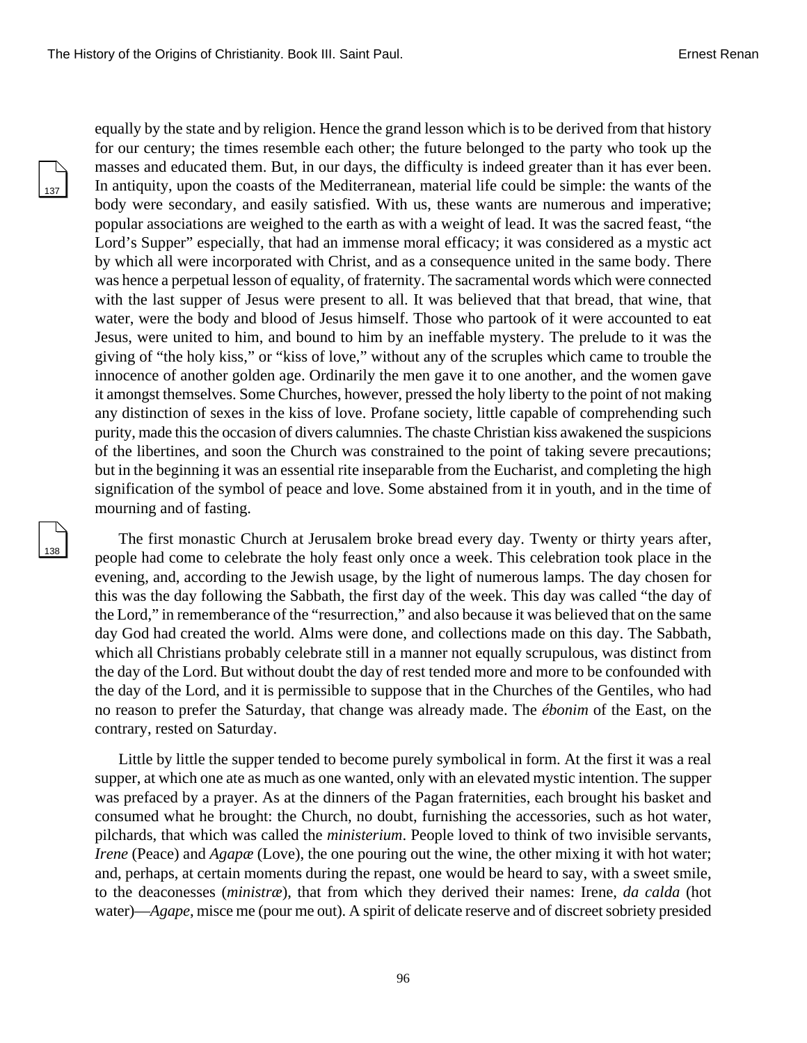equally by the state and by religion. Hence the grand lesson which is to be derived from that history for our century; the times resemble each other; the future belonged to the party who took up the masses and educated them. But, in our days, the difficulty is indeed greater than it has ever been. In antiquity, upon the coasts of the Mediterranean, material life could be simple: the wants of the body were secondary, and easily satisfied. With us, these wants are numerous and imperative; popular associations are weighed to the earth as with a weight of lead. It was the sacred feast, "the Lord's Supper" especially, that had an immense moral efficacy; it was considered as a mystic act by which all were incorporated with Christ, and as a consequence united in the same body. There was hence a perpetual lesson of equality, of fraternity. The sacramental words which were connected with the last supper of Jesus were present to all. It was believed that that bread, that wine, that water, were the body and blood of Jesus himself. Those who partook of it were accounted to eat Jesus, were united to him, and bound to him by an ineffable mystery. The prelude to it was the giving of "the holy kiss," or "kiss of love," without any of the scruples which came to trouble the innocence of another golden age. Ordinarily the men gave it to one another, and the women gave it amongst themselves. Some Churches, however, pressed the holy liberty to the point of not making any distinction of sexes in the kiss of love. Profane society, little capable of comprehending such purity, made this the occasion of divers calumnies. The chaste Christian kiss awakened the suspicions of the libertines, and soon the Church was constrained to the point of taking severe precautions; but in the beginning it was an essential rite inseparable from the Eucharist, and completing the high signification of the symbol of peace and love. Some abstained from it in youth, and in the time of mourning and of fasting.

The first monastic Church at Jerusalem broke bread every day. Twenty or thirty years after, people had come to celebrate the holy feast only once a week. This celebration took place in the evening, and, according to the Jewish usage, by the light of numerous lamps. The day chosen for this was the day following the Sabbath, the first day of the week. This day was called "the day of the Lord," in rememberance of the "resurrection," and also because it was believed that on the same day God had created the world. Alms were done, and collections made on this day. The Sabbath, which all Christians probably celebrate still in a manner not equally scrupulous, was distinct from the day of the Lord. But without doubt the day of rest tended more and more to be confounded with the day of the Lord, and it is permissible to suppose that in the Churches of the Gentiles, who had no reason to prefer the Saturday, that change was already made. The *ébonim* of the East, on the contrary, rested on Saturday.

Little by little the supper tended to become purely symbolical in form. At the first it was a real supper, at which one ate as much as one wanted, only with an elevated mystic intention. The supper was prefaced by a prayer. As at the dinners of the Pagan fraternities, each brought his basket and consumed what he brought: the Church, no doubt, furnishing the accessories, such as hot water, pilchards, that which was called the *ministerium*. People loved to think of two invisible servants, *Irene* (Peace) and *Agapæ* (Love), the one pouring out the wine, the other mixing it with hot water; and, perhaps, at certain moments during the repast, one would be heard to say, with a sweet smile, to the deaconesses (*ministræ*), that from which they derived their names: Irene, *da calda* (hot water)—*Agape*, misce me (pour me out). A spirit of delicate reserve and of discreet sobriety presided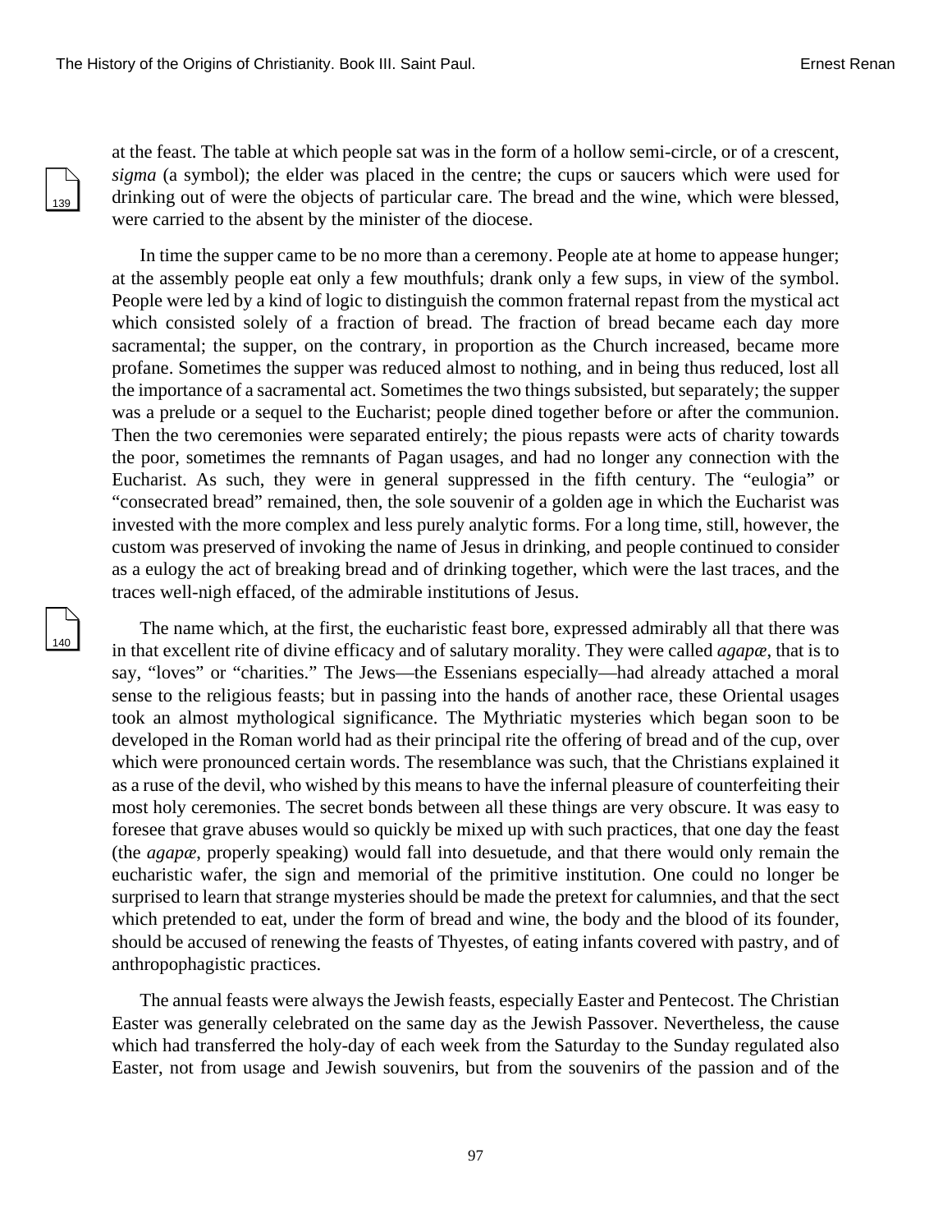at the feast. The table at which people sat was in the form of a hollow semi-circle, or of a crescent, *sigma* (a symbol); the elder was placed in the centre; the cups or saucers which were used for drinking out of were the objects of particular care. The bread and the wine, which were blessed, were carried to the absent by the minister of the diocese.

In time the supper came to be no more than a ceremony. People ate at home to appease hunger; at the assembly people eat only a few mouthfuls; drank only a few sups, in view of the symbol. People were led by a kind of logic to distinguish the common fraternal repast from the mystical act which consisted solely of a fraction of bread. The fraction of bread became each day more sacramental; the supper, on the contrary, in proportion as the Church increased, became more profane. Sometimes the supper was reduced almost to nothing, and in being thus reduced, lost all the importance of a sacramental act. Sometimes the two things subsisted, but separately; the supper was a prelude or a sequel to the Eucharist; people dined together before or after the communion. Then the two ceremonies were separated entirely; the pious repasts were acts of charity towards the poor, sometimes the remnants of Pagan usages, and had no longer any connection with the Eucharist. As such, they were in general suppressed in the fifth century. The "eulogia" or "consecrated bread" remained, then, the sole souvenir of a golden age in which the Eucharist was invested with the more complex and less purely analytic forms. For a long time, still, however, the custom was preserved of invoking the name of Jesus in drinking, and people continued to consider as a eulogy the act of breaking bread and of drinking together, which were the last traces, and the traces well-nigh effaced, of the admirable institutions of Jesus.

The name which, at the first, the eucharistic feast bore, expressed admirably all that there was in that excellent rite of divine efficacy and of salutary morality. They were called *agapæ*, that is to say, "loves" or "charities." The Jews—the Essenians especially—had already attached a moral sense to the religious feasts; but in passing into the hands of another race, these Oriental usages took an almost mythological significance. The Mythriatic mysteries which began soon to be developed in the Roman world had as their principal rite the offering of bread and of the cup, over which were pronounced certain words. The resemblance was such, that the Christians explained it as a ruse of the devil, who wished by this means to have the infernal pleasure of counterfeiting their most holy ceremonies. The secret bonds between all these things are very obscure. It was easy to foresee that grave abuses would so quickly be mixed up with such practices, that one day the feast (the *agapæ*, properly speaking) would fall into desuetude, and that there would only remain the eucharistic wafer, the sign and memorial of the primitive institution. One could no longer be surprised to learn that strange mysteries should be made the pretext for calumnies, and that the sect which pretended to eat, under the form of bread and wine, the body and the blood of its founder, should be accused of renewing the feasts of Thyestes, of eating infants covered with pastry, and of anthropophagistic practices.

The annual feasts were always the Jewish feasts, especially Easter and Pentecost. The Christian Easter was generally celebrated on the same day as the Jewish Passover. Nevertheless, the cause which had transferred the holy-day of each week from the Saturday to the Sunday regulated also Easter, not from usage and Jewish souvenirs, but from the souvenirs of the passion and of the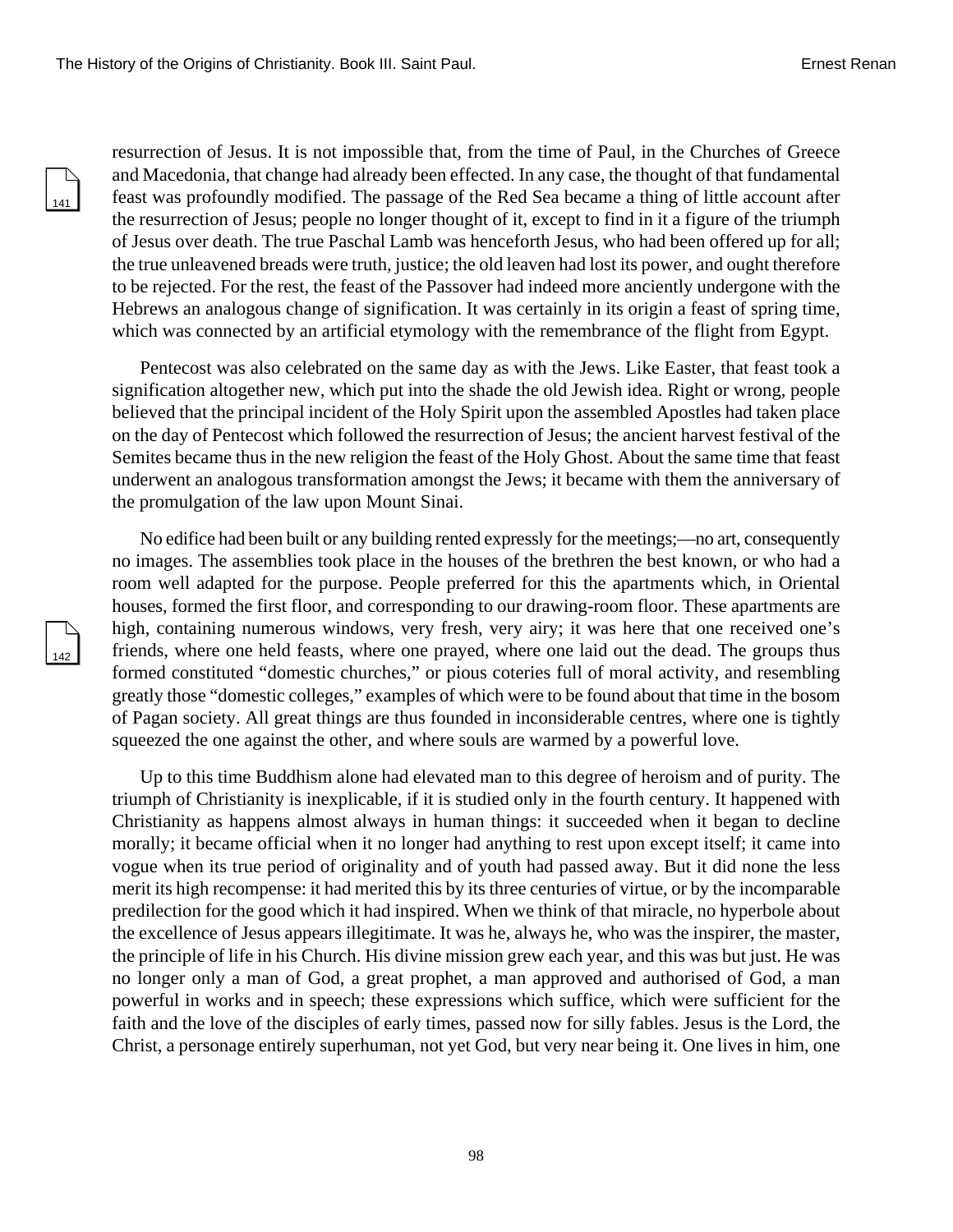resurrection of Jesus. It is not impossible that, from the time of Paul, in the Churches of Greece and Macedonia, that change had already been effected. In any case, the thought of that fundamental feast was profoundly modified. The passage of the Red Sea became a thing of little account after the resurrection of Jesus; people no longer thought of it, except to find in it a figure of the triumph of Jesus over death. The true Paschal Lamb was henceforth Jesus, who had been offered up for all; the true unleavened breads were truth, justice; the old leaven had lost its power, and ought therefore to be rejected. For the rest, the feast of the Passover had indeed more anciently undergone with the Hebrews an analogous change of signification. It was certainly in its origin a feast of spring time, which was connected by an artificial etymology with the remembrance of the flight from Egypt.

Pentecost was also celebrated on the same day as with the Jews. Like Easter, that feast took a signification altogether new, which put into the shade the old Jewish idea. Right or wrong, people believed that the principal incident of the Holy Spirit upon the assembled Apostles had taken place on the day of Pentecost which followed the resurrection of Jesus; the ancient harvest festival of the Semites became thus in the new religion the feast of the Holy Ghost. About the same time that feast underwent an analogous transformation amongst the Jews; it became with them the anniversary of the promulgation of the law upon Mount Sinai.

No edifice had been built or any building rented expressly for the meetings;—no art, consequently no images. The assemblies took place in the houses of the brethren the best known, or who had a room well adapted for the purpose. People preferred for this the apartments which, in Oriental houses, formed the first floor, and corresponding to our drawing-room floor. These apartments are high, containing numerous windows, very fresh, very airy; it was here that one received one's friends, where one held feasts, where one prayed, where one laid out the dead. The groups thus formed constituted "domestic churches," or pious coteries full of moral activity, and resembling greatly those "domestic colleges," examples of which were to be found about that time in the bosom of Pagan society. All great things are thus founded in inconsiderable centres, where one is tightly squeezed the one against the other, and where souls are warmed by a powerful love.

Up to this time Buddhism alone had elevated man to this degree of heroism and of purity. The triumph of Christianity is inexplicable, if it is studied only in the fourth century. It happened with Christianity as happens almost always in human things: it succeeded when it began to decline morally; it became official when it no longer had anything to rest upon except itself; it came into vogue when its true period of originality and of youth had passed away. But it did none the less merit its high recompense: it had merited this by its three centuries of virtue, or by the incomparable predilection for the good which it had inspired. When we think of that miracle, no hyperbole about the excellence of Jesus appears illegitimate. It was he, always he, who was the inspirer, the master, the principle of life in his Church. His divine mission grew each year, and this was but just. He was no longer only a man of God, a great prophet, a man approved and authorised of God, a man powerful in works and in speech; these expressions which suffice, which were sufficient for the faith and the love of the disciples of early times, passed now for silly fables. Jesus is the Lord, the Christ, a personage entirely superhuman, not yet God, but very near being it. One lives in him, one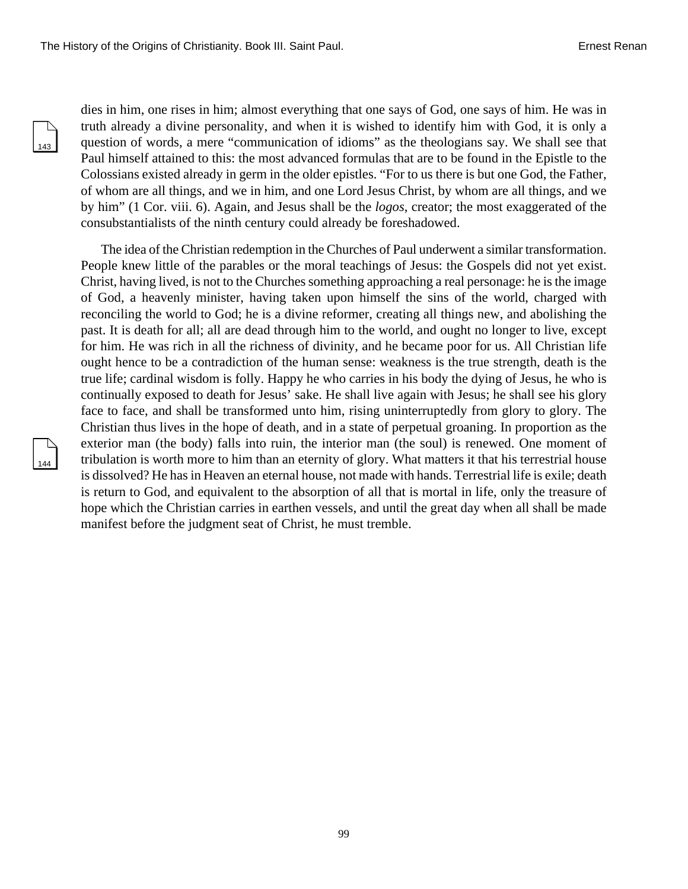dies in him, one rises in him; almost everything that one says of God, one says of him. He was in truth already a divine personality, and when it is wished to identify him with God, it is only a question of words, a mere “communication of idioms” as the theologians say. We shall see that Paul himself attained to this: the most advanced formulas that are to be found in the Epistle to the Colossians existed already in germ in the older epistles. “For to us there is but one God, the Father, of whom are all things, and we in him, and one Lord Jesus Christ, by whom are all things, and we by him” (1 Cor. viii. 6). Again, and Jesus shall be the *logos*, creator; the most exaggerated of the consubstantialists of the ninth century could already be foreshadowed.

The idea of the Christian redemption in the Churches of Paul underwent a similar transformation. People knew little of the parables or the moral teachings of Jesus: the Gospels did not yet exist. Christ, having lived, is not to the Churches something approaching a real personage: he is the image of God, a heavenly minister, having taken upon himself the sins of the world, charged with reconciling the world to God; he is a divine reformer, creating all things new, and abolishing the past. It is death for all; all are dead through him to the world, and ought no longer to live, except for him. He was rich in all the richness of divinity, and he became poor for us. All Christian life ought hence to be a contradiction of the human sense: weakness is the true strength, death is the true life; cardinal wisdom is folly. Happy he who carries in his body the dying of Jesus, he who is continually exposed to death for Jesus’ sake. He shall live again with Jesus; he shall see his glory face to face, and shall be transformed unto him, rising uninterruptedly from glory to glory. The Christian thus lives in the hope of death, and in a state of perpetual groaning. In proportion as the exterior man (the body) falls into ruin, the interior man (the soul) is renewed. One moment of tribulation is worth more to him than an eternity of glory. What matters it that his terrestrial house is dissolved? He has in Heaven an eternal house, not made with hands. Terrestrial life is exile; death is return to God, and equivalent to the absorption of all that is mortal in life, only the treasure of hope which the Christian carries in earthen vessels, and until the great day when all shall be made manifest before the judgment seat of Christ, he must tremble.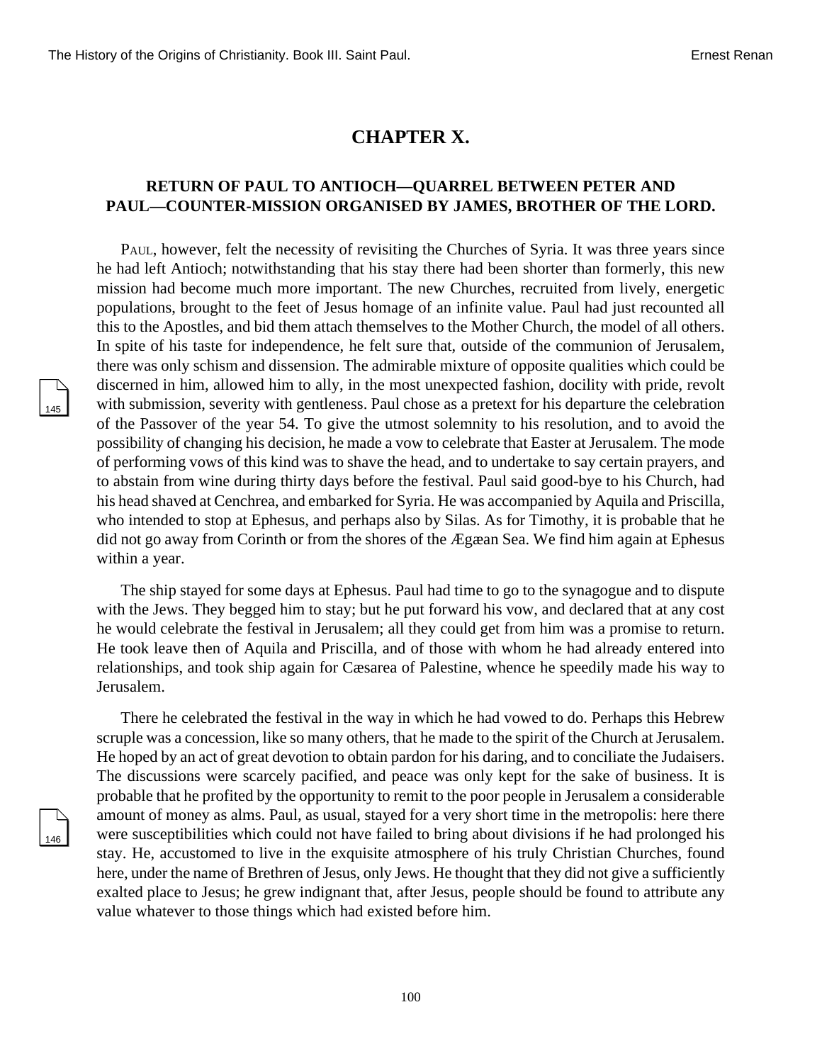# CHAPTER X.

## RETURN OF PAUL TO ANTIOCH—QUARREL BETWEEN PETER AND PAUL—COUNTER-MISSION ORGANISED BY JAMES, BROTHER OF THE LORD.

PAUL, however, felt the necessity of revisiting the Churches of Syria. It was three years since he had left Antioch; notwithstanding that his stay there had been shorter than formerly, this new mission had become much more important. The new Churches, recruited from lively, energetic populations, brought to the feet of Jesus homage of an infinite value. Paul had just recounted all this to the Apostles, and bid them attach themselves to the Mother Church, the model of all others. In spite of his taste for independence, he felt sure that, outside of the communion of Jerusalem, there was only schism and dissension. The admirable mixture of opposite qualities which could be discerned in him, allowed him to ally, in the most unexpected fashion, docility with pride, revolt with submission, severity with gentleness. Paul chose as a pretext for his departure the celebration of the Passover of the year 54. To give the utmost solemnity to his resolution, and to avoid the possibility of changing his decision, he made a vow to celebrate that Easter at Jerusalem. The mode of performing vows of this kind was to shave the head, and to undertake to say certain prayers, and to abstain from wine during thirty days before the festival. Paul said good-bye to his Church, had his head shaved at Cenchrea, and embarked for Syria. He was accompanied by Aquila and Priscilla, who intended to stop at Ephesus, and perhaps also by Silas. As for Timothy, it is probable that he did not go away from Corinth or from the shores of the Ægæan Sea. We find him again at Ephesus within a year.

The ship stayed for some days at Ephesus. Paul had time to go to the synagogue and to dispute with the Jews. They begged him to stay; but he put forward his vow, and declared that at any cost he would celebrate the festival in Jerusalem; all they could get from him was a promise to return. He took leave then of Aquila and Priscilla, and of those with whom he had already entered into relationships, and took ship again for Cæsarea of Palestine, whence he speedily made his way to Jerusalem.

There he celebrated the festival in the way in which he had vowed to do. Perhaps this Hebrew scruple was a concession, like so many others, that he made to the spirit of the Church at Jerusalem. He hoped by an act of great devotion to obtain pardon for his daring, and to conciliate the Judaisers. The discussions were scarcely pacified, and peace was only kept for the sake of business. It is probable that he profited by the opportunity to remit to the poor people in Jerusalem a considerable amount of money as alms. Paul, as usual, stayed for a very short time in the metropolis: here there were susceptibilities which could not have failed to bring about divisions if he had prolonged his stay. He, accustomed to live in the exquisite atmosphere of his truly Christian Churches, found here, under the name of Brethren of Jesus, only Jews. He thought that they did not give a sufficiently exalted place to Jesus; he grew indignant that, after Jesus, people should be found to attribute any value whatever to those things which had existed before him.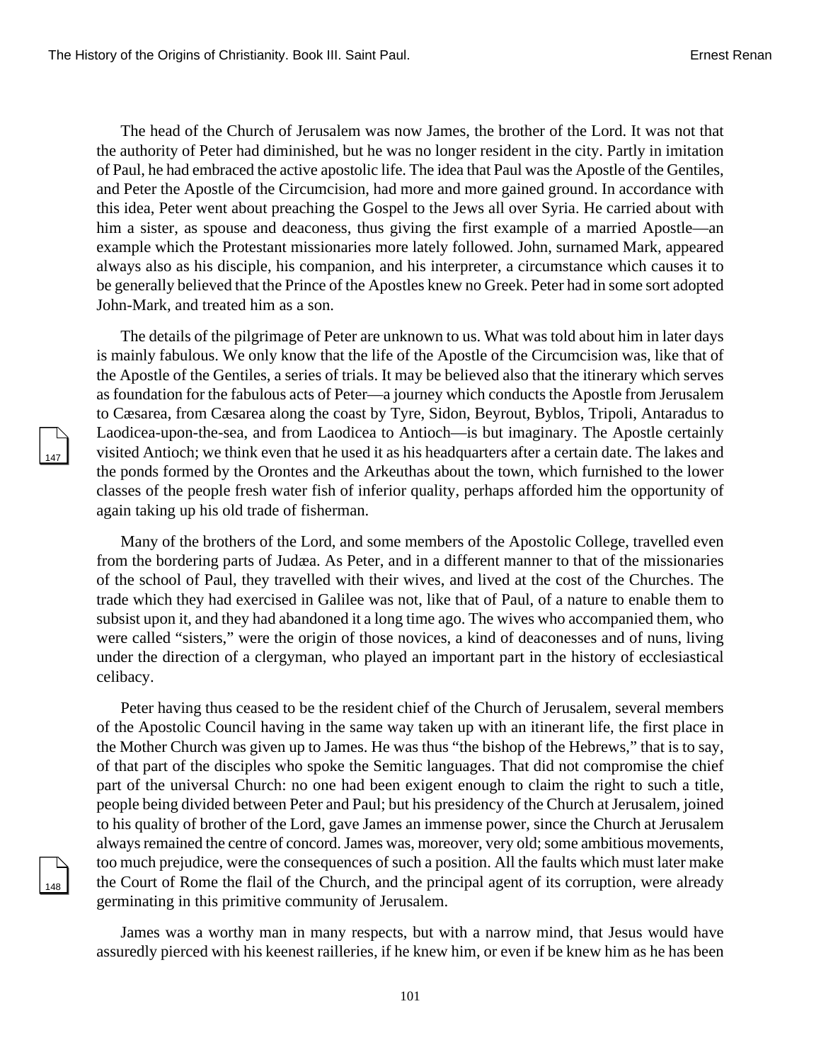The head of the Church of Jerusalem was now James, the brother of the Lord. It was not that the authority of Peter had diminished, but he was no longer resident in the city. Partly in imitation of Paul, he had embraced the active apostolic life. The idea that Paul was the Apostle of the Gentiles, and Peter the Apostle of the Circumcision, had more and more gained ground. In accordance with this idea, Peter went about preaching the Gospel to the Jews all over Syria. He carried about with him a sister, as spouse and deaconess, thus giving the first example of a married Apostle—an example which the Protestant missionaries more lately followed. John, surnamed Mark, appeared always also as his disciple, his companion, and his interpreter, a circumstance which causes it to be generally believed that the Prince of the Apostles knew no Greek. Peter had in some sort adopted John-Mark, and treated him as a son.

The details of the pilgrimage of Peter are unknown to us. What was told about him in later days is mainly fabulous. We only know that the life of the Apostle of the Circumcision was, like that of the Apostle of the Gentiles, a series of trials. It may be believed also that the itinerary which serves as foundation for the fabulous acts of Peter—a journey which conducts the Apostle from Jerusalem to Cæsarea, from Cæsarea along the coast by Tyre, Sidon, Beyrout, Byblos, Tripoli, Antaradus to Laodicea-upon-the-sea, and from Laodicea to Antioch—is but imaginary. The Apostle certainly visited Antioch; we think even that he used it as his headquarters after a certain date. The lakes and the ponds formed by the Orontes and the Arkeuthas about the town, which furnished to the lower classes of the people fresh water fish of inferior quality, perhaps afforded him the opportunity of again taking up his old trade of fisherman.

Many of the brothers of the Lord, and some members of the Apostolic College, travelled even from the bordering parts of Judæa. As Peter, and in a different manner to that of the missionaries of the school of Paul, they travelled with their wives, and lived at the cost of the Churches. The trade which they had exercised in Galilee was not, like that of Paul, of a nature to enable them to subsist upon it, and they had abandoned it a long time ago. The wives who accompanied them, who were called "sisters," were the origin of those novices, a kind of deaconesses and of nuns, living under the direction of a clergyman, who played an important part in the history of ecclesiastical celibacy.

Peter having thus ceased to be the resident chief of the Church of Jerusalem, several members of the Apostolic Council having in the same way taken up with an itinerant life, the first place in the Mother Church was given up to James. He was thus "the bishop of the Hebrews," that is to say, of that part of the disciples who spoke the Semitic languages. That did not compromise the chief part of the universal Church: no one had been exigent enough to claim the right to such a title, people being divided between Peter and Paul; but his presidency of the Church at Jerusalem, joined to his quality of brother of the Lord, gave James an immense power, since the Church at Jerusalem always remained the centre of concord. James was, moreover, very old; some ambitious movements, too much prejudice, were the consequences of such a position. All the faults which must later make the Court of Rome the flail of the Church, and the principal agent of its corruption, were already germinating in this primitive community of Jerusalem.

James was a worthy man in many respects, but with a narrow mind, that Jesus would have assuredly pierced with his keenest railleries, if he knew him, or even if be knew him as he has been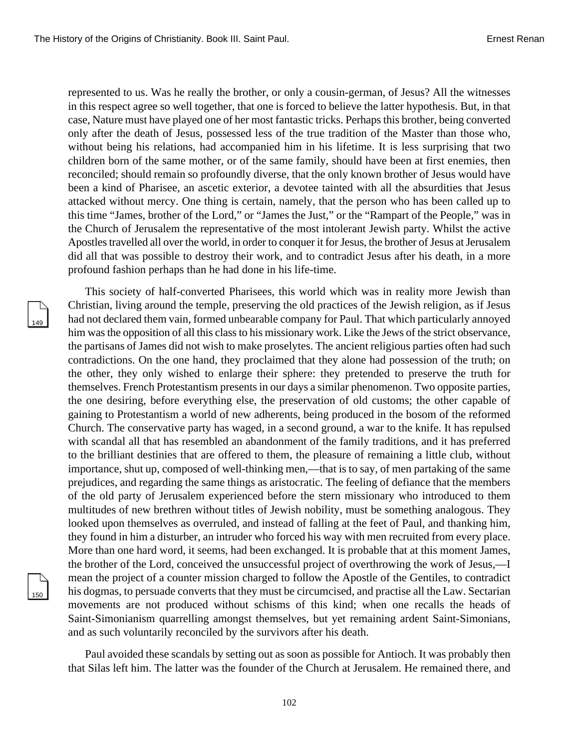represented to us. Was he really the brother, or only a cousin-german, of Jesus? All the witnesses in this respect agree so well together, that one is forced to believe the latter hypothesis. But, in that case, Nature must have played one of her most fantastic tricks. Perhaps this brother, being converted only after the death of Jesus, possessed less of the true tradition of the Master than those who, without being his relations, had accompanied him in his lifetime. It is less surprising that two children born of the same mother, or of the same family, should have been at first enemies, then reconciled; should remain so profoundly diverse, that the only known brother of Jesus would have been a kind of Pharisee, an ascetic exterior, a devotee tainted with all the absurdities that Jesus attacked without mercy. One thing is certain, namely, that the person who has been called up to this time "James, brother of the Lord," or "James the Just," or the "Rampart of the People," was in the Church of Jerusalem the representative of the most intolerant Jewish party. Whilst the active Apostles travelled all over the world, in order to conquer it for Jesus, the brother of Jesus at Jerusalem did all that was possible to destroy their work, and to contradict Jesus after his death, in a more profound fashion perhaps than he had done in his life-time.

This society of half-converted Pharisees, this world which was in reality more Jewish than Christian, living around the temple, preserving the old practices of the Jewish religion, as if Jesus had not declared them vain, formed unbearable company for Paul. That which particularly annoyed him was the opposition of all this class to his missionary work. Like the Jews of the strict observance, the partisans of James did not wish to make proselytes. The ancient religious parties often had such contradictions. On the one hand, they proclaimed that they alone had possession of the truth; on the other, they only wished to enlarge their sphere: they pretended to preserve the truth for themselves. French Protestantism presents in our days a similar phenomenon. Two opposite parties, the one desiring, before everything else, the preservation of old customs; the other capable of gaining to Protestantism a world of new adherents, being produced in the bosom of the reformed Church. The conservative party has waged, in a second ground, a war to the knife. It has repulsed with scandal all that has resembled an abandonment of the family traditions, and it has preferred to the brilliant destinies that are offered to them, the pleasure of remaining a little club, without importance, shut up, composed of well-thinking men,—that is to say, of men partaking of the same prejudices, and regarding the same things as aristocratic. The feeling of defiance that the members of the old party of Jerusalem experienced before the stern missionary who introduced to them multitudes of new brethren without titles of Jewish nobility, must be something analogous. They looked upon themselves as overruled, and instead of falling at the feet of Paul, and thanking him, they found in him a disturber, an intruder who forced his way with men recruited from every place. More than one hard word, it seems, had been exchanged. It is probable that at this moment James, the brother of the Lord, conceived the unsuccessful project of overthrowing the work of Jesus,—I mean the project of a counter mission charged to follow the Apostle of the Gentiles, to contradict his dogmas, to persuade converts that they must be circumcised, and practise all the Law. Sectarian movements are not produced without schisms of this kind; when one recalls the heads of Saint-Simonianism quarrelling amongst themselves, but yet remaining ardent Saint-Simonians, and as such voluntarily reconciled by the survivors after his death.

Paul avoided these scandals by setting out as soon as possible for Antioch. It was probably then that Silas left him. The latter was the founder of the Church at Jerusalem. He remained there, and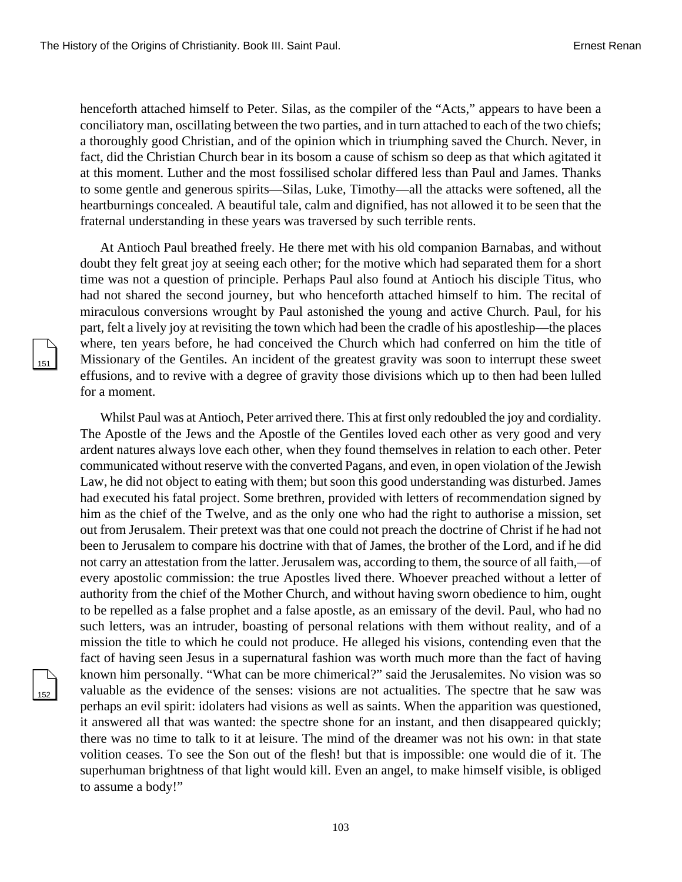henceforth attached himself to Peter. Silas, as the compiler of the "Acts," appears to have been a conciliatory man, oscillating between the two parties, and in turn attached to each of the two chiefs; a thoroughly good Christian, and of the opinion which in triumphing saved the Church. Never, in fact, did the Christian Church bear in its bosom a cause of schism so deep as that which agitated it at this moment. Luther and the most fossilised scholar differed less than Paul and James. Thanks to some gentle and generous spirits—Silas, Luke, Timothy—all the attacks were softened, all the heartburnings concealed. A beautiful tale, calm and dignified, has not allowed it to be seen that the fraternal understanding in these years was traversed by such terrible rents.

At Antioch Paul breathed freely. He there met with his old companion Barnabas, and without doubt they felt great joy at seeing each other; for the motive which had separated them for a short time was not a question of principle. Perhaps Paul also found at Antioch his disciple Titus, who had not shared the second journey, but who henceforth attached himself to him. The recital of miraculous conversions wrought by Paul astonished the young and active Church. Paul, for his part, felt a lively joy at revisiting the town which had been the cradle of his apostleship—the places where, ten years before, he had conceived the Church which had conferred on him the title of Missionary of the Gentiles. An incident of the greatest gravity was soon to interrupt these sweet effusions, and to revive with a degree of gravity those divisions which up to then had been lulled for a moment.

Whilst Paul was at Antioch, Peter arrived there. This at first only redoubled the joy and cordiality. The Apostle of the Jews and the Apostle of the Gentiles loved each other as very good and very ardent natures always love each other, when they found themselves in relation to each other. Peter communicated without reserve with the converted Pagans, and even, in open violation of the Jewish Law, he did not object to eating with them; but soon this good understanding was disturbed. James had executed his fatal project. Some brethren, provided with letters of recommendation signed by him as the chief of the Twelve, and as the only one who had the right to authorise a mission, set out from Jerusalem. Their pretext was that one could not preach the doctrine of Christ if he had not been to Jerusalem to compare his doctrine with that of James, the brother of the Lord, and if he did not carry an attestation from the latter. Jerusalem was, according to them, the source of all faith,—of every apostolic commission: the true Apostles lived there. Whoever preached without a letter of authority from the chief of the Mother Church, and without having sworn obedience to him, ought to be repelled as a false prophet and a false apostle, as an emissary of the devil. Paul, who had no such letters, was an intruder, boasting of personal relations with them without reality, and of a mission the title to which he could not produce. He alleged his visions, contending even that the fact of having seen Jesus in a supernatural fashion was worth much more than the fact of having known him personally. "What can be more chimerical?" said the Jerusalemites. No vision was so valuable as the evidence of the senses: visions are not actualities. The spectre that he saw was perhaps an evil spirit: idolaters had visions as well as saints. When the apparition was questioned, it answered all that was wanted: the spectre shone for an instant, and then disappeared quickly; there was no time to talk to it at leisure. The mind of the dreamer was not his own: in that state volition ceases. To see the Son out of the flesh! but that is impossible: one would die of it. The superhuman brightness of that light would kill. Even an angel, to make himself visible, is obliged to assume a body!"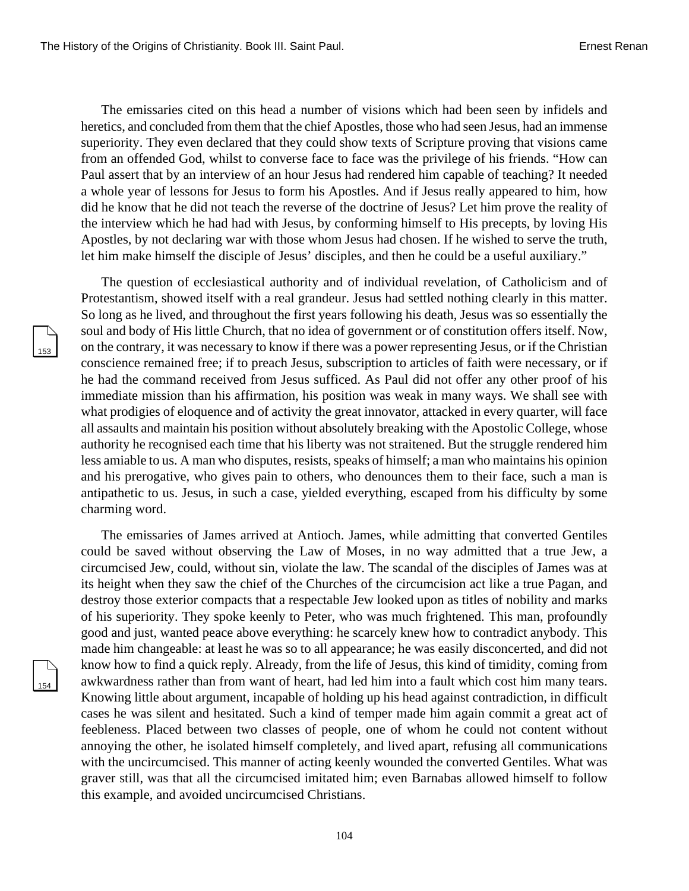The emissaries cited on this head a number of visions which had been seen by infidels and heretics, and concluded from them that the chief Apostles, those who had seen Jesus, had an immense superiority. They even declared that they could show texts of Scripture proving that visions came from an offended God, whilst to converse face to face was the privilege of his friends. "How can Paul assert that by an interview of an hour Jesus had rendered him capable of teaching? It needed a whole year of lessons for Jesus to form his Apostles. And if Jesus really appeared to him, how did he know that he did not teach the reverse of the doctrine of Jesus? Let him prove the reality of the interview which he had had with Jesus, by conforming himself to His precepts, by loving His Apostles, by not declaring war with those whom Jesus had chosen. If he wished to serve the truth, let him make himself the disciple of Jesus' disciples, and then he could be a useful auxiliary."

The question of ecclesiastical authority and of individual revelation, of Catholicism and of Protestantism, showed itself with a real grandeur. Jesus had settled nothing clearly in this matter. So long as he lived, and throughout the first years following his death, Jesus was so essentially the soul and body of His little Church, that no idea of government or of constitution offers itself. Now, on the contrary, it was necessary to know if there was a power representing Jesus, or if the Christian conscience remained free; if to preach Jesus, subscription to articles of faith were necessary, or if he had the command received from Jesus sufficed. As Paul did not offer any other proof of his immediate mission than his affirmation, his position was weak in many ways. We shall see with what prodigies of eloquence and of activity the great innovator, attacked in every quarter, will face all assaults and maintain his position without absolutely breaking with the Apostolic College, whose authority he recognised each time that his liberty was not straitened. But the struggle rendered him less amiable to us. A man who disputes, resists, speaks of himself; a man who maintains his opinion and his prerogative, who gives pain to others, who denounces them to their face, such a man is antipathetic to us. Jesus, in such a case, yielded everything, escaped from his difficulty by some charming word.

The emissaries of James arrived at Antioch. James, while admitting that converted Gentiles could be saved without observing the Law of Moses, in no way admitted that a true Jew, a circumcised Jew, could, without sin, violate the law. The scandal of the disciples of James was at its height when they saw the chief of the Churches of the circumcision act like a true Pagan, and destroy those exterior compacts that a respectable Jew looked upon as titles of nobility and marks of his superiority. They spoke keenly to Peter, who was much frightened. This man, profoundly good and just, wanted peace above everything: he scarcely knew how to contradict anybody. This made him changeable: at least he was so to all appearance; he was easily disconcerted, and did not know how to find a quick reply. Already, from the life of Jesus, this kind of timidity, coming from awkwardness rather than from want of heart, had led him into a fault which cost him many tears. Knowing little about argument, incapable of holding up his head against contradiction, in difficult cases he was silent and hesitated. Such a kind of temper made him again commit a great act of feebleness. Placed between two classes of people, one of whom he could not content without annoying the other, he isolated himself completely, and lived apart, refusing all communications with the uncircumcised. This manner of acting keenly wounded the converted Gentiles. What was graver still, was that all the circumcised imitated him; even Barnabas allowed himself to follow this example, and avoided uncircumcised Christians.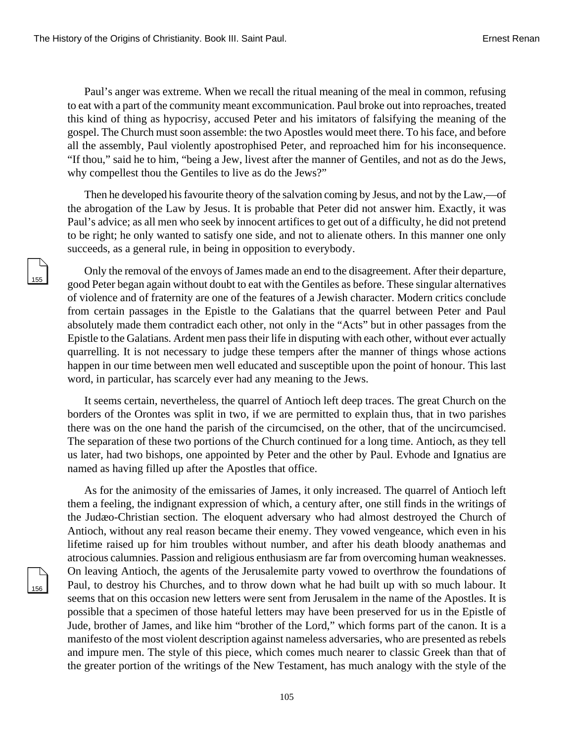Paul's anger was extreme. When we recall the ritual meaning of the meal in common, refusing to eat with a part of the community meant excommunication. Paul broke out into reproaches, treated this kind of thing as hypocrisy, accused Peter and his imitators of falsifying the meaning of the gospel. The Church must soon assemble: the two Apostles would meet there. To his face, and before all the assembly, Paul violently apostrophised Peter, and reproached him for his inconsequence. "If thou," said he to him, "being a Jew, livest after the manner of Gentiles, and not as do the Jews, why compellest thou the Gentiles to live as do the Jews?"

Then he developed his favourite theory of the salvation coming by Jesus, and not by the Law,—of the abrogation of the Law by Jesus. It is probable that Peter did not answer him. Exactly, it was Paul's advice; as all men who seek by innocent artifices to get out of a difficulty, he did not pretend to be right; he only wanted to satisfy one side, and not to alienate others. In this manner one only succeeds, as a general rule, in being in opposition to everybody.

Only the removal of the envoys of James made an end to the disagreement. After their departure, good Peter began again without doubt to eat with the Gentiles as before. These singular alternatives of violence and of fraternity are one of the features of a Jewish character. Modern critics conclude from certain passages in the Epistle to the Galatians that the quarrel between Peter and Paul absolutely made them contradict each other, not only in the "Acts" but in other passages from the Epistle to the Galatians. Ardent men pass their life in disputing with each other, without ever actually quarrelling. It is not necessary to judge these tempers after the manner of things whose actions happen in our time between men well educated and susceptible upon the point of honour. This last word, in particular, has scarcely ever had any meaning to the Jews.

It seems certain, nevertheless, the quarrel of Antioch left deep traces. The great Church on the borders of the Orontes was split in two, if we are permitted to explain thus, that in two parishes there was on the one hand the parish of the circumcised, on the other, that of the uncircumcised. The separation of these two portions of the Church continued for a long time. Antioch, as they tell us later, had two bishops, one appointed by Peter and the other by Paul. Evhode and Ignatius are named as having filled up after the Apostles that office.

As for the animosity of the emissaries of James, it only increased. The quarrel of Antioch left them a feeling, the indignant expression of which, a century after, one still finds in the writings of the Judæo-Christian section. The eloquent adversary who had almost destroyed the Church of Antioch, without any real reason became their enemy. They vowed vengeance, which even in his lifetime raised up for him troubles without number, and after his death bloody anathemas and atrocious calumnies. Passion and religious enthusiasm are far from overcoming human weaknesses. On leaving Antioch, the agents of the Jerusalemite party vowed to overthrow the foundations of Paul, to destroy his Churches, and to throw down what he had built up with so much labour. It seems that on this occasion new letters were sent from Jerusalem in the name of the Apostles. It is possible that a specimen of those hateful letters may have been preserved for us in the Epistle of Jude, brother of James, and like him "brother of the Lord," which forms part of the canon. It is a manifesto of the most violent description against nameless adversaries, who are presented as rebels and impure men. The style of this piece, which comes much nearer to classic Greek than that of the greater portion of the writings of the New Testament, has much analogy with the style of the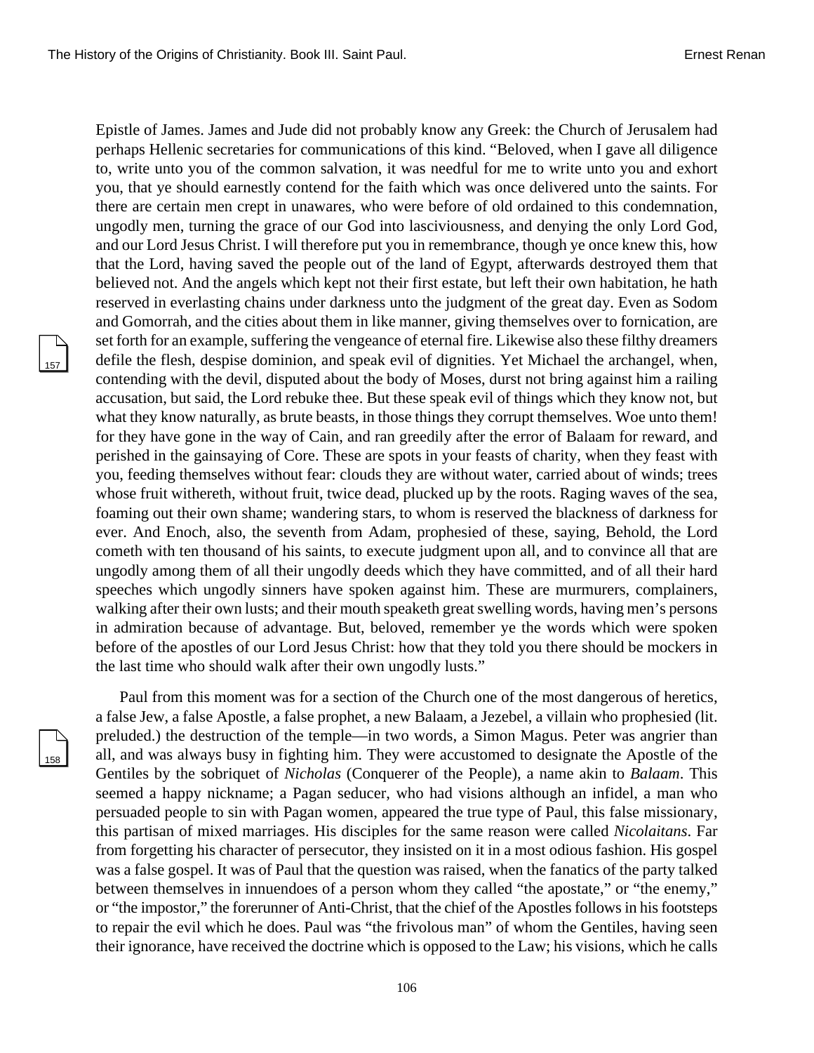Epistle of James. James and Jude did not probably know any Greek: the Church of Jerusalem had perhaps Hellenic secretaries for communications of this kind. "Beloved, when I gave all diligence to, write unto you of the common salvation, it was needful for me to write unto you and exhort you, that ye should earnestly contend for the faith which was once delivered unto the saints. For there are certain men crept in unawares, who were before of old ordained to this condemnation, ungodly men, turning the grace of our God into lasciviousness, and denying the only Lord God, and our Lord Jesus Christ. I will therefore put you in remembrance, though ye once knew this, how that the Lord, having saved the people out of the land of Egypt, afterwards destroyed them that believed not. And the angels which kept not their first estate, but left their own habitation, he hath reserved in everlasting chains under darkness unto the judgment of the great day. Even as Sodom and Gomorrah, and the cities about them in like manner, giving themselves over to fornication, are set forth for an example, suffering the vengeance of eternal fire. Likewise also these filthy dreamers defile the flesh, despise dominion, and speak evil of dignities. Yet Michael the archangel, when, contending with the devil, disputed about the body of Moses, durst not bring against him a railing accusation, but said, the Lord rebuke thee. But these speak evil of things which they know not, but what they know naturally, as brute beasts, in those things they corrupt themselves. Woe unto them! for they have gone in the way of Cain, and ran greedily after the error of Balaam for reward, and perished in the gainsaying of Core. These are spots in your feasts of charity, when they feast with you, feeding themselves without fear: clouds they are without water, carried about of winds; trees whose fruit withereth, without fruit, twice dead, plucked up by the roots. Raging waves of the sea, foaming out their own shame; wandering stars, to whom is reserved the blackness of darkness for ever. And Enoch, also, the seventh from Adam, prophesied of these, saying, Behold, the Lord cometh with ten thousand of his saints, to execute judgment upon all, and to convince all that are ungodly among them of all their ungodly deeds which they have committed, and of all their hard speeches which ungodly sinners have spoken against him. These are murmurers, complainers, walking after their own lusts; and their mouth speaketh great swelling words, having men's persons in admiration because of advantage. But, beloved, remember ye the words which were spoken before of the apostles of our Lord Jesus Christ: how that they told you there should be mockers in the last time who should walk after their own ungodly lusts."

Paul from this moment was for a section of the Church one of the most dangerous of heretics, a false Jew, a false Apostle, a false prophet, a new Balaam, a Jezebel, a villain who prophesied (lit. preluded.) the destruction of the temple—in two words, a Simon Magus. Peter was angrier than all, and was always busy in fighting him. They were accustomed to designate the Apostle of the Gentiles by the sobriquet of *Nicholas* (Conquerer of the People), a name akin to *Balaam*. This seemed a happy nickname; a Pagan seducer, who had visions although an infidel, a man who persuaded people to sin with Pagan women, appeared the true type of Paul, this false missionary, this partisan of mixed marriages. His disciples for the same reason were called *Nicolaitans*. Far from forgetting his character of persecutor, they insisted on it in a most odious fashion. His gospel was a false gospel. It was of Paul that the question was raised, when the fanatics of the party talked between themselves in innuendoes of a person whom they called "the apostate," or "the enemy," or "the impostor," the forerunner of Anti-Christ, that the chief of the Apostles follows in his footsteps to repair the evil which he does. Paul was "the frivolous man" of whom the Gentiles, having seen their ignorance, have received the doctrine which is opposed to the Law; his visions, which he calls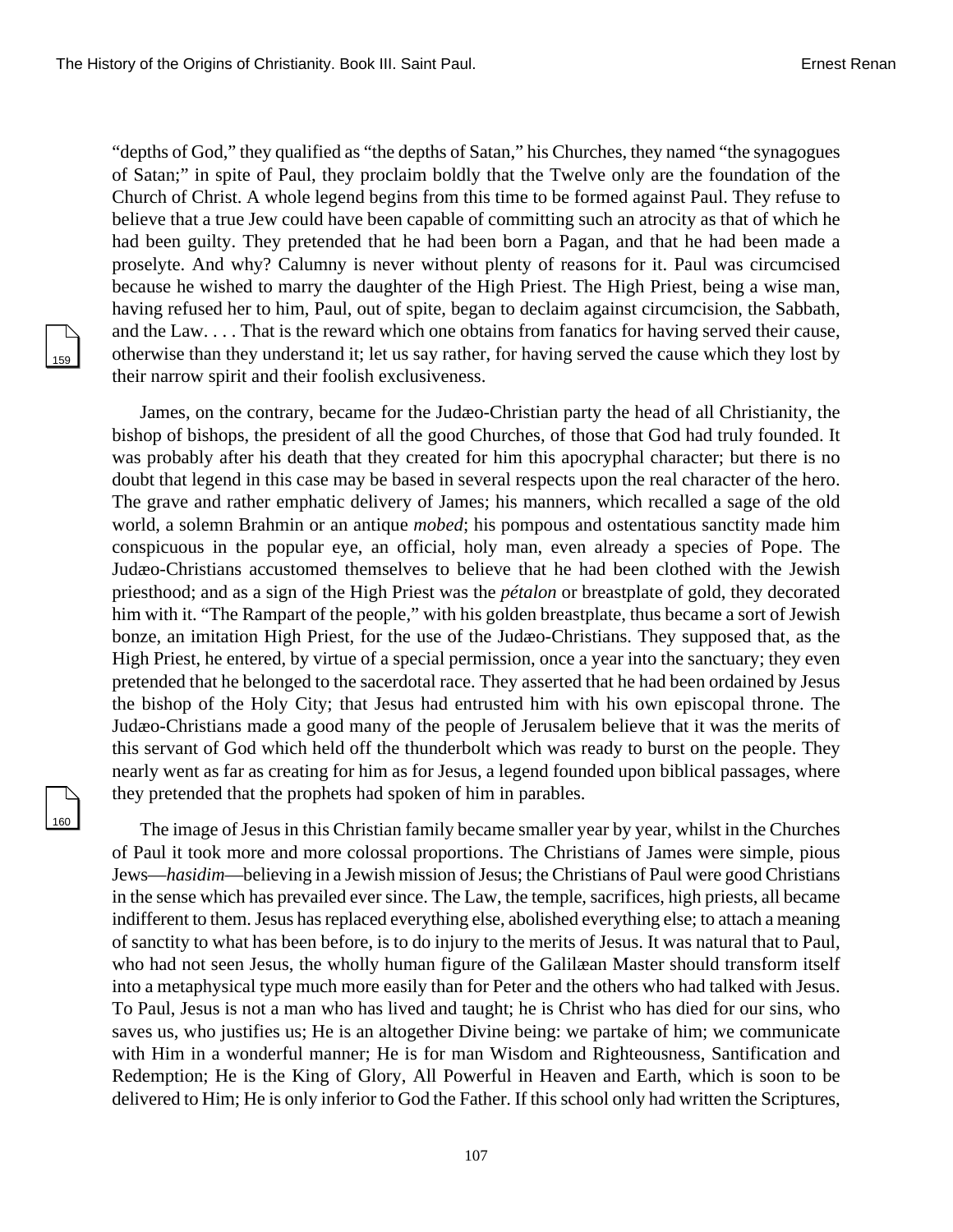"depths of God," they qualified as "the depths of Satan," his Churches, they named "the synagogues of Satan;" in spite of Paul, they proclaim boldly that the Twelve only are the foundation of the Church of Christ. A whole legend begins from this time to be formed against Paul. They refuse to believe that a true Jew could have been capable of committing such an atrocity as that of which he had been guilty. They pretended that he had been born a Pagan, and that he had been made a proselyte. And why? Calumny is never without plenty of reasons for it. Paul was circumcised because he wished to marry the daughter of the High Priest. The High Priest, being a wise man, having refused her to him, Paul, out of spite, began to declaim against circumcision, the Sabbath, and the Law. . . . That is the reward which one obtains from fanatics for having served their cause, otherwise than they understand it; let us say rather, for having served the cause which they lost by their narrow spirit and their foolish exclusiveness.

James, on the contrary, became for the Judæo-Christian party the head of all Christianity, the bishop of bishops, the president of all the good Churches, of those that God had truly founded. It was probably after his death that they created for him this apocryphal character; but there is no doubt that legend in this case may be based in several respects upon the real character of the hero. The grave and rather emphatic delivery of James; his manners, which recalled a sage of the old world, a solemn Brahmin or an antique *mobed*; his pompous and ostentatious sanctity made him conspicuous in the popular eye, an official, holy man, even already a species of Pope. The Judæo-Christians accustomed themselves to believe that he had been clothed with the Jewish priesthood; and as a sign of the High Priest was the *pétalon* or breastplate of gold, they decorated him with it. "The Rampart of the people," with his golden breastplate, thus became a sort of Jewish bonze, an imitation High Priest, for the use of the Judæo-Christians. They supposed that, as the High Priest, he entered, by virtue of a special permission, once a year into the sanctuary; they even pretended that he belonged to the sacerdotal race. They asserted that he had been ordained by Jesus the bishop of the Holy City; that Jesus had entrusted him with his own episcopal throne. The Judæo-Christians made a good many of the people of Jerusalem believe that it was the merits of this servant of God which held off the thunderbolt which was ready to burst on the people. They nearly went as far as creating for him as for Jesus, a legend founded upon biblical passages, where they pretended that the prophets had spoken of him in parables.

The image of Jesus in this Christian family became smaller year by year, whilst in the Churches of Paul it took more and more colossal proportions. The Christians of James were simple, pious Jews—*hasidim*—believing in a Jewish mission of Jesus; the Christians of Paul were good Christians in the sense which has prevailed ever since. The Law, the temple, sacrifices, high priests, all became indifferent to them. Jesus has replaced everything else, abolished everything else; to attach a meaning of sanctity to what has been before, is to do injury to the merits of Jesus. It was natural that to Paul, who had not seen Jesus, the wholly human figure of the Galilæan Master should transform itself into a metaphysical type much more easily than for Peter and the others who had talked with Jesus. To Paul, Jesus is not a man who has lived and taught; he is Christ who has died for our sins, who saves us, who justifies us; He is an altogether Divine being: we partake of him; we communicate with Him in a wonderful manner; He is for man Wisdom and Righteousness, Santification and Redemption; He is the King of Glory, All Powerful in Heaven and Earth, which is soon to be delivered to Him; He is only inferior to God the Father. If this school only had written the Scriptures,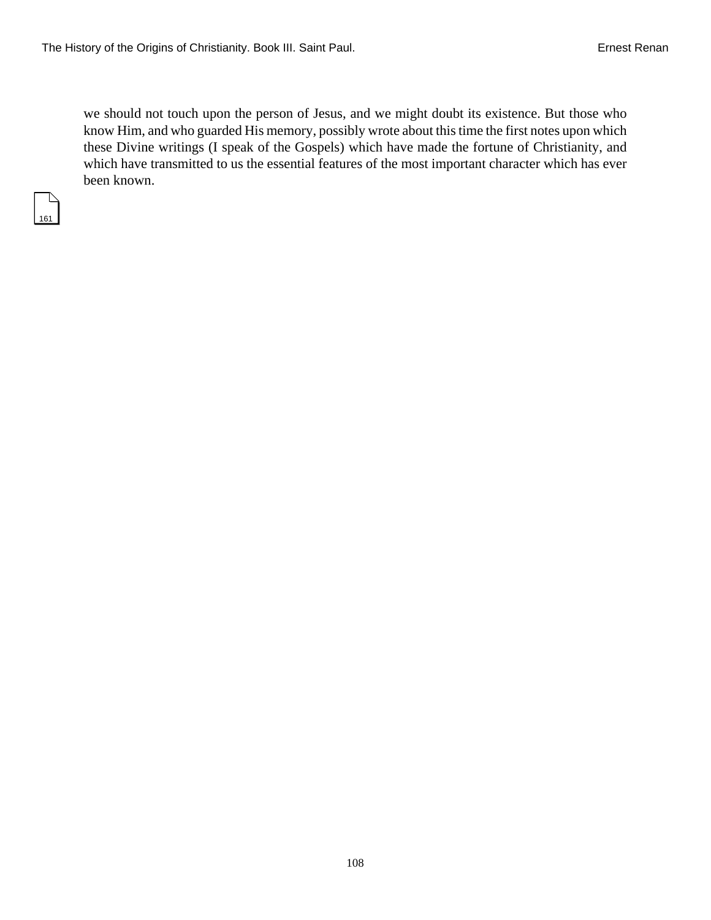we should not touch upon the person of Jesus, and we might doubt its existence. But those who know Him, and who guarded His memory, possibly wrote about this time the first notes upon which these Divine writings (I speak of the Gospels) which have made the fortune of Christianity, and which have transmitted to us the essential features of the most important character which has ever been known.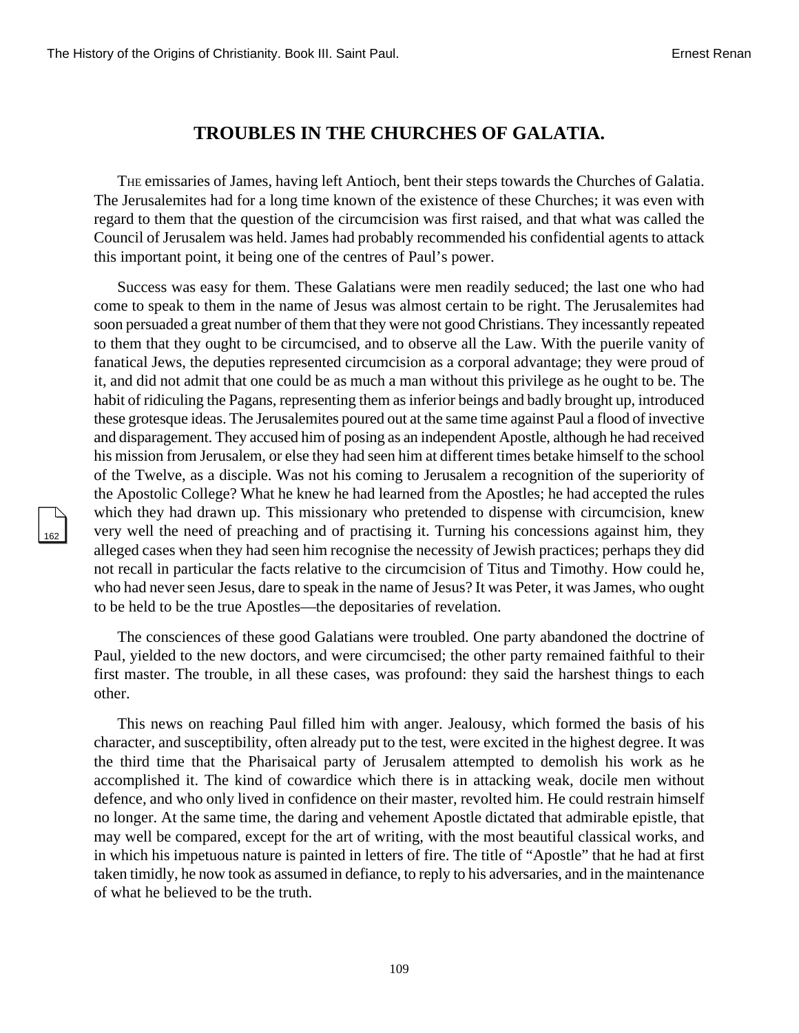## TROUBLES IN THE CHURCHES OF GALATIA.

The emissaries of James, having left Antioch, bent their steps towards the Churches of Galatia. The Jerusalemites had for a long time known of the existence of these Churches; it was even with regard to them that the question of the circumcision was first raised, and that what was called the Council of Jerusalem was held. James had probably recommended his confidential agents to attack this important point, it being one of the centres of Paul's power.

Success was easy for them. These Galatians were men readily seduced; the last one who had come to speak to them in the name of Jesus was almost certain to be right. The Jerusalemites had soon persuaded a great number of them that they were not good Christians. They incessantly repeated to them that they ought to be circumcised, and to observe all the Law. With the puerile vanity of fanatical Jews, the deputies represented circumcision as a corporal advantage; they were proud of it, and did not admit that one could be as much a man without this privilege as he ought to be. The habit of ridiculing the Pagans, representing them as inferior beings and badly brought up, introduced these grotesque ideas. The Jerusalemites poured out at the same time against Paul a flood of invective and disparagement. They accused him of posing as an independent Apostle, although he had received his mission from Jerusalem, or else they had seen him at different times betake himself to the school of the Twelve, as a disciple. Was not his coming to Jerusalem a recognition of the superiority of the Apostolic College? What he knew he had learned from the Apostles; he had accepted the rules which they had drawn up. This missionary who pretended to dispense with circumcision, knew very well the need of preaching and of practising it. Turning his concessions against him, they alleged cases when they had seen him recognise the necessity of Jewish practices; perhaps they did not recall in particular the facts relative to the circumcision of Titus and Timothy. How could he, who had never seen Jesus, dare to speak in the name of Jesus? It was Peter, it was James, who ought to be held to be the true Apostles—the depositaries of revelation.

The consciences of these good Galatians were troubled. One party abandoned the doctrine of Paul, yielded to the new doctors, and were circumcised; the other party remained faithful to their first master. The trouble, in all these cases, was profound: they said the harshest things to each other.

This news on reaching Paul filled him with anger. Jealousy, which formed the basis of his character, and susceptibility, often already put to the test, were excited in the highest degree. It was the third time that the Pharisaical party of Jerusalem attempted to demolish his work as he accomplished it. The kind of cowardice which there is in attacking weak, docile men without defence, and who only lived in confidence on their master, revolted him. He could restrain himself no longer. At the same time, the daring and vehement Apostle dictated that admirable epistle, that may well be compared, except for the art of writing, with the most beautiful classical works, and in which his impetuous nature is painted in letters of fire. The title of "Apostle" that he had at first taken timidly, he now took as assumed in defiance, to reply to his adversaries, and in the maintenance of what he believed to be the truth.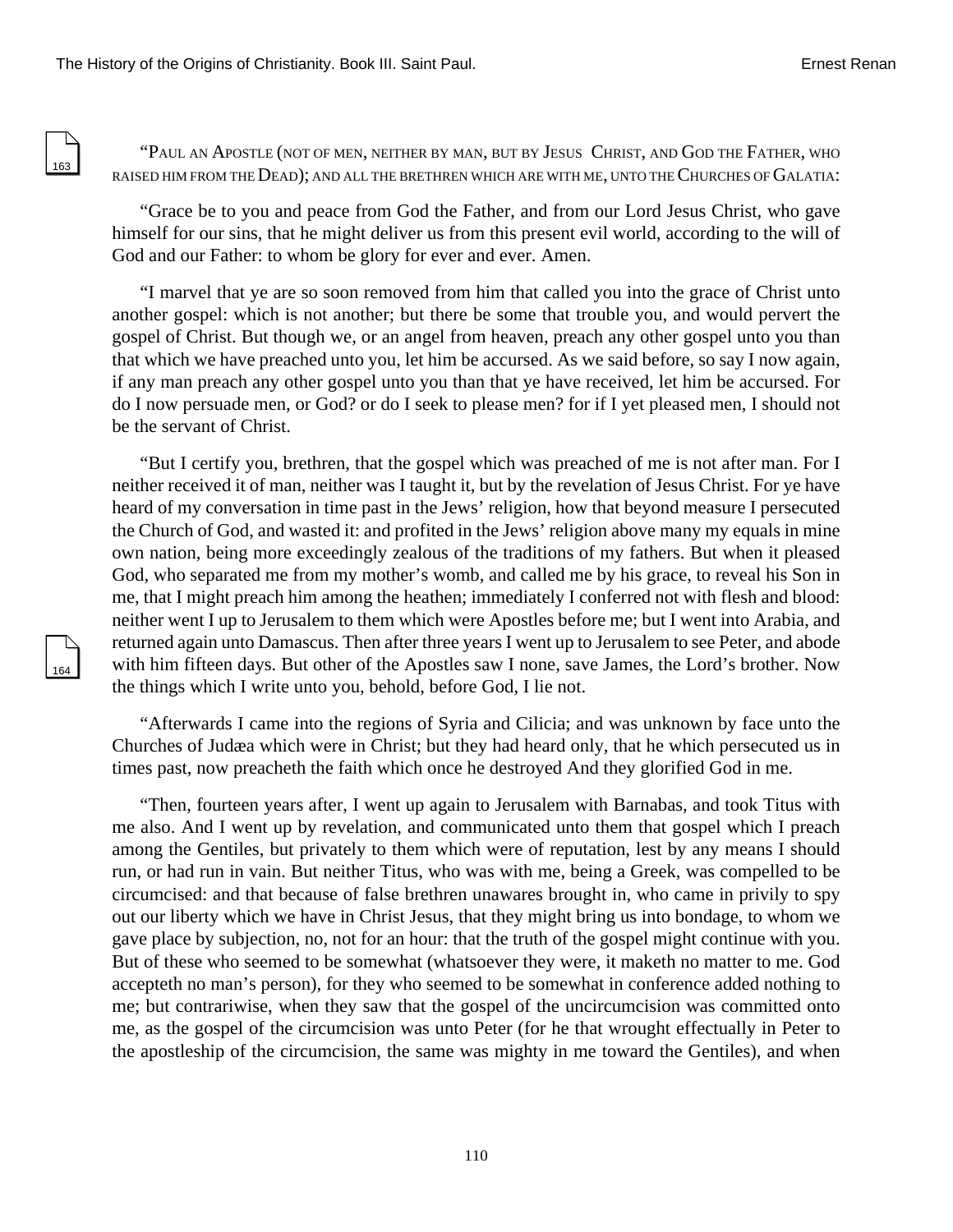"Paul an Apostle (not of men, neither by man, but by Jesus Christ, and God the Father, who raised him from the Dead); and all the brethren which are with me, unto the Churches of Galatia:

"Grace be to you and peace from God the Father, and from our Lord Jesus Christ, who gave himself for our sins, that he might deliver us from this present evil world, according to the will of God and our Father: to whom be glory for ever and ever. Amen.

"I marvel that ye are so soon removed from him that called you into the grace of Christ unto another gospel: which is not another; but there be some that trouble you, and would pervert the gospel of Christ. But though we, or an angel from heaven, preach any other gospel unto you than that which we have preached unto you, let him be accursed. As we said before, so say I now again, if any man preach any other gospel unto you than that ye have received, let him be accursed. For do I now persuade men, or God? or do I seek to please men? for if I yet pleased men, I should not be the servant of Christ.

"But I certify you, brethren, that the gospel which was preached of me is not after man. For I neither received it of man, neither was I taught it, but by the revelation of Jesus Christ. For ye have heard of my conversation in time past in the Jews' religion, how that beyond measure I persecuted the Church of God, and wasted it: and profited in the Jews' religion above many my equals in mine own nation, being more exceedingly zealous of the traditions of my fathers. But when it pleased God, who separated me from my mother's womb, and called me by his grace, to reveal his Son in me, that I might preach him among the heathen; immediately I conferred not with flesh and blood: neither went I up to Jerusalem to them which were Apostles before me; but I went into Arabia, and returned again unto Damascus. Then after three years I went up to Jerusalem to see Peter, and abode with him fifteen days. But other of the Apostles saw I none, save James, the Lord's brother. Now the things which I write unto you, behold, before God, I lie not.

"Afterwards I came into the regions of Syria and Cilicia; and was unknown by face unto the Churches of Judæa which were in Christ; but they had heard only, that he which persecuted us in times past, now preacheth the faith which once he destroyed And they glorified God in me.

"Then, fourteen years after, I went up again to Jerusalem with Barnabas, and took Titus with me also. And I went up by revelation, and communicated unto them that gospel which I preach among the Gentiles, but privately to them which were of reputation, lest by any means I should run, or had run in vain. But neither Titus, who was with me, being a Greek, was compelled to be circumcised: and that because of false brethren unawares brought in, who came in privily to spy out our liberty which we have in Christ Jesus, that they might bring us into bondage, to whom we gave place by subjection, no, not for an hour: that the truth of the gospel might continue with you. But of these who seemed to be somewhat (whatsoever they were, it maketh no matter to me. God accepteth no man's person), for they who seemed to be somewhat in conference added nothing to me; but contrariwise, when they saw that the gospel of the uncircumcision was committed onto me, as the gospel of the circumcision was unto Peter (for he that wrought effectually in Peter to the apostleship of the circumcision, the same was mighty in me toward the Gentiles), and when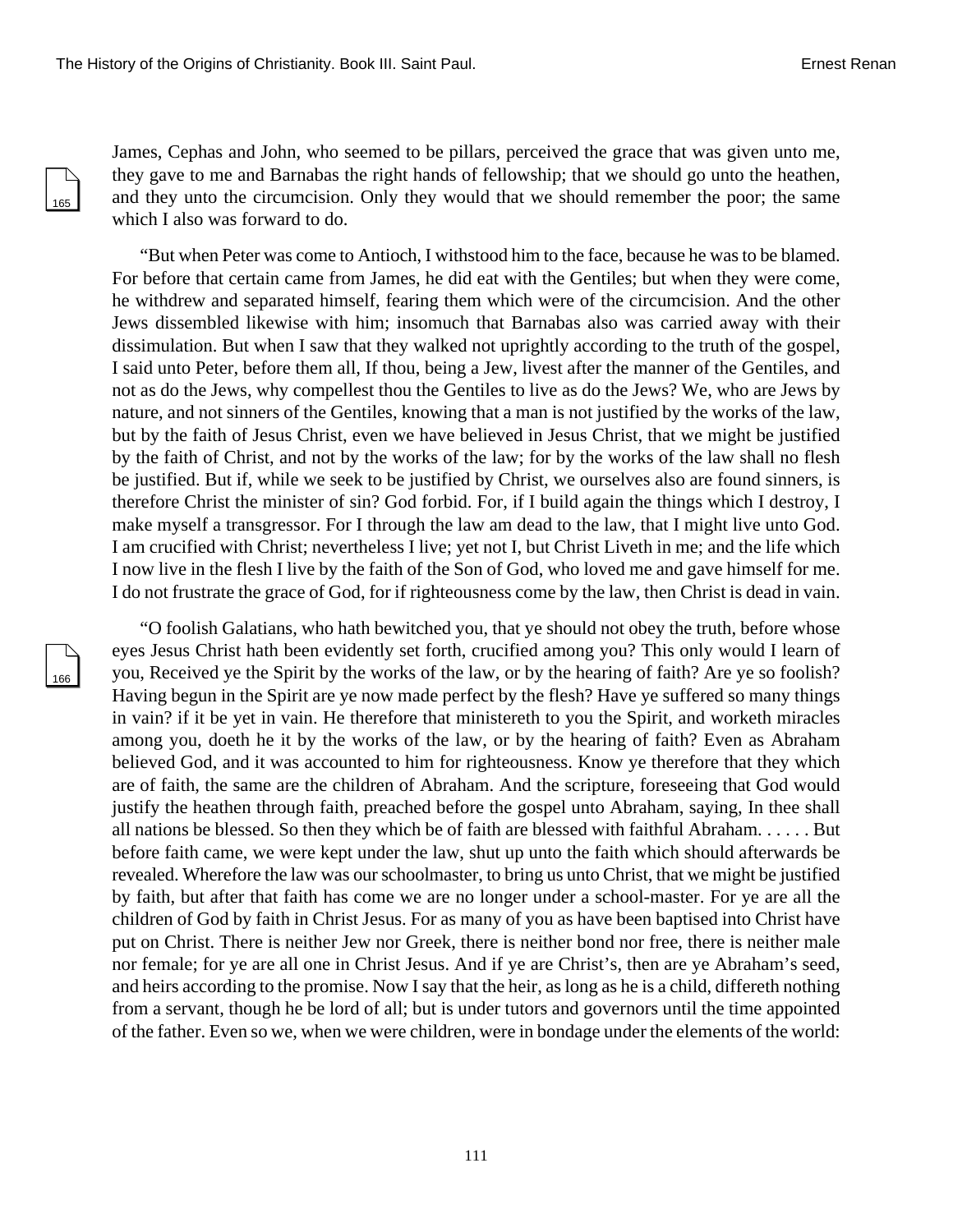James, Cephas and John, who seemed to be pillars, perceived the grace that was given unto me, they gave to me and Barnabas the right hands of fellowship; that we should go unto the heathen, and they unto the circumcision. Only they would that we should remember the poor; the same which I also was forward to do.

"But when Peter was come to Antioch, I withstood him to the face, because he was to be blamed. For before that certain came from James, he did eat with the Gentiles; but when they were come, he withdrew and separated himself, fearing them which were of the circumcision. And the other Jews dissembled likewise with him; insomuch that Barnabas also was carried away with their dissimulation. But when I saw that they walked not uprightly according to the truth of the gospel, I said unto Peter, before them all, If thou, being a Jew, livest after the manner of the Gentiles, and not as do the Jews, why compellest thou the Gentiles to live as do the Jews? We, who are Jews by nature, and not sinners of the Gentiles, knowing that a man is not justified by the works of the law, but by the faith of Jesus Christ, even we have believed in Jesus Christ, that we might be justified by the faith of Christ, and not by the works of the law; for by the works of the law shall no flesh be justified. But if, while we seek to be justified by Christ, we ourselves also are found sinners, is therefore Christ the minister of sin? God forbid. For, if I build again the things which I destroy, I make myself a transgressor. For I through the law am dead to the law, that I might live unto God. I am crucified with Christ; nevertheless I live; yet not I, but Christ Liveth in me; and the life which I now live in the flesh I live by the faith of the Son of God, who loved me and gave himself for me. I do not frustrate the grace of God, for if righteousness come by the law, then Christ is dead in vain.

"O foolish Galatians, who hath bewitched you, that ye should not obey the truth, before whose eyes Jesus Christ hath been evidently set forth, crucified among you? This only would I learn of you, Received ye the Spirit by the works of the law, or by the hearing of faith? Are ye so foolish? Having begun in the Spirit are ye now made perfect by the flesh? Have ye suffered so many things in vain? if it be yet in vain. He therefore that ministereth to you the Spirit, and worketh miracles among you, doeth he it by the works of the law, or by the hearing of faith? Even as Abraham believed God, and it was accounted to him for righteousness. Know ye therefore that they which are of faith, the same are the children of Abraham. And the scripture, foreseeing that God would justify the heathen through faith, preached before the gospel unto Abraham, saying, In thee shall all nations be blessed. So then they which be of faith are blessed with faithful Abraham. . . . . . But before faith came, we were kept under the law, shut up unto the faith which should afterwards be revealed. Wherefore the law was our schoolmaster, to bring us unto Christ, that we might be justified by faith, but after that faith has come we are no longer under a school-master. For ye are all the children of God by faith in Christ Jesus. For as many of you as have been baptised into Christ have put on Christ. There is neither Jew nor Greek, there is neither bond nor free, there is neither male nor female; for ye are all one in Christ Jesus. And if ye are Christ's, then are ye Abraham's seed, and heirs according to the promise. Now I say that the heir, as long as he is a child, differeth nothing from a servant, though he be lord of all; but is under tutors and governors until the time appointed of the father. Even so we, when we were children, were in bondage under the elements of the world: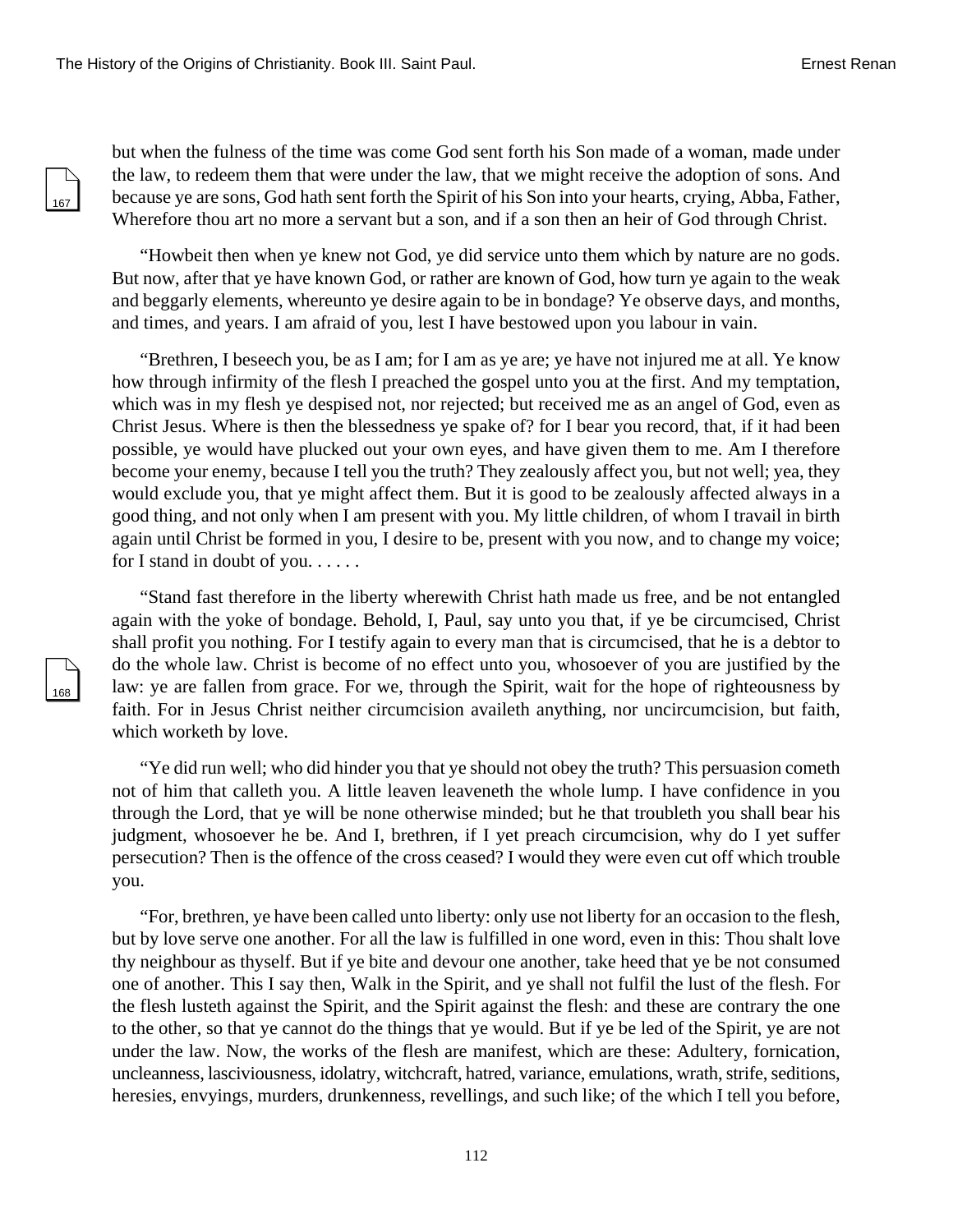but when the fulness of the time was come God sent forth his Son made of a woman, made under the law, to redeem them that were under the law, that we might receive the adoption of sons. And because ye are sons, God hath sent forth the Spirit of his Son into your hearts, crying, Abba, Father, Wherefore thou art no more a servant but a son, and if a son then an heir of God through Christ.

"Howbeit then when ye knew not God, ye did service unto them which by nature are no gods. But now, after that ye have known God, or rather are known of God, how turn ye again to the weak and beggarly elements, whereunto ye desire again to be in bondage? Ye observe days, and months, and times, and years. I am afraid of you, lest I have bestowed upon you labour in vain.

"Brethren, I beseech you, be as I am; for I am as ye are; ye have not injured me at all. Ye know how through infirmity of the flesh I preached the gospel unto you at the first. And my temptation, which was in my flesh ye despised not, nor rejected; but received me as an angel of God, even as Christ Jesus. Where is then the blessedness ye spake of? for I bear you record, that, if it had been possible, ye would have plucked out your own eyes, and have given them to me. Am I therefore become your enemy, because I tell you the truth? They zealously affect you, but not well; yea, they would exclude you, that ye might affect them. But it is good to be zealously affected always in a good thing, and not only when I am present with you. My little children, of whom I travail in birth again until Christ be formed in you, I desire to be, present with you now, and to change my voice; for I stand in doubt of you. . . . . .

"Stand fast therefore in the liberty wherewith Christ hath made us free, and be not entangled again with the yoke of bondage. Behold, I, Paul, say unto you that, if ye be circumcised, Christ shall profit you nothing. For I testify again to every man that is circumcised, that he is a debtor to do the whole law. Christ is become of no effect unto you, whosoever of you are justified by the law: ye are fallen from grace. For we, through the Spirit, wait for the hope of righteousness by faith. For in Jesus Christ neither circumcision availeth anything, nor uncircumcision, but faith, which worketh by love.

"Ye did run well; who did hinder you that ye should not obey the truth? This persuasion cometh not of him that calleth you. A little leaven leaveneth the whole lump. I have confidence in you through the Lord, that ye will be none otherwise minded; but he that troubleth you shall bear his judgment, whosoever he be. And I, brethren, if I yet preach circumcision, why do I yet suffer persecution? Then is the offence of the cross ceased? I would they were even cut off which trouble you.

"For, brethren, ye have been called unto liberty: only use not liberty for an occasion to the flesh, but by love serve one another. For all the law is fulfilled in one word, even in this: Thou shalt love thy neighbour as thyself. But if ye bite and devour one another, take heed that ye be not consumed one of another. This I say then, Walk in the Spirit, and ye shall not fulfil the lust of the flesh. For the flesh lusteth against the Spirit, and the Spirit against the flesh: and these are contrary the one to the other, so that ye cannot do the things that ye would. But if ye be led of the Spirit, ye are not under the law. Now, the works of the flesh are manifest, which are these: Adultery, fornication, uncleanness, lasciviousness, idolatry, witchcraft, hatred, variance, emulations, wrath, strife, seditions, heresies, envyings, murders, drunkenness, revellings, and such like; of the which I tell you before,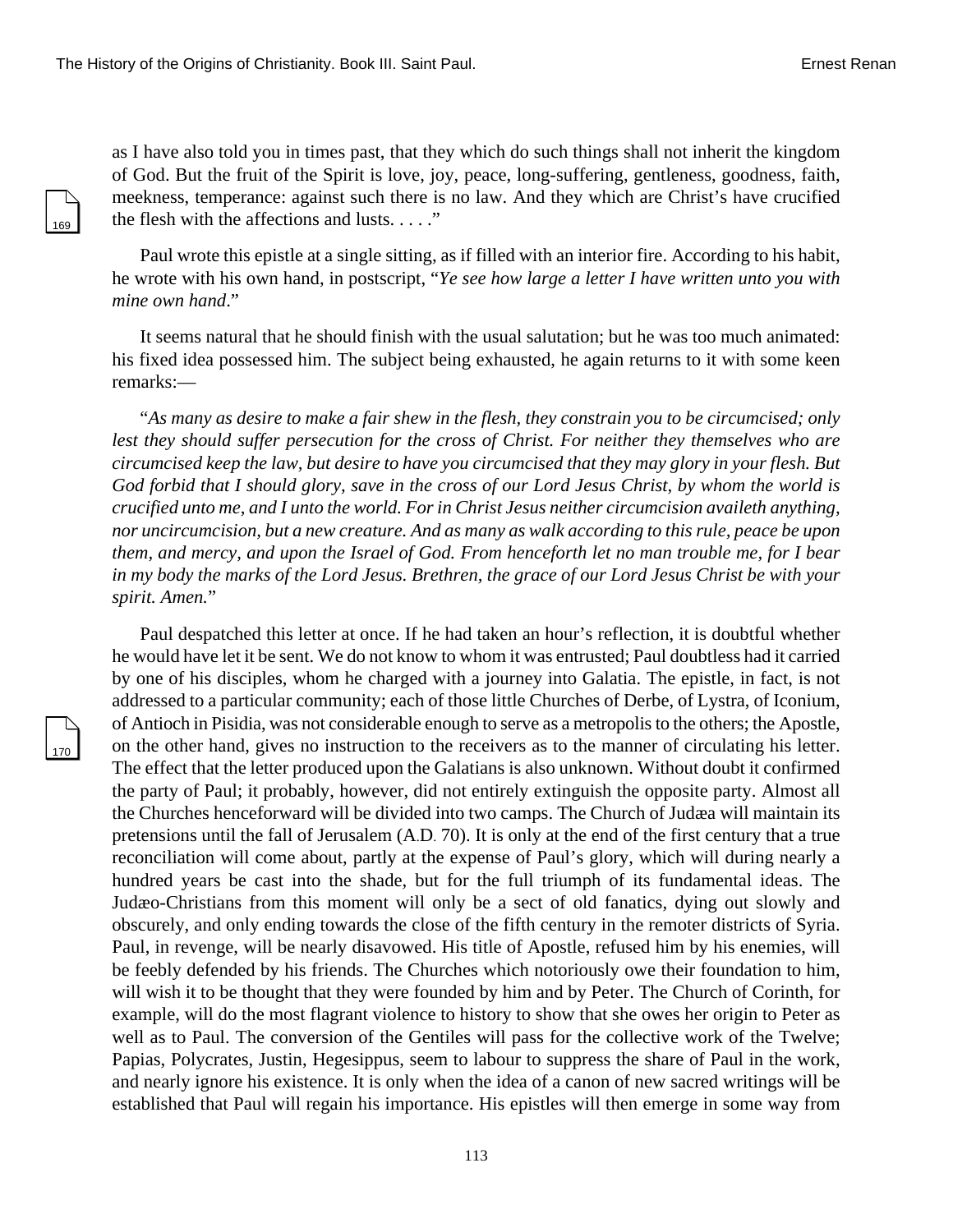as I have also told you in times past, that they which do such things shall not inherit the kingdom of God. But the fruit of the Spirit is love, joy, peace, long-suffering, gentleness, goodness, faith, meekness, temperance: against such there is no law. And they which are Christ's have crucified the flesh with the affections and lusts. . . . ."

Paul wrote this epistle at a single sitting, as if filled with an interior fire. According to his habit, he wrote with his own hand, in postscript, "*Ye see how large a letter I have written unto you with mine own hand*."

It seems natural that he should finish with the usual salutation; but he was too much animated: his fixed idea possessed him. The subject being exhausted, he again returns to it with some keen remarks:—

"*As many as desire to make a fair shew in the flesh, they constrain you to be circumcised; only lest they should suffer persecution for the cross of Christ. For neither they themselves who are circumcised keep the law, but desire to have you circumcised that they may glory in your flesh. But God forbid that I should glory, save in the cross of our Lord Jesus Christ, by whom the world is crucified unto me, and I unto the world. For in Christ Jesus neither circumcision availeth anything, nor uncircumcision, but a new creature. And as many as walk according to this rule, peace be upon them, and mercy, and upon the Israel of God. From henceforth let no man trouble me, for I bear in my body the marks of the Lord Jesus. Brethren, the grace of our Lord Jesus Christ be with your spirit. Amen.*"

Paul despatched this letter at once. If he had taken an hour's reflection, it is doubtful whether he would have let it be sent. We do not know to whom it was entrusted; Paul doubtless had it carried by one of his disciples, whom he charged with a journey into Galatia. The epistle, in fact, is not addressed to a particular community; each of those little Churches of Derbe, of Lystra, of Iconium, of Antioch in Pisidia, was not considerable enough to serve as a metropolis to the others; the Apostle, on the other hand, gives no instruction to the receivers as to the manner of circulating his letter. The effect that the letter produced upon the Galatians is also unknown. Without doubt it confirmed the party of Paul; it probably, however, did not entirely extinguish the opposite party. Almost all the Churches henceforward will be divided into two camps. The Church of Judæa will maintain its pretensions until the fall of Jerusalem (A.D. 70). It is only at the end of the first century that a true reconciliation will come about, partly at the expense of Paul's glory, which will during nearly a hundred years be cast into the shade, but for the full triumph of its fundamental ideas. The Judæo-Christians from this moment will only be a sect of old fanatics, dying out slowly and obscurely, and only ending towards the close of the fifth century in the remoter districts of Syria. Paul, in revenge, will be nearly disavowed. His title of Apostle, refused him by his enemies, will be feebly defended by his friends. The Churches which notoriously owe their foundation to him, will wish it to be thought that they were founded by him and by Peter. The Church of Corinth, for example, will do the most flagrant violence to history to show that she owes her origin to Peter as well as to Paul. The conversion of the Gentiles will pass for the collective work of the Twelve; Papias, Polycrates, Justin, Hegesippus, seem to labour to suppress the share of Paul in the work, and nearly ignore his existence. It is only when the idea of a canon of new sacred writings will be established that Paul will regain his importance. His epistles will then emerge in some way from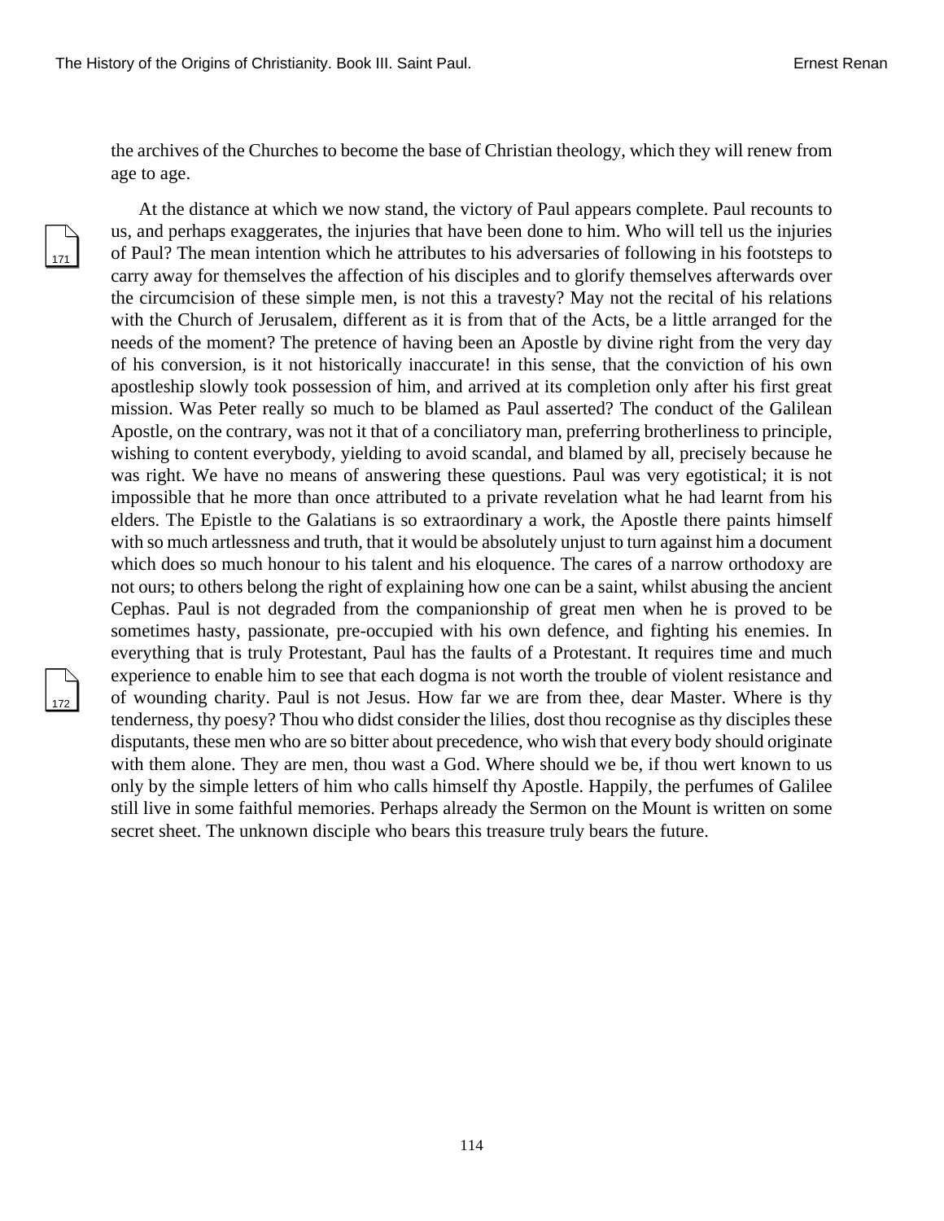the archives of the Churches to become the base of Christian theology, which they will renew from age to age.

At the distance at which we now stand, the victory of Paul appears complete. Paul recounts to us, and perhaps exaggerates, the injuries that have been done to him. Who will tell us the injuries of Paul? The mean intention which he attributes to his adversaries of following in his footsteps to carry away for themselves the affection of his disciples and to glorify themselves afterwards over the circumcision of these simple men, is not this a travesty? May not the recital of his relations with the Church of Jerusalem, different as it is from that of the Acts, be a little arranged for the needs of the moment? The pretence of having been an Apostle by divine right from the very day of his conversion, is it not historically inaccurate! in this sense, that the conviction of his own apostleship slowly took possession of him, and arrived at its completion only after his first great mission. Was Peter really so much to be blamed as Paul asserted? The conduct of the Galilean Apostle, on the contrary, was not it that of a conciliatory man, preferring brotherliness to principle, wishing to content everybody, yielding to avoid scandal, and blamed by all, precisely because he was right. We have no means of answering these questions. Paul was very egotistical; it is not impossible that he more than once attributed to a private revelation what he had learnt from his elders. The Epistle to the Galatians is so extraordinary a work, the Apostle there paints himself with so much artlessness and truth, that it would be absolutely unjust to turn against him a document which does so much honour to his talent and his eloquence. The cares of a narrow orthodoxy are not ours; to others belong the right of explaining how one can be a saint, whilst abusing the ancient Cephas. Paul is not degraded from the companionship of great men when he is proved to be sometimes hasty, passionate, pre-occupied with his own defence, and fighting his enemies. In everything that is truly Protestant, Paul has the faults of a Protestant. It requires time and much experience to enable him to see that each dogma is not worth the trouble of violent resistance and of wounding charity. Paul is not Jesus. How far we are from thee, dear Master. Where is thy tenderness, thy poesy? Thou who didst consider the lilies, dost thou recognise as thy disciples these disputants, these men who are so bitter about precedence, who wish that every body should originate with them alone. They are men, thou wast a God. Where should we be, if thou wert known to us only by the simple letters of him who calls himself thy Apostle. Happily, the perfumes of Galilee still live in some faithful memories. Perhaps already the Sermon on the Mount is written on some secret sheet. The unknown disciple who bears this treasure truly bears the future.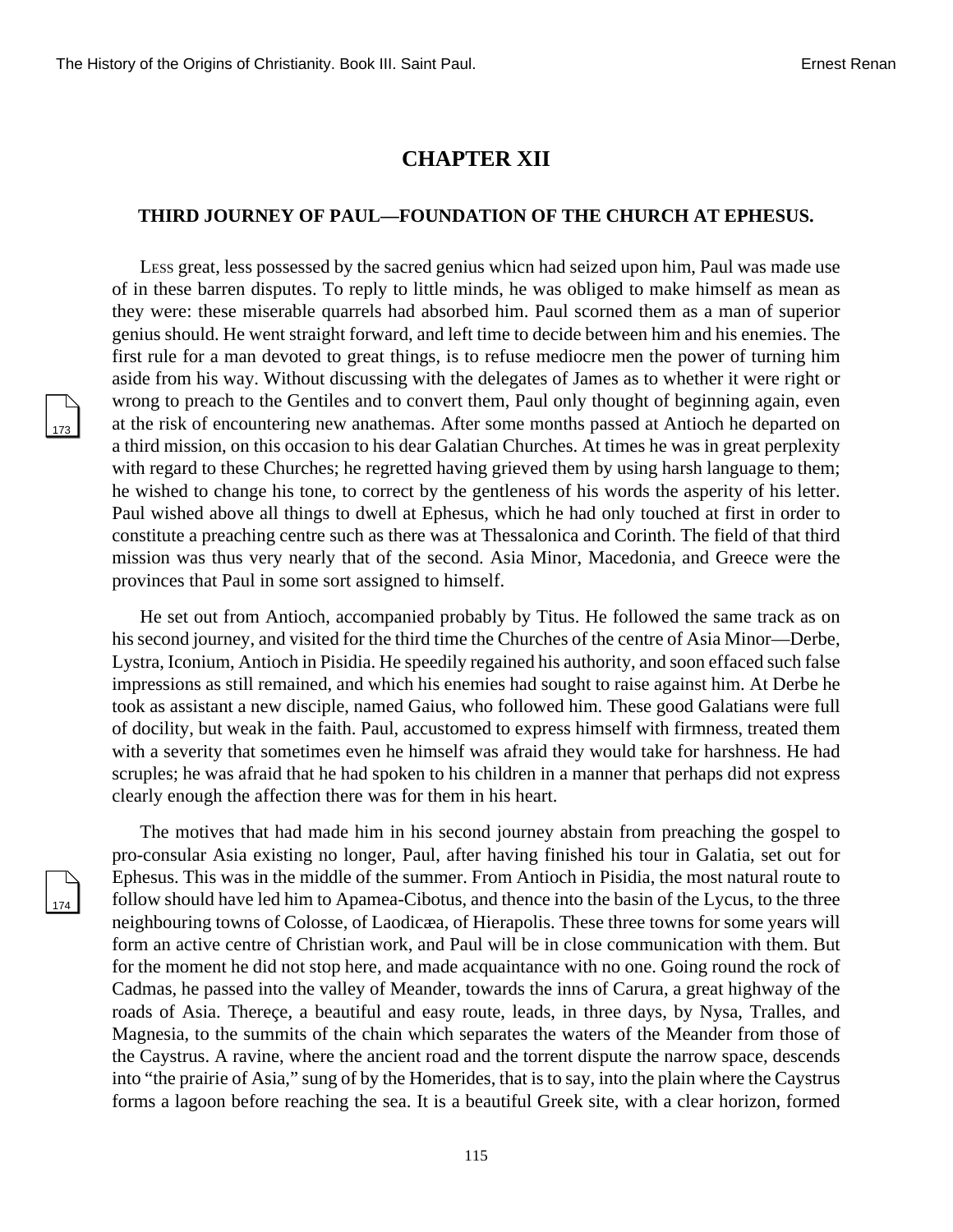## CHAPTER XII

### THIRD JOURNEY OF PAUL—FOUNDATION OF THE CHURCH AT EPHESUS.

LESS great, less possessed by the sacred genius whicn had seized upon him, Paul was made use of in these barren disputes. To reply to little minds, he was obliged to make himself as mean as they were: these miserable quarrels had absorbed him. Paul scorned them as a man of superior genius should. He went straight forward, and left time to decide between him and his enemies. The first rule for a man devoted to great things, is to refuse mediocre men the power of turning him aside from his way. Without discussing with the delegates of James as to whether it were right or wrong to preach to the Gentiles and to convert them, Paul only thought of beginning again, even at the risk of encountering new anathemas. After some months passed at Antioch he departed on a third mission, on this occasion to his dear Galatian Churches. At times he was in great perplexity with regard to these Churches; he regretted having grieved them by using harsh language to them; he wished to change his tone, to correct by the gentleness of his words the asperity of his letter. Paul wished above all things to dwell at Ephesus, which he had only touched at first in order to constitute a preaching centre such as there was at Thessalonica and Corinth. The field of that third mission was thus very nearly that of the second. Asia Minor, Macedonia, and Greece were the provinces that Paul in some sort assigned to himself.

He set out from Antioch, accompanied probably by Titus. He followed the same track as on his second journey, and visited for the third time the Churches of the centre of Asia Minor—Derbe, Lystra, Iconium, Antioch in Pisidia. He speedily regained his authority, and soon effaced such false impressions as still remained, and which his enemies had sought to raise against him. At Derbe he took as assistant a new disciple, named Gaius, who followed him. These good Galatians were full of docility, but weak in the faith. Paul, accustomed to express himself with firmness, treated them with a severity that sometimes even he himself was afraid they would take for harshness. He had scruples; he was afraid that he had spoken to his children in a manner that perhaps did not express clearly enough the affection there was for them in his heart.

The motives that had made him in his second journey abstain from preaching the gospel to pro-consular Asia existing no longer, Paul, after having finished his tour in Galatia, set out for Ephesus. This was in the middle of the summer. From Antioch in Pisidia, the most natural route to follow should have led him to Apamea-Cibotus, and thence into the basin of the Lycus, to the three neighbouring towns of Colosse, of Laodicæa, of Hierapolis. These three towns for some years will form an active centre of Christian work, and Paul will be in close communication with them. But for the moment he did not stop here, and made acquaintance with no one. Going round the rock of Cadmas, he passed into the valley of Meander, towards the inns of Carura, a great highway of the roads of Asia. Thereçe, a beautiful and easy route, leads, in three days, by Nysa, Tralles, and Magnesia, to the summits of the chain which separates the waters of the Meander from those of the Caystrus. A ravine, where the ancient road and the torrent dispute the narrow space, descends into "the prairie of Asia," sung of by the Homerides, that is to say, into the plain where the Caystrus forms a lagoon before reaching the sea. It is a beautiful Greek site, with a clear horizon, formed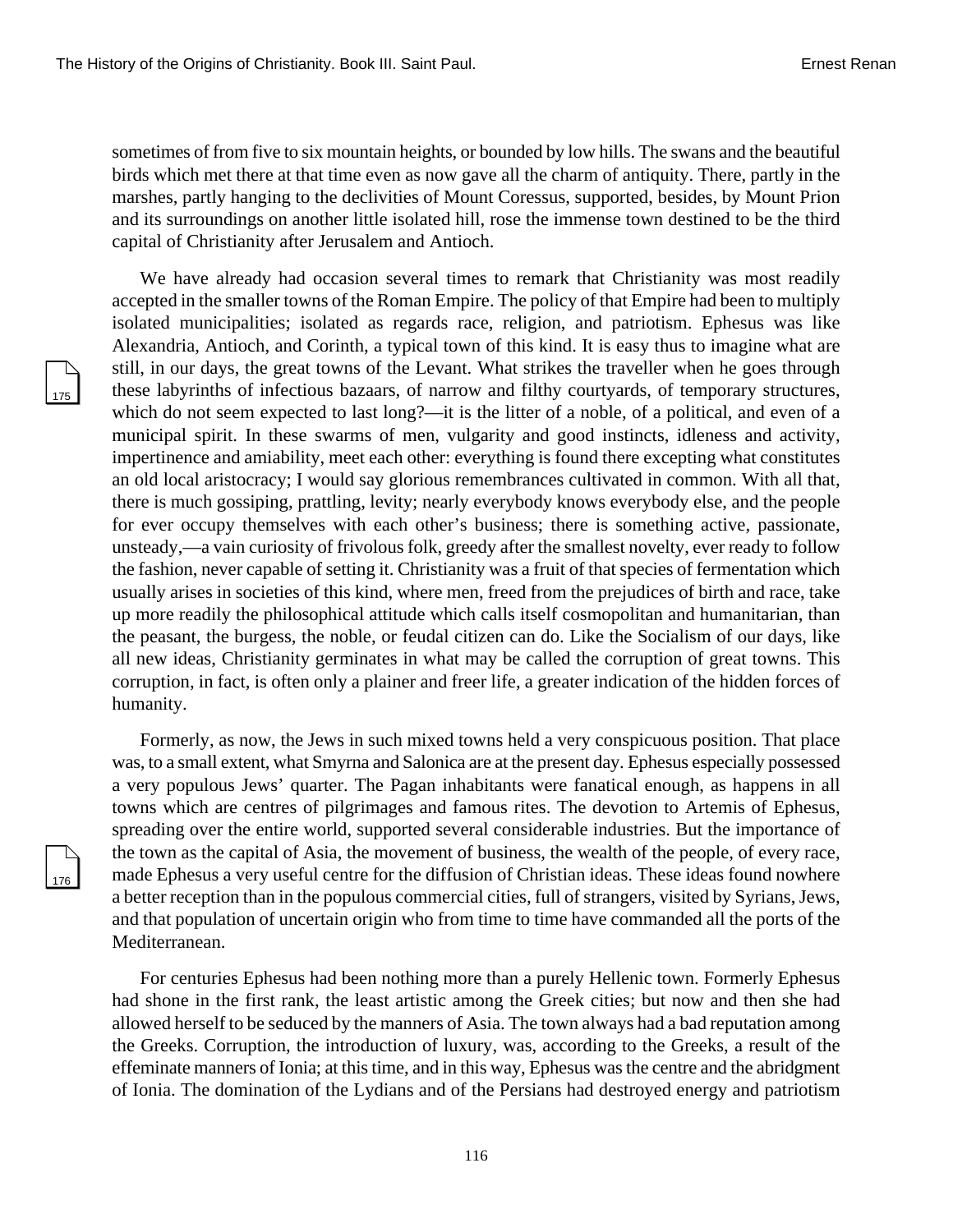sometimes of from five to six mountain heights, or bounded by low hills. The swans and the beautiful birds which met there at that time even as now gave all the charm of antiquity. There, partly in the marshes, partly hanging to the declivities of Mount Coressus, supported, besides, by Mount Prion and its surroundings on another little isolated hill, rose the immense town destined to be the third capital of Christianity after Jerusalem and Antioch.

We have already had occasion several times to remark that Christianity was most readily accepted in the smaller towns of the Roman Empire. The policy of that Empire had been to multiply isolated municipalities; isolated as regards race, religion, and patriotism. Ephesus was like Alexandria, Antioch, and Corinth, a typical town of this kind. It is easy thus to imagine what are still, in our days, the great towns of the Levant. What strikes the traveller when he goes through these labyrinths of infectious bazaars, of narrow and filthy courtyards, of temporary structures, which do not seem expected to last long?—it is the litter of a noble, of a political, and even of a municipal spirit. In these swarms of men, vulgarity and good instincts, idleness and activity, impertinence and amiability, meet each other: everything is found there excepting what constitutes an old local aristocracy; I would say glorious remembrances cultivated in common. With all that, there is much gossiping, prattling, levity; nearly everybody knows everybody else, and the people for ever occupy themselves with each other's business; there is something active, passionate, unsteady,—a vain curiosity of frivolous folk, greedy after the smallest novelty, ever ready to follow the fashion, never capable of setting it. Christianity was a fruit of that species of fermentation which usually arises in societies of this kind, where men, freed from the prejudices of birth and race, take up more readily the philosophical attitude which calls itself cosmopolitan and humanitarian, than the peasant, the burgess, the noble, or feudal citizen can do. Like the Socialism of our days, like all new ideas, Christianity germinates in what may be called the corruption of great towns. This corruption, in fact, is often only a plainer and freer life, a greater indication of the hidden forces of humanity.

Formerly, as now, the Jews in such mixed towns held a very conspicuous position. That place was, to a small extent, what Smyrna and Salonica are at the present day. Ephesus especially possessed a very populous Jews' quarter. The Pagan inhabitants were fanatical enough, as happens in all towns which are centres of pilgrimages and famous rites. The devotion to Artemis of Ephesus, spreading over the entire world, supported several considerable industries. But the importance of the town as the capital of Asia, the movement of business, the wealth of the people, of every race, made Ephesus a very useful centre for the diffusion of Christian ideas. These ideas found nowhere a better reception than in the populous commercial cities, full of strangers, visited by Syrians, Jews, and that population of uncertain origin who from time to time have commanded all the ports of the Mediterranean.

For centuries Ephesus had been nothing more than a purely Hellenic town. Formerly Ephesus had shone in the first rank, the least artistic among the Greek cities; but now and then she had allowed herself to be seduced by the manners of Asia. The town always had a bad reputation among the Greeks. Corruption, the introduction of luxury, was, according to the Greeks, a result of the effeminate manners of Ionia; at this time, and in this way, Ephesus was the centre and the abridgment of Ionia. The domination of the Lydians and of the Persians had destroyed energy and patriotism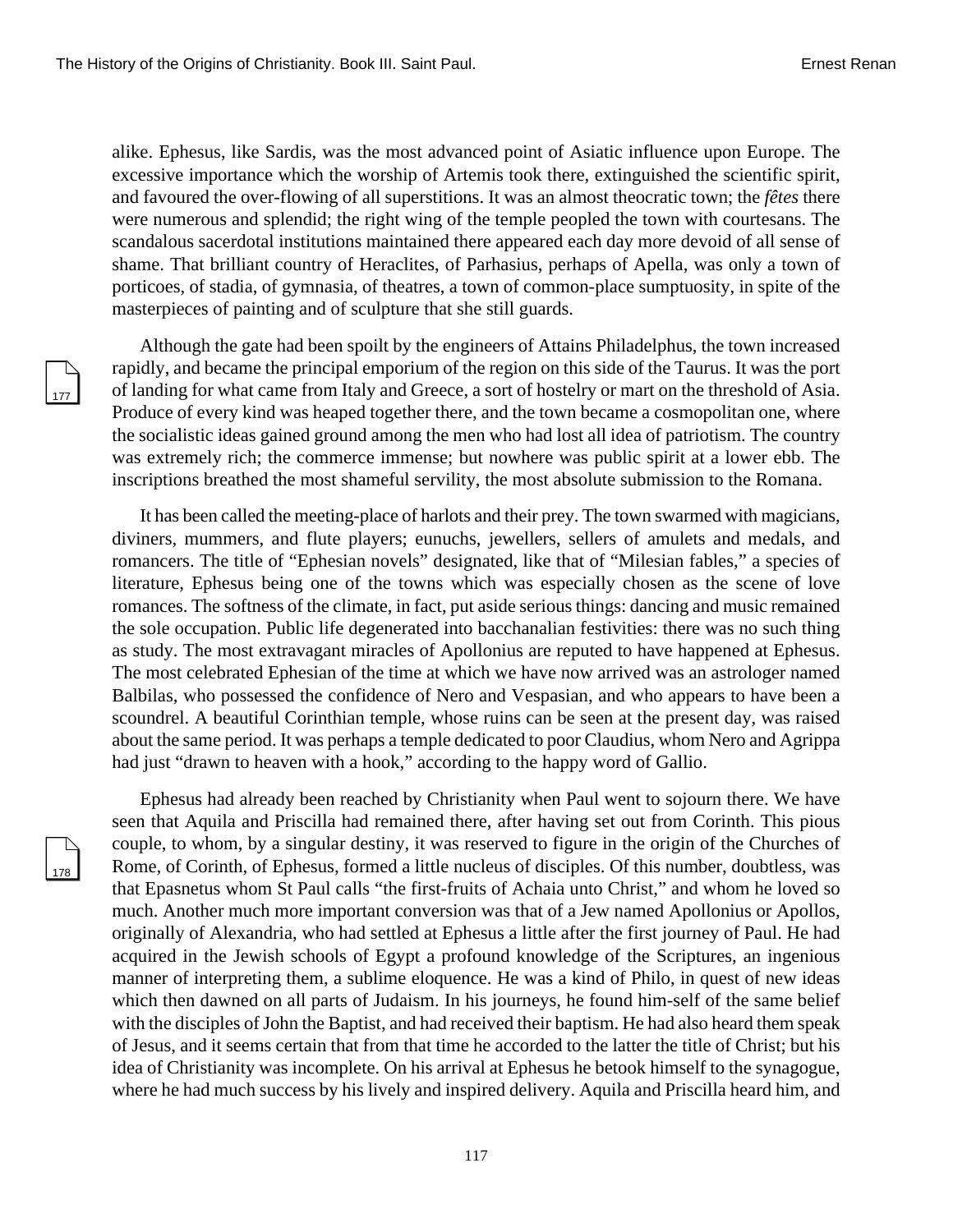alike. Ephesus, like Sardis, was the most advanced point of Asiatic influence upon Europe. The excessive importance which the worship of Artemis took there, extinguished the scientific spirit, and favoured the over-flowing of all superstitions. It was an almost theocratic town; the *fêtes* there were numerous and splendid; the right wing of the temple peopled the town with courtesans. The scandalous sacerdotal institutions maintained there appeared each day more devoid of all sense of shame. That brilliant country of Heraclites, of Parhasius, perhaps of Apella, was only a town of porticoes, of stadia, of gymnasia, of theatres, a town of common-place sumptuosity, in spite of the masterpieces of painting and of sculpture that she still guards.

Although the gate had been spoilt by the engineers of Attains Philadelphus, the town increased rapidly, and became the principal emporium of the region on this side of the Taurus. It was the port of landing for what came from Italy and Greece, a sort of hostelry or mart on the threshold of Asia. Produce of every kind was heaped together there, and the town became a cosmopolitan one, where the socialistic ideas gained ground among the men who had lost all idea of patriotism. The country was extremely rich; the commerce immense; but nowhere was public spirit at a lower ebb. The inscriptions breathed the most shameful servility, the most absolute submission to the Romana.

It has been called the meeting-place of harlots and their prey. The town swarmed with magicians, diviners, mummers, and flute players; eunuchs, jewellers, sellers of amulets and medals, and romancers. The title of "Ephesian novels" designated, like that of "Milesian fables," a species of literature, Ephesus being one of the towns which was especially chosen as the scene of love romances. The softness of the climate, in fact, put aside serious things: dancing and music remained the sole occupation. Public life degenerated into bacchanalian festivities: there was no such thing as study. The most extravagant miracles of Apollonius are reputed to have happened at Ephesus. The most celebrated Ephesian of the time at which we have now arrived was an astrologer named Balbilas, who possessed the confidence of Nero and Vespasian, and who appears to have been a scoundrel. A beautiful Corinthian temple, whose ruins can be seen at the present day, was raised about the same period. It was perhaps a temple dedicated to poor Claudius, whom Nero and Agrippa had just "drawn to heaven with a hook," according to the happy word of Gallio.

Ephesus had already been reached by Christianity when Paul went to sojourn there. We have seen that Aquila and Priscilla had remained there, after having set out from Corinth. This pious couple, to whom, by a singular destiny, it was reserved to figure in the origin of the Churches of Rome, of Corinth, of Ephesus, formed a little nucleus of disciples. Of this number, doubtless, was that Epasnetus whom St Paul calls "the first-fruits of Achaia unto Christ," and whom he loved so much. Another much more important conversion was that of a Jew named Apollonius or Apollos, originally of Alexandria, who had settled at Ephesus a little after the first journey of Paul. He had acquired in the Jewish schools of Egypt a profound knowledge of the Scriptures, an ingenious manner of interpreting them, a sublime eloquence. He was a kind of Philo, in quest of new ideas which then dawned on all parts of Judaism. In his journeys, he found him-self of the same belief with the disciples of John the Baptist, and had received their baptism. He had also heard them speak of Jesus, and it seems certain that from that time he accorded to the latter the title of Christ; but his idea of Christianity was incomplete. On his arrival at Ephesus he betook himself to the synagogue, where he had much success by his lively and inspired delivery. Aquila and Priscilla heard him, and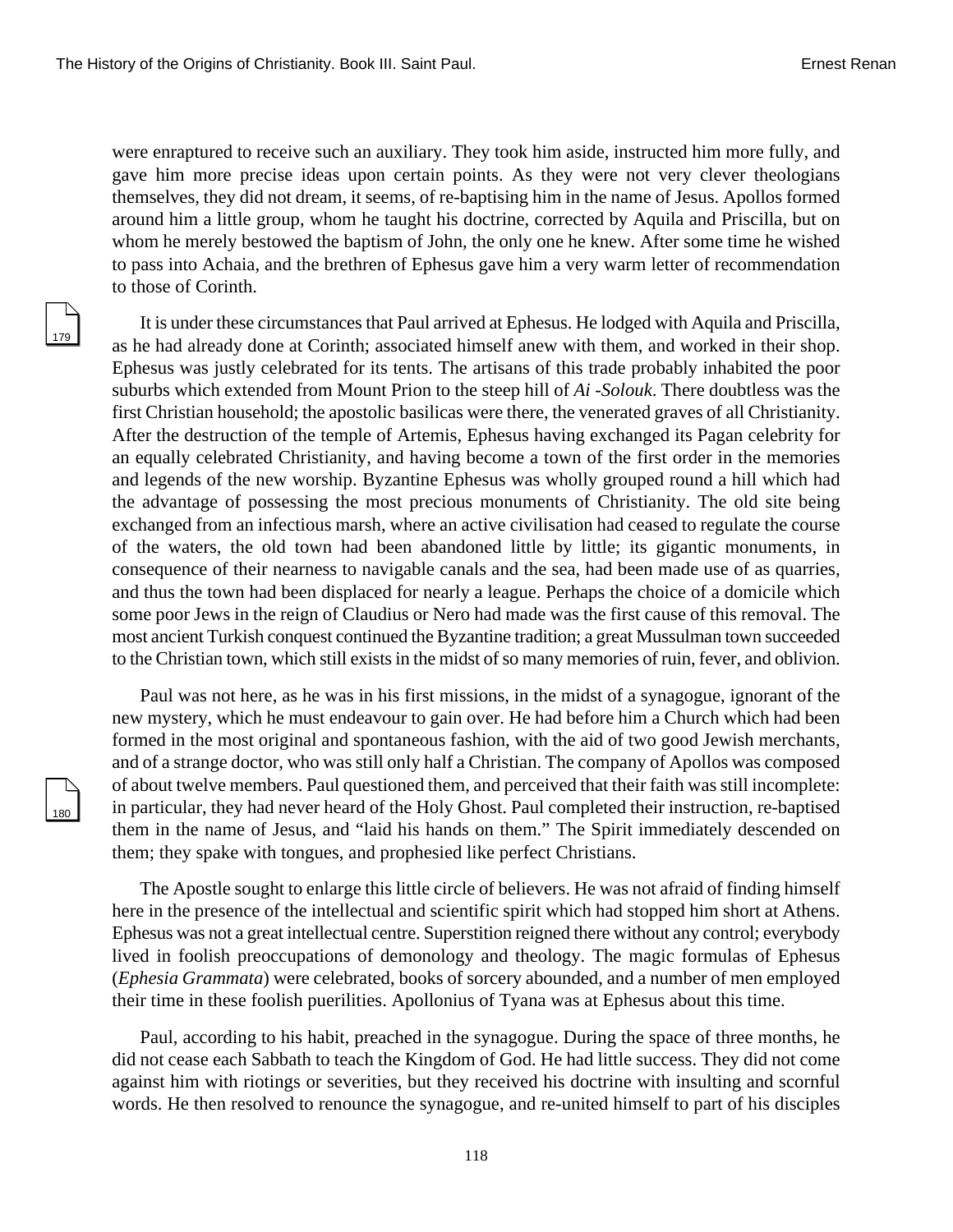were enraptured to receive such an auxiliary. They took him aside, instructed him more fully, and gave him more precise ideas upon certain points. As they were not very clever theologians themselves, they did not dream, it seems, of re-baptising him in the name of Jesus. Apollos formed around him a little group, whom he taught his doctrine, corrected by Aquila and Priscilla, but on whom he merely bestowed the baptism of John, the only one he knew. After some time he wished to pass into Achaia, and the brethren of Ephesus gave him a very warm letter of recommendation to those of Corinth.

It is under these circumstances that Paul arrived at Ephesus. He lodged with Aquila and Priscilla, as he had already done at Corinth; associated himself anew with them, and worked in their shop. Ephesus was justly celebrated for its tents. The artisans of this trade probably inhabited the poor suburbs which extended from Mount Prion to the steep hill of *Ai -Solouk*. There doubtless was the first Christian household; the apostolic basilicas were there, the venerated graves of all Christianity. After the destruction of the temple of Artemis, Ephesus having exchanged its Pagan celebrity for an equally celebrated Christianity, and having become a town of the first order in the memories and legends of the new worship. Byzantine Ephesus was wholly grouped round a hill which had the advantage of possessing the most precious monuments of Christianity. The old site being exchanged from an infectious marsh, where an active civilisation had ceased to regulate the course of the waters, the old town had been abandoned little by little; its gigantic monuments, in consequence of their nearness to navigable canals and the sea, had been made use of as quarries, and thus the town had been displaced for nearly a league. Perhaps the choice of a domicile which some poor Jews in the reign of Claudius or Nero had made was the first cause of this removal. The most ancient Turkish conquest continued the Byzantine tradition; a great Mussulman town succeeded to the Christian town, which still exists in the midst of so many memories of ruin, fever, and oblivion.

Paul was not here, as he was in his first missions, in the midst of a synagogue, ignorant of the new mystery, which he must endeavour to gain over. He had before him a Church which had been formed in the most original and spontaneous fashion, with the aid of two good Jewish merchants, and of a strange doctor, who was still only half a Christian. The company of Apollos was composed of about twelve members. Paul questioned them, and perceived that their faith was still incomplete: in particular, they had never heard of the Holy Ghost. Paul completed their instruction, re-baptised them in the name of Jesus, and "laid his hands on them." The Spirit immediately descended on them; they spake with tongues, and prophesied like perfect Christians.

The Apostle sought to enlarge this little circle of believers. He was not afraid of finding himself here in the presence of the intellectual and scientific spirit which had stopped him short at Athens. Ephesus was not a great intellectual centre. Superstition reigned there without any control; everybody lived in foolish preoccupations of demonology and theology. The magic formulas of Ephesus (*Ephesia Grammata*) were celebrated, books of sorcery abounded, and a number of men employed their time in these foolish puerilities. Apollonius of Tyana was at Ephesus about this time.

Paul, according to his habit, preached in the synagogue. During the space of three months, he did not cease each Sabbath to teach the Kingdom of God. He had little success. They did not come against him with riotings or severities, but they received his doctrine with insulting and scornful words. He then resolved to renounce the synagogue, and re-united himself to part of his disciples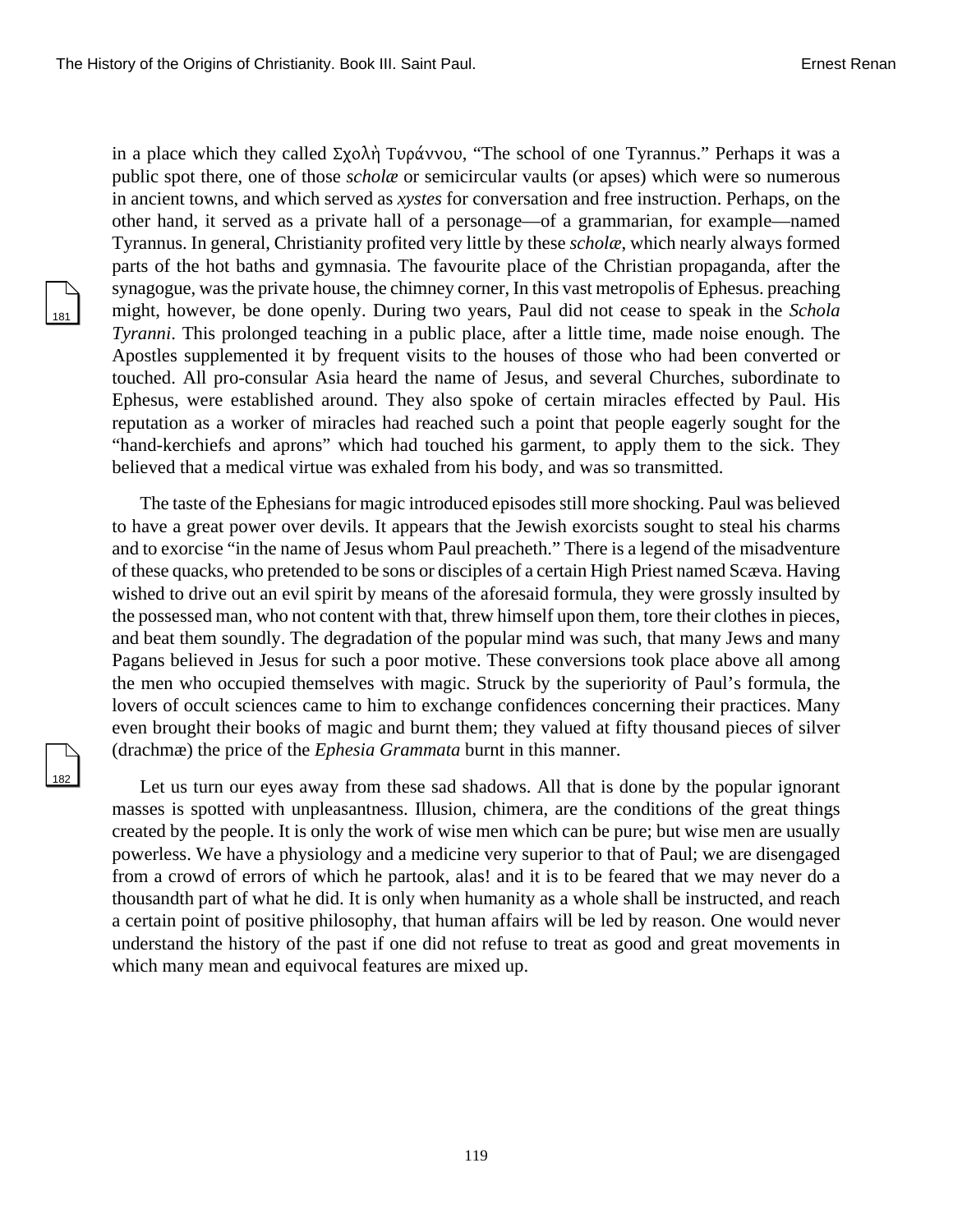in a place which they called Σχολὴ Τυράννου, "The school of one Tyrannus." Perhaps it was a public spot there, one of those *scholæ* or semicircular vaults (or apses) which were so numerous in ancient towns, and which served as *xystes* for conversation and free instruction. Perhaps, on the other hand, it served as a private hall of a personage—of a grammarian, for example—named Tyrannus. In general, Christianity profited very little by these *scholæ*, which nearly always formed parts of the hot baths and gymnasia. The favourite place of the Christian propaganda, after the synagogue, was the private house, the chimney corner, In this vast metropolis of Ephesus. preaching might, however, be done openly. During two years, Paul did not cease to speak in the *Schola Tyranni*. This prolonged teaching in a public place, after a little time, made noise enough. The Apostles supplemented it by frequent visits to the houses of those who had been converted or touched. All pro-consular Asia heard the name of Jesus, and several Churches, subordinate to Ephesus, were established around. They also spoke of certain miracles effected by Paul. His reputation as a worker of miracles had reached such a point that people eagerly sought for the "hand-kerchiefs and aprons" which had touched his garment, to apply them to the sick. They believed that a medical virtue was exhaled from his body, and was so transmitted.

The taste of the Ephesians for magic introduced episodes still more shocking. Paul was believed to have a great power over devils. It appears that the Jewish exorcists sought to steal his charms and to exorcise "in the name of Jesus whom Paul preacheth." There is a legend of the misadventure of these quacks, who pretended to be sons or disciples of a certain High Priest named Scæva. Having wished to drive out an evil spirit by means of the aforesaid formula, they were grossly insulted by the possessed man, who not content with that, threw himself upon them, tore their clothes in pieces, and beat them soundly. The degradation of the popular mind was such, that many Jews and many Pagans believed in Jesus for such a poor motive. These conversions took place above all among the men who occupied themselves with magic. Struck by the superiority of Paul's formula, the lovers of occult sciences came to him to exchange confidences concerning their practices. Many even brought their books of magic and burnt them; they valued at fifty thousand pieces of silver (drachmæ) the price of the *Ephesia Grammata* burnt in this manner.

Let us turn our eyes away from these sad shadows. All that is done by the popular ignorant masses is spotted with unpleasantness. Illusion, chimera, are the conditions of the great things created by the people. It is only the work of wise men which can be pure; but wise men are usually powerless. We have a physiology and a medicine very superior to that of Paul; we are disengaged from a crowd of errors of which he partook, alas! and it is to be feared that we may never do a thousandth part of what he did. It is only when humanity as a whole shall be instructed, and reach a certain point of positive philosophy, that human affairs will be led by reason. One would never understand the history of the past if one did not refuse to treat as good and great movements in which many mean and equivocal features are mixed up.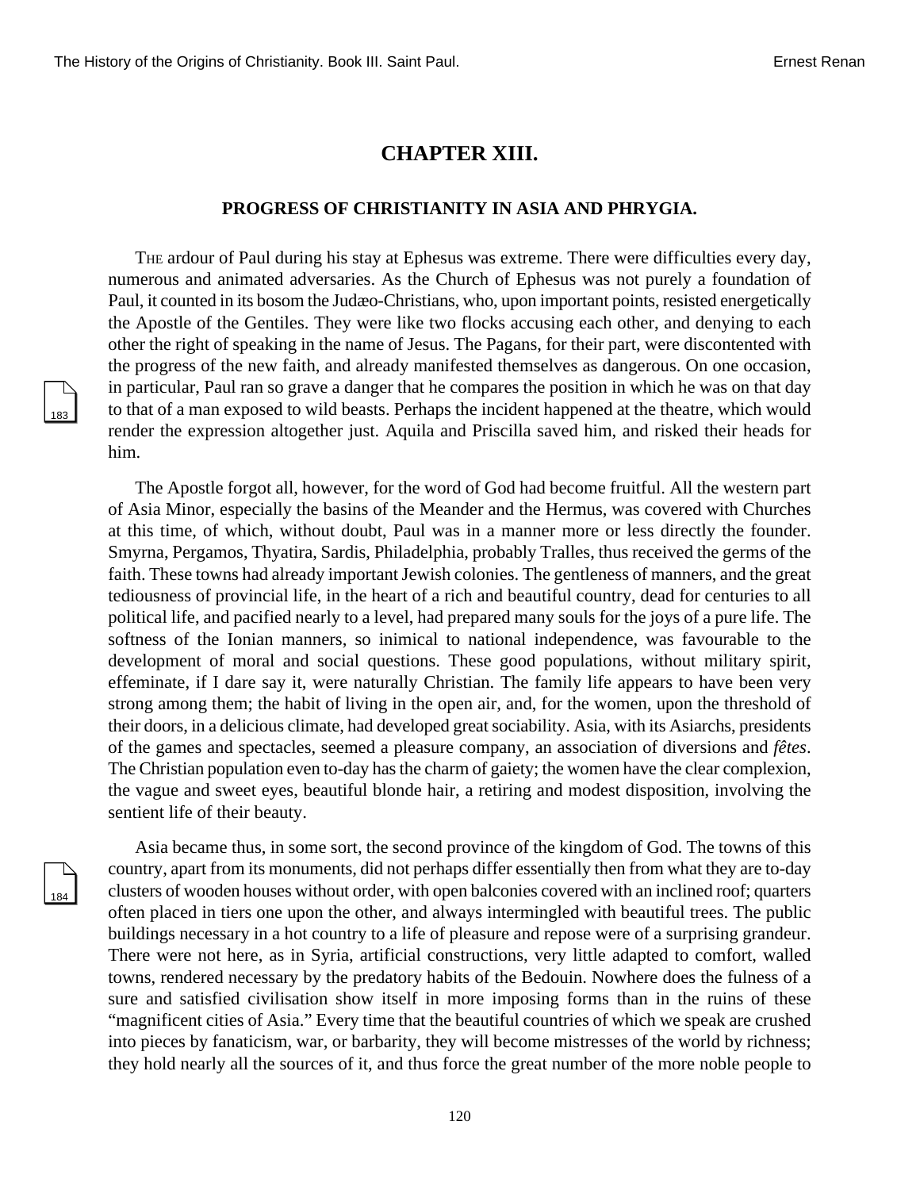## CHAPTER XIII.

### PROGRESS OF CHRISTIANITY IN ASIA AND PHRYGIA.

THE ardour of Paul during his stay at Ephesus was extreme. There were difficulties every day, numerous and animated adversaries. As the Church of Ephesus was not purely a foundation of Paul, it counted in its bosom the Judæo-Christians, who, upon important points, resisted energetically the Apostle of the Gentiles. They were like two flocks accusing each other, and denying to each other the right of speaking in the name of Jesus. The Pagans, for their part, were discontented with the progress of the new faith, and already manifested themselves as dangerous. On one occasion, in particular, Paul ran so grave a danger that he compares the position in which he was on that day to that of a man exposed to wild beasts. Perhaps the incident happened at the theatre, which would render the expression altogether just. Aquila and Priscilla saved him, and risked their heads for him.

The Apostle forgot all, however, for the word of God had become fruitful. All the western part of Asia Minor, especially the basins of the Meander and the Hermus, was covered with Churches at this time, of which, without doubt, Paul was in a manner more or less directly the founder. Smyrna, Pergamos, Thyatira, Sardis, Philadelphia, probably Tralles, thus received the germs of the faith. These towns had already important Jewish colonies. The gentleness of manners, and the great tediousness of provincial life, in the heart of a rich and beautiful country, dead for centuries to all political life, and pacified nearly to a level, had prepared many souls for the joys of a pure life. The softness of the Ionian manners, so inimical to national independence, was favourable to the development of moral and social questions. These good populations, without military spirit, effeminate, if I dare say it, were naturally Christian. The family life appears to have been very strong among them; the habit of living in the open air, and, for the women, upon the threshold of their doors, in a delicious climate, had developed great sociability. Asia, with its Asiarchs, presidents of the games and spectacles, seemed a pleasure company, an association of diversions and *fêtes*. The Christian population even to-day has the charm of gaiety; the women have the clear complexion, the vague and sweet eyes, beautiful blonde hair, a retiring and modest disposition, involving the sentient life of their beauty.

Asia became thus, in some sort, the second province of the kingdom of God. The towns of this country, apart from its monuments, did not perhaps differ essentially then from what they are to-day clusters of wooden houses without order, with open balconies covered with an inclined roof; quarters often placed in tiers one upon the other, and always intermingled with beautiful trees. The public buildings necessary in a hot country to a life of pleasure and repose were of a surprising grandeur. There were not here, as in Syria, artificial constructions, very little adapted to comfort, walled towns, rendered necessary by the predatory habits of the Bedouin. Nowhere does the fulness of a sure and satisfied civilisation show itself in more imposing forms than in the ruins of these "magnificent cities of Asia." Every time that the beautiful countries of which we speak are crushed into pieces by fanaticism, war, or barbarity, they will become mistresses of the world by richness; they hold nearly all the sources of it, and thus force the great number of the more noble people to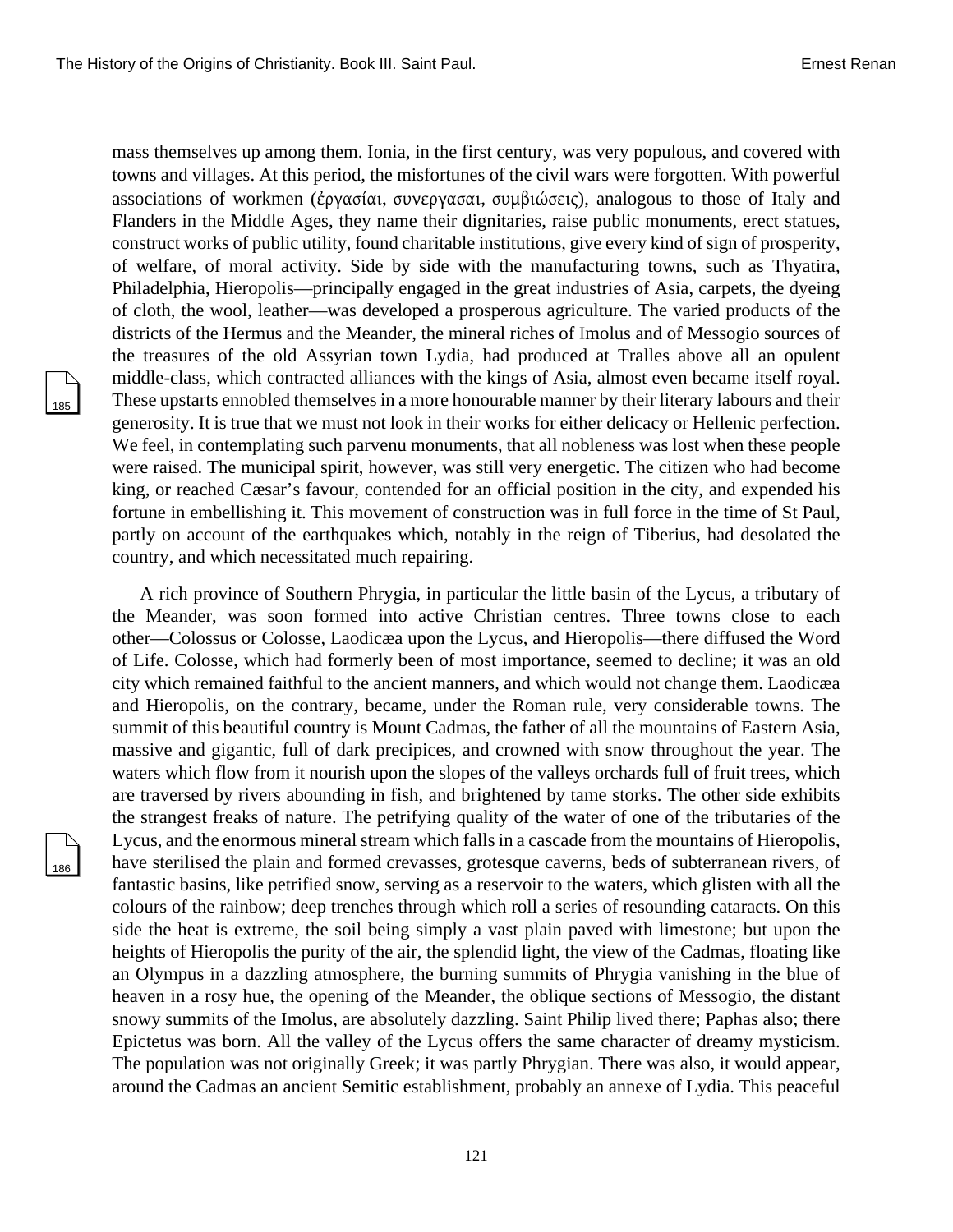mass themselves up among them. Ionia, in the first century, was very populous, and covered with towns and villages. At this period, the misfortunes of the civil wars were forgotten. With powerful associations of workmen (ἐργασίαι, συνεργασαι, συμβιώσεις), analogous to those of Italy and Flanders in the Middle Ages, they name their dignitaries, raise public monuments, erect statues, construct works of public utility, found charitable institutions, give every kind of sign of prosperity, of welfare, of moral activity. Side by side with the manufacturing towns, such as Thyatira, Philadelphia, Hieropolis—principally engaged in the great industries of Asia, carpets, the dyeing of cloth, the wool, leather—was developed a prosperous agriculture. The varied products of the districts of the Hermus and the Meander, the mineral riches of Imolus and of Messogio sources of the treasures of the old Assyrian town Lydia, had produced at Tralles above all an opulent middle-class, which contracted alliances with the kings of Asia, almost even became itself royal. These upstarts ennobled themselves in a more honourable manner by their literary labours and their generosity. It is true that we must not look in their works for either delicacy or Hellenic perfection. We feel, in contemplating such parvenu monuments, that all nobleness was lost when these people were raised. The municipal spirit, however, was still very energetic. The citizen who had become king, or reached Cæsar's favour, contended for an official position in the city, and expended his fortune in embellishing it. This movement of construction was in full force in the time of St Paul, partly on account of the earthquakes which, notably in the reign of Tiberius, had desolated the country, and which necessitated much repairing.

A rich province of Southern Phrygia, in particular the little basin of the Lycus, a tributary of the Meander, was soon formed into active Christian centres. Three towns close to each other—Colossus or Colosse, Laodicæa upon the Lycus, and Hieropolis—there diffused the Word of Life. Colosse, which had formerly been of most importance, seemed to decline; it was an old city which remained faithful to the ancient manners, and which would not change them. Laodicæa and Hieropolis, on the contrary, became, under the Roman rule, very considerable towns. The summit of this beautiful country is Mount Cadmas, the father of all the mountains of Eastern Asia, massive and gigantic, full of dark precipices, and crowned with snow throughout the year. The waters which flow from it nourish upon the slopes of the valleys orchards full of fruit trees, which are traversed by rivers abounding in fish, and brightened by tame storks. The other side exhibits the strangest freaks of nature. The petrifying quality of the water of one of the tributaries of the Lycus, and the enormous mineral stream which falls in a cascade from the mountains of Hieropolis, have sterilised the plain and formed crevasses, grotesque caverns, beds of subterranean rivers, of fantastic basins, like petrified snow, serving as a reservoir to the waters, which glisten with all the colours of the rainbow; deep trenches through which roll a series of resounding cataracts. On this side the heat is extreme, the soil being simply a vast plain paved with limestone; but upon the heights of Hieropolis the purity of the air, the splendid light, the view of the Cadmas, floating like an Olympus in a dazzling atmosphere, the burning summits of Phrygia vanishing in the blue of heaven in a rosy hue, the opening of the Meander, the oblique sections of Messogio, the distant snowy summits of the Imolus, are absolutely dazzling. Saint Philip lived there; Paphas also; there Epictetus was born. All the valley of the Lycus offers the same character of dreamy mysticism. The population was not originally Greek; it was partly Phrygian. There was also, it would appear, around the Cadmas an ancient Semitic establishment, probably an annexe of Lydia. This peaceful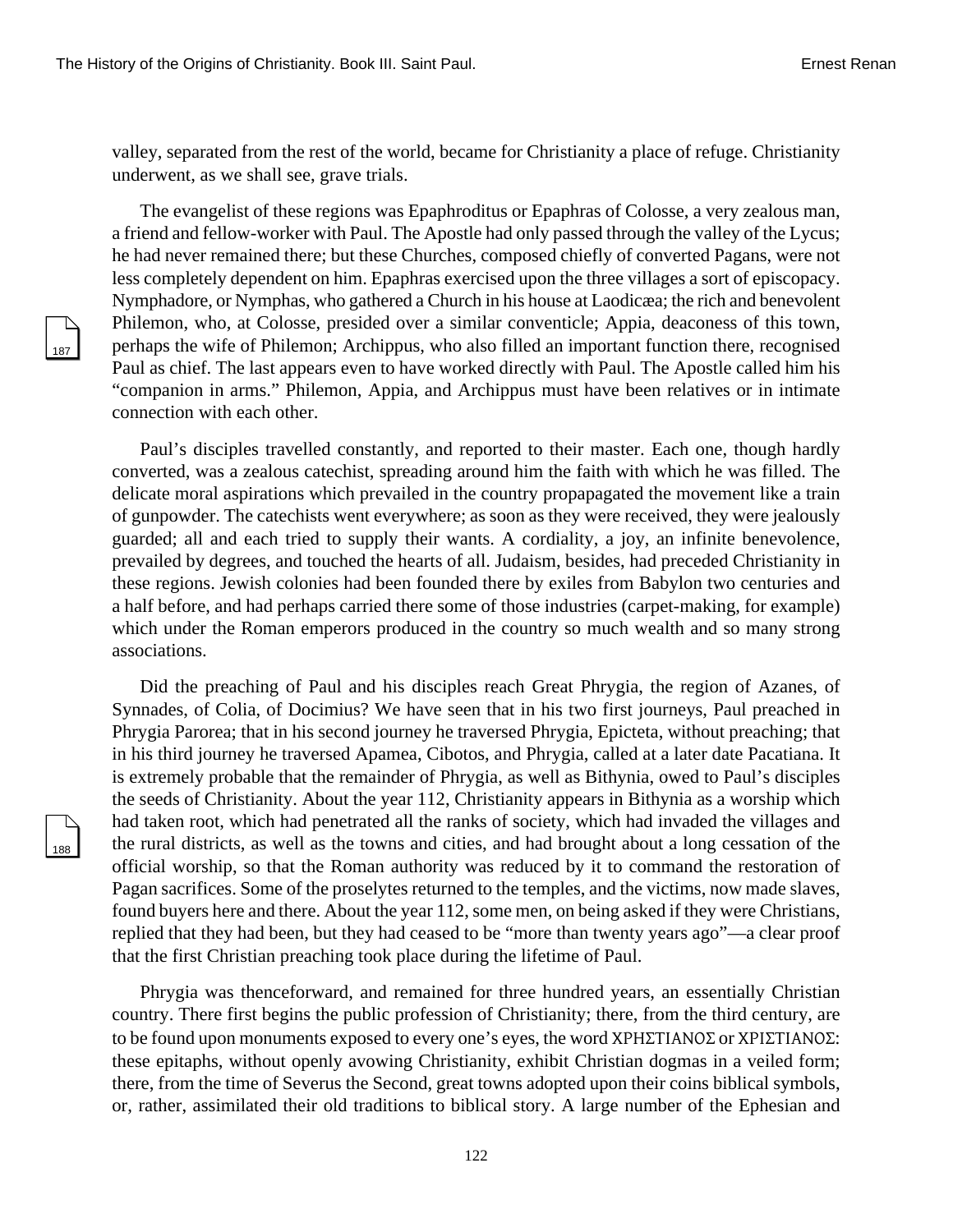valley, separated from the rest of the world, became for Christianity a place of refuge. Christianity underwent, as we shall see, grave trials.

The evangelist of these regions was Epaphroditus or Epaphras of Colosse, a very zealous man, a friend and fellow-worker with Paul. The Apostle had only passed through the valley of the Lycus; he had never remained there; but these Churches, composed chiefly of converted Pagans, were not less completely dependent on him. Epaphras exercised upon the three villages a sort of episcopacy. Nymphadore, or Nymphas, who gathered a Church in his house at Laodicæa; the rich and benevolent Philemon, who, at Colosse, presided over a similar conventicle; Appia, deaconess of this town, perhaps the wife of Philemon; Archippus, who also filled an important function there, recognised Paul as chief. The last appears even to have worked directly with Paul. The Apostle called him his "companion in arms." Philemon, Appia, and Archippus must have been relatives or in intimate connection with each other.

Paul's disciples travelled constantly, and reported to their master. Each one, though hardly converted, was a zealous catechist, spreading around him the faith with which he was filled. The delicate moral aspirations which prevailed in the country propapagated the movement like a train of gunpowder. The catechists went everywhere; as soon as they were received, they were jealously guarded; all and each tried to supply their wants. A cordiality, a joy, an infinite benevolence, prevailed by degrees, and touched the hearts of all. Judaism, besides, had preceded Christianity in these regions. Jewish colonies had been founded there by exiles from Babylon two centuries and a half before, and had perhaps carried there some of those industries (carpet-making, for example) which under the Roman emperors produced in the country so much wealth and so many strong associations.

Did the preaching of Paul and his disciples reach Great Phrygia, the region of Azanes, of Synnades, of Colia, of Docimius? We have seen that in his two first journeys, Paul preached in Phrygia Parorea; that in his second journey he traversed Phrygia, Epicteta, without preaching; that in his third journey he traversed Apamea, Cibotos, and Phrygia, called at a later date Pacatiana. It is extremely probable that the remainder of Phrygia, as well as Bithynia, owed to Paul's disciples the seeds of Christianity. About the year 112, Christianity appears in Bithynia as a worship which had taken root, which had penetrated all the ranks of society, which had invaded the villages and the rural districts, as well as the towns and cities, and had brought about a long cessation of the official worship, so that the Roman authority was reduced by it to command the restoration of Pagan sacrifices. Some of the proselytes returned to the temples, and the victims, now made slaves, found buyers here and there. About the year 112, some men, on being asked if they were Christians, replied that they had been, but they had ceased to be "more than twenty years ago"—a clear proof that the first Christian preaching took place during the lifetime of Paul.

Phrygia was thenceforward, and remained for three hundred years, an essentially Christian country. There first begins the public profession of Christianity; there, from the third century, are to be found upon monuments exposed to every one's eyes, the word ΧΡΗΣΤΙΑΝΟΣ or ΧΡΙΣΤΙΑΝΟΣ: these epitaphs, without openly avowing Christianity, exhibit Christian dogmas in a veiled form; there, from the time of Severus the Second, great towns adopted upon their coins biblical symbols, or, rather, assimilated their old traditions to biblical story. A large number of the Ephesian and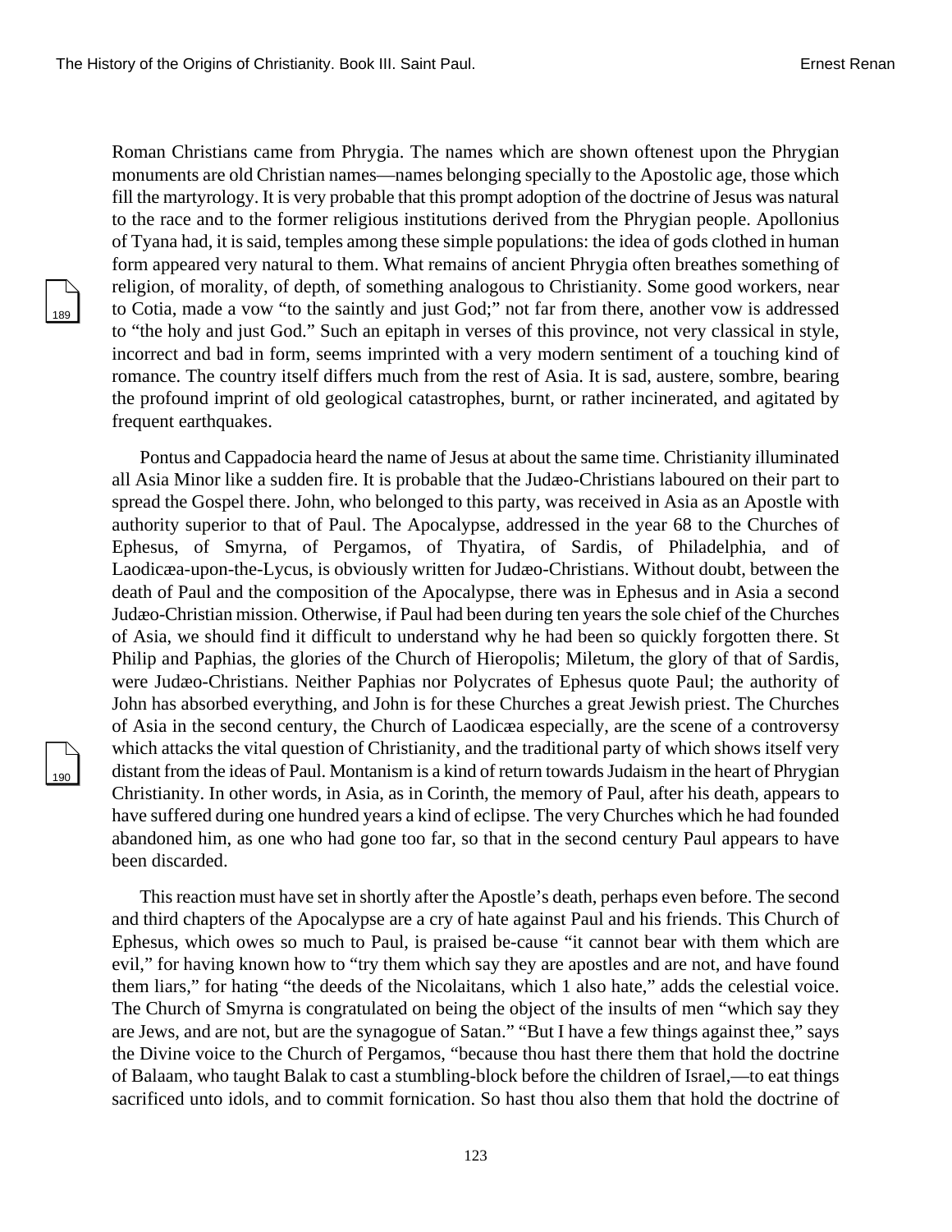Roman Christians came from Phrygia. The names which are shown oftenest upon the Phrygian monuments are old Christian names—names belonging specially to the Apostolic age, those which fill the martyrology. It is very probable that this prompt adoption of the doctrine of Jesus was natural to the race and to the former religious institutions derived from the Phrygian people. Apollonius of Tyana had, it is said, temples among these simple populations: the idea of gods clothed in human form appeared very natural to them. What remains of ancient Phrygia often breathes something of religion, of morality, of depth, of something analogous to Christianity. Some good workers, near to Cotia, made a vow "to the saintly and just God;" not far from there, another vow is addressed to "the holy and just God." Such an epitaph in verses of this province, not very classical in style, incorrect and bad in form, seems imprinted with a very modern sentiment of a touching kind of romance. The country itself differs much from the rest of Asia. It is sad, austere, sombre, bearing the profound imprint of old geological catastrophes, burnt, or rather incinerated, and agitated by frequent earthquakes.

Pontus and Cappadocia heard the name of Jesus at about the same time. Christianity illuminated all Asia Minor like a sudden fire. It is probable that the Judæo-Christians laboured on their part to spread the Gospel there. John, who belonged to this party, was received in Asia as an Apostle with authority superior to that of Paul. The Apocalypse, addressed in the year 68 to the Churches of Ephesus, of Smyrna, of Pergamos, of Thyatira, of Sardis, of Philadelphia, and of Laodicæa-upon-the-Lycus, is obviously written for Judæo-Christians. Without doubt, between the death of Paul and the composition of the Apocalypse, there was in Ephesus and in Asia a second Judæo-Christian mission. Otherwise, if Paul had been during ten years the sole chief of the Churches of Asia, we should find it difficult to understand why he had been so quickly forgotten there. St Philip and Paphias, the glories of the Church of Hieropolis; Miletum, the glory of that of Sardis, were Judæo-Christians. Neither Paphias nor Polycrates of Ephesus quote Paul; the authority of John has absorbed everything, and John is for these Churches a great Jewish priest. The Churches of Asia in the second century, the Church of Laodicæa especially, are the scene of a controversy which attacks the vital question of Christianity, and the traditional party of which shows itself very distant from the ideas of Paul. Montanism is a kind of return towards Judaism in the heart of Phrygian Christianity. In other words, in Asia, as in Corinth, the memory of Paul, after his death, appears to have suffered during one hundred years a kind of eclipse. The very Churches which he had founded abandoned him, as one who had gone too far, so that in the second century Paul appears to have been discarded.

This reaction must have set in shortly after the Apostle's death, perhaps even before. The second and third chapters of the Apocalypse are a cry of hate against Paul and his friends. This Church of Ephesus, which owes so much to Paul, is praised be-cause "it cannot bear with them which are evil," for having known how to "try them which say they are apostles and are not, and have found them liars," for hating "the deeds of the Nicolaitans, which 1 also hate," adds the celestial voice. The Church of Smyrna is congratulated on being the object of the insults of men "which say they are Jews, and are not, but are the synagogue of Satan." "But I have a few things against thee," says the Divine voice to the Church of Pergamos, "because thou hast there them that hold the doctrine of Balaam, who taught Balak to cast a stumbling-block before the children of Israel,—to eat things sacrificed unto idols, and to commit fornication. So hast thou also them that hold the doctrine of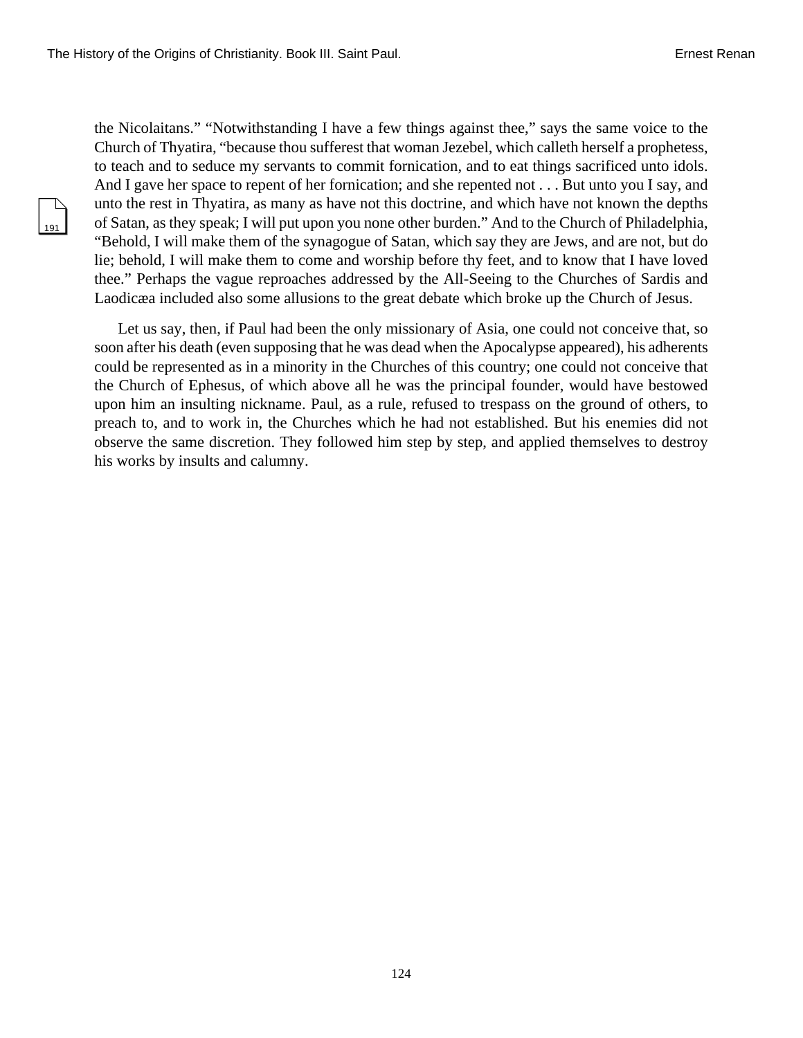the Nicolaitans." "Notwithstanding I have a few things against thee," says the same voice to the Church of Thyatira, "because thou sufferest that woman Jezebel, which calleth herself a prophetess, to teach and to seduce my servants to commit fornication, and to eat things sacrificed unto idols. And I gave her space to repent of her fornication; and she repented not . . . But unto you I say, and unto the rest in Thyatira, as many as have not this doctrine, and which have not known the depths of Satan, as they speak; I will put upon you none other burden." And to the Church of Philadelphia, "Behold, I will make them of the synagogue of Satan, which say they are Jews, and are not, but do lie; behold, I will make them to come and worship before thy feet, and to know that I have loved thee." Perhaps the vague reproaches addressed by the All-Seeing to the Churches of Sardis and Laodicæa included also some allusions to the great debate which broke up the Church of Jesus.

Let us say, then, if Paul had been the only missionary of Asia, one could not conceive that, so soon after his death (even supposing that he was dead when the Apocalypse appeared), his adherents could be represented as in a minority in the Churches of this country; one could not conceive that the Church of Ephesus, of which above all he was the principal founder, would have bestowed upon him an insulting nickname. Paul, as a rule, refused to trespass on the ground of others, to preach to, and to work in, the Churches which he had not established. But his enemies did not observe the same discretion. They followed him step by step, and applied themselves to destroy his works by insults and calumny.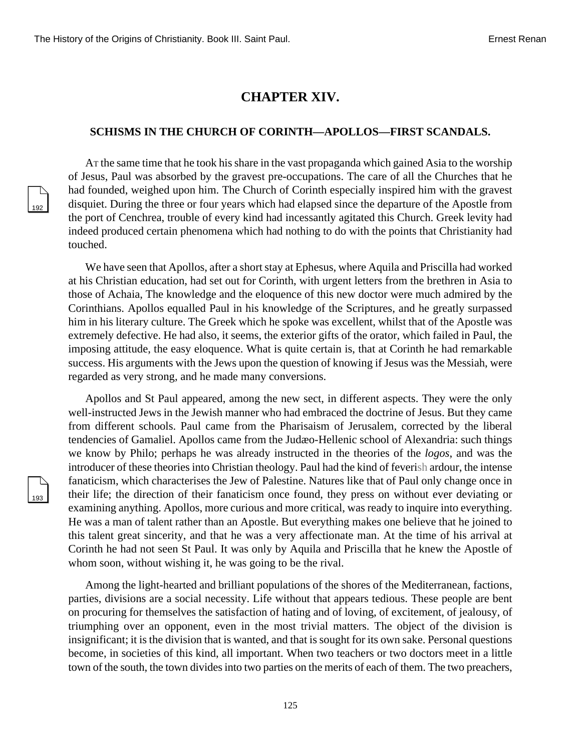## CHAPTER XIV.

### SCHISMS IN THE CHURCH OF CORINTH—APOLLOS—FIRST SCANDALS.

AT the same time that he took his share in the vast propaganda which gained Asia to the worship of Jesus, Paul was absorbed by the gravest pre-occupations. The care of all the Churches that he had founded, weighed upon him. The Church of Corinth especially inspired him with the gravest disquiet. During the three or four years which had elapsed since the departure of the Apostle from the port of Cenchrea, trouble of every kind had incessantly agitated this Church. Greek levity had indeed produced certain phenomena which had nothing to do with the points that Christianity had touched.

We have seen that Apollos, after a short stay at Ephesus, where Aquila and Priscilla had worked at his Christian education, had set out for Corinth, with urgent letters from the brethren in Asia to those of Achaia, The knowledge and the eloquence of this new doctor were much admired by the Corinthians. Apollos equalled Paul in his knowledge of the Scriptures, and he greatly surpassed him in his literary culture. The Greek which he spoke was excellent, whilst that of the Apostle was extremely defective. He had also, it seems, the exterior gifts of the orator, which failed in Paul, the imposing attitude, the easy eloquence. What is quite certain is, that at Corinth he had remarkable success. His arguments with the Jews upon the question of knowing if Jesus was the Messiah, were regarded as very strong, and he made many conversions.

Apollos and St Paul appeared, among the new sect, in different aspects. They were the only well-instructed Jews in the Jewish manner who had embraced the doctrine of Jesus. But they came from different schools. Paul came from the Pharisaism of Jerusalem, corrected by the liberal tendencies of Gamaliel. Apollos came from the Judæo-Hellenic school of Alexandria: such things we know by Philo; perhaps he was already instructed in the theories of the *logos*, and was the introducer of these theories into Christian theology. Paul had the kind of feverish ardour, the intense fanaticism, which characterises the Jew of Palestine. Natures like that of Paul only change once in their life; the direction of their fanaticism once found, they press on without ever deviating or examining anything. Apollos, more curious and more critical, was ready to inquire into everything. He was a man of talent rather than an Apostle. But everything makes one believe that he joined to this talent great sincerity, and that he was a very affectionate man. At the time of his arrival at Corinth he had not seen St Paul. It was only by Aquila and Priscilla that he knew the Apostle of whom soon, without wishing it, he was going to be the rival.

Among the light-hearted and brilliant populations of the shores of the Mediterranean, factions, parties, divisions are a social necessity. Life without that appears tedious. These people are bent on procuring for themselves the satisfaction of hating and of loving, of excitement, of jealousy, of triumphing over an opponent, even in the most trivial matters. The object of the division is insignificant; it is the division that is wanted, and that is sought for its own sake. Personal questions become, in societies of this kind, all important. When two teachers or two doctors meet in a little town of the south, the town divides into two parties on the merits of each of them. The two preachers,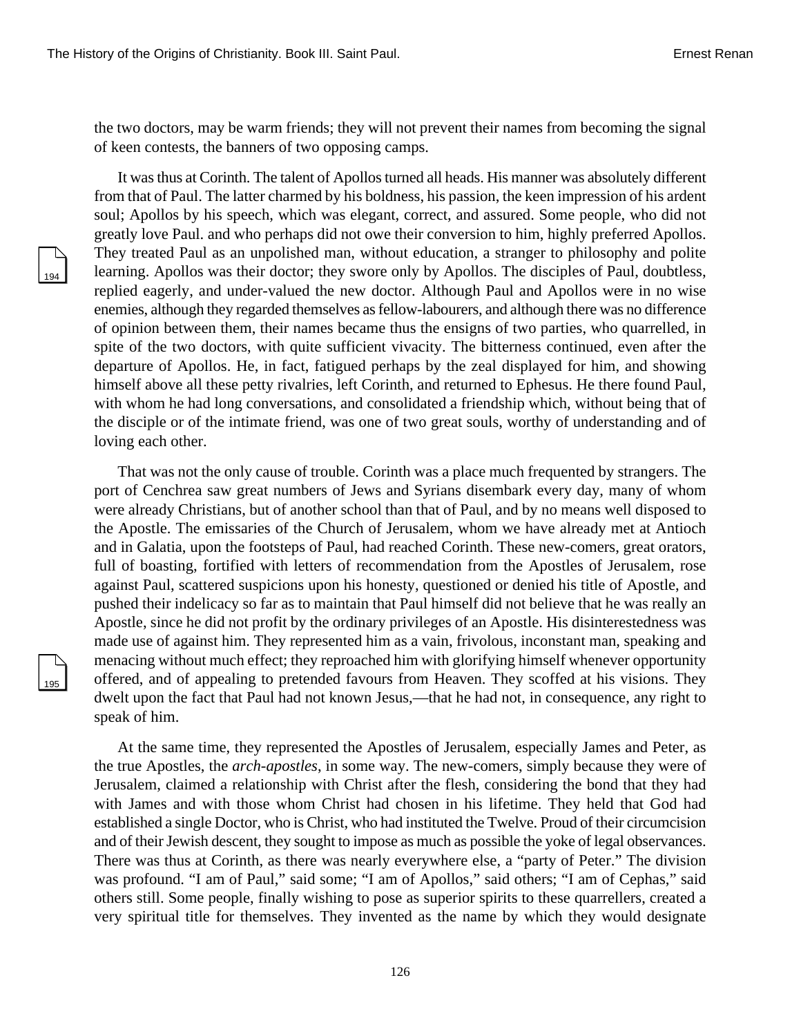the two doctors, may be warm friends; they will not prevent their names from becoming the signal of keen contests, the banners of two opposing camps.

It was thus at Corinth. The talent of Apollos turned all heads. His manner was absolutely different from that of Paul. The latter charmed by his boldness, his passion, the keen impression of his ardent soul; Apollos by his speech, which was elegant, correct, and assured. Some people, who did not greatly love Paul. and who perhaps did not owe their conversion to him, highly preferred Apollos. They treated Paul as an unpolished man, without education, a stranger to philosophy and polite learning. Apollos was their doctor; they swore only by Apollos. The disciples of Paul, doubtless, replied eagerly, and under-valued the new doctor. Although Paul and Apollos were in no wise enemies, although they regarded themselves as fellow-labourers, and although there was no difference of opinion between them, their names became thus the ensigns of two parties, who quarrelled, in spite of the two doctors, with quite sufficient vivacity. The bitterness continued, even after the departure of Apollos. He, in fact, fatigued perhaps by the zeal displayed for him, and showing himself above all these petty rivalries, left Corinth, and returned to Ephesus. He there found Paul, with whom he had long conversations, and consolidated a friendship which, without being that of the disciple or of the intimate friend, was one of two great souls, worthy of understanding and of loving each other.

That was not the only cause of trouble. Corinth was a place much frequented by strangers. The port of Cenchrea saw great numbers of Jews and Syrians disembark every day, many of whom were already Christians, but of another school than that of Paul, and by no means well disposed to the Apostle. The emissaries of the Church of Jerusalem, whom we have already met at Antioch and in Galatia, upon the footsteps of Paul, had reached Corinth. These new-comers, great orators, full of boasting, fortified with letters of recommendation from the Apostles of Jerusalem, rose against Paul, scattered suspicions upon his honesty, questioned or denied his title of Apostle, and pushed their indelicacy so far as to maintain that Paul himself did not believe that he was really an Apostle, since he did not profit by the ordinary privileges of an Apostle. His disinterestedness was made use of against him. They represented him as a vain, frivolous, inconstant man, speaking and menacing without much effect; they reproached him with glorifying himself whenever opportunity offered, and of appealing to pretended favours from Heaven. They scoffed at his visions. They dwelt upon the fact that Paul had not known Jesus,—that he had not, in consequence, any right to speak of him.

At the same time, they represented the Apostles of Jerusalem, especially James and Peter, as the true Apostles, the *arch-apostles*, in some way. The new-comers, simply because they were of Jerusalem, claimed a relationship with Christ after the flesh, considering the bond that they had with James and with those whom Christ had chosen in his lifetime. They held that God had established a single Doctor, who is Christ, who had instituted the Twelve. Proud of their circumcision and of their Jewish descent, they sought to impose as much as possible the yoke of legal observances. There was thus at Corinth, as there was nearly everywhere else, a "party of Peter." The division was profound. "I am of Paul," said some; "I am of Apollos," said others; "I am of Cephas," said others still. Some people, finally wishing to pose as superior spirits to these quarrellers, created a very spiritual title for themselves. They invented as the name by which they would designate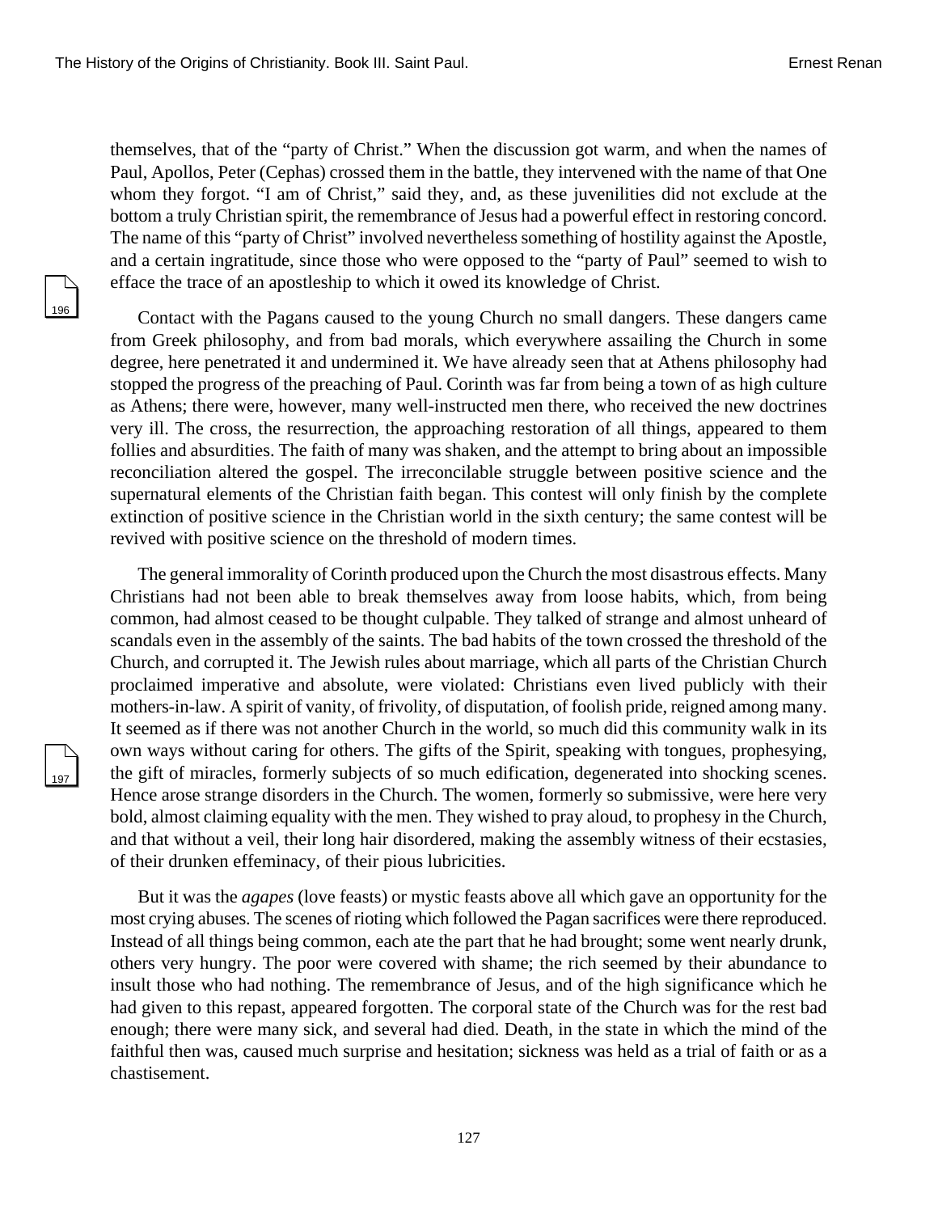themselves, that of the "party of Christ." When the discussion got warm, and when the names of Paul, Apollos, Peter (Cephas) crossed them in the battle, they intervened with the name of that One whom they forgot. "I am of Christ," said they, and, as these juvenilities did not exclude at the bottom a truly Christian spirit, the remembrance of Jesus had a powerful effect in restoring concord. The name of this "party of Christ" involved nevertheless something of hostility against the Apostle, and a certain ingratitude, since those who were opposed to the "party of Paul" seemed to wish to efface the trace of an apostleship to which it owed its knowledge of Christ.

Contact with the Pagans caused to the young Church no small dangers. These dangers came from Greek philosophy, and from bad morals, which everywhere assailing the Church in some degree, here penetrated it and undermined it. We have already seen that at Athens philosophy had stopped the progress of the preaching of Paul. Corinth was far from being a town of as high culture as Athens; there were, however, many well-instructed men there, who received the new doctrines very ill. The cross, the resurrection, the approaching restoration of all things, appeared to them follies and absurdities. The faith of many was shaken, and the attempt to bring about an impossible reconciliation altered the gospel. The irreconcilable struggle between positive science and the supernatural elements of the Christian faith began. This contest will only finish by the complete extinction of positive science in the Christian world in the sixth century; the same contest will be revived with positive science on the threshold of modern times.

The general immorality of Corinth produced upon the Church the most disastrous effects. Many Christians had not been able to break themselves away from loose habits, which, from being common, had almost ceased to be thought culpable. They talked of strange and almost unheard of scandals even in the assembly of the saints. The bad habits of the town crossed the threshold of the Church, and corrupted it. The Jewish rules about marriage, which all parts of the Christian Church proclaimed imperative and absolute, were violated: Christians even lived publicly with their mothers-in-law. A spirit of vanity, of frivolity, of disputation, of foolish pride, reigned among many. It seemed as if there was not another Church in the world, so much did this community walk in its own ways without caring for others. The gifts of the Spirit, speaking with tongues, prophesying, the gift of miracles, formerly subjects of so much edification, degenerated into shocking scenes. Hence arose strange disorders in the Church. The women, formerly so submissive, were here very bold, almost claiming equality with the men. They wished to pray aloud, to prophesy in the Church, and that without a veil, their long hair disordered, making the assembly witness of their ecstasies, of their drunken effeminacy, of their pious lubricities.

But it was the *agapes* (love feasts) or mystic feasts above all which gave an opportunity for the most crying abuses. The scenes of rioting which followed the Pagan sacrifices were there reproduced. Instead of all things being common, each ate the part that he had brought; some went nearly drunk, others very hungry. The poor were covered with shame; the rich seemed by their abundance to insult those who had nothing. The remembrance of Jesus, and of the high significance which he had given to this repast, appeared forgotten. The corporal state of the Church was for the rest bad enough; there were many sick, and several had died. Death, in the state in which the mind of the faithful then was, caused much surprise and hesitation; sickness was held as a trial of faith or as a chastisement.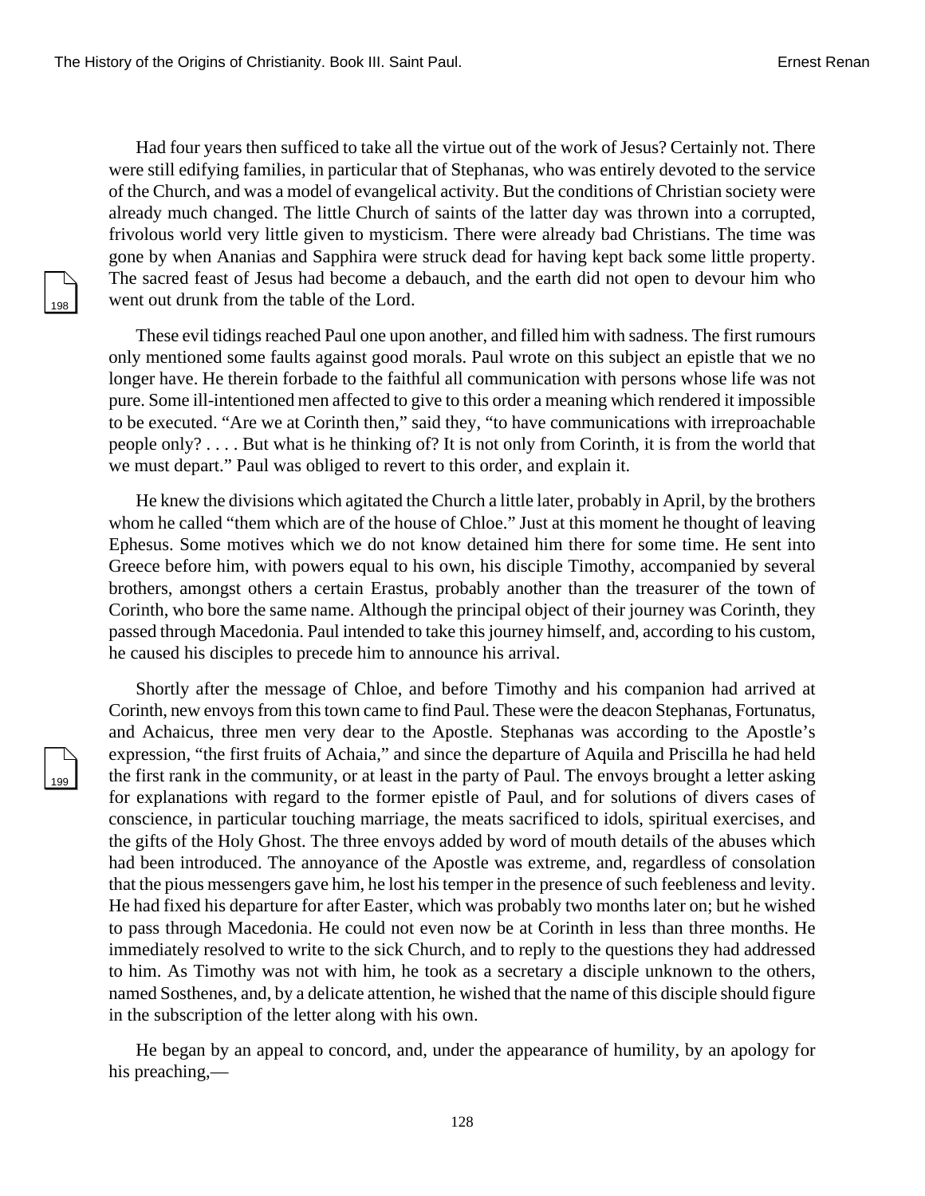Had four years then sufficed to take all the virtue out of the work of Jesus? Certainly not. There were still edifying families, in particular that of Stephanas, who was entirely devoted to the service of the Church, and was a model of evangelical activity. But the conditions of Christian society were already much changed. The little Church of saints of the latter day was thrown into a corrupted, frivolous world very little given to mysticism. There were already bad Christians. The time was gone by when Ananias and Sapphira were struck dead for having kept back some little property. The sacred feast of Jesus had become a debauch, and the earth did not open to devour him who went out drunk from the table of the Lord.

These evil tidings reached Paul one upon another, and filled him with sadness. The first rumours only mentioned some faults against good morals. Paul wrote on this subject an epistle that we no longer have. He therein forbade to the faithful all communication with persons whose life was not pure. Some ill-intentioned men affected to give to this order a meaning which rendered it impossible to be executed. "Are we at Corinth then," said they, "to have communications with irreproachable people only? . . . . But what is he thinking of? It is not only from Corinth, it is from the world that we must depart." Paul was obliged to revert to this order, and explain it.

He knew the divisions which agitated the Church a little later, probably in April, by the brothers whom he called "them which are of the house of Chloe." Just at this moment he thought of leaving Ephesus. Some motives which we do not know detained him there for some time. He sent into Greece before him, with powers equal to his own, his disciple Timothy, accompanied by several brothers, amongst others a certain Erastus, probably another than the treasurer of the town of Corinth, who bore the same name. Although the principal object of their journey was Corinth, they passed through Macedonia. Paul intended to take this journey himself, and, according to his custom, he caused his disciples to precede him to announce his arrival.

Shortly after the message of Chloe, and before Timothy and his companion had arrived at Corinth, new envoys from this town came to find Paul. These were the deacon Stephanas, Fortunatus, and Achaicus, three men very dear to the Apostle. Stephanas was according to the Apostle's expression, "the first fruits of Achaia," and since the departure of Aquila and Priscilla he had held the first rank in the community, or at least in the party of Paul. The envoys brought a letter asking for explanations with regard to the former epistle of Paul, and for solutions of divers cases of conscience, in particular touching marriage, the meats sacrificed to idols, spiritual exercises, and the gifts of the Holy Ghost. The three envoys added by word of mouth details of the abuses which had been introduced. The annoyance of the Apostle was extreme, and, regardless of consolation that the pious messengers gave him, he lost his temper in the presence of such feebleness and levity. He had fixed his departure for after Easter, which was probably two months later on; but he wished to pass through Macedonia. He could not even now be at Corinth in less than three months. He immediately resolved to write to the sick Church, and to reply to the questions they had addressed to him. As Timothy was not with him, he took as a secretary a disciple unknown to the others, named Sosthenes, and, by a delicate attention, he wished that the name of this disciple should figure in the subscription of the letter along with his own.

He began by an appeal to concord, and, under the appearance of humility, by an apology for his preaching,—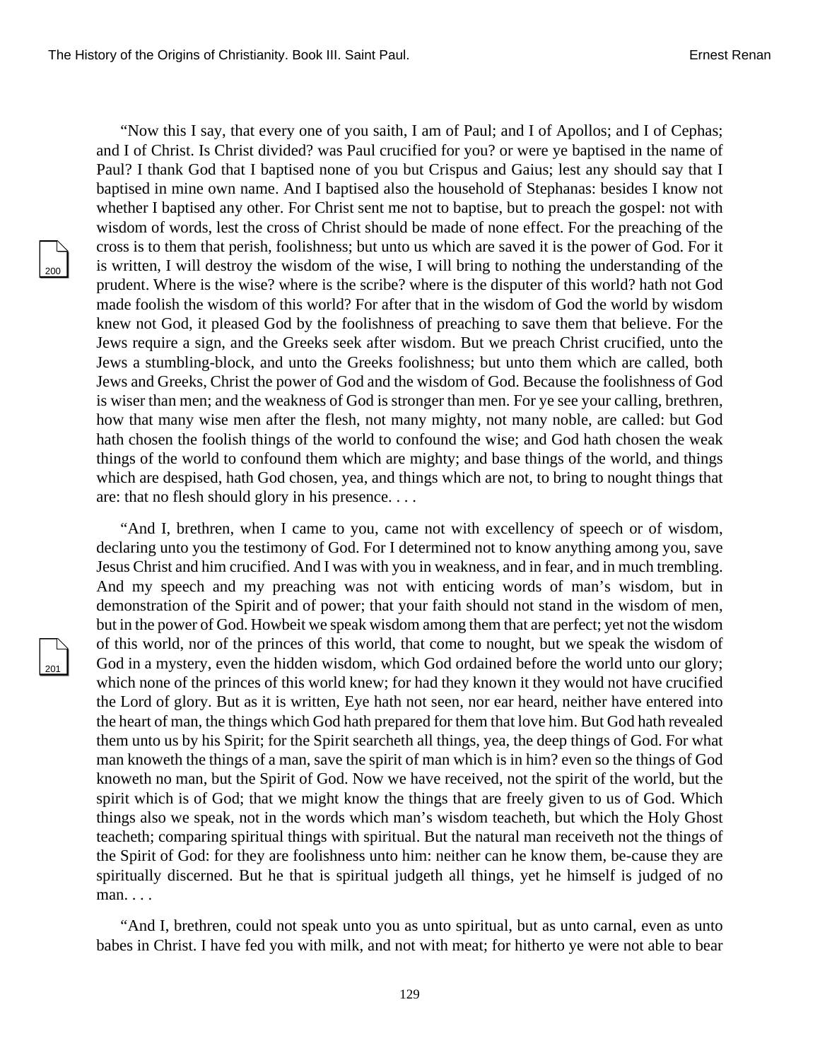“Now this I say, that every one of you saith, I am of Paul; and I of Apollos; and I of Cephas; and I of Christ. Is Christ divided? was Paul crucified for you? or were ye baptised in the name of Paul? I thank God that I baptised none of you but Crispus and Gaius; lest any should say that I baptised in mine own name. And I baptised also the household of Stephanas: besides I know not whether I baptised any other. For Christ sent me not to baptise, but to preach the gospel: not with wisdom of words, lest the cross of Christ should be made of none effect. For the preaching of the cross is to them that perish, foolishness; but unto us which are saved it is the power of God. For it is written, I will destroy the wisdom of the wise, I will bring to nothing the understanding of the prudent. Where is the wise? where is the scribe? where is the disputer of this world? hath not God made foolish the wisdom of this world? For after that in the wisdom of God the world by wisdom knew not God, it pleased God by the foolishness of preaching to save them that believe. For the Jews require a sign, and the Greeks seek after wisdom. But we preach Christ crucified, unto the Jews a stumbling-block, and unto the Greeks foolishness; but unto them which are called, both Jews and Greeks, Christ the power of God and the wisdom of God. Because the foolishness of God is wiser than men; and the weakness of God is stronger than men. For ye see your calling, brethren, how that many wise men after the flesh, not many mighty, not many noble, are called: but God hath chosen the foolish things of the world to confound the wise; and God hath chosen the weak things of the world to confound them which are mighty; and base things of the world, and things which are despised, hath God chosen, yea, and things which are not, to bring to nought things that are: that no flesh should glory in his presence. . . .

“And I, brethren, when I came to you, came not with excellency of speech or of wisdom, declaring unto you the testimony of God. For I determined not to know anything among you, save Jesus Christ and him crucified. And I was with you in weakness, and in fear, and in much trembling. And my speech and my preaching was not with enticing words of man’s wisdom, but in demonstration of the Spirit and of power; that your faith should not stand in the wisdom of men, but in the power of God. Howbeit we speak wisdom among them that are perfect; yet not the wisdom of this world, nor of the princes of this world, that come to nought, but we speak the wisdom of God in a mystery, even the hidden wisdom, which God ordained before the world unto our glory; which none of the princes of this world knew; for had they known it they would not have crucified the Lord of glory. But as it is written, Eye hath not seen, nor ear heard, neither have entered into the heart of man, the things which God hath prepared for them that love him. But God hath revealed them unto us by his Spirit; for the Spirit searcheth all things, yea, the deep things of God. For what man knoweth the things of a man, save the spirit of man which is in him? even so the things of God knoweth no man, but the Spirit of God. Now we have received, not the spirit of the world, but the spirit which is of God; that we might know the things that are freely given to us of God. Which things also we speak, not in the words which man’s wisdom teacheth, but which the Holy Ghost teacheth; comparing spiritual things with spiritual. But the natural man receiveth not the things of the Spirit of God: for they are foolishness unto him: neither can he know them, be-cause they are spiritually discerned. But he that is spiritual judgeth all things, yet he himself is judged of no man. . . .

“And I, brethren, could not speak unto you as unto spiritual, but as unto carnal, even as unto babes in Christ. I have fed you with milk, and not with meat; for hitherto ye were not able to bear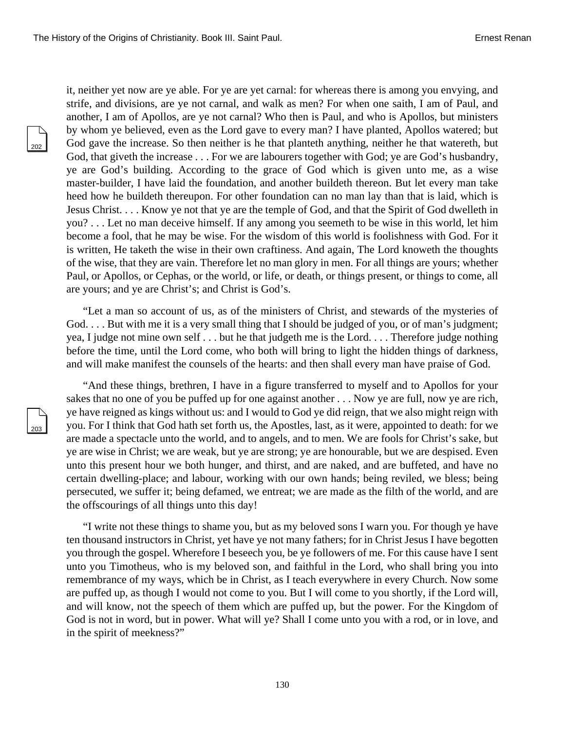it, neither yet now are ye able. For ye are yet carnal: for whereas there is among you envying, and strife, and divisions, are ye not carnal, and walk as men? For when one saith, I am of Paul, and another, I am of Apollos, are ye not carnal? Who then is Paul, and who is Apollos, but ministers by whom ye believed, even as the Lord gave to every man? I have planted, Apollos watered; but God gave the increase. So then neither is he that planteth anything, neither he that watereth, but God, that giveth the increase . . . For we are labourers together with God; ye are God's husbandry, ye are God's building. According to the grace of God which is given unto me, as a wise master-builder, I have laid the foundation, and another buildeth thereon. But let every man take heed how he buildeth thereupon. For other foundation can no man lay than that is laid, which is Jesus Christ. . . . Know ye not that ye are the temple of God, and that the Spirit of God dwelleth in you? . . . Let no man deceive himself. If any among you seemeth to be wise in this world, let him become a fool, that he may be wise. For the wisdom of this world is foolishness with God. For it is written, He taketh the wise in their own craftiness. And again, The Lord knoweth the thoughts of the wise, that they are vain. Therefore let no man glory in men. For all things are yours; whether Paul, or Apollos, or Cephas, or the world, or life, or death, or things present, or things to come, all are yours; and ye are Christ's; and Christ is God's.

"Let a man so account of us, as of the ministers of Christ, and stewards of the mysteries of God. . . . But with me it is a very small thing that I should be judged of you, or of man's judgment; yea, I judge not mine own self . . . but he that judgeth me is the Lord. . . . Therefore judge nothing before the time, until the Lord come, who both will bring to light the hidden things of darkness, and will make manifest the counsels of the hearts: and then shall every man have praise of God.

"And these things, brethren, I have in a figure transferred to myself and to Apollos for your sakes that no one of you be puffed up for one against another . . . Now ye are full, now ye are rich, ye have reigned as kings without us: and I would to God ye did reign, that we also might reign with you. For I think that God hath set forth us, the Apostles, last, as it were, appointed to death: for we are made a spectacle unto the world, and to angels, and to men. We are fools for Christ's sake, but ye are wise in Christ; we are weak, but ye are strong; ye are honourable, but we are despised. Even unto this present hour we both hunger, and thirst, and are naked, and are buffeted, and have no certain dwelling-place; and labour, working with our own hands; being reviled, we bless; being persecuted, we suffer it; being defamed, we entreat; we are made as the filth of the world, and are the offscourings of all things unto this day!

"I write not these things to shame you, but as my beloved sons I warn you. For though ye have ten thousand instructors in Christ, yet have ye not many fathers; for in Christ Jesus I have begotten you through the gospel. Wherefore I beseech you, be ye followers of me. For this cause have I sent unto you Timotheus, who is my beloved son, and faithful in the Lord, who shall bring you into remembrance of my ways, which be in Christ, as I teach everywhere in every Church. Now some are puffed up, as though I would not come to you. But I will come to you shortly, if the Lord will, and will know, not the speech of them which are puffed up, but the power. For the Kingdom of God is not in word, but in power. What will ye? Shall I come unto you with a rod, or in love, and in the spirit of meekness?"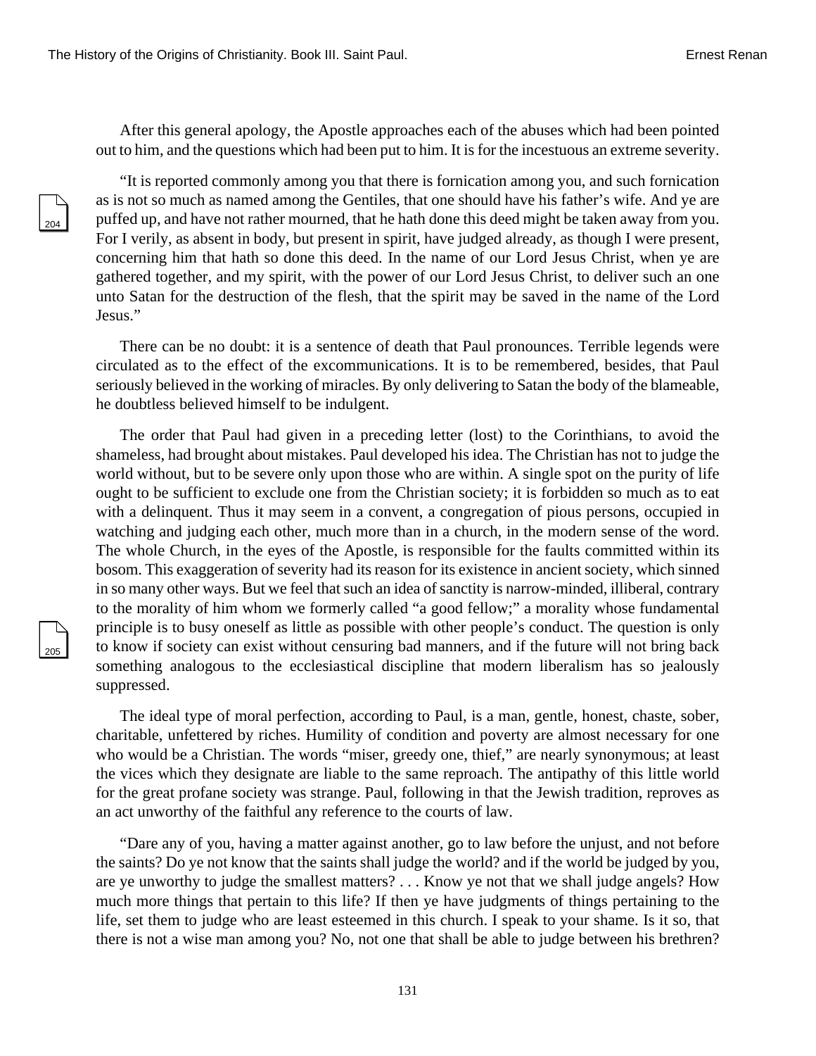After this general apology, the Apostle approaches each of the abuses which had been pointed out to him, and the questions which had been put to him. It is for the incestuous an extreme severity.

"It is reported commonly among you that there is fornication among you, and such fornication as is not so much as named among the Gentiles, that one should have his father's wife. And ye are puffed up, and have not rather mourned, that he hath done this deed might be taken away from you. For I verily, as absent in body, but present in spirit, have judged already, as though I were present, concerning him that hath so done this deed. In the name of our Lord Jesus Christ, when ye are gathered together, and my spirit, with the power of our Lord Jesus Christ, to deliver such an one unto Satan for the destruction of the flesh, that the spirit may be saved in the name of the Lord Jesus."

There can be no doubt: it is a sentence of death that Paul pronounces. Terrible legends were circulated as to the effect of the excommunications. It is to be remembered, besides, that Paul seriously believed in the working of miracles. By only delivering to Satan the body of the blameable, he doubtless believed himself to be indulgent.

The order that Paul had given in a preceding letter (lost) to the Corinthians, to avoid the shameless, had brought about mistakes. Paul developed his idea. The Christian has not to judge the world without, but to be severe only upon those who are within. A single spot on the purity of life ought to be sufficient to exclude one from the Christian society; it is forbidden so much as to eat with a delinquent. Thus it may seem in a convent, a congregation of pious persons, occupied in watching and judging each other, much more than in a church, in the modern sense of the word. The whole Church, in the eyes of the Apostle, is responsible for the faults committed within its bosom. This exaggeration of severity had its reason for its existence in ancient society, which sinned in so many other ways. But we feel that such an idea of sanctity is narrow-minded, illiberal, contrary to the morality of him whom we formerly called "a good fellow;" a morality whose fundamental principle is to busy oneself as little as possible with other people's conduct. The question is only to know if society can exist without censuring bad manners, and if the future will not bring back something analogous to the ecclesiastical discipline that modern liberalism has so jealously suppressed.

The ideal type of moral perfection, according to Paul, is a man, gentle, honest, chaste, sober, charitable, unfettered by riches. Humility of condition and poverty are almost necessary for one who would be a Christian. The words "miser, greedy one, thief," are nearly synonymous; at least the vices which they designate are liable to the same reproach. The antipathy of this little world for the great profane society was strange. Paul, following in that the Jewish tradition, reproves as an act unworthy of the faithful any reference to the courts of law.

"Dare any of you, having a matter against another, go to law before the unjust, and not before the saints? Do ye not know that the saints shall judge the world? and if the world be judged by you, are ye unworthy to judge the smallest matters? . . . Know ye not that we shall judge angels? How much more things that pertain to this life? If then ye have judgments of things pertaining to the life, set them to judge who are least esteemed in this church. I speak to your shame. Is it so, that there is not a wise man among you? No, not one that shall be able to judge between his brethren?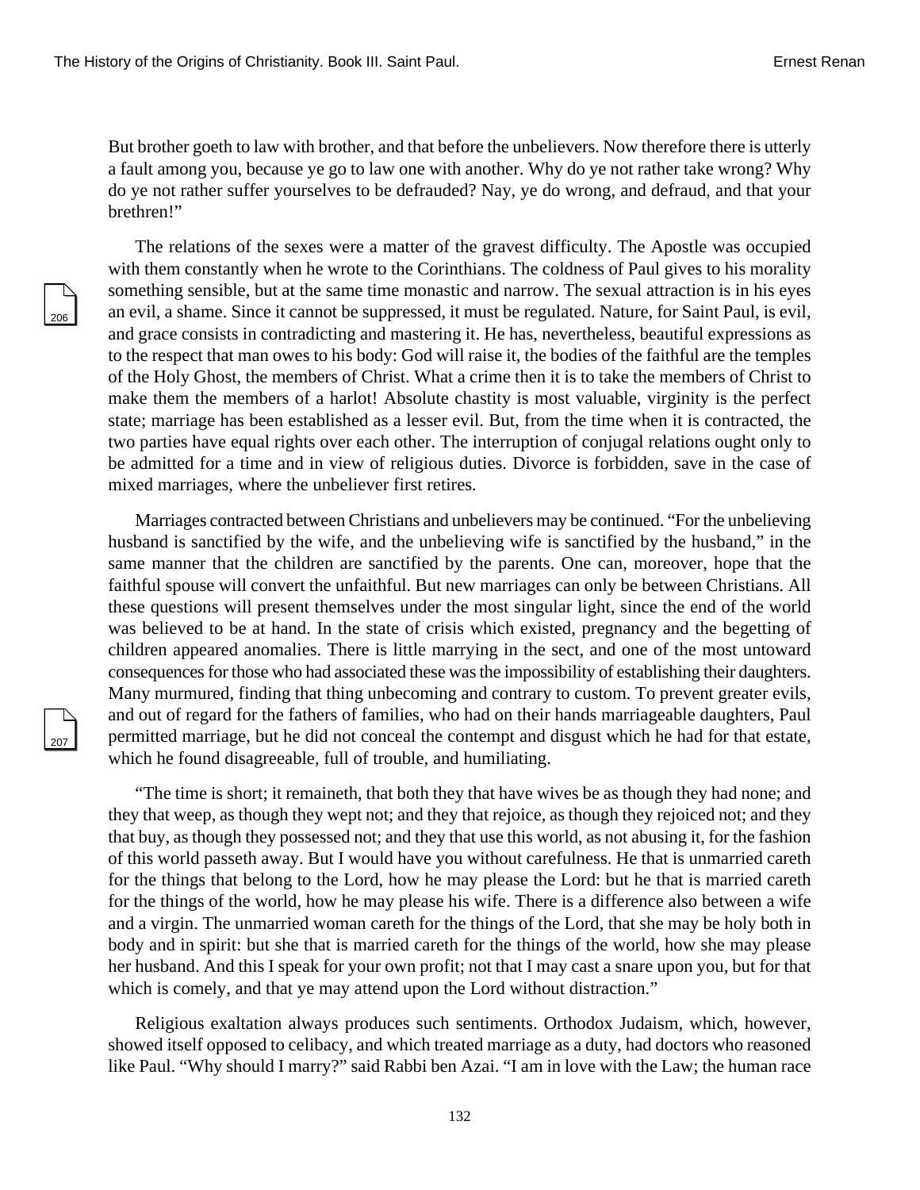But brother goeth to law with brother, and that before the unbelievers. Now therefore there is utterly a fault among you, because ye go to law one with another. Why do ye not rather take wrong? Why do ye not rather suffer yourselves to be defrauded? Nay, ye do wrong, and defraud, and that your brethren!"

The relations of the sexes were a matter of the gravest difficulty. The Apostle was occupied with them constantly when he wrote to the Corinthians. The coldness of Paul gives to his morality something sensible, but at the same time monastic and narrow. The sexual attraction is in his eyes an evil, a shame. Since it cannot be suppressed, it must be regulated. Nature, for Saint Paul, is evil, and grace consists in contradicting and mastering it. He has, nevertheless, beautiful expressions as to the respect that man owes to his body: God will raise it, the bodies of the faithful are the temples of the Holy Ghost, the members of Christ. What a crime then it is to take the members of Christ to make them the members of a harlot! Absolute chastity is most valuable, virginity is the perfect state; marriage has been established as a lesser evil. But, from the time when it is contracted, the two parties have equal rights over each other. The interruption of conjugal relations ought only to be admitted for a time and in view of religious duties. Divorce is forbidden, save in the case of mixed marriages, where the unbeliever first retires.

Marriages contracted between Christians and unbelievers may be continued. "For the unbelieving husband is sanctified by the wife, and the unbelieving wife is sanctified by the husband," in the same manner that the children are sanctified by the parents. One can, moreover, hope that the faithful spouse will convert the unfaithful. But new marriages can only be between Christians. All these questions will present themselves under the most singular light, since the end of the world was believed to be at hand. In the state of crisis which existed, pregnancy and the begetting of children appeared anomalies. There is little marrying in the sect, and one of the most untoward consequences for those who had associated these was the impossibility of establishing their daughters. Many murmured, finding that thing unbecoming and contrary to custom. To prevent greater evils, and out of regard for the fathers of families, who had on their hands marriageable daughters, Paul permitted marriage, but he did not conceal the contempt and disgust which he had for that estate, which he found disagreeable, full of trouble, and humiliating.

"The time is short; it remaineth, that both they that have wives be as though they had none; and they that weep, as though they wept not; and they that rejoice, as though they rejoiced not; and they that buy, as though they possessed not; and they that use this world, as not abusing it, for the fashion of this world passeth away. But I would have you without carefulness. He that is unmarried careth for the things that belong to the Lord, how he may please the Lord: but he that is married careth for the things of the world, how he may please his wife. There is a difference also between a wife and a virgin. The unmarried woman careth for the things of the Lord, that she may be holy both in body and in spirit: but she that is married careth for the things of the world, how she may please her husband. And this I speak for your own profit; not that I may cast a snare upon you, but for that which is comely, and that ye may attend upon the Lord without distraction."

Religious exaltation always produces such sentiments. Orthodox Judaism, which, however, showed itself opposed to celibacy, and which treated marriage as a duty, had doctors who reasoned like Paul. "Why should I marry?" said Rabbi ben Azai. "I am in love with the Law; the human race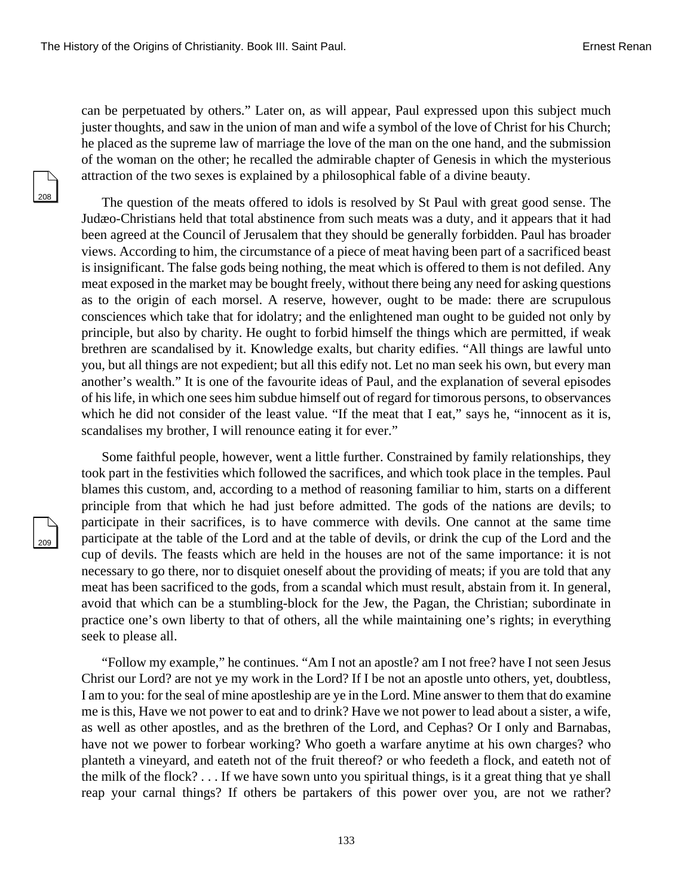can be perpetuated by others." Later on, as will appear, Paul expressed upon this subject much juster thoughts, and saw in the union of man and wife a symbol of the love of Christ for his Church; he placed as the supreme law of marriage the love of the man on the one hand, and the submission of the woman on the other; he recalled the admirable chapter of Genesis in which the mysterious attraction of the two sexes is explained by a philosophical fable of a divine beauty.

The question of the meats offered to idols is resolved by St Paul with great good sense. The Judæo-Christians held that total abstinence from such meats was a duty, and it appears that it had been agreed at the Council of Jerusalem that they should be generally forbidden. Paul has broader views. According to him, the circumstance of a piece of meat having been part of a sacrificed beast is insignificant. The false gods being nothing, the meat which is offered to them is not defiled. Any meat exposed in the market may be bought freely, without there being any need for asking questions as to the origin of each morsel. A reserve, however, ought to be made: there are scrupulous consciences which take that for idolatry; and the enlightened man ought to be guided not only by principle, but also by charity. He ought to forbid himself the things which are permitted, if weak brethren are scandalised by it. Knowledge exalts, but charity edifies. "All things are lawful unto you, but all things are not expedient; but all this edify not. Let no man seek his own, but every man another's wealth." It is one of the favourite ideas of Paul, and the explanation of several episodes of his life, in which one sees him subdue himself out of regard for timorous persons, to observances which he did not consider of the least value. "If the meat that I eat," says he, "innocent as it is, scandalises my brother, I will renounce eating it for ever."

Some faithful people, however, went a little further. Constrained by family relationships, they took part in the festivities which followed the sacrifices, and which took place in the temples. Paul blames this custom, and, according to a method of reasoning familiar to him, starts on a different principle from that which he had just before admitted. The gods of the nations are devils; to participate in their sacrifices, is to have commerce with devils. One cannot at the same time participate at the table of the Lord and at the table of devils, or drink the cup of the Lord and the cup of devils. The feasts which are held in the houses are not of the same importance: it is not necessary to go there, nor to disquiet oneself about the providing of meats; if you are told that any meat has been sacrificed to the gods, from a scandal which must result, abstain from it. In general, avoid that which can be a stumbling-block for the Jew, the Pagan, the Christian; subordinate in practice one's own liberty to that of others, all the while maintaining one's rights; in everything seek to please all.

"Follow my example," he continues. "Am I not an apostle? am I not free? have I not seen Jesus Christ our Lord? are not ye my work in the Lord? If I be not an apostle unto others, yet, doubtless, I am to you: for the seal of mine apostleship are ye in the Lord. Mine answer to them that do examine me is this, Have we not power to eat and to drink? Have we not power to lead about a sister, a wife, as well as other apostles, and as the brethren of the Lord, and Cephas? Or I only and Barnabas, have not we power to forbear working? Who goeth a warfare anytime at his own charges? who planteth a vineyard, and eateth not of the fruit thereof? or who feedeth a flock, and eateth not of the milk of the flock? . . . If we have sown unto you spiritual things, is it a great thing that ye shall reap your carnal things? If others be partakers of this power over you, are not we rather?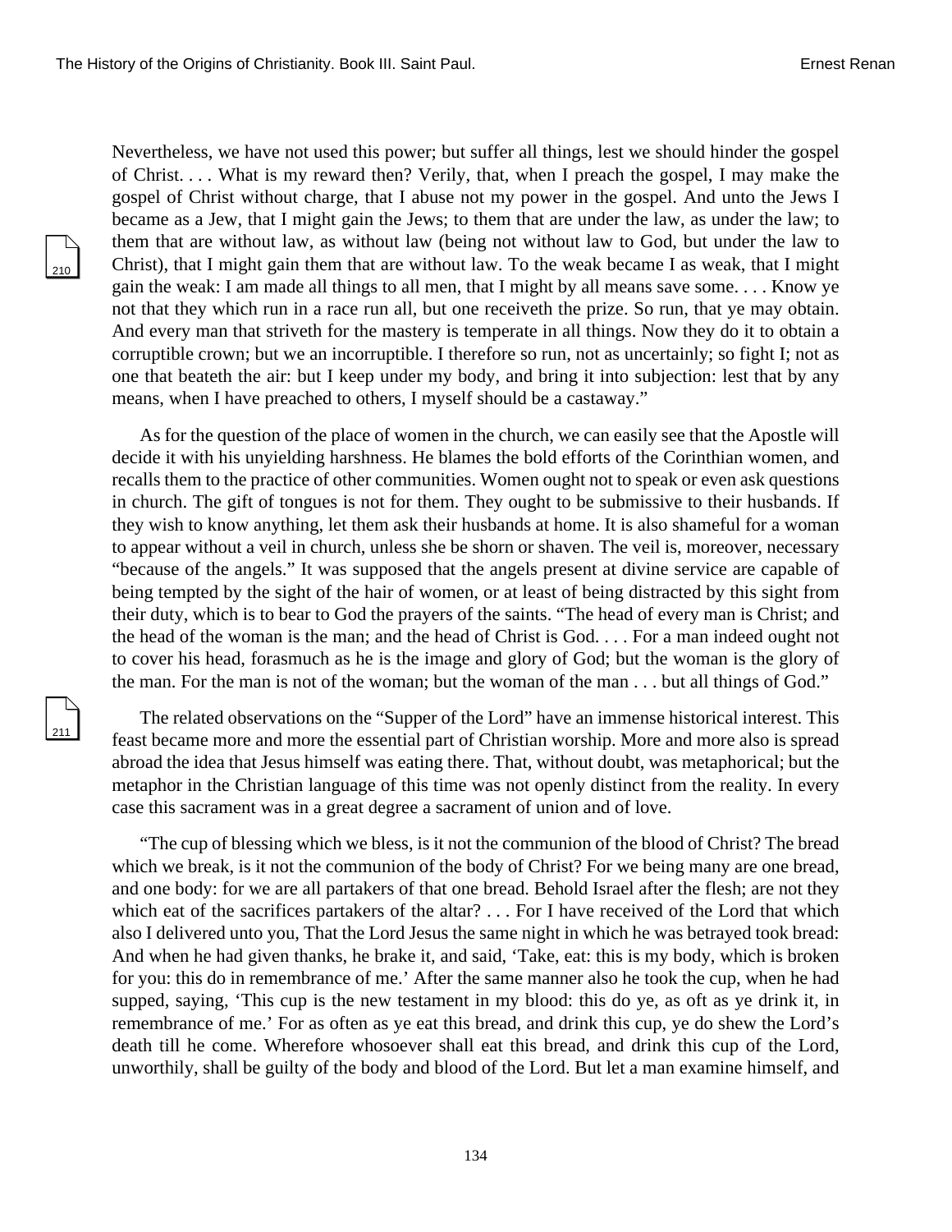Nevertheless, we have not used this power; but suffer all things, lest we should hinder the gospel of Christ. . . . What is my reward then? Verily, that, when I preach the gospel, I may make the gospel of Christ without charge, that I abuse not my power in the gospel. And unto the Jews I became as a Jew, that I might gain the Jews; to them that are under the law, as under the law; to them that are without law, as without law (being not without law to God, but under the law to Christ), that I might gain them that are without law. To the weak became I as weak, that I might gain the weak: I am made all things to all men, that I might by all means save some. . . . Know ye not that they which run in a race run all, but one receiveth the prize. So run, that ye may obtain. And every man that striveth for the mastery is temperate in all things. Now they do it to obtain a corruptible crown; but we an incorruptible. I therefore so run, not as uncertainly; so fight I; not as one that beateth the air: but I keep under my body, and bring it into subjection: lest that by any means, when I have preached to others, I myself should be a castaway."

As for the question of the place of women in the church, we can easily see that the Apostle will decide it with his unyielding harshness. He blames the bold efforts of the Corinthian women, and recalls them to the practice of other communities. Women ought not to speak or even ask questions in church. The gift of tongues is not for them. They ought to be submissive to their husbands. If they wish to know anything, let them ask their husbands at home. It is also shameful for a woman to appear without a veil in church, unless she be shorn or shaven. The veil is, moreover, necessary "because of the angels." It was supposed that the angels present at divine service are capable of being tempted by the sight of the hair of women, or at least of being distracted by this sight from their duty, which is to bear to God the prayers of the saints. "The head of every man is Christ; and the head of the woman is the man; and the head of Christ is God. . . . For a man indeed ought not to cover his head, forasmuch as he is the image and glory of God; but the woman is the glory of the man. For the man is not of the woman; but the woman of the man . . . but all things of God."

The related observations on the "Supper of the Lord" have an immense historical interest. This feast became more and more the essential part of Christian worship. More and more also is spread abroad the idea that Jesus himself was eating there. That, without doubt, was metaphorical; but the metaphor in the Christian language of this time was not openly distinct from the reality. In every case this sacrament was in a great degree a sacrament of union and of love.

"The cup of blessing which we bless, is it not the communion of the blood of Christ? The bread which we break, is it not the communion of the body of Christ? For we being many are one bread, and one body: for we are all partakers of that one bread. Behold Israel after the flesh; are not they which eat of the sacrifices partakers of the altar? . . . For I have received of the Lord that which also I delivered unto you, That the Lord Jesus the same night in which he was betrayed took bread: And when he had given thanks, he brake it, and said, 'Take, eat: this is my body, which is broken for you: this do in remembrance of me.' After the same manner also he took the cup, when he had supped, saying, 'This cup is the new testament in my blood: this do ye, as oft as ye drink it, in remembrance of me.' For as often as ye eat this bread, and drink this cup, ye do shew the Lord's death till he come. Wherefore whosoever shall eat this bread, and drink this cup of the Lord, unworthily, shall be guilty of the body and blood of the Lord. But let a man examine himself, and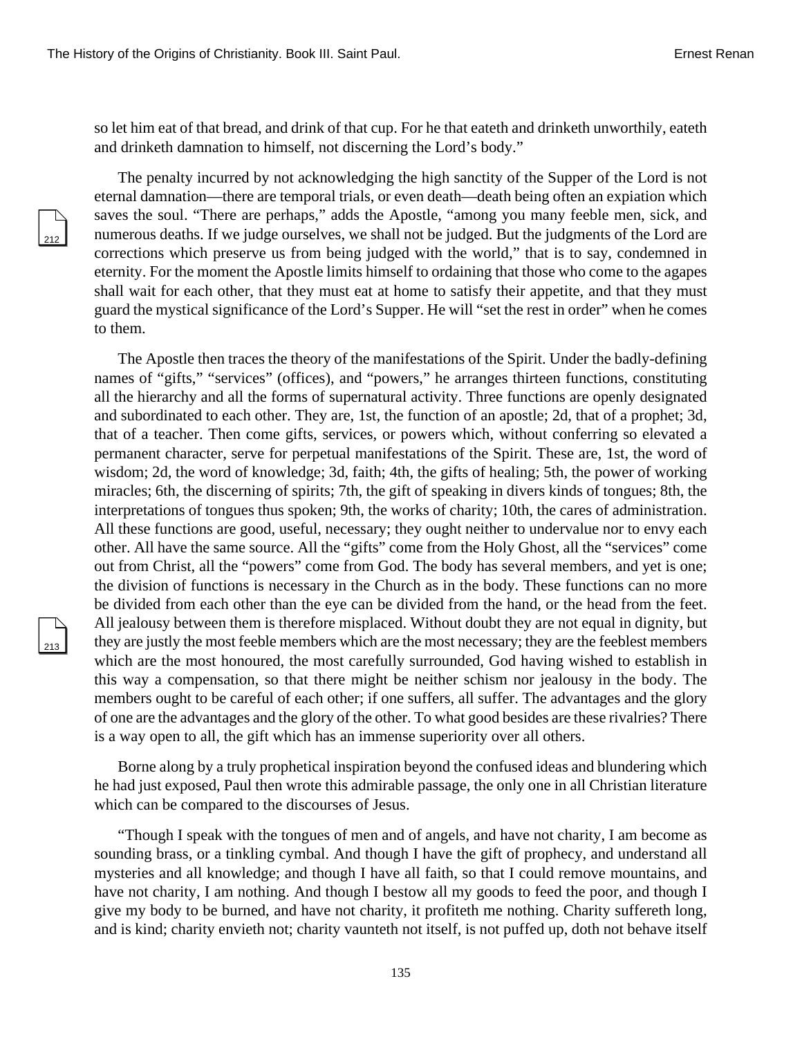so let him eat of that bread, and drink of that cup. For he that eateth and drinketh unworthily, eateth and drinketh damnation to himself, not discerning the Lord's body."

The penalty incurred by not acknowledging the high sanctity of the Supper of the Lord is not eternal damnation—there are temporal trials, or even death—death being often an expiation which saves the soul. "There are perhaps," adds the Apostle, "among you many feeble men, sick, and numerous deaths. If we judge ourselves, we shall not be judged. But the judgments of the Lord are corrections which preserve us from being judged with the world," that is to say, condemned in eternity. For the moment the Apostle limits himself to ordaining that those who come to the agapes shall wait for each other, that they must eat at home to satisfy their appetite, and that they must guard the mystical significance of the Lord's Supper. He will "set the rest in order" when he comes to them.

The Apostle then traces the theory of the manifestations of the Spirit. Under the badly-defining names of "gifts," "services" (offices), and "powers," he arranges thirteen functions, constituting all the hierarchy and all the forms of supernatural activity. Three functions are openly designated and subordinated to each other. They are, 1st, the function of an apostle; 2d, that of a prophet; 3d, that of a teacher. Then come gifts, services, or powers which, without conferring so elevated a permanent character, serve for perpetual manifestations of the Spirit. These are, 1st, the word of wisdom; 2d, the word of knowledge; 3d, faith; 4th, the gifts of healing; 5th, the power of working miracles; 6th, the discerning of spirits; 7th, the gift of speaking in divers kinds of tongues; 8th, the interpretations of tongues thus spoken; 9th, the works of charity; 10th, the cares of administration. All these functions are good, useful, necessary; they ought neither to undervalue nor to envy each other. All have the same source. All the "gifts" come from the Holy Ghost, all the "services" come out from Christ, all the "powers" come from God. The body has several members, and yet is one; the division of functions is necessary in the Church as in the body. These functions can no more be divided from each other than the eye can be divided from the hand, or the head from the feet. All jealousy between them is therefore misplaced. Without doubt they are not equal in dignity, but they are justly the most feeble members which are the most necessary; they are the feeblest members which are the most honoured, the most carefully surrounded, God having wished to establish in this way a compensation, so that there might be neither schism nor jealousy in the body. The members ought to be careful of each other; if one suffers, all suffer. The advantages and the glory of one are the advantages and the glory of the other. To what good besides are these rivalries? There is a way open to all, the gift which has an immense superiority over all others.

Borne along by a truly prophetical inspiration beyond the confused ideas and blundering which he had just exposed, Paul then wrote this admirable passage, the only one in all Christian literature which can be compared to the discourses of Jesus.

"Though I speak with the tongues of men and of angels, and have not charity, I am become as sounding brass, or a tinkling cymbal. And though I have the gift of prophecy, and understand all mysteries and all knowledge; and though I have all faith, so that I could remove mountains, and have not charity, I am nothing. And though I bestow all my goods to feed the poor, and though I give my body to be burned, and have not charity, it profiteth me nothing. Charity suffereth long, and is kind; charity envieth not; charity vaunteth not itself, is not puffed up, doth not behave itself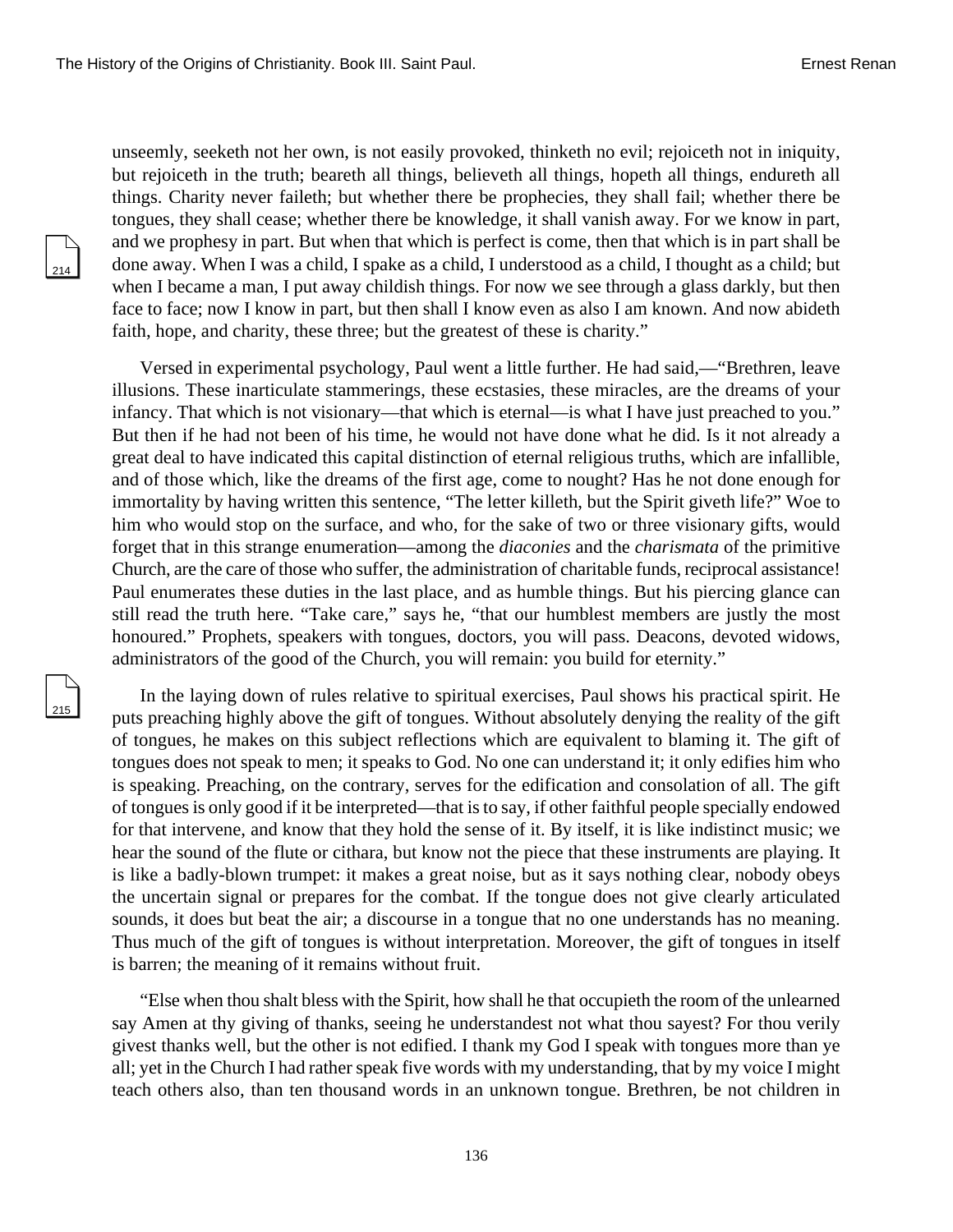unseemly, seeketh not her own, is not easily provoked, thinketh no evil; rejoiceth not in iniquity, but rejoiceth in the truth; beareth all things, believeth all things, hopeth all things, endureth all things. Charity never faileth; but whether there be prophecies, they shall fail; whether there be tongues, they shall cease; whether there be knowledge, it shall vanish away. For we know in part, and we prophesy in part. But when that which is perfect is come, then that which is in part shall be done away. When I was a child, I spake as a child, I understood as a child, I thought as a child; but when I became a man, I put away childish things. For now we see through a glass darkly, but then face to face; now I know in part, but then shall I know even as also I am known. And now abideth faith, hope, and charity, these three; but the greatest of these is charity."

Versed in experimental psychology, Paul went a little further. He had said,—"Brethren, leave illusions. These inarticulate stammerings, these ecstasies, these miracles, are the dreams of your infancy. That which is not visionary—that which is eternal—is what I have just preached to you." But then if he had not been of his time, he would not have done what he did. Is it not already a great deal to have indicated this capital distinction of eternal religious truths, which are infallible, and of those which, like the dreams of the first age, come to nought? Has he not done enough for immortality by having written this sentence, "The letter killeth, but the Spirit giveth life?" Woe to him who would stop on the surface, and who, for the sake of two or three visionary gifts, would forget that in this strange enumeration—among the *diaconies* and the *charismata* of the primitive Church, are the care of those who suffer, the administration of charitable funds, reciprocal assistance! Paul enumerates these duties in the last place, and as humble things. But his piercing glance can still read the truth here. "Take care," says he, "that our humblest members are justly the most honoured." Prophets, speakers with tongues, doctors, you will pass. Deacons, devoted widows, administrators of the good of the Church, you will remain: you build for eternity."

In the laying down of rules relative to spiritual exercises, Paul shows his practical spirit. He puts preaching highly above the gift of tongues. Without absolutely denying the reality of the gift of tongues, he makes on this subject reflections which are equivalent to blaming it. The gift of tongues does not speak to men; it speaks to God. No one can understand it; it only edifies him who is speaking. Preaching, on the contrary, serves for the edification and consolation of all. The gift of tongues is only good if it be interpreted—that is to say, if other faithful people specially endowed for that intervene, and know that they hold the sense of it. By itself, it is like indistinct music; we hear the sound of the flute or cithara, but know not the piece that these instruments are playing. It is like a badly-blown trumpet: it makes a great noise, but as it says nothing clear, nobody obeys the uncertain signal or prepares for the combat. If the tongue does not give clearly articulated sounds, it does but beat the air; a discourse in a tongue that no one understands has no meaning. Thus much of the gift of tongues is without interpretation. Moreover, the gift of tongues in itself is barren; the meaning of it remains without fruit.

"Else when thou shalt bless with the Spirit, how shall he that occupieth the room of the unlearned say Amen at thy giving of thanks, seeing he understandest not what thou sayest? For thou verily givest thanks well, but the other is not edified. I thank my God I speak with tongues more than ye all; yet in the Church I had rather speak five words with my understanding, that by my voice I might teach others also, than ten thousand words in an unknown tongue. Brethren, be not children in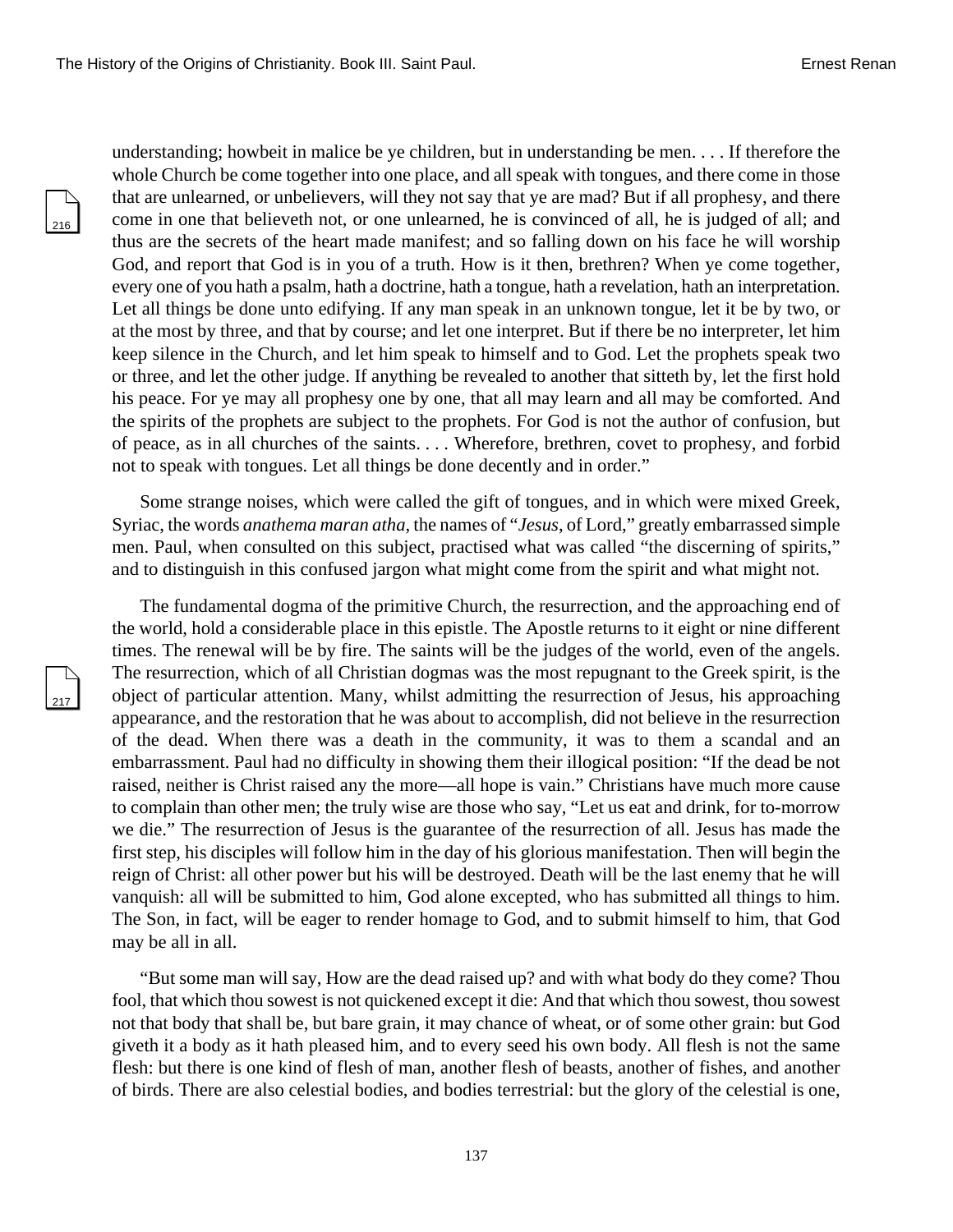understanding; howbeit in malice be ye children, but in understanding be men. . . . If therefore the whole Church be come together into one place, and all speak with tongues, and there come in those that are unlearned, or unbelievers, will they not say that ye are mad? But if all prophesy, and there come in one that believeth not, or one unlearned, he is convinced of all, he is judged of all; and thus are the secrets of the heart made manifest; and so falling down on his face he will worship God, and report that God is in you of a truth. How is it then, brethren? When ye come together, every one of you hath a psalm, hath a doctrine, hath a tongue, hath a revelation, hath an interpretation. Let all things be done unto edifying. If any man speak in an unknown tongue, let it be by two, or at the most by three, and that by course; and let one interpret. But if there be no interpreter, let him keep silence in the Church, and let him speak to himself and to God. Let the prophets speak two or three, and let the other judge. If anything be revealed to another that sitteth by, let the first hold his peace. For ye may all prophesy one by one, that all may learn and all may be comforted. And the spirits of the prophets are subject to the prophets. For God is not the author of confusion, but of peace, as in all churches of the saints. . . . Wherefore, brethren, covet to prophesy, and forbid not to speak with tongues. Let all things be done decently and in order."

Some strange noises, which were called the gift of tongues, and in which were mixed Greek, Syriac, the words *anathema maran atha*, the names of "*Jesus*, of Lord," greatly embarrassed simple men. Paul, when consulted on this subject, practised what was called "the discerning of spirits," and to distinguish in this confused jargon what might come from the spirit and what might not.

The fundamental dogma of the primitive Church, the resurrection, and the approaching end of the world, hold a considerable place in this epistle. The Apostle returns to it eight or nine different times. The renewal will be by fire. The saints will be the judges of the world, even of the angels. The resurrection, which of all Christian dogmas was the most repugnant to the Greek spirit, is the object of particular attention. Many, whilst admitting the resurrection of Jesus, his approaching appearance, and the restoration that he was about to accomplish, did not believe in the resurrection of the dead. When there was a death in the community, it was to them a scandal and an embarrassment. Paul had no difficulty in showing them their illogical position: "If the dead be not raised, neither is Christ raised any the more—all hope is vain." Christians have much more cause to complain than other men; the truly wise are those who say, "Let us eat and drink, for to-morrow we die." The resurrection of Jesus is the guarantee of the resurrection of all. Jesus has made the first step, his disciples will follow him in the day of his glorious manifestation. Then will begin the reign of Christ: all other power but his will be destroyed. Death will be the last enemy that he will vanquish: all will be submitted to him, God alone excepted, who has submitted all things to him. The Son, in fact, will be eager to render homage to God, and to submit himself to him, that God may be all in all.

"But some man will say, How are the dead raised up? and with what body do they come? Thou fool, that which thou sowest is not quickened except it die: And that which thou sowest, thou sowest not that body that shall be, but bare grain, it may chance of wheat, or of some other grain: but God giveth it a body as it hath pleased him, and to every seed his own body. All flesh is not the same flesh: but there is one kind of flesh of man, another flesh of beasts, another of fishes, and another of birds. There are also celestial bodies, and bodies terrestrial: but the glory of the celestial is one,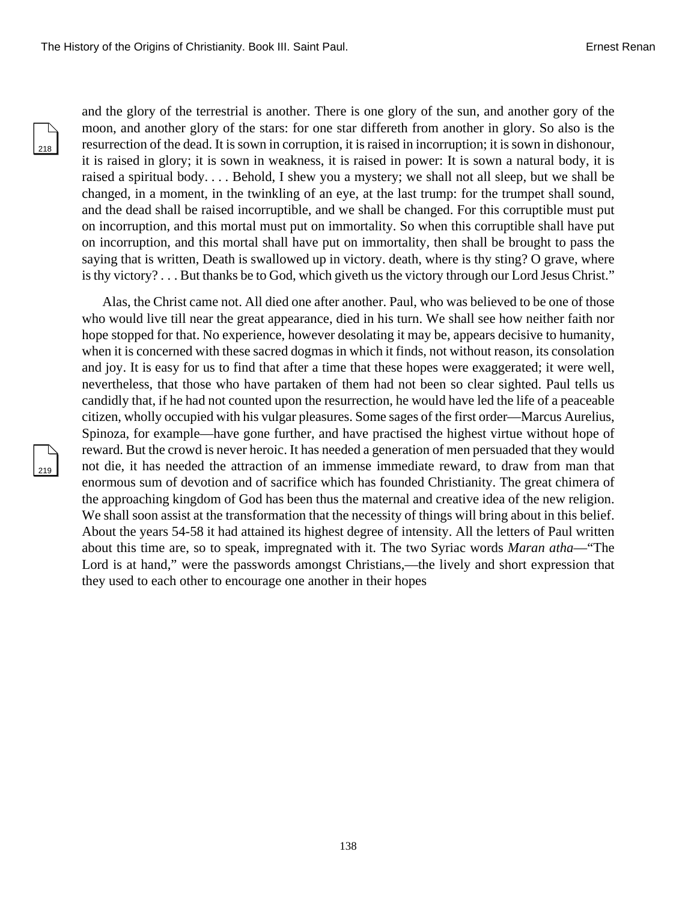and the glory of the terrestrial is another. There is one glory of the sun, and another gory of the moon, and another glory of the stars: for one star differeth from another in glory. So also is the resurrection of the dead. It is sown in corruption, it is raised in incorruption; it is sown in dishonour, it is raised in glory; it is sown in weakness, it is raised in power: It is sown a natural body, it is raised a spiritual body. . . . Behold, I shew you a mystery; we shall not all sleep, but we shall be changed, in a moment, in the twinkling of an eye, at the last trump: for the trumpet shall sound, and the dead shall be raised incorruptible, and we shall be changed. For this corruptible must put on incorruption, and this mortal must put on immortality. So when this corruptible shall have put on incorruption, and this mortal shall have put on immortality, then shall be brought to pass the saying that is written, Death is swallowed up in victory. death, where is thy sting? O grave, where is thy victory? . . . But thanks be to God, which giveth us the victory through our Lord Jesus Christ."

Alas, the Christ came not. All died one after another. Paul, who was believed to be one of those who would live till near the great appearance, died in his turn. We shall see how neither faith nor hope stopped for that. No experience, however desolating it may be, appears decisive to humanity, when it is concerned with these sacred dogmas in which it finds, not without reason, its consolation and joy. It is easy for us to find that after a time that these hopes were exaggerated; it were well, nevertheless, that those who have partaken of them had not been so clear sighted. Paul tells us candidly that, if he had not counted upon the resurrection, he would have led the life of a peaceable citizen, wholly occupied with his vulgar pleasures. Some sages of the first order—Marcus Aurelius, Spinoza, for example—have gone further, and have practised the highest virtue without hope of reward. But the crowd is never heroic. It has needed a generation of men persuaded that they would not die, it has needed the attraction of an immense immediate reward, to draw from man that enormous sum of devotion and of sacrifice which has founded Christianity. The great chimera of the approaching kingdom of God has been thus the maternal and creative idea of the new religion. We shall soon assist at the transformation that the necessity of things will bring about in this belief. About the years 54-58 it had attained its highest degree of intensity. All the letters of Paul written about this time are, so to speak, impregnated with it. The two Syriac words *Maran atha*—"The Lord is at hand," were the passwords amongst Christians,—the lively and short expression that they used to each other to encourage one another in their hopes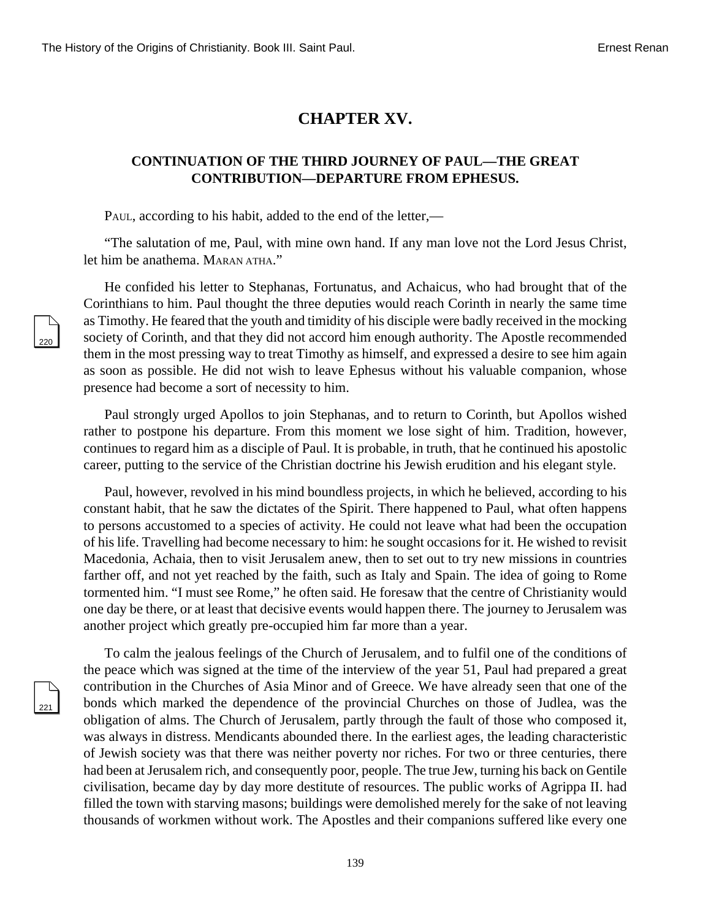## CHAPTER XV.

### CONTINUATION OF THE THIRD JOURNEY OF PAUL—THE GREAT CONTRIBUTION—DEPARTURE FROM EPHESUS.

PAUL, according to his habit, added to the end of the letter,—

"The salutation of me, Paul, with mine own hand. If any man love not the Lord Jesus Christ, let him be anathema. MARAN ATHA."

He confided his letter to Stephanas, Fortunatus, and Achaicus, who had brought that of the Corinthians to him. Paul thought the three deputies would reach Corinth in nearly the same time as Timothy. He feared that the youth and timidity of his disciple were badly received in the mocking society of Corinth, and that they did not accord him enough authority. The Apostle recommended them in the most pressing way to treat Timothy as himself, and expressed a desire to see him again as soon as possible. He did not wish to leave Ephesus without his valuable companion, whose presence had become a sort of necessity to him.

Paul strongly urged Apollos to join Stephanas, and to return to Corinth, but Apollos wished rather to postpone his departure. From this moment we lose sight of him. Tradition, however, continues to regard him as a disciple of Paul. It is probable, in truth, that he continued his apostolic career, putting to the service of the Christian doctrine his Jewish erudition and his elegant style.

Paul, however, revolved in his mind boundless projects, in which he believed, according to his constant habit, that he saw the dictates of the Spirit. There happened to Paul, what often happens to persons accustomed to a species of activity. He could not leave what had been the occupation of his life. Travelling had become necessary to him: he sought occasions for it. He wished to revisit Macedonia, Achaia, then to visit Jerusalem anew, then to set out to try new missions in countries farther off, and not yet reached by the faith, such as Italy and Spain. The idea of going to Rome tormented him. "I must see Rome," he often said. He foresaw that the centre of Christianity would one day be there, or at least that decisive events would happen there. The journey to Jerusalem was another project which greatly pre-occupied him far more than a year.

To calm the jealous feelings of the Church of Jerusalem, and to fulfil one of the conditions of the peace which was signed at the time of the interview of the year 51, Paul had prepared a great contribution in the Churches of Asia Minor and of Greece. We have already seen that one of the bonds which marked the dependence of the provincial Churches on those of Judlea, was the obligation of alms. The Church of Jerusalem, partly through the fault of those who composed it, was always in distress. Mendicants abounded there. In the earliest ages, the leading characteristic of Jewish society was that there was neither poverty nor riches. For two or three centuries, there had been at Jerusalem rich, and consequently poor, people. The true Jew, turning his back on Gentile civilisation, became day by day more destitute of resources. The public works of Agrippa II. had filled the town with starving masons; buildings were demolished merely for the sake of not leaving thousands of workmen without work. The Apostles and their companions suffered like every one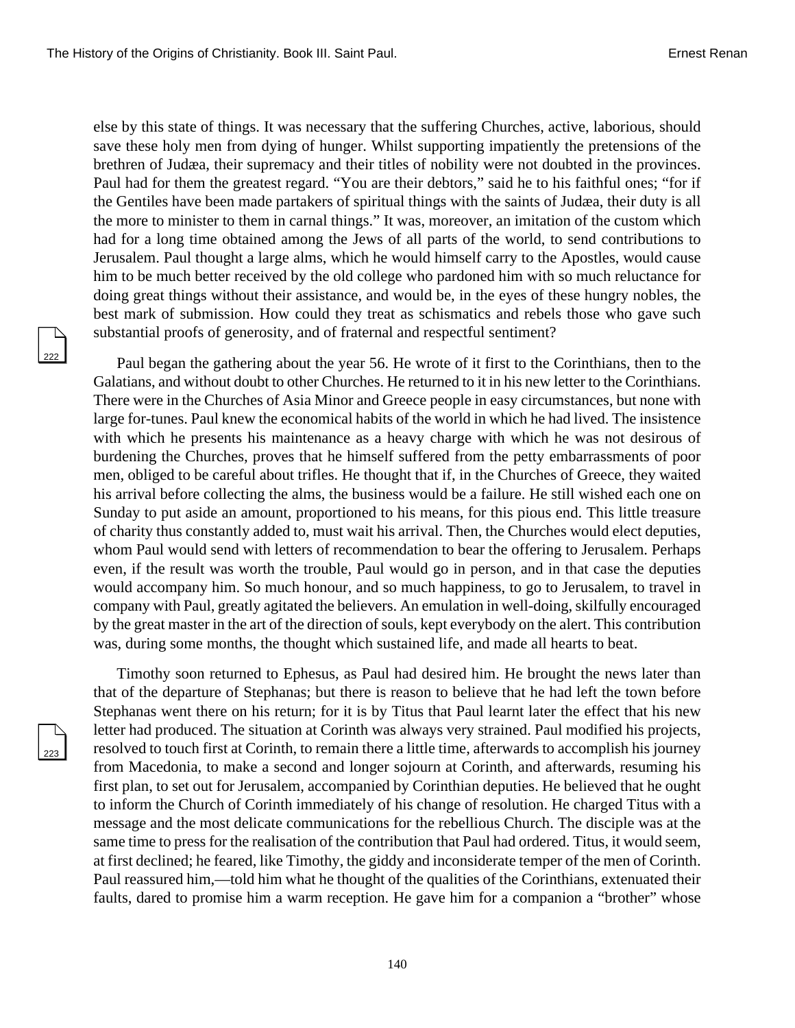else by this state of things. It was necessary that the suffering Churches, active, laborious, should save these holy men from dying of hunger. Whilst supporting impatiently the pretensions of the brethren of Judæa, their supremacy and their titles of nobility were not doubted in the provinces. Paul had for them the greatest regard. "You are their debtors," said he to his faithful ones; "for if the Gentiles have been made partakers of spiritual things with the saints of Judæa, their duty is all the more to minister to them in carnal things." It was, moreover, an imitation of the custom which had for a long time obtained among the Jews of all parts of the world, to send contributions to Jerusalem. Paul thought a large alms, which he would himself carry to the Apostles, would cause him to be much better received by the old college who pardoned him with so much reluctance for doing great things without their assistance, and would be, in the eyes of these hungry nobles, the best mark of submission. How could they treat as schismatics and rebels those who gave such substantial proofs of generosity, and of fraternal and respectful sentiment?

Paul began the gathering about the year 56. He wrote of it first to the Corinthians, then to the Galatians, and without doubt to other Churches. He returned to it in his new letter to the Corinthians. There were in the Churches of Asia Minor and Greece people in easy circumstances, but none with large for-tunes. Paul knew the economical habits of the world in which he had lived. The insistence with which he presents his maintenance as a heavy charge with which he was not desirous of burdening the Churches, proves that he himself suffered from the petty embarrassments of poor men, obliged to be careful about trifles. He thought that if, in the Churches of Greece, they waited his arrival before collecting the alms, the business would be a failure. He still wished each one on Sunday to put aside an amount, proportioned to his means, for this pious end. This little treasure of charity thus constantly added to, must wait his arrival. Then, the Churches would elect deputies, whom Paul would send with letters of recommendation to bear the offering to Jerusalem. Perhaps even, if the result was worth the trouble, Paul would go in person, and in that case the deputies would accompany him. So much honour, and so much happiness, to go to Jerusalem, to travel in company with Paul, greatly agitated the believers. An emulation in well-doing, skilfully encouraged by the great master in the art of the direction of souls, kept everybody on the alert. This contribution was, during some months, the thought which sustained life, and made all hearts to beat.

Timothy soon returned to Ephesus, as Paul had desired him. He brought the news later than that of the departure of Stephanas; but there is reason to believe that he had left the town before Stephanas went there on his return; for it is by Titus that Paul learnt later the effect that his new letter had produced. The situation at Corinth was always very strained. Paul modified his projects, resolved to touch first at Corinth, to remain there a little time, afterwards to accomplish his journey from Macedonia, to make a second and longer sojourn at Corinth, and afterwards, resuming his first plan, to set out for Jerusalem, accompanied by Corinthian deputies. He believed that he ought to inform the Church of Corinth immediately of his change of resolution. He charged Titus with a message and the most delicate communications for the rebellious Church. The disciple was at the same time to press for the realisation of the contribution that Paul had ordered. Titus, it would seem, at first declined; he feared, like Timothy, the giddy and inconsiderate temper of the men of Corinth. Paul reassured him,—told him what he thought of the qualities of the Corinthians, extenuated their faults, dared to promise him a warm reception. He gave him for a companion a "brother" whose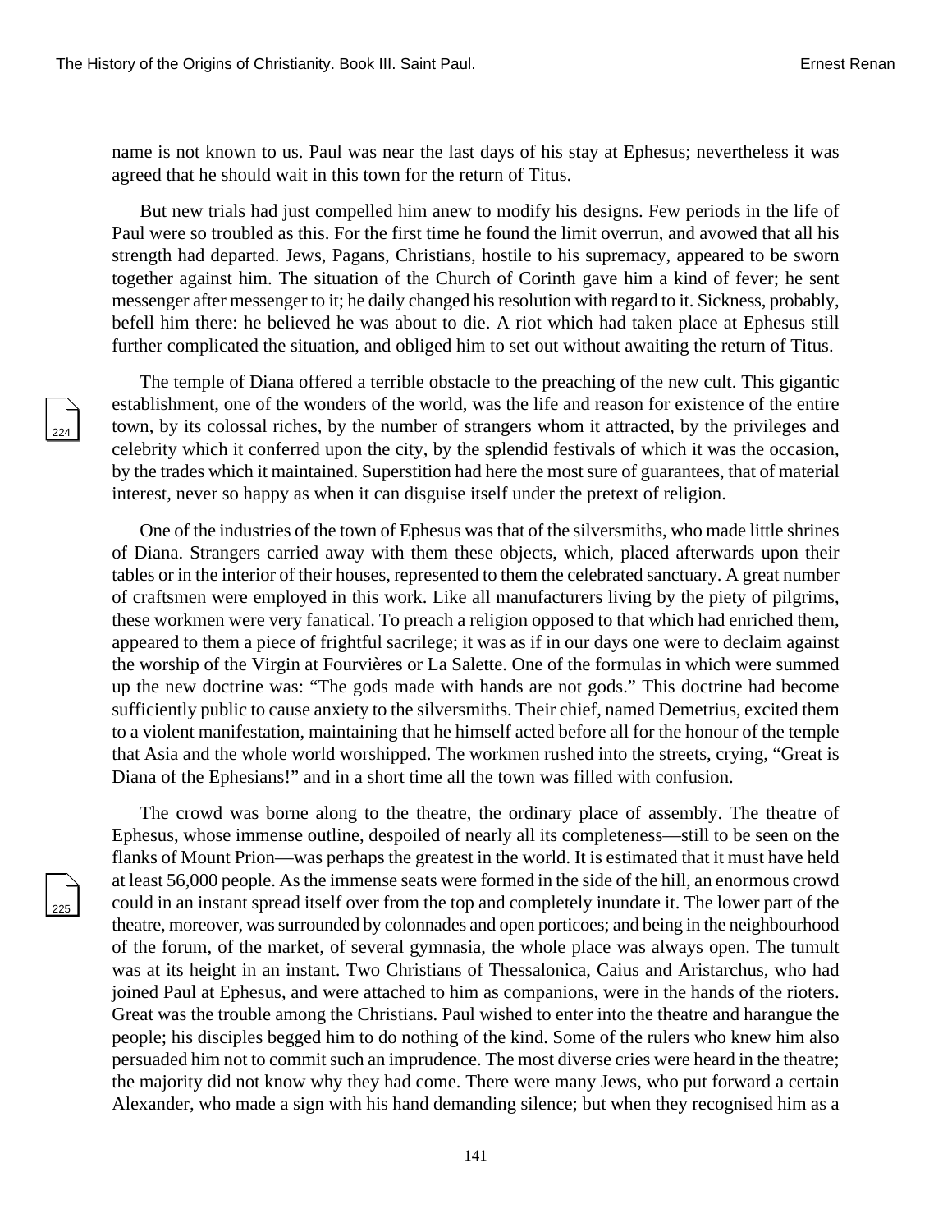name is not known to us. Paul was near the last days of his stay at Ephesus; nevertheless it was agreed that he should wait in this town for the return of Titus.

But new trials had just compelled him anew to modify his designs. Few periods in the life of Paul were so troubled as this. For the first time he found the limit overrun, and avowed that all his strength had departed. Jews, Pagans, Christians, hostile to his supremacy, appeared to be sworn together against him. The situation of the Church of Corinth gave him a kind of fever; he sent messenger after messenger to it; he daily changed his resolution with regard to it. Sickness, probably, befell him there: he believed he was about to die. A riot which had taken place at Ephesus still further complicated the situation, and obliged him to set out without awaiting the return of Titus.

The temple of Diana offered a terrible obstacle to the preaching of the new cult. This gigantic establishment, one of the wonders of the world, was the life and reason for existence of the entire town, by its colossal riches, by the number of strangers whom it attracted, by the privileges and celebrity which it conferred upon the city, by the splendid festivals of which it was the occasion, by the trades which it maintained. Superstition had here the most sure of guarantees, that of material interest, never so happy as when it can disguise itself under the pretext of religion.

One of the industries of the town of Ephesus was that of the silversmiths, who made little shrines of Diana. Strangers carried away with them these objects, which, placed afterwards upon their tables or in the interior of their houses, represented to them the celebrated sanctuary. A great number of craftsmen were employed in this work. Like all manufacturers living by the piety of pilgrims, these workmen were very fanatical. To preach a religion opposed to that which had enriched them, appeared to them a piece of frightful sacrilege; it was as if in our days one were to declaim against the worship of the Virgin at Fourvières or La Salette. One of the formulas in which were summed up the new doctrine was: "The gods made with hands are not gods." This doctrine had become sufficiently public to cause anxiety to the silversmiths. Their chief, named Demetrius, excited them to a violent manifestation, maintaining that he himself acted before all for the honour of the temple that Asia and the whole world worshipped. The workmen rushed into the streets, crying, "Great is Diana of the Ephesians!" and in a short time all the town was filled with confusion.

The crowd was borne along to the theatre, the ordinary place of assembly. The theatre of Ephesus, whose immense outline, despoiled of nearly all its completeness—still to be seen on the flanks of Mount Prion—was perhaps the greatest in the world. It is estimated that it must have held at least 56,000 people. As the immense seats were formed in the side of the hill, an enormous crowd could in an instant spread itself over from the top and completely inundate it. The lower part of the theatre, moreover, was surrounded by colonnades and open porticoes; and being in the neighbourhood of the forum, of the market, of several gymnasia, the whole place was always open. The tumult was at its height in an instant. Two Christians of Thessalonica, Caius and Aristarchus, who had joined Paul at Ephesus, and were attached to him as companions, were in the hands of the rioters. Great was the trouble among the Christians. Paul wished to enter into the theatre and harangue the people; his disciples begged him to do nothing of the kind. Some of the rulers who knew him also persuaded him not to commit such an imprudence. The most diverse cries were heard in the theatre; the majority did not know why they had come. There were many Jews, who put forward a certain Alexander, who made a sign with his hand demanding silence; but when they recognised him as a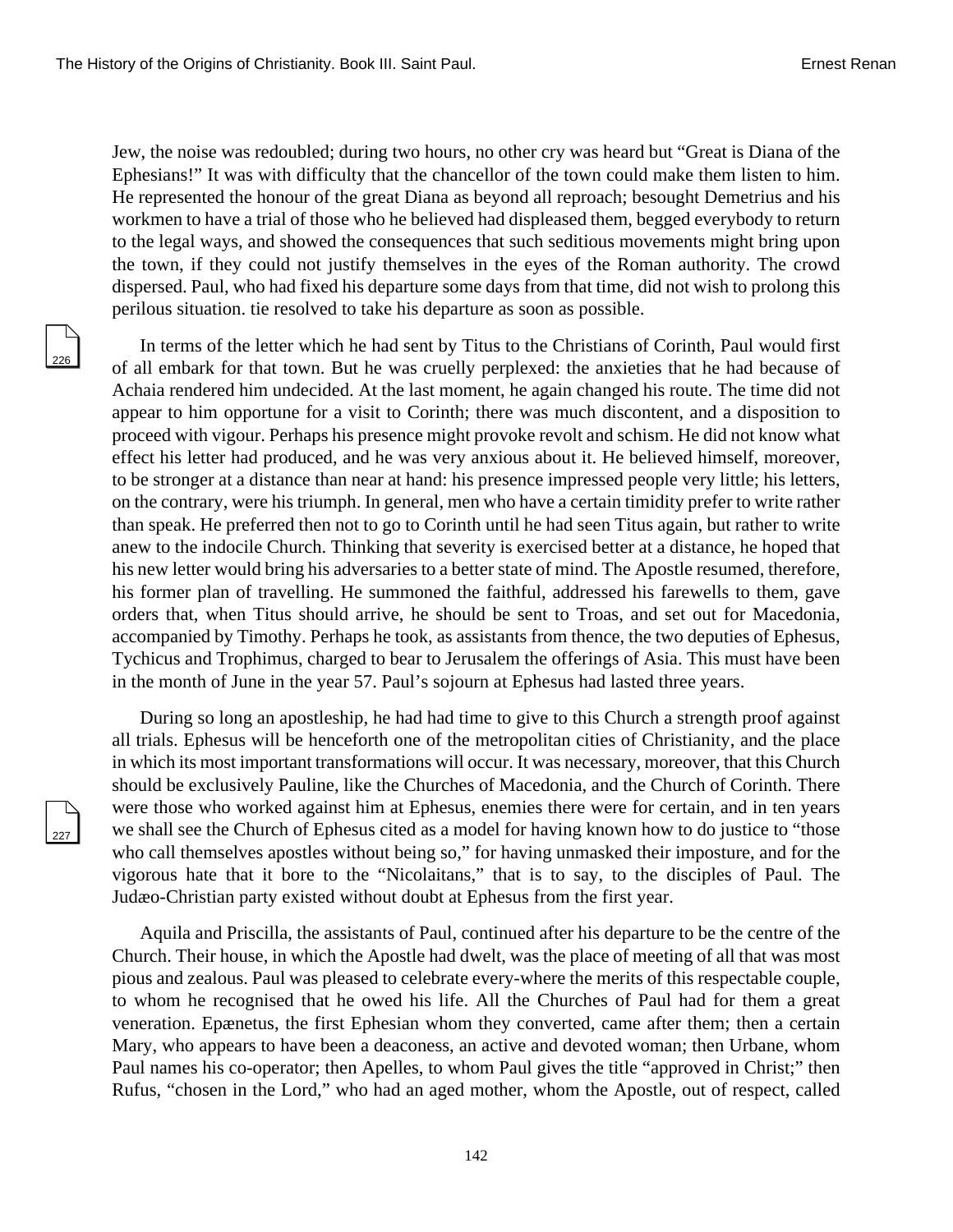Jew, the noise was redoubled; during two hours, no other cry was heard but "Great is Diana of the Ephesians!" It was with difficulty that the chancellor of the town could make them listen to him. He represented the honour of the great Diana as beyond all reproach; besought Demetrius and his workmen to have a trial of those who he believed had displeased them, begged everybody to return to the legal ways, and showed the consequences that such seditious movements might bring upon the town, if they could not justify themselves in the eyes of the Roman authority. The crowd dispersed. Paul, who had fixed his departure some days from that time, did not wish to prolong this perilous situation. tie resolved to take his departure as soon as possible.

In terms of the letter which he had sent by Titus to the Christians of Corinth, Paul would first of all embark for that town. But he was cruelly perplexed: the anxieties that he had because of Achaia rendered him undecided. At the last moment, he again changed his route. The time did not appear to him opportune for a visit to Corinth; there was much discontent, and a disposition to proceed with vigour. Perhaps his presence might provoke revolt and schism. He did not know what effect his letter had produced, and he was very anxious about it. He believed himself, moreover, to be stronger at a distance than near at hand: his presence impressed people very little; his letters, on the contrary, were his triumph. In general, men who have a certain timidity prefer to write rather than speak. He preferred then not to go to Corinth until he had seen Titus again, but rather to write anew to the indocile Church. Thinking that severity is exercised better at a distance, he hoped that his new letter would bring his adversaries to a better state of mind. The Apostle resumed, therefore, his former plan of travelling. He summoned the faithful, addressed his farewells to them, gave orders that, when Titus should arrive, he should be sent to Troas, and set out for Macedonia, accompanied by Timothy. Perhaps he took, as assistants from thence, the two deputies of Ephesus, Tychicus and Trophimus, charged to bear to Jerusalem the offerings of Asia. This must have been in the month of June in the year 57. Paul's sojourn at Ephesus had lasted three years.

During so long an apostleship, he had had time to give to this Church a strength proof against all trials. Ephesus will be henceforth one of the metropolitan cities of Christianity, and the place in which its most important transformations will occur. It was necessary, moreover, that this Church should be exclusively Pauline, like the Churches of Macedonia, and the Church of Corinth. There were those who worked against him at Ephesus, enemies there were for certain, and in ten years we shall see the Church of Ephesus cited as a model for having known how to do justice to "those who call themselves apostles without being so," for having unmasked their imposture, and for the vigorous hate that it bore to the "Nicolaitans," that is to say, to the disciples of Paul. The Judæo-Christian party existed without doubt at Ephesus from the first year.

Aquila and Priscilla, the assistants of Paul, continued after his departure to be the centre of the Church. Their house, in which the Apostle had dwelt, was the place of meeting of all that was most pious and zealous. Paul was pleased to celebrate every-where the merits of this respectable couple, to whom he recognised that he owed his life. All the Churches of Paul had for them a great veneration. Epænetus, the first Ephesian whom they converted, came after them; then a certain Mary, who appears to have been a deaconess, an active and devoted woman; then Urbane, whom Paul names his co-operator; then Apelles, to whom Paul gives the title "approved in Christ;" then Rufus, "chosen in the Lord," who had an aged mother, whom the Apostle, out of respect, called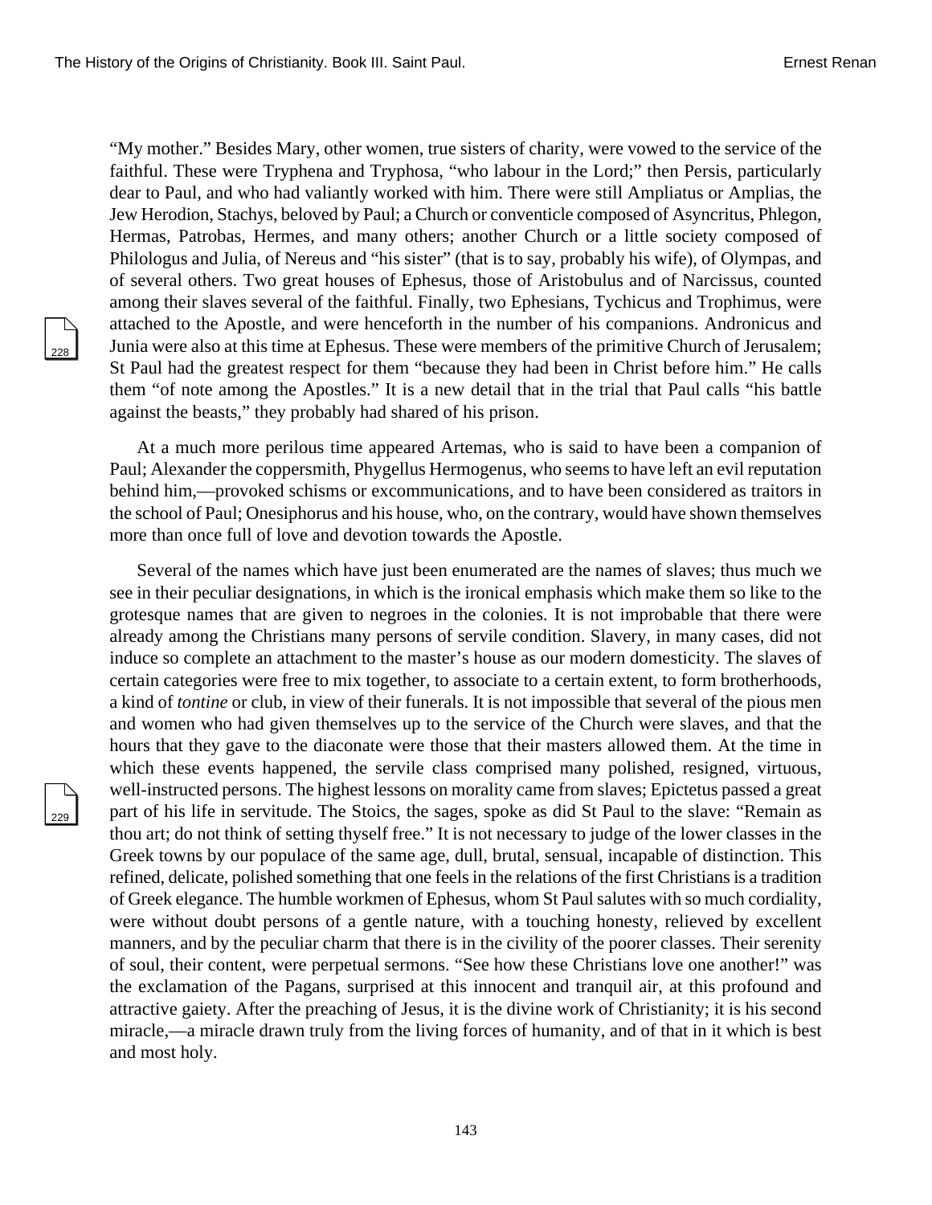"My mother." Besides Mary, other women, true sisters of charity, were vowed to the service of the faithful. These were Tryphena and Tryphosa, "who labour in the Lord;" then Persis, particularly dear to Paul, and who had valiantly worked with him. There were still Ampliatus or Amplias, the Jew Herodion, Stachys, beloved by Paul; a Church or conventicle composed of Asyncritus, Phlegon, Hermas, Patrobas, Hermes, and many others; another Church or a little society composed of Philologus and Julia, of Nereus and "his sister" (that is to say, probably his wife), of Olympas, and of several others. Two great houses of Ephesus, those of Aristobulus and of Narcissus, counted among their slaves several of the faithful. Finally, two Ephesians, Tychicus and Trophimus, were attached to the Apostle, and were henceforth in the number of his companions. Andronicus and Junia were also at this time at Ephesus. These were members of the primitive Church of Jerusalem; St Paul had the greatest respect for them "because they had been in Christ before him." He calls them "of note among the Apostles." It is a new detail that in the trial that Paul calls "his battle against the beasts," they probably had shared of his prison.

At a much more perilous time appeared Artemas, who is said to have been a companion of Paul; Alexander the coppersmith, Phygellus Hermogenus, who seems to have left an evil reputation behind him,—provoked schisms or excommunications, and to have been considered as traitors in the school of Paul; Onesiphorus and his house, who, on the contrary, would have shown themselves more than once full of love and devotion towards the Apostle.

Several of the names which have just been enumerated are the names of slaves; thus much we see in their peculiar designations, in which is the ironical emphasis which make them so like to the grotesque names that are given to negroes in the colonies. It is not improbable that there were already among the Christians many persons of servile condition. Slavery, in many cases, did not induce so complete an attachment to the master's house as our modern domesticity. The slaves of certain categories were free to mix together, to associate to a certain extent, to form brotherhoods, a kind of *tontine* or club, in view of their funerals. It is not impossible that several of the pious men and women who had given themselves up to the service of the Church were slaves, and that the hours that they gave to the diaconate were those that their masters allowed them. At the time in which these events happened, the servile class comprised many polished, resigned, virtuous, well-instructed persons. The highest lessons on morality came from slaves; Epictetus passed a great part of his life in servitude. The Stoics, the sages, spoke as did St Paul to the slave: "Remain as thou art; do not think of setting thyself free." It is not necessary to judge of the lower classes in the Greek towns by our populace of the same age, dull, brutal, sensual, incapable of distinction. This refined, delicate, polished something that one feels in the relations of the first Christians is a tradition of Greek elegance. The humble workmen of Ephesus, whom St Paul salutes with so much cordiality, were without doubt persons of a gentle nature, with a touching honesty, relieved by excellent manners, and by the peculiar charm that there is in the civility of the poorer classes. Their serenity of soul, their content, were perpetual sermons. "See how these Christians love one another!" was the exclamation of the Pagans, surprised at this innocent and tranquil air, at this profound and attractive gaiety. After the preaching of Jesus, it is the divine work of Christianity; it is his second miracle,—a miracle drawn truly from the living forces of humanity, and of that in it which is best and most holy.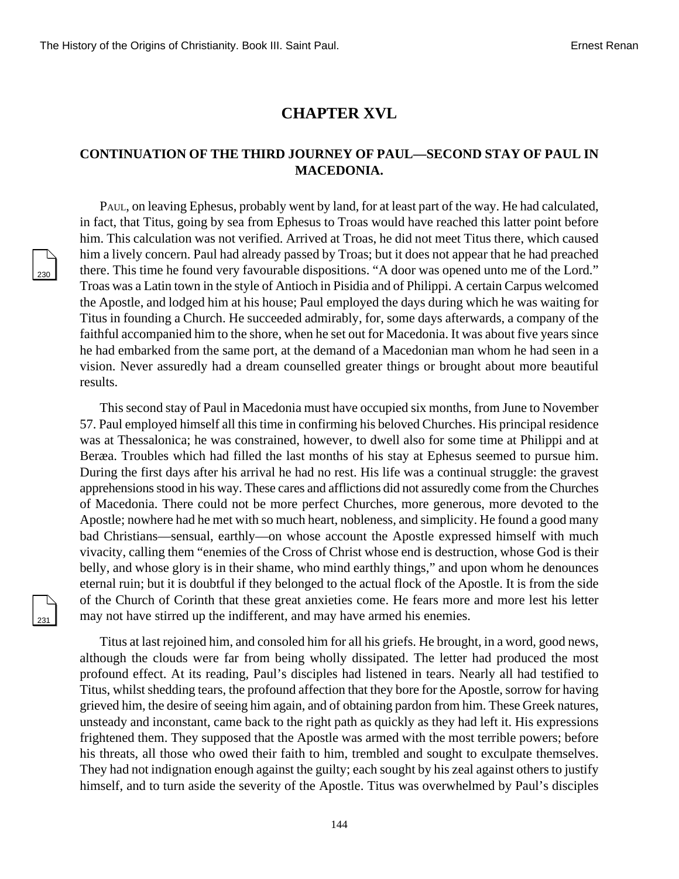## CHAPTER XVL

### CONTINUATION OF THE THIRD JOURNEY OF PAUL—SECOND STAY OF PAUL IN MACEDONIA.

PAUL, on leaving Ephesus, probably went by land, for at least part of the way. He had calculated, in fact, that Titus, going by sea from Ephesus to Troas would have reached this latter point before him. This calculation was not verified. Arrived at Troas, he did not meet Titus there, which caused him a lively concern. Paul had already passed by Troas; but it does not appear that he had preached there. This time he found very favourable dispositions. "A door was opened unto me of the Lord." Troas was a Latin town in the style of Antioch in Pisidia and of Philippi. A certain Carpus welcomed the Apostle, and lodged him at his house; Paul employed the days during which he was waiting for Titus in founding a Church. He succeeded admirably, for, some days afterwards, a company of the faithful accompanied him to the shore, when he set out for Macedonia. It was about five years since he had embarked from the same port, at the demand of a Macedonian man whom he had seen in a vision. Never assuredly had a dream counselled greater things or brought about more beautiful results.

This second stay of Paul in Macedonia must have occupied six months, from June to November 57. Paul employed himself all this time in confirming his beloved Churches. His principal residence was at Thessalonica; he was constrained, however, to dwell also for some time at Philippi and at Beræa. Troubles which had filled the last months of his stay at Ephesus seemed to pursue him. During the first days after his arrival he had no rest. His life was a continual struggle: the gravest apprehensions stood in his way. These cares and afflictions did not assuredly come from the Churches of Macedonia. There could not be more perfect Churches, more generous, more devoted to the Apostle; nowhere had he met with so much heart, nobleness, and simplicity. He found a good many bad Christians—sensual, earthly—on whose account the Apostle expressed himself with much vivacity, calling them "enemies of the Cross of Christ whose end is destruction, whose God is their belly, and whose glory is in their shame, who mind earthly things," and upon whom he denounces eternal ruin; but it is doubtful if they belonged to the actual flock of the Apostle. It is from the side of the Church of Corinth that these great anxieties come. He fears more and more lest his letter may not have stirred up the indifferent, and may have armed his enemies.

Titus at last rejoined him, and consoled him for all his griefs. He brought, in a word, good news, although the clouds were far from being wholly dissipated. The letter had produced the most profound effect. At its reading, Paul's disciples had listened in tears. Nearly all had testified to Titus, whilst shedding tears, the profound affection that they bore for the Apostle, sorrow for having grieved him, the desire of seeing him again, and of obtaining pardon from him. These Greek natures, unsteady and inconstant, came back to the right path as quickly as they had left it. His expressions frightened them. They supposed that the Apostle was armed with the most terrible powers; before his threats, all those who owed their faith to him, trembled and sought to exculpate themselves. They had not indignation enough against the guilty; each sought by his zeal against others to justify himself, and to turn aside the severity of the Apostle. Titus was overwhelmed by Paul's disciples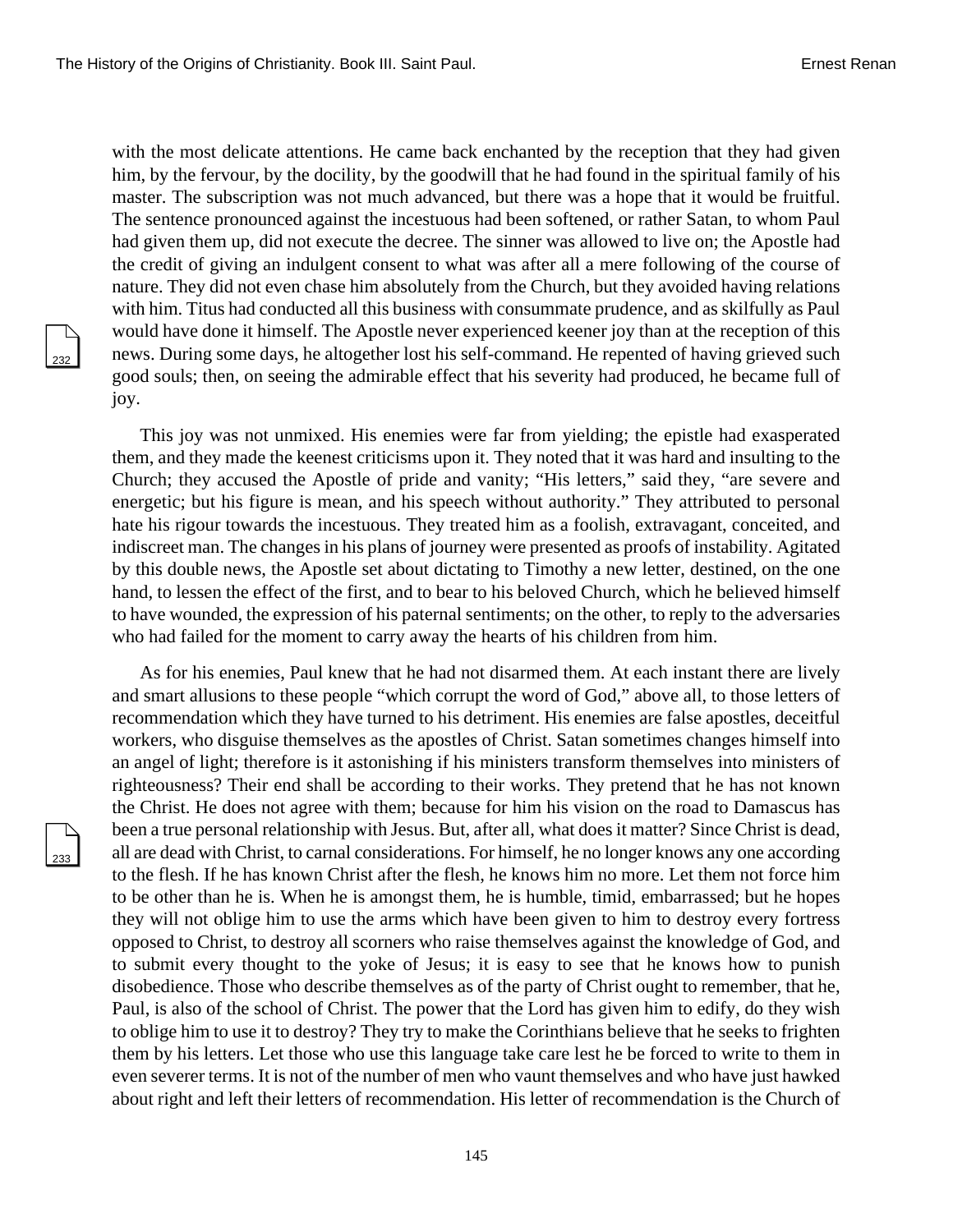with the most delicate attentions. He came back enchanted by the reception that they had given him, by the fervour, by the docility, by the goodwill that he had found in the spiritual family of his master. The subscription was not much advanced, but there was a hope that it would be fruitful. The sentence pronounced against the incestuous had been softened, or rather Satan, to whom Paul had given them up, did not execute the decree. The sinner was allowed to live on; the Apostle had the credit of giving an indulgent consent to what was after all a mere following of the course of nature. They did not even chase him absolutely from the Church, but they avoided having relations with him. Titus had conducted all this business with consummate prudence, and as skilfully as Paul would have done it himself. The Apostle never experienced keener joy than at the reception of this news. During some days, he altogether lost his self-command. He repented of having grieved such good souls; then, on seeing the admirable effect that his severity had produced, he became full of joy.

This joy was not unmixed. His enemies were far from yielding; the epistle had exasperated them, and they made the keenest criticisms upon it. They noted that it was hard and insulting to the Church; they accused the Apostle of pride and vanity; "His letters," said they, "are severe and energetic; but his figure is mean, and his speech without authority." They attributed to personal hate his rigour towards the incestuous. They treated him as a foolish, extravagant, conceited, and indiscreet man. The changes in his plans of journey were presented as proofs of instability. Agitated by this double news, the Apostle set about dictating to Timothy a new letter, destined, on the one hand, to lessen the effect of the first, and to bear to his beloved Church, which he believed himself to have wounded, the expression of his paternal sentiments; on the other, to reply to the adversaries who had failed for the moment to carry away the hearts of his children from him.

As for his enemies, Paul knew that he had not disarmed them. At each instant there are lively and smart allusions to these people "which corrupt the word of God," above all, to those letters of recommendation which they have turned to his detriment. His enemies are false apostles, deceitful workers, who disguise themselves as the apostles of Christ. Satan sometimes changes himself into an angel of light; therefore is it astonishing if his ministers transform themselves into ministers of righteousness? Their end shall be according to their works. They pretend that he has not known the Christ. He does not agree with them; because for him his vision on the road to Damascus has been a true personal relationship with Jesus. But, after all, what does it matter? Since Christ is dead, all are dead with Christ, to carnal considerations. For himself, he no longer knows any one according to the flesh. If he has known Christ after the flesh, he knows him no more. Let them not force him to be other than he is. When he is amongst them, he is humble, timid, embarrassed; but he hopes they will not oblige him to use the arms which have been given to him to destroy every fortress opposed to Christ, to destroy all scorners who raise themselves against the knowledge of God, and to submit every thought to the yoke of Jesus; it is easy to see that he knows how to punish disobedience. Those who describe themselves as of the party of Christ ought to remember, that he, Paul, is also of the school of Christ. The power that the Lord has given him to edify, do they wish to oblige him to use it to destroy? They try to make the Corinthians believe that he seeks to frighten them by his letters. Let those who use this language take care lest he be forced to write to them in even severer terms. It is not of the number of men who vaunt themselves and who have just hawked about right and left their letters of recommendation. His letter of recommendation is the Church of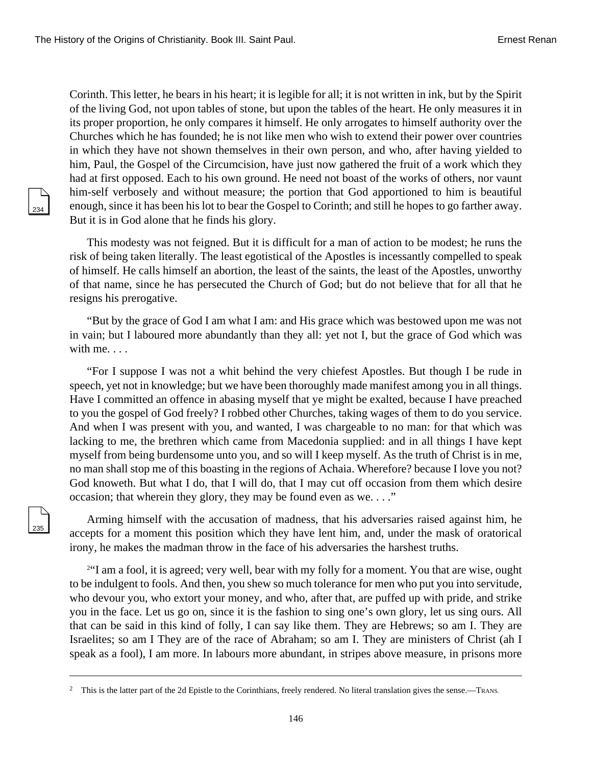Corinth. This letter, he bears in his heart; it is legible for all; it is not written in ink, but by the Spirit of the living God, not upon tables of stone, but upon the tables of the heart. He only measures it in its proper proportion, he only compares it himself. He only arrogates to himself authority over the Churches which he has founded; he is not like men who wish to extend their power over countries in which they have not shown themselves in their own person, and who, after having yielded to him, Paul, the Gospel of the Circumcision, have just now gathered the fruit of a work which they had at first opposed. Each to his own ground. He need not boast of the works of others, nor vaunt him-self verbosely and without measure; the portion that God apportioned to him is beautiful enough, since it has been his lot to bear the Gospel to Corinth; and still he hopes to go farther away. But it is in God alone that he finds his glory.

This modesty was not feigned. But it is difficult for a man of action to be modest; he runs the risk of being taken literally. The least egotistical of the Apostles is incessantly compelled to speak of himself. He calls himself an abortion, the least of the saints, the least of the Apostles, unworthy of that name, since he has persecuted the Church of God; but do not believe that for all that he resigns his prerogative.

"But by the grace of God I am what I am: and His grace which was bestowed upon me was not in vain; but I laboured more abundantly than they all: yet not I, but the grace of God which was with me. . . .

"For I suppose I was not a whit behind the very chiefest Apostles. But though I be rude in speech, yet not in knowledge; but we have been thoroughly made manifest among you in all things. Have I committed an offence in abasing myself that ye might be exalted, because I have preached to you the gospel of God freely? I robbed other Churches, taking wages of them to do you service. And when I was present with you, and wanted, I was chargeable to no man: for that which was lacking to me, the brethren which came from Macedonia supplied: and in all things I have kept myself from being burdensome unto you, and so will I keep myself. As the truth of Christ is in me, no man shall stop me of this boasting in the regions of Achaia. Wherefore? because I love you not? God knoweth. But what I do, that I will do, that I may cut off occasion from them which desire occasion; that wherein they glory, they may be found even as we. . . ."

Arming himself with the accusation of madness, that his adversaries raised against him, he accepts for a moment this position which they have lent him, and, under the mask of oratorical irony, he makes the madman throw in the face of his adversaries the harshest truths.

[2]"I am a fool, it is agreed; very well, bear with my folly for a moment. You that are wise, ought to be indulgent to fools. And then, you shew so much tolerance for men who put you into servitude, who devour you, who extort your money, and who, after that, are puffed up with pride, and strike you in the face. Let us go on, since it is the fashion to sing one's own glory, let us sing ours. All that can be said in this kind of folly, I can say like them. They are Hebrews; so am I. They are Israelites; so am I They are of the race of Abraham; so am I. They are ministers of Christ (ah I speak as a fool), I am more. In labours more abundant, in stripes above measure, in prisons more

---

[2] This is the latter part of the 2d Epistle to the Corinthians, freely rendered. No literal translation gives the sense.—Trans.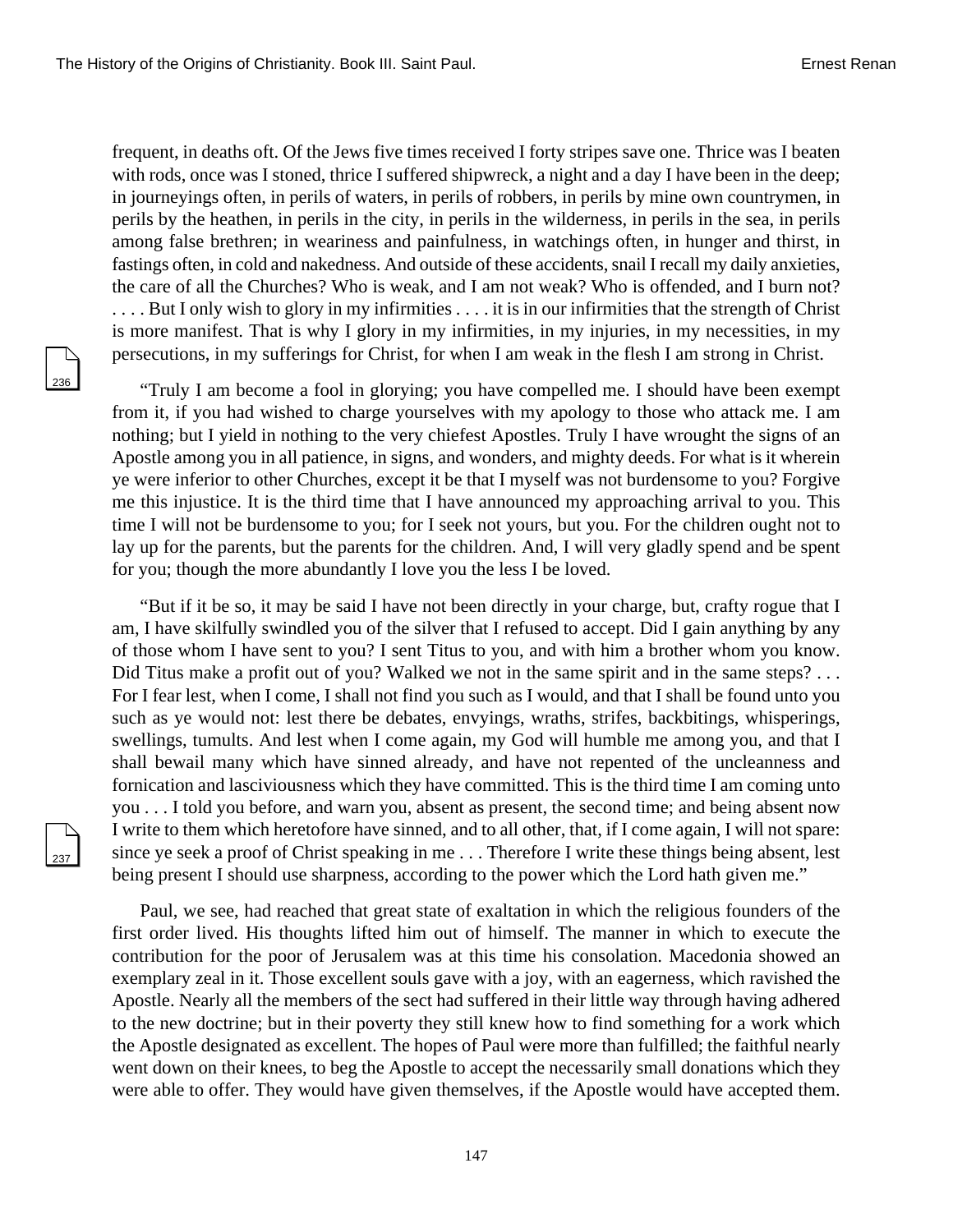frequent, in deaths oft. Of the Jews five times received I forty stripes save one. Thrice was I beaten with rods, once was I stoned, thrice I suffered shipwreck, a night and a day I have been in the deep; in journeyings often, in perils of waters, in perils of robbers, in perils by mine own countrymen, in perils by the heathen, in perils in the city, in perils in the wilderness, in perils in the sea, in perils among false brethren; in weariness and painfulness, in watchings often, in hunger and thirst, in fastings often, in cold and nakedness. And outside of these accidents, snail I recall my daily anxieties, the care of all the Churches? Who is weak, and I am not weak? Who is offended, and I burn not? . . . . But I only wish to glory in my infirmities . . . . it is in our infirmities that the strength of Christ is more manifest. That is why I glory in my infirmities, in my injuries, in my necessities, in my persecutions, in my sufferings for Christ, for when I am weak in the flesh I am strong in Christ.

"Truly I am become a fool in glorying; you have compelled me. I should have been exempt from it, if you had wished to charge yourselves with my apology to those who attack me. I am nothing; but I yield in nothing to the very chiefest Apostles. Truly I have wrought the signs of an Apostle among you in all patience, in signs, and wonders, and mighty deeds. For what is it wherein ye were inferior to other Churches, except it be that I myself was not burdensome to you? Forgive me this injustice. It is the third time that I have announced my approaching arrival to you. This time I will not be burdensome to you; for I seek not yours, but you. For the children ought not to lay up for the parents, but the parents for the children. And, I will very gladly spend and be spent for you; though the more abundantly I love you the less I be loved.

"But if it be so, it may be said I have not been directly in your charge, but, crafty rogue that I am, I have skilfully swindled you of the silver that I refused to accept. Did I gain anything by any of those whom I have sent to you? I sent Titus to you, and with him a brother whom you know. Did Titus make a profit out of you? Walked we not in the same spirit and in the same steps? . . . For I fear lest, when I come, I shall not find you such as I would, and that I shall be found unto you such as ye would not: lest there be debates, envyings, wraths, strifes, backbitings, whisperings, swellings, tumults. And lest when I come again, my God will humble me among you, and that I shall bewail many which have sinned already, and have not repented of the uncleanness and fornication and lasciviousness which they have committed. This is the third time I am coming unto you . . . I told you before, and warn you, absent as present, the second time; and being absent now I write to them which heretofore have sinned, and to all other, that, if I come again, I will not spare: since ye seek a proof of Christ speaking in me . . . Therefore I write these things being absent, lest being present I should use sharpness, according to the power which the Lord hath given me."

Paul, we see, had reached that great state of exaltation in which the religious founders of the first order lived. His thoughts lifted him out of himself. The manner in which to execute the contribution for the poor of Jerusalem was at this time his consolation. Macedonia showed an exemplary zeal in it. Those excellent souls gave with a joy, with an eagerness, which ravished the Apostle. Nearly all the members of the sect had suffered in their little way through having adhered to the new doctrine; but in their poverty they still knew how to find something for a work which the Apostle designated as excellent. The hopes of Paul were more than fulfilled; the faithful nearly went down on their knees, to beg the Apostle to accept the necessarily small donations which they were able to offer. They would have given themselves, if the Apostle would have accepted them.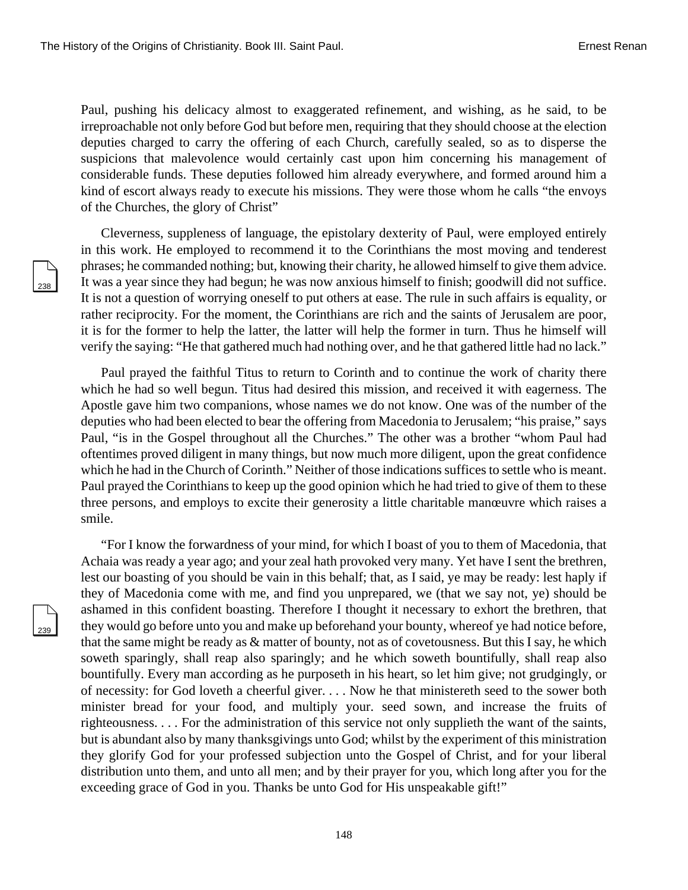Paul, pushing his delicacy almost to exaggerated refinement, and wishing, as he said, to be irreproachable not only before God but before men, requiring that they should choose at the election deputies charged to carry the offering of each Church, carefully sealed, so as to disperse the suspicions that malevolence would certainly cast upon him concerning his management of considerable funds. These deputies followed him already everywhere, and formed around him a kind of escort always ready to execute his missions. They were those whom he calls “the envoys of the Churches, the glory of Christ”

Cleverness, suppleness of language, the epistolary dexterity of Paul, were employed entirely in this work. He employed to recommend it to the Corinthians the most moving and tenderest phrases; he commanded nothing; but, knowing their charity, he allowed himself to give them advice. It was a year since they had begun; he was now anxious himself to finish; goodwill did not suffice. It is not a question of worrying oneself to put others at ease. The rule in such affairs is equality, or rather reciprocity. For the moment, the Corinthians are rich and the saints of Jerusalem are poor, it is for the former to help the latter, the latter will help the former in turn. Thus he himself will verify the saying: “He that gathered much had nothing over, and he that gathered little had no lack.”

Paul prayed the faithful Titus to return to Corinth and to continue the work of charity there which he had so well begun. Titus had desired this mission, and received it with eagerness. The Apostle gave him two companions, whose names we do not know. One was of the number of the deputies who had been elected to bear the offering from Macedonia to Jerusalem; “his praise,” says Paul, “is in the Gospel throughout all the Churches.” The other was a brother “whom Paul had oftentimes proved diligent in many things, but now much more diligent, upon the great confidence which he had in the Church of Corinth.” Neither of those indications suffices to settle who is meant. Paul prayed the Corinthians to keep up the good opinion which he had tried to give of them to these three persons, and employs to excite their generosity a little charitable manœuvre which raises a smile.

“For I know the forwardness of your mind, for which I boast of you to them of Macedonia, that Achaia was ready a year ago; and your zeal hath provoked very many. Yet have I sent the brethren, lest our boasting of you should be vain in this behalf; that, as I said, ye may be ready: lest haply if they of Macedonia come with me, and find you unprepared, we (that we say not, ye) should be ashamed in this confident boasting. Therefore I thought it necessary to exhort the brethren, that they would go before unto you and make up beforehand your bounty, whereof ye had notice before, that the same might be ready as & matter of bounty, not as of covetousness. But this I say, he which soweth sparingly, shall reap also sparingly; and he which soweth bountifully, shall reap also bountifully. Every man according as he purposeth in his heart, so let him give; not grudgingly, or of necessity: for God loveth a cheerful giver. . . . Now he that ministereth seed to the sower both minister bread for your food, and multiply your. seed sown, and increase the fruits of righteousness. . . . For the administration of this service not only supplieth the want of the saints, but is abundant also by many thanksgivings unto God; whilst by the experiment of this ministration they glorify God for your professed subjection unto the Gospel of Christ, and for your liberal distribution unto them, and unto all men; and by their prayer for you, which long after you for the exceeding grace of God in you. Thanks be unto God for His unspeakable gift!”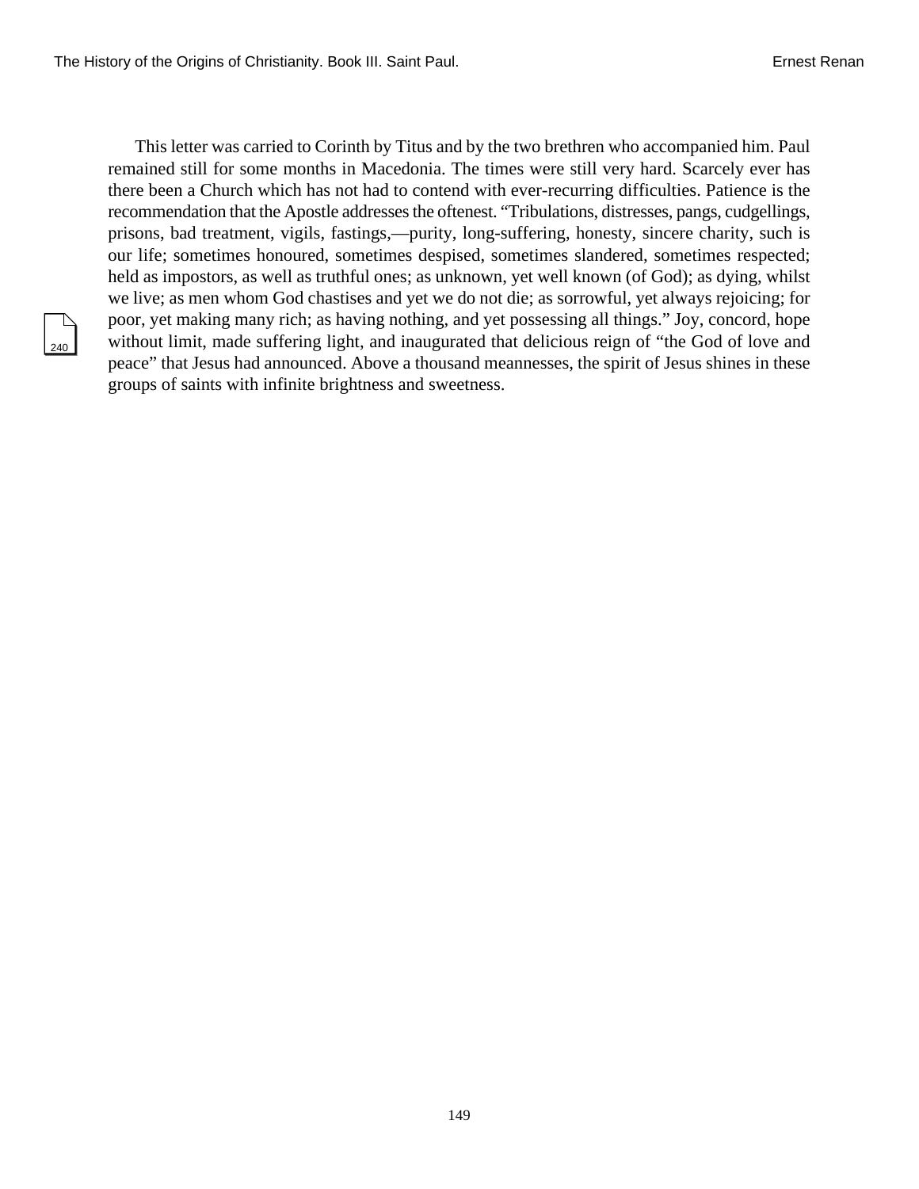This letter was carried to Corinth by Titus and by the two brethren who accompanied him. Paul remained still for some months in Macedonia. The times were still very hard. Scarcely ever has there been a Church which has not had to contend with ever-recurring difficulties. Patience is the recommendation that the Apostle addresses the oftenest. "Tribulations, distresses, pangs, cudgellings, prisons, bad treatment, vigils, fastings,—purity, long-suffering, honesty, sincere charity, such is our life; sometimes honoured, sometimes despised, sometimes slandered, sometimes respected; held as impostors, as well as truthful ones; as unknown, yet well known (of God); as dying, whilst we live; as men whom God chastises and yet we do not die; as sorrowful, yet always rejoicing; for poor, yet making many rich; as having nothing, and yet possessing all things." Joy, concord, hope without limit, made suffering light, and inaugurated that delicious reign of "the God of love and peace" that Jesus had announced. Above a thousand meannesses, the spirit of Jesus shines in these groups of saints with infinite brightness and sweetness.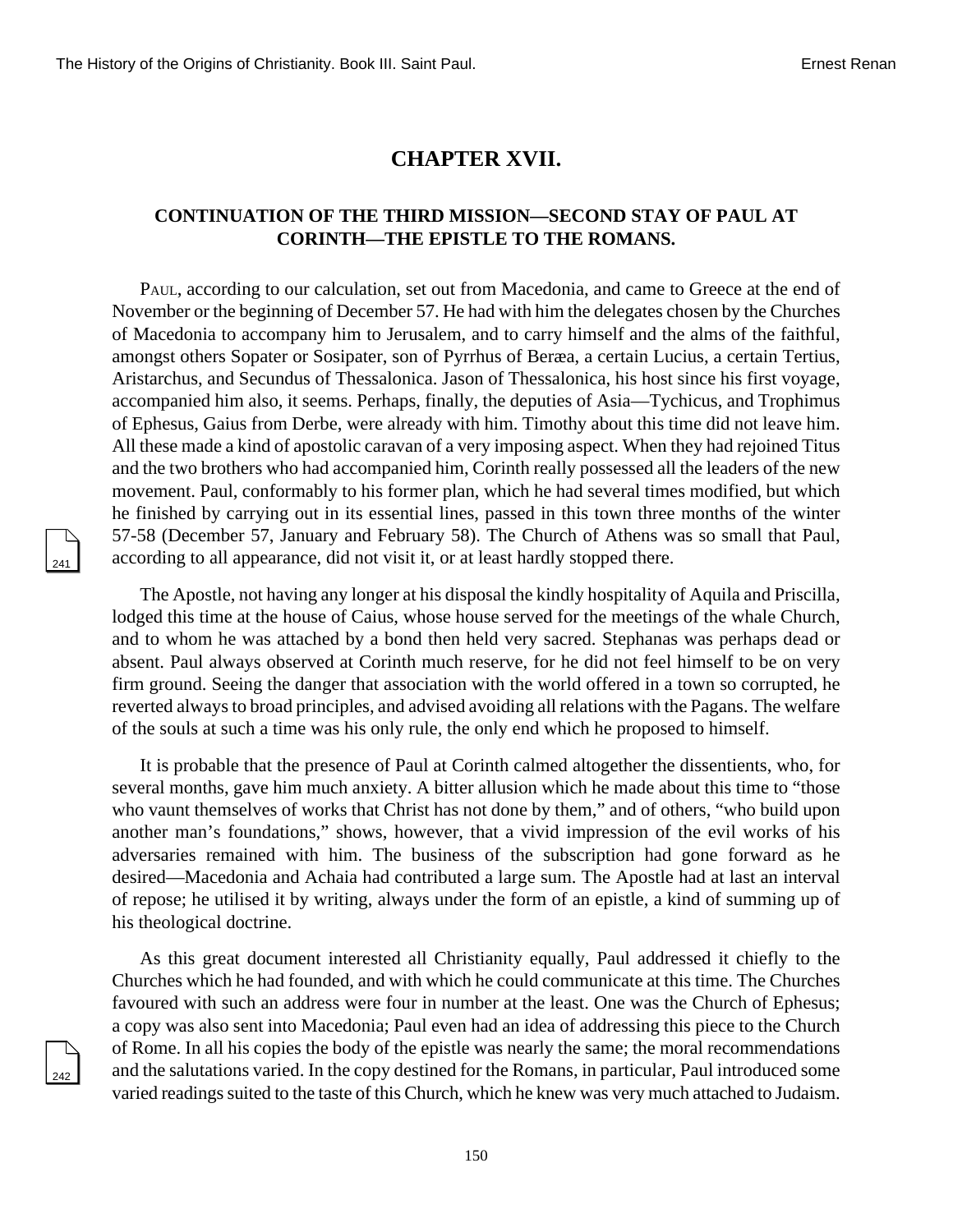## CHAPTER XVII.

### CONTINUATION OF THE THIRD MISSION—SECOND STAY OF PAUL AT CORINTH—THE EPISTLE TO THE ROMANS.

PAUL, according to our calculation, set out from Macedonia, and came to Greece at the end of November or the beginning of December 57. He had with him the delegates chosen by the Churches of Macedonia to accompany him to Jerusalem, and to carry himself and the alms of the faithful, amongst others Sopater or Sosipater, son of Pyrrhus of Berœa, a certain Lucius, a certain Tertius, Aristarchus, and Secundus of Thessalonica. Jason of Thessalonica, his host since his first voyage, accompanied him also, it seems. Perhaps, finally, the deputies of Asia—Tychicus, and Trophimus of Ephesus, Gaius from Derbe, were already with him. Timothy about this time did not leave him. All these made a kind of apostolic caravan of a very imposing aspect. When they had rejoined Titus and the two brothers who had accompanied him, Corinth really possessed all the leaders of the new movement. Paul, conformably to his former plan, which he had several times modified, but which he finished by carrying out in its essential lines, passed in this town three months of the winter 57-58 (December 57, January and February 58). The Church of Athens was so small that Paul, according to all appearance, did not visit it, or at least hardly stopped there.

The Apostle, not having any longer at his disposal the kindly hospitality of Aquila and Priscilla, lodged this time at the house of Caius, whose house served for the meetings of the whale Church, and to whom he was attached by a bond then held very sacred. Stephanas was perhaps dead or absent. Paul always observed at Corinth much reserve, for he did not feel himself to be on very firm ground. Seeing the danger that association with the world offered in a town so corrupted, he reverted always to broad principles, and advised avoiding all relations with the Pagans. The welfare of the souls at such a time was his only rule, the only end which he proposed to himself.

It is probable that the presence of Paul at Corinth calmed altogether the dissentients, who, for several months, gave him much anxiety. A bitter allusion which he made about this time to "those who vaunt themselves of works that Christ has not done by them," and of others, "who build upon another man's foundations," shows, however, that a vivid impression of the evil works of his adversaries remained with him. The business of the subscription had gone forward as he desired—Macedonia and Achaia had contributed a large sum. The Apostle had at last an interval of repose; he utilised it by writing, always under the form of an epistle, a kind of summing up of his theological doctrine.

As this great document interested all Christianity equally, Paul addressed it chiefly to the Churches which he had founded, and with which he could communicate at this time. The Churches favoured with such an address were four in number at the least. One was the Church of Ephesus; a copy was also sent into Macedonia; Paul even had an idea of addressing this piece to the Church of Rome. In all his copies the body of the epistle was nearly the same; the moral recommendations and the salutations varied. In the copy destined for the Romans, in particular, Paul introduced some varied readings suited to the taste of this Church, which he knew was very much attached to Judaism.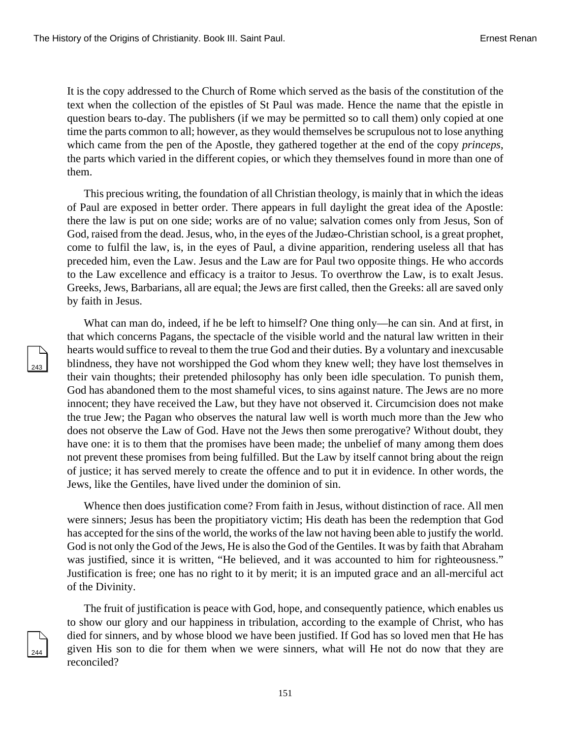It is the copy addressed to the Church of Rome which served as the basis of the constitution of the text when the collection of the epistles of St Paul was made. Hence the name that the epistle in question bears to-day. The publishers (if we may be permitted so to call them) only copied at one time the parts common to all; however, as they would themselves be scrupulous not to lose anything which came from the pen of the Apostle, they gathered together at the end of the copy *princeps*, the parts which varied in the different copies, or which they themselves found in more than one of them.

This precious writing, the foundation of all Christian theology, is mainly that in which the ideas of Paul are exposed in better order. There appears in full daylight the great idea of the Apostle: there the law is put on one side; works are of no value; salvation comes only from Jesus, Son of God, raised from the dead. Jesus, who, in the eyes of the Judæo-Christian school, is a great prophet, come to fulfil the law, is, in the eyes of Paul, a divine apparition, rendering useless all that has preceded him, even the Law. Jesus and the Law are for Paul two opposite things. He who accords to the Law excellence and efficacy is a traitor to Jesus. To overthrow the Law, is to exalt Jesus. Greeks, Jews, Barbarians, all are equal; the Jews are first called, then the Greeks: all are saved only by faith in Jesus.

What can man do, indeed, if he be left to himself? One thing only—he can sin. And at first, in that which concerns Pagans, the spectacle of the visible world and the natural law written in their hearts would suffice to reveal to them the true God and their duties. By a voluntary and inexcusable blindness, they have not worshipped the God whom they knew well; they have lost themselves in their vain thoughts; their pretended philosophy has only been idle speculation. To punish them, God has abandoned them to the most shameful vices, to sins against nature. The Jews are no more innocent; they have received the Law, but they have not observed it. Circumcision does not make the true Jew; the Pagan who observes the natural law well is worth much more than the Jew who does not observe the Law of God. Have not the Jews then some prerogative? Without doubt, they have one: it is to them that the promises have been made; the unbelief of many among them does not prevent these promises from being fulfilled. But the Law by itself cannot bring about the reign of justice; it has served merely to create the offence and to put it in evidence. In other words, the Jews, like the Gentiles, have lived under the dominion of sin.

Whence then does justification come? From faith in Jesus, without distinction of race. All men were sinners; Jesus has been the propitiatory victim; His death has been the redemption that God has accepted for the sins of the world, the works of the law not having been able to justify the world. God is not only the God of the Jews, He is also the God of the Gentiles. It was by faith that Abraham was justified, since it is written, “He believed, and it was accounted to him for righteousness.” Justification is free; one has no right to it by merit; it is an imputed grace and an all-merciful act of the Divinity.

The fruit of justification is peace with God, hope, and consequently patience, which enables us to show our glory and our happiness in tribulation, according to the example of Christ, who has died for sinners, and by whose blood we have been justified. If God has so loved men that He has given His son to die for them when we were sinners, what will He not do now that they are reconciled?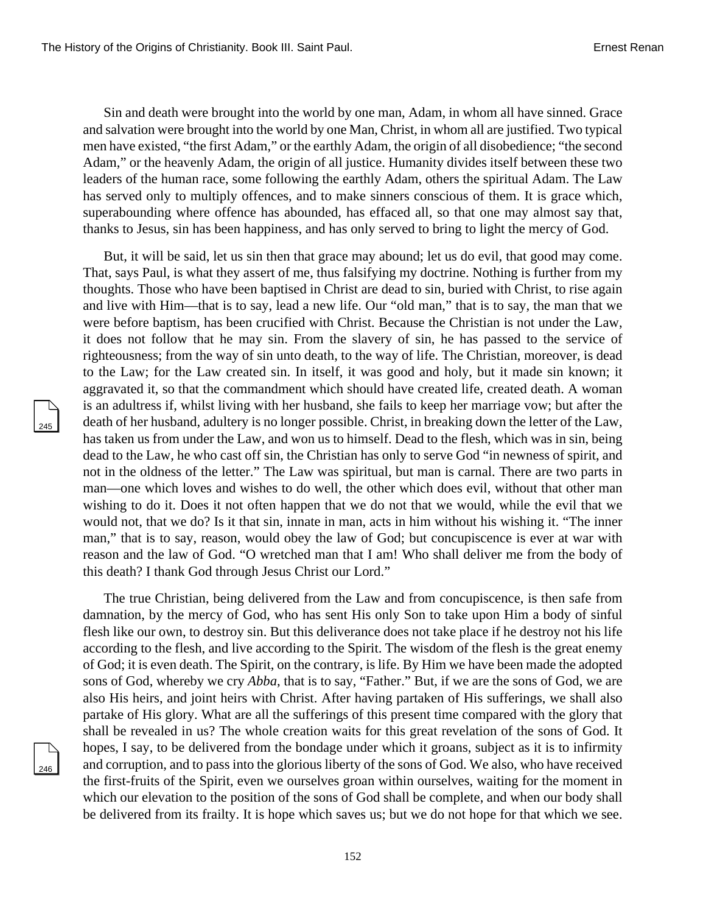Sin and death were brought into the world by one man, Adam, in whom all have sinned. Grace and salvation were brought into the world by one Man, Christ, in whom all are justified. Two typical men have existed, “the first Adam,” or the earthly Adam, the origin of all disobedience; “the second Adam,” or the heavenly Adam, the origin of all justice. Humanity divides itself between these two leaders of the human race, some following the earthly Adam, others the spiritual Adam. The Law has served only to multiply offences, and to make sinners conscious of them. It is grace which, superabounding where offence has abounded, has effaced all, so that one may almost say that, thanks to Jesus, sin has been happiness, and has only served to bring to light the mercy of God.

But, it will be said, let us sin then that grace may abound; let us do evil, that good may come. That, says Paul, is what they assert of me, thus falsifying my doctrine. Nothing is further from my thoughts. Those who have been baptised in Christ are dead to sin, buried with Christ, to rise again and live with Him—that is to say, lead a new life. Our “old man,” that is to say, the man that we were before baptism, has been crucified with Christ. Because the Christian is not under the Law, it does not follow that he may sin. From the slavery of sin, he has passed to the service of righteousness; from the way of sin unto death, to the way of life. The Christian, moreover, is dead to the Law; for the Law created sin. In itself, it was good and holy, but it made sin known; it aggravated it, so that the commandment which should have created life, created death. A woman is an adultress if, whilst living with her husband, she fails to keep her marriage vow; but after the death of her husband, adultery is no longer possible. Christ, in breaking down the letter of the Law, has taken us from under the Law, and won us to himself. Dead to the flesh, which was in sin, being dead to the Law, he who cast off sin, the Christian has only to serve God “in newness of spirit, and not in the oldness of the letter.” The Law was spiritual, but man is carnal. There are two parts in man—one which loves and wishes to do well, the other which does evil, without that other man wishing to do it. Does it not often happen that we do not that we would, while the evil that we would not, that we do? Is it that sin, innate in man, acts in him without his wishing it. “The inner man,” that is to say, reason, would obey the law of God; but concupiscence is ever at war with reason and the law of God. “O wretched man that I am! Who shall deliver me from the body of this death? I thank God through Jesus Christ our Lord.”

The true Christian, being delivered from the Law and from concupiscence, is then safe from damnation, by the mercy of God, who has sent His only Son to take upon Him a body of sinful flesh like our own, to destroy sin. But this deliverance does not take place if he destroy not his life according to the flesh, and live according to the Spirit. The wisdom of the flesh is the great enemy of God; it is even death. The Spirit, on the contrary, is life. By Him we have been made the adopted sons of God, whereby we cry *Abba*, that is to say, “Father.” But, if we are the sons of God, we are also His heirs, and joint heirs with Christ. After having partaken of His sufferings, we shall also partake of His glory. What are all the sufferings of this present time compared with the glory that shall be revealed in us? The whole creation waits for this great revelation of the sons of God. It hopes, I say, to be delivered from the bondage under which it groans, subject as it is to infirmity and corruption, and to pass into the glorious liberty of the sons of God. We also, who have received the first-fruits of the Spirit, even we ourselves groan within ourselves, waiting for the moment in which our elevation to the position of the sons of God shall be complete, and when our body shall be delivered from its frailty. It is hope which saves us; but we do not hope for that which we see.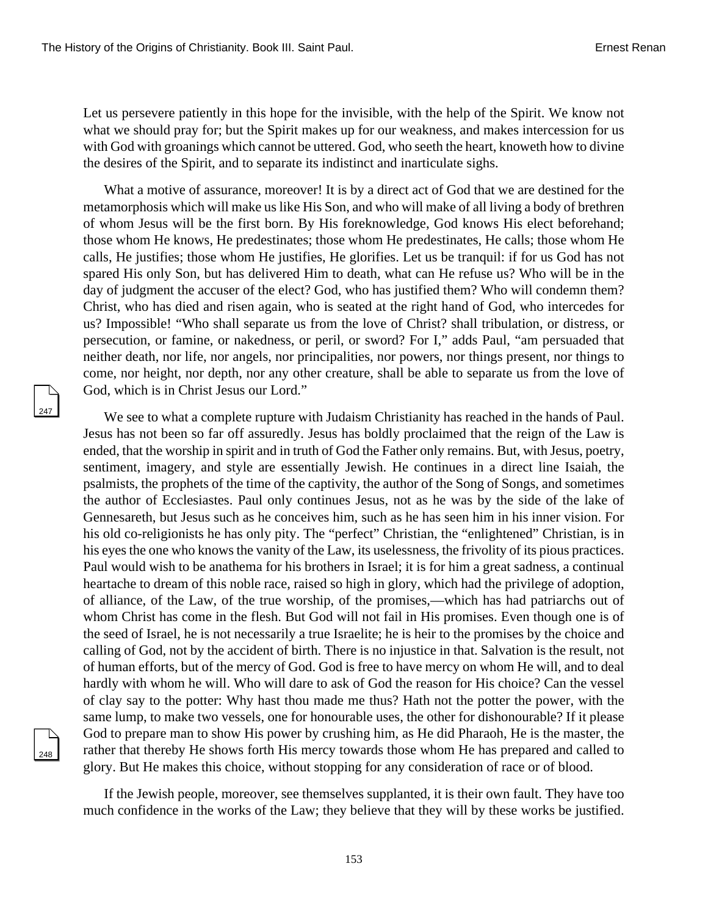Let us persevere patiently in this hope for the invisible, with the help of the Spirit. We know not what we should pray for; but the Spirit makes up for our weakness, and makes intercession for us with God with groanings which cannot be uttered. God, who seeth the heart, knoweth how to divine the desires of the Spirit, and to separate its indistinct and inarticulate sighs.

What a motive of assurance, moreover! It is by a direct act of God that we are destined for the metamorphosis which will make us like His Son, and who will make of all living a body of brethren of whom Jesus will be the first born. By His foreknowledge, God knows His elect beforehand; those whom He knows, He predestinates; those whom He predestinates, He calls; those whom He calls, He justifies; those whom He justifies, He glorifies. Let us be tranquil: if for us God has not spared His only Son, but has delivered Him to death, what can He refuse us? Who will be in the day of judgment the accuser of the elect? God, who has justified them? Who will condemn them? Christ, who has died and risen again, who is seated at the right hand of God, who intercedes for us? Impossible! “Who shall separate us from the love of Christ? shall tribulation, or distress, or persecution, or famine, or nakedness, or peril, or sword? For I,” adds Paul, “am persuaded that neither death, nor life, nor angels, nor principalities, nor powers, nor things present, nor things to come, nor height, nor depth, nor any other creature, shall be able to separate us from the love of God, which is in Christ Jesus our Lord.”

We see to what a complete rupture with Judaism Christianity has reached in the hands of Paul. Jesus has not been so far off assuredly. Jesus has boldly proclaimed that the reign of the Law is ended, that the worship in spirit and in truth of God the Father only remains. But, with Jesus, poetry, sentiment, imagery, and style are essentially Jewish. He continues in a direct line Isaiah, the psalmists, the prophets of the time of the captivity, the author of the Song of Songs, and sometimes the author of Ecclesiastes. Paul only continues Jesus, not as he was by the side of the lake of Gennesareth, but Jesus such as he conceives him, such as he has seen him in his inner vision. For his old co-religionists he has only pity. The “perfect” Christian, the “enlightened” Christian, is in his eyes the one who knows the vanity of the Law, its uselessness, the frivolity of its pious practices. Paul would wish to be anathema for his brothers in Israel; it is for him a great sadness, a continual heartache to dream of this noble race, raised so high in glory, which had the privilege of adoption, of alliance, of the Law, of the true worship, of the promises,—which has had patriarchs out of whom Christ has come in the flesh. But God will not fail in His promises. Even though one is of the seed of Israel, he is not necessarily a true Israelite; he is heir to the promises by the choice and calling of God, not by the accident of birth. There is no injustice in that. Salvation is the result, not of human efforts, but of the mercy of God. God is free to have mercy on whom He will, and to deal hardly with whom he will. Who will dare to ask of God the reason for His choice? Can the vessel of clay say to the potter: Why hast thou made me thus? Hath not the potter the power, with the same lump, to make two vessels, one for honourable uses, the other for dishonourable? If it please God to prepare man to show His power by crushing him, as He did Pharaoh, He is the master, the rather that thereby He shows forth His mercy towards those whom He has prepared and called to glory. But He makes this choice, without stopping for any consideration of race or of blood.

If the Jewish people, moreover, see themselves supplanted, it is their own fault. They have too much confidence in the works of the Law; they believe that they will by these works be justified.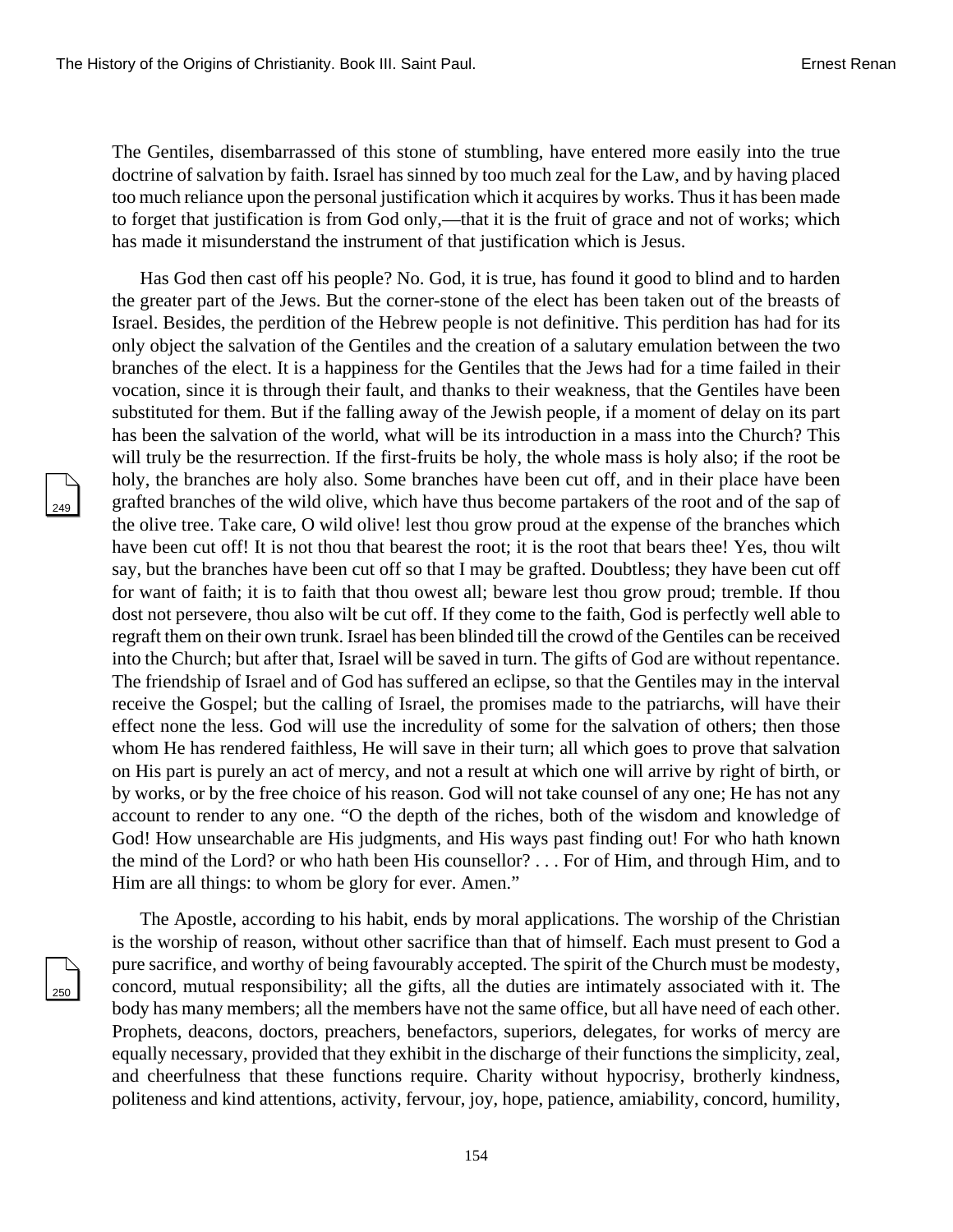The Gentiles, disembarrassed of this stone of stumbling, have entered more easily into the true doctrine of salvation by faith. Israel has sinned by too much zeal for the Law, and by having placed too much reliance upon the personal justification which it acquires by works. Thus it has been made to forget that justification is from God only,—that it is the fruit of grace and not of works; which has made it misunderstand the instrument of that justification which is Jesus.

Has God then cast off his people? No. God, it is true, has found it good to blind and to harden the greater part of the Jews. But the corner-stone of the elect has been taken out of the breasts of Israel. Besides, the perdition of the Hebrew people is not definitive. This perdition has had for its only object the salvation of the Gentiles and the creation of a salutary emulation between the two branches of the elect. It is a happiness for the Gentiles that the Jews had for a time failed in their vocation, since it is through their fault, and thanks to their weakness, that the Gentiles have been substituted for them. But if the falling away of the Jewish people, if a moment of delay on its part has been the salvation of the world, what will be its introduction in a mass into the Church? This will truly be the resurrection. If the first-fruits be holy, the whole mass is holy also; if the root be holy, the branches are holy also. Some branches have been cut off, and in their place have been grafted branches of the wild olive, which have thus become partakers of the root and of the sap of the olive tree. Take care, O wild olive! lest thou grow proud at the expense of the branches which have been cut off! It is not thou that bearest the root; it is the root that bears thee! Yes, thou wilt say, but the branches have been cut off so that I may be grafted. Doubtless; they have been cut off for want of faith; it is to faith that thou owest all; beware lest thou grow proud; tremble. If thou dost not persevere, thou also wilt be cut off. If they come to the faith, God is perfectly well able to regraft them on their own trunk. Israel has been blinded till the crowd of the Gentiles can be received into the Church; but after that, Israel will be saved in turn. The gifts of God are without repentance. The friendship of Israel and of God has suffered an eclipse, so that the Gentiles may in the interval receive the Gospel; but the calling of Israel, the promises made to the patriarchs, will have their effect none the less. God will use the incredulity of some for the salvation of others; then those whom He has rendered faithless, He will save in their turn; all which goes to prove that salvation on His part is purely an act of mercy, and not a result at which one will arrive by right of birth, or by works, or by the free choice of his reason. God will not take counsel of any one; He has not any account to render to any one. "O the depth of the riches, both of the wisdom and knowledge of God! How unsearchable are His judgments, and His ways past finding out! For who hath known the mind of the Lord? or who hath been His counsellor? . . . For of Him, and through Him, and to Him are all things: to whom be glory for ever. Amen."

The Apostle, according to his habit, ends by moral applications. The worship of the Christian is the worship of reason, without other sacrifice than that of himself. Each must present to God a pure sacrifice, and worthy of being favourably accepted. The spirit of the Church must be modesty, concord, mutual responsibility; all the gifts, all the duties are intimately associated with it. The body has many members; all the members have not the same office, but all have need of each other. Prophets, deacons, doctors, preachers, benefactors, superiors, delegates, for works of mercy are equally necessary, provided that they exhibit in the discharge of their functions the simplicity, zeal, and cheerfulness that these functions require. Charity without hypocrisy, brotherly kindness, politeness and kind attentions, activity, fervour, joy, hope, patience, amiability, concord, humility,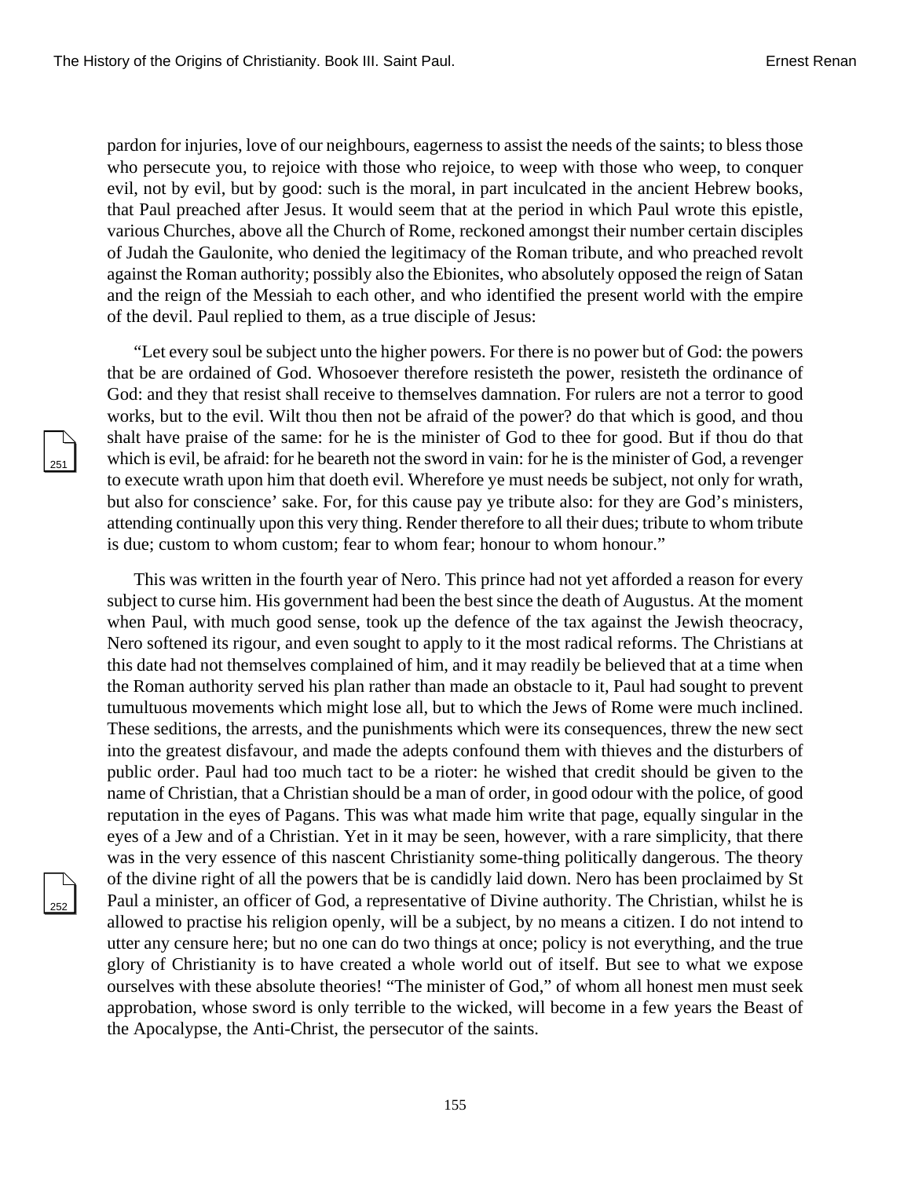pardon for injuries, love of our neighbours, eagerness to assist the needs of the saints; to bless those who persecute you, to rejoice with those who rejoice, to weep with those who weep, to conquer evil, not by evil, but by good: such is the moral, in part inculcated in the ancient Hebrew books, that Paul preached after Jesus. It would seem that at the period in which Paul wrote this epistle, various Churches, above all the Church of Rome, reckoned amongst their number certain disciples of Judah the Gaulonite, who denied the legitimacy of the Roman tribute, and who preached revolt against the Roman authority; possibly also the Ebionites, who absolutely opposed the reign of Satan and the reign of the Messiah to each other, and who identified the present world with the empire of the devil. Paul replied to them, as a true disciple of Jesus:

"Let every soul be subject unto the higher powers. For there is no power but of God: the powers that be are ordained of God. Whosoever therefore resisteth the power, resisteth the ordinance of God: and they that resist shall receive to themselves damnation. For rulers are not a terror to good works, but to the evil. Wilt thou then not be afraid of the power? do that which is good, and thou shalt have praise of the same: for he is the minister of God to thee for good. But if thou do that which is evil, be afraid: for he beareth not the sword in vain: for he is the minister of God, a revenger to execute wrath upon him that doeth evil. Wherefore ye must needs be subject, not only for wrath, but also for conscience' sake. For, for this cause pay ye tribute also: for they are God's ministers, attending continually upon this very thing. Render therefore to all their dues; tribute to whom tribute is due; custom to whom custom; fear to whom fear; honour to whom honour."

This was written in the fourth year of Nero. This prince had not yet afforded a reason for every subject to curse him. His government had been the best since the death of Augustus. At the moment when Paul, with much good sense, took up the defence of the tax against the Jewish theocracy, Nero softened its rigour, and even sought to apply to it the most radical reforms. The Christians at this date had not themselves complained of him, and it may readily be believed that at a time when the Roman authority served his plan rather than made an obstacle to it, Paul had sought to prevent tumultuous movements which might lose all, but to which the Jews of Rome were much inclined. These seditions, the arrests, and the punishments which were its consequences, threw the new sect into the greatest disfavour, and made the adepts confound them with thieves and the disturbers of public order. Paul had too much tact to be a rioter: he wished that credit should be given to the name of Christian, that a Christian should be a man of order, in good odour with the police, of good reputation in the eyes of Pagans. This was what made him write that page, equally singular in the eyes of a Jew and of a Christian. Yet in it may be seen, however, with a rare simplicity, that there was in the very essence of this nascent Christianity some-thing politically dangerous. The theory of the divine right of all the powers that be is candidly laid down. Nero has been proclaimed by St Paul a minister, an officer of God, a representative of Divine authority. The Christian, whilst he is allowed to practise his religion openly, will be a subject, by no means a citizen. I do not intend to utter any censure here; but no one can do two things at once; policy is not everything, and the true glory of Christianity is to have created a whole world out of itself. But see to what we expose ourselves with these absolute theories! "The minister of God," of whom all honest men must seek approbation, whose sword is only terrible to the wicked, will become in a few years the Beast of the Apocalypse, the Anti-Christ, the persecutor of the saints.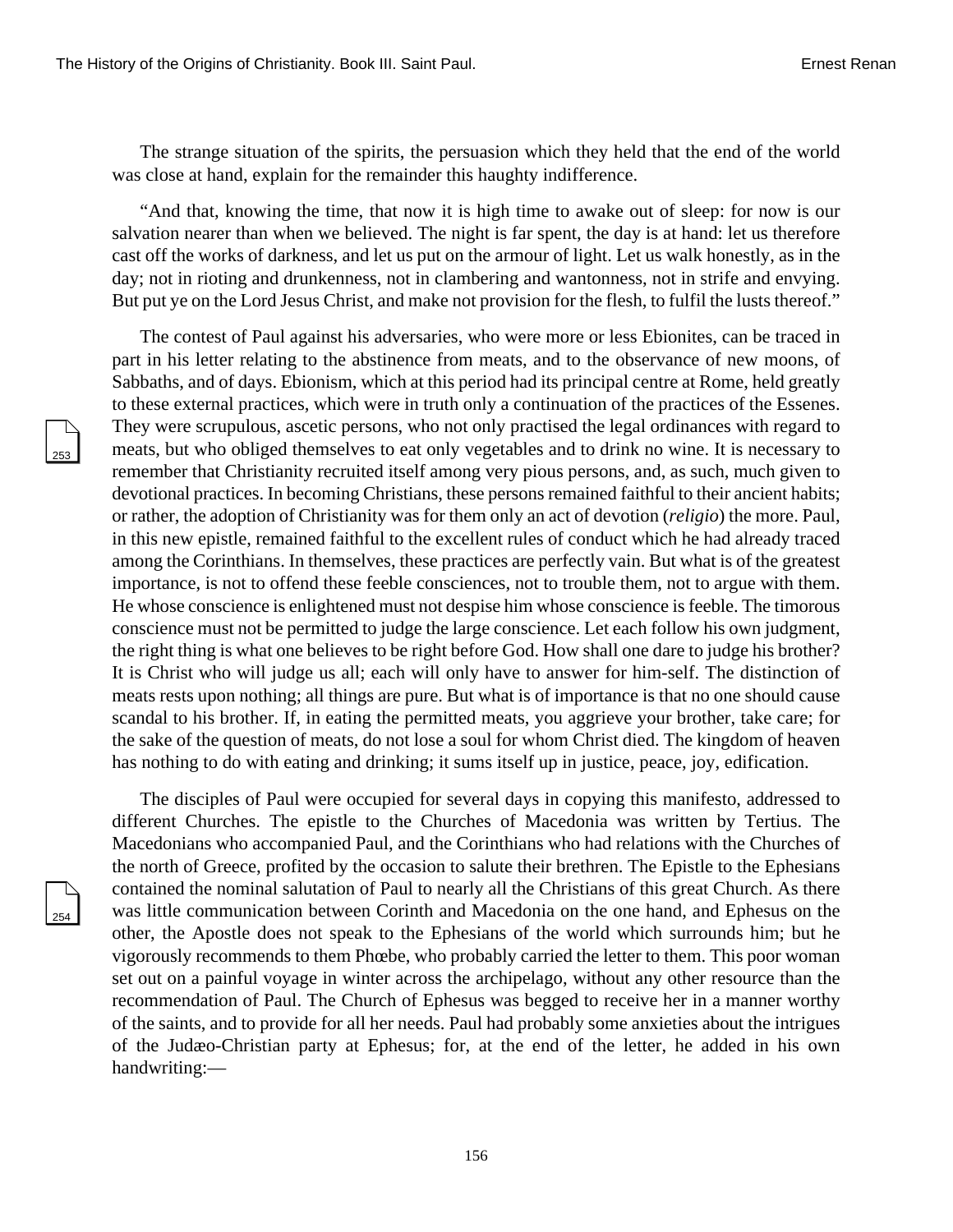The strange situation of the spirits, the persuasion which they held that the end of the world was close at hand, explain for the remainder this haughty indifference.

"And that, knowing the time, that now it is high time to awake out of sleep: for now is our salvation nearer than when we believed. The night is far spent, the day is at hand: let us therefore cast off the works of darkness, and let us put on the armour of light. Let us walk honestly, as in the day; not in rioting and drunkenness, not in clambering and wantonness, not in strife and envying. But put ye on the Lord Jesus Christ, and make not provision for the flesh, to fulfil the lusts thereof."

The contest of Paul against his adversaries, who were more or less Ebionites, can be traced in part in his letter relating to the abstinence from meats, and to the observance of new moons, of Sabbaths, and of days. Ebionism, which at this period had its principal centre at Rome, held greatly to these external practices, which were in truth only a continuation of the practices of the Essenes. They were scrupulous, ascetic persons, who not only practised the legal ordinances with regard to meats, but who obliged themselves to eat only vegetables and to drink no wine. It is necessary to remember that Christianity recruited itself among very pious persons, and, as such, much given to devotional practices. In becoming Christians, these persons remained faithful to their ancient habits; or rather, the adoption of Christianity was for them only an act of devotion (*religio*) the more. Paul, in this new epistle, remained faithful to the excellent rules of conduct which he had already traced among the Corinthians. In themselves, these practices are perfectly vain. But what is of the greatest importance, is not to offend these feeble consciences, not to trouble them, not to argue with them. He whose conscience is enlightened must not despise him whose conscience is feeble. The timorous conscience must not be permitted to judge the large conscience. Let each follow his own judgment, the right thing is what one believes to be right before God. How shall one dare to judge his brother? It is Christ who will judge us all; each will only have to answer for him-self. The distinction of meats rests upon nothing; all things are pure. But what is of importance is that no one should cause scandal to his brother. If, in eating the permitted meats, you aggrieve your brother, take care; for the sake of the question of meats, do not lose a soul for whom Christ died. The kingdom of heaven has nothing to do with eating and drinking; it sums itself up in justice, peace, joy, edification.

The disciples of Paul were occupied for several days in copying this manifesto, addressed to different Churches. The epistle to the Churches of Macedonia was written by Tertius. The Macedonians who accompanied Paul, and the Corinthians who had relations with the Churches of the north of Greece, profited by the occasion to salute their brethren. The Epistle to the Ephesians contained the nominal salutation of Paul to nearly all the Christians of this great Church. As there was little communication between Corinth and Macedonia on the one hand, and Ephesus on the other, the Apostle does not speak to the Ephesians of the world which surrounds him; but he vigorously recommends to them Phœbe, who probably carried the letter to them. This poor woman set out on a painful voyage in winter across the archipelago, without any other resource than the recommendation of Paul. The Church of Ephesus was begged to receive her in a manner worthy of the saints, and to provide for all her needs. Paul had probably some anxieties about the intrigues of the Judæo-Christian party at Ephesus; for, at the end of the letter, he added in his own handwriting:—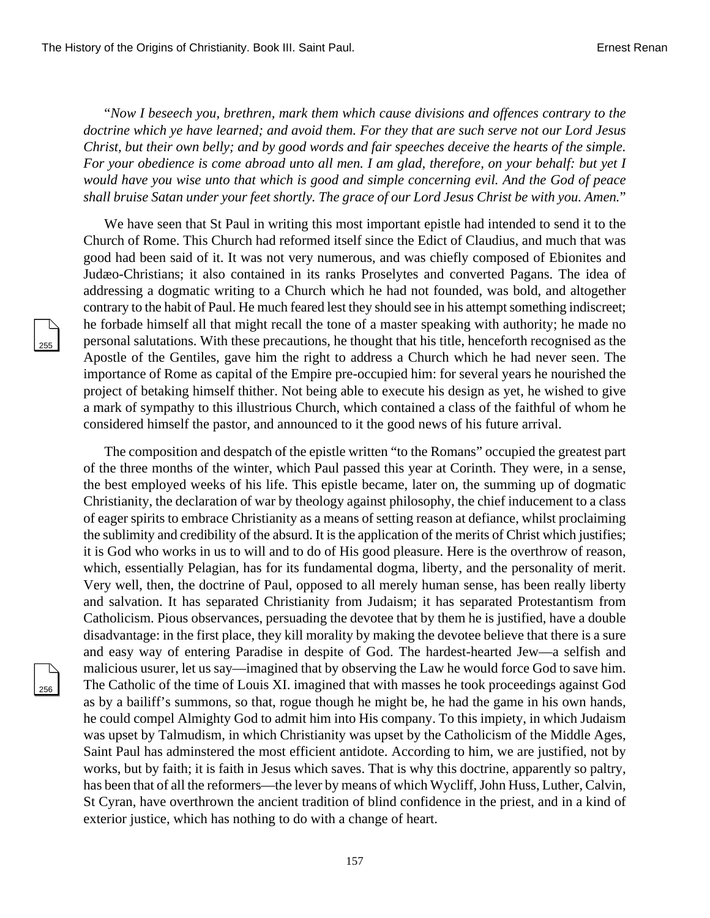"*Now I beseech you, brethren, mark them which cause divisions and offences contrary to the doctrine which ye have learned; and avoid them. For they that are such serve not our Lord Jesus Christ, but their own belly; and by good words and fair speeches deceive the hearts of the simple. For your obedience is come abroad unto all men. I am glad, therefore, on your behalf: but yet I would have you wise unto that which is good and simple concerning evil. And the God of peace shall bruise Satan under your feet shortly. The grace of our Lord Jesus Christ be with you. Amen.*"

We have seen that St Paul in writing this most important epistle had intended to send it to the Church of Rome. This Church had reformed itself since the Edict of Claudius, and much that was good had been said of it. It was not very numerous, and was chiefly composed of Ebionites and Judæo-Christians; it also contained in its ranks Proselytes and converted Pagans. The idea of addressing a dogmatic writing to a Church which he had not founded, was bold, and altogether contrary to the habit of Paul. He much feared lest they should see in his attempt something indiscreet; he forbade himself all that might recall the tone of a master speaking with authority; he made no personal salutations. With these precautions, he thought that his title, henceforth recognised as the Apostle of the Gentiles, gave him the right to address a Church which he had never seen. The importance of Rome as capital of the Empire pre-occupied him: for several years he nourished the project of betaking himself thither. Not being able to execute his design as yet, he wished to give a mark of sympathy to this illustrious Church, which contained a class of the faithful of whom he considered himself the pastor, and announced to it the good news of his future arrival.

The composition and despatch of the epistle written "to the Romans" occupied the greatest part of the three months of the winter, which Paul passed this year at Corinth. They were, in a sense, the best employed weeks of his life. This epistle became, later on, the summing up of dogmatic Christianity, the declaration of war by theology against philosophy, the chief inducement to a class of eager spirits to embrace Christianity as a means of setting reason at defiance, whilst proclaiming the sublimity and credibility of the absurd. It is the application of the merits of Christ which justifies; it is God who works in us to will and to do of His good pleasure. Here is the overthrow of reason, which, essentially Pelagian, has for its fundamental dogma, liberty, and the personality of merit. Very well, then, the doctrine of Paul, opposed to all merely human sense, has been really liberty and salvation. It has separated Christianity from Judaism; it has separated Protestantism from Catholicism. Pious observances, persuading the devotee that by them he is justified, have a double disadvantage: in the first place, they kill morality by making the devotee believe that there is a sure and easy way of entering Paradise in despite of God. The hardest-hearted Jew—a selfish and malicious usurer, let us say—imagined that by observing the Law he would force God to save him. The Catholic of the time of Louis XI. imagined that with masses he took proceedings against God as by a bailiff's summons, so that, rogue though he might be, he had the game in his own hands, he could compel Almighty God to admit him into His company. To this impiety, in which Judaism was upset by Talmudism, in which Christianity was upset by the Catholicism of the Middle Ages, Saint Paul has adminstered the most efficient antidote. According to him, we are justified, not by works, but by faith; it is faith in Jesus which saves. That is why this doctrine, apparently so paltry, has been that of all the reformers—the lever by means of which Wycliff, John Huss, Luther, Calvin, St Cyran, have overthrown the ancient tradition of blind confidence in the priest, and in a kind of exterior justice, which has nothing to do with a change of heart.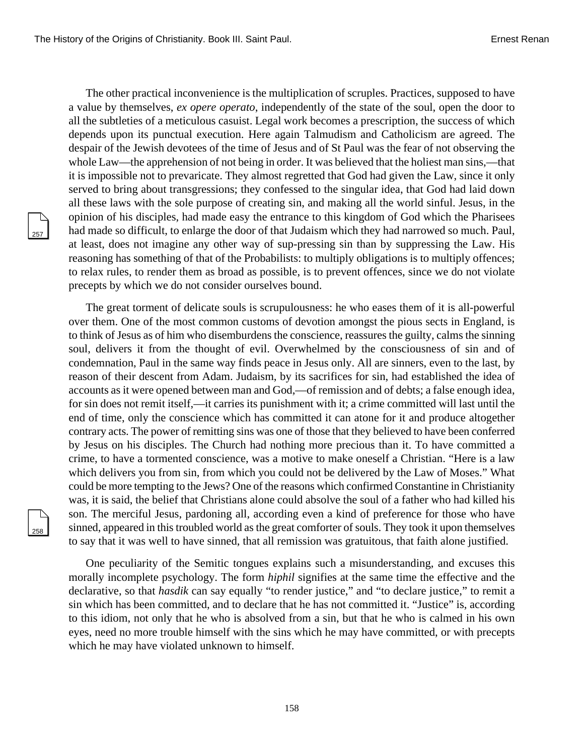The other practical inconvenience is the multiplication of scruples. Practices, supposed to have a value by themselves, *ex opere operato*, independently of the state of the soul, open the door to all the subtleties of a meticulous casuist. Legal work becomes a prescription, the success of which depends upon its punctual execution. Here again Talmudism and Catholicism are agreed. The despair of the Jewish devotees of the time of Jesus and of St Paul was the fear of not observing the whole Law—the apprehension of not being in order. It was believed that the holiest man sins,—that it is impossible not to prevaricate. They almost regretted that God had given the Law, since it only served to bring about transgressions; they confessed to the singular idea, that God had laid down all these laws with the sole purpose of creating sin, and making all the world sinful. Jesus, in the opinion of his disciples, had made easy the entrance to this kingdom of God which the Pharisees had made so difficult, to enlarge the door of that Judaism which they had narrowed so much. Paul, at least, does not imagine any other way of sup-pressing sin than by suppressing the Law. His reasoning has something of that of the Probabilists: to multiply obligations is to multiply offences; to relax rules, to render them as broad as possible, is to prevent offences, since we do not violate precepts by which we do not consider ourselves bound.

The great torment of delicate souls is scrupulousness: he who eases them of it is all-powerful over them. One of the most common customs of devotion amongst the pious sects in England, is to think of Jesus as of him who disemburdens the conscience, reassures the guilty, calms the sinning soul, delivers it from the thought of evil. Overwhelmed by the consciousness of sin and of condemnation, Paul in the same way finds peace in Jesus only. All are sinners, even to the last, by reason of their descent from Adam. Judaism, by its sacrifices for sin, had established the idea of accounts as it were opened between man and God,—of remission and of debts; a false enough idea, for sin does not remit itself,—it carries its punishment with it; a crime committed will last until the end of time, only the conscience which has committed it can atone for it and produce altogether contrary acts. The power of remitting sins was one of those that they believed to have been conferred by Jesus on his disciples. The Church had nothing more precious than it. To have committed a crime, to have a tormented conscience, was a motive to make oneself a Christian. "Here is a law which delivers you from sin, from which you could not be delivered by the Law of Moses." What could be more tempting to the Jews? One of the reasons which confirmed Constantine in Christianity was, it is said, the belief that Christians alone could absolve the soul of a father who had killed his son. The merciful Jesus, pardoning all, according even a kind of preference for those who have sinned, appeared in this troubled world as the great comforter of souls. They took it upon themselves to say that it was well to have sinned, that all remission was gratuitous, that faith alone justified.

One peculiarity of the Semitic tongues explains such a misunderstanding, and excuses this morally incomplete psychology. The form *hiphil* signifies at the same time the effective and the declarative, so that *hasdik* can say equally "to render justice," and "to declare justice," to remit a sin which has been committed, and to declare that he has not committed it. "Justice" is, according to this idiom, not only that he who is absolved from a sin, but that he who is calmed in his own eyes, need no more trouble himself with the sins which he may have committed, or with precepts which he may have violated unknown to himself.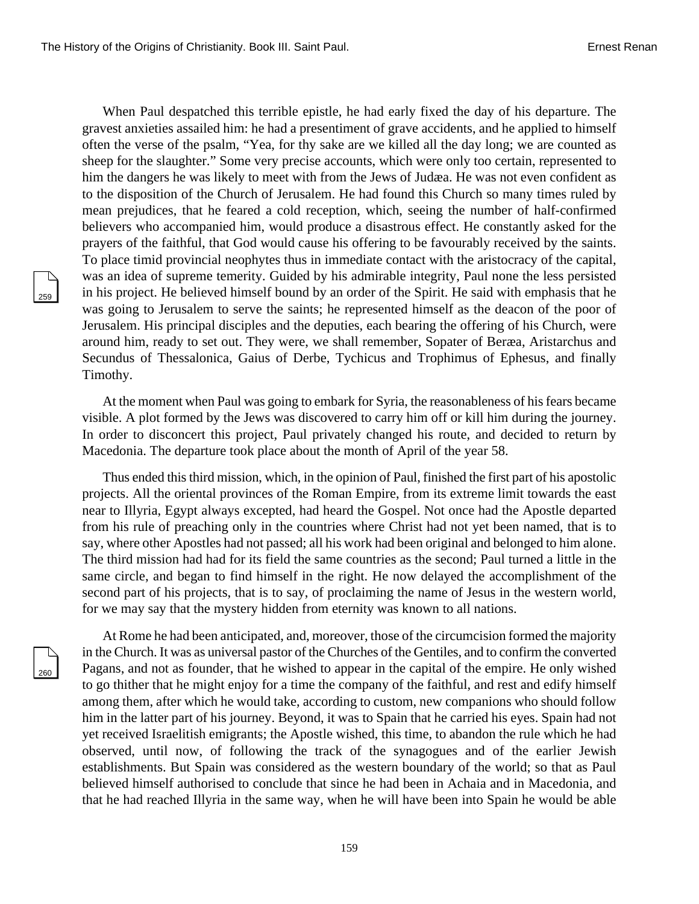When Paul despatched this terrible epistle, he had early fixed the day of his departure. The gravest anxieties assailed him: he had a presentiment of grave accidents, and he applied to himself often the verse of the psalm, "Yea, for thy sake are we killed all the day long; we are counted as sheep for the slaughter." Some very precise accounts, which were only too certain, represented to him the dangers he was likely to meet with from the Jews of Judæa. He was not even confident as to the disposition of the Church of Jerusalem. He had found this Church so many times ruled by mean prejudices, that he feared a cold reception, which, seeing the number of half-confirmed believers who accompanied him, would produce a disastrous effect. He constantly asked for the prayers of the faithful, that God would cause his offering to be favourably received by the saints. To place timid provincial neophytes thus in immediate contact with the aristocracy of the capital, was an idea of supreme temerity. Guided by his admirable integrity, Paul none the less persisted in his project. He believed himself bound by an order of the Spirit. He said with emphasis that he was going to Jerusalem to serve the saints; he represented himself as the deacon of the poor of Jerusalem. His principal disciples and the deputies, each bearing the offering of his Church, were around him, ready to set out. They were, we shall remember, Sopater of Beræa, Aristarchus and Secundus of Thessalonica, Gaius of Derbe, Tychicus and Trophimus of Ephesus, and finally Timothy.

At the moment when Paul was going to embark for Syria, the reasonableness of his fears became visible. A plot formed by the Jews was discovered to carry him off or kill him during the journey. In order to disconcert this project, Paul privately changed his route, and decided to return by Macedonia. The departure took place about the month of April of the year 58.

Thus ended this third mission, which, in the opinion of Paul, finished the first part of his apostolic projects. All the oriental provinces of the Roman Empire, from its extreme limit towards the east near to Illyria, Egypt always excepted, had heard the Gospel. Not once had the Apostle departed from his rule of preaching only in the countries where Christ had not yet been named, that is to say, where other Apostles had not passed; all his work had been original and belonged to him alone. The third mission had had for its field the same countries as the second; Paul turned a little in the same circle, and began to find himself in the right. He now delayed the accomplishment of the second part of his projects, that is to say, of proclaiming the name of Jesus in the western world, for we may say that the mystery hidden from eternity was known to all nations.

At Rome he had been anticipated, and, moreover, those of the circumcision formed the majority in the Church. It was as universal pastor of the Churches of the Gentiles, and to confirm the converted Pagans, and not as founder, that he wished to appear in the capital of the empire. He only wished to go thither that he might enjoy for a time the company of the faithful, and rest and edify himself among them, after which he would take, according to custom, new companions who should follow him in the latter part of his journey. Beyond, it was to Spain that he carried his eyes. Spain had not yet received Israelitish emigrants; the Apostle wished, this time, to abandon the rule which he had observed, until now, of following the track of the synagogues and of the earlier Jewish establishments. But Spain was considered as the western boundary of the world; so that as Paul believed himself authorised to conclude that since he had been in Achaia and in Macedonia, and that he had reached Illyria in the same way, when he will have been into Spain he would be able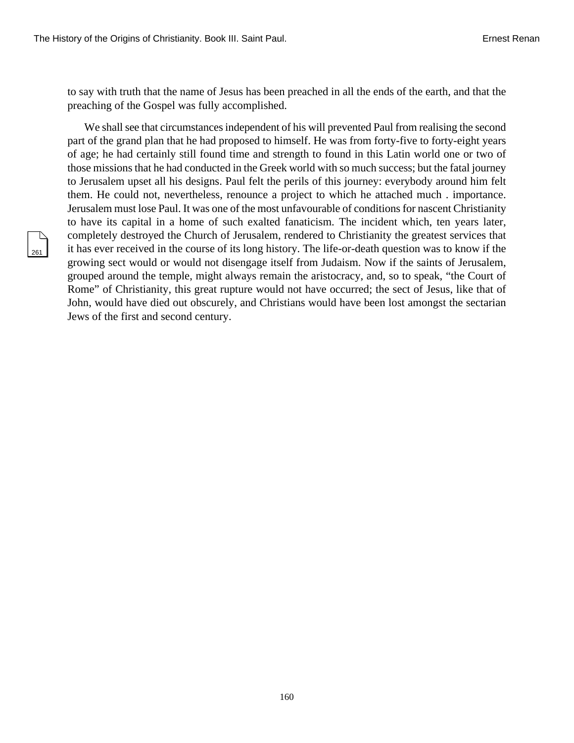to say with truth that the name of Jesus has been preached in all the ends of the earth, and that the preaching of the Gospel was fully accomplished.

We shall see that circumstances independent of his will prevented Paul from realising the second part of the grand plan that he had proposed to himself. He was from forty-five to forty-eight years of age; he had certainly still found time and strength to found in this Latin world one or two of those missions that he had conducted in the Greek world with so much success; but the fatal journey to Jerusalem upset all his designs. Paul felt the perils of this journey: everybody around him felt them. He could not, nevertheless, renounce a project to which he attached much . importance. Jerusalem must lose Paul. It was one of the most unfavourable of conditions for nascent Christianity to have its capital in a home of such exalted fanaticism. The incident which, ten years later, completely destroyed the Church of Jerusalem, rendered to Christianity the greatest services that it has ever received in the course of its long history. The life-or-death question was to know if the growing sect would or would not disengage itself from Judaism. Now if the saints of Jerusalem, grouped around the temple, might always remain the aristocracy, and, so to speak, "the Court of Rome" of Christianity, this great rupture would not have occurred; the sect of Jesus, like that of John, would have died out obscurely, and Christians would have been lost amongst the sectarian Jews of the first and second century.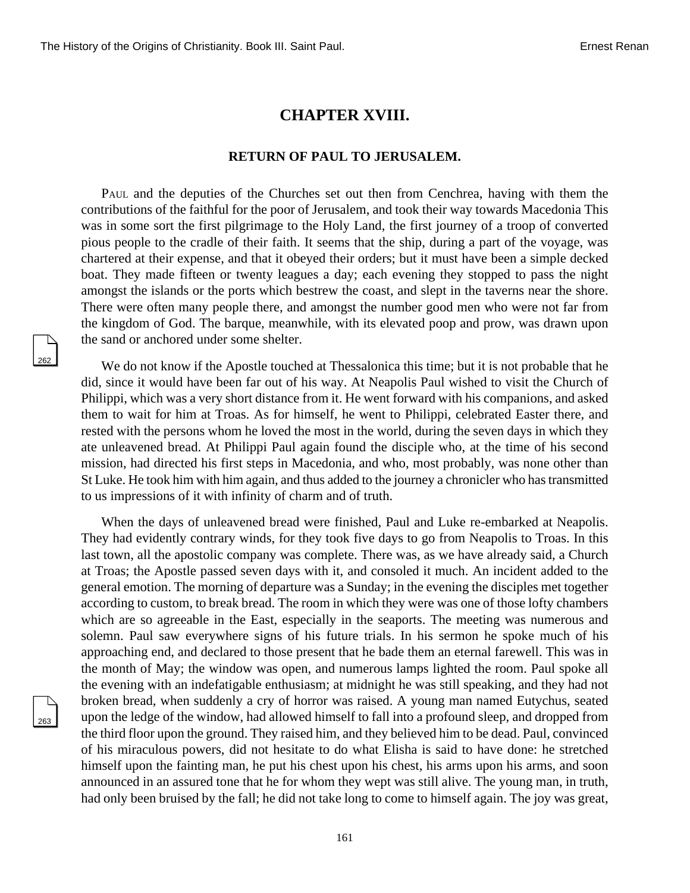# CHAPTER XVIII.

## RETURN OF PAUL TO JERUSALEM.

PAUL and the deputies of the Churches set out then from Cenchrea, having with them the contributions of the faithful for the poor of Jerusalem, and took their way towards Macedonia This was in some sort the first pilgrimage to the Holy Land, the first journey of a troop of converted pious people to the cradle of their faith. It seems that the ship, during a part of the voyage, was chartered at their expense, and that it obeyed their orders; but it must have been a simple decked boat. They made fifteen or twenty leagues a day; each evening they stopped to pass the night amongst the islands or the ports which bestrew the coast, and slept in the taverns near the shore. There were often many people there, and amongst the number good men who were not far from the kingdom of God. The barque, meanwhile, with its elevated poop and prow, was drawn upon the sand or anchored under some shelter.

We do not know if the Apostle touched at Thessalonica this time; but it is not probable that he did, since it would have been far out of his way. At Neapolis Paul wished to visit the Church of Philippi, which was a very short distance from it. He went forward with his companions, and asked them to wait for him at Troas. As for himself, he went to Philippi, celebrated Easter there, and rested with the persons whom he loved the most in the world, during the seven days in which they ate unleavened bread. At Philippi Paul again found the disciple who, at the time of his second mission, had directed his first steps in Macedonia, and who, most probably, was none other than St Luke. He took him with him again, and thus added to the journey a chronicler who has transmitted to us impressions of it with infinity of charm and of truth.

When the days of unleavened bread were finished, Paul and Luke re-embarked at Neapolis. They had evidently contrary winds, for they took five days to go from Neapolis to Troas. In this last town, all the apostolic company was complete. There was, as we have already said, a Church at Troas; the Apostle passed seven days with it, and consoled it much. An incident added to the general emotion. The morning of departure was a Sunday; in the evening the disciples met together according to custom, to break bread. The room in which they were was one of those lofty chambers which are so agreeable in the East, especially in the seaports. The meeting was numerous and solemn. Paul saw everywhere signs of his future trials. In his sermon he spoke much of his approaching end, and declared to those present that he bade them an eternal farewell. This was in the month of May; the window was open, and numerous lamps lighted the room. Paul spoke all the evening with an indefatigable enthusiasm; at midnight he was still speaking, and they had not broken bread, when suddenly a cry of horror was raised. A young man named Eutychus, seated upon the ledge of the window, had allowed himself to fall into a profound sleep, and dropped from the third floor upon the ground. They raised him, and they believed him to be dead. Paul, convinced of his miraculous powers, did not hesitate to do what Elisha is said to have done: he stretched himself upon the fainting man, he put his chest upon his chest, his arms upon his arms, and soon announced in an assured tone that he for whom they wept was still alive. The young man, in truth, had only been bruised by the fall; he did not take long to come to himself again. The joy was great,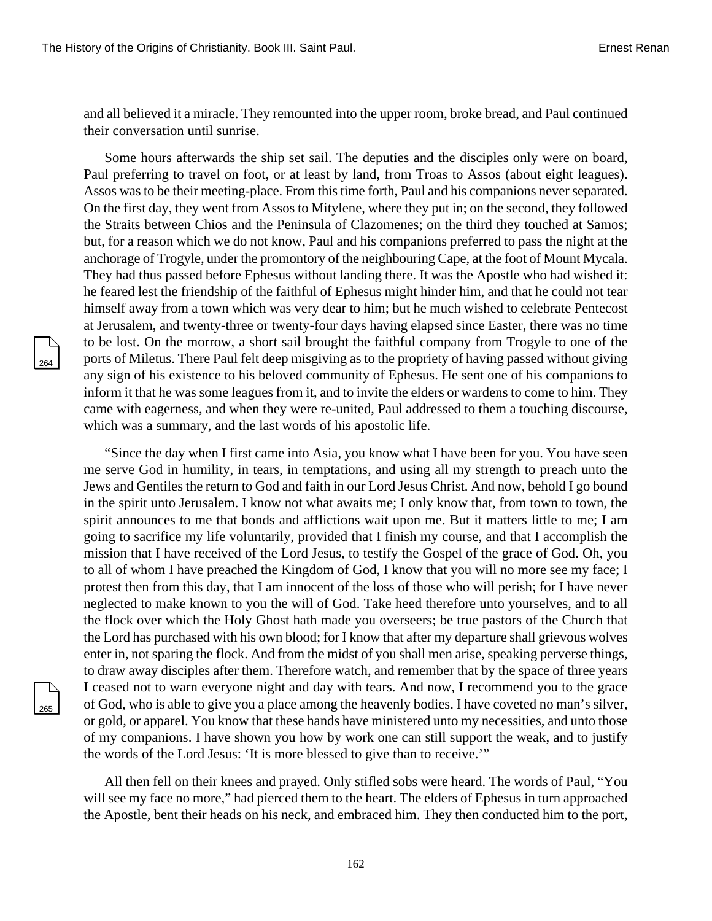and all believed it a miracle. They remounted into the upper room, broke bread, and Paul continued their conversation until sunrise.

Some hours afterwards the ship set sail. The deputies and the disciples only were on board, Paul preferring to travel on foot, or at least by land, from Troas to Assos (about eight leagues). Assos was to be their meeting-place. From this time forth, Paul and his companions never separated. On the first day, they went from Assos to Mitylene, where they put in; on the second, they followed the Straits between Chios and the Peninsula of Clazomenes; on the third they touched at Samos; but, for a reason which we do not know, Paul and his companions preferred to pass the night at the anchorage of Trogyle, under the promontory of the neighbouring Cape, at the foot of Mount Mycala. They had thus passed before Ephesus without landing there. It was the Apostle who had wished it: he feared lest the friendship of the faithful of Ephesus might hinder him, and that he could not tear himself away from a town which was very dear to him; but he much wished to celebrate Pentecost at Jerusalem, and twenty-three or twenty-four days having elapsed since Easter, there was no time to be lost. On the morrow, a short sail brought the faithful company from Trogyle to one of the ports of Miletus. There Paul felt deep misgiving as to the propriety of having passed without giving any sign of his existence to his beloved community of Ephesus. He sent one of his companions to inform it that he was some leagues from it, and to invite the elders or wardens to come to him. They came with eagerness, and when they were re-united, Paul addressed to them a touching discourse, which was a summary, and the last words of his apostolic life.

"Since the day when I first came into Asia, you know what I have been for you. You have seen me serve God in humility, in tears, in temptations, and using all my strength to preach unto the Jews and Gentiles the return to God and faith in our Lord Jesus Christ. And now, behold I go bound in the spirit unto Jerusalem. I know not what awaits me; I only know that, from town to town, the spirit announces to me that bonds and afflictions wait upon me. But it matters little to me; I am going to sacrifice my life voluntarily, provided that I finish my course, and that I accomplish the mission that I have received of the Lord Jesus, to testify the Gospel of the grace of God. Oh, you to all of whom I have preached the Kingdom of God, I know that you will no more see my face; I protest then from this day, that I am innocent of the loss of those who will perish; for I have never neglected to make known to you the will of God. Take heed therefore unto yourselves, and to all the flock over which the Holy Ghost hath made you overseers; be true pastors of the Church that the Lord has purchased with his own blood; for I know that after my departure shall grievous wolves enter in, not sparing the flock. And from the midst of you shall men arise, speaking perverse things, to draw away disciples after them. Therefore watch, and remember that by the space of three years I ceased not to warn everyone night and day with tears. And now, I recommend you to the grace of God, who is able to give you a place among the heavenly bodies. I have coveted no man's silver, or gold, or apparel. You know that these hands have ministered unto my necessities, and unto those of my companions. I have shown you how by work one can still support the weak, and to justify the words of the Lord Jesus: 'It is more blessed to give than to receive.'"

All then fell on their knees and prayed. Only stifled sobs were heard. The words of Paul, "You will see my face no more," had pierced them to the heart. The elders of Ephesus in turn approached the Apostle, bent their heads on his neck, and embraced him. They then conducted him to the port,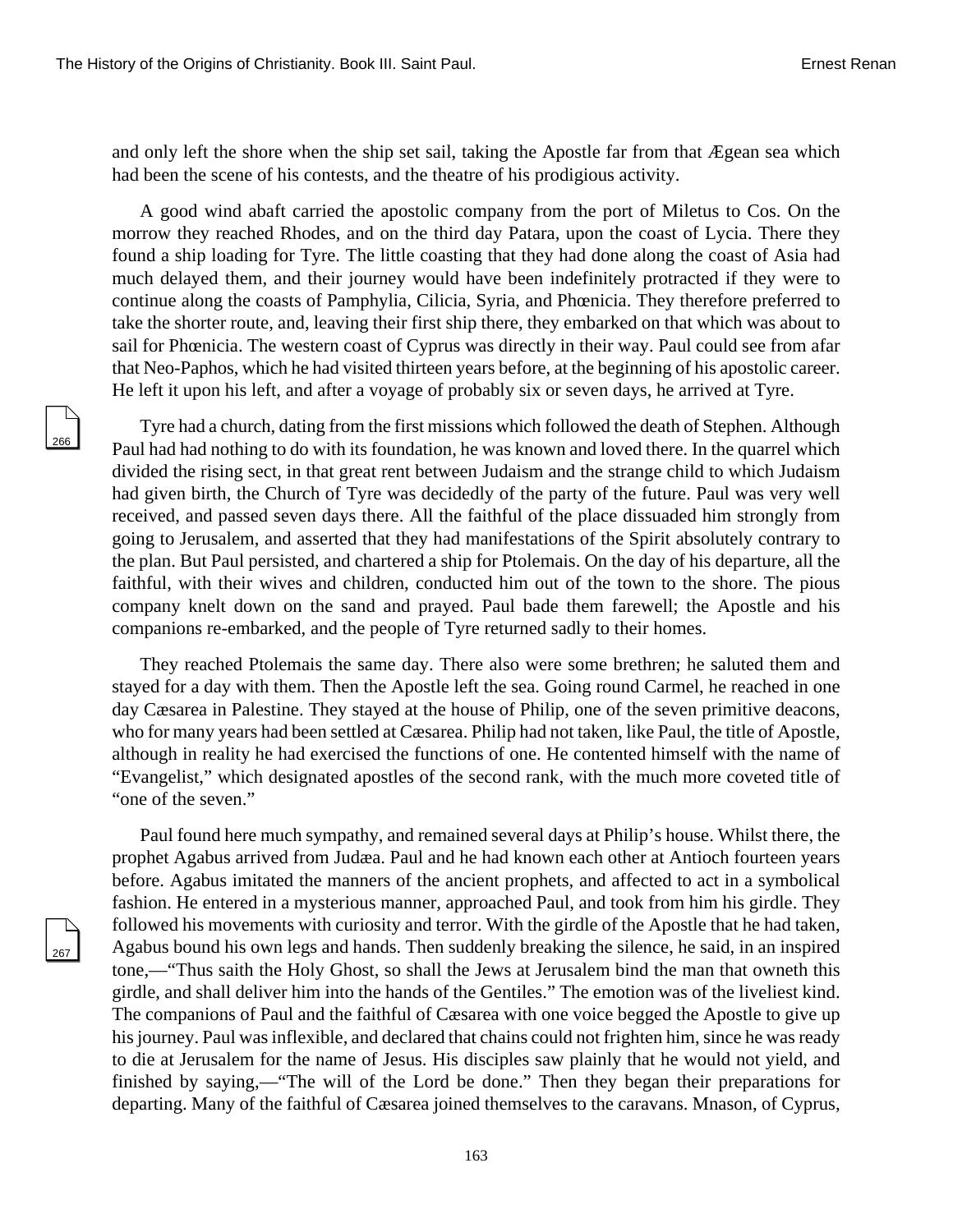and only left the shore when the ship set sail, taking the Apostle far from that Ægean sea which had been the scene of his contests, and the theatre of his prodigious activity.

A good wind abaft carried the apostolic company from the port of Miletus to Cos. On the morrow they reached Rhodes, and on the third day Patara, upon the coast of Lycia. There they found a ship loading for Tyre. The little coasting that they had done along the coast of Asia had much delayed them, and their journey would have been indefinitely protracted if they were to continue along the coasts of Pamphylia, Cilicia, Syria, and Phœnicia. They therefore preferred to take the shorter route, and, leaving their first ship there, they embarked on that which was about to sail for Phœnicia. The western coast of Cyprus was directly in their way. Paul could see from afar that Neo-Paphos, which he had visited thirteen years before, at the beginning of his apostolic career. He left it upon his left, and after a voyage of probably six or seven days, he arrived at Tyre.

Tyre had a church, dating from the first missions which followed the death of Stephen. Although Paul had had nothing to do with its foundation, he was known and loved there. In the quarrel which divided the rising sect, in that great rent between Judaism and the strange child to which Judaism had given birth, the Church of Tyre was decidedly of the party of the future. Paul was very well received, and passed seven days there. All the faithful of the place dissuaded him strongly from going to Jerusalem, and asserted that they had manifestations of the Spirit absolutely contrary to the plan. But Paul persisted, and chartered a ship for Ptolemais. On the day of his departure, all the faithful, with their wives and children, conducted him out of the town to the shore. The pious company knelt down on the sand and prayed. Paul bade them farewell; the Apostle and his companions re-embarked, and the people of Tyre returned sadly to their homes.

They reached Ptolemais the same day. There also were some brethren; he saluted them and stayed for a day with them. Then the Apostle left the sea. Going round Carmel, he reached in one day Cæsarea in Palestine. They stayed at the house of Philip, one of the seven primitive deacons, who for many years had been settled at Cæsarea. Philip had not taken, like Paul, the title of Apostle, although in reality he had exercised the functions of one. He contented himself with the name of "Evangelist," which designated apostles of the second rank, with the much more coveted title of "one of the seven."

Paul found here much sympathy, and remained several days at Philip's house. Whilst there, the prophet Agabus arrived from Judæa. Paul and he had known each other at Antioch fourteen years before. Agabus imitated the manners of the ancient prophets, and affected to act in a symbolical fashion. He entered in a mysterious manner, approached Paul, and took from him his girdle. They followed his movements with curiosity and terror. With the girdle of the Apostle that he had taken, Agabus bound his own legs and hands. Then suddenly breaking the silence, he said, in an inspired tone,—"Thus saith the Holy Ghost, so shall the Jews at Jerusalem bind the man that owneth this girdle, and shall deliver him into the hands of the Gentiles." The emotion was of the liveliest kind. The companions of Paul and the faithful of Cæsarea with one voice begged the Apostle to give up his journey. Paul was inflexible, and declared that chains could not frighten him, since he was ready to die at Jerusalem for the name of Jesus. His disciples saw plainly that he would not yield, and finished by saying,—"The will of the Lord be done." Then they began their preparations for departing. Many of the faithful of Cæsarea joined themselves to the caravans. Mnason, of Cyprus,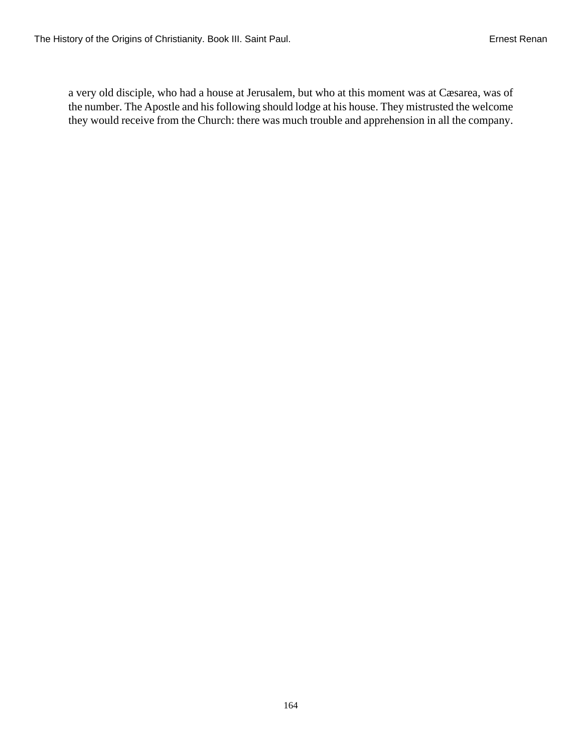a very old disciple, who had a house at Jerusalem, but who at this moment was at Cæsarea, was of the number. The Apostle and his following should lodge at his house. They mistrusted the welcome they would receive from the Church: there was much trouble and apprehension in all the company.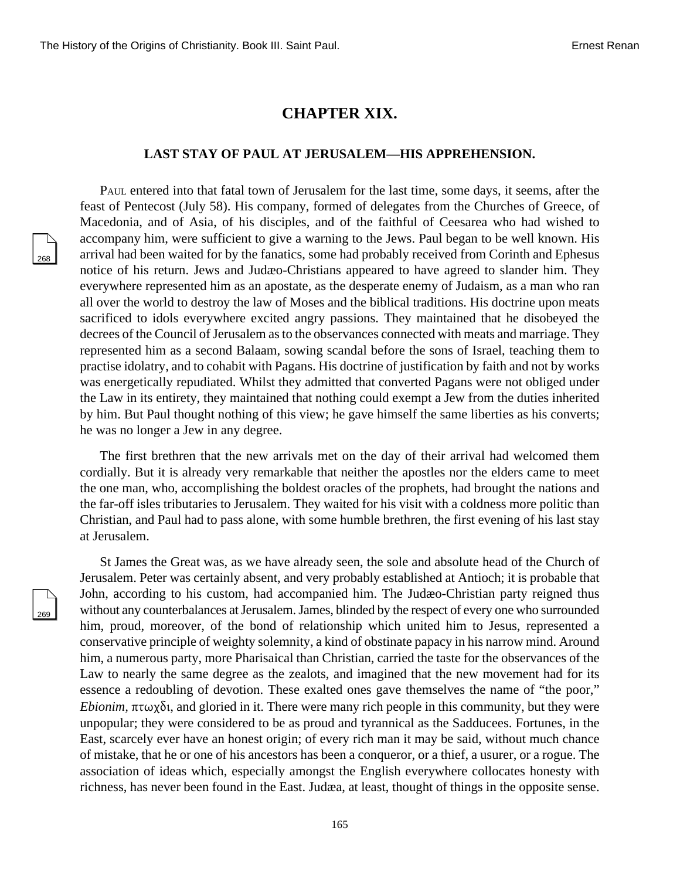# CHAPTER XIX.

### LAST STAY OF PAUL AT JERUSALEM—HIS APPREHENSION.

PAUL entered into that fatal town of Jerusalem for the last time, some days, it seems, after the feast of Pentecost (July 58). His company, formed of delegates from the Churches of Greece, of Macedonia, and of Asia, of his disciples, and of the faithful of Ceesarea who had wished to accompany him, were sufficient to give a warning to the Jews. Paul began to be well known. His arrival had been waited for by the fanatics, some had probably received from Corinth and Ephesus notice of his return. Jews and Judæo-Christians appeared to have agreed to slander him. They everywhere represented him as an apostate, as the desperate enemy of Judaism, as a man who ran all over the world to destroy the law of Moses and the biblical traditions. His doctrine upon meats sacrificed to idols everywhere excited angry passions. They maintained that he disobeyed the decrees of the Council of Jerusalem as to the observances connected with meats and marriage. They represented him as a second Balaam, sowing scandal before the sons of Israel, teaching them to practise idolatry, and to cohabit with Pagans. His doctrine of justification by faith and not by works was energetically repudiated. Whilst they admitted that converted Pagans were not obliged under the Law in its entirety, they maintained that nothing could exempt a Jew from the duties inherited by him. But Paul thought nothing of this view; he gave himself the same liberties as his converts; he was no longer a Jew in any degree.

The first brethren that the new arrivals met on the day of their arrival had welcomed them cordially. But it is already very remarkable that neither the apostles nor the elders came to meet the one man, who, accomplishing the boldest oracles of the prophets, had brought the nations and the far-off isles tributaries to Jerusalem. They waited for his visit with a coldness more politic than Christian, and Paul had to pass alone, with some humble brethren, the first evening of his last stay at Jerusalem.

St James the Great was, as we have already seen, the sole and absolute head of the Church of Jerusalem. Peter was certainly absent, and very probably established at Antioch; it is probable that John, according to his custom, had accompanied him. The Judæo-Christian party reigned thus without any counterbalances at Jerusalem. James, blinded by the respect of every one who surrounded him, proud, moreover, of the bond of relationship which united him to Jesus, represented a conservative principle of weighty solemnity, a kind of obstinate papacy in his narrow mind. Around him, a numerous party, more Pharisaical than Christian, carried the taste for the observances of the Law to nearly the same degree as the zealots, and imagined that the new movement had for its essence a redoubling of devotion. These exalted ones gave themselves the name of "the poor," *Ebionim*, πτωχδι, and gloried in it. There were many rich people in this community, but they were unpopular; they were considered to be as proud and tyrannical as the Sadducees. Fortunes, in the East, scarcely ever have an honest origin; of every rich man it may be said, without much chance of mistake, that he or one of his ancestors has been a conqueror, or a thief, a usurer, or a rogue. The association of ideas which, especially amongst the English everywhere collocates honesty with richness, has never been found in the East. Judæa, at least, thought of things in the opposite sense.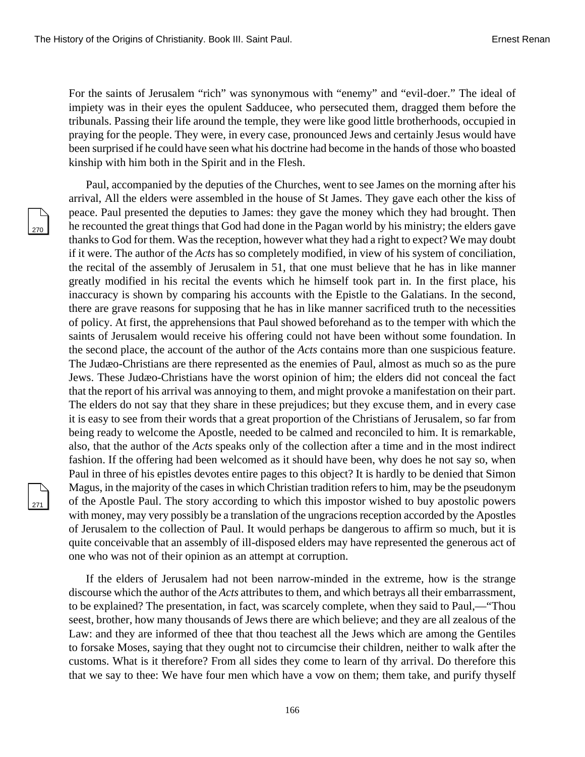For the saints of Jerusalem “rich” was synonymous with “enemy” and “evil-doer.” The ideal of impiety was in their eyes the opulent Sadducee, who persecuted them, dragged them before the tribunals. Passing their life around the temple, they were like good little brotherhoods, occupied in praying for the people. They were, in every case, pronounced Jews and certainly Jesus would have been surprised if he could have seen what his doctrine had become in the hands of those who boasted kinship with him both in the Spirit and in the Flesh.

Paul, accompanied by the deputies of the Churches, went to see James on the morning after his arrival, All the elders were assembled in the house of St James. They gave each other the kiss of peace. Paul presented the deputies to James: they gave the money which they had brought. Then he recounted the great things that God had done in the Pagan world by his ministry; the elders gave thanks to God for them. Was the reception, however what they had a right to expect? We may doubt if it were. The author of the *Acts* has so completely modified, in view of his system of conciliation, the recital of the assembly of Jerusalem in 51, that one must believe that he has in like manner greatly modified in his recital the events which he himself took part in. In the first place, his inaccuracy is shown by comparing his accounts with the Epistle to the Galatians. In the second, there are grave reasons for supposing that he has in like manner sacrificed truth to the necessities of policy. At first, the apprehensions that Paul showed beforehand as to the temper with which the saints of Jerusalem would receive his offering could not have been without some foundation. In the second place, the account of the author of the *Acts* contains more than one suspicious feature. The Judæo-Christians are there represented as the enemies of Paul, almost as much so as the pure Jews. These Judæo-Christians have the worst opinion of him; the elders did not conceal the fact that the report of his arrival was annoying to them, and might provoke a manifestation on their part. The elders do not say that they share in these prejudices; but they excuse them, and in every case it is easy to see from their words that a great proportion of the Christians of Jerusalem, so far from being ready to welcome the Apostle, needed to be calmed and reconciled to him. It is remarkable, also, that the author of the *Acts* speaks only of the collection after a time and in the most indirect fashion. If the offering had been welcomed as it should have been, why does he not say so, when Paul in three of his epistles devotes entire pages to this object? It is hardly to be denied that Simon Magus, in the majority of the cases in which Christian tradition refers to him, may be the pseudonym of the Apostle Paul. The story according to which this impostor wished to buy apostolic powers with money, may very possibly be a translation of the ungracions reception accorded by the Apostles of Jerusalem to the collection of Paul. It would perhaps be dangerous to affirm so much, but it is quite conceivable that an assembly of ill-disposed elders may have represented the generous act of one who was not of their opinion as an attempt at corruption.

If the elders of Jerusalem had not been narrow-minded in the extreme, how is the strange discourse which the author of the *Acts* attributes to them, and which betrays all their embarrassment, to be explained? The presentation, in fact, was scarcely complete, when they said to Paul,—“Thou seest, brother, how many thousands of Jews there are which believe; and they are all zealous of the Law: and they are informed of thee that thou teachest all the Jews which are among the Gentiles to forsake Moses, saying that they ought not to circumcise their children, neither to walk after the customs. What is it therefore? From all sides they come to learn of thy arrival. Do therefore this that we say to thee: We have four men which have a vow on them; them take, and purify thyself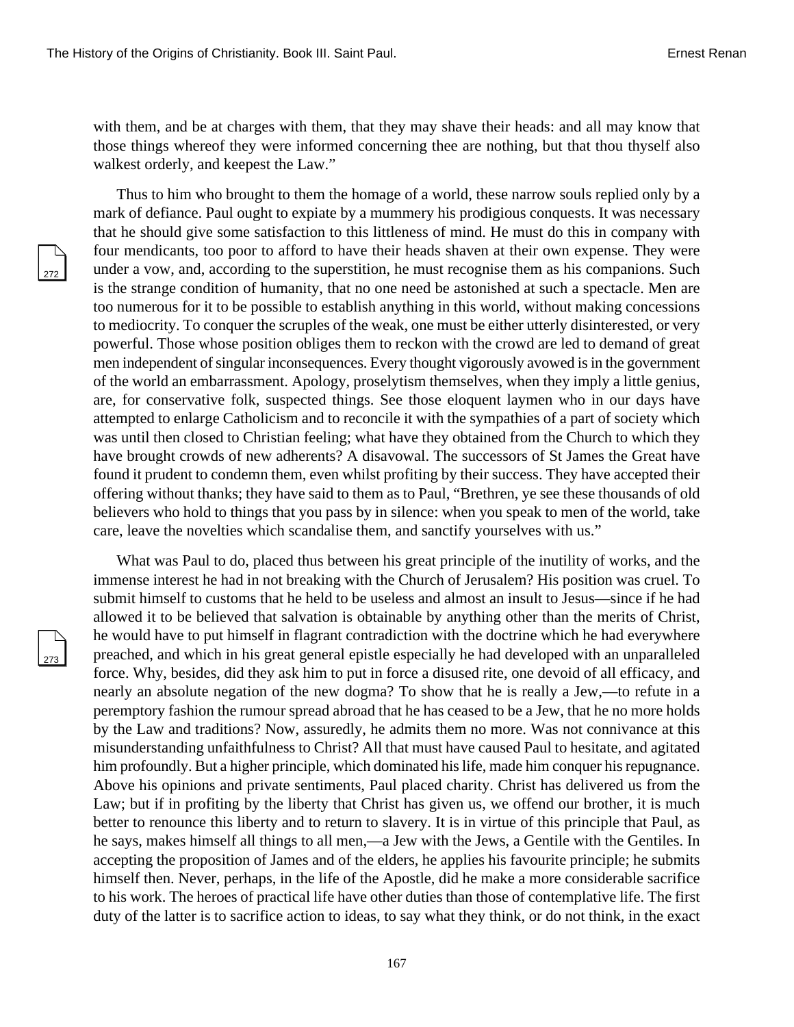with them, and be at charges with them, that they may shave their heads: and all may know that those things whereof they were informed concerning thee are nothing, but that thou thyself also walkest orderly, and keepest the Law."

Thus to him who brought to them the homage of a world, these narrow souls replied only by a mark of defiance. Paul ought to expiate by a mummery his prodigious conquests. It was necessary that he should give some satisfaction to this littleness of mind. He must do this in company with four mendicants, too poor to afford to have their heads shaven at their own expense. They were under a vow, and, according to the superstition, he must recognise them as his companions. Such is the strange condition of humanity, that no one need be astonished at such a spectacle. Men are too numerous for it to be possible to establish anything in this world, without making concessions to mediocrity. To conquer the scruples of the weak, one must be either utterly disinterested, or very powerful. Those whose position obliges them to reckon with the crowd are led to demand of great men independent of singular inconsequences. Every thought vigorously avowed is in the government of the world an embarrassment. Apology, proselytism themselves, when they imply a little genius, are, for conservative folk, suspected things. See those eloquent laymen who in our days have attempted to enlarge Catholicism and to reconcile it with the sympathies of a part of society which was until then closed to Christian feeling; what have they obtained from the Church to which they have brought crowds of new adherents? A disavowal. The successors of St James the Great have found it prudent to condemn them, even whilst profiting by their success. They have accepted their offering without thanks; they have said to them as to Paul, "Brethren, ye see these thousands of old believers who hold to things that you pass by in silence: when you speak to men of the world, take care, leave the novelties which scandalise them, and sanctify yourselves with us."

What was Paul to do, placed thus between his great principle of the inutility of works, and the immense interest he had in not breaking with the Church of Jerusalem? His position was cruel. To submit himself to customs that he held to be useless and almost an insult to Jesus—since if he had allowed it to be believed that salvation is obtainable by anything other than the merits of Christ, he would have to put himself in flagrant contradiction with the doctrine which he had everywhere preached, and which in his great general epistle especially he had developed with an unparalleled force. Why, besides, did they ask him to put in force a disused rite, one devoid of all efficacy, and nearly an absolute negation of the new dogma? To show that he is really a Jew,—to refute in a peremptory fashion the rumour spread abroad that he has ceased to be a Jew, that he no more holds by the Law and traditions? Now, assuredly, he admits them no more. Was not connivance at this misunderstanding unfaithfulness to Christ? All that must have caused Paul to hesitate, and agitated him profoundly. But a higher principle, which dominated his life, made him conquer his repugnance. Above his opinions and private sentiments, Paul placed charity. Christ has delivered us from the Law; but if in profiting by the liberty that Christ has given us, we offend our brother, it is much better to renounce this liberty and to return to slavery. It is in virtue of this principle that Paul, as he says, makes himself all things to all men,—a Jew with the Jews, a Gentile with the Gentiles. In accepting the proposition of James and of the elders, he applies his favourite principle; he submits himself then. Never, perhaps, in the life of the Apostle, did he make a more considerable sacrifice to his work. The heroes of practical life have other duties than those of contemplative life. The first duty of the latter is to sacrifice action to ideas, to say what they think, or do not think, in the exact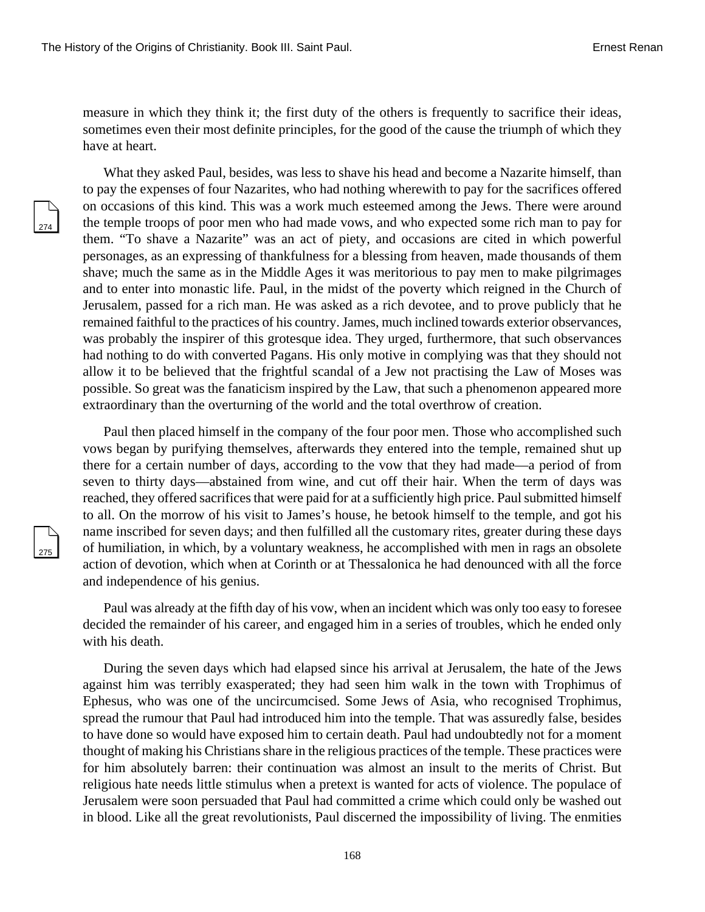measure in which they think it; the first duty of the others is frequently to sacrifice their ideas, sometimes even their most definite principles, for the good of the cause the triumph of which they have at heart.

What they asked Paul, besides, was less to shave his head and become a Nazarite himself, than to pay the expenses of four Nazarites, who had nothing wherewith to pay for the sacrifices offered on occasions of this kind. This was a work much esteemed among the Jews. There were around the temple troops of poor men who had made vows, and who expected some rich man to pay for them. "To shave a Nazarite" was an act of piety, and occasions are cited in which powerful personages, as an expressing of thankfulness for a blessing from heaven, made thousands of them shave; much the same as in the Middle Ages it was meritorious to pay men to make pilgrimages and to enter into monastic life. Paul, in the midst of the poverty which reigned in the Church of Jerusalem, passed for a rich man. He was asked as a rich devotee, and to prove publicly that he remained faithful to the practices of his country. James, much inclined towards exterior observances, was probably the inspirer of this grotesque idea. They urged, furthermore, that such observances had nothing to do with converted Pagans. His only motive in complying was that they should not allow it to be believed that the frightful scandal of a Jew not practising the Law of Moses was possible. So great was the fanaticism inspired by the Law, that such a phenomenon appeared more extraordinary than the overturning of the world and the total overthrow of creation.

Paul then placed himself in the company of the four poor men. Those who accomplished such vows began by purifying themselves, afterwards they entered into the temple, remained shut up there for a certain number of days, according to the vow that they had made—a period of from seven to thirty days—abstained from wine, and cut off their hair. When the term of days was reached, they offered sacrifices that were paid for at a sufficiently high price. Paul submitted himself to all. On the morrow of his visit to James's house, he betook himself to the temple, and got his name inscribed for seven days; and then fulfilled all the customary rites, greater during these days of humiliation, in which, by a voluntary weakness, he accomplished with men in rags an obsolete action of devotion, which when at Corinth or at Thessalonica he had denounced with all the force and independence of his genius.

Paul was already at the fifth day of his vow, when an incident which was only too easy to foresee decided the remainder of his career, and engaged him in a series of troubles, which he ended only with his death.

During the seven days which had elapsed since his arrival at Jerusalem, the hate of the Jews against him was terribly exasperated; they had seen him walk in the town with Trophimus of Ephesus, who was one of the uncircumcised. Some Jews of Asia, who recognised Trophimus, spread the rumour that Paul had introduced him into the temple. That was assuredly false, besides to have done so would have exposed him to certain death. Paul had undoubtedly not for a moment thought of making his Christians share in the religious practices of the temple. These practices were for him absolutely barren: their continuation was almost an insult to the merits of Christ. But religious hate needs little stimulus when a pretext is wanted for acts of violence. The populace of Jerusalem were soon persuaded that Paul had committed a crime which could only be washed out in blood. Like all the great revolutionists, Paul discerned the impossibility of living. The enmities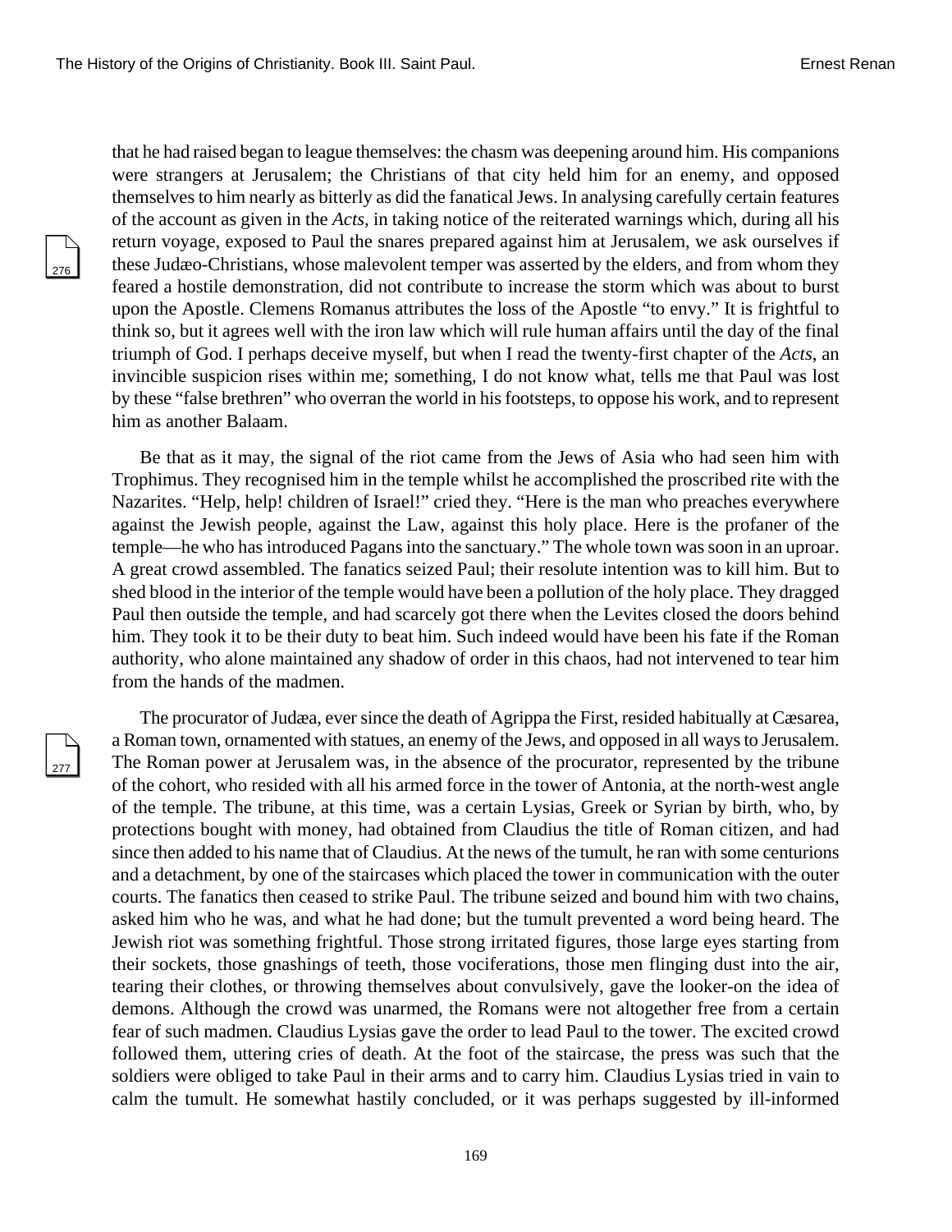that he had raised began to league themselves: the chasm was deepening around him. His companions were strangers at Jerusalem; the Christians of that city held him for an enemy, and opposed themselves to him nearly as bitterly as did the fanatical Jews. In analysing carefully certain features of the account as given in the *Acts*, in taking notice of the reiterated warnings which, during all his return voyage, exposed to Paul the snares prepared against him at Jerusalem, we ask ourselves if these Judæo-Christians, whose malevolent temper was asserted by the elders, and from whom they feared a hostile demonstration, did not contribute to increase the storm which was about to burst upon the Apostle. Clemens Romanus attributes the loss of the Apostle "to envy." It is frightful to think so, but it agrees well with the iron law which will rule human affairs until the day of the final triumph of God. I perhaps deceive myself, but when I read the twenty-first chapter of the *Acts*, an invincible suspicion rises within me; something, I do not know what, tells me that Paul was lost by these "false brethren" who overran the world in his footsteps, to oppose his work, and to represent him as another Balaam.

Be that as it may, the signal of the riot came from the Jews of Asia who had seen him with Trophimus. They recognised him in the temple whilst he accomplished the proscribed rite with the Nazarites. "Help, help! children of Israel!" cried they. "Here is the man who preaches everywhere against the Jewish people, against the Law, against this holy place. Here is the profaner of the temple—he who has introduced Pagans into the sanctuary." The whole town was soon in an uproar. A great crowd assembled. The fanatics seized Paul; their resolute intention was to kill him. But to shed blood in the interior of the temple would have been a pollution of the holy place. They dragged Paul then outside the temple, and had scarcely got there when the Levites closed the doors behind him. They took it to be their duty to beat him. Such indeed would have been his fate if the Roman authority, who alone maintained any shadow of order in this chaos, had not intervened to tear him from the hands of the madmen.

The procurator of Judæa, ever since the death of Agrippa the First, resided habitually at Cæsarea, a Roman town, ornamented with statues, an enemy of the Jews, and opposed in all ways to Jerusalem. The Roman power at Jerusalem was, in the absence of the procurator, represented by the tribune of the cohort, who resided with all his armed force in the tower of Antonia, at the north-west angle of the temple. The tribune, at this time, was a certain Lysias, Greek or Syrian by birth, who, by protections bought with money, had obtained from Claudius the title of Roman citizen, and had since then added to his name that of Claudius. At the news of the tumult, he ran with some centurions and a detachment, by one of the staircases which placed the tower in communication with the outer courts. The fanatics then ceased to strike Paul. The tribune seized and bound him with two chains, asked him who he was, and what he had done; but the tumult prevented a word being heard. The Jewish riot was something frightful. Those strong irritated figures, those large eyes starting from their sockets, those gnashings of teeth, those vociferations, those men flinging dust into the air, tearing their clothes, or throwing themselves about convulsively, gave the looker-on the idea of demons. Although the crowd was unarmed, the Romans were not altogether free from a certain fear of such madmen. Claudius Lysias gave the order to lead Paul to the tower. The excited crowd followed them, uttering cries of death. At the foot of the staircase, the press was such that the soldiers were obliged to take Paul in their arms and to carry him. Claudius Lysias tried in vain to calm the tumult. He somewhat hastily concluded, or it was perhaps suggested by ill-informed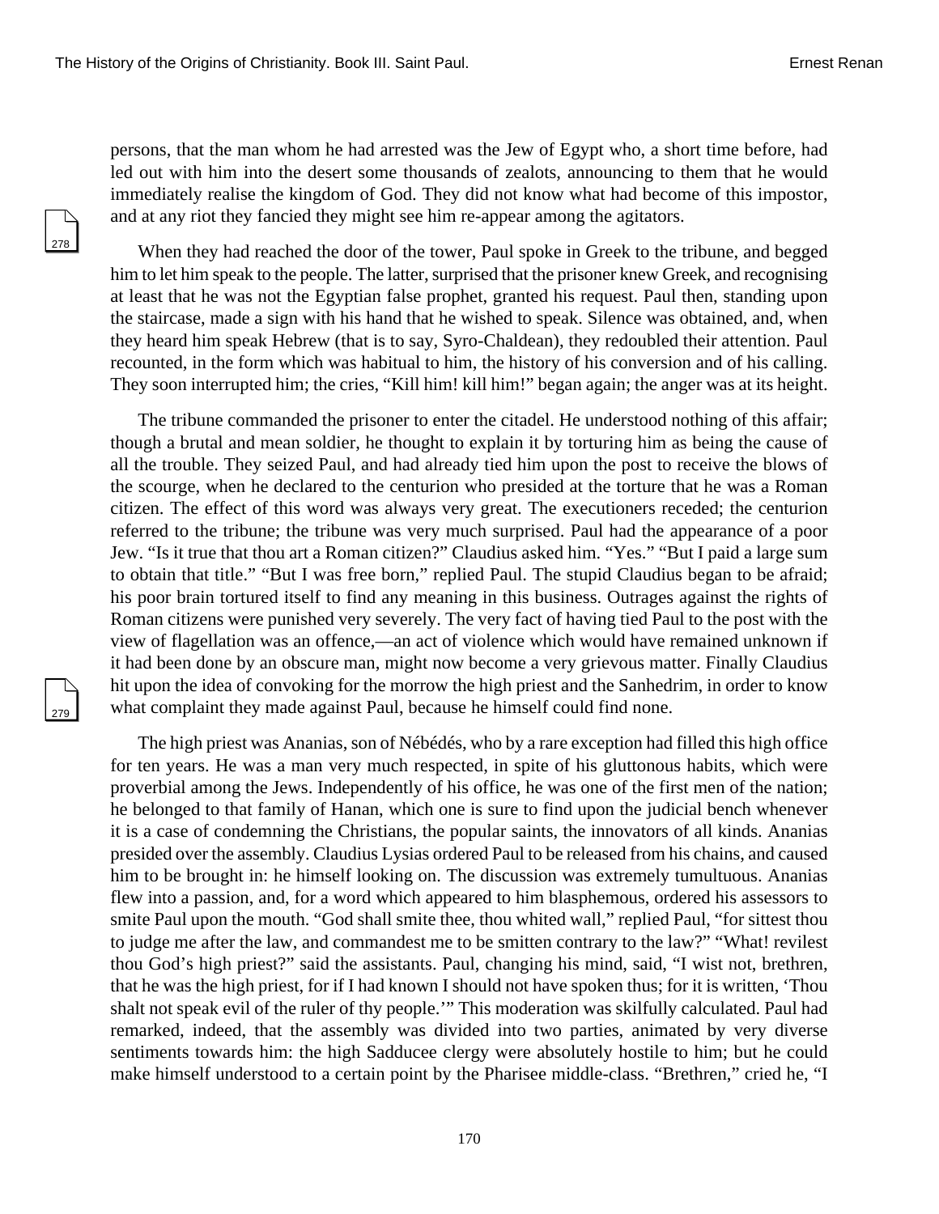persons, that the man whom he had arrested was the Jew of Egypt who, a short time before, had led out with him into the desert some thousands of zealots, announcing to them that he would immediately realise the kingdom of God. They did not know what had become of this impostor, and at any riot they fancied they might see him re-appear among the agitators.

When they had reached the door of the tower, Paul spoke in Greek to the tribune, and begged him to let him speak to the people. The latter, surprised that the prisoner knew Greek, and recognising at least that he was not the Egyptian false prophet, granted his request. Paul then, standing upon the staircase, made a sign with his hand that he wished to speak. Silence was obtained, and, when they heard him speak Hebrew (that is to say, Syro-Chaldean), they redoubled their attention. Paul recounted, in the form which was habitual to him, the history of his conversion and of his calling. They soon interrupted him; the cries, "Kill him! kill him!" began again; the anger was at its height.

The tribune commanded the prisoner to enter the citadel. He understood nothing of this affair; though a brutal and mean soldier, he thought to explain it by torturing him as being the cause of all the trouble. They seized Paul, and had already tied him upon the post to receive the blows of the scourge, when he declared to the centurion who presided at the torture that he was a Roman citizen. The effect of this word was always very great. The executioners receded; the centurion referred to the tribune; the tribune was very much surprised. Paul had the appearance of a poor Jew. "Is it true that thou art a Roman citizen?" Claudius asked him. "Yes." "But I paid a large sum to obtain that title." "But I was free born," replied Paul. The stupid Claudius began to be afraid; his poor brain tortured itself to find any meaning in this business. Outrages against the rights of Roman citizens were punished very severely. The very fact of having tied Paul to the post with the view of flagellation was an offence,—an act of violence which would have remained unknown if it had been done by an obscure man, might now become a very grievous matter. Finally Claudius hit upon the idea of convoking for the morrow the high priest and the Sanhedrim, in order to know what complaint they made against Paul, because he himself could find none.

The high priest was Ananias, son of Nébédés, who by a rare exception had filled this high office for ten years. He was a man very much respected, in spite of his gluttonous habits, which were proverbial among the Jews. Independently of his office, he was one of the first men of the nation; he belonged to that family of Hanan, which one is sure to find upon the judicial bench whenever it is a case of condemning the Christians, the popular saints, the innovators of all kinds. Ananias presided over the assembly. Claudius Lysias ordered Paul to be released from his chains, and caused him to be brought in: he himself looking on. The discussion was extremely tumultuous. Ananias flew into a passion, and, for a word which appeared to him blasphemous, ordered his assessors to smite Paul upon the mouth. "God shall smite thee, thou whited wall," replied Paul, "for sittest thou to judge me after the law, and commandest me to be smitten contrary to the law?" "What! revilest thou God's high priest?" said the assistants. Paul, changing his mind, said, "I wist not, brethren, that he was the high priest, for if I had known I should not have spoken thus; for it is written, 'Thou shalt not speak evil of the ruler of thy people.'" This moderation was skilfully calculated. Paul had remarked, indeed, that the assembly was divided into two parties, animated by very diverse sentiments towards him: the high Sadducee clergy were absolutely hostile to him; but he could make himself understood to a certain point by the Pharisee middle-class. "Brethren," cried he, "I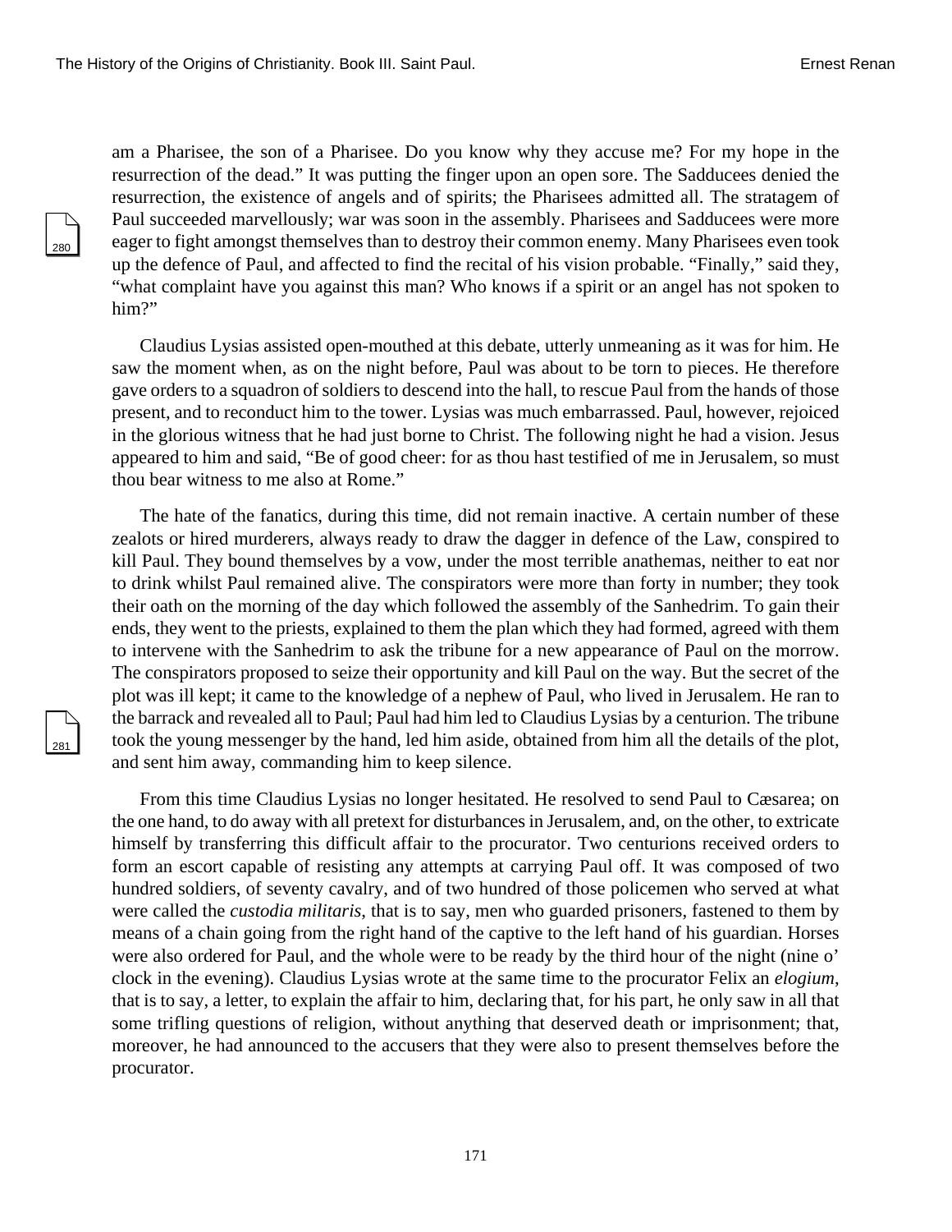am a Pharisee, the son of a Pharisee. Do you know why they accuse me? For my hope in the resurrection of the dead." It was putting the finger upon an open sore. The Sadducees denied the resurrection, the existence of angels and of spirits; the Pharisees admitted all. The stratagem of Paul succeeded marvellously; war was soon in the assembly. Pharisees and Sadducees were more eager to fight amongst themselves than to destroy their common enemy. Many Pharisees even took up the defence of Paul, and affected to find the recital of his vision probable. "Finally," said they, "what complaint have you against this man? Who knows if a spirit or an angel has not spoken to him?"

Claudius Lysias assisted open-mouthed at this debate, utterly unmeaning as it was for him. He saw the moment when, as on the night before, Paul was about to be torn to pieces. He therefore gave orders to a squadron of soldiers to descend into the hall, to rescue Paul from the hands of those present, and to reconduct him to the tower. Lysias was much embarrassed. Paul, however, rejoiced in the glorious witness that he had just borne to Christ. The following night he had a vision. Jesus appeared to him and said, "Be of good cheer: for as thou hast testified of me in Jerusalem, so must thou bear witness to me also at Rome."

The hate of the fanatics, during this time, did not remain inactive. A certain number of these zealots or hired murderers, always ready to draw the dagger in defence of the Law, conspired to kill Paul. They bound themselves by a vow, under the most terrible anathemas, neither to eat nor to drink whilst Paul remained alive. The conspirators were more than forty in number; they took their oath on the morning of the day which followed the assembly of the Sanhedrim. To gain their ends, they went to the priests, explained to them the plan which they had formed, agreed with them to intervene with the Sanhedrim to ask the tribune for a new appearance of Paul on the morrow. The conspirators proposed to seize their opportunity and kill Paul on the way. But the secret of the plot was ill kept; it came to the knowledge of a nephew of Paul, who lived in Jerusalem. He ran to the barrack and revealed all to Paul; Paul had him led to Claudius Lysias by a centurion. The tribune took the young messenger by the hand, led him aside, obtained from him all the details of the plot, and sent him away, commanding him to keep silence.

From this time Claudius Lysias no longer hesitated. He resolved to send Paul to Cæsarea; on the one hand, to do away with all pretext for disturbances in Jerusalem, and, on the other, to extricate himself by transferring this difficult affair to the procurator. Two centurions received orders to form an escort capable of resisting any attempts at carrying Paul off. It was composed of two hundred soldiers, of seventy cavalry, and of two hundred of those policemen who served at what were called the *custodia militaris*, that is to say, men who guarded prisoners, fastened to them by means of a chain going from the right hand of the captive to the left hand of his guardian. Horses were also ordered for Paul, and the whole were to be ready by the third hour of the night (nine o' clock in the evening). Claudius Lysias wrote at the same time to the procurator Felix an *elogium*, that is to say, a letter, to explain the affair to him, declaring that, for his part, he only saw in all that some trifling questions of religion, without anything that deserved death or imprisonment; that, moreover, he had announced to the accusers that they were also to present themselves before the procurator.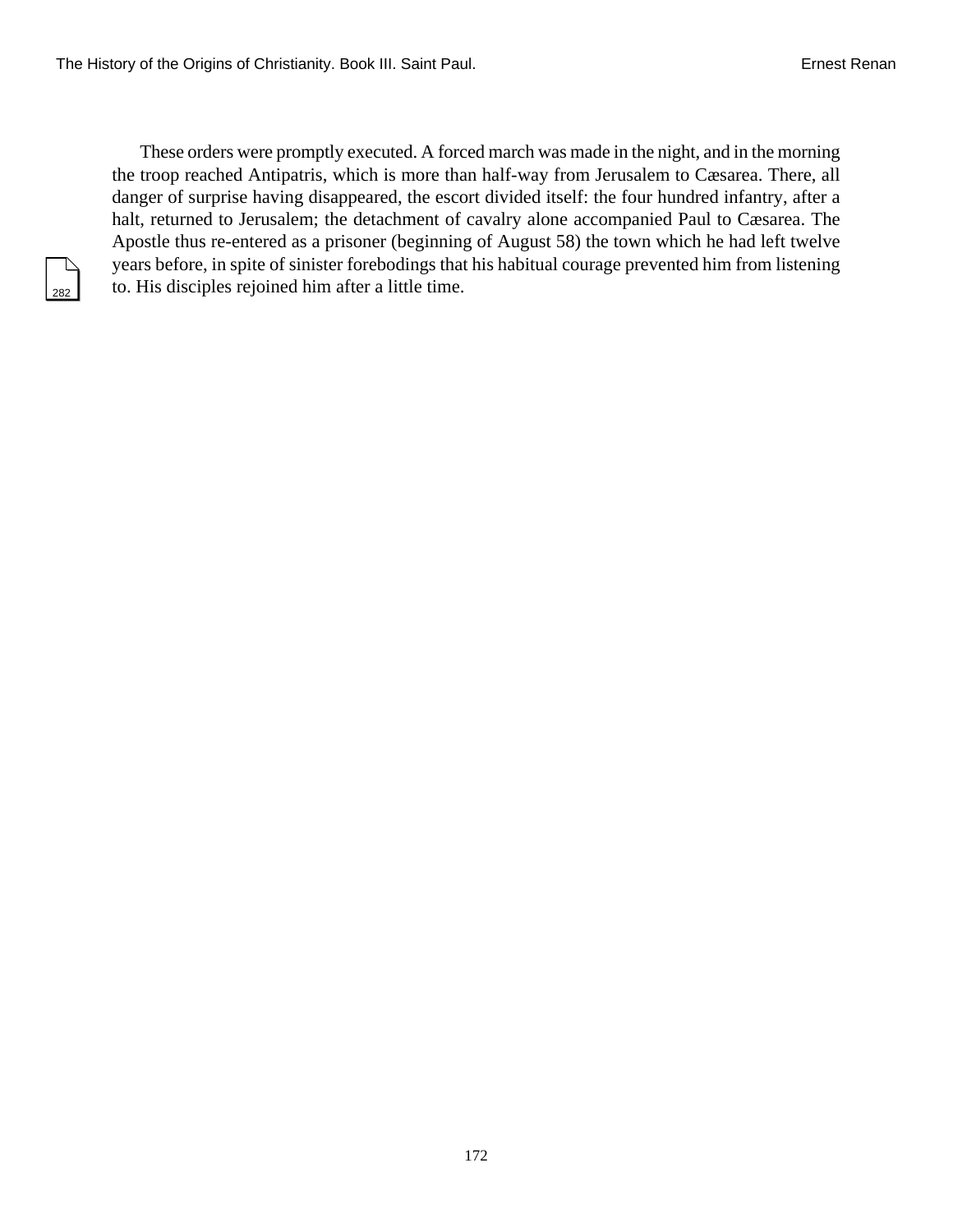These orders were promptly executed. A forced march was made in the night, and in the morning the troop reached Antipatris, which is more than half-way from Jerusalem to Cæsarea. There, all danger of surprise having disappeared, the escort divided itself: the four hundred infantry, after a halt, returned to Jerusalem; the detachment of cavalry alone accompanied Paul to Cæsarea. The Apostle thus re-entered as a prisoner (beginning of August 58) the town which he had left twelve years before, in spite of sinister forebodings that his habitual courage prevented him from listening to. His disciples rejoined him after a little time.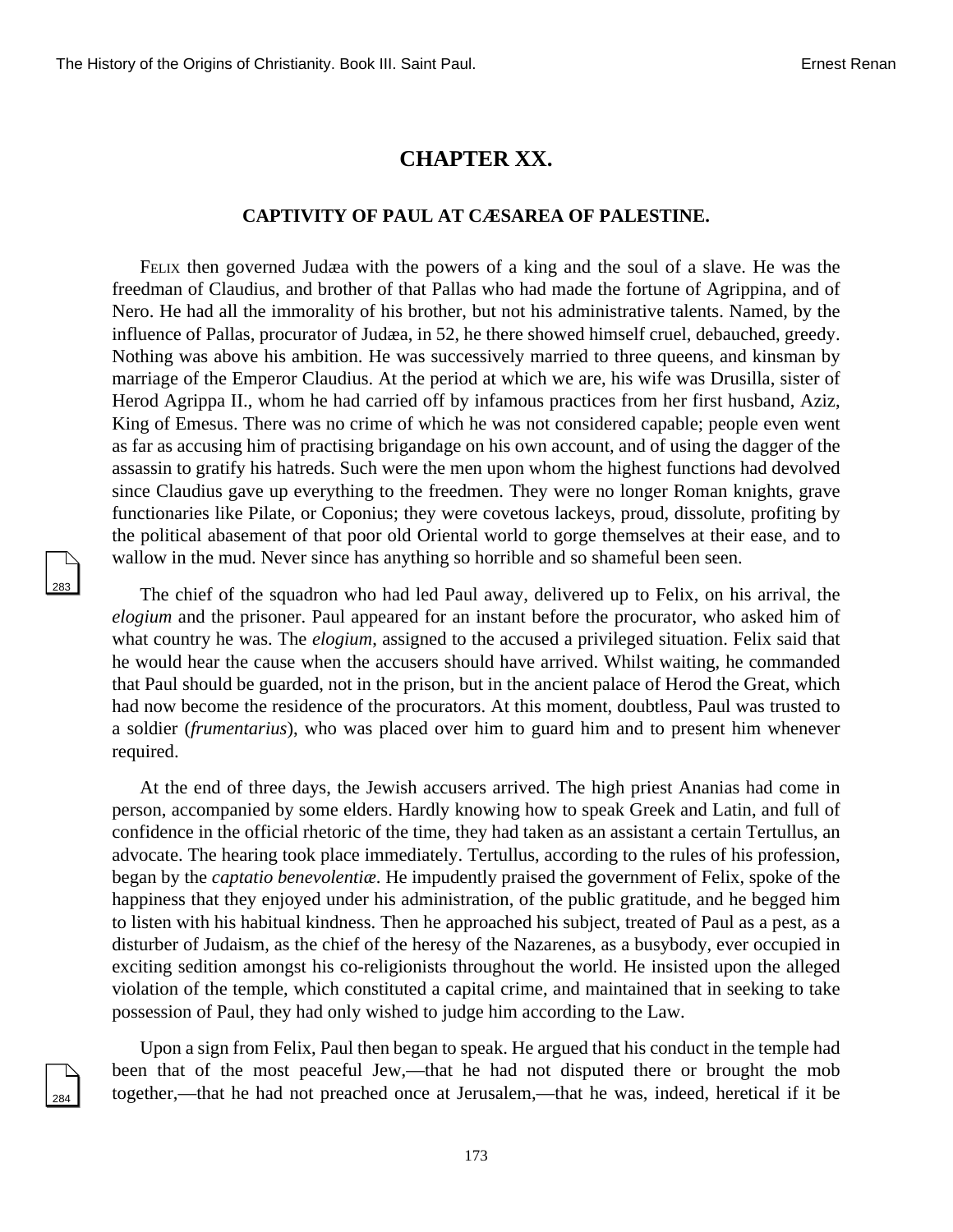# CHAPTER XX.

### CAPTIVITY OF PAUL AT CÆSAREA OF PALESTINE.

Felix then governed Judæa with the powers of a king and the soul of a slave. He was the freedman of Claudius, and brother of that Pallas who had made the fortune of Agrippina, and of Nero. He had all the immorality of his brother, but not his administrative talents. Named, by the influence of Pallas, procurator of Judæa, in 52, he there showed himself cruel, debauched, greedy. Nothing was above his ambition. He was successively married to three queens, and kinsman by marriage of the Emperor Claudius. At the period at which we are, his wife was Drusilla, sister of Herod Agrippa II., whom he had carried off by infamous practices from her first husband, Aziz, King of Emesus. There was no crime of which he was not considered capable; people even went as far as accusing him of practising brigandage on his own account, and of using the dagger of the assassin to gratify his hatreds. Such were the men upon whom the highest functions had devolved since Claudius gave up everything to the freedmen. They were no longer Roman knights, grave functionaries like Pilate, or Coponius; they were covetous lackeys, proud, dissolute, profiting by the political abasement of that poor old Oriental world to gorge themselves at their ease, and to wallow in the mud. Never since has anything so horrible and so shameful been seen.

The chief of the squadron who had led Paul away, delivered up to Felix, on his arrival, the *elogium* and the prisoner. Paul appeared for an instant before the procurator, who asked him of what country he was. The *elogium*, assigned to the accused a privileged situation. Felix said that he would hear the cause when the accusers should have arrived. Whilst waiting, he commanded that Paul should be guarded, not in the prison, but in the ancient palace of Herod the Great, which had now become the residence of the procurators. At this moment, doubtless, Paul was trusted to a soldier (*frumentarius*), who was placed over him to guard him and to present him whenever required.

At the end of three days, the Jewish accusers arrived. The high priest Ananias had come in person, accompanied by some elders. Hardly knowing how to speak Greek and Latin, and full of confidence in the official rhetoric of the time, they had taken as an assistant a certain Tertullus, an advocate. The hearing took place immediately. Tertullus, according to the rules of his profession, began by the *captatio benevolentiæ*. He impudently praised the government of Felix, spoke of the happiness that they enjoyed under his administration, of the public gratitude, and he begged him to listen with his habitual kindness. Then he approached his subject, treated of Paul as a pest, as a disturber of Judaism, as the chief of the heresy of the Nazarenes, as a busybody, ever occupied in exciting sedition amongst his co-religionists throughout the world. He insisted upon the alleged violation of the temple, which constituted a capital crime, and maintained that in seeking to take possession of Paul, they had only wished to judge him according to the Law.

Upon a sign from Felix, Paul then began to speak. He argued that his conduct in the temple had been that of the most peaceful Jew,—that he had not disputed there or brought the mob together,—that he had not preached once at Jerusalem,—that he was, indeed, heretical if it be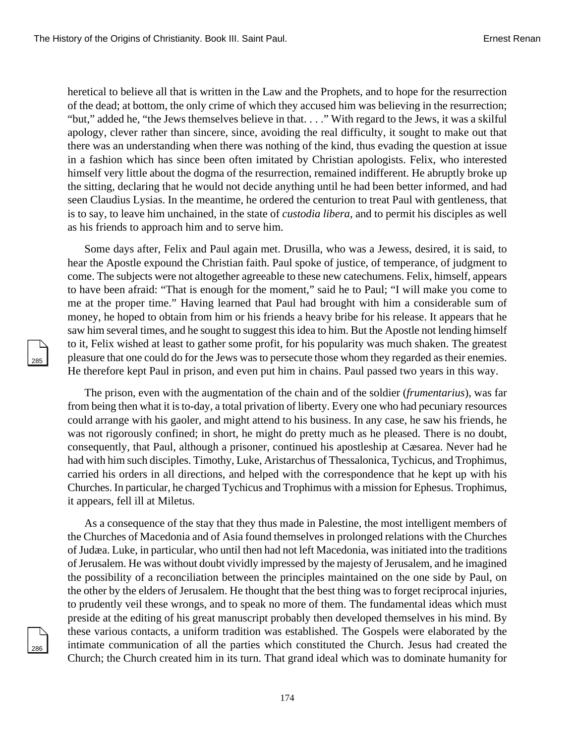heretical to believe all that is written in the Law and the Prophets, and to hope for the resurrection of the dead; at bottom, the only crime of which they accused him was believing in the resurrection; “but,” added he, “the Jews themselves believe in that. . . .” With regard to the Jews, it was a skilful apology, clever rather than sincere, since, avoiding the real difficulty, it sought to make out that there was an understanding when there was nothing of the kind, thus evading the question at issue in a fashion which has since been often imitated by Christian apologists. Felix, who interested himself very little about the dogma of the resurrection, remained indifferent. He abruptly broke up the sitting, declaring that he would not decide anything until he had been better informed, and had seen Claudius Lysias. In the meantime, he ordered the centurion to treat Paul with gentleness, that is to say, to leave him unchained, in the state of *custodia libera*, and to permit his disciples as well as his friends to approach him and to serve him.

Some days after, Felix and Paul again met. Drusilla, who was a Jewess, desired, it is said, to hear the Apostle expound the Christian faith. Paul spoke of justice, of temperance, of judgment to come. The subjects were not altogether agreeable to these new catechumens. Felix, himself, appears to have been afraid: “That is enough for the moment,” said he to Paul; “I will make you come to me at the proper time.” Having learned that Paul had brought with him a considerable sum of money, he hoped to obtain from him or his friends a heavy bribe for his release. It appears that he saw him several times, and he sought to suggest this idea to him. But the Apostle not lending himself to it, Felix wished at least to gather some profit, for his popularity was much shaken. The greatest pleasure that one could do for the Jews was to persecute those whom they regarded as their enemies. He therefore kept Paul in prison, and even put him in chains. Paul passed two years in this way.

The prison, even with the augmentation of the chain and of the soldier (*frumentarius*), was far from being then what it is to-day, a total privation of liberty. Every one who had pecuniary resources could arrange with his gaoler, and might attend to his business. In any case, he saw his friends, he was not rigorously confined; in short, he might do pretty much as he pleased. There is no doubt, consequently, that Paul, although a prisoner, continued his apostleship at Cæsarea. Never had he had with him such disciples. Timothy, Luke, Aristarchus of Thessalonica, Tychicus, and Trophimus, carried his orders in all directions, and helped with the correspondence that he kept up with his Churches. In particular, he charged Tychicus and Trophimus with a mission for Ephesus. Trophimus, it appears, fell ill at Miletus.

As a consequence of the stay that they thus made in Palestine, the most intelligent members of the Churches of Macedonia and of Asia found themselves in prolonged relations with the Churches of Judæa. Luke, in particular, who until then had not left Macedonia, was initiated into the traditions of Jerusalem. He was without doubt vividly impressed by the majesty of Jerusalem, and he imagined the possibility of a reconciliation between the principles maintained on the one side by Paul, on the other by the elders of Jerusalem. He thought that the best thing was to forget reciprocal injuries, to prudently veil these wrongs, and to speak no more of them. The fundamental ideas which must preside at the editing of his great manuscript probably then developed themselves in his mind. By these various contacts, a uniform tradition was established. The Gospels were elaborated by the intimate communication of all the parties which constituted the Church. Jesus had created the Church; the Church created him in its turn. That grand ideal which was to dominate humanity for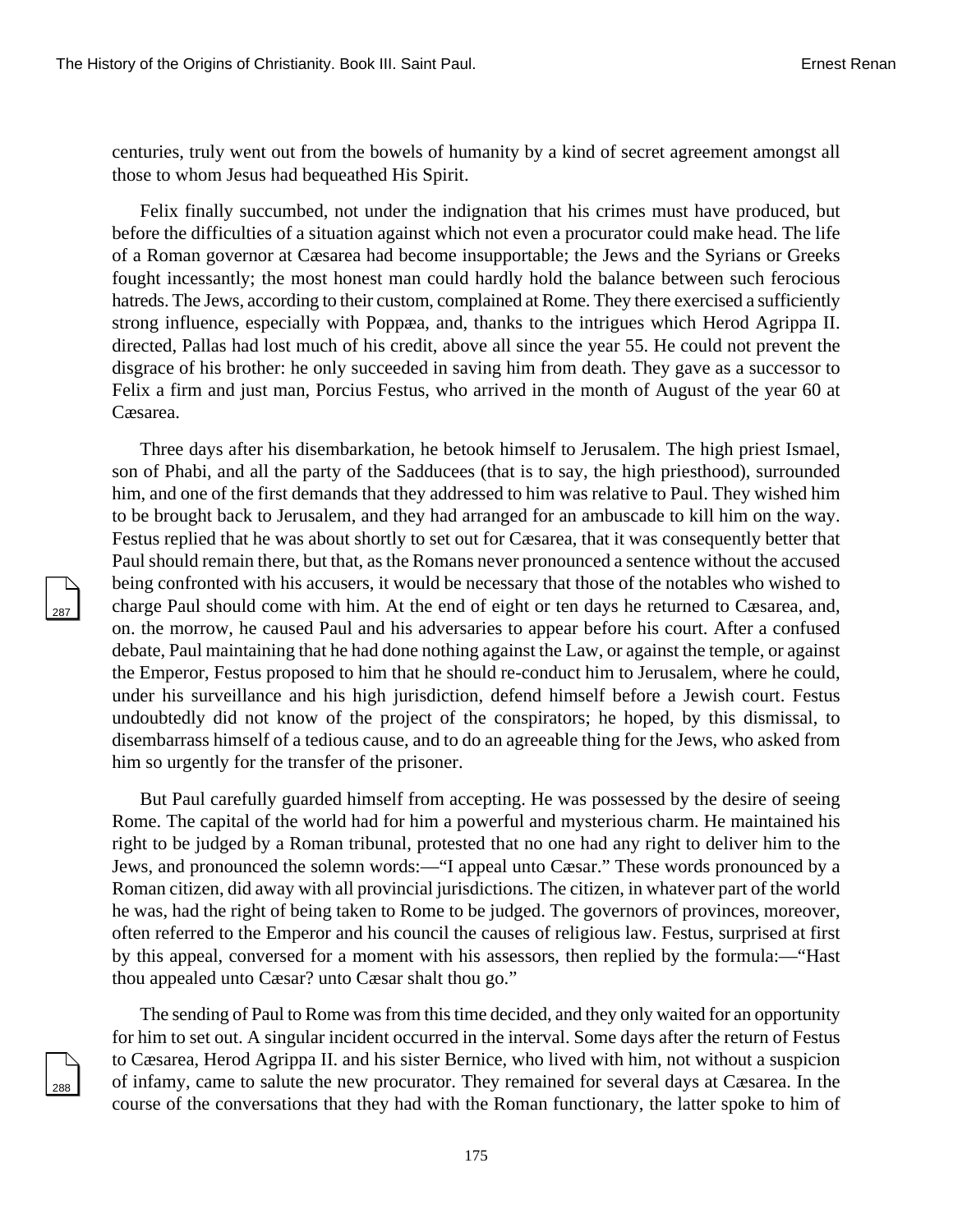centuries, truly went out from the bowels of humanity by a kind of secret agreement amongst all those to whom Jesus had bequeathed His Spirit.

Felix finally succumbed, not under the indignation that his crimes must have produced, but before the difficulties of a situation against which not even a procurator could make head. The life of a Roman governor at Cæsarea had become insupportable; the Jews and the Syrians or Greeks fought incessantly; the most honest man could hardly hold the balance between such ferocious hatreds. The Jews, according to their custom, complained at Rome. They there exercised a sufficiently strong influence, especially with Poppæa, and, thanks to the intrigues which Herod Agrippa II. directed, Pallas had lost much of his credit, above all since the year 55. He could not prevent the disgrace of his brother: he only succeeded in saving him from death. They gave as a successor to Felix a firm and just man, Porcius Festus, who arrived in the month of August of the year 60 at Cæsarea.

Three days after his disembarkation, he betook himself to Jerusalem. The high priest Ismael, son of Phabi, and all the party of the Sadducees (that is to say, the high priesthood), surrounded him, and one of the first demands that they addressed to him was relative to Paul. They wished him to be brought back to Jerusalem, and they had arranged for an ambuscade to kill him on the way. Festus replied that he was about shortly to set out for Cæsarea, that it was consequently better that Paul should remain there, but that, as the Romans never pronounced a sentence without the accused being confronted with his accusers, it would be necessary that those of the notables who wished to charge Paul should come with him. At the end of eight or ten days he returned to Cæsarea, and, on. the morrow, he caused Paul and his adversaries to appear before his court. After a confused debate, Paul maintaining that he had done nothing against the Law, or against the temple, or against the Emperor, Festus proposed to him that he should re-conduct him to Jerusalem, where he could, under his surveillance and his high jurisdiction, defend himself before a Jewish court. Festus undoubtedly did not know of the project of the conspirators; he hoped, by this dismissal, to disembarrass himself of a tedious cause, and to do an agreeable thing for the Jews, who asked from him so urgently for the transfer of the prisoner.

But Paul carefully guarded himself from accepting. He was possessed by the desire of seeing Rome. The capital of the world had for him a powerful and mysterious charm. He maintained his right to be judged by a Roman tribunal, protested that no one had any right to deliver him to the Jews, and pronounced the solemn words:—"I appeal unto Cæsar." These words pronounced by a Roman citizen, did away with all provincial jurisdictions. The citizen, in whatever part of the world he was, had the right of being taken to Rome to be judged. The governors of provinces, moreover, often referred to the Emperor and his council the causes of religious law. Festus, surprised at first by this appeal, conversed for a moment with his assessors, then replied by the formula:—"Hast thou appealed unto Cæsar? unto Cæsar shalt thou go."

The sending of Paul to Rome was from this time decided, and they only waited for an opportunity for him to set out. A singular incident occurred in the interval. Some days after the return of Festus to Cæsarea, Herod Agrippa II. and his sister Bernice, who lived with him, not without a suspicion of infamy, came to salute the new procurator. They remained for several days at Cæsarea. In the course of the conversations that they had with the Roman functionary, the latter spoke to him of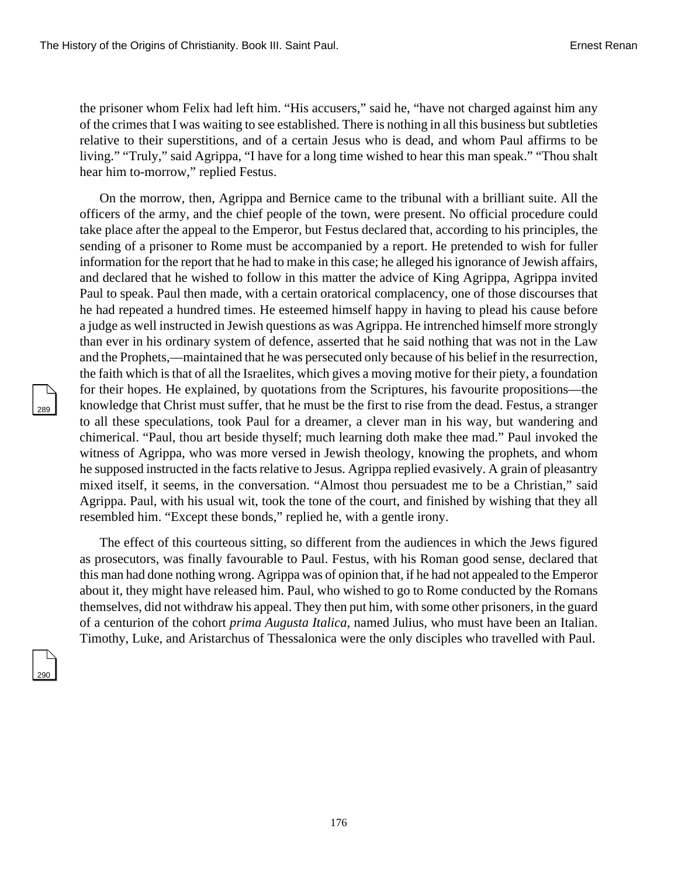the prisoner whom Felix had left him. "His accusers," said he, "have not charged against him any of the crimes that I was waiting to see established. There is nothing in all this business but subtleties relative to their superstitions, and of a certain Jesus who is dead, and whom Paul affirms to be living." "Truly," said Agrippa, "I have for a long time wished to hear this man speak." "Thou shalt hear him to-morrow," replied Festus.

On the morrow, then, Agrippa and Bernice came to the tribunal with a brilliant suite. All the officers of the army, and the chief people of the town, were present. No official procedure could take place after the appeal to the Emperor, but Festus declared that, according to his principles, the sending of a prisoner to Rome must be accompanied by a report. He pretended to wish for fuller information for the report that he had to make in this case; he alleged his ignorance of Jewish affairs, and declared that he wished to follow in this matter the advice of King Agrippa, Agrippa invited Paul to speak. Paul then made, with a certain oratorical complacency, one of those discourses that he had repeated a hundred times. He esteemed himself happy in having to plead his cause before a judge as well instructed in Jewish questions as was Agrippa. He intrenched himself more strongly than ever in his ordinary system of defence, asserted that he said nothing that was not in the Law and the Prophets,—maintained that he was persecuted only because of his belief in the resurrection, the faith which is that of all the Israelites, which gives a moving motive for their piety, a foundation for their hopes. He explained, by quotations from the Scriptures, his favourite propositions—the knowledge that Christ must suffer, that he must be the first to rise from the dead. Festus, a stranger to all these speculations, took Paul for a dreamer, a clever man in his way, but wandering and chimerical. "Paul, thou art beside thyself; much learning doth make thee mad." Paul invoked the witness of Agrippa, who was more versed in Jewish theology, knowing the prophets, and whom he supposed instructed in the facts relative to Jesus. Agrippa replied evasively. A grain of pleasantry mixed itself, it seems, in the conversation. "Almost thou persuadest me to be a Christian," said Agrippa. Paul, with his usual wit, took the tone of the court, and finished by wishing that they all resembled him. "Except these bonds," replied he, with a gentle irony.

The effect of this courteous sitting, so different from the audiences in which the Jews figured as prosecutors, was finally favourable to Paul. Festus, with his Roman good sense, declared that this man had done nothing wrong. Agrippa was of opinion that, if he had not appealed to the Emperor about it, they might have released him. Paul, who wished to go to Rome conducted by the Romans themselves, did not withdraw his appeal. They then put him, with some other prisoners, in the guard of a centurion of the cohort *prima Augusta Italica*, named Julius, who must have been an Italian. Timothy, Luke, and Aristarchus of Thessalonica were the only disciples who travelled with Paul.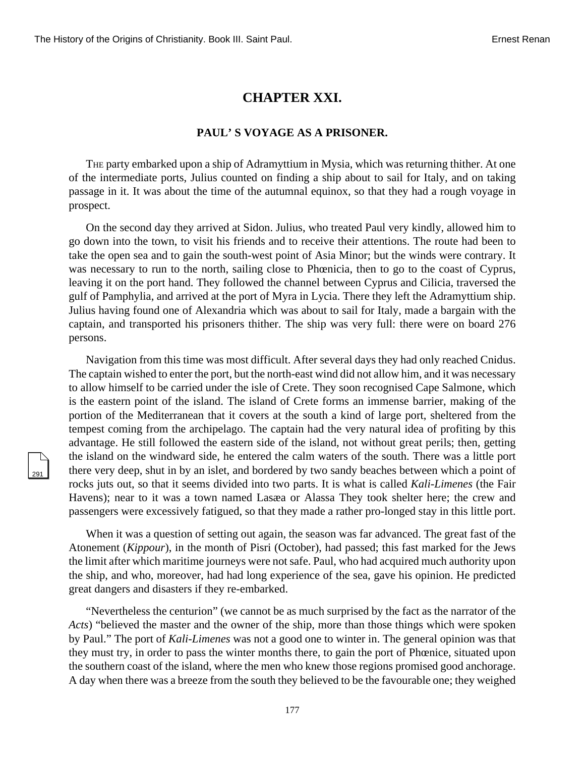## CHAPTER XXI.

### PAUL' S VOYAGE AS A PRISONER.

THE party embarked upon a ship of Adramyttium in Mysia, which was returning thither. At one of the intermediate ports, Julius counted on finding a ship about to sail for Italy, and on taking passage in it. It was about the time of the autumnal equinox, so that they had a rough voyage in prospect.

On the second day they arrived at Sidon. Julius, who treated Paul very kindly, allowed him to go down into the town, to visit his friends and to receive their attentions. The route had been to take the open sea and to gain the south-west point of Asia Minor; but the winds were contrary. It was necessary to run to the north, sailing close to Phœnicia, then to go to the coast of Cyprus, leaving it on the port hand. They followed the channel between Cyprus and Cilicia, traversed the gulf of Pamphylia, and arrived at the port of Myra in Lycia. There they left the Adramyttium ship. Julius having found one of Alexandria which was about to sail for Italy, made a bargain with the captain, and transported his prisoners thither. The ship was very full: there were on board 276 persons.

Navigation from this time was most difficult. After several days they had only reached Cnidus. The captain wished to enter the port, but the north-east wind did not allow him, and it was necessary to allow himself to be carried under the isle of Crete. They soon recognised Cape Salmone, which is the eastern point of the island. The island of Crete forms an immense barrier, making of the portion of the Mediterranean that it covers at the south a kind of large port, sheltered from the tempest coming from the archipelago. The captain had the very natural idea of profiting by this advantage. He still followed the eastern side of the island, not without great perils; then, getting the island on the windward side, he entered the calm waters of the south. There was a little port there very deep, shut in by an islet, and bordered by two sandy beaches between which a point of rocks juts out, so that it seems divided into two parts. It is what is called *Kali-Limenes* (the Fair Havens); near to it was a town named Lasæa or Alassa They took shelter here; the crew and passengers were excessively fatigued, so that they made a rather pro-longed stay in this little port.

When it was a question of setting out again, the season was far advanced. The great fast of the Atonement (*Kippour*), in the month of Pisri (October), had passed; this fast marked for the Jews the limit after which maritime journeys were not safe. Paul, who had acquired much authority upon the ship, and who, moreover, had had long experience of the sea, gave his opinion. He predicted great dangers and disasters if they re-embarked.

"Nevertheless the centurion" (we cannot be as much surprised by the fact as the narrator of the *Acts*) "believed the master and the owner of the ship, more than those things which were spoken by Paul." The port of *Kali-Limenes* was not a good one to winter in. The general opinion was that they must try, in order to pass the winter months there, to gain the port of Phœnice, situated upon the southern coast of the island, where the men who knew those regions promised good anchorage. A day when there was a breeze from the south they believed to be the favourable one; they weighed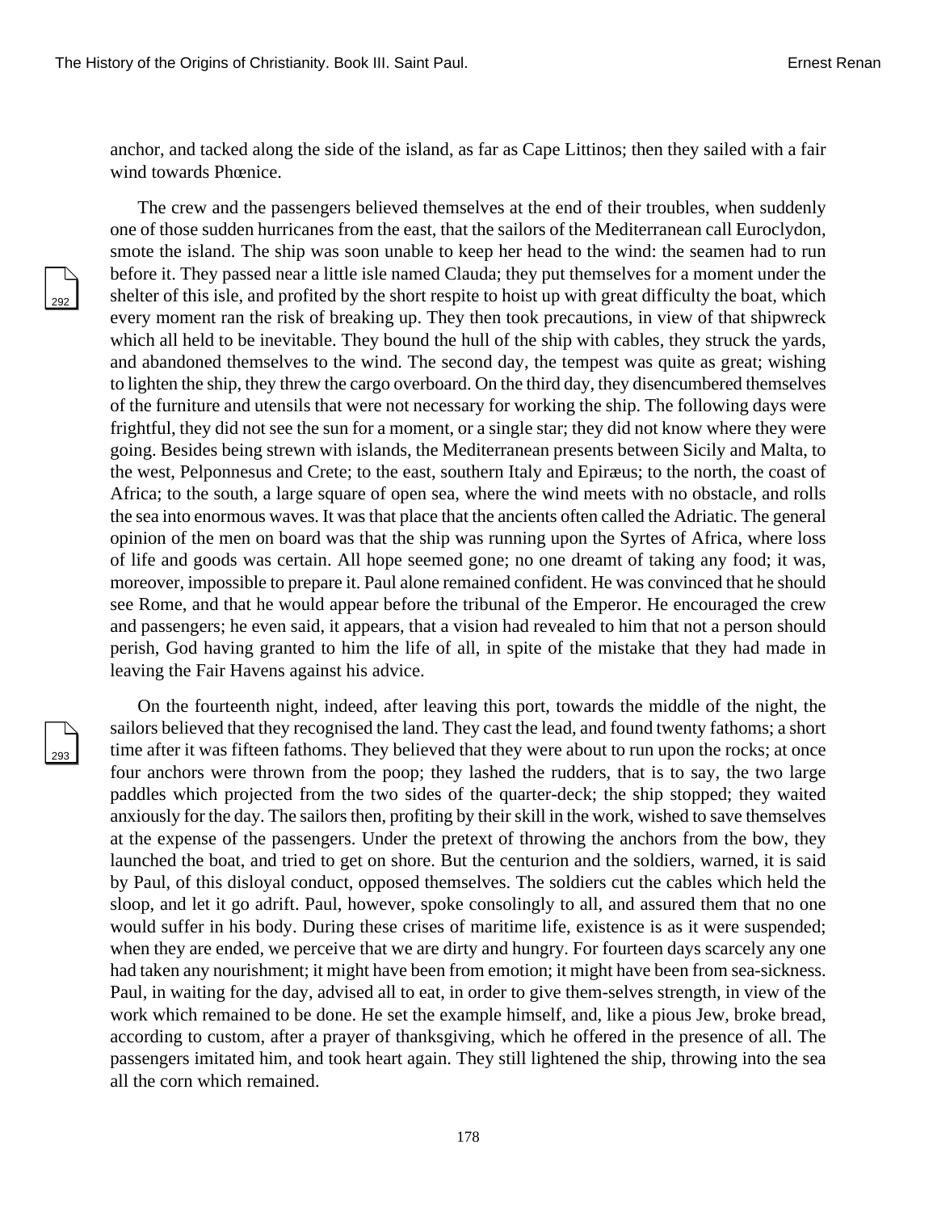anchor, and tacked along the side of the island, as far as Cape Littinos; then they sailed with a fair wind towards Phœnice.

The crew and the passengers believed themselves at the end of their troubles, when suddenly one of those sudden hurricanes from the east, that the sailors of the Mediterranean call Euroclydon, smote the island. The ship was soon unable to keep her head to the wind: the seamen had to run before it. They passed near a little isle named Clauda; they put themselves for a moment under the shelter of this isle, and profited by the short respite to hoist up with great difficulty the boat, which every moment ran the risk of breaking up. They then took precautions, in view of that shipwreck which all held to be inevitable. They bound the hull of the ship with cables, they struck the yards, and abandoned themselves to the wind. The second day, the tempest was quite as great; wishing to lighten the ship, they threw the cargo overboard. On the third day, they disencumbered themselves of the furniture and utensils that were not necessary for working the ship. The following days were frightful, they did not see the sun for a moment, or a single star; they did not know where they were going. Besides being strewn with islands, the Mediterranean presents between Sicily and Malta, to the west, Pelponnesus and Crete; to the east, southern Italy and Epiræus; to the north, the coast of Africa; to the south, a large square of open sea, where the wind meets with no obstacle, and rolls the sea into enormous waves. It was that place that the ancients often called the Adriatic. The general opinion of the men on board was that the ship was running upon the Syrtes of Africa, where loss of life and goods was certain. All hope seemed gone; no one dreamt of taking any food; it was, moreover, impossible to prepare it. Paul alone remained confident. He was convinced that he should see Rome, and that he would appear before the tribunal of the Emperor. He encouraged the crew and passengers; he even said, it appears, that a vision had revealed to him that not a person should perish, God having granted to him the life of all, in spite of the mistake that they had made in leaving the Fair Havens against his advice.

On the fourteenth night, indeed, after leaving this port, towards the middle of the night, the sailors believed that they recognised the land. They cast the lead, and found twenty fathoms; a short time after it was fifteen fathoms. They believed that they were about to run upon the rocks; at once four anchors were thrown from the poop; they lashed the rudders, that is to say, the two large paddles which projected from the two sides of the quarter-deck; the ship stopped; they waited anxiously for the day. The sailors then, profiting by their skill in the work, wished to save themselves at the expense of the passengers. Under the pretext of throwing the anchors from the bow, they launched the boat, and tried to get on shore. But the centurion and the soldiers, warned, it is said by Paul, of this disloyal conduct, opposed themselves. The soldiers cut the cables which held the sloop, and let it go adrift. Paul, however, spoke consolingly to all, and assured them that no one would suffer in his body. During these crises of maritime life, existence is as it were suspended; when they are ended, we perceive that we are dirty and hungry. For fourteen days scarcely any one had taken any nourishment; it might have been from emotion; it might have been from sea-sickness. Paul, in waiting for the day, advised all to eat, in order to give them-selves strength, in view of the work which remained to be done. He set the example himself, and, like a pious Jew, broke bread, according to custom, after a prayer of thanksgiving, which he offered in the presence of all. The passengers imitated him, and took heart again. They still lightened the ship, throwing into the sea all the corn which remained.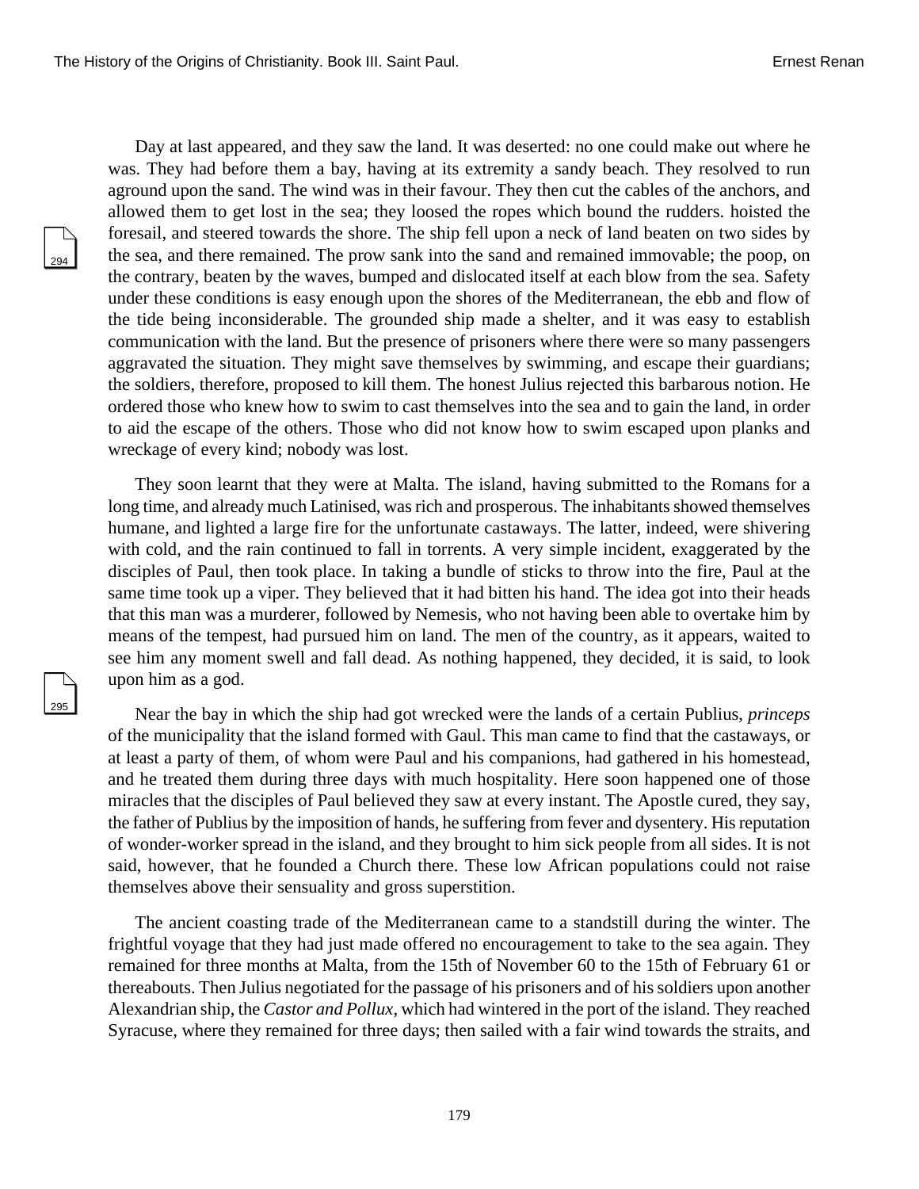Day at last appeared, and they saw the land. It was deserted: no one could make out where he was. They had before them a bay, having at its extremity a sandy beach. They resolved to run aground upon the sand. The wind was in their favour. They then cut the cables of the anchors, and allowed them to get lost in the sea; they loosed the ropes which bound the rudders. hoisted the foresail, and steered towards the shore. The ship fell upon a neck of land beaten on two sides by the sea, and there remained. The prow sank into the sand and remained immovable; the poop, on the contrary, beaten by the waves, bumped and dislocated itself at each blow from the sea. Safety under these conditions is easy enough upon the shores of the Mediterranean, the ebb and flow of the tide being inconsiderable. The grounded ship made a shelter, and it was easy to establish communication with the land. But the presence of prisoners where there were so many passengers aggravated the situation. They might save themselves by swimming, and escape their guardians; the soldiers, therefore, proposed to kill them. The honest Julius rejected this barbarous notion. He ordered those who knew how to swim to cast themselves into the sea and to gain the land, in order to aid the escape of the others. Those who did not know how to swim escaped upon planks and wreckage of every kind; nobody was lost.

They soon learnt that they were at Malta. The island, having submitted to the Romans for a long time, and already much Latinised, was rich and prosperous. The inhabitants showed themselves humane, and lighted a large fire for the unfortunate castaways. The latter, indeed, were shivering with cold, and the rain continued to fall in torrents. A very simple incident, exaggerated by the disciples of Paul, then took place. In taking a bundle of sticks to throw into the fire, Paul at the same time took up a viper. They believed that it had bitten his hand. The idea got into their heads that this man was a murderer, followed by Nemesis, who not having been able to overtake him by means of the tempest, had pursued him on land. The men of the country, as it appears, waited to see him any moment swell and fall dead. As nothing happened, they decided, it is said, to look upon him as a god.

Near the bay in which the ship had got wrecked were the lands of a certain Publius, *princeps* of the municipality that the island formed with Gaul. This man came to find that the castaways, or at least a party of them, of whom were Paul and his companions, had gathered in his homestead, and he treated them during three days with much hospitality. Here soon happened one of those miracles that the disciples of Paul believed they saw at every instant. The Apostle cured, they say, the father of Publius by the imposition of hands, he suffering from fever and dysentery. His reputation of wonder-worker spread in the island, and they brought to him sick people from all sides. It is not said, however, that he founded a Church there. These low African populations could not raise themselves above their sensuality and gross superstition.

The ancient coasting trade of the Mediterranean came to a standstill during the winter. The frightful voyage that they had just made offered no encouragement to take to the sea again. They remained for three months at Malta, from the 15th of November 60 to the 15th of February 61 or thereabouts. Then Julius negotiated for the passage of his prisoners and of his soldiers upon another Alexandrian ship, the *Castor and Pollux*, which had wintered in the port of the island. They reached Syracuse, where they remained for three days; then sailed with a fair wind towards the straits, and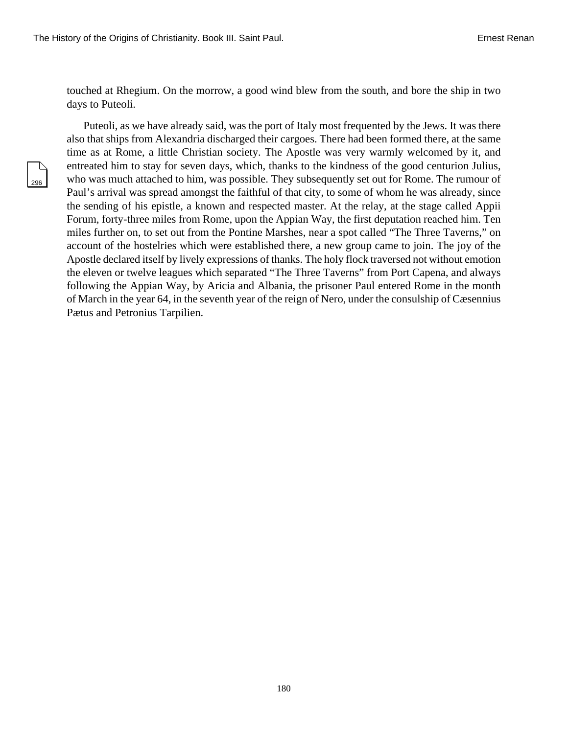touched at Rhegium. On the morrow, a good wind blew from the south, and bore the ship in two days to Puteoli.

Puteoli, as we have already said, was the port of Italy most frequented by the Jews. It was there also that ships from Alexandria discharged their cargoes. There had been formed there, at the same time as at Rome, a little Christian society. The Apostle was very warmly welcomed by it, and entreated him to stay for seven days, which, thanks to the kindness of the good centurion Julius, who was much attached to him, was possible. They subsequently set out for Rome. The rumour of Paul's arrival was spread amongst the faithful of that city, to some of whom he was already, since the sending of his epistle, a known and respected master. At the relay, at the stage called Appii Forum, forty-three miles from Rome, upon the Appian Way, the first deputation reached him. Ten miles further on, to set out from the Pontine Marshes, near a spot called "The Three Taverns," on account of the hostelries which were established there, a new group came to join. The joy of the Apostle declared itself by lively expressions of thanks. The holy flock traversed not without emotion the eleven or twelve leagues which separated "The Three Taverns" from Port Capena, and always following the Appian Way, by Aricia and Albania, the prisoner Paul entered Rome in the month of March in the year 64, in the seventh year of the reign of Nero, under the consulship of Cæsennius Pætus and Petronius Tarpilien.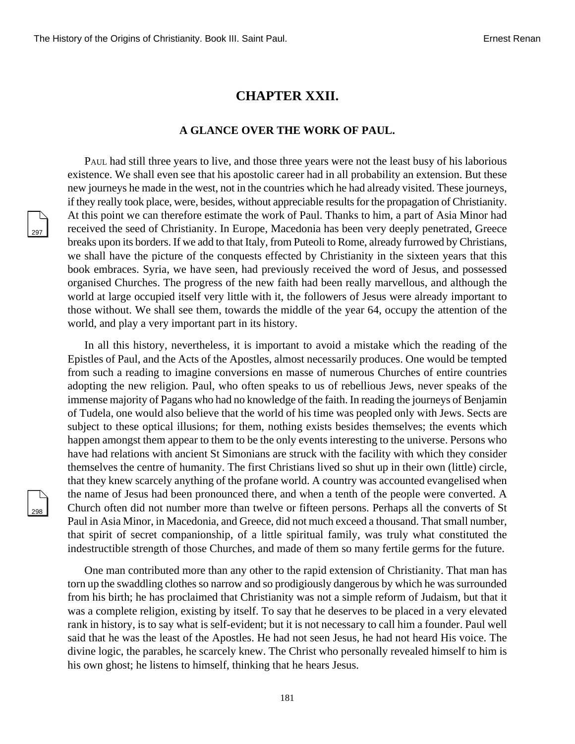# CHAPTER XXII.

## A GLANCE OVER THE WORK OF PAUL.

PAUL had still three years to live, and those three years were not the least busy of his laborious existence. We shall even see that his apostolic career had in all probability an extension. But these new journeys he made in the west, not in the countries which he had already visited. These journeys, if they really took place, were, besides, without appreciable results for the propagation of Christianity. At this point we can therefore estimate the work of Paul. Thanks to him, a part of Asia Minor had received the seed of Christianity. In Europe, Macedonia has been very deeply penetrated, Greece breaks upon its borders. If we add to that Italy, from Puteoli to Rome, already furrowed by Christians, we shall have the picture of the conquests effected by Christianity in the sixteen years that this book embraces. Syria, we have seen, had previously received the word of Jesus, and possessed organised Churches. The progress of the new faith had been really marvellous, and although the world at large occupied itself very little with it, the followers of Jesus were already important to those without. We shall see them, towards the middle of the year 64, occupy the attention of the world, and play a very important part in its history.

In all this history, nevertheless, it is important to avoid a mistake which the reading of the Epistles of Paul, and the Acts of the Apostles, almost necessarily produces. One would be tempted from such a reading to imagine conversions en masse of numerous Churches of entire countries adopting the new religion. Paul, who often speaks to us of rebellious Jews, never speaks of the immense majority of Pagans who had no knowledge of the faith. In reading the journeys of Benjamin of Tudela, one would also believe that the world of his time was peopled only with Jews. Sects are subject to these optical illusions; for them, nothing exists besides themselves; the events which happen amongst them appear to them to be the only events interesting to the universe. Persons who have had relations with ancient St Simonians are struck with the facility with which they consider themselves the centre of humanity. The first Christians lived so shut up in their own (little) circle, that they knew scarcely anything of the profane world. A country was accounted evangelised when the name of Jesus had been pronounced there, and when a tenth of the people were converted. A Church often did not number more than twelve or fifteen persons. Perhaps all the converts of St Paul in Asia Minor, in Macedonia, and Greece, did not much exceed a thousand. That small number, that spirit of secret companionship, of a little spiritual family, was truly what constituted the indestructible strength of those Churches, and made of them so many fertile germs for the future.

One man contributed more than any other to the rapid extension of Christianity. That man has torn up the swaddling clothes so narrow and so prodigiously dangerous by which he was surrounded from his birth; he has proclaimed that Christianity was not a simple reform of Judaism, but that it was a complete religion, existing by itself. To say that he deserves to be placed in a very elevated rank in history, is to say what is self-evident; but it is not necessary to call him a founder. Paul well said that he was the least of the Apostles. He had not seen Jesus, he had not heard His voice. The divine logic, the parables, he scarcely knew. The Christ who personally revealed himself to him is his own ghost; he listens to himself, thinking that he hears Jesus.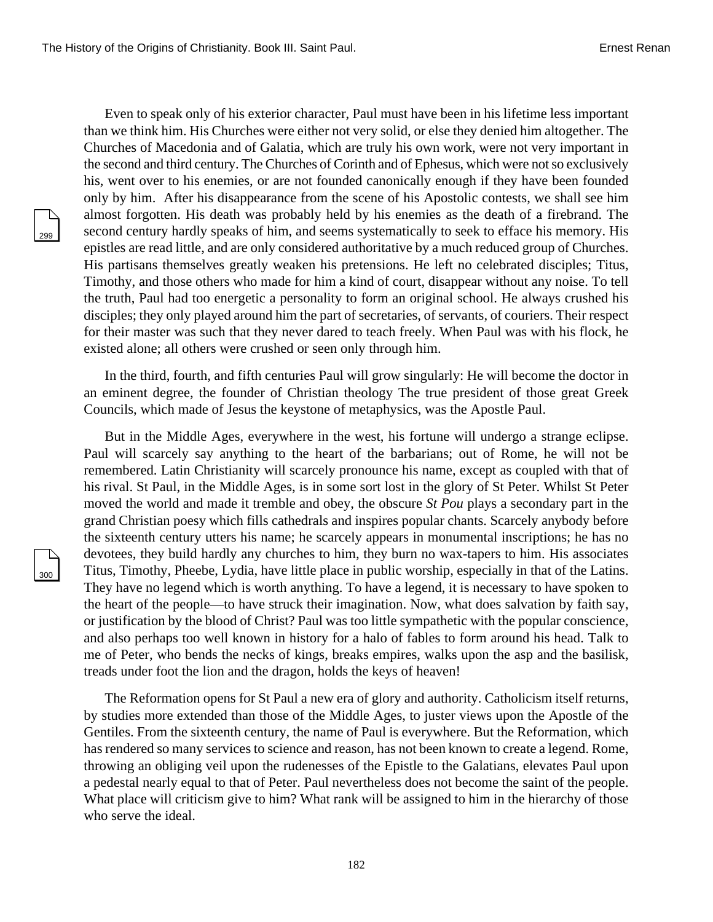Even to speak only of his exterior character, Paul must have been in his lifetime less important than we think him. His Churches were either not very solid, or else they denied him altogether. The Churches of Macedonia and of Galatia, which are truly his own work, were not very important in the second and third century. The Churches of Corinth and of Ephesus, which were not so exclusively his, went over to his enemies, or are not founded canonically enough if they have been founded only by him. After his disappearance from the scene of his Apostolic contests, we shall see him almost forgotten. His death was probably held by his enemies as the death of a firebrand. The second century hardly speaks of him, and seems systematically to seek to efface his memory. His epistles are read little, and are only considered authoritative by a much reduced group of Churches. His partisans themselves greatly weaken his pretensions. He left no celebrated disciples; Titus, Timothy, and those others who made for him a kind of court, disappear without any noise. To tell the truth, Paul had too energetic a personality to form an original school. He always crushed his disciples; they only played around him the part of secretaries, of servants, of couriers. Their respect for their master was such that they never dared to teach freely. When Paul was with his flock, he existed alone; all others were crushed or seen only through him.

In the third, fourth, and fifth centuries Paul will grow singularly: He will become the doctor in an eminent degree, the founder of Christian theology The true president of those great Greek Councils, which made of Jesus the keystone of metaphysics, was the Apostle Paul.

But in the Middle Ages, everywhere in the west, his fortune will undergo a strange eclipse. Paul will scarcely say anything to the heart of the barbarians; out of Rome, he will not be remembered. Latin Christianity will scarcely pronounce his name, except as coupled with that of his rival. St Paul, in the Middle Ages, is in some sort lost in the glory of St Peter. Whilst St Peter moved the world and made it tremble and obey, the obscure *St Pou* plays a secondary part in the grand Christian poesy which fills cathedrals and inspires popular chants. Scarcely anybody before the sixteenth century utters his name; he scarcely appears in monumental inscriptions; he has no devotees, they build hardly any churches to him, they burn no wax-tapers to him. His associates Titus, Timothy, Pheebe, Lydia, have little place in public worship, especially in that of the Latins. They have no legend which is worth anything. To have a legend, it is necessary to have spoken to the heart of the people—to have struck their imagination. Now, what does salvation by faith say, or justification by the blood of Christ? Paul was too little sympathetic with the popular conscience, and also perhaps too well known in history for a halo of fables to form around his head. Talk to me of Peter, who bends the necks of kings, breaks empires, walks upon the asp and the basilisk, treads under foot the lion and the dragon, holds the keys of heaven!

The Reformation opens for St Paul a new era of glory and authority. Catholicism itself returns, by studies more extended than those of the Middle Ages, to juster views upon the Apostle of the Gentiles. From the sixteenth century, the name of Paul is everywhere. But the Reformation, which has rendered so many services to science and reason, has not been known to create a legend. Rome, throwing an obliging veil upon the rudenesses of the Epistle to the Galatians, elevates Paul upon a pedestal nearly equal to that of Peter. Paul nevertheless does not become the saint of the people. What place will criticism give to him? What rank will be assigned to him in the hierarchy of those who serve the ideal.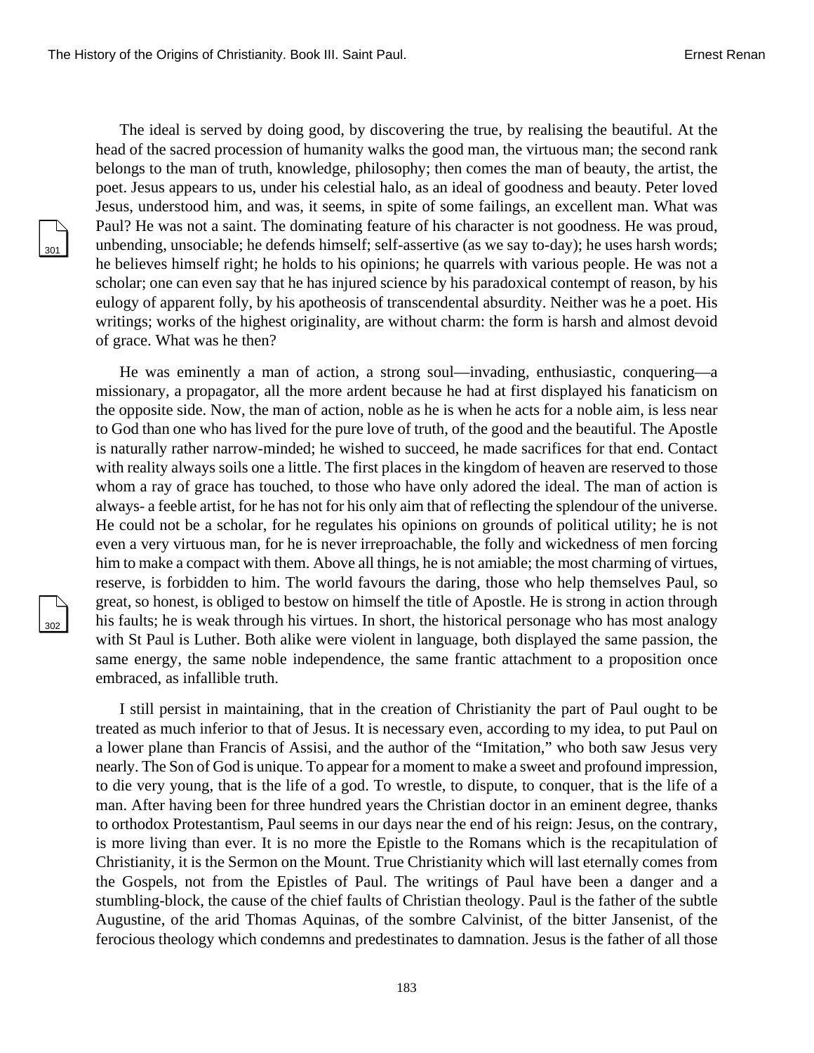The ideal is served by doing good, by discovering the true, by realising the beautiful. At the head of the sacred procession of humanity walks the good man, the virtuous man; the second rank belongs to the man of truth, knowledge, philosophy; then comes the man of beauty, the artist, the poet. Jesus appears to us, under his celestial halo, as an ideal of goodness and beauty. Peter loved Jesus, understood him, and was, it seems, in spite of some failings, an excellent man. What was Paul? He was not a saint. The dominating feature of his character is not goodness. He was proud, unbending, unsociable; he defends himself; self-assertive (as we say to-day); he uses harsh words; he believes himself right; he holds to his opinions; he quarrels with various people. He was not a scholar; one can even say that he has injured science by his paradoxical contempt of reason, by his eulogy of apparent folly, by his apotheosis of transcendental absurdity. Neither was he a poet. His writings; works of the highest originality, are without charm: the form is harsh and almost devoid of grace. What was he then?

He was eminently a man of action, a strong soul—invading, enthusiastic, conquering—a missionary, a propagator, all the more ardent because he had at first displayed his fanaticism on the opposite side. Now, the man of action, noble as he is when he acts for a noble aim, is less near to God than one who has lived for the pure love of truth, of the good and the beautiful. The Apostle is naturally rather narrow-minded; he wished to succeed, he made sacrifices for that end. Contact with reality always soils one a little. The first places in the kingdom of heaven are reserved to those whom a ray of grace has touched, to those who have only adored the ideal. The man of action is always- a feeble artist, for he has not for his only aim that of reflecting the splendour of the universe. He could not be a scholar, for he regulates his opinions on grounds of political utility; he is not even a very virtuous man, for he is never irreproachable, the folly and wickedness of men forcing him to make a compact with them. Above all things, he is not amiable; the most charming of virtues, reserve, is forbidden to him. The world favours the daring, those who help themselves Paul, so great, so honest, is obliged to bestow on himself the title of Apostle. He is strong in action through his faults; he is weak through his virtues. In short, the historical personage who has most analogy with St Paul is Luther. Both alike were violent in language, both displayed the same passion, the same energy, the same noble independence, the same frantic attachment to a proposition once embraced, as infallible truth.

I still persist in maintaining, that in the creation of Christianity the part of Paul ought to be treated as much inferior to that of Jesus. It is necessary even, according to my idea, to put Paul on a lower plane than Francis of Assisi, and the author of the "Imitation," who both saw Jesus very nearly. The Son of God is unique. To appear for a moment to make a sweet and profound impression, to die very young, that is the life of a god. To wrestle, to dispute, to conquer, that is the life of a man. After having been for three hundred years the Christian doctor in an eminent degree, thanks to orthodox Protestantism, Paul seems in our days near the end of his reign: Jesus, on the contrary, is more living than ever. It is no more the Epistle to the Romans which is the recapitulation of Christianity, it is the Sermon on the Mount. True Christianity which will last eternally comes from the Gospels, not from the Epistles of Paul. The writings of Paul have been a danger and a stumbling-block, the cause of the chief faults of Christian theology. Paul is the father of the subtle Augustine, of the arid Thomas Aquinas, of the sombre Calvinist, of the bitter Jansenist, of the ferocious theology which condemns and predestinates to damnation. Jesus is the father of all those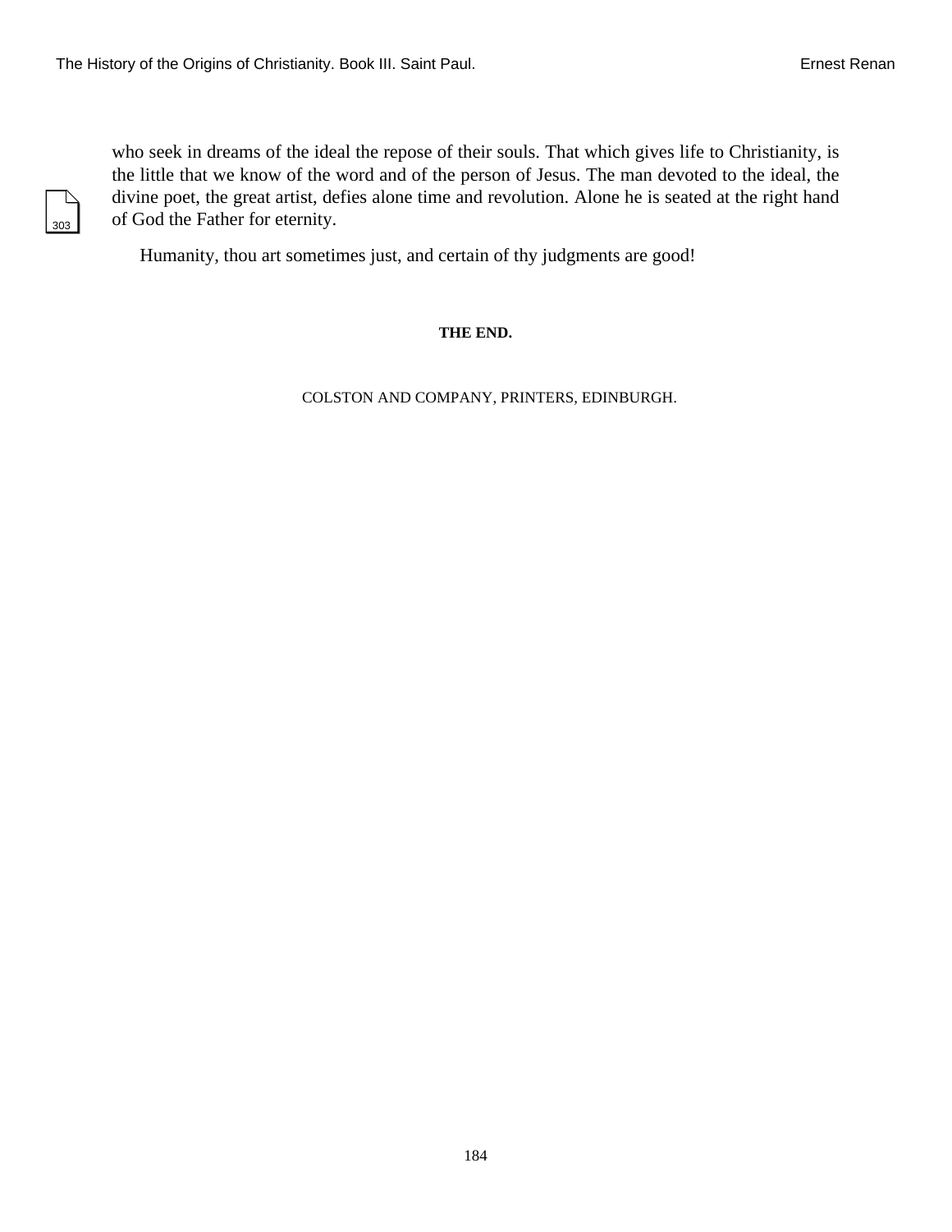who seek in dreams of the ideal the repose of their souls. That which gives life to Christianity, is the little that we know of the word and of the person of Jesus. The man devoted to the ideal, the divine poet, the great artist, defies alone time and revolution. Alone he is seated at the right hand of God the Father for eternity.

Humanity, thou art sometimes just, and certain of thy judgments are good!

**THE END.**

COLSTON AND COMPANY, PRINTERS, EDINBURGH.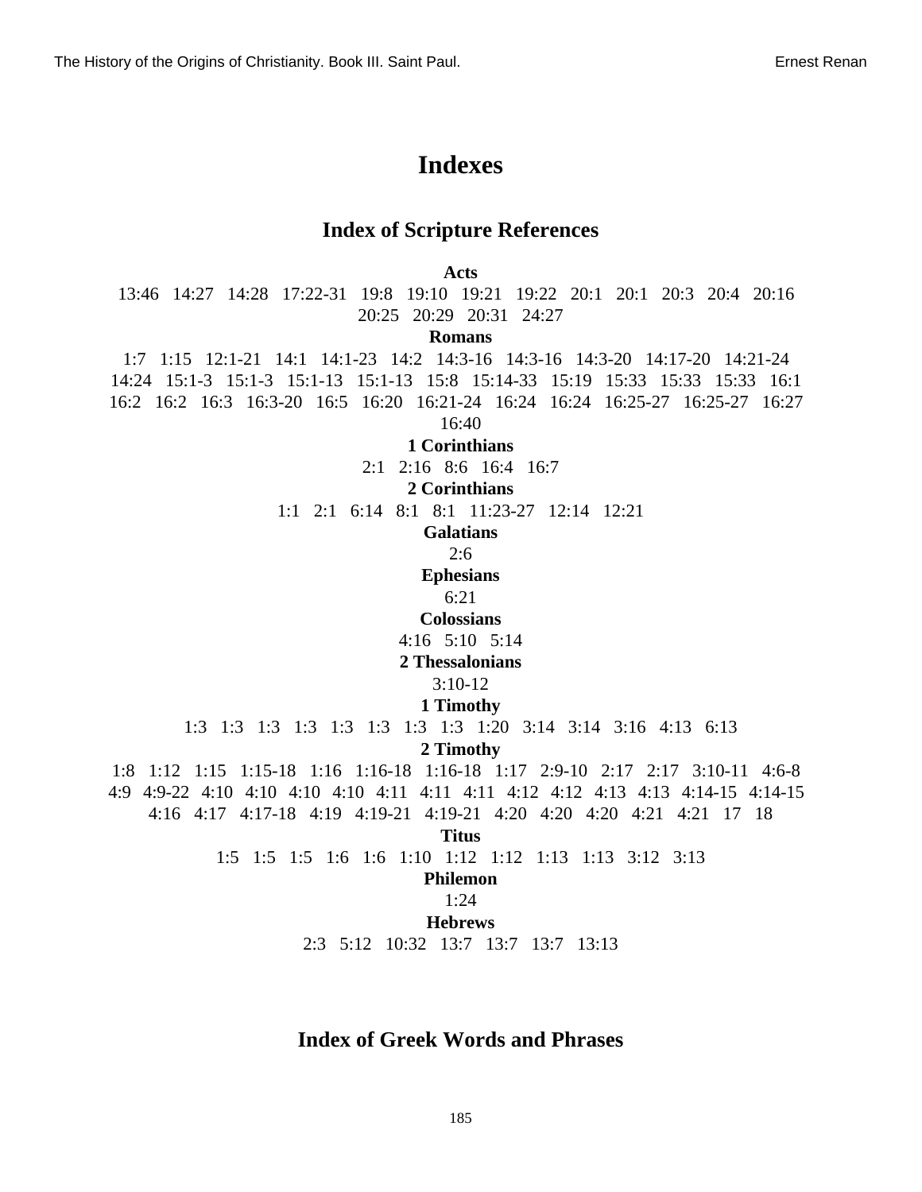# Indexes

## Index of Scripture References

**Acts**

13:46   14:27   14:28   17:22-31   19:8   19:10   19:21   19:22   20:1   20:1   20:3   20:4   20:16   20:25   20:29   20:31   24:27

**Romans**

1:7   1:15   12:1-21   14:1   14:1-23   14:2   14:3-16   14:3-16   14:3-20   14:17-20   14:21-24   14:24   15:1-3   15:1-3   15:1-13   15:1-13   15:8   15:14-33   15:19   15:33   15:33   15:33   16:1   16:2   16:2   16:3   16:3-20   16:5   16:20   16:21-24   16:24   16:24   16:25-27   16:25-27   16:27   16:40

**1 Corinthians**

2:1   2:16   8:6   16:4   16:7

**2 Corinthians**

1:1   2:1   6:14   8:1   8:1   11:23-27   12:14   12:21

**Galatians**

2:6

**Ephesians**

6:21

**Colossians**

4:16   5:10   5:14

**2 Thessalonians**

3:10-12

**1 Timothy**

1:3   1:3   1:3   1:3   1:3   1:3   1:3   1:3   1:20   3:14   3:14   3:16   4:13   6:13

**2 Timothy**

1:8   1:12   1:15   1:15-18   1:16   1:16-18   1:16-18   1:17   2:9-10   2:17   2:17   3:10-11   4:6-8   4:9   4:9-22   4:10   4:10   4:10   4:10   4:11   4:11   4:11   4:12   4:12   4:13   4:13   4:14-15   4:14-15   4:16   4:17   4:17-18   4:19   4:19-21   4:19-21   4:20   4:20   4:20   4:21   4:21   17   18

**Titus**

1:5   1:5   1:5   1:6   1:6   1:10   1:12   1:12   1:13   1:13   3:12   3:13

**Philemon**

1:24

**Hebrews**

2:3   5:12   10:32   13:7   13:7   13:7   13:13

## Index of Greek Words and Phrases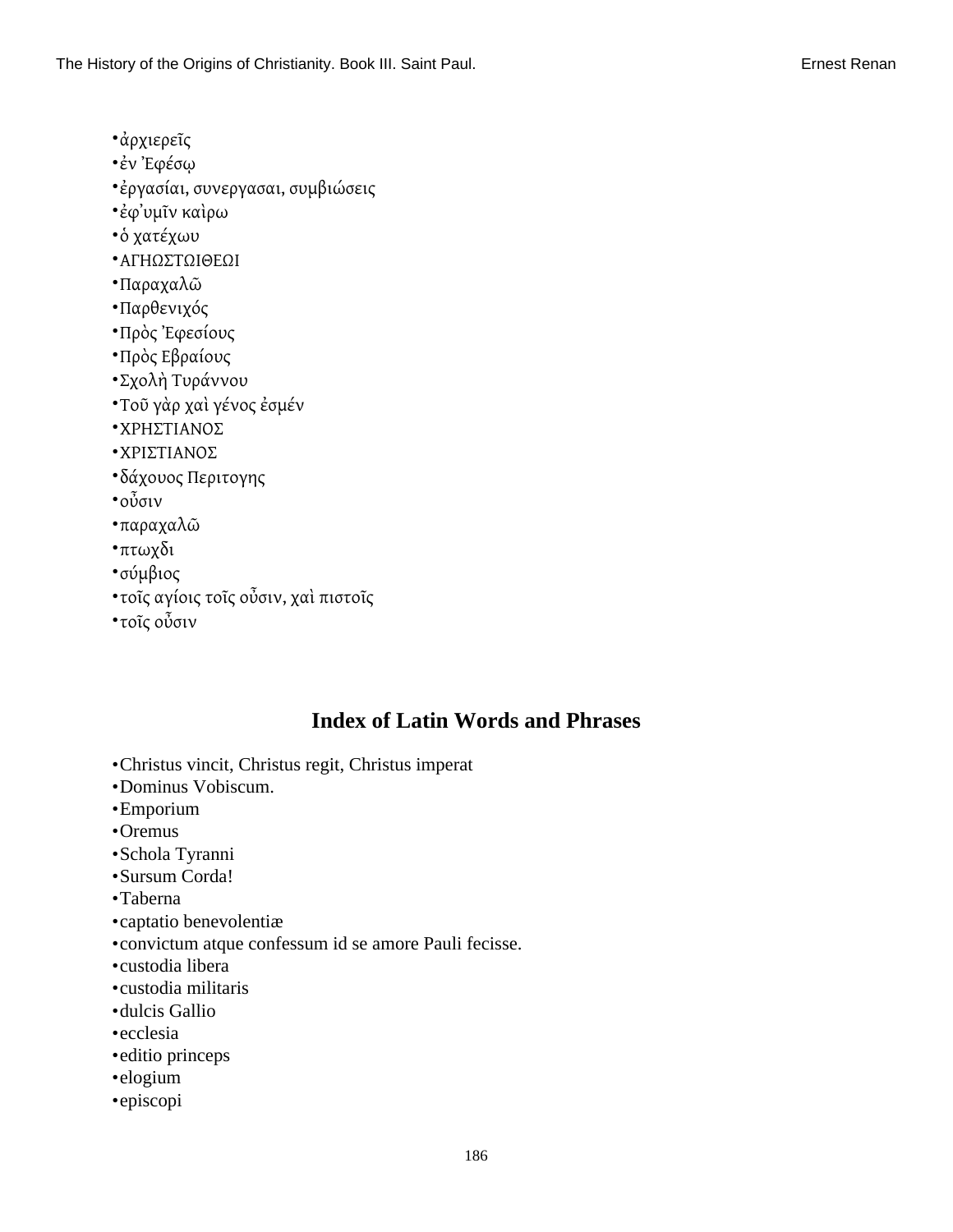- ἀρχιερεῖς
- ἐν Ἐφέσῳ
- ἐργασίαι, συνεργασαι, συμβιώσεις
- ἐφ᾽υμῖν καὶρω
- ὁ χατέχωυ
- ΑΓΗΩΣΤΩΙΘΕΩΙ
- Παραχαλῶ
- Παρθενιχός
- Πρὸς Ἐφεσίους
- Πρὸς Εβραίους
- Σχολὴ Τυράννου
- Τοῦ γὰρ χαὶ γένος ἐσμέν
- ΧΡΗΣΤΙΑΝΟΣ
- ΧΡΙΣΤΙΑΝΟΣ
- δάχουος Περιτογης
- οὖσιν
- παραχαλῶ
- πτωχδι
- σύμβιος
- τοῖς αγίοις τοῖς οὖσιν, χαὶ πιστοῖς
- τοῖς οὖσιν

## Index of Latin Words and Phrases

- Christus vincit, Christus regit, Christus imperat
- Dominus Vobiscum.
- Emporium
- Oremus
- Schola Tyranni
- Sursum Corda!
- Taberna
- captatio benevolentiæ
- convictum atque confessum id se amore Pauli fecisse.
- custodia libera
- custodia militaris
- dulcis Gallio
- ecclesia
- editio princeps
- elogium
- episcopi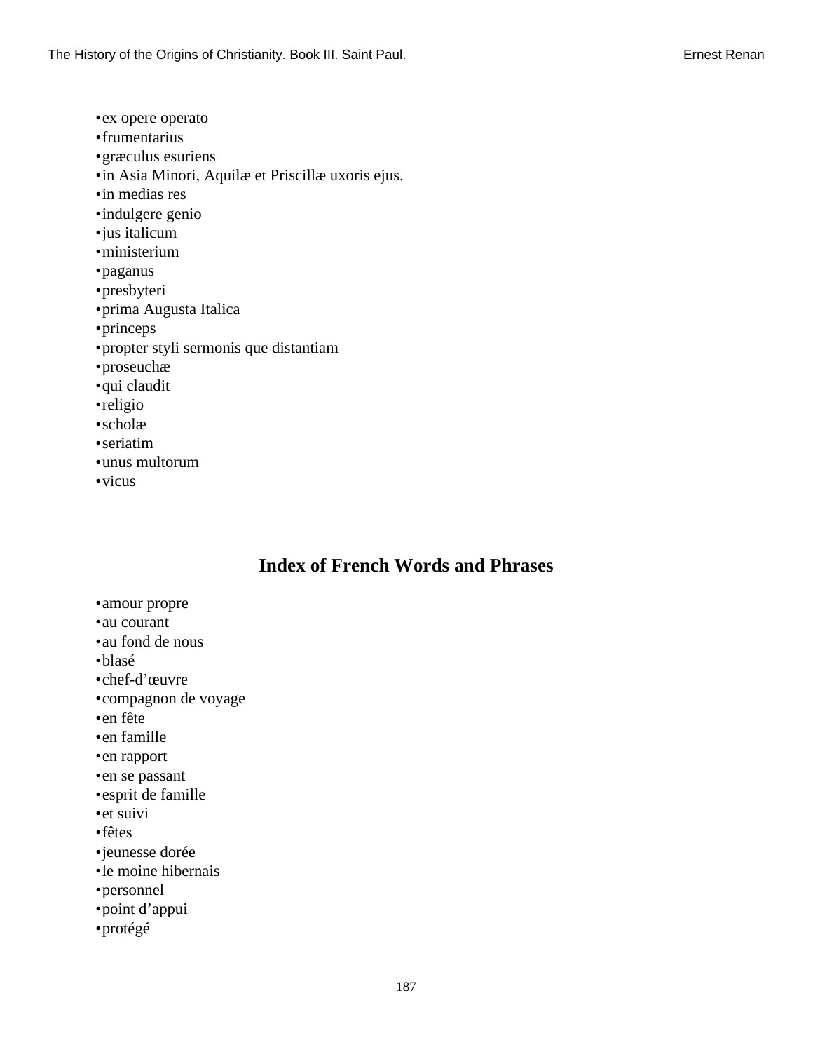- ex opere operato
- frumentarius
- græculus esuriens
- in Asia Minori, Aquilæ et Priscillæ uxoris ejus.
- in medias res
- indulgere genio
- jus italicum
- ministerium
- paganus
- presbyteri
- prima Augusta Italica
- princeps
- propter styli sermonis que distantiam
- proseuchæ
- qui claudit
- religio
- scholæ
- seriatim
- unus multorum
- vicus

## Index of French Words and Phrases

- amour propre
- au courant
- au fond de nous
- blasé
- chef-d'œuvre
- compagnon de voyage
- en fête
- en famille
- en rapport
- en se passant
- esprit de famille
- et suivi
- fêtes
- jeunesse dorée
- le moine hibernais
- personnel
- point d'appui
- protégé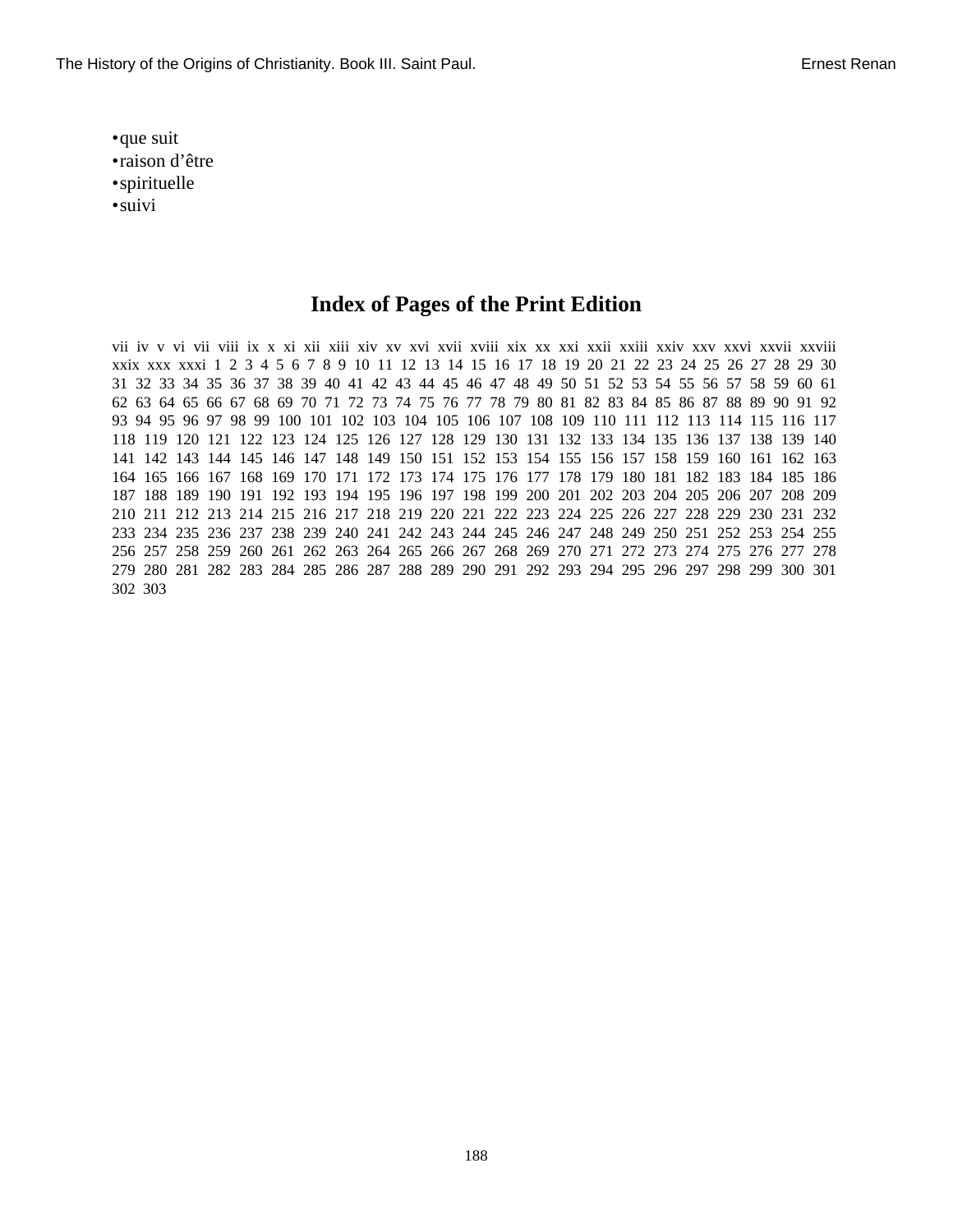- que suit
- raison d’être
- spirituelle
- suivi

## Index of Pages of the Print Edition

vii iv v vi vii viii ix x xi xii xiii xiv xv xvi xvii xviii xix xx xxi xxii xxiii xxiv xxv xxvi xxvii xxviii xxix xxx xxxi 1 2 3 4 5 6 7 8 9 10 11 12 13 14 15 16 17 18 19 20 21 22 23 24 25 26 27 28 29 30 31 32 33 34 35 36 37 38 39 40 41 42 43 44 45 46 47 48 49 50 51 52 53 54 55 56 57 58 59 60 61 62 63 64 65 66 67 68 69 70 71 72 73 74 75 76 77 78 79 80 81 82 83 84 85 86 87 88 89 90 91 92 93 94 95 96 97 98 99 100 101 102 103 104 105 106 107 108 109 110 111 112 113 114 115 116 117 118 119 120 121 122 123 124 125 126 127 128 129 130 131 132 133 134 135 136 137 138 139 140 141 142 143 144 145 146 147 148 149 150 151 152 153 154 155 156 157 158 159 160 161 162 163 164 165 166 167 168 169 170 171 172 173 174 175 176 177 178 179 180 181 182 183 184 185 186 187 188 189 190 191 192 193 194 195 196 197 198 199 200 201 202 203 204 205 206 207 208 209 210 211 212 213 214 215 216 217 218 219 220 221 222 223 224 225 226 227 228 229 230 231 232 233 234 235 236 237 238 239 240 241 242 243 244 245 246 247 248 249 250 251 252 253 254 255 256 257 258 259 260 261 262 263 264 265 266 267 268 269 270 271 272 273 274 275 276 277 278 279 280 281 282 283 284 285 286 287 288 289 290 291 292 293 294 295 296 297 298 299 300 301 302 303